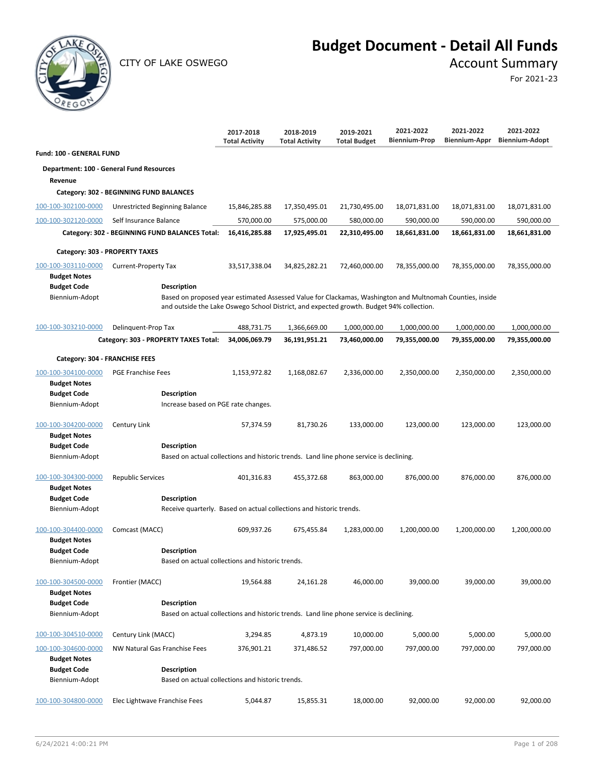# Budget Document - Detail All Funds

CITY OF LAKE OSWEGO

## Account Summary

For 2021-23

| | | 2017-2018 Total Activity | 2018-2019 Total Activity | 2019-2021 Total Budget | 2021-2022 Biennium-Prop | 2021-2022 Biennium-Appr | 2021-2022 Biennium-Adopt |
|---|---|---|---|---|---|---|---|
| **Fund: 100 - GENERAL FUND** | | | | | | | |
| **Department: 100 - General Fund Resources** | | | | | | | |
| **Revenue** | | | | | | | |
| **Category: 302 - BEGINNING FUND BALANCES** | | | | | | | |
| 100-100-302100-0000 | Unrestricted Beginning Balance | 15,846,285.88 | 17,350,495.01 | 21,730,495.00 | 18,071,831.00 | 18,071,831.00 | 18,071,831.00 |
| 100-100-302120-0000 | Self Insurance Balance | 570,000.00 | 575,000.00 | 580,000.00 | 590,000.00 | 590,000.00 | 590,000.00 |
| | **Category: 302 - BEGINNING FUND BALANCES Total:** | **16,416,285.88** | **17,925,495.01** | **22,310,495.00** | **18,661,831.00** | **18,661,831.00** | **18,661,831.00** |
| **Category: 303 - PROPERTY TAXES** | | | | | | | |
| 100-100-303110-0000 | Current-Property Tax | 33,517,338.04 | 34,825,282.21 | 72,460,000.00 | 78,355,000.00 | 78,355,000.00 | 78,355,000.00 |
| 100-100-303210-0000 | Delinquent-Prop Tax | 488,731.75 | 1,366,669.00 | 1,000,000.00 | 1,000,000.00 | 1,000,000.00 | 1,000,000.00 |
| | **Category: 303 - PROPERTY TAXES Total:** | **34,006,069.79** | **36,191,951.21** | **73,460,000.00** | **79,355,000.00** | **79,355,000.00** | **79,355,000.00** |
| **Category: 304 - FRANCHISE FEES** | | | | | | | |
| 100-100-304100-0000 | PGE Franchise Fees | 1,153,972.82 | 1,168,082.67 | 2,336,000.00 | 2,350,000.00 | 2,350,000.00 | 2,350,000.00 |
| 100-100-304200-0000 | Century Link | 57,374.59 | 81,730.26 | 133,000.00 | 123,000.00 | 123,000.00 | 123,000.00 |
| 100-100-304300-0000 | Republic Services | 401,316.83 | 455,372.68 | 863,000.00 | 876,000.00 | 876,000.00 | 876,000.00 |
| 100-100-304400-0000 | Comcast (MACC) | 609,937.26 | 675,455.84 | 1,283,000.00 | 1,200,000.00 | 1,200,000.00 | 1,200,000.00 |
| 100-100-304500-0000 | Frontier (MACC) | 19,564.88 | 24,161.28 | 46,000.00 | 39,000.00 | 39,000.00 | 39,000.00 |
| 100-100-304510-0000 | Century Link (MACC) | 3,294.85 | 4,873.19 | 10,000.00 | 5,000.00 | 5,000.00 | 5,000.00 |
| 100-100-304600-0000 | NW Natural Gas Franchise Fees | 376,901.21 | 371,486.52 | 797,000.00 | 797,000.00 | 797,000.00 | 797,000.00 |
| 100-100-304800-0000 | Elec Lightwave Franchise Fees | 5,044.87 | 15,855.31 | 18,000.00 | 92,000.00 | 92,000.00 | 92,000.00 |

**Budget Notes**

**100-100-303110-0000 Current-Property Tax**

| Budget Code | Description |
|---|---|
| Biennium-Adopt | Based on proposed year estimated Assessed Value for Clackamas, Washington and Multnomah Counties, inside and outside the Lake Oswego School District, and expected growth. Budget 94% collection. |

**100-100-304100-0000 PGE Franchise Fees**

| Budget Code | Description |
|---|---|
| Biennium-Adopt | Increase based on PGE rate changes. |

**100-100-304200-0000 Century Link**

| Budget Code | Description |
|---|---|
| Biennium-Adopt | Based on actual collections and historic trends. Land line phone service is declining. |

**100-100-304300-0000 Republic Services**

| Budget Code | Description |
|---|---|
| Biennium-Adopt | Receive quarterly. Based on actual collections and historic trends. |

**100-100-304400-0000 Comcast (MACC)**

| Budget Code | Description |
|---|---|
| Biennium-Adopt | Based on actual collections and historic trends. |

**100-100-304500-0000 Frontier (MACC)**

| Budget Code | Description |
|---|---|
| Biennium-Adopt | Based on actual collections and historic trends. Land line phone service is declining. |

**100-100-304600-0000 NW Natural Gas Franchise Fees**

| Budget Code | Description |
|---|---|
| Biennium-Adopt | Based on actual collections and historic trends. |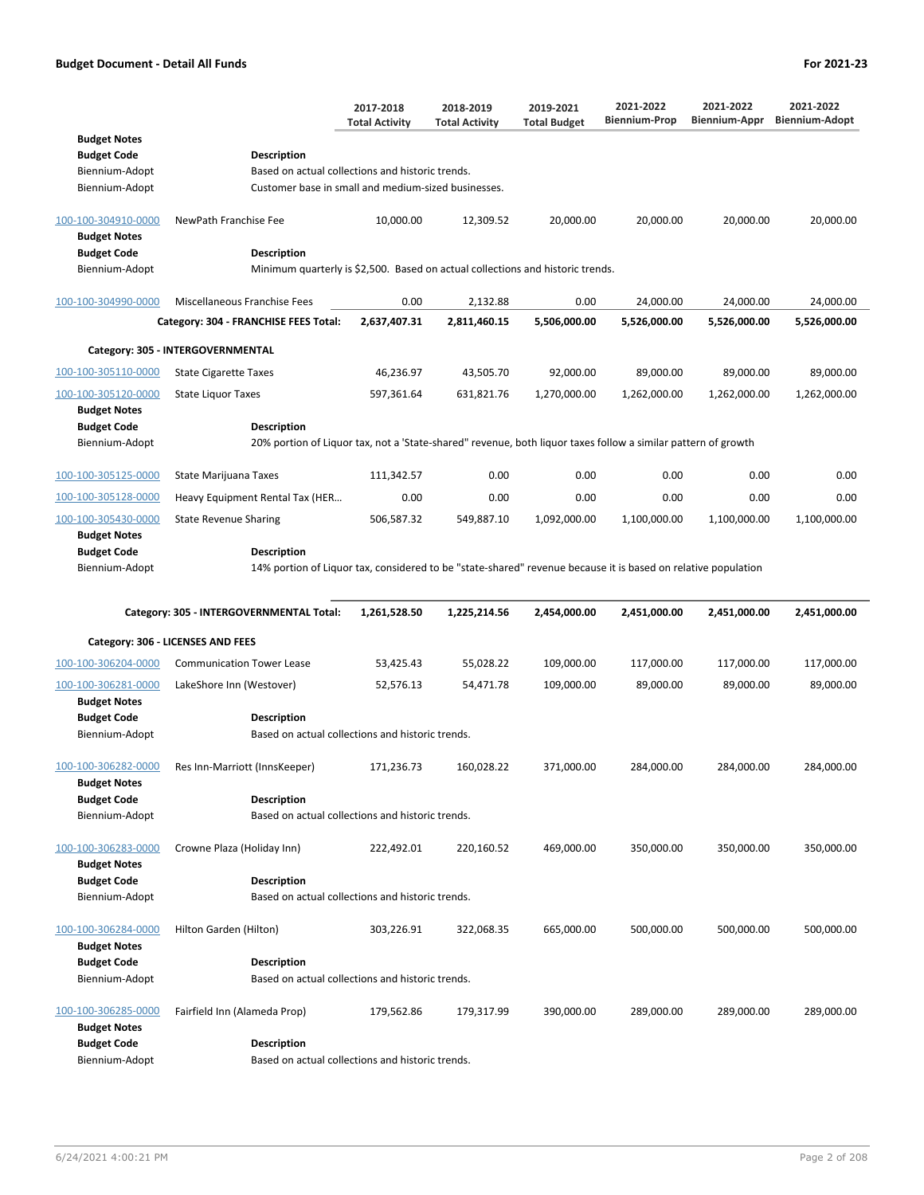| | | 2017-2018 Total Activity | 2018-2019 Total Activity | 2019-2021 Total Budget | 2021-2022 Biennium-Prop | 2021-2022 Biennium-Appr | 2021-2022 Biennium-Adopt |
|---|---|---|---|---|---|---|---|
| **Budget Notes** | | | | | | | |
| **Budget Code** | **Description** | | | | | | |
| Biennium-Adopt | Based on actual collections and historic trends. | | | | | | |
| Biennium-Adopt | Customer base in small and medium-sized businesses. | | | | | | |
| 100-100-304910-0000 | NewPath Franchise Fee | 10,000.00 | 12,309.52 | 20,000.00 | 20,000.00 | 20,000.00 | 20,000.00 |
| **Budget Notes** | | | | | | | |
| **Budget Code** | **Description** | | | | | | |
| Biennium-Adopt | Minimum quarterly is $2,500. Based on actual collections and historic trends. | | | | | | |
| 100-100-304990-0000 | Miscellaneous Franchise Fees | 0.00 | 2,132.88 | 0.00 | 24,000.00 | 24,000.00 | 24,000.00 |
| | **Category: 304 - FRANCHISE FEES Total:** | **2,637,407.31** | **2,811,460.15** | **5,506,000.00** | **5,526,000.00** | **5,526,000.00** | **5,526,000.00** |
| **Category: 305 - INTERGOVERNMENTAL** | | | | | | | |
| 100-100-305110-0000 | State Cigarette Taxes | 46,236.97 | 43,505.70 | 92,000.00 | 89,000.00 | 89,000.00 | 89,000.00 |
| 100-100-305120-0000 | State Liquor Taxes | 597,361.64 | 631,821.76 | 1,270,000.00 | 1,262,000.00 | 1,262,000.00 | 1,262,000.00 |
| **Budget Notes** | | | | | | | |
| **Budget Code** | **Description** | | | | | | |
| Biennium-Adopt | 20% portion of Liquor tax, not a 'State-shared" revenue, both liquor taxes follow a similar pattern of growth | | | | | | |
| 100-100-305125-0000 | State Marijuana Taxes | 111,342.57 | 0.00 | 0.00 | 0.00 | 0.00 | 0.00 |
| 100-100-305128-0000 | Heavy Equipment Rental Tax (HER... | 0.00 | 0.00 | 0.00 | 0.00 | 0.00 | 0.00 |
| 100-100-305430-0000 | State Revenue Sharing | 506,587.32 | 549,887.10 | 1,092,000.00 | 1,100,000.00 | 1,100,000.00 | 1,100,000.00 |
| **Budget Notes** | | | | | | | |
| **Budget Code** | **Description** | | | | | | |
| Biennium-Adopt | 14% portion of Liquor tax, considered to be "state-shared" revenue because it is based on relative population | | | | | | |
| | **Category: 305 - INTERGOVERNMENTAL Total:** | **1,261,528.50** | **1,225,214.56** | **2,454,000.00** | **2,451,000.00** | **2,451,000.00** | **2,451,000.00** |
| **Category: 306 - LICENSES AND FEES** | | | | | | | |
| 100-100-306204-0000 | Communication Tower Lease | 53,425.43 | 55,028.22 | 109,000.00 | 117,000.00 | 117,000.00 | 117,000.00 |
| 100-100-306281-0000 | LakeShore Inn (Westover) | 52,576.13 | 54,471.78 | 109,000.00 | 89,000.00 | 89,000.00 | 89,000.00 |
| **Budget Notes** | | | | | | | |
| **Budget Code** | **Description** | | | | | | |
| Biennium-Adopt | Based on actual collections and historic trends. | | | | | | |
| 100-100-306282-0000 | Res Inn-Marriott (InnsKeeper) | 171,236.73 | 160,028.22 | 371,000.00 | 284,000.00 | 284,000.00 | 284,000.00 |
| **Budget Notes** | | | | | | | |
| **Budget Code** | **Description** | | | | | | |
| Biennium-Adopt | Based on actual collections and historic trends. | | | | | | |
| 100-100-306283-0000 | Crowne Plaza (Holiday Inn) | 222,492.01 | 220,160.52 | 469,000.00 | 350,000.00 | 350,000.00 | 350,000.00 |
| **Budget Notes** | | | | | | | |
| **Budget Code** | **Description** | | | | | | |
| Biennium-Adopt | Based on actual collections and historic trends. | | | | | | |
| 100-100-306284-0000 | Hilton Garden (Hilton) | 303,226.91 | 322,068.35 | 665,000.00 | 500,000.00 | 500,000.00 | 500,000.00 |
| **Budget Notes** | | | | | | | |
| **Budget Code** | **Description** | | | | | | |
| Biennium-Adopt | Based on actual collections and historic trends. | | | | | | |
| 100-100-306285-0000 | Fairfield Inn (Alameda Prop) | 179,562.86 | 179,317.99 | 390,000.00 | 289,000.00 | 289,000.00 | 289,000.00 |
| **Budget Notes** | | | | | | | |
| **Budget Code** | **Description** | | | | | | |
| Biennium-Adopt | Based on actual collections and historic trends. | | | | | | |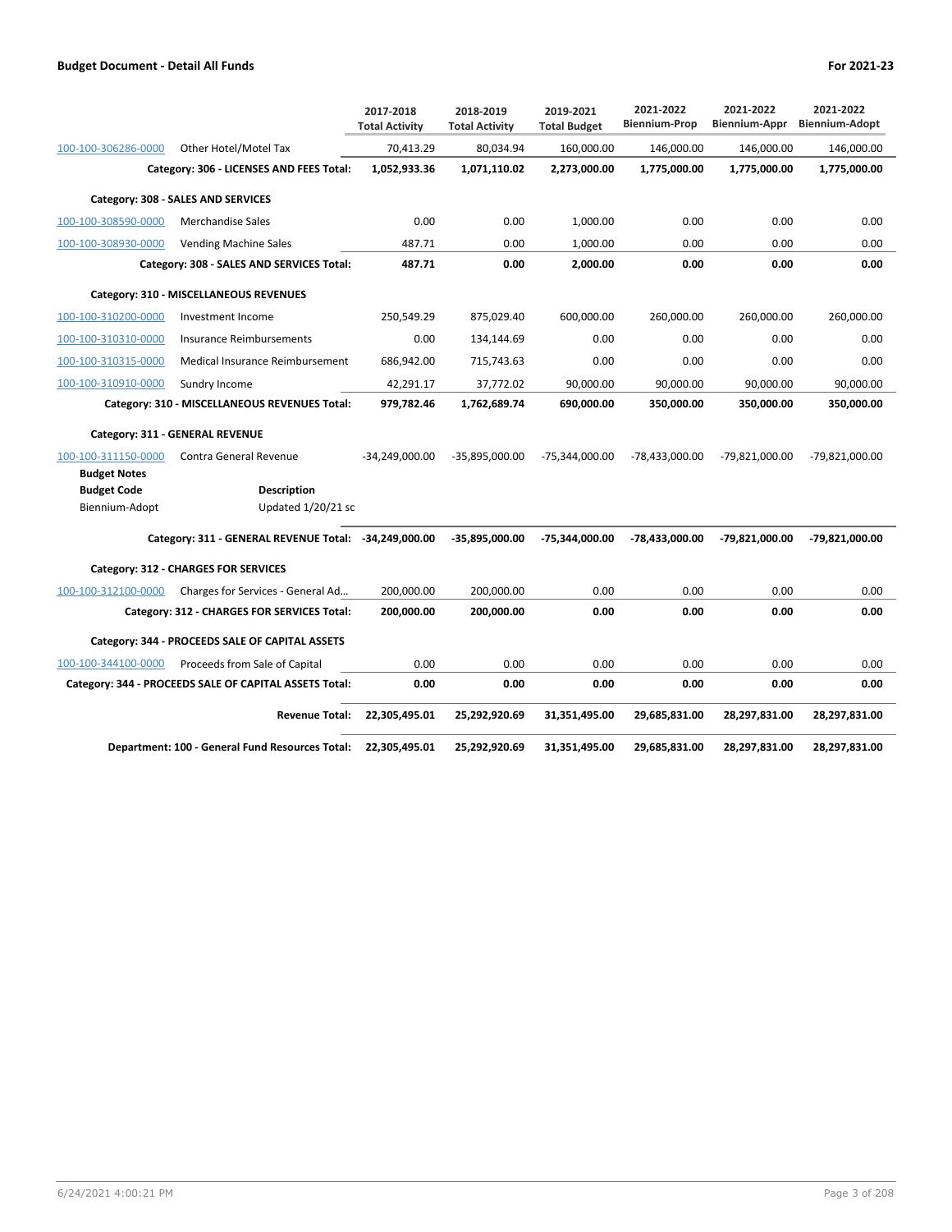**Budget Document - Detail All Funds** — **For 2021-23**

| | | 2017-2018 Total Activity | 2018-2019 Total Activity | 2019-2021 Total Budget | 2021-2022 Biennium-Prop | 2021-2022 Biennium-Appr | 2021-2022 Biennium-Adopt |
|---|---|---|---|---|---|---|---|
| 100-100-306286-0000 | Other Hotel/Motel Tax | 70,413.29 | 80,034.94 | 160,000.00 | 146,000.00 | 146,000.00 | 146,000.00 |
| | **Category: 306 - LICENSES AND FEES Total:** | **1,052,933.36** | **1,071,110.02** | **2,273,000.00** | **1,775,000.00** | **1,775,000.00** | **1,775,000.00** |
| **Category: 308 - SALES AND SERVICES** | | | | | | | |
| 100-100-308590-0000 | Merchandise Sales | 0.00 | 0.00 | 1,000.00 | 0.00 | 0.00 | 0.00 |
| 100-100-308930-0000 | Vending Machine Sales | 487.71 | 0.00 | 1,000.00 | 0.00 | 0.00 | 0.00 |
| | **Category: 308 - SALES AND SERVICES Total:** | **487.71** | **0.00** | **2,000.00** | **0.00** | **0.00** | **0.00** |
| **Category: 310 - MISCELLANEOUS REVENUES** | | | | | | | |
| 100-100-310200-0000 | Investment Income | 250,549.29 | 875,029.40 | 600,000.00 | 260,000.00 | 260,000.00 | 260,000.00 |
| 100-100-310310-0000 | Insurance Reimbursements | 0.00 | 134,144.69 | 0.00 | 0.00 | 0.00 | 0.00 |
| 100-100-310315-0000 | Medical Insurance Reimbursement | 686,942.00 | 715,743.63 | 0.00 | 0.00 | 0.00 | 0.00 |
| 100-100-310910-0000 | Sundry Income | 42,291.17 | 37,772.02 | 90,000.00 | 90,000.00 | 90,000.00 | 90,000.00 |
| | **Category: 310 - MISCELLANEOUS REVENUES Total:** | **979,782.46** | **1,762,689.74** | **690,000.00** | **350,000.00** | **350,000.00** | **350,000.00** |
| **Category: 311 - GENERAL REVENUE** | | | | | | | |
| 100-100-311150-0000 | Contra General Revenue | -34,249,000.00 | -35,895,000.00 | -75,344,000.00 | -78,433,000.00 | -79,821,000.00 | -79,821,000.00 |
| **Budget Notes** | | | | | | | |
| **Budget Code** | **Description** | | | | | | |
| Biennium-Adopt | Updated 1/20/21 sc | | | | | | |
| | **Category: 311 - GENERAL REVENUE Total:** | **-34,249,000.00** | **-35,895,000.00** | **-75,344,000.00** | **-78,433,000.00** | **-79,821,000.00** | **-79,821,000.00** |
| **Category: 312 - CHARGES FOR SERVICES** | | | | | | | |
| 100-100-312100-0000 | Charges for Services - General Ad... | 200,000.00 | 200,000.00 | 0.00 | 0.00 | 0.00 | 0.00 |
| | **Category: 312 - CHARGES FOR SERVICES Total:** | **200,000.00** | **200,000.00** | **0.00** | **0.00** | **0.00** | **0.00** |
| **Category: 344 - PROCEEDS SALE OF CAPITAL ASSETS** | | | | | | | |
| 100-100-344100-0000 | Proceeds from Sale of Capital | 0.00 | 0.00 | 0.00 | 0.00 | 0.00 | 0.00 |
| | **Category: 344 - PROCEEDS SALE OF CAPITAL ASSETS Total:** | **0.00** | **0.00** | **0.00** | **0.00** | **0.00** | **0.00** |
| | **Revenue Total:** | **22,305,495.01** | **25,292,920.69** | **31,351,495.00** | **29,685,831.00** | **28,297,831.00** | **28,297,831.00** |
| | **Department: 100 - General Fund Resources Total:** | **22,305,495.01** | **25,292,920.69** | **31,351,495.00** | **29,685,831.00** | **28,297,831.00** | **28,297,831.00** |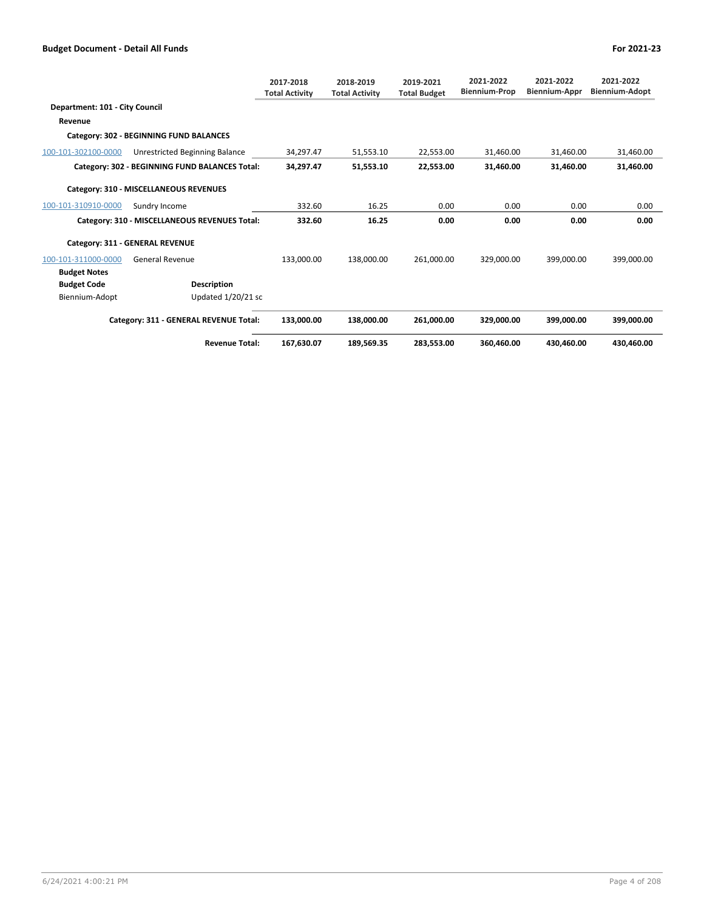## Budget Document - Detail All Funds

**For 2021-23**

| | | 2017-2018 Total Activity | 2018-2019 Total Activity | 2019-2021 Total Budget | 2021-2022 Biennium-Prop | 2021-2022 Biennium-Appr | 2021-2022 Biennium-Adopt |
|---|---|---|---|---|---|---|---|
| **Department: 101 - City Council** | | | | | | | |
| **Revenue** | | | | | | | |
| **Category: 302 - BEGINNING FUND BALANCES** | | | | | | | |
| 100-101-302100-0000 | Unrestricted Beginning Balance | 34,297.47 | 51,553.10 | 22,553.00 | 31,460.00 | 31,460.00 | 31,460.00 |
| **Category: 302 - BEGINNING FUND BALANCES Total:** | | **34,297.47** | **51,553.10** | **22,553.00** | **31,460.00** | **31,460.00** | **31,460.00** |
| **Category: 310 - MISCELLANEOUS REVENUES** | | | | | | | |
| 100-101-310910-0000 | Sundry Income | 332.60 | 16.25 | 0.00 | 0.00 | 0.00 | 0.00 |
| **Category: 310 - MISCELLANEOUS REVENUES Total:** | | **332.60** | **16.25** | **0.00** | **0.00** | **0.00** | **0.00** |
| **Category: 311 - GENERAL REVENUE** | | | | | | | |
| 100-101-311000-0000 | General Revenue | 133,000.00 | 138,000.00 | 261,000.00 | 329,000.00 | 399,000.00 | 399,000.00 |
| **Budget Notes** | | | | | | | |
| **Budget Code** | **Description** | | | | | | |
| Biennium-Adopt | Updated 1/20/21 sc | | | | | | |
| **Category: 311 - GENERAL REVENUE Total:** | | **133,000.00** | **138,000.00** | **261,000.00** | **329,000.00** | **399,000.00** | **399,000.00** |
| **Revenue Total:** | | **167,630.07** | **189,569.35** | **283,553.00** | **360,460.00** | **430,460.00** | **430,460.00** |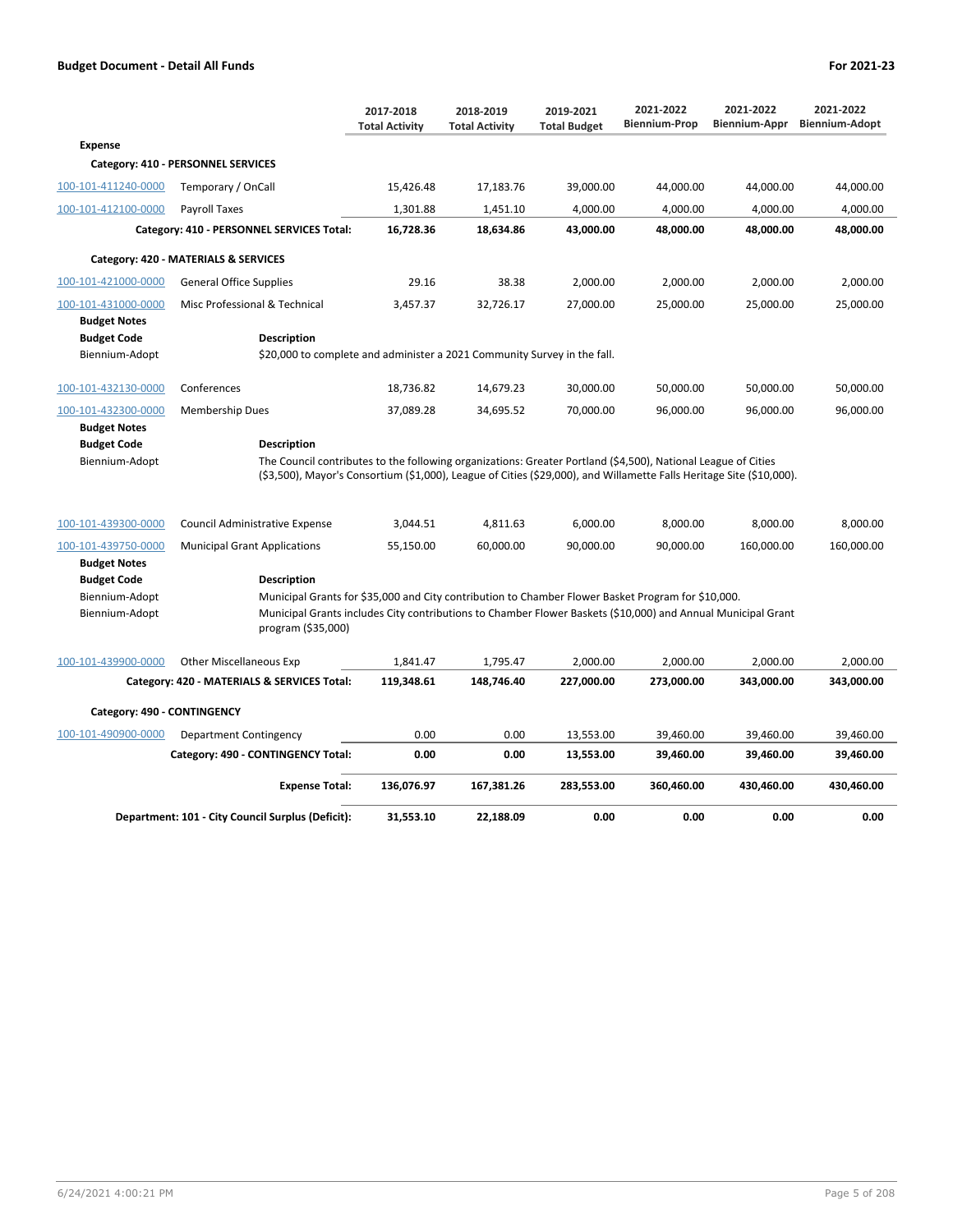**Budget Document - Detail All Funds** | **For 2021-23**

| | | 2017-2018 Total Activity | 2018-2019 Total Activity | 2019-2021 Total Budget | 2021-2022 Biennium-Prop | 2021-2022 Biennium-Appr | 2021-2022 Biennium-Adopt |
|---|---|---|---|---|---|---|---|
| **Expense** | | | | | | | |
| **Category: 410 - PERSONNEL SERVICES** | | | | | | | |
| 100-101-411240-0000 | Temporary / OnCall | 15,426.48 | 17,183.76 | 39,000.00 | 44,000.00 | 44,000.00 | 44,000.00 |
| 100-101-412100-0000 | Payroll Taxes | 1,301.88 | 1,451.10 | 4,000.00 | 4,000.00 | 4,000.00 | 4,000.00 |
| | **Category: 410 - PERSONNEL SERVICES Total:** | **16,728.36** | **18,634.86** | **43,000.00** | **48,000.00** | **48,000.00** | **48,000.00** |
| **Category: 420 - MATERIALS & SERVICES** | | | | | | | |
| 100-101-421000-0000 | General Office Supplies | 29.16 | 38.38 | 2,000.00 | 2,000.00 | 2,000.00 | 2,000.00 |
| 100-101-431000-0000 | Misc Professional & Technical | 3,457.37 | 32,726.17 | 27,000.00 | 25,000.00 | 25,000.00 | 25,000.00 |
| **Budget Notes** | | | | | | | |
| **Budget Code** | **Description** | | | | | | |
| Biennium-Adopt | $20,000 to complete and administer a 2021 Community Survey in the fall. | | | | | | |
| 100-101-432130-0000 | Conferences | 18,736.82 | 14,679.23 | 30,000.00 | 50,000.00 | 50,000.00 | 50,000.00 |
| 100-101-432300-0000 | Membership Dues | 37,089.28 | 34,695.52 | 70,000.00 | 96,000.00 | 96,000.00 | 96,000.00 |
| **Budget Notes** | | | | | | | |
| **Budget Code** | **Description** | | | | | | |
| Biennium-Adopt | The Council contributes to the following organizations: Greater Portland ($4,500), National League of Cities ($3,500), Mayor's Consortium ($1,000), League of Cities ($29,000), and Willamette Falls Heritage Site ($10,000). | | | | | | |
| 100-101-439300-0000 | Council Administrative Expense | 3,044.51 | 4,811.63 | 6,000.00 | 8,000.00 | 8,000.00 | 8,000.00 |
| 100-101-439750-0000 | Municipal Grant Applications | 55,150.00 | 60,000.00 | 90,000.00 | 90,000.00 | 160,000.00 | 160,000.00 |
| **Budget Notes** | | | | | | | |
| **Budget Code** | **Description** | | | | | | |
| Biennium-Adopt | Municipal Grants for $35,000 and City contribution to Chamber Flower Basket Program for $10,000. | | | | | | |
| Biennium-Adopt | Municipal Grants includes City contributions to Chamber Flower Baskets ($10,000) and Annual Municipal Grant program ($35,000) | | | | | | |
| 100-101-439900-0000 | Other Miscellaneous Exp | 1,841.47 | 1,795.47 | 2,000.00 | 2,000.00 | 2,000.00 | 2,000.00 |
| | **Category: 420 - MATERIALS & SERVICES Total:** | **119,348.61** | **148,746.40** | **227,000.00** | **273,000.00** | **343,000.00** | **343,000.00** |
| **Category: 490 - CONTINGENCY** | | | | | | | |
| 100-101-490900-0000 | Department Contingency | 0.00 | 0.00 | 13,553.00 | 39,460.00 | 39,460.00 | 39,460.00 |
| | **Category: 490 - CONTINGENCY Total:** | **0.00** | **0.00** | **13,553.00** | **39,460.00** | **39,460.00** | **39,460.00** |
| | **Expense Total:** | **136,076.97** | **167,381.26** | **283,553.00** | **360,460.00** | **430,460.00** | **430,460.00** |
| | **Department: 101 - City Council Surplus (Deficit):** | **31,553.10** | **22,188.09** | **0.00** | **0.00** | **0.00** | **0.00** |

6/24/2021 4:00:21 PM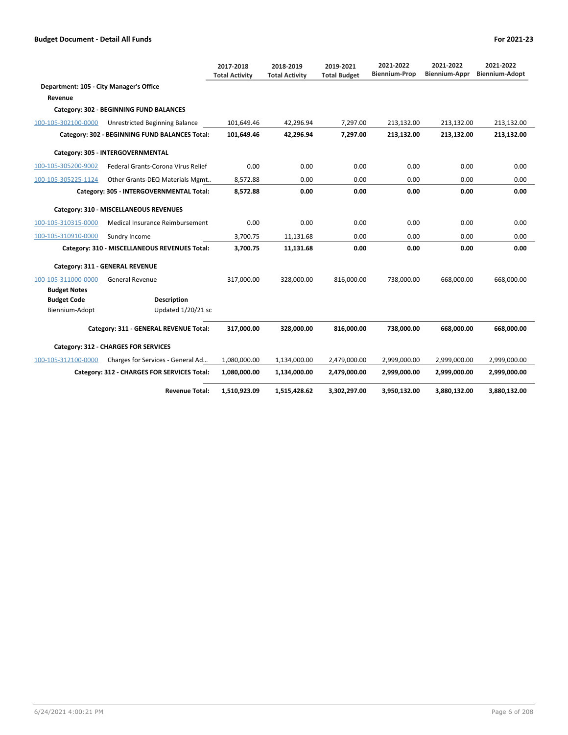| | | 2017-2018 Total Activity | 2018-2019 Total Activity | 2019-2021 Total Budget | 2021-2022 Biennium-Prop | 2021-2022 Biennium-Appr | 2021-2022 Biennium-Adopt |
|---|---|---|---|---|---|---|---|
| **Department: 105 - City Manager's Office** | | | | | | | |
| **Revenue** | | | | | | | |
| **Category: 302 - BEGINNING FUND BALANCES** | | | | | | | |
| 100-105-302100-0000 | Unrestricted Beginning Balance | 101,649.46 | 42,296.94 | 7,297.00 | 213,132.00 | 213,132.00 | 213,132.00 |
| | **Category: 302 - BEGINNING FUND BALANCES Total:** | **101,649.46** | **42,296.94** | **7,297.00** | **213,132.00** | **213,132.00** | **213,132.00** |
| **Category: 305 - INTERGOVERNMENTAL** | | | | | | | |
| 100-105-305200-9002 | Federal Grants-Corona Virus Relief | 0.00 | 0.00 | 0.00 | 0.00 | 0.00 | 0.00 |
| 100-105-305225-1124 | Other Grants-DEQ Materials Mgmt.. | 8,572.88 | 0.00 | 0.00 | 0.00 | 0.00 | 0.00 |
| | **Category: 305 - INTERGOVERNMENTAL Total:** | **8,572.88** | **0.00** | **0.00** | **0.00** | **0.00** | **0.00** |
| **Category: 310 - MISCELLANEOUS REVENUES** | | | | | | | |
| 100-105-310315-0000 | Medical Insurance Reimbursement | 0.00 | 0.00 | 0.00 | 0.00 | 0.00 | 0.00 |
| 100-105-310910-0000 | Sundry Income | 3,700.75 | 11,131.68 | 0.00 | 0.00 | 0.00 | 0.00 |
| | **Category: 310 - MISCELLANEOUS REVENUES Total:** | **3,700.75** | **11,131.68** | **0.00** | **0.00** | **0.00** | **0.00** |
| **Category: 311 - GENERAL REVENUE** | | | | | | | |
| 100-105-311000-0000 | General Revenue | 317,000.00 | 328,000.00 | 816,000.00 | 738,000.00 | 668,000.00 | 668,000.00 |
| **Budget Notes** | | | | | | | |
| **Budget Code** | **Description** | | | | | | |
| Biennium-Adopt | Updated 1/20/21 sc | | | | | | |
| | **Category: 311 - GENERAL REVENUE Total:** | **317,000.00** | **328,000.00** | **816,000.00** | **738,000.00** | **668,000.00** | **668,000.00** |
| **Category: 312 - CHARGES FOR SERVICES** | | | | | | | |
| 100-105-312100-0000 | Charges for Services - General Ad... | 1,080,000.00 | 1,134,000.00 | 2,479,000.00 | 2,999,000.00 | 2,999,000.00 | 2,999,000.00 |
| | **Category: 312 - CHARGES FOR SERVICES Total:** | **1,080,000.00** | **1,134,000.00** | **2,479,000.00** | **2,999,000.00** | **2,999,000.00** | **2,999,000.00** |
| | **Revenue Total:** | **1,510,923.09** | **1,515,428.62** | **3,302,297.00** | **3,950,132.00** | **3,880,132.00** | **3,880,132.00** |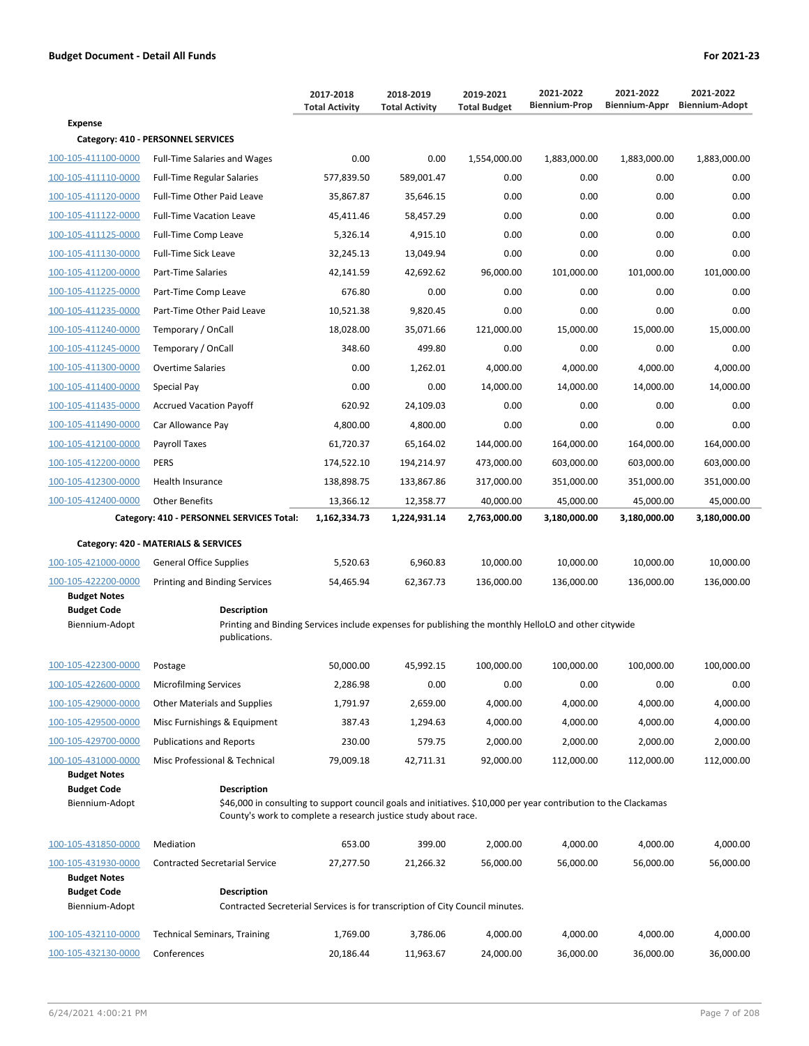**Budget Document - Detail All Funds** **For 2021-23**

| | | 2017-2018 Total Activity | 2018-2019 Total Activity | 2019-2021 Total Budget | 2021-2022 Biennium-Prop | 2021-2022 Biennium-Appr | 2021-2022 Biennium-Adopt |
|---|---|---|---|---|---|---|---|
| **Expense** | | | | | | | |
| **Category: 410 - PERSONNEL SERVICES** | | | | | | | |
| 100-105-411100-0000 | Full-Time Salaries and Wages | 0.00 | 0.00 | 1,554,000.00 | 1,883,000.00 | 1,883,000.00 | 1,883,000.00 |
| 100-105-411110-0000 | Full-Time Regular Salaries | 577,839.50 | 589,001.47 | 0.00 | 0.00 | 0.00 | 0.00 |
| 100-105-411120-0000 | Full-Time Other Paid Leave | 35,867.87 | 35,646.15 | 0.00 | 0.00 | 0.00 | 0.00 |
| 100-105-411122-0000 | Full-Time Vacation Leave | 45,411.46 | 58,457.29 | 0.00 | 0.00 | 0.00 | 0.00 |
| 100-105-411125-0000 | Full-Time Comp Leave | 5,326.14 | 4,915.10 | 0.00 | 0.00 | 0.00 | 0.00 |
| 100-105-411130-0000 | Full-Time Sick Leave | 32,245.13 | 13,049.94 | 0.00 | 0.00 | 0.00 | 0.00 |
| 100-105-411200-0000 | Part-Time Salaries | 42,141.59 | 42,692.62 | 96,000.00 | 101,000.00 | 101,000.00 | 101,000.00 |
| 100-105-411225-0000 | Part-Time Comp Leave | 676.80 | 0.00 | 0.00 | 0.00 | 0.00 | 0.00 |
| 100-105-411235-0000 | Part-Time Other Paid Leave | 10,521.38 | 9,820.45 | 0.00 | 0.00 | 0.00 | 0.00 |
| 100-105-411240-0000 | Temporary / OnCall | 18,028.00 | 35,071.66 | 121,000.00 | 15,000.00 | 15,000.00 | 15,000.00 |
| 100-105-411245-0000 | Temporary / OnCall | 348.60 | 499.80 | 0.00 | 0.00 | 0.00 | 0.00 |
| 100-105-411300-0000 | Overtime Salaries | 0.00 | 1,262.01 | 4,000.00 | 4,000.00 | 4,000.00 | 4,000.00 |
| 100-105-411400-0000 | Special Pay | 0.00 | 0.00 | 14,000.00 | 14,000.00 | 14,000.00 | 14,000.00 |
| 100-105-411435-0000 | Accrued Vacation Payoff | 620.92 | 24,109.03 | 0.00 | 0.00 | 0.00 | 0.00 |
| 100-105-411490-0000 | Car Allowance Pay | 4,800.00 | 4,800.00 | 0.00 | 0.00 | 0.00 | 0.00 |
| 100-105-412100-0000 | Payroll Taxes | 61,720.37 | 65,164.02 | 144,000.00 | 164,000.00 | 164,000.00 | 164,000.00 |
| 100-105-412200-0000 | PERS | 174,522.10 | 194,214.97 | 473,000.00 | 603,000.00 | 603,000.00 | 603,000.00 |
| 100-105-412300-0000 | Health Insurance | 138,898.75 | 133,867.86 | 317,000.00 | 351,000.00 | 351,000.00 | 351,000.00 |
| 100-105-412400-0000 | Other Benefits | 13,366.12 | 12,358.77 | 40,000.00 | 45,000.00 | 45,000.00 | 45,000.00 |
| | **Category: 410 - PERSONNEL SERVICES Total:** | **1,162,334.73** | **1,224,931.14** | **2,763,000.00** | **3,180,000.00** | **3,180,000.00** | **3,180,000.00** |
| **Category: 420 - MATERIALS & SERVICES** | | | | | | | |
| 100-105-421000-0000 | General Office Supplies | 5,520.63 | 6,960.83 | 10,000.00 | 10,000.00 | 10,000.00 | 10,000.00 |
| 100-105-422200-0000 | Printing and Binding Services | 54,465.94 | 62,367.73 | 136,000.00 | 136,000.00 | 136,000.00 | 136,000.00 |

**Budget Notes**

| Budget Code | Description |
|---|---|
| Biennium-Adopt | Printing and Binding Services include expenses for publishing the monthly HelloLO and other citywide publications. |

| | | 2017-2018 Total Activity | 2018-2019 Total Activity | 2019-2021 Total Budget | 2021-2022 Biennium-Prop | 2021-2022 Biennium-Appr | 2021-2022 Biennium-Adopt |
|---|---|---|---|---|---|---|---|
| 100-105-422300-0000 | Postage | 50,000.00 | 45,992.15 | 100,000.00 | 100,000.00 | 100,000.00 | 100,000.00 |
| 100-105-422600-0000 | Microfilming Services | 2,286.98 | 0.00 | 0.00 | 0.00 | 0.00 | 0.00 |
| 100-105-429000-0000 | Other Materials and Supplies | 1,791.97 | 2,659.00 | 4,000.00 | 4,000.00 | 4,000.00 | 4,000.00 |
| 100-105-429500-0000 | Misc Furnishings & Equipment | 387.43 | 1,294.63 | 4,000.00 | 4,000.00 | 4,000.00 | 4,000.00 |
| 100-105-429700-0000 | Publications and Reports | 230.00 | 579.75 | 2,000.00 | 2,000.00 | 2,000.00 | 2,000.00 |
| 100-105-431000-0000 | Misc Professional & Technical | 79,009.18 | 42,711.31 | 92,000.00 | 112,000.00 | 112,000.00 | 112,000.00 |

**Budget Notes**

| Budget Code | Description |
|---|---|
| Biennium-Adopt | $46,000 in consulting to support council goals and initiatives. $10,000 per year contribution to the Clackamas County's work to complete a research justice study about race. |

| | | 2017-2018 Total Activity | 2018-2019 Total Activity | 2019-2021 Total Budget | 2021-2022 Biennium-Prop | 2021-2022 Biennium-Appr | 2021-2022 Biennium-Adopt |
|---|---|---|---|---|---|---|---|
| 100-105-431850-0000 | Mediation | 653.00 | 399.00 | 2,000.00 | 4,000.00 | 4,000.00 | 4,000.00 |
| 100-105-431930-0000 | Contracted Secretarial Service | 27,277.50 | 21,266.32 | 56,000.00 | 56,000.00 | 56,000.00 | 56,000.00 |

**Budget Notes**

| Budget Code | Description |
|---|---|
| Biennium-Adopt | Contracted Secreterial Services is for transcription of City Council minutes. |

| | | 2017-2018 Total Activity | 2018-2019 Total Activity | 2019-2021 Total Budget | 2021-2022 Biennium-Prop | 2021-2022 Biennium-Appr | 2021-2022 Biennium-Adopt |
|---|---|---|---|---|---|---|---|
| 100-105-432110-0000 | Technical Seminars, Training | 1,769.00 | 3,786.06 | 4,000.00 | 4,000.00 | 4,000.00 | 4,000.00 |
| 100-105-432130-0000 | Conferences | 20,186.44 | 11,963.67 | 24,000.00 | 36,000.00 | 36,000.00 | 36,000.00 |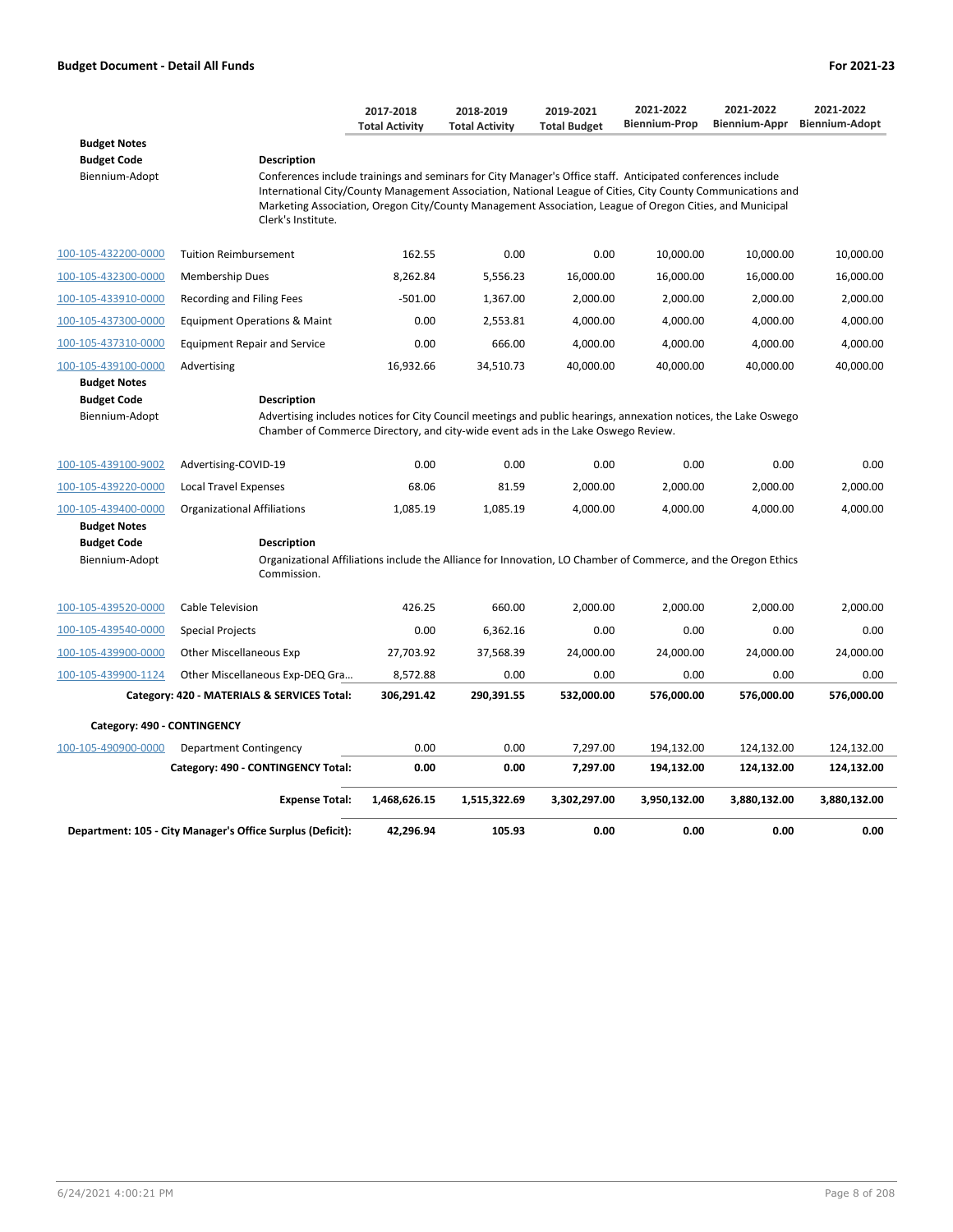**Budget Document - Detail All Funds** | **For 2021-23**

| | | 2017-2018 Total Activity | 2018-2019 Total Activity | 2019-2021 Total Budget | 2021-2022 Biennium-Prop | 2021-2022 Biennium-Appr | 2021-2022 Biennium-Adopt |
|---|---|---|---|---|---|---|---|
| **Budget Notes** | | | | | | | |
| **Budget Code** | **Description** | | | | | | |
| Biennium-Adopt | Conferences include trainings and seminars for City Manager's Office staff. Anticipated conferences include International City/County Management Association, National League of Cities, City County Communications and Marketing Association, Oregon City/County Management Association, League of Oregon Cities, and Municipal Clerk's Institute. | | | | | | |
| 100-105-432200-0000 | Tuition Reimbursement | 162.55 | 0.00 | 0.00 | 10,000.00 | 10,000.00 | 10,000.00 |
| 100-105-432300-0000 | Membership Dues | 8,262.84 | 5,556.23 | 16,000.00 | 16,000.00 | 16,000.00 | 16,000.00 |
| 100-105-433910-0000 | Recording and Filing Fees | -501.00 | 1,367.00 | 2,000.00 | 2,000.00 | 2,000.00 | 2,000.00 |
| 100-105-437300-0000 | Equipment Operations & Maint | 0.00 | 2,553.81 | 4,000.00 | 4,000.00 | 4,000.00 | 4,000.00 |
| 100-105-437310-0000 | Equipment Repair and Service | 0.00 | 666.00 | 4,000.00 | 4,000.00 | 4,000.00 | 4,000.00 |
| 100-105-439100-0000 | Advertising | 16,932.66 | 34,510.73 | 40,000.00 | 40,000.00 | 40,000.00 | 40,000.00 |
| **Budget Notes** | | | | | | | |
| **Budget Code** | **Description** | | | | | | |
| Biennium-Adopt | Advertising includes notices for City Council meetings and public hearings, annexation notices, the Lake Oswego Chamber of Commerce Directory, and city-wide event ads in the Lake Oswego Review. | | | | | | |
| 100-105-439100-9002 | Advertising-COVID-19 | 0.00 | 0.00 | 0.00 | 0.00 | 0.00 | 0.00 |
| 100-105-439220-0000 | Local Travel Expenses | 68.06 | 81.59 | 2,000.00 | 2,000.00 | 2,000.00 | 2,000.00 |
| 100-105-439400-0000 | Organizational Affiliations | 1,085.19 | 1,085.19 | 4,000.00 | 4,000.00 | 4,000.00 | 4,000.00 |
| **Budget Notes** | | | | | | | |
| **Budget Code** | **Description** | | | | | | |
| Biennium-Adopt | Organizational Affiliations include the Alliance for Innovation, LO Chamber of Commerce, and the Oregon Ethics Commission. | | | | | | |
| 100-105-439520-0000 | Cable Television | 426.25 | 660.00 | 2,000.00 | 2,000.00 | 2,000.00 | 2,000.00 |
| 100-105-439540-0000 | Special Projects | 0.00 | 6,362.16 | 0.00 | 0.00 | 0.00 | 0.00 |
| 100-105-439900-0000 | Other Miscellaneous Exp | 27,703.92 | 37,568.39 | 24,000.00 | 24,000.00 | 24,000.00 | 24,000.00 |
| 100-105-439900-1124 | Other Miscellaneous Exp-DEQ Gra... | 8,572.88 | 0.00 | 0.00 | 0.00 | 0.00 | 0.00 |
| | **Category: 420 - MATERIALS & SERVICES Total:** | **306,291.42** | **290,391.55** | **532,000.00** | **576,000.00** | **576,000.00** | **576,000.00** |
| **Category: 490 - CONTINGENCY** | | | | | | | |
| 100-105-490900-0000 | Department Contingency | 0.00 | 0.00 | 7,297.00 | 194,132.00 | 124,132.00 | 124,132.00 |
| | **Category: 490 - CONTINGENCY Total:** | **0.00** | **0.00** | **7,297.00** | **194,132.00** | **124,132.00** | **124,132.00** |
| | **Expense Total:** | **1,468,626.15** | **1,515,322.69** | **3,302,297.00** | **3,950,132.00** | **3,880,132.00** | **3,880,132.00** |
| **Department: 105 - City Manager's Office Surplus (Deficit):** | | **42,296.94** | **105.93** | **0.00** | **0.00** | **0.00** | **0.00** |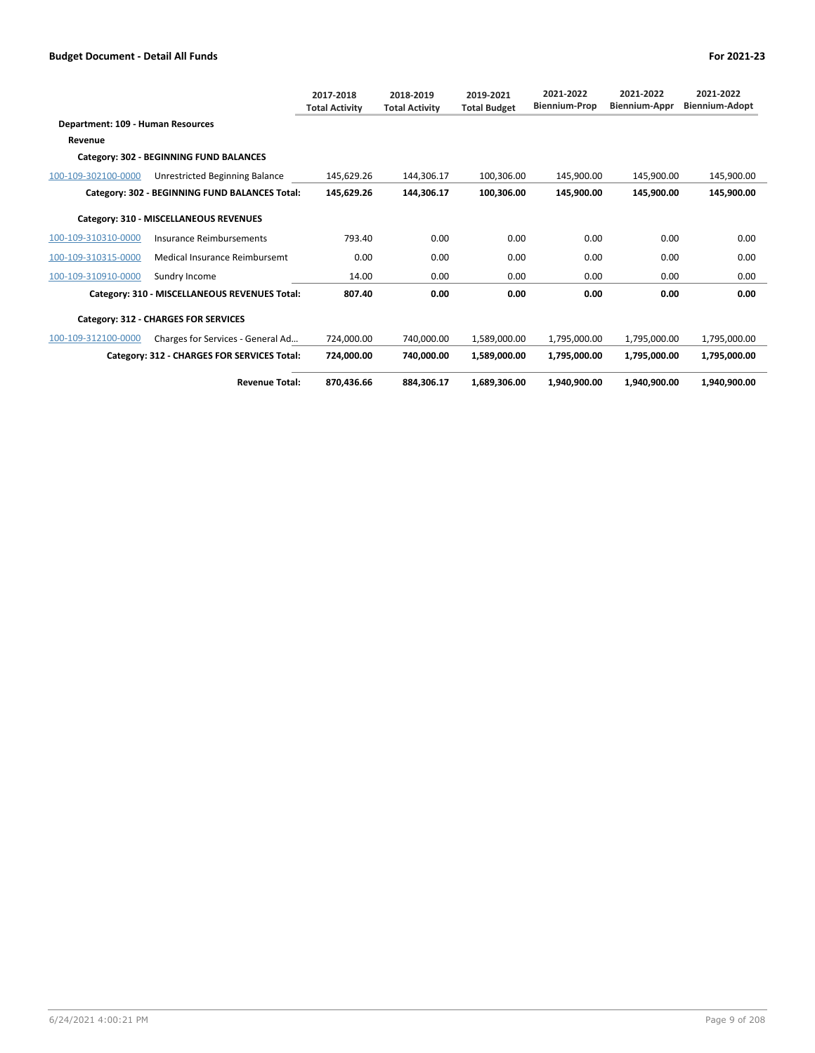## Budget Document - Detail All Funds

For 2021-23

| | | 2017-2018 Total Activity | 2018-2019 Total Activity | 2019-2021 Total Budget | 2021-2022 Biennium-Prop | 2021-2022 Biennium-Appr | 2021-2022 Biennium-Adopt |
|---|---|---|---|---|---|---|---|
| **Department: 109 - Human Resources** | | | | | | | |
| **Revenue** | | | | | | | |
| **Category: 302 - BEGINNING FUND BALANCES** | | | | | | | |
| 100-109-302100-0000 | Unrestricted Beginning Balance | 145,629.26 | 144,306.17 | 100,306.00 | 145,900.00 | 145,900.00 | 145,900.00 |
| | **Category: 302 - BEGINNING FUND BALANCES Total:** | **145,629.26** | **144,306.17** | **100,306.00** | **145,900.00** | **145,900.00** | **145,900.00** |
| **Category: 310 - MISCELLANEOUS REVENUES** | | | | | | | |
| 100-109-310310-0000 | Insurance Reimbursements | 793.40 | 0.00 | 0.00 | 0.00 | 0.00 | 0.00 |
| 100-109-310315-0000 | Medical Insurance Reimbursemt | 0.00 | 0.00 | 0.00 | 0.00 | 0.00 | 0.00 |
| 100-109-310910-0000 | Sundry Income | 14.00 | 0.00 | 0.00 | 0.00 | 0.00 | 0.00 |
| | **Category: 310 - MISCELLANEOUS REVENUES Total:** | **807.40** | **0.00** | **0.00** | **0.00** | **0.00** | **0.00** |
| **Category: 312 - CHARGES FOR SERVICES** | | | | | | | |
| 100-109-312100-0000 | Charges for Services - General Ad... | 724,000.00 | 740,000.00 | 1,589,000.00 | 1,795,000.00 | 1,795,000.00 | 1,795,000.00 |
| | **Category: 312 - CHARGES FOR SERVICES Total:** | **724,000.00** | **740,000.00** | **1,589,000.00** | **1,795,000.00** | **1,795,000.00** | **1,795,000.00** |
| | **Revenue Total:** | **870,436.66** | **884,306.17** | **1,689,306.00** | **1,940,900.00** | **1,940,900.00** | **1,940,900.00** |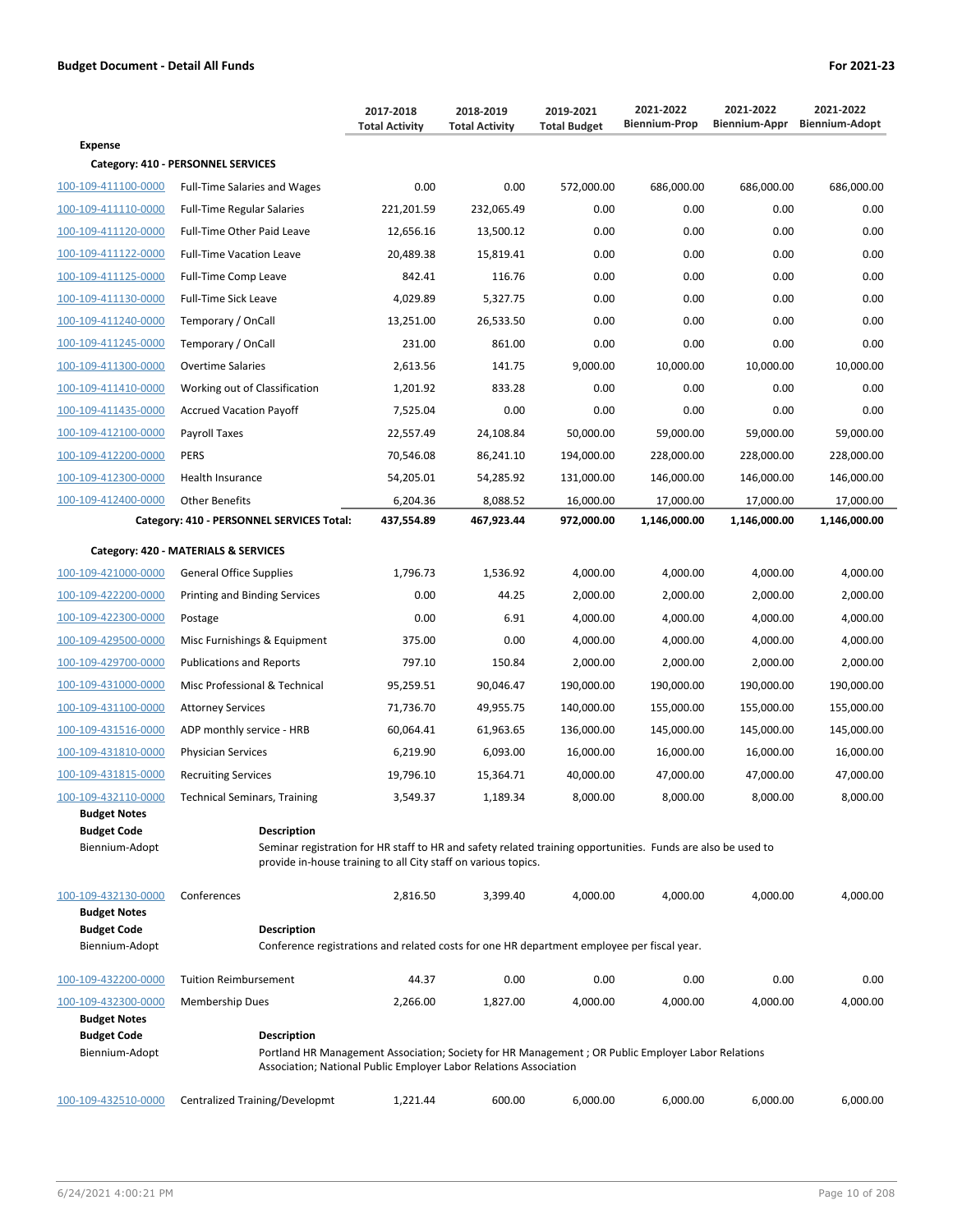**Budget Document - Detail All Funds** — For 2021-23

| | | 2017-2018 Total Activity | 2018-2019 Total Activity | 2019-2021 Total Budget | 2021-2022 Biennium-Prop | 2021-2022 Biennium-Appr | 2021-2022 Biennium-Adopt |
|---|---|---|---|---|---|---|---|
| **Expense** | | | | | | | |
| **Category: 410 - PERSONNEL SERVICES** | | | | | | | |
| 100-109-411100-0000 | Full-Time Salaries and Wages | 0.00 | 0.00 | 572,000.00 | 686,000.00 | 686,000.00 | 686,000.00 |
| 100-109-411110-0000 | Full-Time Regular Salaries | 221,201.59 | 232,065.49 | 0.00 | 0.00 | 0.00 | 0.00 |
| 100-109-411120-0000 | Full-Time Other Paid Leave | 12,656.16 | 13,500.12 | 0.00 | 0.00 | 0.00 | 0.00 |
| 100-109-411122-0000 | Full-Time Vacation Leave | 20,489.38 | 15,819.41 | 0.00 | 0.00 | 0.00 | 0.00 |
| 100-109-411125-0000 | Full-Time Comp Leave | 842.41 | 116.76 | 0.00 | 0.00 | 0.00 | 0.00 |
| 100-109-411130-0000 | Full-Time Sick Leave | 4,029.89 | 5,327.75 | 0.00 | 0.00 | 0.00 | 0.00 |
| 100-109-411240-0000 | Temporary / OnCall | 13,251.00 | 26,533.50 | 0.00 | 0.00 | 0.00 | 0.00 |
| 100-109-411245-0000 | Temporary / OnCall | 231.00 | 861.00 | 0.00 | 0.00 | 0.00 | 0.00 |
| 100-109-411300-0000 | Overtime Salaries | 2,613.56 | 141.75 | 9,000.00 | 10,000.00 | 10,000.00 | 10,000.00 |
| 100-109-411410-0000 | Working out of Classification | 1,201.92 | 833.28 | 0.00 | 0.00 | 0.00 | 0.00 |
| 100-109-411435-0000 | Accrued Vacation Payoff | 7,525.04 | 0.00 | 0.00 | 0.00 | 0.00 | 0.00 |
| 100-109-412100-0000 | Payroll Taxes | 22,557.49 | 24,108.84 | 50,000.00 | 59,000.00 | 59,000.00 | 59,000.00 |
| 100-109-412200-0000 | PERS | 70,546.08 | 86,241.10 | 194,000.00 | 228,000.00 | 228,000.00 | 228,000.00 |
| 100-109-412300-0000 | Health Insurance | 54,205.01 | 54,285.92 | 131,000.00 | 146,000.00 | 146,000.00 | 146,000.00 |
| 100-109-412400-0000 | Other Benefits | 6,204.36 | 8,088.52 | 16,000.00 | 17,000.00 | 17,000.00 | 17,000.00 |
| | **Category: 410 - PERSONNEL SERVICES Total:** | **437,554.89** | **467,923.44** | **972,000.00** | **1,146,000.00** | **1,146,000.00** | **1,146,000.00** |
| **Category: 420 - MATERIALS & SERVICES** | | | | | | | |
| 100-109-421000-0000 | General Office Supplies | 1,796.73 | 1,536.92 | 4,000.00 | 4,000.00 | 4,000.00 | 4,000.00 |
| 100-109-422200-0000 | Printing and Binding Services | 0.00 | 44.25 | 2,000.00 | 2,000.00 | 2,000.00 | 2,000.00 |
| 100-109-422300-0000 | Postage | 0.00 | 6.91 | 4,000.00 | 4,000.00 | 4,000.00 | 4,000.00 |
| 100-109-429500-0000 | Misc Furnishings & Equipment | 375.00 | 0.00 | 4,000.00 | 4,000.00 | 4,000.00 | 4,000.00 |
| 100-109-429700-0000 | Publications and Reports | 797.10 | 150.84 | 2,000.00 | 2,000.00 | 2,000.00 | 2,000.00 |
| 100-109-431000-0000 | Misc Professional & Technical | 95,259.51 | 90,046.47 | 190,000.00 | 190,000.00 | 190,000.00 | 190,000.00 |
| 100-109-431100-0000 | Attorney Services | 71,736.70 | 49,955.75 | 140,000.00 | 155,000.00 | 155,000.00 | 155,000.00 |
| 100-109-431516-0000 | ADP monthly service - HRB | 60,064.41 | 61,963.65 | 136,000.00 | 145,000.00 | 145,000.00 | 145,000.00 |
| 100-109-431810-0000 | Physician Services | 6,219.90 | 6,093.00 | 16,000.00 | 16,000.00 | 16,000.00 | 16,000.00 |
| 100-109-431815-0000 | Recruiting Services | 19,796.10 | 15,364.71 | 40,000.00 | 47,000.00 | 47,000.00 | 47,000.00 |
| 100-109-432110-0000 | Technical Seminars, Training | 3,549.37 | 1,189.34 | 8,000.00 | 8,000.00 | 8,000.00 | 8,000.00 |

**Budget Notes**

| Budget Code | Description |
|---|---|
| Biennium-Adopt | Seminar registration for HR staff to HR and safety related training opportunities. Funds are also be used to provide in-house training to all City staff on various topics. |

| | | 2017-2018 Total Activity | 2018-2019 Total Activity | 2019-2021 Total Budget | 2021-2022 Biennium-Prop | 2021-2022 Biennium-Appr | 2021-2022 Biennium-Adopt |
|---|---|---|---|---|---|---|---|
| 100-109-432130-0000 | Conferences | 2,816.50 | 3,399.40 | 4,000.00 | 4,000.00 | 4,000.00 | 4,000.00 |

**Budget Notes**

| Budget Code | Description |
|---|---|
| Biennium-Adopt | Conference registrations and related costs for one HR department employee per fiscal year. |

| | | 2017-2018 Total Activity | 2018-2019 Total Activity | 2019-2021 Total Budget | 2021-2022 Biennium-Prop | 2021-2022 Biennium-Appr | 2021-2022 Biennium-Adopt |
|---|---|---|---|---|---|---|---|
| 100-109-432200-0000 | Tuition Reimbursement | 44.37 | 0.00 | 0.00 | 0.00 | 0.00 | 0.00 |
| 100-109-432300-0000 | Membership Dues | 2,266.00 | 1,827.00 | 4,000.00 | 4,000.00 | 4,000.00 | 4,000.00 |

**Budget Notes**

| Budget Code | Description |
|---|---|
| Biennium-Adopt | Portland HR Management Association; Society for HR Management ; OR Public Employer Labor Relations Association; National Public Employer Labor Relations Association |

| | | 2017-2018 Total Activity | 2018-2019 Total Activity | 2019-2021 Total Budget | 2021-2022 Biennium-Prop | 2021-2022 Biennium-Appr | 2021-2022 Biennium-Adopt |
|---|---|---|---|---|---|---|---|
| 100-109-432510-0000 | Centralized Training/Developmt | 1,221.44 | 600.00 | 6,000.00 | 6,000.00 | 6,000.00 | 6,000.00 |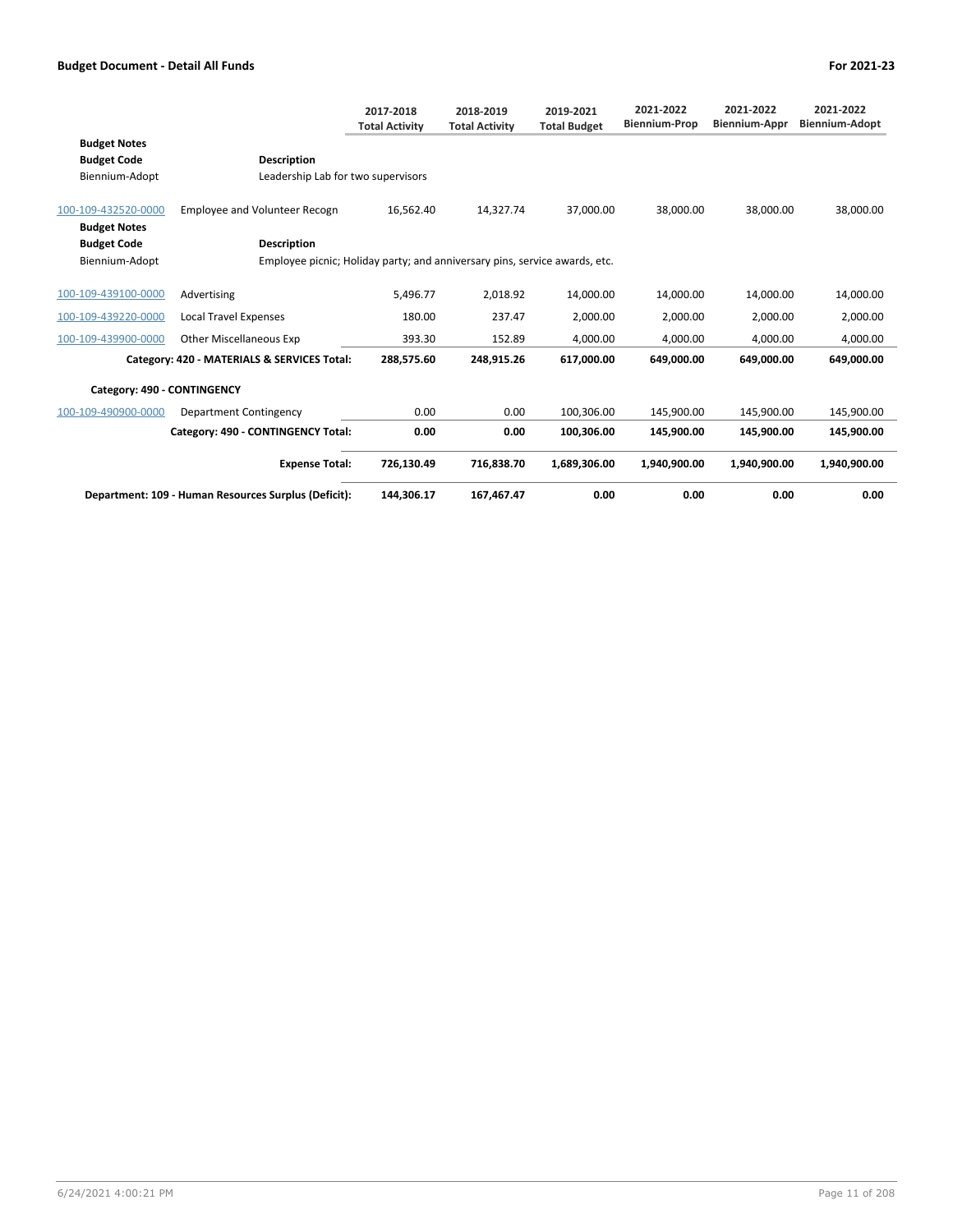| | | 2017-2018 Total Activity | 2018-2019 Total Activity | 2019-2021 Total Budget | 2021-2022 Biennium-Prop | 2021-2022 Biennium-Appr | 2021-2022 Biennium-Adopt |
|---|---|---|---|---|---|---|---|
| **Budget Notes** | | | | | | | |
| **Budget Code** | **Description** | | | | | | |
| Biennium-Adopt | Leadership Lab for two supervisors | | | | | | |
| 100-109-432520-0000 | Employee and Volunteer Recogn | 16,562.40 | 14,327.74 | 37,000.00 | 38,000.00 | 38,000.00 | 38,000.00 |
| **Budget Notes** | | | | | | | |
| **Budget Code** | **Description** | | | | | | |
| Biennium-Adopt | Employee picnic; Holiday party; and anniversary pins, service awards, etc. | | | | | | |
| 100-109-439100-0000 | Advertising | 5,496.77 | 2,018.92 | 14,000.00 | 14,000.00 | 14,000.00 | 14,000.00 |
| 100-109-439220-0000 | Local Travel Expenses | 180.00 | 237.47 | 2,000.00 | 2,000.00 | 2,000.00 | 2,000.00 |
| 100-109-439900-0000 | Other Miscellaneous Exp | 393.30 | 152.89 | 4,000.00 | 4,000.00 | 4,000.00 | 4,000.00 |
| | **Category: 420 - MATERIALS & SERVICES Total:** | **288,575.60** | **248,915.26** | **617,000.00** | **649,000.00** | **649,000.00** | **649,000.00** |
| **Category: 490 - CONTINGENCY** | | | | | | | |
| 100-109-490900-0000 | Department Contingency | 0.00 | 0.00 | 100,306.00 | 145,900.00 | 145,900.00 | 145,900.00 |
| | **Category: 490 - CONTINGENCY Total:** | **0.00** | **0.00** | **100,306.00** | **145,900.00** | **145,900.00** | **145,900.00** |
| | **Expense Total:** | **726,130.49** | **716,838.70** | **1,689,306.00** | **1,940,900.00** | **1,940,900.00** | **1,940,900.00** |
| | **Department: 109 - Human Resources Surplus (Deficit):** | **144,306.17** | **167,467.47** | **0.00** | **0.00** | **0.00** | **0.00** |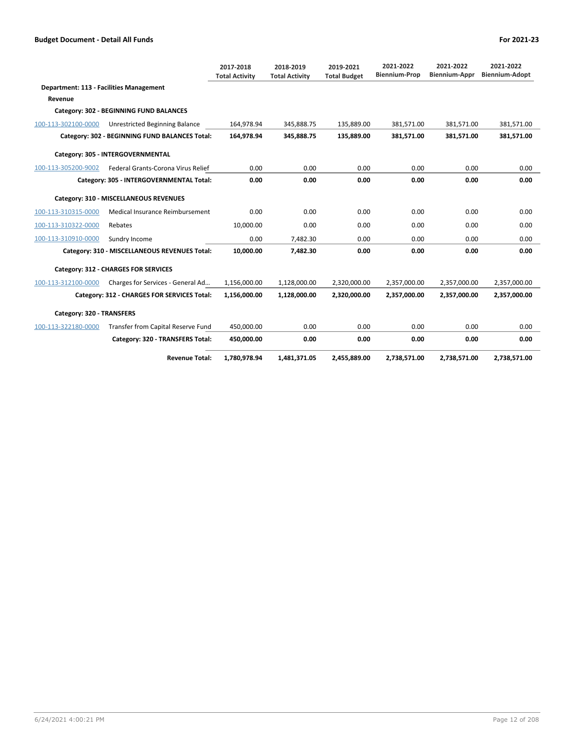**Budget Document - Detail All Funds** | **For 2021-23**

| | | 2017-2018 Total Activity | 2018-2019 Total Activity | 2019-2021 Total Budget | 2021-2022 Biennium-Prop | 2021-2022 Biennium-Appr | 2021-2022 Biennium-Adopt |
|---|---|---|---|---|---|---|---|
| **Department: 113 - Facilities Management** | | | | | | | |
| **Revenue** | | | | | | | |
| **Category: 302 - BEGINNING FUND BALANCES** | | | | | | | |
| 100-113-302100-0000 | Unrestricted Beginning Balance | 164,978.94 | 345,888.75 | 135,889.00 | 381,571.00 | 381,571.00 | 381,571.00 |
| | **Category: 302 - BEGINNING FUND BALANCES Total:** | **164,978.94** | **345,888.75** | **135,889.00** | **381,571.00** | **381,571.00** | **381,571.00** |
| **Category: 305 - INTERGOVERNMENTAL** | | | | | | | |
| 100-113-305200-9002 | Federal Grants-Corona Virus Relief | 0.00 | 0.00 | 0.00 | 0.00 | 0.00 | 0.00 |
| | **Category: 305 - INTERGOVERNMENTAL Total:** | **0.00** | **0.00** | **0.00** | **0.00** | **0.00** | **0.00** |
| **Category: 310 - MISCELLANEOUS REVENUES** | | | | | | | |
| 100-113-310315-0000 | Medical Insurance Reimbursement | 0.00 | 0.00 | 0.00 | 0.00 | 0.00 | 0.00 |
| 100-113-310322-0000 | Rebates | 10,000.00 | 0.00 | 0.00 | 0.00 | 0.00 | 0.00 |
| 100-113-310910-0000 | Sundry Income | 0.00 | 7,482.30 | 0.00 | 0.00 | 0.00 | 0.00 |
| | **Category: 310 - MISCELLANEOUS REVENUES Total:** | **10,000.00** | **7,482.30** | **0.00** | **0.00** | **0.00** | **0.00** |
| **Category: 312 - CHARGES FOR SERVICES** | | | | | | | |
| 100-113-312100-0000 | Charges for Services - General Ad… | 1,156,000.00 | 1,128,000.00 | 2,320,000.00 | 2,357,000.00 | 2,357,000.00 | 2,357,000.00 |
| | **Category: 312 - CHARGES FOR SERVICES Total:** | **1,156,000.00** | **1,128,000.00** | **2,320,000.00** | **2,357,000.00** | **2,357,000.00** | **2,357,000.00** |
| **Category: 320 - TRANSFERS** | | | | | | | |
| 100-113-322180-0000 | Transfer from Capital Reserve Fund | 450,000.00 | 0.00 | 0.00 | 0.00 | 0.00 | 0.00 |
| | **Category: 320 - TRANSFERS Total:** | **450,000.00** | **0.00** | **0.00** | **0.00** | **0.00** | **0.00** |
| | **Revenue Total:** | **1,780,978.94** | **1,481,371.05** | **2,455,889.00** | **2,738,571.00** | **2,738,571.00** | **2,738,571.00** |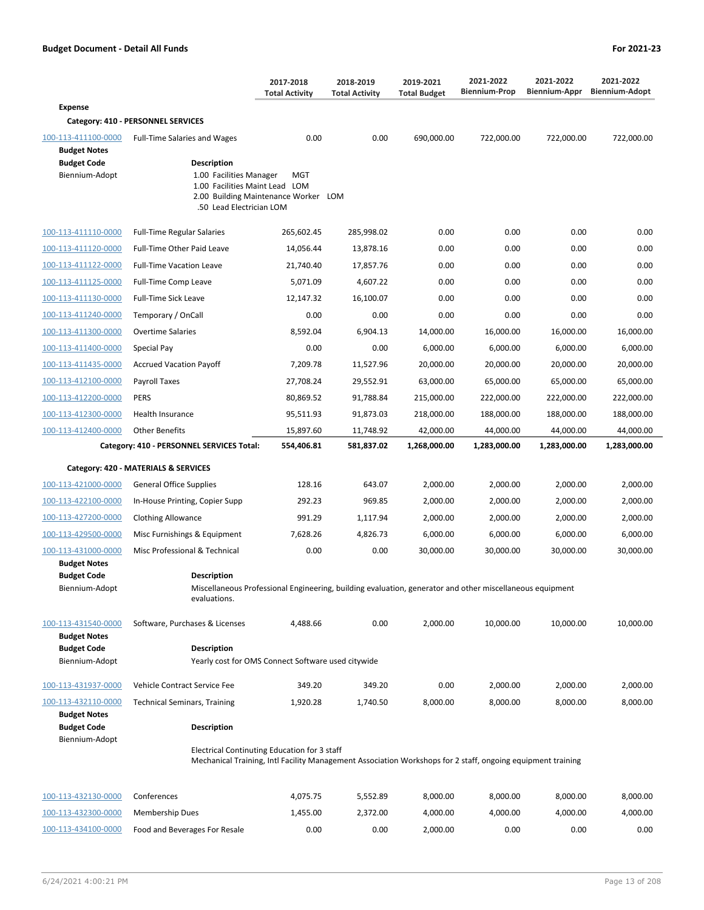**Budget Document - Detail All Funds** | **For 2021-23**

| | | 2017-2018 Total Activity | 2018-2019 Total Activity | 2019-2021 Total Budget | 2021-2022 Biennium-Prop | 2021-2022 Biennium-Appr | 2021-2022 Biennium-Adopt |
|---|---|---|---|---|---|---|---|
| **Expense** | | | | | | | |
| **Category: 410 - PERSONNEL SERVICES** | | | | | | | |
| 100-113-411100-0000 | Full-Time Salaries and Wages | 0.00 | 0.00 | 690,000.00 | 722,000.00 | 722,000.00 | 722,000.00 |
| **Budget Notes** | | | | | | | |
| **Budget Code** | **Description** | | | | | | |
| Biennium-Adopt | 1.00 Facilities Manager MGT<br>1.00 Facilities Maint Lead LOM<br>2.00 Building Maintenance Worker LOM<br>.50 Lead Electrician LOM | | | | | | |
| 100-113-411110-0000 | Full-Time Regular Salaries | 265,602.45 | 285,998.02 | 0.00 | 0.00 | 0.00 | 0.00 |
| 100-113-411120-0000 | Full-Time Other Paid Leave | 14,056.44 | 13,878.16 | 0.00 | 0.00 | 0.00 | 0.00 |
| 100-113-411122-0000 | Full-Time Vacation Leave | 21,740.40 | 17,857.76 | 0.00 | 0.00 | 0.00 | 0.00 |
| 100-113-411125-0000 | Full-Time Comp Leave | 5,071.09 | 4,607.22 | 0.00 | 0.00 | 0.00 | 0.00 |
| 100-113-411130-0000 | Full-Time Sick Leave | 12,147.32 | 16,100.07 | 0.00 | 0.00 | 0.00 | 0.00 |
| 100-113-411240-0000 | Temporary / OnCall | 0.00 | 0.00 | 0.00 | 0.00 | 0.00 | 0.00 |
| 100-113-411300-0000 | Overtime Salaries | 8,592.04 | 6,904.13 | 14,000.00 | 16,000.00 | 16,000.00 | 16,000.00 |
| 100-113-411400-0000 | Special Pay | 0.00 | 0.00 | 6,000.00 | 6,000.00 | 6,000.00 | 6,000.00 |
| 100-113-411435-0000 | Accrued Vacation Payoff | 7,209.78 | 11,527.96 | 20,000.00 | 20,000.00 | 20,000.00 | 20,000.00 |
| 100-113-412100-0000 | Payroll Taxes | 27,708.24 | 29,552.91 | 63,000.00 | 65,000.00 | 65,000.00 | 65,000.00 |
| 100-113-412200-0000 | PERS | 80,869.52 | 91,788.84 | 215,000.00 | 222,000.00 | 222,000.00 | 222,000.00 |
| 100-113-412300-0000 | Health Insurance | 95,511.93 | 91,873.03 | 218,000.00 | 188,000.00 | 188,000.00 | 188,000.00 |
| 100-113-412400-0000 | Other Benefits | 15,897.60 | 11,748.92 | 42,000.00 | 44,000.00 | 44,000.00 | 44,000.00 |
| | **Category: 410 - PERSONNEL SERVICES Total:** | **554,406.81** | **581,837.02** | **1,268,000.00** | **1,283,000.00** | **1,283,000.00** | **1,283,000.00** |
| **Category: 420 - MATERIALS & SERVICES** | | | | | | | |
| 100-113-421000-0000 | General Office Supplies | 128.16 | 643.07 | 2,000.00 | 2,000.00 | 2,000.00 | 2,000.00 |
| 100-113-422100-0000 | In-House Printing, Copier Supp | 292.23 | 969.85 | 2,000.00 | 2,000.00 | 2,000.00 | 2,000.00 |
| 100-113-427200-0000 | Clothing Allowance | 991.29 | 1,117.94 | 2,000.00 | 2,000.00 | 2,000.00 | 2,000.00 |
| 100-113-429500-0000 | Misc Furnishings & Equipment | 7,628.26 | 4,826.73 | 6,000.00 | 6,000.00 | 6,000.00 | 6,000.00 |
| 100-113-431000-0000 | Misc Professional & Technical | 0.00 | 0.00 | 30,000.00 | 30,000.00 | 30,000.00 | 30,000.00 |
| **Budget Notes** | | | | | | | |
| **Budget Code** | **Description** | | | | | | |
| Biennium-Adopt | Miscellaneous Professional Engineering, building evaluation, generator and other miscellaneous equipment evaluations. | | | | | | |
| 100-113-431540-0000 | Software, Purchases & Licenses | 4,488.66 | 0.00 | 2,000.00 | 10,000.00 | 10,000.00 | 10,000.00 |
| **Budget Notes** | | | | | | | |
| **Budget Code** | **Description** | | | | | | |
| Biennium-Adopt | Yearly cost for OMS Connect Software used citywide | | | | | | |
| 100-113-431937-0000 | Vehicle Contract Service Fee | 349.20 | 349.20 | 0.00 | 2,000.00 | 2,000.00 | 2,000.00 |
| 100-113-432110-0000 | Technical Seminars, Training | 1,920.28 | 1,740.50 | 8,000.00 | 8,000.00 | 8,000.00 | 8,000.00 |
| **Budget Notes** | | | | | | | |
| **Budget Code** | **Description** | | | | | | |
| Biennium-Adopt | Electrical Continuting Education for 3 staff<br>Mechanical Training, Intl Facility Management Association Workshops for 2 staff, ongoing equipment training | | | | | | |
| 100-113-432130-0000 | Conferences | 4,075.75 | 5,552.89 | 8,000.00 | 8,000.00 | 8,000.00 | 8,000.00 |
| 100-113-432300-0000 | Membership Dues | 1,455.00 | 2,372.00 | 4,000.00 | 4,000.00 | 4,000.00 | 4,000.00 |
| 100-113-434100-0000 | Food and Beverages For Resale | 0.00 | 0.00 | 2,000.00 | 0.00 | 0.00 | 0.00 |

6/24/2021 4:00:21 PM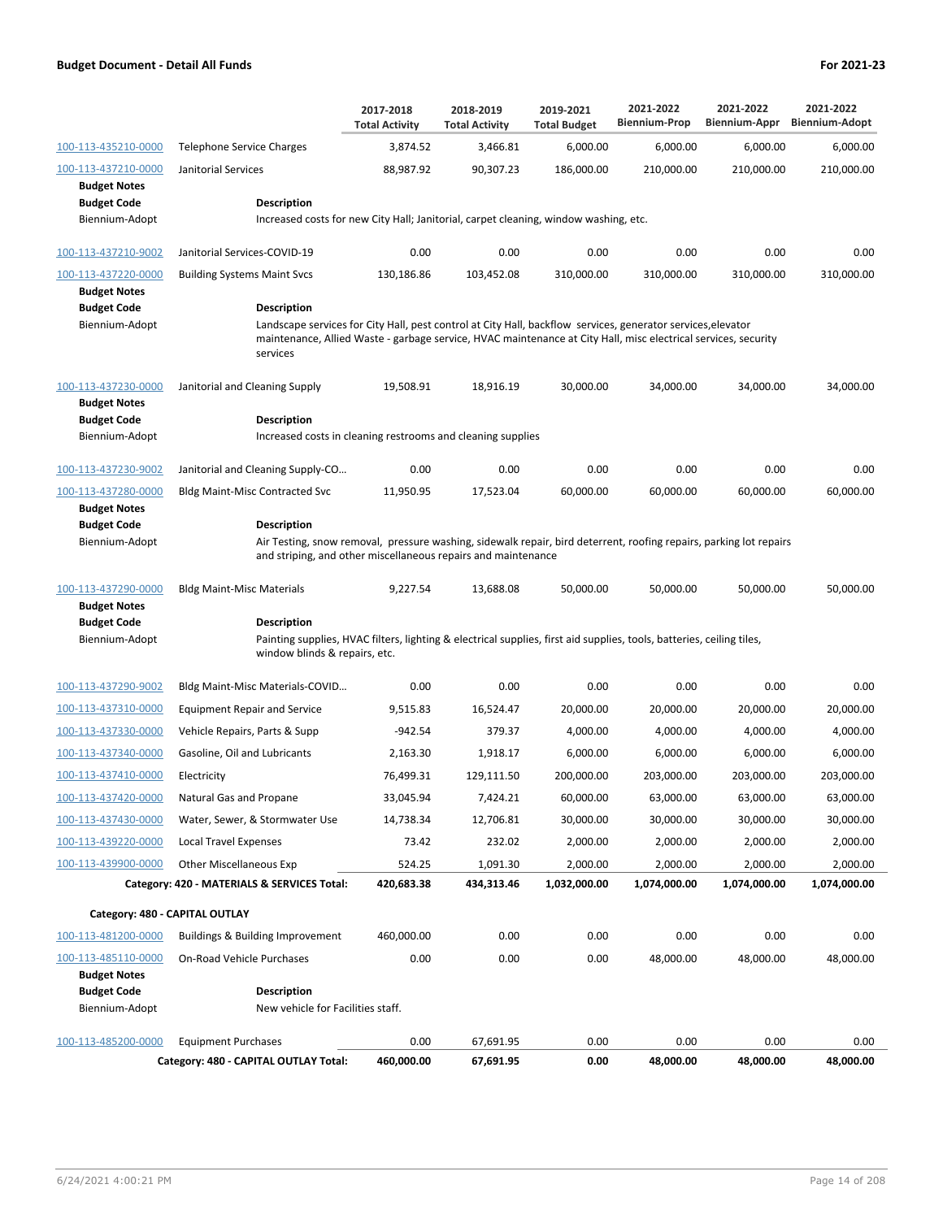**Budget Document - Detail All Funds** **For 2021-23**

| | | 2017-2018 Total Activity | 2018-2019 Total Activity | 2019-2021 Total Budget | 2021-2022 Biennium-Prop | 2021-2022 Biennium-Appr | 2021-2022 Biennium-Adopt |
|---|---|---|---|---|---|---|---|
| 100-113-435210-0000 | Telephone Service Charges | 3,874.52 | 3,466.81 | 6,000.00 | 6,000.00 | 6,000.00 | 6,000.00 |
| 100-113-437210-0000 | Janitorial Services | 88,987.92 | 90,307.23 | 186,000.00 | 210,000.00 | 210,000.00 | 210,000.00 |
| **Budget Notes** | | | | | | | |
| **Budget Code** | **Description** | | | | | | |
| Biennium-Adopt | Increased costs for new City Hall; Janitorial, carpet cleaning, window washing, etc. | | | | | | |
| 100-113-437210-9002 | Janitorial Services-COVID-19 | 0.00 | 0.00 | 0.00 | 0.00 | 0.00 | 0.00 |
| 100-113-437220-0000 | Building Systems Maint Svcs | 130,186.86 | 103,452.08 | 310,000.00 | 310,000.00 | 310,000.00 | 310,000.00 |
| **Budget Notes** | | | | | | | |
| **Budget Code** | **Description** | | | | | | |
| Biennium-Adopt | Landscape services for City Hall, pest control at City Hall, backflow services, generator services,elevator maintenance, Allied Waste - garbage service, HVAC maintenance at City Hall, misc electrical services, security services | | | | | | |
| 100-113-437230-0000 | Janitorial and Cleaning Supply | 19,508.91 | 18,916.19 | 30,000.00 | 34,000.00 | 34,000.00 | 34,000.00 |
| **Budget Notes** | | | | | | | |
| **Budget Code** | **Description** | | | | | | |
| Biennium-Adopt | Increased costs in cleaning restrooms and cleaning supplies | | | | | | |
| 100-113-437230-9002 | Janitorial and Cleaning Supply-CO... | 0.00 | 0.00 | 0.00 | 0.00 | 0.00 | 0.00 |
| 100-113-437280-0000 | Bldg Maint-Misc Contracted Svc | 11,950.95 | 17,523.04 | 60,000.00 | 60,000.00 | 60,000.00 | 60,000.00 |
| **Budget Notes** | | | | | | | |
| **Budget Code** | **Description** | | | | | | |
| Biennium-Adopt | Air Testing, snow removal, pressure washing, sidewalk repair, bird deterrent, roofing repairs, parking lot repairs and striping, and other miscellaneous repairs and maintenance | | | | | | |
| 100-113-437290-0000 | Bldg Maint-Misc Materials | 9,227.54 | 13,688.08 | 50,000.00 | 50,000.00 | 50,000.00 | 50,000.00 |
| **Budget Notes** | | | | | | | |
| **Budget Code** | **Description** | | | | | | |
| Biennium-Adopt | Painting supplies, HVAC filters, lighting & electrical supplies, first aid supplies, tools, batteries, ceiling tiles, window blinds & repairs, etc. | | | | | | |
| 100-113-437290-9002 | Bldg Maint-Misc Materials-COVID... | 0.00 | 0.00 | 0.00 | 0.00 | 0.00 | 0.00 |
| 100-113-437310-0000 | Equipment Repair and Service | 9,515.83 | 16,524.47 | 20,000.00 | 20,000.00 | 20,000.00 | 20,000.00 |
| 100-113-437330-0000 | Vehicle Repairs, Parts & Supp | -942.54 | 379.37 | 4,000.00 | 4,000.00 | 4,000.00 | 4,000.00 |
| 100-113-437340-0000 | Gasoline, Oil and Lubricants | 2,163.30 | 1,918.17 | 6,000.00 | 6,000.00 | 6,000.00 | 6,000.00 |
| 100-113-437410-0000 | Electricity | 76,499.31 | 129,111.50 | 200,000.00 | 203,000.00 | 203,000.00 | 203,000.00 |
| 100-113-437420-0000 | Natural Gas and Propane | 33,045.94 | 7,424.21 | 60,000.00 | 63,000.00 | 63,000.00 | 63,000.00 |
| 100-113-437430-0000 | Water, Sewer, & Stormwater Use | 14,738.34 | 12,706.81 | 30,000.00 | 30,000.00 | 30,000.00 | 30,000.00 |
| 100-113-439220-0000 | Local Travel Expenses | 73.42 | 232.02 | 2,000.00 | 2,000.00 | 2,000.00 | 2,000.00 |
| 100-113-439900-0000 | Other Miscellaneous Exp | 524.25 | 1,091.30 | 2,000.00 | 2,000.00 | 2,000.00 | 2,000.00 |
| | **Category: 420 - MATERIALS & SERVICES Total:** | **420,683.38** | **434,313.46** | **1,032,000.00** | **1,074,000.00** | **1,074,000.00** | **1,074,000.00** |
| **Category: 480 - CAPITAL OUTLAY** | | | | | | | |
| 100-113-481200-0000 | Buildings & Building Improvement | 460,000.00 | 0.00 | 0.00 | 0.00 | 0.00 | 0.00 |
| 100-113-485110-0000 | On-Road Vehicle Purchases | 0.00 | 0.00 | 0.00 | 48,000.00 | 48,000.00 | 48,000.00 |
| **Budget Notes** | | | | | | | |
| **Budget Code** | **Description** | | | | | | |
| Biennium-Adopt | New vehicle for Facilities staff. | | | | | | |
| 100-113-485200-0000 | Equipment Purchases | 0.00 | 67,691.95 | 0.00 | 0.00 | 0.00 | 0.00 |
| | **Category: 480 - CAPITAL OUTLAY Total:** | **460,000.00** | **67,691.95** | **0.00** | **48,000.00** | **48,000.00** | **48,000.00** |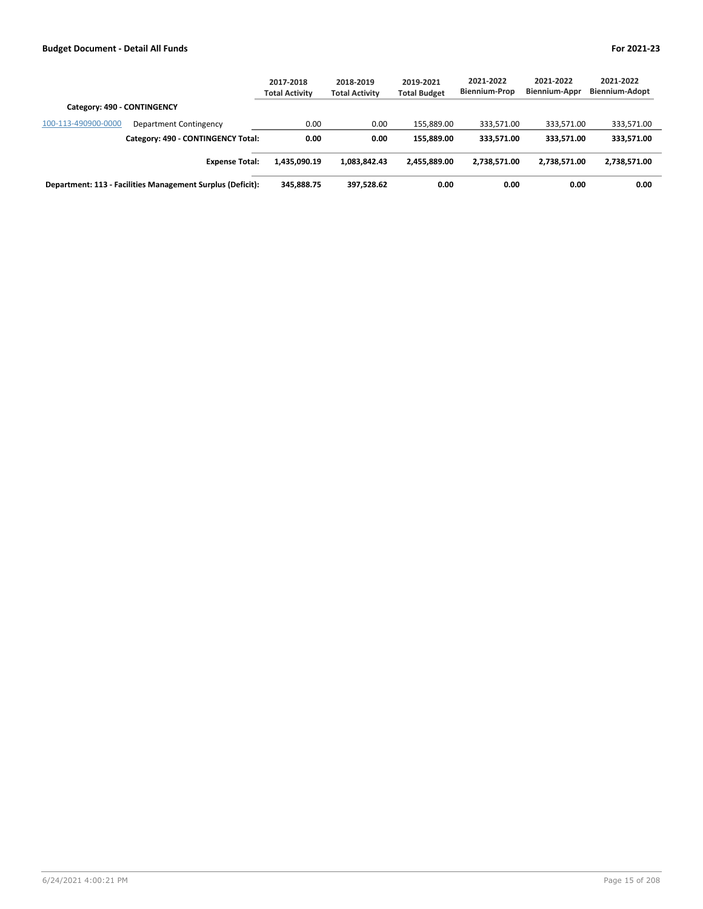| | | 2017-2018 Total Activity | 2018-2019 Total Activity | 2019-2021 Total Budget | 2021-2022 Biennium-Prop | 2021-2022 Biennium-Appr | 2021-2022 Biennium-Adopt |
|---|---|---|---|---|---|---|---|
| **Category: 490 - CONTINGENCY** | | | | | | | |
| 100-113-490900-0000 | Department Contingency | 0.00 | 0.00 | 155,889.00 | 333,571.00 | 333,571.00 | 333,571.00 |
| | **Category: 490 - CONTINGENCY Total:** | **0.00** | **0.00** | **155,889.00** | **333,571.00** | **333,571.00** | **333,571.00** |
| | **Expense Total:** | **1,435,090.19** | **1,083,842.43** | **2,455,889.00** | **2,738,571.00** | **2,738,571.00** | **2,738,571.00** |
| **Department: 113 - Facilities Management Surplus (Deficit):** | | **345,888.75** | **397,528.62** | **0.00** | **0.00** | **0.00** | **0.00** |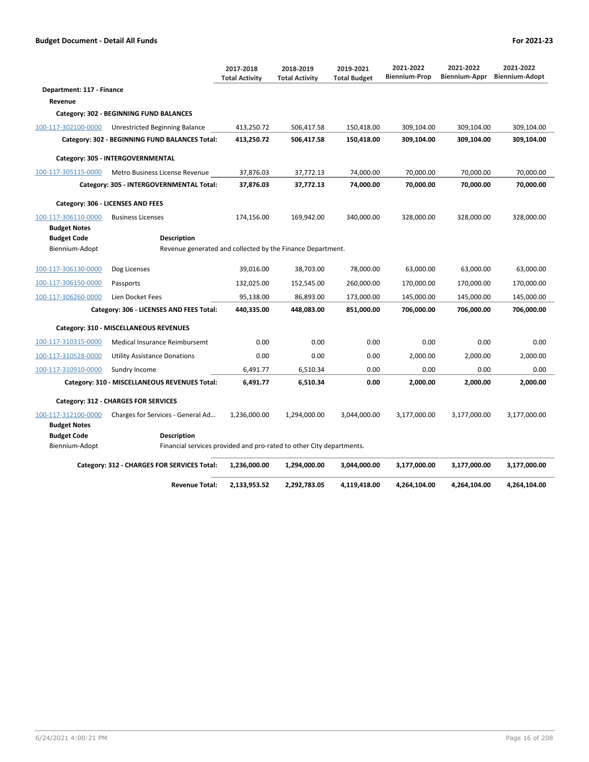**Budget Document - Detail All Funds** **For 2021-23**

| | | 2017-2018 Total Activity | 2018-2019 Total Activity | 2019-2021 Total Budget | 2021-2022 Biennium-Prop | 2021-2022 Biennium-Appr | 2021-2022 Biennium-Adopt |
|---|---|---|---|---|---|---|---|
| **Department: 117 - Finance** | | | | | | | |
| **Revenue** | | | | | | | |
| **Category: 302 - BEGINNING FUND BALANCES** | | | | | | | |
| 100-117-302100-0000 | Unrestricted Beginning Balance | 413,250.72 | 506,417.58 | 150,418.00 | 309,104.00 | 309,104.00 | 309,104.00 |
| | **Category: 302 - BEGINNING FUND BALANCES Total:** | **413,250.72** | **506,417.58** | **150,418.00** | **309,104.00** | **309,104.00** | **309,104.00** |
| **Category: 305 - INTERGOVERNMENTAL** | | | | | | | |
| 100-117-305115-0000 | Metro Business License Revenue | 37,876.03 | 37,772.13 | 74,000.00 | 70,000.00 | 70,000.00 | 70,000.00 |
| | **Category: 305 - INTERGOVERNMENTAL Total:** | **37,876.03** | **37,772.13** | **74,000.00** | **70,000.00** | **70,000.00** | **70,000.00** |
| **Category: 306 - LICENSES AND FEES** | | | | | | | |
| 100-117-306110-0000 | Business Licenses | 174,156.00 | 169,942.00 | 340,000.00 | 328,000.00 | 328,000.00 | 328,000.00 |
| **Budget Notes** | | | | | | | |
| **Budget Code** | **Description** | | | | | | |
| Biennium-Adopt | Revenue generated and collected by the Finance Department. | | | | | | |
| 100-117-306130-0000 | Dog Licenses | 39,016.00 | 38,703.00 | 78,000.00 | 63,000.00 | 63,000.00 | 63,000.00 |
| 100-117-306150-0000 | Passports | 132,025.00 | 152,545.00 | 260,000.00 | 170,000.00 | 170,000.00 | 170,000.00 |
| 100-117-306260-0000 | Lien Docket Fees | 95,138.00 | 86,893.00 | 173,000.00 | 145,000.00 | 145,000.00 | 145,000.00 |
| | **Category: 306 - LICENSES AND FEES Total:** | **440,335.00** | **448,083.00** | **851,000.00** | **706,000.00** | **706,000.00** | **706,000.00** |
| **Category: 310 - MISCELLANEOUS REVENUES** | | | | | | | |
| 100-117-310315-0000 | Medical Insurance Reimbursemt | 0.00 | 0.00 | 0.00 | 0.00 | 0.00 | 0.00 |
| 100-117-310528-0000 | Utility Assistance Donations | 0.00 | 0.00 | 0.00 | 2,000.00 | 2,000.00 | 2,000.00 |
| 100-117-310910-0000 | Sundry Income | 6,491.77 | 6,510.34 | 0.00 | 0.00 | 0.00 | 0.00 |
| | **Category: 310 - MISCELLANEOUS REVENUES Total:** | **6,491.77** | **6,510.34** | **0.00** | **2,000.00** | **2,000.00** | **2,000.00** |
| **Category: 312 - CHARGES FOR SERVICES** | | | | | | | |
| 100-117-312100-0000 | Charges for Services - General Ad... | 1,236,000.00 | 1,294,000.00 | 3,044,000.00 | 3,177,000.00 | 3,177,000.00 | 3,177,000.00 |
| **Budget Notes** | | | | | | | |
| **Budget Code** | **Description** | | | | | | |
| Biennium-Adopt | Financial services provided and pro-rated to other City departments. | | | | | | |
| | **Category: 312 - CHARGES FOR SERVICES Total:** | **1,236,000.00** | **1,294,000.00** | **3,044,000.00** | **3,177,000.00** | **3,177,000.00** | **3,177,000.00** |
| | **Revenue Total:** | **2,133,953.52** | **2,292,783.05** | **4,119,418.00** | **4,264,104.00** | **4,264,104.00** | **4,264,104.00** |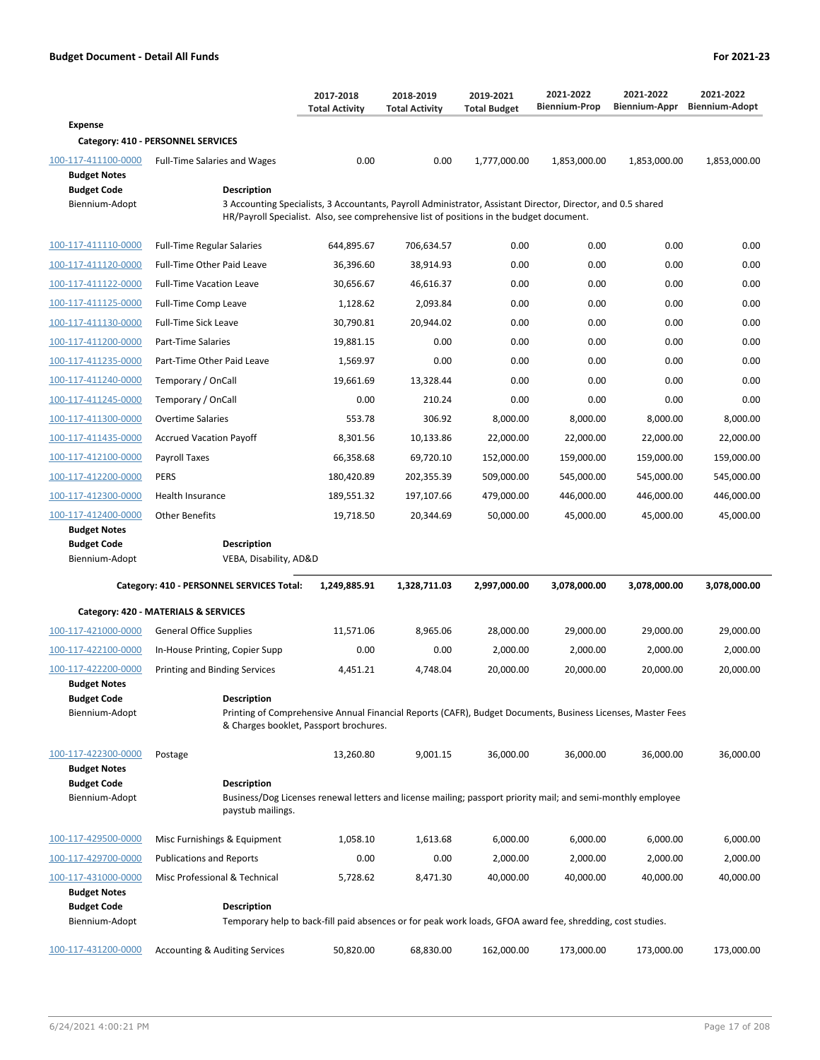| | | 2017-2018 Total Activity | 2018-2019 Total Activity | 2019-2021 Total Budget | 2021-2022 Biennium-Prop | 2021-2022 Biennium-Appr | 2021-2022 Biennium-Adopt |
|---|---|---|---|---|---|---|---|
| **Expense** | | | | | | | |
| **Category: 410 - PERSONNEL SERVICES** | | | | | | | |
| 100-117-411100-0000 | Full-Time Salaries and Wages | 0.00 | 0.00 | 1,777,000.00 | 1,853,000.00 | 1,853,000.00 | 1,853,000.00 |
| **Budget Notes** | | | | | | | |
| **Budget Code** | **Description** | | | | | | |
| Biennium-Adopt | 3 Accounting Specialists, 3 Accountants, Payroll Administrator, Assistant Director, Director, and 0.5 shared HR/Payroll Specialist. Also, see comprehensive list of positions in the budget document. | | | | | | |
| 100-117-411110-0000 | Full-Time Regular Salaries | 644,895.67 | 706,634.57 | 0.00 | 0.00 | 0.00 | 0.00 |
| 100-117-411120-0000 | Full-Time Other Paid Leave | 36,396.60 | 38,914.93 | 0.00 | 0.00 | 0.00 | 0.00 |
| 100-117-411122-0000 | Full-Time Vacation Leave | 30,656.67 | 46,616.37 | 0.00 | 0.00 | 0.00 | 0.00 |
| 100-117-411125-0000 | Full-Time Comp Leave | 1,128.62 | 2,093.84 | 0.00 | 0.00 | 0.00 | 0.00 |
| 100-117-411130-0000 | Full-Time Sick Leave | 30,790.81 | 20,944.02 | 0.00 | 0.00 | 0.00 | 0.00 |
| 100-117-411200-0000 | Part-Time Salaries | 19,881.15 | 0.00 | 0.00 | 0.00 | 0.00 | 0.00 |
| 100-117-411235-0000 | Part-Time Other Paid Leave | 1,569.97 | 0.00 | 0.00 | 0.00 | 0.00 | 0.00 |
| 100-117-411240-0000 | Temporary / OnCall | 19,661.69 | 13,328.44 | 0.00 | 0.00 | 0.00 | 0.00 |
| 100-117-411245-0000 | Temporary / OnCall | 0.00 | 210.24 | 0.00 | 0.00 | 0.00 | 0.00 |
| 100-117-411300-0000 | Overtime Salaries | 553.78 | 306.92 | 8,000.00 | 8,000.00 | 8,000.00 | 8,000.00 |
| 100-117-411435-0000 | Accrued Vacation Payoff | 8,301.56 | 10,133.86 | 22,000.00 | 22,000.00 | 22,000.00 | 22,000.00 |
| 100-117-412100-0000 | Payroll Taxes | 66,358.68 | 69,720.10 | 152,000.00 | 159,000.00 | 159,000.00 | 159,000.00 |
| 100-117-412200-0000 | PERS | 180,420.89 | 202,355.39 | 509,000.00 | 545,000.00 | 545,000.00 | 545,000.00 |
| 100-117-412300-0000 | Health Insurance | 189,551.32 | 197,107.66 | 479,000.00 | 446,000.00 | 446,000.00 | 446,000.00 |
| 100-117-412400-0000 | Other Benefits | 19,718.50 | 20,344.69 | 50,000.00 | 45,000.00 | 45,000.00 | 45,000.00 |
| **Budget Notes** | | | | | | | |
| **Budget Code** | **Description** | | | | | | |
| Biennium-Adopt | VEBA, Disability, AD&D | | | | | | |
| | **Category: 410 - PERSONNEL SERVICES Total:** | **1,249,885.91** | **1,328,711.03** | **2,997,000.00** | **3,078,000.00** | **3,078,000.00** | **3,078,000.00** |
| **Category: 420 - MATERIALS & SERVICES** | | | | | | | |
| 100-117-421000-0000 | General Office Supplies | 11,571.06 | 8,965.06 | 28,000.00 | 29,000.00 | 29,000.00 | 29,000.00 |
| 100-117-422100-0000 | In-House Printing, Copier Supp | 0.00 | 0.00 | 2,000.00 | 2,000.00 | 2,000.00 | 2,000.00 |
| 100-117-422200-0000 | Printing and Binding Services | 4,451.21 | 4,748.04 | 20,000.00 | 20,000.00 | 20,000.00 | 20,000.00 |
| **Budget Notes** | | | | | | | |
| **Budget Code** | **Description** | | | | | | |
| Biennium-Adopt | Printing of Comprehensive Annual Financial Reports (CAFR), Budget Documents, Business Licenses, Master Fees & Charges booklet, Passport brochures. | | | | | | |
| 100-117-422300-0000 | Postage | 13,260.80 | 9,001.15 | 36,000.00 | 36,000.00 | 36,000.00 | 36,000.00 |
| **Budget Notes** | | | | | | | |
| **Budget Code** | **Description** | | | | | | |
| Biennium-Adopt | Business/Dog Licenses renewal letters and license mailing; passport priority mail; and semi-monthly employee paystub mailings. | | | | | | |
| 100-117-429500-0000 | Misc Furnishings & Equipment | 1,058.10 | 1,613.68 | 6,000.00 | 6,000.00 | 6,000.00 | 6,000.00 |
| 100-117-429700-0000 | Publications and Reports | 0.00 | 0.00 | 2,000.00 | 2,000.00 | 2,000.00 | 2,000.00 |
| 100-117-431000-0000 | Misc Professional & Technical | 5,728.62 | 8,471.30 | 40,000.00 | 40,000.00 | 40,000.00 | 40,000.00 |
| **Budget Notes** | | | | | | | |
| **Budget Code** | **Description** | | | | | | |
| Biennium-Adopt | Temporary help to back-fill paid absences or for peak work loads, GFOA award fee, shredding, cost studies. | | | | | | |
| 100-117-431200-0000 | Accounting & Auditing Services | 50,820.00 | 68,830.00 | 162,000.00 | 173,000.00 | 173,000.00 | 173,000.00 |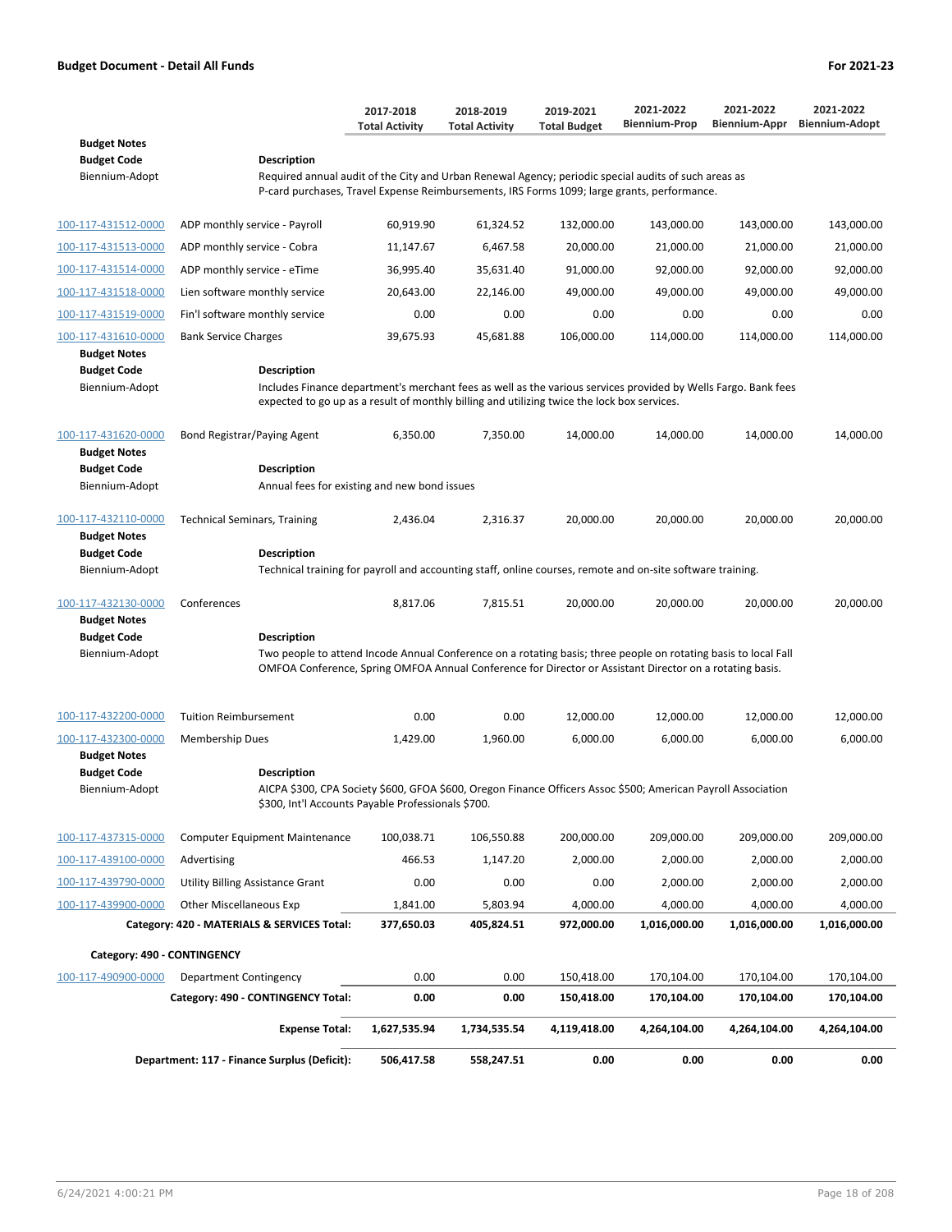**Budget Document - Detail All Funds** | **For 2021-23**

| | | 2017-2018 Total Activity | 2018-2019 Total Activity | 2019-2021 Total Budget | 2021-2022 Biennium-Prop | 2021-2022 Biennium-Appr | 2021-2022 Biennium-Adopt |
|---|---|---|---|---|---|---|---|
| **Budget Notes** | | | | | | | |
| **Budget Code** | **Description** | | | | | | |
| Biennium-Adopt | Required annual audit of the City and Urban Renewal Agency; periodic special audits of such areas as P-card purchases, Travel Expense Reimbursements, IRS Forms 1099; large grants, performance. | | | | | | |
| 100-117-431512-0000 | ADP monthly service - Payroll | 60,919.90 | 61,324.52 | 132,000.00 | 143,000.00 | 143,000.00 | 143,000.00 |
| 100-117-431513-0000 | ADP monthly service - Cobra | 11,147.67 | 6,467.58 | 20,000.00 | 21,000.00 | 21,000.00 | 21,000.00 |
| 100-117-431514-0000 | ADP monthly service - eTime | 36,995.40 | 35,631.40 | 91,000.00 | 92,000.00 | 92,000.00 | 92,000.00 |
| 100-117-431518-0000 | Lien software monthly service | 20,643.00 | 22,146.00 | 49,000.00 | 49,000.00 | 49,000.00 | 49,000.00 |
| 100-117-431519-0000 | Fin'l software monthly service | 0.00 | 0.00 | 0.00 | 0.00 | 0.00 | 0.00 |
| 100-117-431610-0000 | Bank Service Charges | 39,675.93 | 45,681.88 | 106,000.00 | 114,000.00 | 114,000.00 | 114,000.00 |
| **Budget Notes** | | | | | | | |
| **Budget Code** | **Description** | | | | | | |
| Biennium-Adopt | Includes Finance department's merchant fees as well as the various services provided by Wells Fargo. Bank fees expected to go up as a result of monthly billing and utilizing twice the lock box services. | | | | | | |
| 100-117-431620-0000 | Bond Registrar/Paying Agent | 6,350.00 | 7,350.00 | 14,000.00 | 14,000.00 | 14,000.00 | 14,000.00 |
| **Budget Notes** | | | | | | | |
| **Budget Code** | **Description** | | | | | | |
| Biennium-Adopt | Annual fees for existing and new bond issues | | | | | | |
| 100-117-432110-0000 | Technical Seminars, Training | 2,436.04 | 2,316.37 | 20,000.00 | 20,000.00 | 20,000.00 | 20,000.00 |
| **Budget Notes** | | | | | | | |
| **Budget Code** | **Description** | | | | | | |
| Biennium-Adopt | Technical training for payroll and accounting staff, online courses, remote and on-site software training. | | | | | | |
| 100-117-432130-0000 | Conferences | 8,817.06 | 7,815.51 | 20,000.00 | 20,000.00 | 20,000.00 | 20,000.00 |
| **Budget Notes** | | | | | | | |
| **Budget Code** | **Description** | | | | | | |
| Biennium-Adopt | Two people to attend Incode Annual Conference on a rotating basis; three people on rotating basis to local Fall OMFOA Conference, Spring OMFOA Annual Conference for Director or Assistant Director on a rotating basis. | | | | | | |
| 100-117-432200-0000 | Tuition Reimbursement | 0.00 | 0.00 | 12,000.00 | 12,000.00 | 12,000.00 | 12,000.00 |
| 100-117-432300-0000 | Membership Dues | 1,429.00 | 1,960.00 | 6,000.00 | 6,000.00 | 6,000.00 | 6,000.00 |
| **Budget Notes** | | | | | | | |
| **Budget Code** | **Description** | | | | | | |
| Biennium-Adopt | AICPA $300, CPA Society $600, GFOA $600, Oregon Finance Officers Assoc $500; American Payroll Association $300, Int'l Accounts Payable Professionals $700. | | | | | | |
| 100-117-437315-0000 | Computer Equipment Maintenance | 100,038.71 | 106,550.88 | 200,000.00 | 209,000.00 | 209,000.00 | 209,000.00 |
| 100-117-439100-0000 | Advertising | 466.53 | 1,147.20 | 2,000.00 | 2,000.00 | 2,000.00 | 2,000.00 |
| 100-117-439790-0000 | Utility Billing Assistance Grant | 0.00 | 0.00 | 0.00 | 2,000.00 | 2,000.00 | 2,000.00 |
| 100-117-439900-0000 | Other Miscellaneous Exp | 1,841.00 | 5,803.94 | 4,000.00 | 4,000.00 | 4,000.00 | 4,000.00 |
| | **Category: 420 - MATERIALS & SERVICES Total:** | **377,650.03** | **405,824.51** | **972,000.00** | **1,016,000.00** | **1,016,000.00** | **1,016,000.00** |
| **Category: 490 - CONTINGENCY** | | | | | | | |
| 100-117-490900-0000 | Department Contingency | 0.00 | 0.00 | 150,418.00 | 170,104.00 | 170,104.00 | 170,104.00 |
| | **Category: 490 - CONTINGENCY Total:** | **0.00** | **0.00** | **150,418.00** | **170,104.00** | **170,104.00** | **170,104.00** |
| | **Expense Total:** | **1,627,535.94** | **1,734,535.54** | **4,119,418.00** | **4,264,104.00** | **4,264,104.00** | **4,264,104.00** |
| | **Department: 117 - Finance Surplus (Deficit):** | **506,417.58** | **558,247.51** | **0.00** | **0.00** | **0.00** | **0.00** |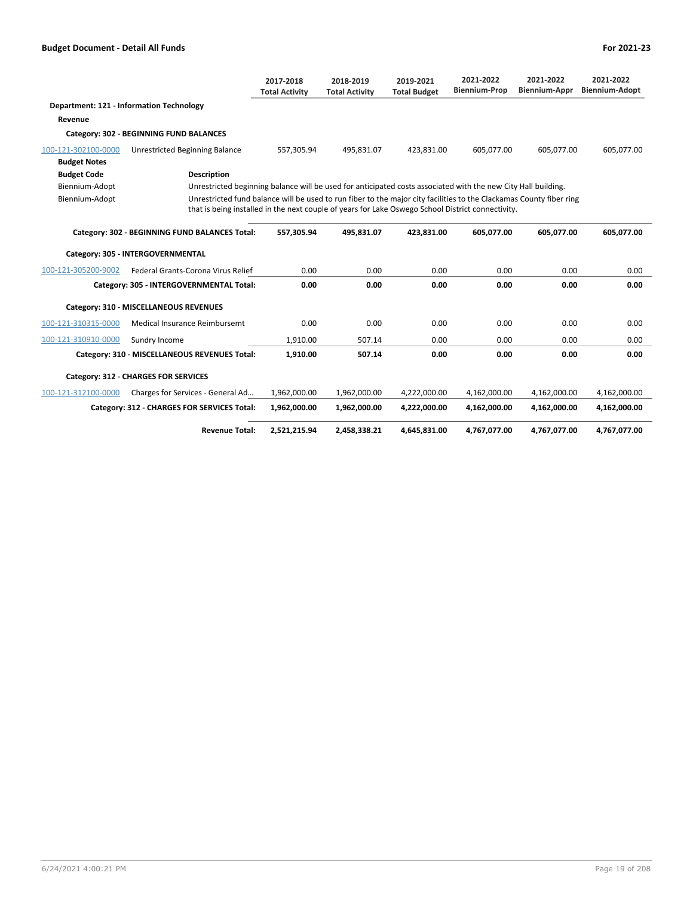| | | 2017-2018 Total Activity | 2018-2019 Total Activity | 2019-2021 Total Budget | 2021-2022 Biennium-Prop | 2021-2022 Biennium-Appr | 2021-2022 Biennium-Adopt |
|---|---|---|---|---|---|---|---|
| **Department: 121 - Information Technology** | | | | | | | |
| **Revenue** | | | | | | | |
| **Category: 302 - BEGINNING FUND BALANCES** | | | | | | | |
| 100-121-302100-0000 | Unrestricted Beginning Balance | 557,305.94 | 495,831.07 | 423,831.00 | 605,077.00 | 605,077.00 | 605,077.00 |
| **Budget Notes** | | | | | | | |
| **Budget Code** | **Description** | | | | | | |
| Biennium-Adopt | Unrestricted beginning balance will be used for anticipated costs associated with the new City Hall building. | | | | | | |
| Biennium-Adopt | Unrestricted fund balance will be used to run fiber to the major city facilities to the Clackamas County fiber ring that is being installed in the next couple of years for Lake Oswego School District connectivity. | | | | | | |
| | **Category: 302 - BEGINNING FUND BALANCES Total:** | **557,305.94** | **495,831.07** | **423,831.00** | **605,077.00** | **605,077.00** | **605,077.00** |
| **Category: 305 - INTERGOVERNMENTAL** | | | | | | | |
| 100-121-305200-9002 | Federal Grants-Corona Virus Relief | 0.00 | 0.00 | 0.00 | 0.00 | 0.00 | 0.00 |
| | **Category: 305 - INTERGOVERNMENTAL Total:** | **0.00** | **0.00** | **0.00** | **0.00** | **0.00** | **0.00** |
| **Category: 310 - MISCELLANEOUS REVENUES** | | | | | | | |
| 100-121-310315-0000 | Medical Insurance Reimbursemt | 0.00 | 0.00 | 0.00 | 0.00 | 0.00 | 0.00 |
| 100-121-310910-0000 | Sundry Income | 1,910.00 | 507.14 | 0.00 | 0.00 | 0.00 | 0.00 |
| | **Category: 310 - MISCELLANEOUS REVENUES Total:** | **1,910.00** | **507.14** | **0.00** | **0.00** | **0.00** | **0.00** |
| **Category: 312 - CHARGES FOR SERVICES** | | | | | | | |
| 100-121-312100-0000 | Charges for Services - General Ad... | 1,962,000.00 | 1,962,000.00 | 4,222,000.00 | 4,162,000.00 | 4,162,000.00 | 4,162,000.00 |
| | **Category: 312 - CHARGES FOR SERVICES Total:** | **1,962,000.00** | **1,962,000.00** | **4,222,000.00** | **4,162,000.00** | **4,162,000.00** | **4,162,000.00** |
| | **Revenue Total:** | **2,521,215.94** | **2,458,338.21** | **4,645,831.00** | **4,767,077.00** | **4,767,077.00** | **4,767,077.00** |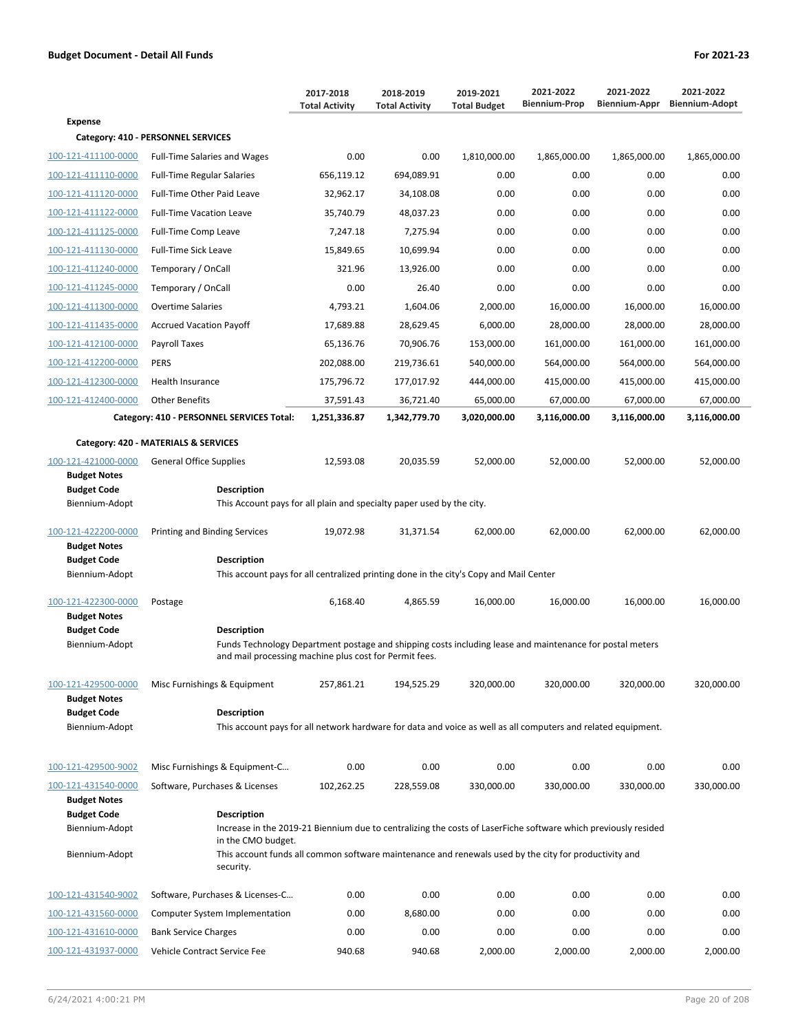**Budget Document - Detail All Funds** | **For 2021-23**

| | | 2017-2018 Total Activity | 2018-2019 Total Activity | 2019-2021 Total Budget | 2021-2022 Biennium-Prop | 2021-2022 Biennium-Appr | 2021-2022 Biennium-Adopt |
|---|---|---|---|---|---|---|---|
| **Expense** | | | | | | | |
| **Category: 410 - PERSONNEL SERVICES** | | | | | | | |
| 100-121-411100-0000 | Full-Time Salaries and Wages | 0.00 | 0.00 | 1,810,000.00 | 1,865,000.00 | 1,865,000.00 | 1,865,000.00 |
| 100-121-411110-0000 | Full-Time Regular Salaries | 656,119.12 | 694,089.91 | 0.00 | 0.00 | 0.00 | 0.00 |
| 100-121-411120-0000 | Full-Time Other Paid Leave | 32,962.17 | 34,108.08 | 0.00 | 0.00 | 0.00 | 0.00 |
| 100-121-411122-0000 | Full-Time Vacation Leave | 35,740.79 | 48,037.23 | 0.00 | 0.00 | 0.00 | 0.00 |
| 100-121-411125-0000 | Full-Time Comp Leave | 7,247.18 | 7,275.94 | 0.00 | 0.00 | 0.00 | 0.00 |
| 100-121-411130-0000 | Full-Time Sick Leave | 15,849.65 | 10,699.94 | 0.00 | 0.00 | 0.00 | 0.00 |
| 100-121-411240-0000 | Temporary / OnCall | 321.96 | 13,926.00 | 0.00 | 0.00 | 0.00 | 0.00 |
| 100-121-411245-0000 | Temporary / OnCall | 0.00 | 26.40 | 0.00 | 0.00 | 0.00 | 0.00 |
| 100-121-411300-0000 | Overtime Salaries | 4,793.21 | 1,604.06 | 2,000.00 | 16,000.00 | 16,000.00 | 16,000.00 |
| 100-121-411435-0000 | Accrued Vacation Payoff | 17,689.88 | 28,629.45 | 6,000.00 | 28,000.00 | 28,000.00 | 28,000.00 |
| 100-121-412100-0000 | Payroll Taxes | 65,136.76 | 70,906.76 | 153,000.00 | 161,000.00 | 161,000.00 | 161,000.00 |
| 100-121-412200-0000 | PERS | 202,088.00 | 219,736.61 | 540,000.00 | 564,000.00 | 564,000.00 | 564,000.00 |
| 100-121-412300-0000 | Health Insurance | 175,796.72 | 177,017.92 | 444,000.00 | 415,000.00 | 415,000.00 | 415,000.00 |
| 100-121-412400-0000 | Other Benefits | 37,591.43 | 36,721.40 | 65,000.00 | 67,000.00 | 67,000.00 | 67,000.00 |
| | **Category: 410 - PERSONNEL SERVICES Total:** | **1,251,336.87** | **1,342,779.70** | **3,020,000.00** | **3,116,000.00** | **3,116,000.00** | **3,116,000.00** |
| **Category: 420 - MATERIALS & SERVICES** | | | | | | | |
| 100-121-421000-0000 | General Office Supplies | 12,593.08 | 20,035.59 | 52,000.00 | 52,000.00 | 52,000.00 | 52,000.00 |
| **Budget Notes** | | | | | | | |
| **Budget Code** | **Description** | | | | | | |
| Biennium-Adopt | This Account pays for all plain and specialty paper used by the city. | | | | | | |
| 100-121-422200-0000 | Printing and Binding Services | 19,072.98 | 31,371.54 | 62,000.00 | 62,000.00 | 62,000.00 | 62,000.00 |
| **Budget Notes** | | | | | | | |
| **Budget Code** | **Description** | | | | | | |
| Biennium-Adopt | This account pays for all centralized printing done in the city's Copy and Mail Center | | | | | | |
| 100-121-422300-0000 | Postage | 6,168.40 | 4,865.59 | 16,000.00 | 16,000.00 | 16,000.00 | 16,000.00 |
| **Budget Notes** | | | | | | | |
| **Budget Code** | **Description** | | | | | | |
| Biennium-Adopt | Funds Technology Department postage and shipping costs including lease and maintenance for postal meters and mail processing machine plus cost for Permit fees. | | | | | | |
| 100-121-429500-0000 | Misc Furnishings & Equipment | 257,861.21 | 194,525.29 | 320,000.00 | 320,000.00 | 320,000.00 | 320,000.00 |
| **Budget Notes** | | | | | | | |
| **Budget Code** | **Description** | | | | | | |
| Biennium-Adopt | This account pays for all network hardware for data and voice as well as all computers and related equipment. | | | | | | |
| 100-121-429500-9002 | Misc Furnishings & Equipment-C... | 0.00 | 0.00 | 0.00 | 0.00 | 0.00 | 0.00 |
| 100-121-431540-0000 | Software, Purchases & Licenses | 102,262.25 | 228,559.08 | 330,000.00 | 330,000.00 | 330,000.00 | 330,000.00 |
| **Budget Notes** | | | | | | | |
| **Budget Code** | **Description** | | | | | | |
| Biennium-Adopt | Increase in the 2019-21 Biennium due to centralizing the costs of LaserFiche software which previously resided in the CMO budget. | | | | | | |
| Biennium-Adopt | This account funds all common software maintenance and renewals used by the city for productivity and security. | | | | | | |
| 100-121-431540-9002 | Software, Purchases & Licenses-C... | 0.00 | 0.00 | 0.00 | 0.00 | 0.00 | 0.00 |
| 100-121-431560-0000 | Computer System Implementation | 0.00 | 8,680.00 | 0.00 | 0.00 | 0.00 | 0.00 |
| 100-121-431610-0000 | Bank Service Charges | 0.00 | 0.00 | 0.00 | 0.00 | 0.00 | 0.00 |
| 100-121-431937-0000 | Vehicle Contract Service Fee | 940.68 | 940.68 | 2,000.00 | 2,000.00 | 2,000.00 | 2,000.00 |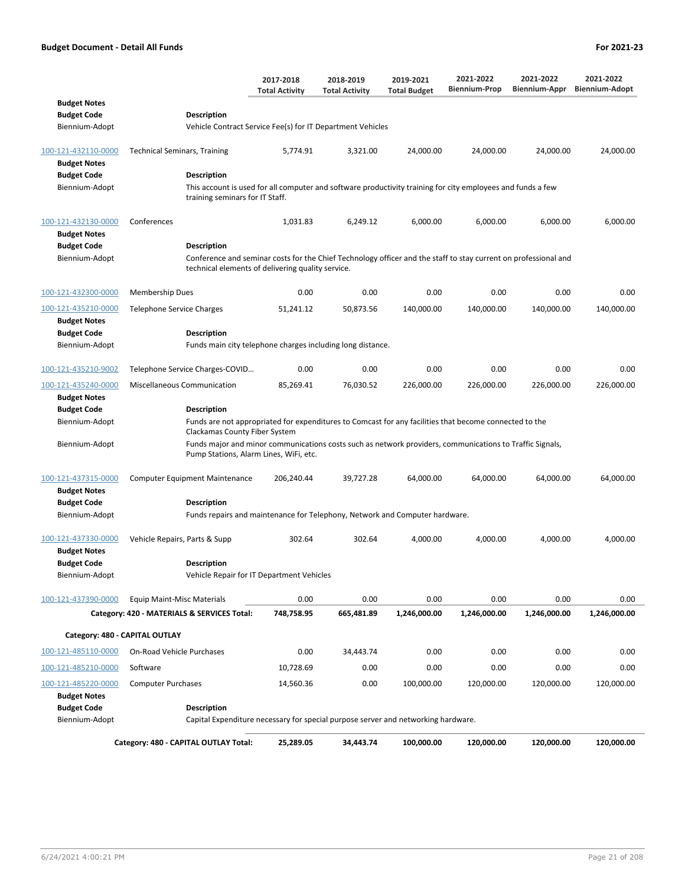**Budget Document - Detail All Funds** **For 2021-23**

| | | 2017-2018 Total Activity | 2018-2019 Total Activity | 2019-2021 Total Budget | 2021-2022 Biennium-Prop | 2021-2022 Biennium-Appr | 2021-2022 Biennium-Adopt |
|---|---|---|---|---|---|---|---|
| **Budget Notes** | | | | | | | |
| **Budget Code** | **Description** | | | | | | |
| Biennium-Adopt | Vehicle Contract Service Fee(s) for IT Department Vehicles | | | | | | |
| 100-121-432110-0000 | Technical Seminars, Training | 5,774.91 | 3,321.00 | 24,000.00 | 24,000.00 | 24,000.00 | 24,000.00 |
| **Budget Notes** | | | | | | | |
| **Budget Code** | **Description** | | | | | | |
| Biennium-Adopt | This account is used for all computer and software productivity training for city employees and funds a few training seminars for IT Staff. | | | | | | |
| 100-121-432130-0000 | Conferences | 1,031.83 | 6,249.12 | 6,000.00 | 6,000.00 | 6,000.00 | 6,000.00 |
| **Budget Notes** | | | | | | | |
| **Budget Code** | **Description** | | | | | | |
| Biennium-Adopt | Conference and seminar costs for the Chief Technology officer and the staff to stay current on professional and technical elements of delivering quality service. | | | | | | |
| 100-121-432300-0000 | Membership Dues | 0.00 | 0.00 | 0.00 | 0.00 | 0.00 | 0.00 |
| 100-121-435210-0000 | Telephone Service Charges | 51,241.12 | 50,873.56 | 140,000.00 | 140,000.00 | 140,000.00 | 140,000.00 |
| **Budget Notes** | | | | | | | |
| **Budget Code** | **Description** | | | | | | |
| Biennium-Adopt | Funds main city telephone charges including long distance. | | | | | | |
| 100-121-435210-9002 | Telephone Service Charges-COVID... | 0.00 | 0.00 | 0.00 | 0.00 | 0.00 | 0.00 |
| 100-121-435240-0000 | Miscellaneous Communication | 85,269.41 | 76,030.52 | 226,000.00 | 226,000.00 | 226,000.00 | 226,000.00 |
| **Budget Notes** | | | | | | | |
| **Budget Code** | **Description** | | | | | | |
| Biennium-Adopt | Funds are not appropriated for expenditures to Comcast for any facilities that become connected to the Clackamas County Fiber System | | | | | | |
| Biennium-Adopt | Funds major and minor communications costs such as network providers, communications to Traffic Signals, Pump Stations, Alarm Lines, WiFi, etc. | | | | | | |
| 100-121-437315-0000 | Computer Equipment Maintenance | 206,240.44 | 39,727.28 | 64,000.00 | 64,000.00 | 64,000.00 | 64,000.00 |
| **Budget Notes** | | | | | | | |
| **Budget Code** | **Description** | | | | | | |
| Biennium-Adopt | Funds repairs and maintenance for Telephony, Network and Computer hardware. | | | | | | |
| 100-121-437330-0000 | Vehicle Repairs, Parts & Supp | 302.64 | 302.64 | 4,000.00 | 4,000.00 | 4,000.00 | 4,000.00 |
| **Budget Notes** | | | | | | | |
| **Budget Code** | **Description** | | | | | | |
| Biennium-Adopt | Vehicle Repair for IT Department Vehicles | | | | | | |
| 100-121-437390-0000 | Equip Maint-Misc Materials | 0.00 | 0.00 | 0.00 | 0.00 | 0.00 | 0.00 |
| | **Category: 420 - MATERIALS & SERVICES Total:** | **748,758.95** | **665,481.89** | **1,246,000.00** | **1,246,000.00** | **1,246,000.00** | **1,246,000.00** |
| **Category: 480 - CAPITAL OUTLAY** | | | | | | | |
| 100-121-485110-0000 | On-Road Vehicle Purchases | 0.00 | 34,443.74 | 0.00 | 0.00 | 0.00 | 0.00 |
| 100-121-485210-0000 | Software | 10,728.69 | 0.00 | 0.00 | 0.00 | 0.00 | 0.00 |
| 100-121-485220-0000 | Computer Purchases | 14,560.36 | 0.00 | 100,000.00 | 120,000.00 | 120,000.00 | 120,000.00 |
| **Budget Notes** | | | | | | | |
| **Budget Code** | **Description** | | | | | | |
| Biennium-Adopt | Capital Expenditure necessary for special purpose server and networking hardware. | | | | | | |
| | **Category: 480 - CAPITAL OUTLAY Total:** | **25,289.05** | **34,443.74** | **100,000.00** | **120,000.00** | **120,000.00** | **120,000.00** |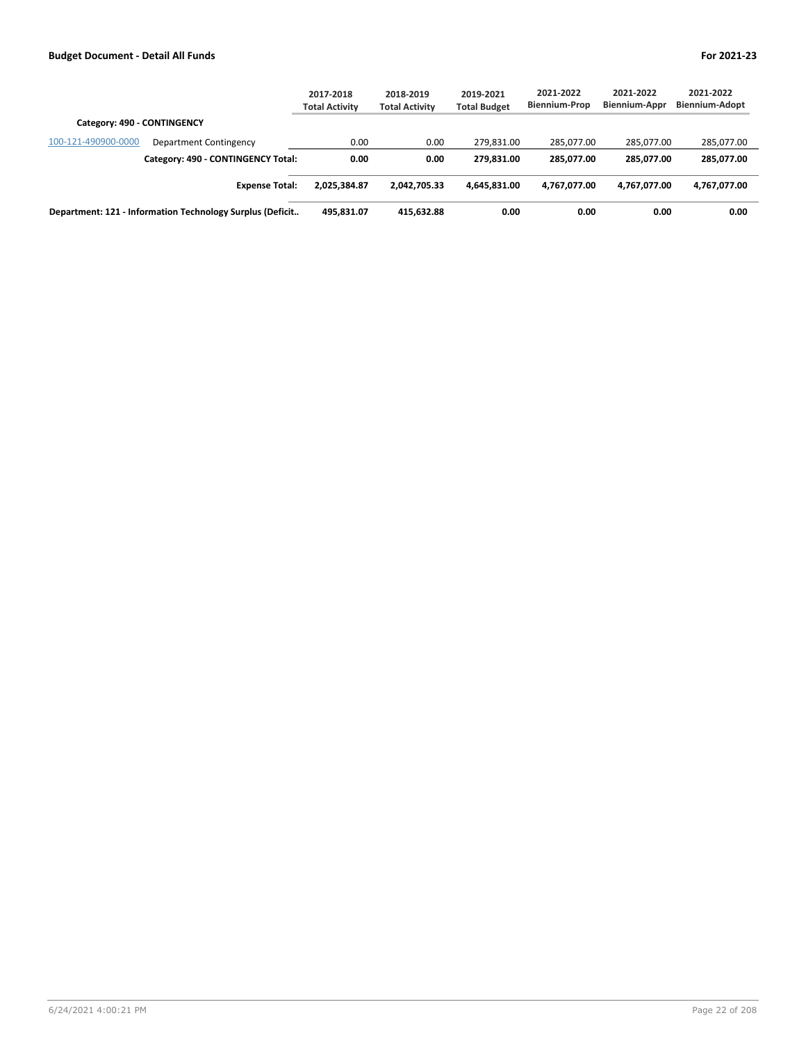**Budget Document - Detail All Funds** **For 2021-23**

| | | 2017-2018 Total Activity | 2018-2019 Total Activity | 2019-2021 Total Budget | 2021-2022 Biennium-Prop | 2021-2022 Biennium-Appr | 2021-2022 Biennium-Adopt |
|---|---|---|---|---|---|---|---|
| **Category: 490 - CONTINGENCY** | | | | | | | |
| 100-121-490900-0000 | Department Contingency | 0.00 | 0.00 | 279,831.00 | 285,077.00 | 285,077.00 | 285,077.00 |
| | **Category: 490 - CONTINGENCY Total:** | **0.00** | **0.00** | **279,831.00** | **285,077.00** | **285,077.00** | **285,077.00** |
| | **Expense Total:** | **2,025,384.87** | **2,042,705.33** | **4,645,831.00** | **4,767,077.00** | **4,767,077.00** | **4,767,077.00** |
| **Department: 121 - Information Technology Surplus (Deficit..** | | **495,831.07** | **415,632.88** | **0.00** | **0.00** | **0.00** | **0.00** |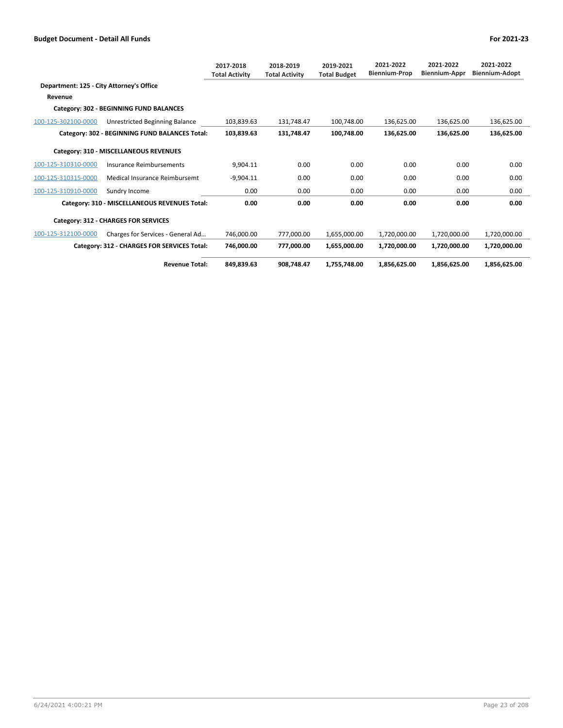**Budget Document - Detail All Funds** **For 2021-23**

| | | 2017-2018 Total Activity | 2018-2019 Total Activity | 2019-2021 Total Budget | 2021-2022 Biennium-Prop | 2021-2022 Biennium-Appr | 2021-2022 Biennium-Adopt |
|---|---|---|---|---|---|---|---|
| **Department: 125 - City Attorney's Office** | | | | | | | |
| **Revenue** | | | | | | | |
| **Category: 302 - BEGINNING FUND BALANCES** | | | | | | | |
| 100-125-302100-0000 | Unrestricted Beginning Balance | 103,839.63 | 131,748.47 | 100,748.00 | 136,625.00 | 136,625.00 | 136,625.00 |
| | **Category: 302 - BEGINNING FUND BALANCES Total:** | **103,839.63** | **131,748.47** | **100,748.00** | **136,625.00** | **136,625.00** | **136,625.00** |
| **Category: 310 - MISCELLANEOUS REVENUES** | | | | | | | |
| 100-125-310310-0000 | Insurance Reimbursements | 9,904.11 | 0.00 | 0.00 | 0.00 | 0.00 | 0.00 |
| 100-125-310315-0000 | Medical Insurance Reimbursemt | -9,904.11 | 0.00 | 0.00 | 0.00 | 0.00 | 0.00 |
| 100-125-310910-0000 | Sundry Income | 0.00 | 0.00 | 0.00 | 0.00 | 0.00 | 0.00 |
| | **Category: 310 - MISCELLANEOUS REVENUES Total:** | **0.00** | **0.00** | **0.00** | **0.00** | **0.00** | **0.00** |
| **Category: 312 - CHARGES FOR SERVICES** | | | | | | | |
| 100-125-312100-0000 | Charges for Services - General Ad... | 746,000.00 | 777,000.00 | 1,655,000.00 | 1,720,000.00 | 1,720,000.00 | 1,720,000.00 |
| | **Category: 312 - CHARGES FOR SERVICES Total:** | **746,000.00** | **777,000.00** | **1,655,000.00** | **1,720,000.00** | **1,720,000.00** | **1,720,000.00** |
| | **Revenue Total:** | **849,839.63** | **908,748.47** | **1,755,748.00** | **1,856,625.00** | **1,856,625.00** | **1,856,625.00** |

6/24/2021 4:00:21 PM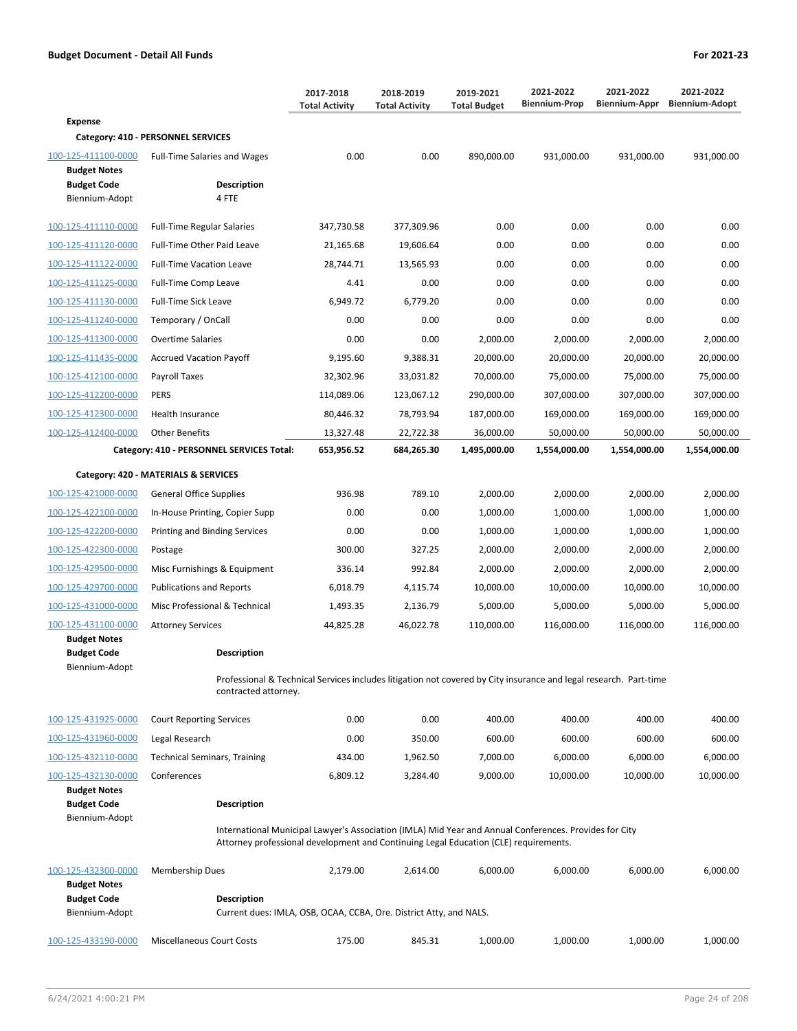**Budget Document - Detail All Funds** **For 2021-23**

| | | 2017-2018 Total Activity | 2018-2019 Total Activity | 2019-2021 Total Budget | 2021-2022 Biennium-Prop | 2021-2022 Biennium-Appr | 2021-2022 Biennium-Adopt |
|---|---|---|---|---|---|---|---|
| **Expense** | | | | | | | |
| **Category: 410 - PERSONNEL SERVICES** | | | | | | | |
| 100-125-411100-0000 | Full-Time Salaries and Wages | 0.00 | 0.00 | 890,000.00 | 931,000.00 | 931,000.00 | 931,000.00 |
| **Budget Notes** | | | | | | | |
| **Budget Code** | **Description** | | | | | | |
| Biennium-Adopt | 4 FTE | | | | | | |
| 100-125-411110-0000 | Full-Time Regular Salaries | 347,730.58 | 377,309.96 | 0.00 | 0.00 | 0.00 | 0.00 |
| 100-125-411120-0000 | Full-Time Other Paid Leave | 21,165.68 | 19,606.64 | 0.00 | 0.00 | 0.00 | 0.00 |
| 100-125-411122-0000 | Full-Time Vacation Leave | 28,744.71 | 13,565.93 | 0.00 | 0.00 | 0.00 | 0.00 |
| 100-125-411125-0000 | Full-Time Comp Leave | 4.41 | 0.00 | 0.00 | 0.00 | 0.00 | 0.00 |
| 100-125-411130-0000 | Full-Time Sick Leave | 6,949.72 | 6,779.20 | 0.00 | 0.00 | 0.00 | 0.00 |
| 100-125-411240-0000 | Temporary / OnCall | 0.00 | 0.00 | 0.00 | 0.00 | 0.00 | 0.00 |
| 100-125-411300-0000 | Overtime Salaries | 0.00 | 0.00 | 2,000.00 | 2,000.00 | 2,000.00 | 2,000.00 |
| 100-125-411435-0000 | Accrued Vacation Payoff | 9,195.60 | 9,388.31 | 20,000.00 | 20,000.00 | 20,000.00 | 20,000.00 |
| 100-125-412100-0000 | Payroll Taxes | 32,302.96 | 33,031.82 | 70,000.00 | 75,000.00 | 75,000.00 | 75,000.00 |
| 100-125-412200-0000 | PERS | 114,089.06 | 123,067.12 | 290,000.00 | 307,000.00 | 307,000.00 | 307,000.00 |
| 100-125-412300-0000 | Health Insurance | 80,446.32 | 78,793.94 | 187,000.00 | 169,000.00 | 169,000.00 | 169,000.00 |
| 100-125-412400-0000 | Other Benefits | 13,327.48 | 22,722.38 | 36,000.00 | 50,000.00 | 50,000.00 | 50,000.00 |
| **Category: 410 - PERSONNEL SERVICES Total:** | | **653,956.52** | **684,265.30** | **1,495,000.00** | **1,554,000.00** | **1,554,000.00** | **1,554,000.00** |
| **Category: 420 - MATERIALS & SERVICES** | | | | | | | |
| 100-125-421000-0000 | General Office Supplies | 936.98 | 789.10 | 2,000.00 | 2,000.00 | 2,000.00 | 2,000.00 |
| 100-125-422100-0000 | In-House Printing, Copier Supp | 0.00 | 0.00 | 1,000.00 | 1,000.00 | 1,000.00 | 1,000.00 |
| 100-125-422200-0000 | Printing and Binding Services | 0.00 | 0.00 | 1,000.00 | 1,000.00 | 1,000.00 | 1,000.00 |
| 100-125-422300-0000 | Postage | 300.00 | 327.25 | 2,000.00 | 2,000.00 | 2,000.00 | 2,000.00 |
| 100-125-429500-0000 | Misc Furnishings & Equipment | 336.14 | 992.84 | 2,000.00 | 2,000.00 | 2,000.00 | 2,000.00 |
| 100-125-429700-0000 | Publications and Reports | 6,018.79 | 4,115.74 | 10,000.00 | 10,000.00 | 10,000.00 | 10,000.00 |
| 100-125-431000-0000 | Misc Professional & Technical | 1,493.35 | 2,136.79 | 5,000.00 | 5,000.00 | 5,000.00 | 5,000.00 |
| 100-125-431100-0000 | Attorney Services | 44,825.28 | 46,022.78 | 110,000.00 | 116,000.00 | 116,000.00 | 116,000.00 |
| **Budget Notes** | | | | | | | |
| **Budget Code** | **Description** | | | | | | |
| Biennium-Adopt | Professional & Technical Services includes litigation not covered by City insurance and legal research. Part-time contracted attorney. | | | | | | |
| 100-125-431925-0000 | Court Reporting Services | 0.00 | 0.00 | 400.00 | 400.00 | 400.00 | 400.00 |
| 100-125-431960-0000 | Legal Research | 0.00 | 350.00 | 600.00 | 600.00 | 600.00 | 600.00 |
| 100-125-432110-0000 | Technical Seminars, Training | 434.00 | 1,962.50 | 7,000.00 | 6,000.00 | 6,000.00 | 6,000.00 |
| 100-125-432130-0000 | Conferences | 6,809.12 | 3,284.40 | 9,000.00 | 10,000.00 | 10,000.00 | 10,000.00 |
| **Budget Notes** | | | | | | | |
| **Budget Code** | **Description** | | | | | | |
| Biennium-Adopt | International Municipal Lawyer's Association (IMLA) Mid Year and Annual Conferences. Provides for City Attorney professional development and Continuing Legal Education (CLE) requirements. | | | | | | |
| 100-125-432300-0000 | Membership Dues | 2,179.00 | 2,614.00 | 6,000.00 | 6,000.00 | 6,000.00 | 6,000.00 |
| **Budget Notes** | | | | | | | |
| **Budget Code** | **Description** | | | | | | |
| Biennium-Adopt | Current dues: IMLA, OSB, OCAA, CCBA, Ore. District Atty, and NALS. | | | | | | |
| 100-125-433190-0000 | Miscellaneous Court Costs | 175.00 | 845.31 | 1,000.00 | 1,000.00 | 1,000.00 | 1,000.00 |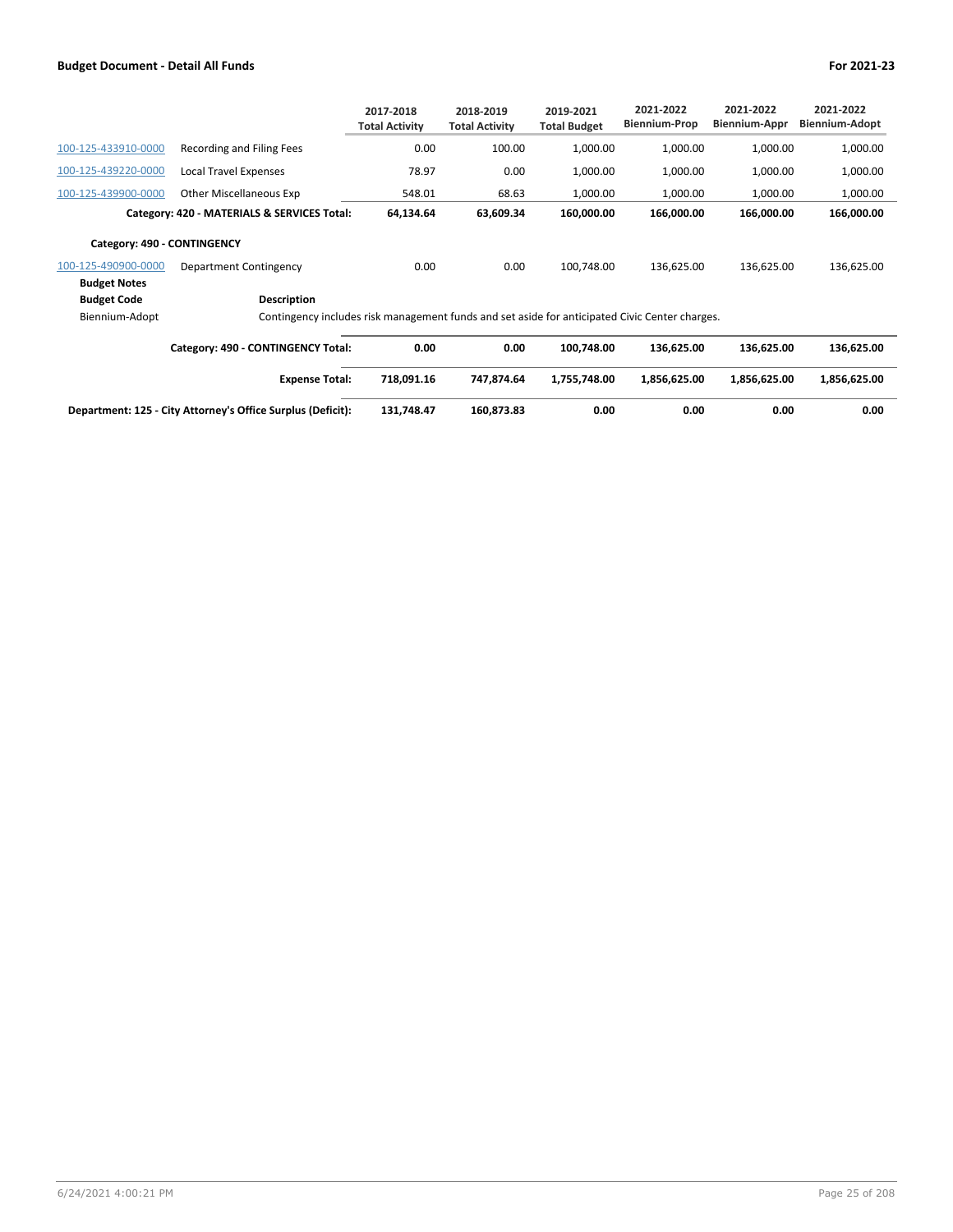| | | 2017-2018 Total Activity | 2018-2019 Total Activity | 2019-2021 Total Budget | 2021-2022 Biennium-Prop | 2021-2022 Biennium-Appr | 2021-2022 Biennium-Adopt |
|---|---|---|---|---|---|---|---|
| 100-125-433910-0000 | Recording and Filing Fees | 0.00 | 100.00 | 1,000.00 | 1,000.00 | 1,000.00 | 1,000.00 |
| 100-125-439220-0000 | Local Travel Expenses | 78.97 | 0.00 | 1,000.00 | 1,000.00 | 1,000.00 | 1,000.00 |
| 100-125-439900-0000 | Other Miscellaneous Exp | 548.01 | 68.63 | 1,000.00 | 1,000.00 | 1,000.00 | 1,000.00 |
| | **Category: 420 - MATERIALS & SERVICES Total:** | **64,134.64** | **63,609.34** | **160,000.00** | **166,000.00** | **166,000.00** | **166,000.00** |
| **Category: 490 - CONTINGENCY** | | | | | | | |
| 100-125-490900-0000 | Department Contingency | 0.00 | 0.00 | 100,748.00 | 136,625.00 | 136,625.00 | 136,625.00 |
| **Budget Notes** | | | | | | | |
| **Budget Code** | **Description** | | | | | | |
| Biennium-Adopt | Contingency includes risk management funds and set aside for anticipated Civic Center charges. | | | | | | |
| | **Category: 490 - CONTINGENCY Total:** | **0.00** | **0.00** | **100,748.00** | **136,625.00** | **136,625.00** | **136,625.00** |
| | **Expense Total:** | **718,091.16** | **747,874.64** | **1,755,748.00** | **1,856,625.00** | **1,856,625.00** | **1,856,625.00** |
| | **Department: 125 - City Attorney's Office Surplus (Deficit):** | **131,748.47** | **160,873.83** | **0.00** | **0.00** | **0.00** | **0.00** |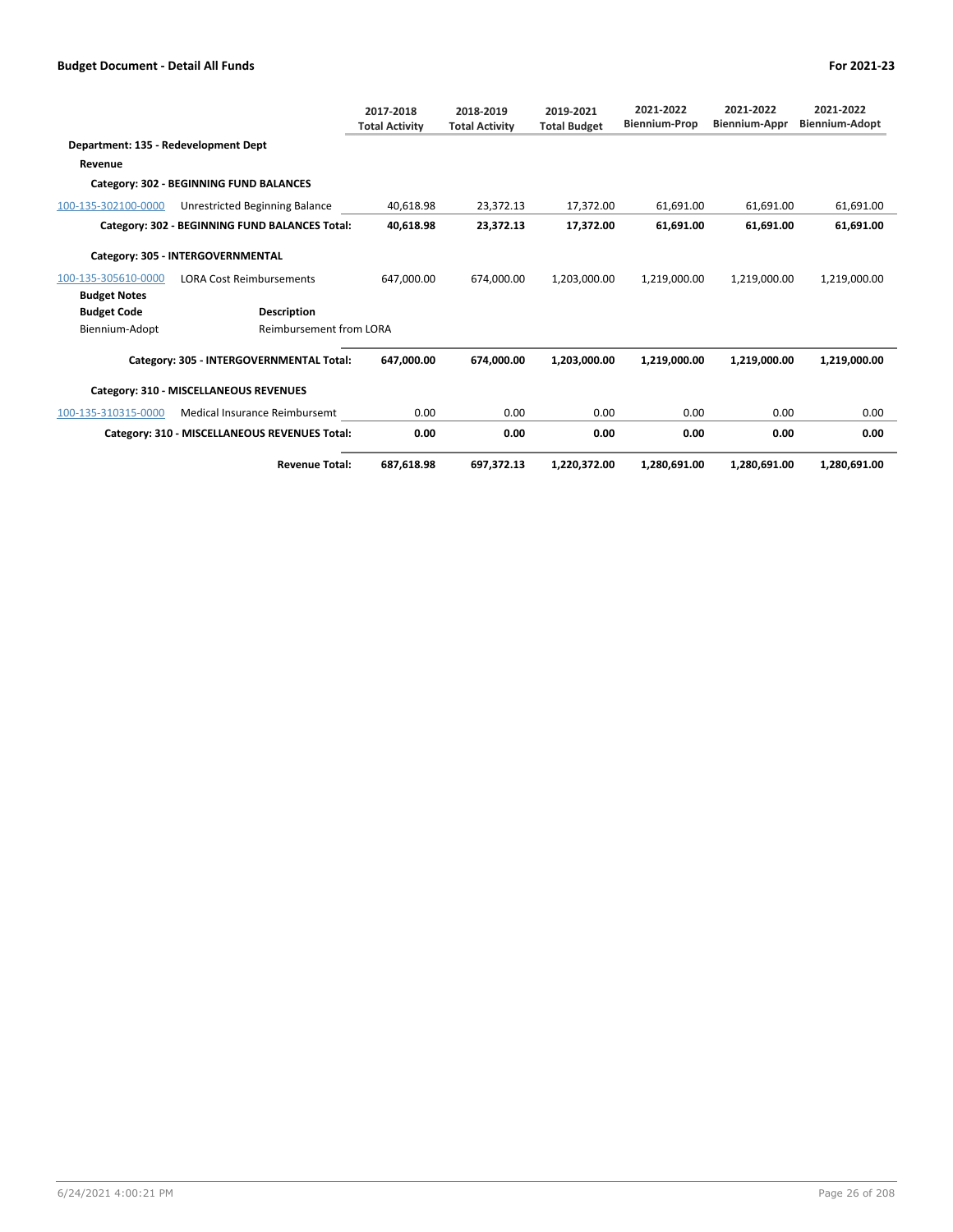| | | 2017-2018 Total Activity | 2018-2019 Total Activity | 2019-2021 Total Budget | 2021-2022 Biennium-Prop | 2021-2022 Biennium-Appr | 2021-2022 Biennium-Adopt |
|---|---|---|---|---|---|---|---|
| **Department: 135 - Redevelopment Dept** | | | | | | | |
| **Revenue** | | | | | | | |
| **Category: 302 - BEGINNING FUND BALANCES** | | | | | | | |
| 100-135-302100-0000 | Unrestricted Beginning Balance | 40,618.98 | 23,372.13 | 17,372.00 | 61,691.00 | 61,691.00 | 61,691.00 |
| | **Category: 302 - BEGINNING FUND BALANCES Total:** | **40,618.98** | **23,372.13** | **17,372.00** | **61,691.00** | **61,691.00** | **61,691.00** |
| **Category: 305 - INTERGOVERNMENTAL** | | | | | | | |
| 100-135-305610-0000 | LORA Cost Reimbursements | 647,000.00 | 674,000.00 | 1,203,000.00 | 1,219,000.00 | 1,219,000.00 | 1,219,000.00 |
| **Budget Notes** | | | | | | | |
| **Budget Code** | **Description** | | | | | | |
| Biennium-Adopt | Reimbursement from LORA | | | | | | |
| | **Category: 305 - INTERGOVERNMENTAL Total:** | **647,000.00** | **674,000.00** | **1,203,000.00** | **1,219,000.00** | **1,219,000.00** | **1,219,000.00** |
| **Category: 310 - MISCELLANEOUS REVENUES** | | | | | | | |
| 100-135-310315-0000 | Medical Insurance Reimbursemt | 0.00 | 0.00 | 0.00 | 0.00 | 0.00 | 0.00 |
| | **Category: 310 - MISCELLANEOUS REVENUES Total:** | **0.00** | **0.00** | **0.00** | **0.00** | **0.00** | **0.00** |
| | **Revenue Total:** | **687,618.98** | **697,372.13** | **1,220,372.00** | **1,280,691.00** | **1,280,691.00** | **1,280,691.00** |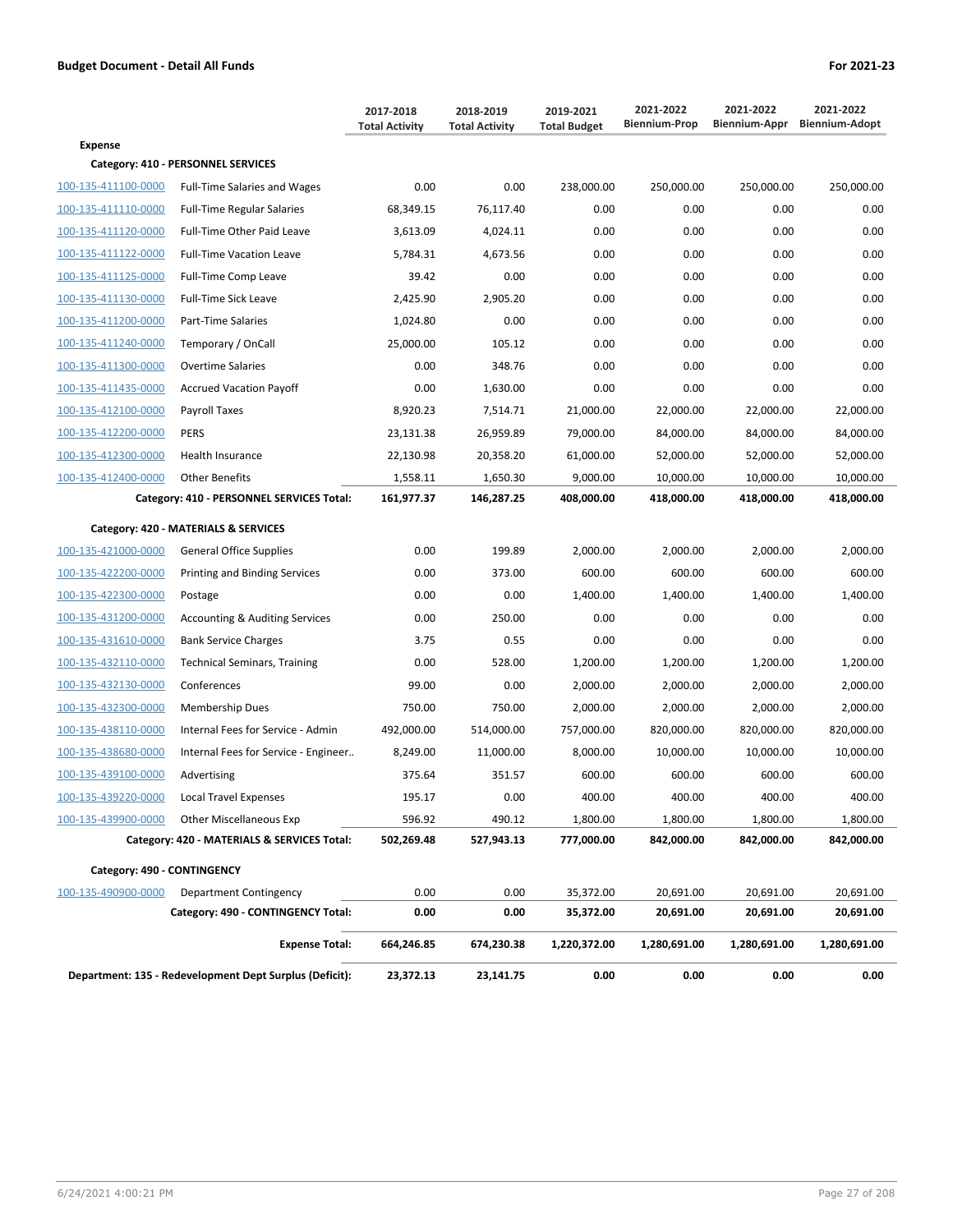**Budget Document - Detail All Funds** **For 2021-23**

| | | 2017-2018 Total Activity | 2018-2019 Total Activity | 2019-2021 Total Budget | 2021-2022 Biennium-Prop | 2021-2022 Biennium-Appr | 2021-2022 Biennium-Adopt |
|---|---|---|---|---|---|---|---|
| **Expense** | | | | | | | |
| **Category: 410 - PERSONNEL SERVICES** | | | | | | | |
| 100-135-411100-0000 | Full-Time Salaries and Wages | 0.00 | 0.00 | 238,000.00 | 250,000.00 | 250,000.00 | 250,000.00 |
| 100-135-411110-0000 | Full-Time Regular Salaries | 68,349.15 | 76,117.40 | 0.00 | 0.00 | 0.00 | 0.00 |
| 100-135-411120-0000 | Full-Time Other Paid Leave | 3,613.09 | 4,024.11 | 0.00 | 0.00 | 0.00 | 0.00 |
| 100-135-411122-0000 | Full-Time Vacation Leave | 5,784.31 | 4,673.56 | 0.00 | 0.00 | 0.00 | 0.00 |
| 100-135-411125-0000 | Full-Time Comp Leave | 39.42 | 0.00 | 0.00 | 0.00 | 0.00 | 0.00 |
| 100-135-411130-0000 | Full-Time Sick Leave | 2,425.90 | 2,905.20 | 0.00 | 0.00 | 0.00 | 0.00 |
| 100-135-411200-0000 | Part-Time Salaries | 1,024.80 | 0.00 | 0.00 | 0.00 | 0.00 | 0.00 |
| 100-135-411240-0000 | Temporary / OnCall | 25,000.00 | 105.12 | 0.00 | 0.00 | 0.00 | 0.00 |
| 100-135-411300-0000 | Overtime Salaries | 0.00 | 348.76 | 0.00 | 0.00 | 0.00 | 0.00 |
| 100-135-411435-0000 | Accrued Vacation Payoff | 0.00 | 1,630.00 | 0.00 | 0.00 | 0.00 | 0.00 |
| 100-135-412100-0000 | Payroll Taxes | 8,920.23 | 7,514.71 | 21,000.00 | 22,000.00 | 22,000.00 | 22,000.00 |
| 100-135-412200-0000 | PERS | 23,131.38 | 26,959.89 | 79,000.00 | 84,000.00 | 84,000.00 | 84,000.00 |
| 100-135-412300-0000 | Health Insurance | 22,130.98 | 20,358.20 | 61,000.00 | 52,000.00 | 52,000.00 | 52,000.00 |
| 100-135-412400-0000 | Other Benefits | 1,558.11 | 1,650.30 | 9,000.00 | 10,000.00 | 10,000.00 | 10,000.00 |
| | **Category: 410 - PERSONNEL SERVICES Total:** | **161,977.37** | **146,287.25** | **408,000.00** | **418,000.00** | **418,000.00** | **418,000.00** |
| **Category: 420 - MATERIALS & SERVICES** | | | | | | | |
| 100-135-421000-0000 | General Office Supplies | 0.00 | 199.89 | 2,000.00 | 2,000.00 | 2,000.00 | 2,000.00 |
| 100-135-422200-0000 | Printing and Binding Services | 0.00 | 373.00 | 600.00 | 600.00 | 600.00 | 600.00 |
| 100-135-422300-0000 | Postage | 0.00 | 0.00 | 1,400.00 | 1,400.00 | 1,400.00 | 1,400.00 |
| 100-135-431200-0000 | Accounting & Auditing Services | 0.00 | 250.00 | 0.00 | 0.00 | 0.00 | 0.00 |
| 100-135-431610-0000 | Bank Service Charges | 3.75 | 0.55 | 0.00 | 0.00 | 0.00 | 0.00 |
| 100-135-432110-0000 | Technical Seminars, Training | 0.00 | 528.00 | 1,200.00 | 1,200.00 | 1,200.00 | 1,200.00 |
| 100-135-432130-0000 | Conferences | 99.00 | 0.00 | 2,000.00 | 2,000.00 | 2,000.00 | 2,000.00 |
| 100-135-432300-0000 | Membership Dues | 750.00 | 750.00 | 2,000.00 | 2,000.00 | 2,000.00 | 2,000.00 |
| 100-135-438110-0000 | Internal Fees for Service - Admin | 492,000.00 | 514,000.00 | 757,000.00 | 820,000.00 | 820,000.00 | 820,000.00 |
| 100-135-438680-0000 | Internal Fees for Service - Engineer.. | 8,249.00 | 11,000.00 | 8,000.00 | 10,000.00 | 10,000.00 | 10,000.00 |
| 100-135-439100-0000 | Advertising | 375.64 | 351.57 | 600.00 | 600.00 | 600.00 | 600.00 |
| 100-135-439220-0000 | Local Travel Expenses | 195.17 | 0.00 | 400.00 | 400.00 | 400.00 | 400.00 |
| 100-135-439900-0000 | Other Miscellaneous Exp | 596.92 | 490.12 | 1,800.00 | 1,800.00 | 1,800.00 | 1,800.00 |
| | **Category: 420 - MATERIALS & SERVICES Total:** | **502,269.48** | **527,943.13** | **777,000.00** | **842,000.00** | **842,000.00** | **842,000.00** |
| **Category: 490 - CONTINGENCY** | | | | | | | |
| 100-135-490900-0000 | Department Contingency | 0.00 | 0.00 | 35,372.00 | 20,691.00 | 20,691.00 | 20,691.00 |
| | **Category: 490 - CONTINGENCY Total:** | **0.00** | **0.00** | **35,372.00** | **20,691.00** | **20,691.00** | **20,691.00** |
| | **Expense Total:** | **664,246.85** | **674,230.38** | **1,220,372.00** | **1,280,691.00** | **1,280,691.00** | **1,280,691.00** |
| **Department: 135 - Redevelopment Dept Surplus (Deficit):** | | **23,372.13** | **23,141.75** | **0.00** | **0.00** | **0.00** | **0.00** |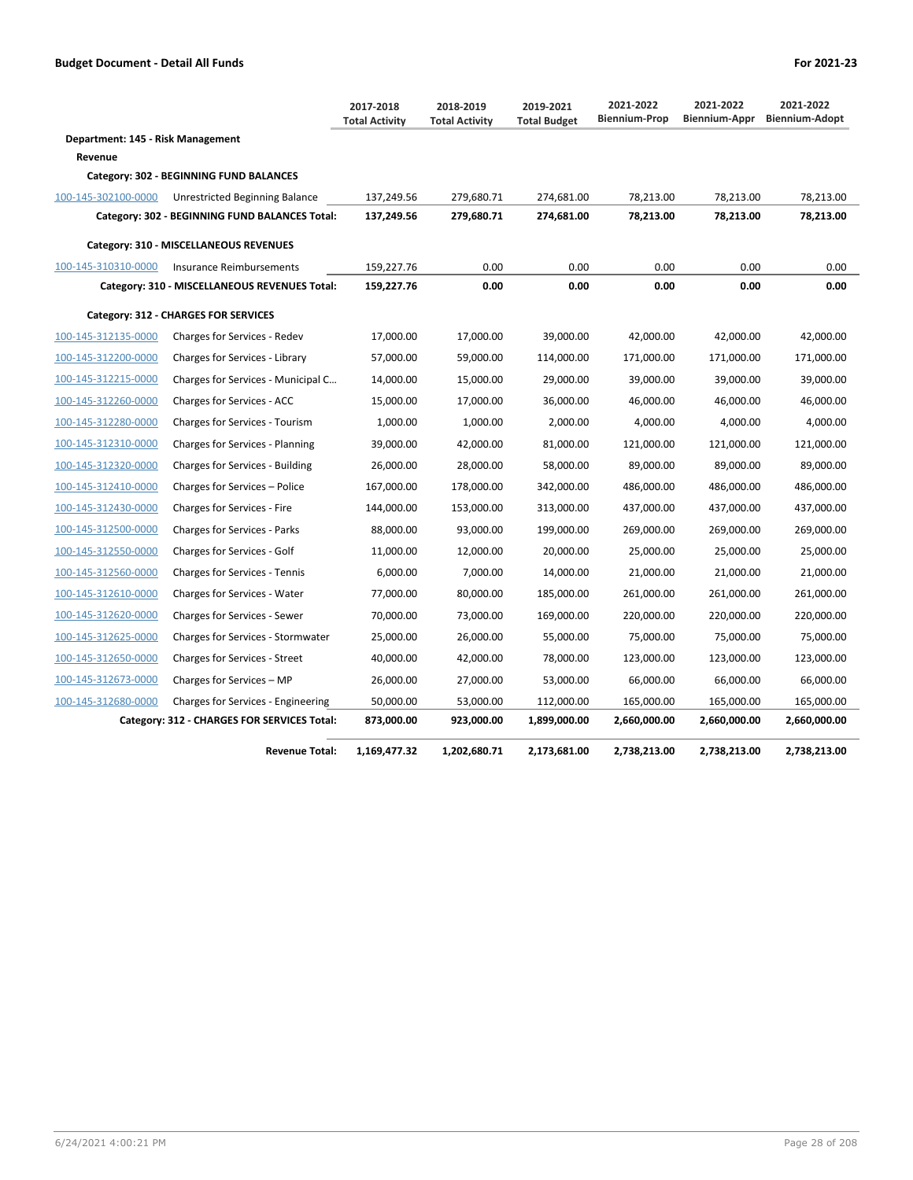**Budget Document - Detail All Funds** | **For 2021-23**

| | | 2017-2018 Total Activity | 2018-2019 Total Activity | 2019-2021 Total Budget | 2021-2022 Biennium-Prop | 2021-2022 Biennium-Appr | 2021-2022 Biennium-Adopt |
|---|---|---|---|---|---|---|---|
| **Department: 145 - Risk Management** | | | | | | | |
| **Revenue** | | | | | | | |
| **Category: 302 - BEGINNING FUND BALANCES** | | | | | | | |
| 100-145-302100-0000 | Unrestricted Beginning Balance | 137,249.56 | 279,680.71 | 274,681.00 | 78,213.00 | 78,213.00 | 78,213.00 |
| | **Category: 302 - BEGINNING FUND BALANCES Total:** | **137,249.56** | **279,680.71** | **274,681.00** | **78,213.00** | **78,213.00** | **78,213.00** |
| **Category: 310 - MISCELLANEOUS REVENUES** | | | | | | | |
| 100-145-310310-0000 | Insurance Reimbursements | 159,227.76 | 0.00 | 0.00 | 0.00 | 0.00 | 0.00 |
| | **Category: 310 - MISCELLANEOUS REVENUES Total:** | **159,227.76** | **0.00** | **0.00** | **0.00** | **0.00** | **0.00** |
| **Category: 312 - CHARGES FOR SERVICES** | | | | | | | |
| 100-145-312135-0000 | Charges for Services - Redev | 17,000.00 | 17,000.00 | 39,000.00 | 42,000.00 | 42,000.00 | 42,000.00 |
| 100-145-312200-0000 | Charges for Services - Library | 57,000.00 | 59,000.00 | 114,000.00 | 171,000.00 | 171,000.00 | 171,000.00 |
| 100-145-312215-0000 | Charges for Services - Municipal C... | 14,000.00 | 15,000.00 | 29,000.00 | 39,000.00 | 39,000.00 | 39,000.00 |
| 100-145-312260-0000 | Charges for Services - ACC | 15,000.00 | 17,000.00 | 36,000.00 | 46,000.00 | 46,000.00 | 46,000.00 |
| 100-145-312280-0000 | Charges for Services - Tourism | 1,000.00 | 1,000.00 | 2,000.00 | 4,000.00 | 4,000.00 | 4,000.00 |
| 100-145-312310-0000 | Charges for Services - Planning | 39,000.00 | 42,000.00 | 81,000.00 | 121,000.00 | 121,000.00 | 121,000.00 |
| 100-145-312320-0000 | Charges for Services - Building | 26,000.00 | 28,000.00 | 58,000.00 | 89,000.00 | 89,000.00 | 89,000.00 |
| 100-145-312410-0000 | Charges for Services – Police | 167,000.00 | 178,000.00 | 342,000.00 | 486,000.00 | 486,000.00 | 486,000.00 |
| 100-145-312430-0000 | Charges for Services - Fire | 144,000.00 | 153,000.00 | 313,000.00 | 437,000.00 | 437,000.00 | 437,000.00 |
| 100-145-312500-0000 | Charges for Services - Parks | 88,000.00 | 93,000.00 | 199,000.00 | 269,000.00 | 269,000.00 | 269,000.00 |
| 100-145-312550-0000 | Charges for Services - Golf | 11,000.00 | 12,000.00 | 20,000.00 | 25,000.00 | 25,000.00 | 25,000.00 |
| 100-145-312560-0000 | Charges for Services - Tennis | 6,000.00 | 7,000.00 | 14,000.00 | 21,000.00 | 21,000.00 | 21,000.00 |
| 100-145-312610-0000 | Charges for Services - Water | 77,000.00 | 80,000.00 | 185,000.00 | 261,000.00 | 261,000.00 | 261,000.00 |
| 100-145-312620-0000 | Charges for Services - Sewer | 70,000.00 | 73,000.00 | 169,000.00 | 220,000.00 | 220,000.00 | 220,000.00 |
| 100-145-312625-0000 | Charges for Services - Stormwater | 25,000.00 | 26,000.00 | 55,000.00 | 75,000.00 | 75,000.00 | 75,000.00 |
| 100-145-312650-0000 | Charges for Services - Street | 40,000.00 | 42,000.00 | 78,000.00 | 123,000.00 | 123,000.00 | 123,000.00 |
| 100-145-312673-0000 | Charges for Services – MP | 26,000.00 | 27,000.00 | 53,000.00 | 66,000.00 | 66,000.00 | 66,000.00 |
| 100-145-312680-0000 | Charges for Services - Engineering | 50,000.00 | 53,000.00 | 112,000.00 | 165,000.00 | 165,000.00 | 165,000.00 |
| | **Category: 312 - CHARGES FOR SERVICES Total:** | **873,000.00** | **923,000.00** | **1,899,000.00** | **2,660,000.00** | **2,660,000.00** | **2,660,000.00** |
| | **Revenue Total:** | **1,169,477.32** | **1,202,680.71** | **2,173,681.00** | **2,738,213.00** | **2,738,213.00** | **2,738,213.00** |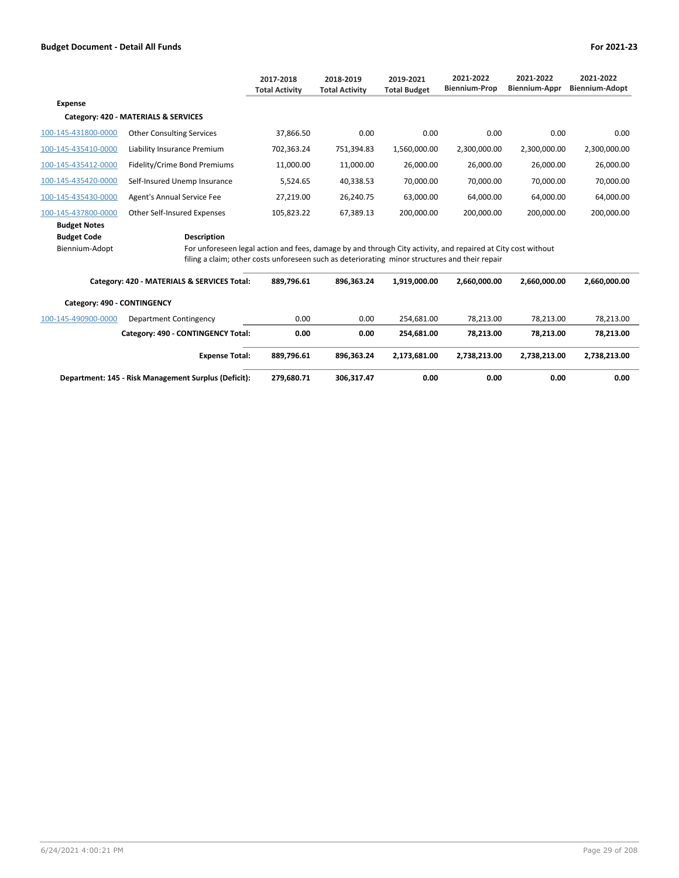**Budget Document - Detail All Funds** — **For 2021-23**

| | | 2017-2018 Total Activity | 2018-2019 Total Activity | 2019-2021 Total Budget | 2021-2022 Biennium-Prop | 2021-2022 Biennium-Appr | 2021-2022 Biennium-Adopt |
|---|---|---|---|---|---|---|---|
| **Expense** | | | | | | | |
| **Category: 420 - MATERIALS & SERVICES** | | | | | | | |
| 100-145-431800-0000 | Other Consulting Services | 37,866.50 | 0.00 | 0.00 | 0.00 | 0.00 | 0.00 |
| 100-145-435410-0000 | Liability Insurance Premium | 702,363.24 | 751,394.83 | 1,560,000.00 | 2,300,000.00 | 2,300,000.00 | 2,300,000.00 |
| 100-145-435412-0000 | Fidelity/Crime Bond Premiums | 11,000.00 | 11,000.00 | 26,000.00 | 26,000.00 | 26,000.00 | 26,000.00 |
| 100-145-435420-0000 | Self-Insured Unemp Insurance | 5,524.65 | 40,338.53 | 70,000.00 | 70,000.00 | 70,000.00 | 70,000.00 |
| 100-145-435430-0000 | Agent's Annual Service Fee | 27,219.00 | 26,240.75 | 63,000.00 | 64,000.00 | 64,000.00 | 64,000.00 |
| 100-145-437800-0000 | Other Self-Insured Expenses | 105,823.22 | 67,389.13 | 200,000.00 | 200,000.00 | 200,000.00 | 200,000.00 |

**Budget Notes**

| Budget Code | Description |
|---|---|
| Biennium-Adopt | For unforeseen legal action and fees, damage by and through City activity, and repaired at City cost without filing a claim; other costs unforeseen such as deteriorating minor structures and their repair |

| | | 2017-2018 Total Activity | 2018-2019 Total Activity | 2019-2021 Total Budget | 2021-2022 Biennium-Prop | 2021-2022 Biennium-Appr | 2021-2022 Biennium-Adopt |
|---|---|---|---|---|---|---|---|
| | **Category: 420 - MATERIALS & SERVICES Total:** | **889,796.61** | **896,363.24** | **1,919,000.00** | **2,660,000.00** | **2,660,000.00** | **2,660,000.00** |
| **Category: 490 - CONTINGENCY** | | | | | | | |
| 100-145-490900-0000 | Department Contingency | 0.00 | 0.00 | 254,681.00 | 78,213.00 | 78,213.00 | 78,213.00 |
| | **Category: 490 - CONTINGENCY Total:** | **0.00** | **0.00** | **254,681.00** | **78,213.00** | **78,213.00** | **78,213.00** |
| | **Expense Total:** | **889,796.61** | **896,363.24** | **2,173,681.00** | **2,738,213.00** | **2,738,213.00** | **2,738,213.00** |
| | **Department: 145 - Risk Management Surplus (Deficit):** | **279,680.71** | **306,317.47** | **0.00** | **0.00** | **0.00** | **0.00** |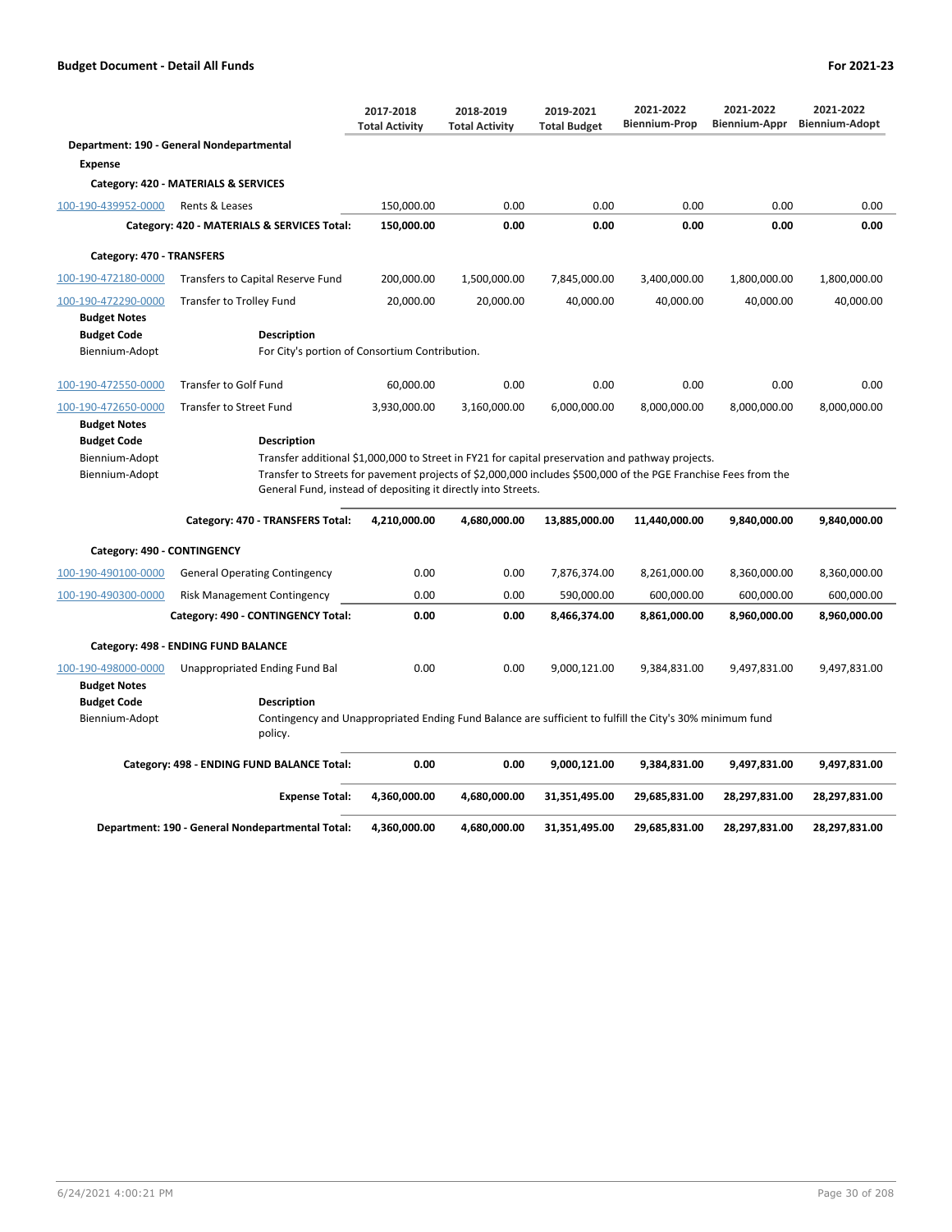**Budget Document - Detail All Funds** **For 2021-23**

| | | 2017-2018 Total Activity | 2018-2019 Total Activity | 2019-2021 Total Budget | 2021-2022 Biennium-Prop | 2021-2022 Biennium-Appr | 2021-2022 Biennium-Adopt |
|---|---|---|---|---|---|---|---|
| **Department: 190 - General Nondepartmental** | | | | | | | |
| **Expense** | | | | | | | |
| **Category: 420 - MATERIALS & SERVICES** | | | | | | | |
| 100-190-439952-0000 | Rents & Leases | 150,000.00 | 0.00 | 0.00 | 0.00 | 0.00 | 0.00 |
| | **Category: 420 - MATERIALS & SERVICES Total:** | **150,000.00** | **0.00** | **0.00** | **0.00** | **0.00** | **0.00** |
| **Category: 470 - TRANSFERS** | | | | | | | |
| 100-190-472180-0000 | Transfers to Capital Reserve Fund | 200,000.00 | 1,500,000.00 | 7,845,000.00 | 3,400,000.00 | 1,800,000.00 | 1,800,000.00 |
| 100-190-472290-0000 | Transfer to Trolley Fund | 20,000.00 | 20,000.00 | 40,000.00 | 40,000.00 | 40,000.00 | 40,000.00 |
| **Budget Notes** | | | | | | | |
| **Budget Code** | **Description** | | | | | | |
| Biennium-Adopt | For City's portion of Consortium Contribution. | | | | | | |
| 100-190-472550-0000 | Transfer to Golf Fund | 60,000.00 | 0.00 | 0.00 | 0.00 | 0.00 | 0.00 |
| 100-190-472650-0000 | Transfer to Street Fund | 3,930,000.00 | 3,160,000.00 | 6,000,000.00 | 8,000,000.00 | 8,000,000.00 | 8,000,000.00 |
| **Budget Notes** | | | | | | | |
| **Budget Code** | **Description** | | | | | | |
| Biennium-Adopt | Transfer additional $1,000,000 to Street in FY21 for capital preservation and pathway projects. | | | | | | |
| Biennium-Adopt | Transfer to Streets for pavement projects of $2,000,000 includes $500,000 of the PGE Franchise Fees from the General Fund, instead of depositing it directly into Streets. | | | | | | |
| | **Category: 470 - TRANSFERS Total:** | **4,210,000.00** | **4,680,000.00** | **13,885,000.00** | **11,440,000.00** | **9,840,000.00** | **9,840,000.00** |
| **Category: 490 - CONTINGENCY** | | | | | | | |
| 100-190-490100-0000 | General Operating Contingency | 0.00 | 0.00 | 7,876,374.00 | 8,261,000.00 | 8,360,000.00 | 8,360,000.00 |
| 100-190-490300-0000 | Risk Management Contingency | 0.00 | 0.00 | 590,000.00 | 600,000.00 | 600,000.00 | 600,000.00 |
| | **Category: 490 - CONTINGENCY Total:** | **0.00** | **0.00** | **8,466,374.00** | **8,861,000.00** | **8,960,000.00** | **8,960,000.00** |
| **Category: 498 - ENDING FUND BALANCE** | | | | | | | |
| 100-190-498000-0000 | Unappropriated Ending Fund Bal | 0.00 | 0.00 | 9,000,121.00 | 9,384,831.00 | 9,497,831.00 | 9,497,831.00 |
| **Budget Notes** | | | | | | | |
| **Budget Code** | **Description** | | | | | | |
| Biennium-Adopt | Contingency and Unappropriated Ending Fund Balance are sufficient to fulfill the City's 30% minimum fund policy. | | | | | | |
| | **Category: 498 - ENDING FUND BALANCE Total:** | **0.00** | **0.00** | **9,000,121.00** | **9,384,831.00** | **9,497,831.00** | **9,497,831.00** |
| | **Expense Total:** | **4,360,000.00** | **4,680,000.00** | **31,351,495.00** | **29,685,831.00** | **28,297,831.00** | **28,297,831.00** |
| | **Department: 190 - General Nondepartmental Total:** | **4,360,000.00** | **4,680,000.00** | **31,351,495.00** | **29,685,831.00** | **28,297,831.00** | **28,297,831.00** |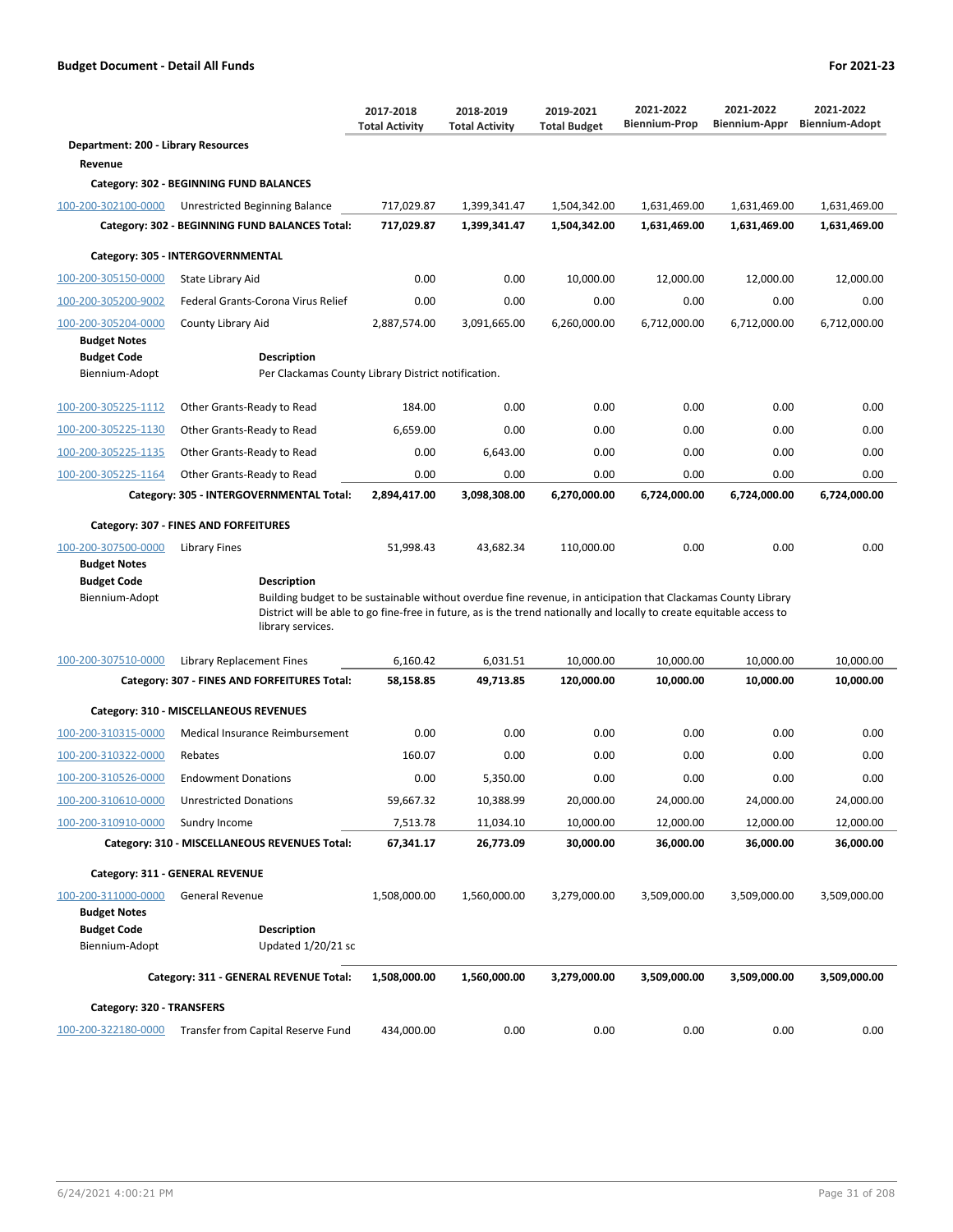**Budget Document - Detail All Funds** | **For 2021-23**

| | | 2017-2018 Total Activity | 2018-2019 Total Activity | 2019-2021 Total Budget | 2021-2022 Biennium-Prop | 2021-2022 Biennium-Appr | 2021-2022 Biennium-Adopt |
|---|---|---|---|---|---|---|---|
| **Department: 200 - Library Resources** | | | | | | | |
| **Revenue** | | | | | | | |
| **Category: 302 - BEGINNING FUND BALANCES** | | | | | | | |
| 100-200-302100-0000 | Unrestricted Beginning Balance | 717,029.87 | 1,399,341.47 | 1,504,342.00 | 1,631,469.00 | 1,631,469.00 | 1,631,469.00 |
| | **Category: 302 - BEGINNING FUND BALANCES Total:** | **717,029.87** | **1,399,341.47** | **1,504,342.00** | **1,631,469.00** | **1,631,469.00** | **1,631,469.00** |
| **Category: 305 - INTERGOVERNMENTAL** | | | | | | | |
| 100-200-305150-0000 | State Library Aid | 0.00 | 0.00 | 10,000.00 | 12,000.00 | 12,000.00 | 12,000.00 |
| 100-200-305200-9002 | Federal Grants-Corona Virus Relief | 0.00 | 0.00 | 0.00 | 0.00 | 0.00 | 0.00 |
| 100-200-305204-0000 | County Library Aid | 2,887,574.00 | 3,091,665.00 | 6,260,000.00 | 6,712,000.00 | 6,712,000.00 | 6,712,000.00 |
| **Budget Notes** | | | | | | | |
| **Budget Code** | **Description** | | | | | | |
| Biennium-Adopt | Per Clackamas County Library District notification. | | | | | | |
| 100-200-305225-1112 | Other Grants-Ready to Read | 184.00 | 0.00 | 0.00 | 0.00 | 0.00 | 0.00 |
| 100-200-305225-1130 | Other Grants-Ready to Read | 6,659.00 | 0.00 | 0.00 | 0.00 | 0.00 | 0.00 |
| 100-200-305225-1135 | Other Grants-Ready to Read | 0.00 | 6,643.00 | 0.00 | 0.00 | 0.00 | 0.00 |
| 100-200-305225-1164 | Other Grants-Ready to Read | 0.00 | 0.00 | 0.00 | 0.00 | 0.00 | 0.00 |
| | **Category: 305 - INTERGOVERNMENTAL Total:** | **2,894,417.00** | **3,098,308.00** | **6,270,000.00** | **6,724,000.00** | **6,724,000.00** | **6,724,000.00** |
| **Category: 307 - FINES AND FORFEITURES** | | | | | | | |
| 100-200-307500-0000 | Library Fines | 51,998.43 | 43,682.34 | 110,000.00 | 0.00 | 0.00 | 0.00 |
| **Budget Notes** | | | | | | | |
| **Budget Code** | **Description** | | | | | | |
| Biennium-Adopt | Building budget to be sustainable without overdue fine revenue, in anticipation that Clackamas County Library District will be able to go fine-free in future, as is the trend nationally and locally to create equitable access to library services. | | | | | | |
| 100-200-307510-0000 | Library Replacement Fines | 6,160.42 | 6,031.51 | 10,000.00 | 10,000.00 | 10,000.00 | 10,000.00 |
| | **Category: 307 - FINES AND FORFEITURES Total:** | **58,158.85** | **49,713.85** | **120,000.00** | **10,000.00** | **10,000.00** | **10,000.00** |
| **Category: 310 - MISCELLANEOUS REVENUES** | | | | | | | |
| 100-200-310315-0000 | Medical Insurance Reimbursement | 0.00 | 0.00 | 0.00 | 0.00 | 0.00 | 0.00 |
| 100-200-310322-0000 | Rebates | 160.07 | 0.00 | 0.00 | 0.00 | 0.00 | 0.00 |
| 100-200-310526-0000 | Endowment Donations | 0.00 | 5,350.00 | 0.00 | 0.00 | 0.00 | 0.00 |
| 100-200-310610-0000 | Unrestricted Donations | 59,667.32 | 10,388.99 | 20,000.00 | 24,000.00 | 24,000.00 | 24,000.00 |
| 100-200-310910-0000 | Sundry Income | 7,513.78 | 11,034.10 | 10,000.00 | 12,000.00 | 12,000.00 | 12,000.00 |
| | **Category: 310 - MISCELLANEOUS REVENUES Total:** | **67,341.17** | **26,773.09** | **30,000.00** | **36,000.00** | **36,000.00** | **36,000.00** |
| **Category: 311 - GENERAL REVENUE** | | | | | | | |
| 100-200-311000-0000 | General Revenue | 1,508,000.00 | 1,560,000.00 | 3,279,000.00 | 3,509,000.00 | 3,509,000.00 | 3,509,000.00 |
| **Budget Notes** | | | | | | | |
| **Budget Code** | **Description** | | | | | | |
| Biennium-Adopt | Updated 1/20/21 sc | | | | | | |
| | **Category: 311 - GENERAL REVENUE Total:** | **1,508,000.00** | **1,560,000.00** | **3,279,000.00** | **3,509,000.00** | **3,509,000.00** | **3,509,000.00** |
| **Category: 320 - TRANSFERS** | | | | | | | |
| 100-200-322180-0000 | Transfer from Capital Reserve Fund | 434,000.00 | 0.00 | 0.00 | 0.00 | 0.00 | 0.00 |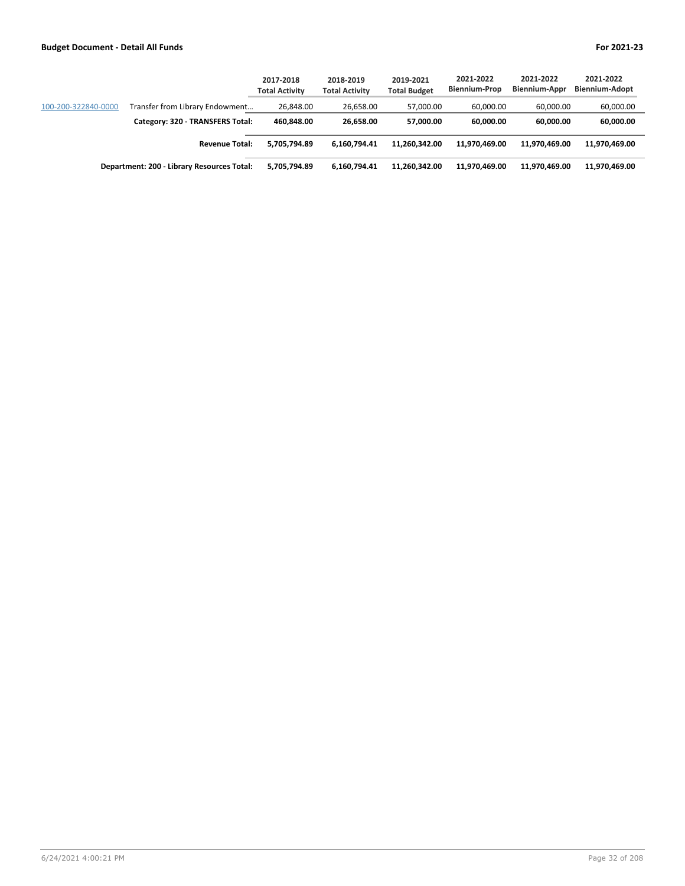| | | 2017-2018 Total Activity | 2018-2019 Total Activity | 2019-2021 Total Budget | 2021-2022 Biennium-Prop | 2021-2022 Biennium-Appr | 2021-2022 Biennium-Adopt |
|---|---|---|---|---|---|---|---|
| 100-200-322840-0000 | Transfer from Library Endowment… | 26,848.00 | 26,658.00 | 57,000.00 | 60,000.00 | 60,000.00 | 60,000.00 |
| | **Category: 320 - TRANSFERS Total:** | **460,848.00** | **26,658.00** | **57,000.00** | **60,000.00** | **60,000.00** | **60,000.00** |
| | **Revenue Total:** | **5,705,794.89** | **6,160,794.41** | **11,260,342.00** | **11,970,469.00** | **11,970,469.00** | **11,970,469.00** |
| | **Department: 200 - Library Resources Total:** | **5,705,794.89** | **6,160,794.41** | **11,260,342.00** | **11,970,469.00** | **11,970,469.00** | **11,970,469.00** |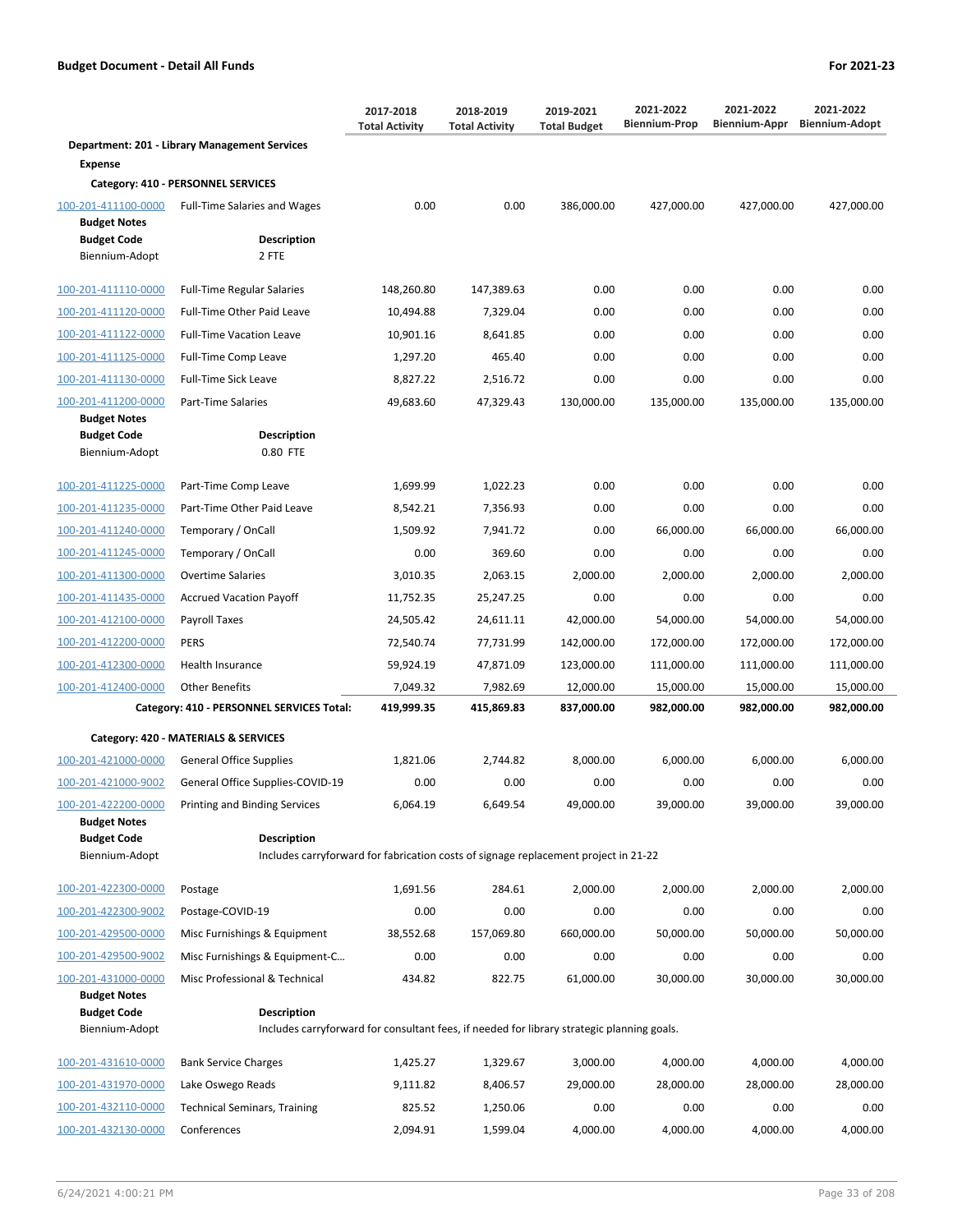**Budget Document - Detail All Funds** | **For 2021-23**

| | | 2017-2018 Total Activity | 2018-2019 Total Activity | 2019-2021 Total Budget | 2021-2022 Biennium-Prop | 2021-2022 Biennium-Appr | 2021-2022 Biennium-Adopt |
|---|---|---|---|---|---|---|---|
| **Department: 201 - Library Management Services** | | | | | | | |
| **Expense** | | | | | | | |
| **Category: 410 - PERSONNEL SERVICES** | | | | | | | |
| 100-201-411100-0000 | Full-Time Salaries and Wages | 0.00 | 0.00 | 386,000.00 | 427,000.00 | 427,000.00 | 427,000.00 |
| **Budget Notes** | | | | | | | |
| **Budget Code** | **Description** | | | | | | |
| Biennium-Adopt | 2 FTE | | | | | | |
| 100-201-411110-0000 | Full-Time Regular Salaries | 148,260.80 | 147,389.63 | 0.00 | 0.00 | 0.00 | 0.00 |
| 100-201-411120-0000 | Full-Time Other Paid Leave | 10,494.88 | 7,329.04 | 0.00 | 0.00 | 0.00 | 0.00 |
| 100-201-411122-0000 | Full-Time Vacation Leave | 10,901.16 | 8,641.85 | 0.00 | 0.00 | 0.00 | 0.00 |
| 100-201-411125-0000 | Full-Time Comp Leave | 1,297.20 | 465.40 | 0.00 | 0.00 | 0.00 | 0.00 |
| 100-201-411130-0000 | Full-Time Sick Leave | 8,827.22 | 2,516.72 | 0.00 | 0.00 | 0.00 | 0.00 |
| 100-201-411200-0000 | Part-Time Salaries | 49,683.60 | 47,329.43 | 130,000.00 | 135,000.00 | 135,000.00 | 135,000.00 |
| **Budget Notes** | | | | | | | |
| **Budget Code** | **Description** | | | | | | |
| Biennium-Adopt | 0.80 FTE | | | | | | |
| 100-201-411225-0000 | Part-Time Comp Leave | 1,699.99 | 1,022.23 | 0.00 | 0.00 | 0.00 | 0.00 |
| 100-201-411235-0000 | Part-Time Other Paid Leave | 8,542.21 | 7,356.93 | 0.00 | 0.00 | 0.00 | 0.00 |
| 100-201-411240-0000 | Temporary / OnCall | 1,509.92 | 7,941.72 | 0.00 | 66,000.00 | 66,000.00 | 66,000.00 |
| 100-201-411245-0000 | Temporary / OnCall | 0.00 | 369.60 | 0.00 | 0.00 | 0.00 | 0.00 |
| 100-201-411300-0000 | Overtime Salaries | 3,010.35 | 2,063.15 | 2,000.00 | 2,000.00 | 2,000.00 | 2,000.00 |
| 100-201-411435-0000 | Accrued Vacation Payoff | 11,752.35 | 25,247.25 | 0.00 | 0.00 | 0.00 | 0.00 |
| 100-201-412100-0000 | Payroll Taxes | 24,505.42 | 24,611.11 | 42,000.00 | 54,000.00 | 54,000.00 | 54,000.00 |
| 100-201-412200-0000 | PERS | 72,540.74 | 77,731.99 | 142,000.00 | 172,000.00 | 172,000.00 | 172,000.00 |
| 100-201-412300-0000 | Health Insurance | 59,924.19 | 47,871.09 | 123,000.00 | 111,000.00 | 111,000.00 | 111,000.00 |
| 100-201-412400-0000 | Other Benefits | 7,049.32 | 7,982.69 | 12,000.00 | 15,000.00 | 15,000.00 | 15,000.00 |
| | **Category: 410 - PERSONNEL SERVICES Total:** | **419,999.35** | **415,869.83** | **837,000.00** | **982,000.00** | **982,000.00** | **982,000.00** |
| **Category: 420 - MATERIALS & SERVICES** | | | | | | | |
| 100-201-421000-0000 | General Office Supplies | 1,821.06 | 2,744.82 | 8,000.00 | 6,000.00 | 6,000.00 | 6,000.00 |
| 100-201-421000-9002 | General Office Supplies-COVID-19 | 0.00 | 0.00 | 0.00 | 0.00 | 0.00 | 0.00 |
| 100-201-422200-0000 | Printing and Binding Services | 6,064.19 | 6,649.54 | 49,000.00 | 39,000.00 | 39,000.00 | 39,000.00 |
| **Budget Notes** | | | | | | | |
| **Budget Code** | **Description** | | | | | | |
| Biennium-Adopt | Includes carryforward for fabrication costs of signage replacement project in 21-22 | | | | | | |
| 100-201-422300-0000 | Postage | 1,691.56 | 284.61 | 2,000.00 | 2,000.00 | 2,000.00 | 2,000.00 |
| 100-201-422300-9002 | Postage-COVID-19 | 0.00 | 0.00 | 0.00 | 0.00 | 0.00 | 0.00 |
| 100-201-429500-0000 | Misc Furnishings & Equipment | 38,552.68 | 157,069.80 | 660,000.00 | 50,000.00 | 50,000.00 | 50,000.00 |
| 100-201-429500-9002 | Misc Furnishings & Equipment-C... | 0.00 | 0.00 | 0.00 | 0.00 | 0.00 | 0.00 |
| 100-201-431000-0000 | Misc Professional & Technical | 434.82 | 822.75 | 61,000.00 | 30,000.00 | 30,000.00 | 30,000.00 |
| **Budget Notes** | | | | | | | |
| **Budget Code** | **Description** | | | | | | |
| Biennium-Adopt | Includes carryforward for consultant fees, if needed for library strategic planning goals. | | | | | | |
| 100-201-431610-0000 | Bank Service Charges | 1,425.27 | 1,329.67 | 3,000.00 | 4,000.00 | 4,000.00 | 4,000.00 |
| 100-201-431970-0000 | Lake Oswego Reads | 9,111.82 | 8,406.57 | 29,000.00 | 28,000.00 | 28,000.00 | 28,000.00 |
| 100-201-432110-0000 | Technical Seminars, Training | 825.52 | 1,250.06 | 0.00 | 0.00 | 0.00 | 0.00 |
| 100-201-432130-0000 | Conferences | 2,094.91 | 1,599.04 | 4,000.00 | 4,000.00 | 4,000.00 | 4,000.00 |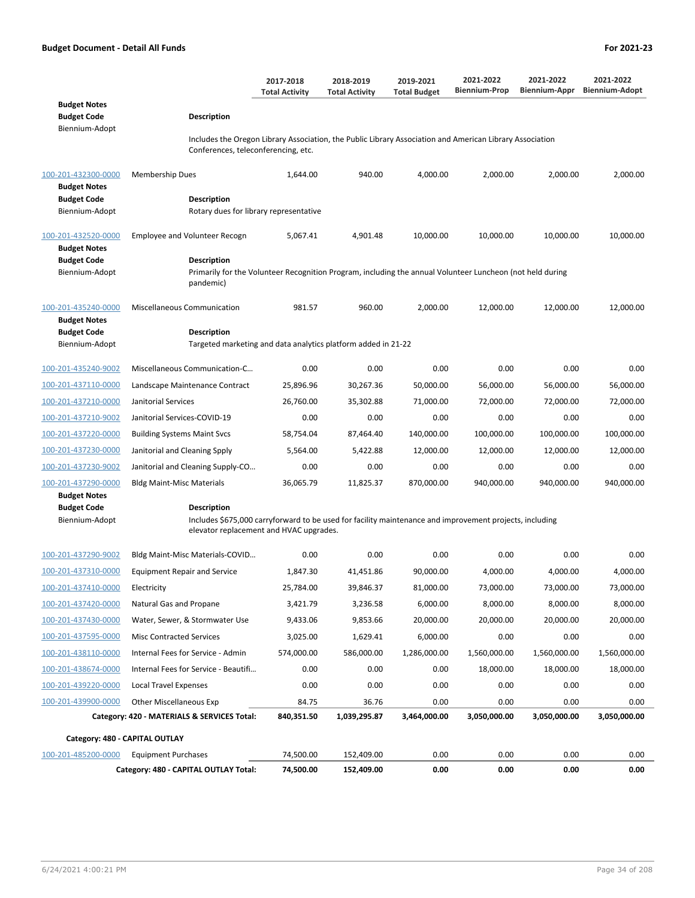**Budget Document - Detail All Funds** — **For 2021-23**

| | | 2017-2018 Total Activity | 2018-2019 Total Activity | 2019-2021 Total Budget | 2021-2022 Biennium-Prop | 2021-2022 Biennium-Appr | 2021-2022 Biennium-Adopt |
|---|---|---|---|---|---|---|---|
| **Budget Notes** | | | | | | | |
| **Budget Code** | **Description** | | | | | | |
| Biennium-Adopt | Includes the Oregon Library Association, the Public Library Association and American Library Association Conferences, teleconferencing, etc. | | | | | | |
| 100-201-432300-0000 | Membership Dues | 1,644.00 | 940.00 | 4,000.00 | 2,000.00 | 2,000.00 | 2,000.00 |
| **Budget Notes** | | | | | | | |
| **Budget Code** | **Description** | | | | | | |
| Biennium-Adopt | Rotary dues for library representative | | | | | | |
| 100-201-432520-0000 | Employee and Volunteer Recogn | 5,067.41 | 4,901.48 | 10,000.00 | 10,000.00 | 10,000.00 | 10,000.00 |
| **Budget Notes** | | | | | | | |
| **Budget Code** | **Description** | | | | | | |
| Biennium-Adopt | Primarily for the Volunteer Recognition Program, including the annual Volunteer Luncheon (not held during pandemic) | | | | | | |
| 100-201-435240-0000 | Miscellaneous Communication | 981.57 | 960.00 | 2,000.00 | 12,000.00 | 12,000.00 | 12,000.00 |
| **Budget Notes** | | | | | | | |
| **Budget Code** | **Description** | | | | | | |
| Biennium-Adopt | Targeted marketing and data analytics platform added in 21-22 | | | | | | |
| 100-201-435240-9002 | Miscellaneous Communication-C... | 0.00 | 0.00 | 0.00 | 0.00 | 0.00 | 0.00 |
| 100-201-437110-0000 | Landscape Maintenance Contract | 25,896.96 | 30,267.36 | 50,000.00 | 56,000.00 | 56,000.00 | 56,000.00 |
| 100-201-437210-0000 | Janitorial Services | 26,760.00 | 35,302.88 | 71,000.00 | 72,000.00 | 72,000.00 | 72,000.00 |
| 100-201-437210-9002 | Janitorial Services-COVID-19 | 0.00 | 0.00 | 0.00 | 0.00 | 0.00 | 0.00 |
| 100-201-437220-0000 | Building Systems Maint Svcs | 58,754.04 | 87,464.40 | 140,000.00 | 100,000.00 | 100,000.00 | 100,000.00 |
| 100-201-437230-0000 | Janitorial and Cleaning Spply | 5,564.00 | 5,422.88 | 12,000.00 | 12,000.00 | 12,000.00 | 12,000.00 |
| 100-201-437230-9002 | Janitorial and Cleaning Supply-CO... | 0.00 | 0.00 | 0.00 | 0.00 | 0.00 | 0.00 |
| 100-201-437290-0000 | Bldg Maint-Misc Materials | 36,065.79 | 11,825.37 | 870,000.00 | 940,000.00 | 940,000.00 | 940,000.00 |
| **Budget Notes** | | | | | | | |
| **Budget Code** | **Description** | | | | | | |
| Biennium-Adopt | Includes $675,000 carryforward to be used for facility maintenance and improvement projects, including elevator replacement and HVAC upgrades. | | | | | | |
| 100-201-437290-9002 | Bldg Maint-Misc Materials-COVID... | 0.00 | 0.00 | 0.00 | 0.00 | 0.00 | 0.00 |
| 100-201-437310-0000 | Equipment Repair and Service | 1,847.30 | 41,451.86 | 90,000.00 | 4,000.00 | 4,000.00 | 4,000.00 |
| 100-201-437410-0000 | Electricity | 25,784.00 | 39,846.37 | 81,000.00 | 73,000.00 | 73,000.00 | 73,000.00 |
| 100-201-437420-0000 | Natural Gas and Propane | 3,421.79 | 3,236.58 | 6,000.00 | 8,000.00 | 8,000.00 | 8,000.00 |
| 100-201-437430-0000 | Water, Sewer, & Stormwater Use | 9,433.06 | 9,853.66 | 20,000.00 | 20,000.00 | 20,000.00 | 20,000.00 |
| 100-201-437595-0000 | Misc Contracted Services | 3,025.00 | 1,629.41 | 6,000.00 | 0.00 | 0.00 | 0.00 |
| 100-201-438110-0000 | Internal Fees for Service - Admin | 574,000.00 | 586,000.00 | 1,286,000.00 | 1,560,000.00 | 1,560,000.00 | 1,560,000.00 |
| 100-201-438674-0000 | Internal Fees for Service - Beautifi... | 0.00 | 0.00 | 0.00 | 18,000.00 | 18,000.00 | 18,000.00 |
| 100-201-439220-0000 | Local Travel Expenses | 0.00 | 0.00 | 0.00 | 0.00 | 0.00 | 0.00 |
| 100-201-439900-0000 | Other Miscellaneous Exp | 84.75 | 36.76 | 0.00 | 0.00 | 0.00 | 0.00 |
| | **Category: 420 - MATERIALS & SERVICES Total:** | **840,351.50** | **1,039,295.87** | **3,464,000.00** | **3,050,000.00** | **3,050,000.00** | **3,050,000.00** |
| **Category: 480 - CAPITAL OUTLAY** | | | | | | | |
| 100-201-485200-0000 | Equipment Purchases | 74,500.00 | 152,409.00 | 0.00 | 0.00 | 0.00 | 0.00 |
| | **Category: 480 - CAPITAL OUTLAY Total:** | **74,500.00** | **152,409.00** | **0.00** | **0.00** | **0.00** | **0.00** |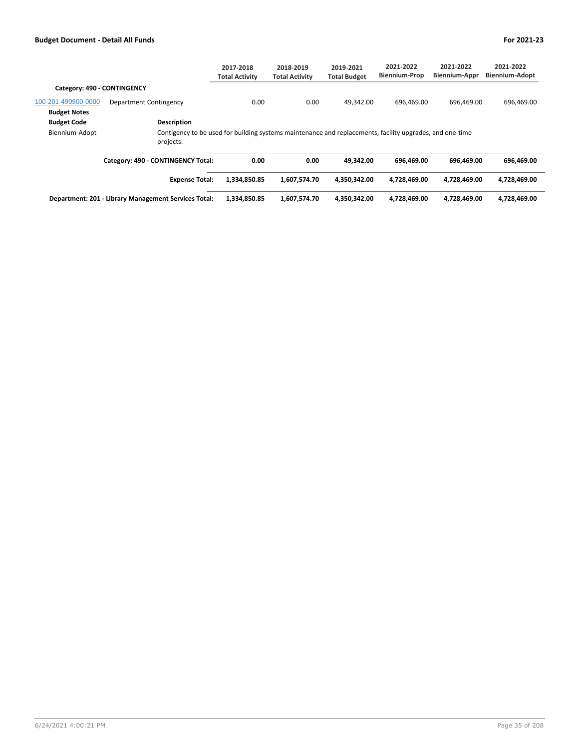|  |  | 2017-2018 Total Activity | 2018-2019 Total Activity | 2019-2021 Total Budget | 2021-2022 Biennium-Prop | 2021-2022 Biennium-Appr | 2021-2022 Biennium-Adopt |
|---|---|---|---|---|---|---|---|
| **Category: 490 - CONTINGENCY** |  |  |  |  |  |  |  |
| 100-201-490900-0000 | Department Contingency | 0.00 | 0.00 | 49,342.00 | 696,469.00 | 696,469.00 | 696,469.00 |
| **Budget Notes** |  |  |  |  |  |  |  |
| **Budget Code** | **Description** |  |  |  |  |  |  |
| Biennium-Adopt | Contigency to be used for building systems maintenance and replacements, facility upgrades, and one-time projects. |  |  |  |  |  |  |
|  | **Category: 490 - CONTINGENCY Total:** | **0.00** | **0.00** | **49,342.00** | **696,469.00** | **696,469.00** | **696,469.00** |
|  | **Expense Total:** | **1,334,850.85** | **1,607,574.70** | **4,350,342.00** | **4,728,469.00** | **4,728,469.00** | **4,728,469.00** |
|  | **Department: 201 - Library Management Services Total:** | **1,334,850.85** | **1,607,574.70** | **4,350,342.00** | **4,728,469.00** | **4,728,469.00** | **4,728,469.00** |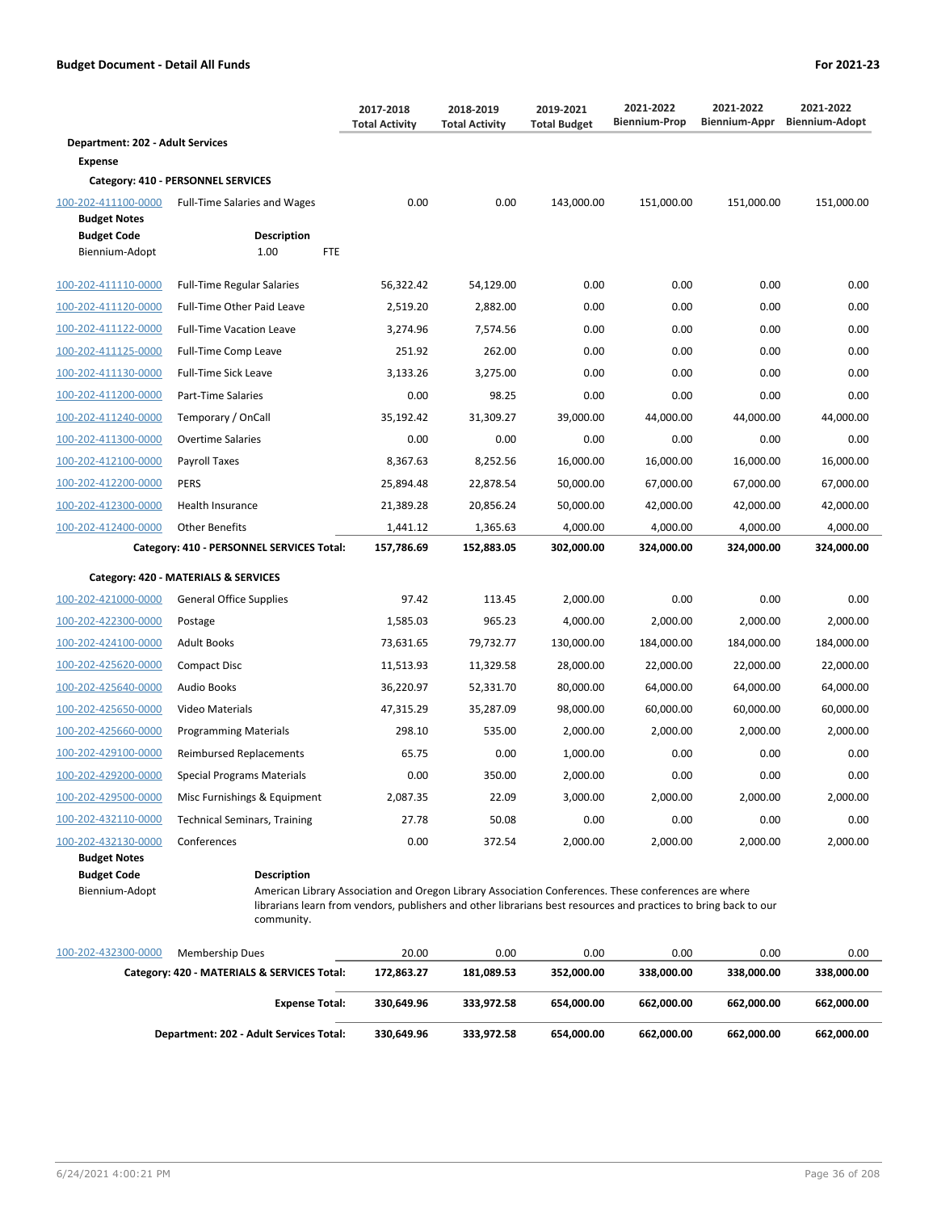**Budget Document - Detail All Funds** — For 2021-23

| | | 2017-2018 Total Activity | 2018-2019 Total Activity | 2019-2021 Total Budget | 2021-2022 Biennium-Prop | 2021-2022 Biennium-Appr | 2021-2022 Biennium-Adopt |
|---|---|---|---|---|---|---|---|
| **Department: 202 - Adult Services** | | | | | | | |
| **Expense** | | | | | | | |
| **Category: 410 - PERSONNEL SERVICES** | | | | | | | |
| 100-202-411100-0000 | Full-Time Salaries and Wages | 0.00 | 0.00 | 143,000.00 | 151,000.00 | 151,000.00 | 151,000.00 |
| **Budget Notes** | | | | | | | |
| **Budget Code** | **Description** | | | | | | |
| Biennium-Adopt | 1.00 FTE | | | | | | |
| 100-202-411110-0000 | Full-Time Regular Salaries | 56,322.42 | 54,129.00 | 0.00 | 0.00 | 0.00 | 0.00 |
| 100-202-411120-0000 | Full-Time Other Paid Leave | 2,519.20 | 2,882.00 | 0.00 | 0.00 | 0.00 | 0.00 |
| 100-202-411122-0000 | Full-Time Vacation Leave | 3,274.96 | 7,574.56 | 0.00 | 0.00 | 0.00 | 0.00 |
| 100-202-411125-0000 | Full-Time Comp Leave | 251.92 | 262.00 | 0.00 | 0.00 | 0.00 | 0.00 |
| 100-202-411130-0000 | Full-Time Sick Leave | 3,133.26 | 3,275.00 | 0.00 | 0.00 | 0.00 | 0.00 |
| 100-202-411200-0000 | Part-Time Salaries | 0.00 | 98.25 | 0.00 | 0.00 | 0.00 | 0.00 |
| 100-202-411240-0000 | Temporary / OnCall | 35,192.42 | 31,309.27 | 39,000.00 | 44,000.00 | 44,000.00 | 44,000.00 |
| 100-202-411300-0000 | Overtime Salaries | 0.00 | 0.00 | 0.00 | 0.00 | 0.00 | 0.00 |
| 100-202-412100-0000 | Payroll Taxes | 8,367.63 | 8,252.56 | 16,000.00 | 16,000.00 | 16,000.00 | 16,000.00 |
| 100-202-412200-0000 | PERS | 25,894.48 | 22,878.54 | 50,000.00 | 67,000.00 | 67,000.00 | 67,000.00 |
| 100-202-412300-0000 | Health Insurance | 21,389.28 | 20,856.24 | 50,000.00 | 42,000.00 | 42,000.00 | 42,000.00 |
| 100-202-412400-0000 | Other Benefits | 1,441.12 | 1,365.63 | 4,000.00 | 4,000.00 | 4,000.00 | 4,000.00 |
| | **Category: 410 - PERSONNEL SERVICES Total:** | **157,786.69** | **152,883.05** | **302,000.00** | **324,000.00** | **324,000.00** | **324,000.00** |
| **Category: 420 - MATERIALS & SERVICES** | | | | | | | |
| 100-202-421000-0000 | General Office Supplies | 97.42 | 113.45 | 2,000.00 | 0.00 | 0.00 | 0.00 |
| 100-202-422300-0000 | Postage | 1,585.03 | 965.23 | 4,000.00 | 2,000.00 | 2,000.00 | 2,000.00 |
| 100-202-424100-0000 | Adult Books | 73,631.65 | 79,732.77 | 130,000.00 | 184,000.00 | 184,000.00 | 184,000.00 |
| 100-202-425620-0000 | Compact Disc | 11,513.93 | 11,329.58 | 28,000.00 | 22,000.00 | 22,000.00 | 22,000.00 |
| 100-202-425640-0000 | Audio Books | 36,220.97 | 52,331.70 | 80,000.00 | 64,000.00 | 64,000.00 | 64,000.00 |
| 100-202-425650-0000 | Video Materials | 47,315.29 | 35,287.09 | 98,000.00 | 60,000.00 | 60,000.00 | 60,000.00 |
| 100-202-425660-0000 | Programming Materials | 298.10 | 535.00 | 2,000.00 | 2,000.00 | 2,000.00 | 2,000.00 |
| 100-202-429100-0000 | Reimbursed Replacements | 65.75 | 0.00 | 1,000.00 | 0.00 | 0.00 | 0.00 |
| 100-202-429200-0000 | Special Programs Materials | 0.00 | 350.00 | 2,000.00 | 0.00 | 0.00 | 0.00 |
| 100-202-429500-0000 | Misc Furnishings & Equipment | 2,087.35 | 22.09 | 3,000.00 | 2,000.00 | 2,000.00 | 2,000.00 |
| 100-202-432110-0000 | Technical Seminars, Training | 27.78 | 50.08 | 0.00 | 0.00 | 0.00 | 0.00 |
| 100-202-432130-0000 | Conferences | 0.00 | 372.54 | 2,000.00 | 2,000.00 | 2,000.00 | 2,000.00 |
| **Budget Notes** | | | | | | | |
| **Budget Code** | **Description** | | | | | | |
| Biennium-Adopt | American Library Association and Oregon Library Association Conferences. These conferences are where librarians learn from vendors, publishers and other librarians best resources and practices to bring back to our community. | | | | | | |
| 100-202-432300-0000 | Membership Dues | 20.00 | 0.00 | 0.00 | 0.00 | 0.00 | 0.00 |
| | **Category: 420 - MATERIALS & SERVICES Total:** | **172,863.27** | **181,089.53** | **352,000.00** | **338,000.00** | **338,000.00** | **338,000.00** |
| | **Expense Total:** | **330,649.96** | **333,972.58** | **654,000.00** | **662,000.00** | **662,000.00** | **662,000.00** |
| | **Department: 202 - Adult Services Total:** | **330,649.96** | **333,972.58** | **654,000.00** | **662,000.00** | **662,000.00** | **662,000.00** |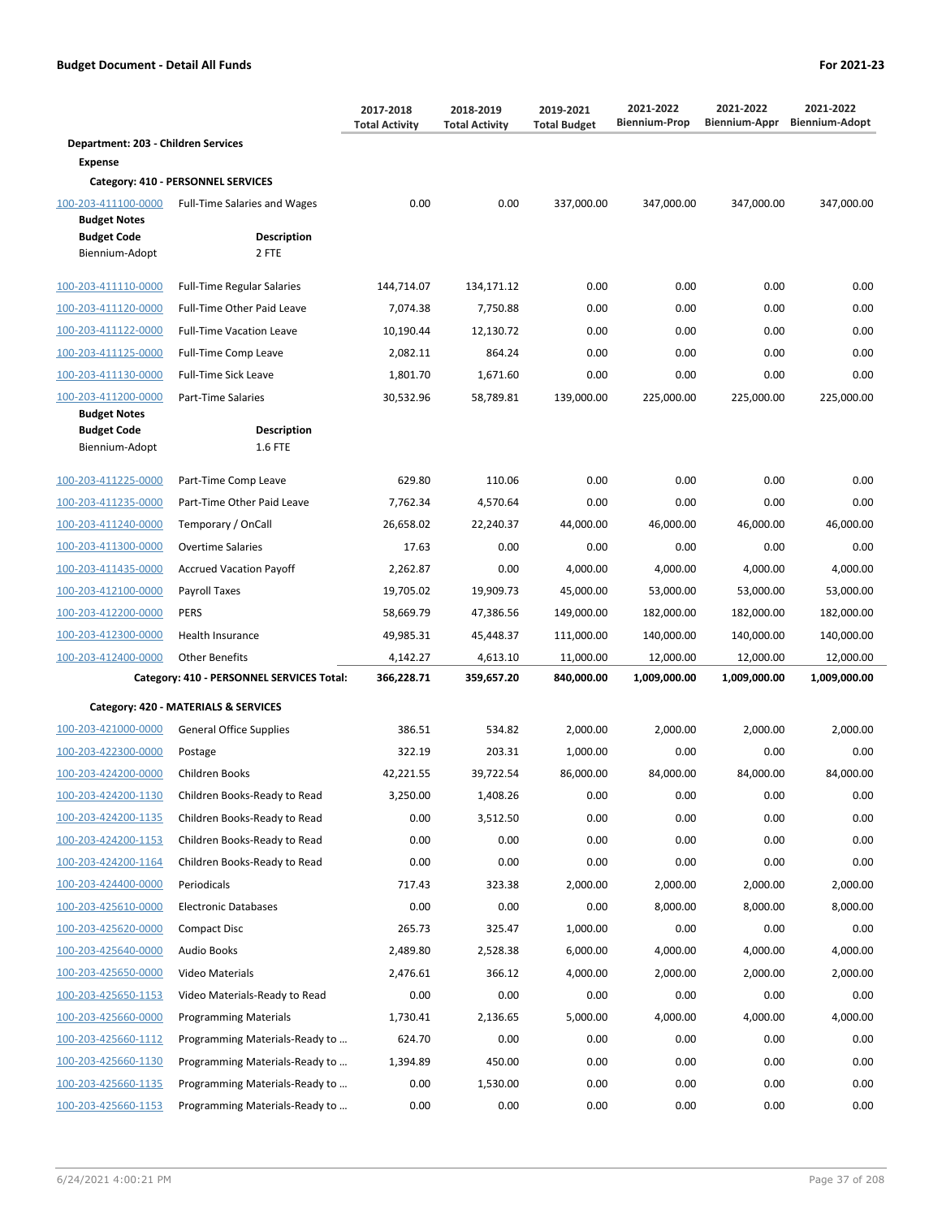**Budget Document - Detail All Funds** | **For 2021-23**

| | | 2017-2018 Total Activity | 2018-2019 Total Activity | 2019-2021 Total Budget | 2021-2022 Biennium-Prop | 2021-2022 Biennium-Appr | 2021-2022 Biennium-Adopt |
|---|---|---|---|---|---|---|---|
| **Department: 203 - Children Services** | | | | | | | |
| **Expense** | | | | | | | |
| **Category: 410 - PERSONNEL SERVICES** | | | | | | | |
| 100-203-411100-0000 | Full-Time Salaries and Wages | 0.00 | 0.00 | 337,000.00 | 347,000.00 | 347,000.00 | 347,000.00 |
| **Budget Notes** | | | | | | | |
| **Budget Code** | **Description** | | | | | | |
| Biennium-Adopt | 2 FTE | | | | | | |
| 100-203-411110-0000 | Full-Time Regular Salaries | 144,714.07 | 134,171.12 | 0.00 | 0.00 | 0.00 | 0.00 |
| 100-203-411120-0000 | Full-Time Other Paid Leave | 7,074.38 | 7,750.88 | 0.00 | 0.00 | 0.00 | 0.00 |
| 100-203-411122-0000 | Full-Time Vacation Leave | 10,190.44 | 12,130.72 | 0.00 | 0.00 | 0.00 | 0.00 |
| 100-203-411125-0000 | Full-Time Comp Leave | 2,082.11 | 864.24 | 0.00 | 0.00 | 0.00 | 0.00 |
| 100-203-411130-0000 | Full-Time Sick Leave | 1,801.70 | 1,671.60 | 0.00 | 0.00 | 0.00 | 0.00 |
| 100-203-411200-0000 | Part-Time Salaries | 30,532.96 | 58,789.81 | 139,000.00 | 225,000.00 | 225,000.00 | 225,000.00 |
| **Budget Notes** | | | | | | | |
| **Budget Code** | **Description** | | | | | | |
| Biennium-Adopt | 1.6 FTE | | | | | | |
| 100-203-411225-0000 | Part-Time Comp Leave | 629.80 | 110.06 | 0.00 | 0.00 | 0.00 | 0.00 |
| 100-203-411235-0000 | Part-Time Other Paid Leave | 7,762.34 | 4,570.64 | 0.00 | 0.00 | 0.00 | 0.00 |
| 100-203-411240-0000 | Temporary / OnCall | 26,658.02 | 22,240.37 | 44,000.00 | 46,000.00 | 46,000.00 | 46,000.00 |
| 100-203-411300-0000 | Overtime Salaries | 17.63 | 0.00 | 0.00 | 0.00 | 0.00 | 0.00 |
| 100-203-411435-0000 | Accrued Vacation Payoff | 2,262.87 | 0.00 | 4,000.00 | 4,000.00 | 4,000.00 | 4,000.00 |
| 100-203-412100-0000 | Payroll Taxes | 19,705.02 | 19,909.73 | 45,000.00 | 53,000.00 | 53,000.00 | 53,000.00 |
| 100-203-412200-0000 | PERS | 58,669.79 | 47,386.56 | 149,000.00 | 182,000.00 | 182,000.00 | 182,000.00 |
| 100-203-412300-0000 | Health Insurance | 49,985.31 | 45,448.37 | 111,000.00 | 140,000.00 | 140,000.00 | 140,000.00 |
| 100-203-412400-0000 | Other Benefits | 4,142.27 | 4,613.10 | 11,000.00 | 12,000.00 | 12,000.00 | 12,000.00 |
| | **Category: 410 - PERSONNEL SERVICES Total:** | **366,228.71** | **359,657.20** | **840,000.00** | **1,009,000.00** | **1,009,000.00** | **1,009,000.00** |
| **Category: 420 - MATERIALS & SERVICES** | | | | | | | |
| 100-203-421000-0000 | General Office Supplies | 386.51 | 534.82 | 2,000.00 | 2,000.00 | 2,000.00 | 2,000.00 |
| 100-203-422300-0000 | Postage | 322.19 | 203.31 | 1,000.00 | 0.00 | 0.00 | 0.00 |
| 100-203-424200-0000 | Children Books | 42,221.55 | 39,722.54 | 86,000.00 | 84,000.00 | 84,000.00 | 84,000.00 |
| 100-203-424200-1130 | Children Books-Ready to Read | 3,250.00 | 1,408.26 | 0.00 | 0.00 | 0.00 | 0.00 |
| 100-203-424200-1135 | Children Books-Ready to Read | 0.00 | 3,512.50 | 0.00 | 0.00 | 0.00 | 0.00 |
| 100-203-424200-1153 | Children Books-Ready to Read | 0.00 | 0.00 | 0.00 | 0.00 | 0.00 | 0.00 |
| 100-203-424200-1164 | Children Books-Ready to Read | 0.00 | 0.00 | 0.00 | 0.00 | 0.00 | 0.00 |
| 100-203-424400-0000 | Periodicals | 717.43 | 323.38 | 2,000.00 | 2,000.00 | 2,000.00 | 2,000.00 |
| 100-203-425610-0000 | Electronic Databases | 0.00 | 0.00 | 0.00 | 8,000.00 | 8,000.00 | 8,000.00 |
| 100-203-425620-0000 | Compact Disc | 265.73 | 325.47 | 1,000.00 | 0.00 | 0.00 | 0.00 |
| 100-203-425640-0000 | Audio Books | 2,489.80 | 2,528.38 | 6,000.00 | 4,000.00 | 4,000.00 | 4,000.00 |
| 100-203-425650-0000 | Video Materials | 2,476.61 | 366.12 | 4,000.00 | 2,000.00 | 2,000.00 | 2,000.00 |
| 100-203-425650-1153 | Video Materials-Ready to Read | 0.00 | 0.00 | 0.00 | 0.00 | 0.00 | 0.00 |
| 100-203-425660-0000 | Programming Materials | 1,730.41 | 2,136.65 | 5,000.00 | 4,000.00 | 4,000.00 | 4,000.00 |
| 100-203-425660-1112 | Programming Materials-Ready to … | 624.70 | 0.00 | 0.00 | 0.00 | 0.00 | 0.00 |
| 100-203-425660-1130 | Programming Materials-Ready to … | 1,394.89 | 450.00 | 0.00 | 0.00 | 0.00 | 0.00 |
| 100-203-425660-1135 | Programming Materials-Ready to … | 0.00 | 1,530.00 | 0.00 | 0.00 | 0.00 | 0.00 |
| 100-203-425660-1153 | Programming Materials-Ready to … | 0.00 | 0.00 | 0.00 | 0.00 | 0.00 | 0.00 |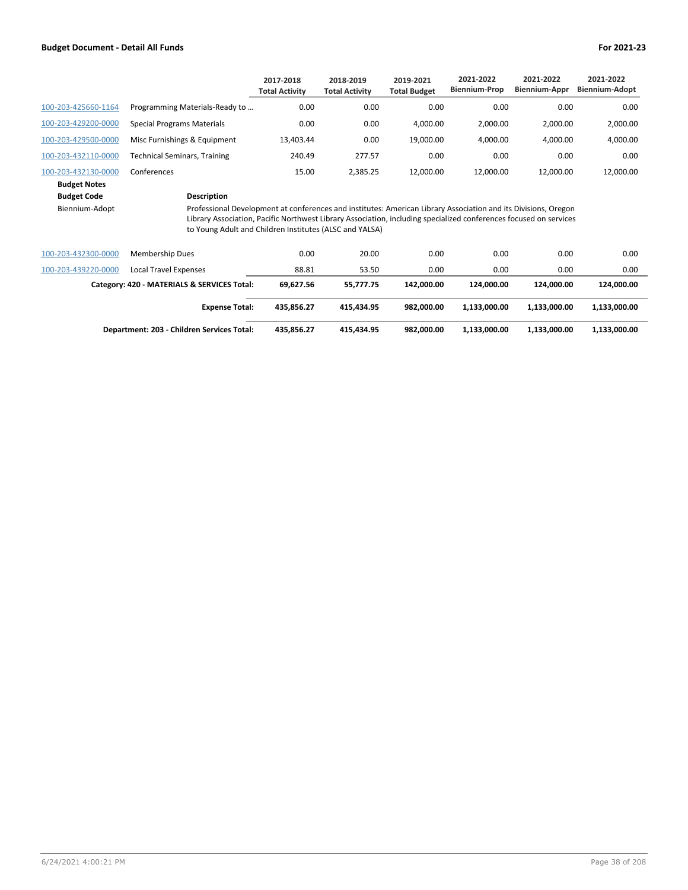| | | 2017-2018 Total Activity | 2018-2019 Total Activity | 2019-2021 Total Budget | 2021-2022 Biennium-Prop | 2021-2022 Biennium-Appr | 2021-2022 Biennium-Adopt |
|---|---|---|---|---|---|---|---|
| 100-203-425660-1164 | Programming Materials-Ready to … | 0.00 | 0.00 | 0.00 | 0.00 | 0.00 | 0.00 |
| 100-203-429200-0000 | Special Programs Materials | 0.00 | 0.00 | 4,000.00 | 2,000.00 | 2,000.00 | 2,000.00 |
| 100-203-429500-0000 | Misc Furnishings & Equipment | 13,403.44 | 0.00 | 19,000.00 | 4,000.00 | 4,000.00 | 4,000.00 |
| 100-203-432110-0000 | Technical Seminars, Training | 240.49 | 277.57 | 0.00 | 0.00 | 0.00 | 0.00 |
| 100-203-432130-0000 | Conferences | 15.00 | 2,385.25 | 12,000.00 | 12,000.00 | 12,000.00 | 12,000.00 |

**Budget Notes**

| **Budget Code** | **Description** |
|---|---|
| Biennium-Adopt | Professional Development at conferences and institutes: American Library Association and its Divisions, Oregon Library Association, Pacific Northwest Library Association, including specialized conferences focused on services to Young Adult and Children Institutes (ALSC and YALSA) |

| | | 2017-2018 Total Activity | 2018-2019 Total Activity | 2019-2021 Total Budget | 2021-2022 Biennium-Prop | 2021-2022 Biennium-Appr | 2021-2022 Biennium-Adopt |
|---|---|---|---|---|---|---|---|
| 100-203-432300-0000 | Membership Dues | 0.00 | 20.00 | 0.00 | 0.00 | 0.00 | 0.00 |
| 100-203-439220-0000 | Local Travel Expenses | 88.81 | 53.50 | 0.00 | 0.00 | 0.00 | 0.00 |
| | **Category: 420 - MATERIALS & SERVICES Total:** | **69,627.56** | **55,777.75** | **142,000.00** | **124,000.00** | **124,000.00** | **124,000.00** |
| | **Expense Total:** | **435,856.27** | **415,434.95** | **982,000.00** | **1,133,000.00** | **1,133,000.00** | **1,133,000.00** |
| | **Department: 203 - Children Services Total:** | **435,856.27** | **415,434.95** | **982,000.00** | **1,133,000.00** | **1,133,000.00** | **1,133,000.00** |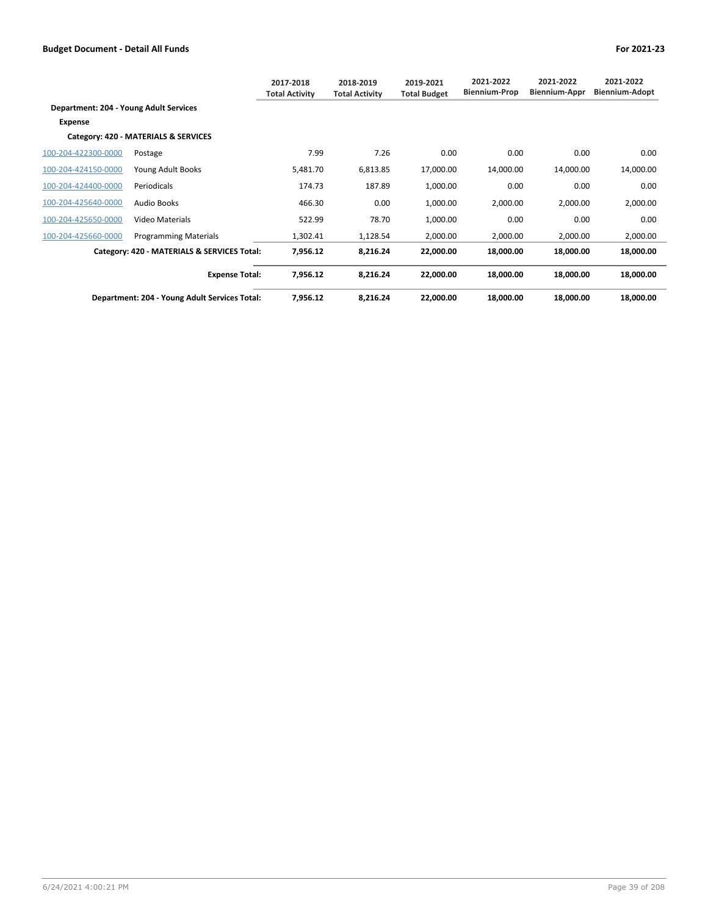| | | 2017-2018 Total Activity | 2018-2019 Total Activity | 2019-2021 Total Budget | 2021-2022 Biennium-Prop | 2021-2022 Biennium-Appr | 2021-2022 Biennium-Adopt |
|---|---|---|---|---|---|---|---|
| **Department: 204 - Young Adult Services** | | | | | | | |
| **Expense** | | | | | | | |
| **Category: 420 - MATERIALS & SERVICES** | | | | | | | |
| 100-204-422300-0000 | Postage | 7.99 | 7.26 | 0.00 | 0.00 | 0.00 | 0.00 |
| 100-204-424150-0000 | Young Adult Books | 5,481.70 | 6,813.85 | 17,000.00 | 14,000.00 | 14,000.00 | 14,000.00 |
| 100-204-424400-0000 | Periodicals | 174.73 | 187.89 | 1,000.00 | 0.00 | 0.00 | 0.00 |
| 100-204-425640-0000 | Audio Books | 466.30 | 0.00 | 1,000.00 | 2,000.00 | 2,000.00 | 2,000.00 |
| 100-204-425650-0000 | Video Materials | 522.99 | 78.70 | 1,000.00 | 0.00 | 0.00 | 0.00 |
| 100-204-425660-0000 | Programming Materials | 1,302.41 | 1,128.54 | 2,000.00 | 2,000.00 | 2,000.00 | 2,000.00 |
| | **Category: 420 - MATERIALS & SERVICES Total:** | **7,956.12** | **8,216.24** | **22,000.00** | **18,000.00** | **18,000.00** | **18,000.00** |
| | **Expense Total:** | **7,956.12** | **8,216.24** | **22,000.00** | **18,000.00** | **18,000.00** | **18,000.00** |
| | **Department: 204 - Young Adult Services Total:** | **7,956.12** | **8,216.24** | **22,000.00** | **18,000.00** | **18,000.00** | **18,000.00** |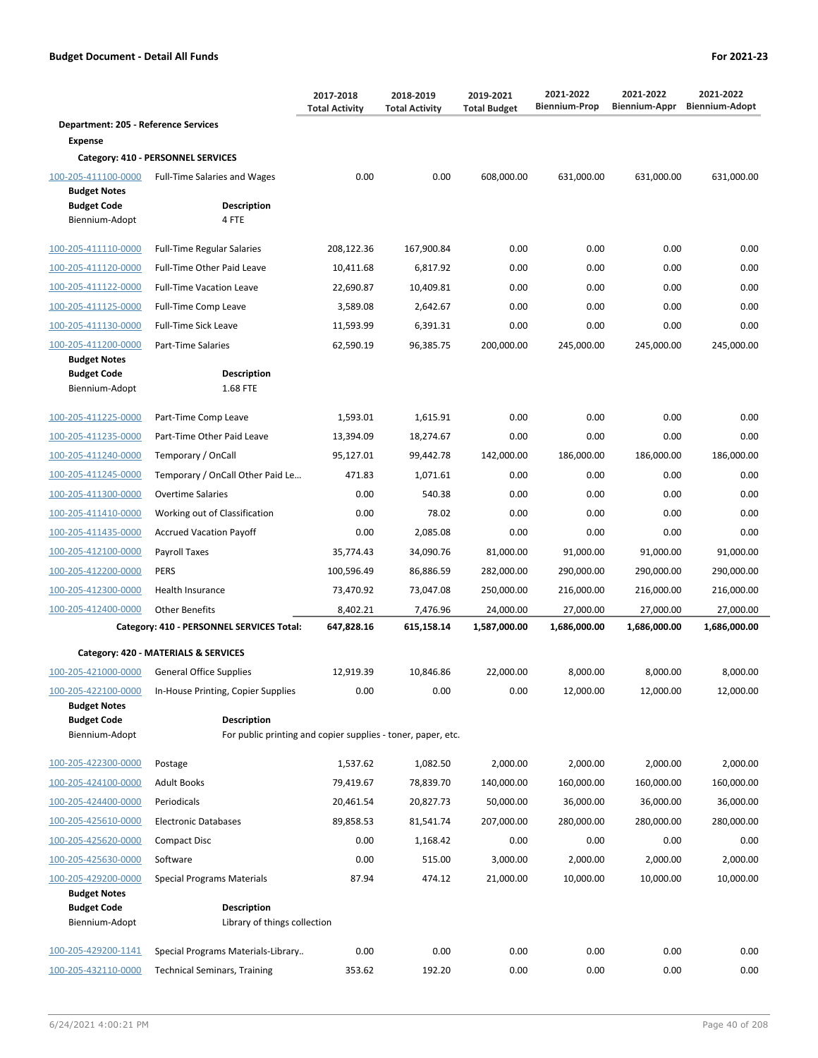**Budget Document - Detail All Funds** — For 2021-23

| | | 2017-2018 Total Activity | 2018-2019 Total Activity | 2019-2021 Total Budget | 2021-2022 Biennium-Prop | 2021-2022 Biennium-Appr | 2021-2022 Biennium-Adopt |
|---|---|---|---|---|---|---|---|
| **Department: 205 - Reference Services** | | | | | | | |
| **Expense** | | | | | | | |
| **Category: 410 - PERSONNEL SERVICES** | | | | | | | |
| 100-205-411100-0000 | Full-Time Salaries and Wages | 0.00 | 0.00 | 608,000.00 | 631,000.00 | 631,000.00 | 631,000.00 |
| **Budget Notes** | | | | | | | |
| **Budget Code** | **Description** | | | | | | |
| Biennium-Adopt | 4 FTE | | | | | | |
| 100-205-411110-0000 | Full-Time Regular Salaries | 208,122.36 | 167,900.84 | 0.00 | 0.00 | 0.00 | 0.00 |
| 100-205-411120-0000 | Full-Time Other Paid Leave | 10,411.68 | 6,817.92 | 0.00 | 0.00 | 0.00 | 0.00 |
| 100-205-411122-0000 | Full-Time Vacation Leave | 22,690.87 | 10,409.81 | 0.00 | 0.00 | 0.00 | 0.00 |
| 100-205-411125-0000 | Full-Time Comp Leave | 3,589.08 | 2,642.67 | 0.00 | 0.00 | 0.00 | 0.00 |
| 100-205-411130-0000 | Full-Time Sick Leave | 11,593.99 | 6,391.31 | 0.00 | 0.00 | 0.00 | 0.00 |
| 100-205-411200-0000 | Part-Time Salaries | 62,590.19 | 96,385.75 | 200,000.00 | 245,000.00 | 245,000.00 | 245,000.00 |
| **Budget Notes** | | | | | | | |
| **Budget Code** | **Description** | | | | | | |
| Biennium-Adopt | 1.68 FTE | | | | | | |
| 100-205-411225-0000 | Part-Time Comp Leave | 1,593.01 | 1,615.91 | 0.00 | 0.00 | 0.00 | 0.00 |
| 100-205-411235-0000 | Part-Time Other Paid Leave | 13,394.09 | 18,274.67 | 0.00 | 0.00 | 0.00 | 0.00 |
| 100-205-411240-0000 | Temporary / OnCall | 95,127.01 | 99,442.78 | 142,000.00 | 186,000.00 | 186,000.00 | 186,000.00 |
| 100-205-411245-0000 | Temporary / OnCall Other Paid Le... | 471.83 | 1,071.61 | 0.00 | 0.00 | 0.00 | 0.00 |
| 100-205-411300-0000 | Overtime Salaries | 0.00 | 540.38 | 0.00 | 0.00 | 0.00 | 0.00 |
| 100-205-411410-0000 | Working out of Classification | 0.00 | 78.02 | 0.00 | 0.00 | 0.00 | 0.00 |
| 100-205-411435-0000 | Accrued Vacation Payoff | 0.00 | 2,085.08 | 0.00 | 0.00 | 0.00 | 0.00 |
| 100-205-412100-0000 | Payroll Taxes | 35,774.43 | 34,090.76 | 81,000.00 | 91,000.00 | 91,000.00 | 91,000.00 |
| 100-205-412200-0000 | PERS | 100,596.49 | 86,886.59 | 282,000.00 | 290,000.00 | 290,000.00 | 290,000.00 |
| 100-205-412300-0000 | Health Insurance | 73,470.92 | 73,047.08 | 250,000.00 | 216,000.00 | 216,000.00 | 216,000.00 |
| 100-205-412400-0000 | Other Benefits | 8,402.21 | 7,476.96 | 24,000.00 | 27,000.00 | 27,000.00 | 27,000.00 |
| | **Category: 410 - PERSONNEL SERVICES Total:** | **647,828.16** | **615,158.14** | **1,587,000.00** | **1,686,000.00** | **1,686,000.00** | **1,686,000.00** |
| **Category: 420 - MATERIALS & SERVICES** | | | | | | | |
| 100-205-421000-0000 | General Office Supplies | 12,919.39 | 10,846.86 | 22,000.00 | 8,000.00 | 8,000.00 | 8,000.00 |
| 100-205-422100-0000 | In-House Printing, Copier Supplies | 0.00 | 0.00 | 0.00 | 12,000.00 | 12,000.00 | 12,000.00 |
| **Budget Notes** | | | | | | | |
| **Budget Code** | **Description** | | | | | | |
| Biennium-Adopt | For public printing and copier supplies - toner, paper, etc. | | | | | | |
| 100-205-422300-0000 | Postage | 1,537.62 | 1,082.50 | 2,000.00 | 2,000.00 | 2,000.00 | 2,000.00 |
| 100-205-424100-0000 | Adult Books | 79,419.67 | 78,839.70 | 140,000.00 | 160,000.00 | 160,000.00 | 160,000.00 |
| 100-205-424400-0000 | Periodicals | 20,461.54 | 20,827.73 | 50,000.00 | 36,000.00 | 36,000.00 | 36,000.00 |
| 100-205-425610-0000 | Electronic Databases | 89,858.53 | 81,541.74 | 207,000.00 | 280,000.00 | 280,000.00 | 280,000.00 |
| 100-205-425620-0000 | Compact Disc | 0.00 | 1,168.42 | 0.00 | 0.00 | 0.00 | 0.00 |
| 100-205-425630-0000 | Software | 0.00 | 515.00 | 3,000.00 | 2,000.00 | 2,000.00 | 2,000.00 |
| 100-205-429200-0000 | Special Programs Materials | 87.94 | 474.12 | 21,000.00 | 10,000.00 | 10,000.00 | 10,000.00 |
| **Budget Notes** | | | | | | | |
| **Budget Code** | **Description** | | | | | | |
| Biennium-Adopt | Library of things collection | | | | | | |
| 100-205-429200-1141 | Special Programs Materials-Library.. | 0.00 | 0.00 | 0.00 | 0.00 | 0.00 | 0.00 |
| 100-205-432110-0000 | Technical Seminars, Training | 353.62 | 192.20 | 0.00 | 0.00 | 0.00 | 0.00 |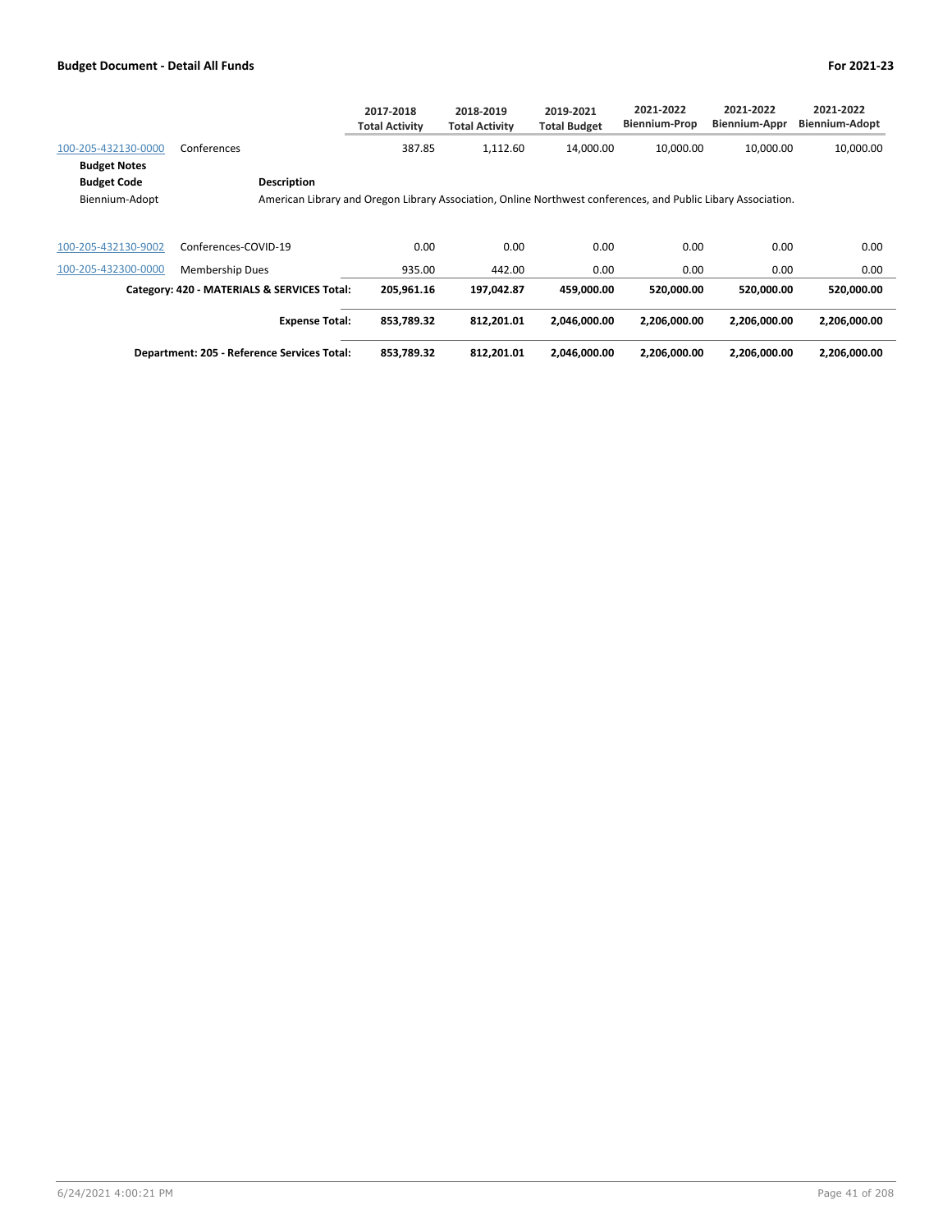| | | 2017-2018 Total Activity | 2018-2019 Total Activity | 2019-2021 Total Budget | 2021-2022 Biennium-Prop | 2021-2022 Biennium-Appr | 2021-2022 Biennium-Adopt |
|---|---|---|---|---|---|---|---|
| 100-205-432130-0000 | Conferences | 387.85 | 1,112.60 | 14,000.00 | 10,000.00 | 10,000.00 | 10,000.00 |

**Budget Notes**

| **Budget Code** | **Description** |
|---|---|
| Biennium-Adopt | American Library and Oregon Library Association, Online Northwest conferences, and Public Libary Association. |

| | | 2017-2018 Total Activity | 2018-2019 Total Activity | 2019-2021 Total Budget | 2021-2022 Biennium-Prop | 2021-2022 Biennium-Appr | 2021-2022 Biennium-Adopt |
|---|---|---|---|---|---|---|---|
| 100-205-432130-9002 | Conferences-COVID-19 | 0.00 | 0.00 | 0.00 | 0.00 | 0.00 | 0.00 |
| 100-205-432300-0000 | Membership Dues | 935.00 | 442.00 | 0.00 | 0.00 | 0.00 | 0.00 |
| | **Category: 420 - MATERIALS & SERVICES Total:** | **205,961.16** | **197,042.87** | **459,000.00** | **520,000.00** | **520,000.00** | **520,000.00** |
| | **Expense Total:** | **853,789.32** | **812,201.01** | **2,046,000.00** | **2,206,000.00** | **2,206,000.00** | **2,206,000.00** |
| | **Department: 205 - Reference Services Total:** | **853,789.32** | **812,201.01** | **2,046,000.00** | **2,206,000.00** | **2,206,000.00** | **2,206,000.00** |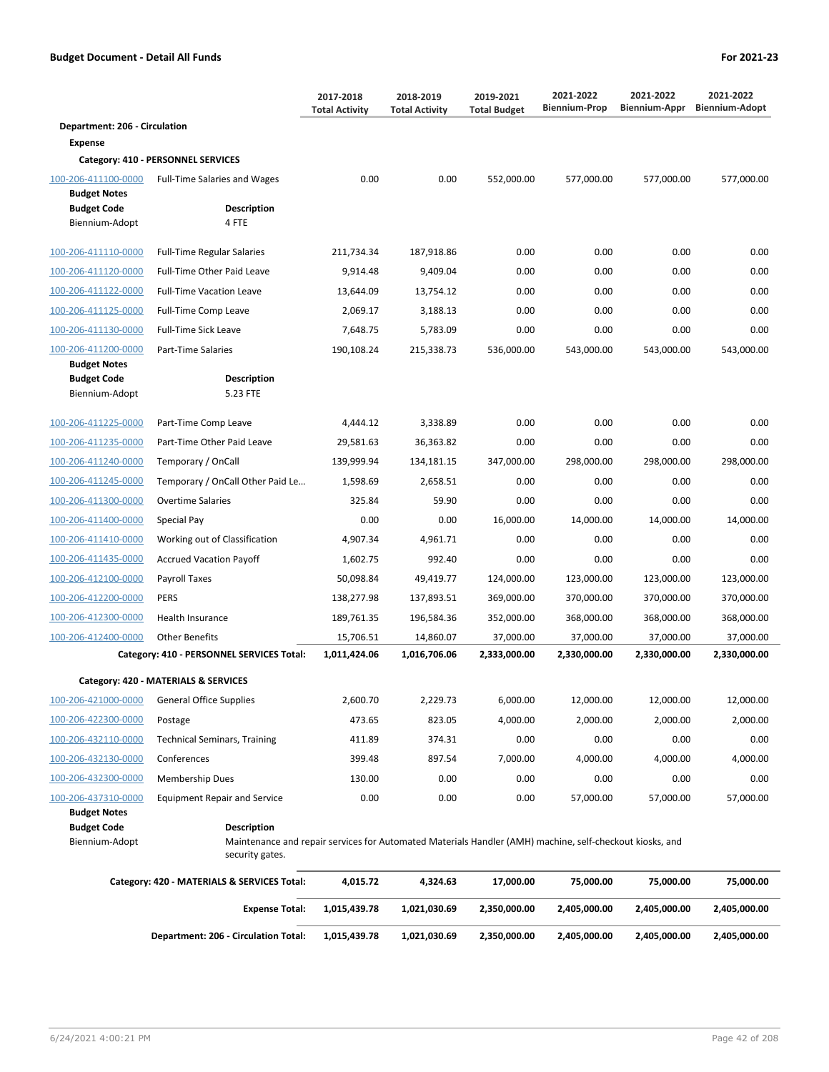**Budget Document - Detail All Funds** **For 2021-23**

| | | 2017-2018 Total Activity | 2018-2019 Total Activity | 2019-2021 Total Budget | 2021-2022 Biennium-Prop | 2021-2022 Biennium-Appr | 2021-2022 Biennium-Adopt |
|---|---|---|---|---|---|---|---|
| **Department: 206 - Circulation** | | | | | | | |
| **Expense** | | | | | | | |
| **Category: 410 - PERSONNEL SERVICES** | | | | | | | |
| 100-206-411100-0000 | Full-Time Salaries and Wages | 0.00 | 0.00 | 552,000.00 | 577,000.00 | 577,000.00 | 577,000.00 |
| **Budget Notes** | | | | | | | |
| **Budget Code** | **Description** | | | | | | |
| Biennium-Adopt | 4 FTE | | | | | | |
| 100-206-411110-0000 | Full-Time Regular Salaries | 211,734.34 | 187,918.86 | 0.00 | 0.00 | 0.00 | 0.00 |
| 100-206-411120-0000 | Full-Time Other Paid Leave | 9,914.48 | 9,409.04 | 0.00 | 0.00 | 0.00 | 0.00 |
| 100-206-411122-0000 | Full-Time Vacation Leave | 13,644.09 | 13,754.12 | 0.00 | 0.00 | 0.00 | 0.00 |
| 100-206-411125-0000 | Full-Time Comp Leave | 2,069.17 | 3,188.13 | 0.00 | 0.00 | 0.00 | 0.00 |
| 100-206-411130-0000 | Full-Time Sick Leave | 7,648.75 | 5,783.09 | 0.00 | 0.00 | 0.00 | 0.00 |
| 100-206-411200-0000 | Part-Time Salaries | 190,108.24 | 215,338.73 | 536,000.00 | 543,000.00 | 543,000.00 | 543,000.00 |
| **Budget Notes** | | | | | | | |
| **Budget Code** | **Description** | | | | | | |
| Biennium-Adopt | 5.23 FTE | | | | | | |
| 100-206-411225-0000 | Part-Time Comp Leave | 4,444.12 | 3,338.89 | 0.00 | 0.00 | 0.00 | 0.00 |
| 100-206-411235-0000 | Part-Time Other Paid Leave | 29,581.63 | 36,363.82 | 0.00 | 0.00 | 0.00 | 0.00 |
| 100-206-411240-0000 | Temporary / OnCall | 139,999.94 | 134,181.15 | 347,000.00 | 298,000.00 | 298,000.00 | 298,000.00 |
| 100-206-411245-0000 | Temporary / OnCall Other Paid Le... | 1,598.69 | 2,658.51 | 0.00 | 0.00 | 0.00 | 0.00 |
| 100-206-411300-0000 | Overtime Salaries | 325.84 | 59.90 | 0.00 | 0.00 | 0.00 | 0.00 |
| 100-206-411400-0000 | Special Pay | 0.00 | 0.00 | 16,000.00 | 14,000.00 | 14,000.00 | 14,000.00 |
| 100-206-411410-0000 | Working out of Classification | 4,907.34 | 4,961.71 | 0.00 | 0.00 | 0.00 | 0.00 |
| 100-206-411435-0000 | Accrued Vacation Payoff | 1,602.75 | 992.40 | 0.00 | 0.00 | 0.00 | 0.00 |
| 100-206-412100-0000 | Payroll Taxes | 50,098.84 | 49,419.77 | 124,000.00 | 123,000.00 | 123,000.00 | 123,000.00 |
| 100-206-412200-0000 | PERS | 138,277.98 | 137,893.51 | 369,000.00 | 370,000.00 | 370,000.00 | 370,000.00 |
| 100-206-412300-0000 | Health Insurance | 189,761.35 | 196,584.36 | 352,000.00 | 368,000.00 | 368,000.00 | 368,000.00 |
| 100-206-412400-0000 | Other Benefits | 15,706.51 | 14,860.07 | 37,000.00 | 37,000.00 | 37,000.00 | 37,000.00 |
| | **Category: 410 - PERSONNEL SERVICES Total:** | **1,011,424.06** | **1,016,706.06** | **2,333,000.00** | **2,330,000.00** | **2,330,000.00** | **2,330,000.00** |
| **Category: 420 - MATERIALS & SERVICES** | | | | | | | |
| 100-206-421000-0000 | General Office Supplies | 2,600.70 | 2,229.73 | 6,000.00 | 12,000.00 | 12,000.00 | 12,000.00 |
| 100-206-422300-0000 | Postage | 473.65 | 823.05 | 4,000.00 | 2,000.00 | 2,000.00 | 2,000.00 |
| 100-206-432110-0000 | Technical Seminars, Training | 411.89 | 374.31 | 0.00 | 0.00 | 0.00 | 0.00 |
| 100-206-432130-0000 | Conferences | 399.48 | 897.54 | 7,000.00 | 4,000.00 | 4,000.00 | 4,000.00 |
| 100-206-432300-0000 | Membership Dues | 130.00 | 0.00 | 0.00 | 0.00 | 0.00 | 0.00 |
| 100-206-437310-0000 | Equipment Repair and Service | 0.00 | 0.00 | 0.00 | 57,000.00 | 57,000.00 | 57,000.00 |
| **Budget Notes** | | | | | | | |
| **Budget Code** | **Description** | | | | | | |
| Biennium-Adopt | Maintenance and repair services for Automated Materials Handler (AMH) machine, self-checkout kiosks, and security gates. | | | | | | |
| | **Category: 420 - MATERIALS & SERVICES Total:** | **4,015.72** | **4,324.63** | **17,000.00** | **75,000.00** | **75,000.00** | **75,000.00** |
| | **Expense Total:** | **1,015,439.78** | **1,021,030.69** | **2,350,000.00** | **2,405,000.00** | **2,405,000.00** | **2,405,000.00** |
| | **Department: 206 - Circulation Total:** | **1,015,439.78** | **1,021,030.69** | **2,350,000.00** | **2,405,000.00** | **2,405,000.00** | **2,405,000.00** |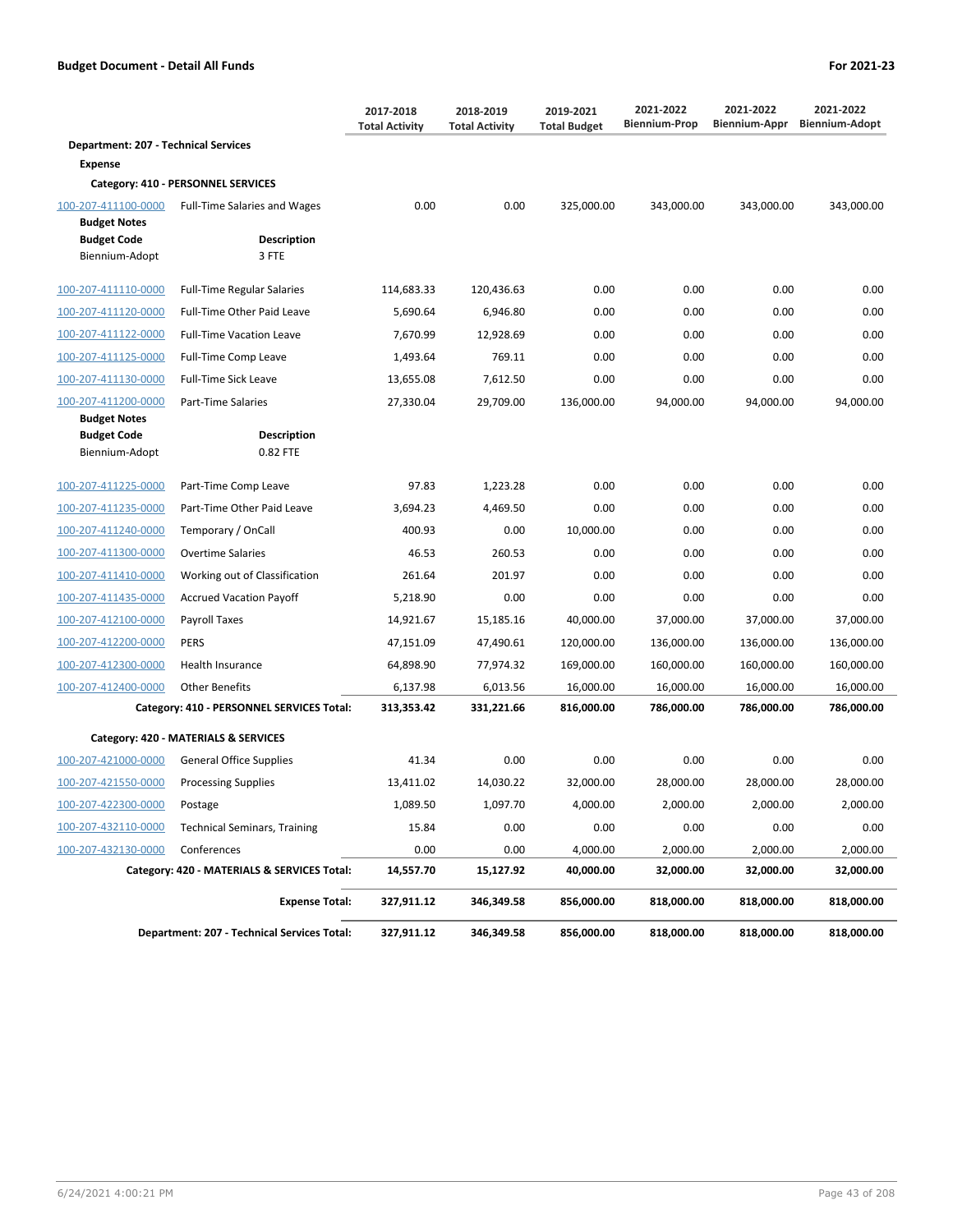**Budget Document - Detail All Funds** | **For 2021-23**

| | | 2017-2018 Total Activity | 2018-2019 Total Activity | 2019-2021 Total Budget | 2021-2022 Biennium-Prop | 2021-2022 Biennium-Appr | 2021-2022 Biennium-Adopt |
|---|---|---|---|---|---|---|---|
| **Department: 207 - Technical Services** | | | | | | | |
| **Expense** | | | | | | | |
| **Category: 410 - PERSONNEL SERVICES** | | | | | | | |
| 100-207-411100-0000 | Full-Time Salaries and Wages | 0.00 | 0.00 | 325,000.00 | 343,000.00 | 343,000.00 | 343,000.00 |
| **Budget Notes** | | | | | | | |
| **Budget Code** | **Description** | | | | | | |
| Biennium-Adopt | 3 FTE | | | | | | |
| 100-207-411110-0000 | Full-Time Regular Salaries | 114,683.33 | 120,436.63 | 0.00 | 0.00 | 0.00 | 0.00 |
| 100-207-411120-0000 | Full-Time Other Paid Leave | 5,690.64 | 6,946.80 | 0.00 | 0.00 | 0.00 | 0.00 |
| 100-207-411122-0000 | Full-Time Vacation Leave | 7,670.99 | 12,928.69 | 0.00 | 0.00 | 0.00 | 0.00 |
| 100-207-411125-0000 | Full-Time Comp Leave | 1,493.64 | 769.11 | 0.00 | 0.00 | 0.00 | 0.00 |
| 100-207-411130-0000 | Full-Time Sick Leave | 13,655.08 | 7,612.50 | 0.00 | 0.00 | 0.00 | 0.00 |
| 100-207-411200-0000 | Part-Time Salaries | 27,330.04 | 29,709.00 | 136,000.00 | 94,000.00 | 94,000.00 | 94,000.00 |
| **Budget Notes** | | | | | | | |
| **Budget Code** | **Description** | | | | | | |
| Biennium-Adopt | 0.82 FTE | | | | | | |
| 100-207-411225-0000 | Part-Time Comp Leave | 97.83 | 1,223.28 | 0.00 | 0.00 | 0.00 | 0.00 |
| 100-207-411235-0000 | Part-Time Other Paid Leave | 3,694.23 | 4,469.50 | 0.00 | 0.00 | 0.00 | 0.00 |
| 100-207-411240-0000 | Temporary / OnCall | 400.93 | 0.00 | 10,000.00 | 0.00 | 0.00 | 0.00 |
| 100-207-411300-0000 | Overtime Salaries | 46.53 | 260.53 | 0.00 | 0.00 | 0.00 | 0.00 |
| 100-207-411410-0000 | Working out of Classification | 261.64 | 201.97 | 0.00 | 0.00 | 0.00 | 0.00 |
| 100-207-411435-0000 | Accrued Vacation Payoff | 5,218.90 | 0.00 | 0.00 | 0.00 | 0.00 | 0.00 |
| 100-207-412100-0000 | Payroll Taxes | 14,921.67 | 15,185.16 | 40,000.00 | 37,000.00 | 37,000.00 | 37,000.00 |
| 100-207-412200-0000 | PERS | 47,151.09 | 47,490.61 | 120,000.00 | 136,000.00 | 136,000.00 | 136,000.00 |
| 100-207-412300-0000 | Health Insurance | 64,898.90 | 77,974.32 | 169,000.00 | 160,000.00 | 160,000.00 | 160,000.00 |
| 100-207-412400-0000 | Other Benefits | 6,137.98 | 6,013.56 | 16,000.00 | 16,000.00 | 16,000.00 | 16,000.00 |
| | **Category: 410 - PERSONNEL SERVICES Total:** | **313,353.42** | **331,221.66** | **816,000.00** | **786,000.00** | **786,000.00** | **786,000.00** |
| **Category: 420 - MATERIALS & SERVICES** | | | | | | | |
| 100-207-421000-0000 | General Office Supplies | 41.34 | 0.00 | 0.00 | 0.00 | 0.00 | 0.00 |
| 100-207-421550-0000 | Processing Supplies | 13,411.02 | 14,030.22 | 32,000.00 | 28,000.00 | 28,000.00 | 28,000.00 |
| 100-207-422300-0000 | Postage | 1,089.50 | 1,097.70 | 4,000.00 | 2,000.00 | 2,000.00 | 2,000.00 |
| 100-207-432110-0000 | Technical Seminars, Training | 15.84 | 0.00 | 0.00 | 0.00 | 0.00 | 0.00 |
| 100-207-432130-0000 | Conferences | 0.00 | 0.00 | 4,000.00 | 2,000.00 | 2,000.00 | 2,000.00 |
| | **Category: 420 - MATERIALS & SERVICES Total:** | **14,557.70** | **15,127.92** | **40,000.00** | **32,000.00** | **32,000.00** | **32,000.00** |
| | **Expense Total:** | **327,911.12** | **346,349.58** | **856,000.00** | **818,000.00** | **818,000.00** | **818,000.00** |
| | **Department: 207 - Technical Services Total:** | **327,911.12** | **346,349.58** | **856,000.00** | **818,000.00** | **818,000.00** | **818,000.00** |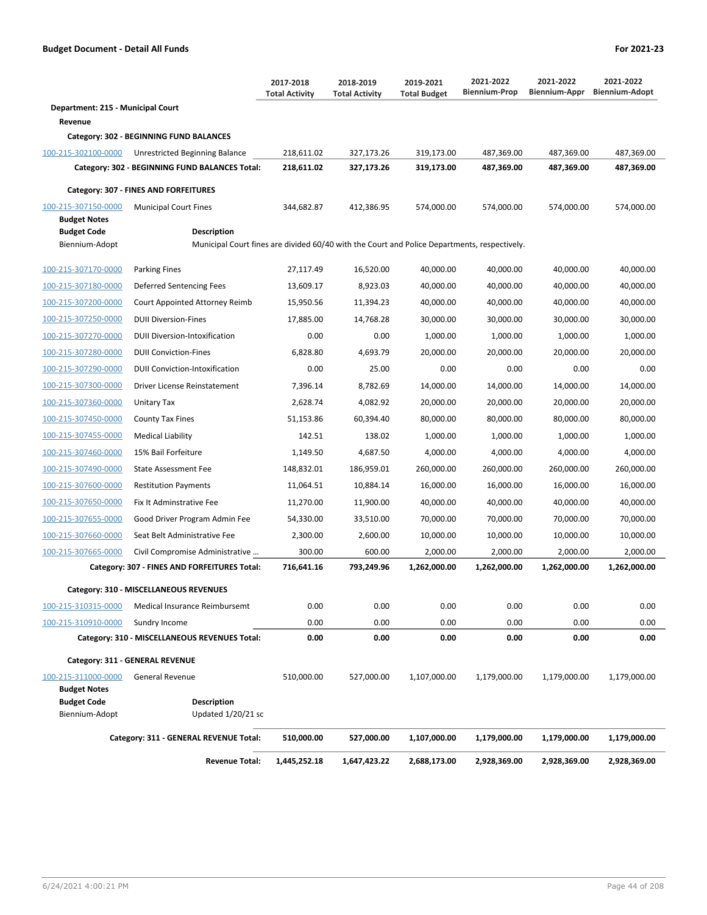**Budget Document - Detail All Funds** | **For 2021-23**

| | | 2017-2018 Total Activity | 2018-2019 Total Activity | 2019-2021 Total Budget | 2021-2022 Biennium-Prop | 2021-2022 Biennium-Appr | 2021-2022 Biennium-Adopt |
|---|---|---|---|---|---|---|---|
| **Department: 215 - Municipal Court** | | | | | | | |
| **Revenue** | | | | | | | |
| **Category: 302 - BEGINNING FUND BALANCES** | | | | | | | |
| 100-215-302100-0000 | Unrestricted Beginning Balance | 218,611.02 | 327,173.26 | 319,173.00 | 487,369.00 | 487,369.00 | 487,369.00 |
| | **Category: 302 - BEGINNING FUND BALANCES Total:** | **218,611.02** | **327,173.26** | **319,173.00** | **487,369.00** | **487,369.00** | **487,369.00** |
| **Category: 307 - FINES AND FORFEITURES** | | | | | | | |
| 100-215-307150-0000 | Municipal Court Fines | 344,682.87 | 412,386.95 | 574,000.00 | 574,000.00 | 574,000.00 | 574,000.00 |
| **Budget Notes** | | | | | | | |
| **Budget Code** | **Description** | | | | | | |
| Biennium-Adopt | Municipal Court fines are divided 60/40 with the Court and Police Departments, respectively. | | | | | | |
| 100-215-307170-0000 | Parking Fines | 27,117.49 | 16,520.00 | 40,000.00 | 40,000.00 | 40,000.00 | 40,000.00 |
| 100-215-307180-0000 | Deferred Sentencing Fees | 13,609.17 | 8,923.03 | 40,000.00 | 40,000.00 | 40,000.00 | 40,000.00 |
| 100-215-307200-0000 | Court Appointed Attorney Reimb | 15,950.56 | 11,394.23 | 40,000.00 | 40,000.00 | 40,000.00 | 40,000.00 |
| 100-215-307250-0000 | DUII Diversion-Fines | 17,885.00 | 14,768.28 | 30,000.00 | 30,000.00 | 30,000.00 | 30,000.00 |
| 100-215-307270-0000 | DUII Diversion-Intoxification | 0.00 | 0.00 | 1,000.00 | 1,000.00 | 1,000.00 | 1,000.00 |
| 100-215-307280-0000 | DUII Conviction-Fines | 6,828.80 | 4,693.79 | 20,000.00 | 20,000.00 | 20,000.00 | 20,000.00 |
| 100-215-307290-0000 | DUII Conviction-Intoxification | 0.00 | 25.00 | 0.00 | 0.00 | 0.00 | 0.00 |
| 100-215-307300-0000 | Driver License Reinstatement | 7,396.14 | 8,782.69 | 14,000.00 | 14,000.00 | 14,000.00 | 14,000.00 |
| 100-215-307360-0000 | Unitary Tax | 2,628.74 | 4,082.92 | 20,000.00 | 20,000.00 | 20,000.00 | 20,000.00 |
| 100-215-307450-0000 | County Tax Fines | 51,153.86 | 60,394.40 | 80,000.00 | 80,000.00 | 80,000.00 | 80,000.00 |
| 100-215-307455-0000 | Medical Liability | 142.51 | 138.02 | 1,000.00 | 1,000.00 | 1,000.00 | 1,000.00 |
| 100-215-307460-0000 | 15% Bail Forfeiture | 1,149.50 | 4,687.50 | 4,000.00 | 4,000.00 | 4,000.00 | 4,000.00 |
| 100-215-307490-0000 | State Assessment Fee | 148,832.01 | 186,959.01 | 260,000.00 | 260,000.00 | 260,000.00 | 260,000.00 |
| 100-215-307600-0000 | Restitution Payments | 11,064.51 | 10,884.14 | 16,000.00 | 16,000.00 | 16,000.00 | 16,000.00 |
| 100-215-307650-0000 | Fix It Adminstrative Fee | 11,270.00 | 11,900.00 | 40,000.00 | 40,000.00 | 40,000.00 | 40,000.00 |
| 100-215-307655-0000 | Good Driver Program Admin Fee | 54,330.00 | 33,510.00 | 70,000.00 | 70,000.00 | 70,000.00 | 70,000.00 |
| 100-215-307660-0000 | Seat Belt Administrative Fee | 2,300.00 | 2,600.00 | 10,000.00 | 10,000.00 | 10,000.00 | 10,000.00 |
| 100-215-307665-0000 | Civil Compromise Administrative ... | 300.00 | 600.00 | 2,000.00 | 2,000.00 | 2,000.00 | 2,000.00 |
| | **Category: 307 - FINES AND FORFEITURES Total:** | **716,641.16** | **793,249.96** | **1,262,000.00** | **1,262,000.00** | **1,262,000.00** | **1,262,000.00** |
| **Category: 310 - MISCELLANEOUS REVENUES** | | | | | | | |
| 100-215-310315-0000 | Medical Insurance Reimbursemt | 0.00 | 0.00 | 0.00 | 0.00 | 0.00 | 0.00 |
| 100-215-310910-0000 | Sundry Income | 0.00 | 0.00 | 0.00 | 0.00 | 0.00 | 0.00 |
| | **Category: 310 - MISCELLANEOUS REVENUES Total:** | **0.00** | **0.00** | **0.00** | **0.00** | **0.00** | **0.00** |
| **Category: 311 - GENERAL REVENUE** | | | | | | | |
| 100-215-311000-0000 | General Revenue | 510,000.00 | 527,000.00 | 1,107,000.00 | 1,179,000.00 | 1,179,000.00 | 1,179,000.00 |
| **Budget Notes** | | | | | | | |
| **Budget Code** | **Description** | | | | | | |
| Biennium-Adopt | Updated 1/20/21 sc | | | | | | |
| | **Category: 311 - GENERAL REVENUE Total:** | **510,000.00** | **527,000.00** | **1,107,000.00** | **1,179,000.00** | **1,179,000.00** | **1,179,000.00** |
| | **Revenue Total:** | **1,445,252.18** | **1,647,423.22** | **2,688,173.00** | **2,928,369.00** | **2,928,369.00** | **2,928,369.00** |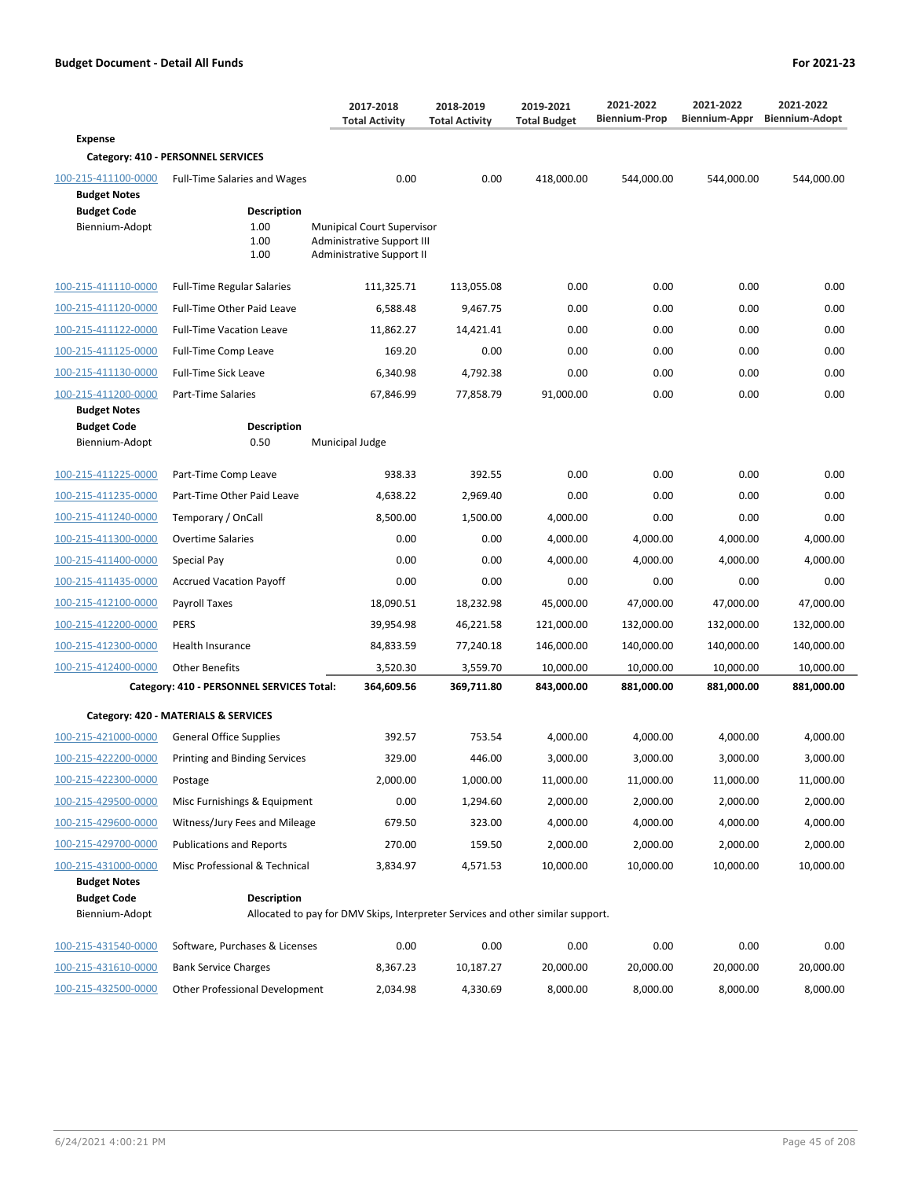|  |  | 2017-2018 Total Activity | 2018-2019 Total Activity | 2019-2021 Total Budget | 2021-2022 Biennium-Prop | 2021-2022 Biennium-Appr | 2021-2022 Biennium-Adopt |
|---|---|---|---|---|---|---|---|
| **Expense** |  |  |  |  |  |  |  |
| **Category: 410 - PERSONNEL SERVICES** |  |  |  |  |  |  |  |
| 100-215-411100-0000 | Full-Time Salaries and Wages | 0.00 | 0.00 | 418,000.00 | 544,000.00 | 544,000.00 | 544,000.00 |
| **Budget Notes** |  |  |  |  |  |  |  |
| **Budget Code** | **Description** |  |  |  |  |  |  |
| Biennium-Adopt | 1.00 | Munipical Court Supervisor |  |  |  |  |  |
|  | 1.00 | Administrative Support III |  |  |  |  |  |
|  | 1.00 | Administrative Support II |  |  |  |  |  |
| 100-215-411110-0000 | Full-Time Regular Salaries | 111,325.71 | 113,055.08 | 0.00 | 0.00 | 0.00 | 0.00 |
| 100-215-411120-0000 | Full-Time Other Paid Leave | 6,588.48 | 9,467.75 | 0.00 | 0.00 | 0.00 | 0.00 |
| 100-215-411122-0000 | Full-Time Vacation Leave | 11,862.27 | 14,421.41 | 0.00 | 0.00 | 0.00 | 0.00 |
| 100-215-411125-0000 | Full-Time Comp Leave | 169.20 | 0.00 | 0.00 | 0.00 | 0.00 | 0.00 |
| 100-215-411130-0000 | Full-Time Sick Leave | 6,340.98 | 4,792.38 | 0.00 | 0.00 | 0.00 | 0.00 |
| 100-215-411200-0000 | Part-Time Salaries | 67,846.99 | 77,858.79 | 91,000.00 | 0.00 | 0.00 | 0.00 |
| **Budget Notes** |  |  |  |  |  |  |  |
| **Budget Code** | **Description** |  |  |  |  |  |  |
| Biennium-Adopt | 0.50 | Municipal Judge |  |  |  |  |  |
| 100-215-411225-0000 | Part-Time Comp Leave | 938.33 | 392.55 | 0.00 | 0.00 | 0.00 | 0.00 |
| 100-215-411235-0000 | Part-Time Other Paid Leave | 4,638.22 | 2,969.40 | 0.00 | 0.00 | 0.00 | 0.00 |
| 100-215-411240-0000 | Temporary / OnCall | 8,500.00 | 1,500.00 | 4,000.00 | 0.00 | 0.00 | 0.00 |
| 100-215-411300-0000 | Overtime Salaries | 0.00 | 0.00 | 4,000.00 | 4,000.00 | 4,000.00 | 4,000.00 |
| 100-215-411400-0000 | Special Pay | 0.00 | 0.00 | 4,000.00 | 4,000.00 | 4,000.00 | 4,000.00 |
| 100-215-411435-0000 | Accrued Vacation Payoff | 0.00 | 0.00 | 0.00 | 0.00 | 0.00 | 0.00 |
| 100-215-412100-0000 | Payroll Taxes | 18,090.51 | 18,232.98 | 45,000.00 | 47,000.00 | 47,000.00 | 47,000.00 |
| 100-215-412200-0000 | PERS | 39,954.98 | 46,221.58 | 121,000.00 | 132,000.00 | 132,000.00 | 132,000.00 |
| 100-215-412300-0000 | Health Insurance | 84,833.59 | 77,240.18 | 146,000.00 | 140,000.00 | 140,000.00 | 140,000.00 |
| 100-215-412400-0000 | Other Benefits | 3,520.30 | 3,559.70 | 10,000.00 | 10,000.00 | 10,000.00 | 10,000.00 |
| **Category: 410 - PERSONNEL SERVICES Total:** |  | **364,609.56** | **369,711.80** | **843,000.00** | **881,000.00** | **881,000.00** | **881,000.00** |
| **Category: 420 - MATERIALS & SERVICES** |  |  |  |  |  |  |  |
| 100-215-421000-0000 | General Office Supplies | 392.57 | 753.54 | 4,000.00 | 4,000.00 | 4,000.00 | 4,000.00 |
| 100-215-422200-0000 | Printing and Binding Services | 329.00 | 446.00 | 3,000.00 | 3,000.00 | 3,000.00 | 3,000.00 |
| 100-215-422300-0000 | Postage | 2,000.00 | 1,000.00 | 11,000.00 | 11,000.00 | 11,000.00 | 11,000.00 |
| 100-215-429500-0000 | Misc Furnishings & Equipment | 0.00 | 1,294.60 | 2,000.00 | 2,000.00 | 2,000.00 | 2,000.00 |
| 100-215-429600-0000 | Witness/Jury Fees and Mileage | 679.50 | 323.00 | 4,000.00 | 4,000.00 | 4,000.00 | 4,000.00 |
| 100-215-429700-0000 | Publications and Reports | 270.00 | 159.50 | 2,000.00 | 2,000.00 | 2,000.00 | 2,000.00 |
| 100-215-431000-0000 | Misc Professional & Technical | 3,834.97 | 4,571.53 | 10,000.00 | 10,000.00 | 10,000.00 | 10,000.00 |
| **Budget Notes** |  |  |  |  |  |  |  |
| **Budget Code** | **Description** |  |  |  |  |  |  |
| Biennium-Adopt | Allocated to pay for DMV Skips, Interpreter Services and other similar support. |  |  |  |  |  |  |
| 100-215-431540-0000 | Software, Purchases & Licenses | 0.00 | 0.00 | 0.00 | 0.00 | 0.00 | 0.00 |
| 100-215-431610-0000 | Bank Service Charges | 8,367.23 | 10,187.27 | 20,000.00 | 20,000.00 | 20,000.00 | 20,000.00 |
| 100-215-432500-0000 | Other Professional Development | 2,034.98 | 4,330.69 | 8,000.00 | 8,000.00 | 8,000.00 | 8,000.00 |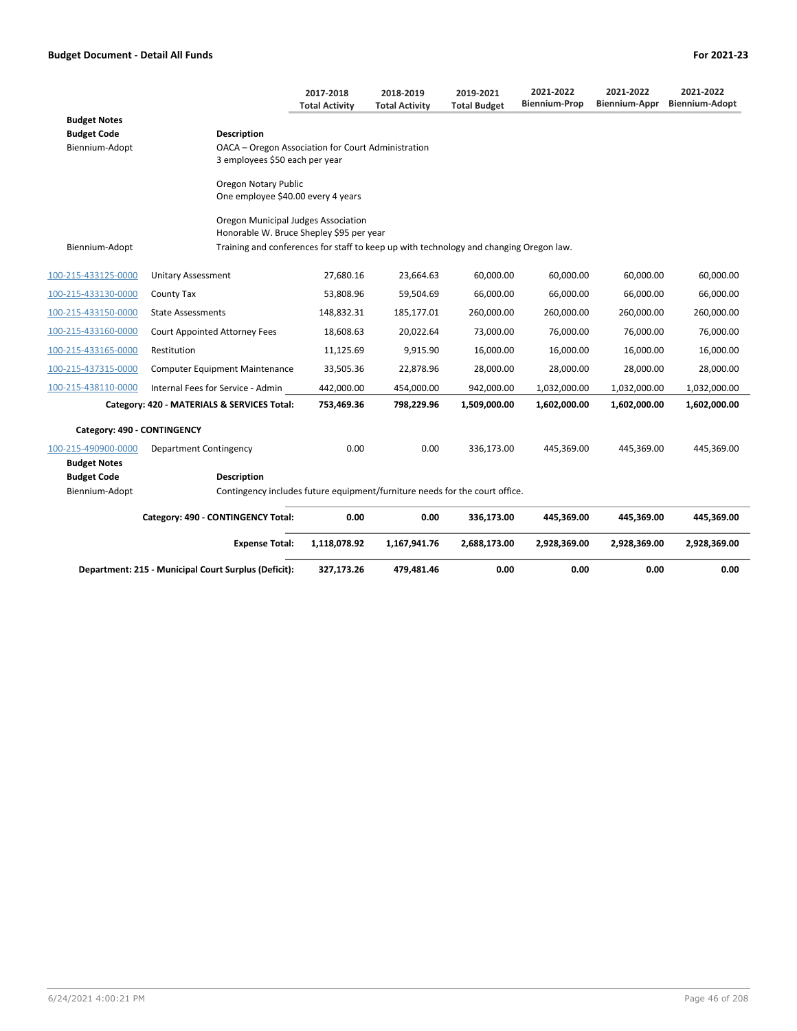| | | 2017-2018 Total Activity | 2018-2019 Total Activity | 2019-2021 Total Budget | 2021-2022 Biennium-Prop | 2021-2022 Biennium-Appr | 2021-2022 Biennium-Adopt |
|---|---|---|---|---|---|---|---|
| **Budget Notes** | | | | | | | |
| **Budget Code** | **Description** | | | | | | |
| Biennium-Adopt | OACA – Oregon Association for Court Administration<br>3 employees $50 each per year<br><br>Oregon Notary Public<br>One employee $40.00 every 4 years<br><br>Oregon Municipal Judges Association<br>Honorable W. Bruce Shepley $95 per year | | | | | | |
| Biennium-Adopt | Training and conferences for staff to keep up with technology and changing Oregon law. | | | | | | |
| 100-215-433125-0000 | Unitary Assessment | 27,680.16 | 23,664.63 | 60,000.00 | 60,000.00 | 60,000.00 | 60,000.00 |
| 100-215-433130-0000 | County Tax | 53,808.96 | 59,504.69 | 66,000.00 | 66,000.00 | 66,000.00 | 66,000.00 |
| 100-215-433150-0000 | State Assessments | 148,832.31 | 185,177.01 | 260,000.00 | 260,000.00 | 260,000.00 | 260,000.00 |
| 100-215-433160-0000 | Court Appointed Attorney Fees | 18,608.63 | 20,022.64 | 73,000.00 | 76,000.00 | 76,000.00 | 76,000.00 |
| 100-215-433165-0000 | Restitution | 11,125.69 | 9,915.90 | 16,000.00 | 16,000.00 | 16,000.00 | 16,000.00 |
| 100-215-437315-0000 | Computer Equipment Maintenance | 33,505.36 | 22,878.96 | 28,000.00 | 28,000.00 | 28,000.00 | 28,000.00 |
| 100-215-438110-0000 | Internal Fees for Service - Admin | 442,000.00 | 454,000.00 | 942,000.00 | 1,032,000.00 | 1,032,000.00 | 1,032,000.00 |
| | **Category: 420 - MATERIALS & SERVICES Total:** | **753,469.36** | **798,229.96** | **1,509,000.00** | **1,602,000.00** | **1,602,000.00** | **1,602,000.00** |
| **Category: 490 - CONTINGENCY** | | | | | | | |
| 100-215-490900-0000 | Department Contingency | 0.00 | 0.00 | 336,173.00 | 445,369.00 | 445,369.00 | 445,369.00 |
| **Budget Notes** | | | | | | | |
| **Budget Code** | **Description** | | | | | | |
| Biennium-Adopt | Contingency includes future equipment/furniture needs for the court office. | | | | | | |
| | **Category: 490 - CONTINGENCY Total:** | **0.00** | **0.00** | **336,173.00** | **445,369.00** | **445,369.00** | **445,369.00** |
| | **Expense Total:** | **1,118,078.92** | **1,167,941.76** | **2,688,173.00** | **2,928,369.00** | **2,928,369.00** | **2,928,369.00** |
| | **Department: 215 - Municipal Court Surplus (Deficit):** | **327,173.26** | **479,481.46** | **0.00** | **0.00** | **0.00** | **0.00** |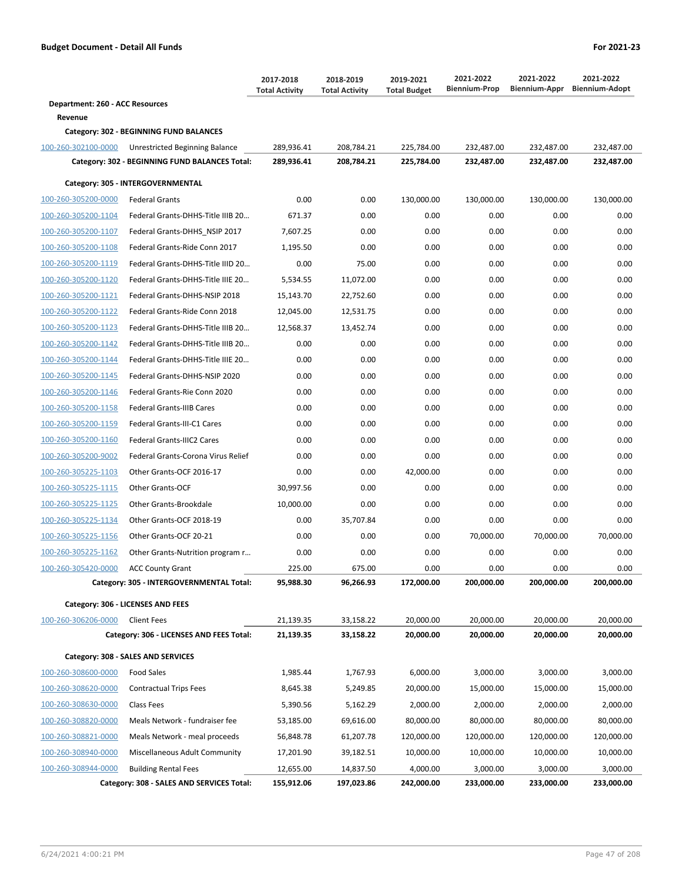**Budget Document - Detail All Funds** | **For 2021-23**

| | | 2017-2018 Total Activity | 2018-2019 Total Activity | 2019-2021 Total Budget | 2021-2022 Biennium-Prop | 2021-2022 Biennium-Appr | 2021-2022 Biennium-Adopt |
|---|---|---|---|---|---|---|---|
| **Department: 260 - ACC Resources** | | | | | | | |
| **Revenue** | | | | | | | |
| **Category: 302 - BEGINNING FUND BALANCES** | | | | | | | |
| 100-260-302100-0000 | Unrestricted Beginning Balance | 289,936.41 | 208,784.21 | 225,784.00 | 232,487.00 | 232,487.00 | 232,487.00 |
| | **Category: 302 - BEGINNING FUND BALANCES Total:** | **289,936.41** | **208,784.21** | **225,784.00** | **232,487.00** | **232,487.00** | **232,487.00** |
| **Category: 305 - INTERGOVERNMENTAL** | | | | | | | |
| 100-260-305200-0000 | Federal Grants | 0.00 | 0.00 | 130,000.00 | 130,000.00 | 130,000.00 | 130,000.00 |
| 100-260-305200-1104 | Federal Grants-DHHS-Title IIIB 20… | 671.37 | 0.00 | 0.00 | 0.00 | 0.00 | 0.00 |
| 100-260-305200-1107 | Federal Grants-DHHS_NSIP 2017 | 7,607.25 | 0.00 | 0.00 | 0.00 | 0.00 | 0.00 |
| 100-260-305200-1108 | Federal Grants-Ride Conn 2017 | 1,195.50 | 0.00 | 0.00 | 0.00 | 0.00 | 0.00 |
| 100-260-305200-1119 | Federal Grants-DHHS-Title IIID 20… | 0.00 | 75.00 | 0.00 | 0.00 | 0.00 | 0.00 |
| 100-260-305200-1120 | Federal Grants-DHHS-Title IIIE 20… | 5,534.55 | 11,072.00 | 0.00 | 0.00 | 0.00 | 0.00 |
| 100-260-305200-1121 | Federal Grants-DHHS-NSIP 2018 | 15,143.70 | 22,752.60 | 0.00 | 0.00 | 0.00 | 0.00 |
| 100-260-305200-1122 | Federal Grants-Ride Conn 2018 | 12,045.00 | 12,531.75 | 0.00 | 0.00 | 0.00 | 0.00 |
| 100-260-305200-1123 | Federal Grants-DHHS-Title IIIB 20… | 12,568.37 | 13,452.74 | 0.00 | 0.00 | 0.00 | 0.00 |
| 100-260-305200-1142 | Federal Grants-DHHS-Title IIIB 20… | 0.00 | 0.00 | 0.00 | 0.00 | 0.00 | 0.00 |
| 100-260-305200-1144 | Federal Grants-DHHS-Title IIIE 20… | 0.00 | 0.00 | 0.00 | 0.00 | 0.00 | 0.00 |
| 100-260-305200-1145 | Federal Grants-DHHS-NSIP 2020 | 0.00 | 0.00 | 0.00 | 0.00 | 0.00 | 0.00 |
| 100-260-305200-1146 | Federal Grants-Rie Conn 2020 | 0.00 | 0.00 | 0.00 | 0.00 | 0.00 | 0.00 |
| 100-260-305200-1158 | Federal Grants-IIIB Cares | 0.00 | 0.00 | 0.00 | 0.00 | 0.00 | 0.00 |
| 100-260-305200-1159 | Federal Grants-III-C1 Cares | 0.00 | 0.00 | 0.00 | 0.00 | 0.00 | 0.00 |
| 100-260-305200-1160 | Federal Grants-IIIC2 Cares | 0.00 | 0.00 | 0.00 | 0.00 | 0.00 | 0.00 |
| 100-260-305200-9002 | Federal Grants-Corona Virus Relief | 0.00 | 0.00 | 0.00 | 0.00 | 0.00 | 0.00 |
| 100-260-305225-1103 | Other Grants-OCF 2016-17 | 0.00 | 0.00 | 42,000.00 | 0.00 | 0.00 | 0.00 |
| 100-260-305225-1115 | Other Grants-OCF | 30,997.56 | 0.00 | 0.00 | 0.00 | 0.00 | 0.00 |
| 100-260-305225-1125 | Other Grants-Brookdale | 10,000.00 | 0.00 | 0.00 | 0.00 | 0.00 | 0.00 |
| 100-260-305225-1134 | Other Grants-OCF 2018-19 | 0.00 | 35,707.84 | 0.00 | 0.00 | 0.00 | 0.00 |
| 100-260-305225-1156 | Other Grants-OCF 20-21 | 0.00 | 0.00 | 0.00 | 70,000.00 | 70,000.00 | 70,000.00 |
| 100-260-305225-1162 | Other Grants-Nutrition program r… | 0.00 | 0.00 | 0.00 | 0.00 | 0.00 | 0.00 |
| 100-260-305420-0000 | ACC County Grant | 225.00 | 675.00 | 0.00 | 0.00 | 0.00 | 0.00 |
| | **Category: 305 - INTERGOVERNMENTAL Total:** | **95,988.30** | **96,266.93** | **172,000.00** | **200,000.00** | **200,000.00** | **200,000.00** |
| **Category: 306 - LICENSES AND FEES** | | | | | | | |
| 100-260-306206-0000 | Client Fees | 21,139.35 | 33,158.22 | 20,000.00 | 20,000.00 | 20,000.00 | 20,000.00 |
| | **Category: 306 - LICENSES AND FEES Total:** | **21,139.35** | **33,158.22** | **20,000.00** | **20,000.00** | **20,000.00** | **20,000.00** |
| **Category: 308 - SALES AND SERVICES** | | | | | | | |
| 100-260-308600-0000 | Food Sales | 1,985.44 | 1,767.93 | 6,000.00 | 3,000.00 | 3,000.00 | 3,000.00 |
| 100-260-308620-0000 | Contractual Trips Fees | 8,645.38 | 5,249.85 | 20,000.00 | 15,000.00 | 15,000.00 | 15,000.00 |
| 100-260-308630-0000 | Class Fees | 5,390.56 | 5,162.29 | 2,000.00 | 2,000.00 | 2,000.00 | 2,000.00 |
| 100-260-308820-0000 | Meals Network - fundraiser fee | 53,185.00 | 69,616.00 | 80,000.00 | 80,000.00 | 80,000.00 | 80,000.00 |
| 100-260-308821-0000 | Meals Network - meal proceeds | 56,848.78 | 61,207.78 | 120,000.00 | 120,000.00 | 120,000.00 | 120,000.00 |
| 100-260-308940-0000 | Miscellaneous Adult Community | 17,201.90 | 39,182.51 | 10,000.00 | 10,000.00 | 10,000.00 | 10,000.00 |
| 100-260-308944-0000 | Building Rental Fees | 12,655.00 | 14,837.50 | 4,000.00 | 3,000.00 | 3,000.00 | 3,000.00 |
| | **Category: 308 - SALES AND SERVICES Total:** | **155,912.06** | **197,023.86** | **242,000.00** | **233,000.00** | **233,000.00** | **233,000.00** |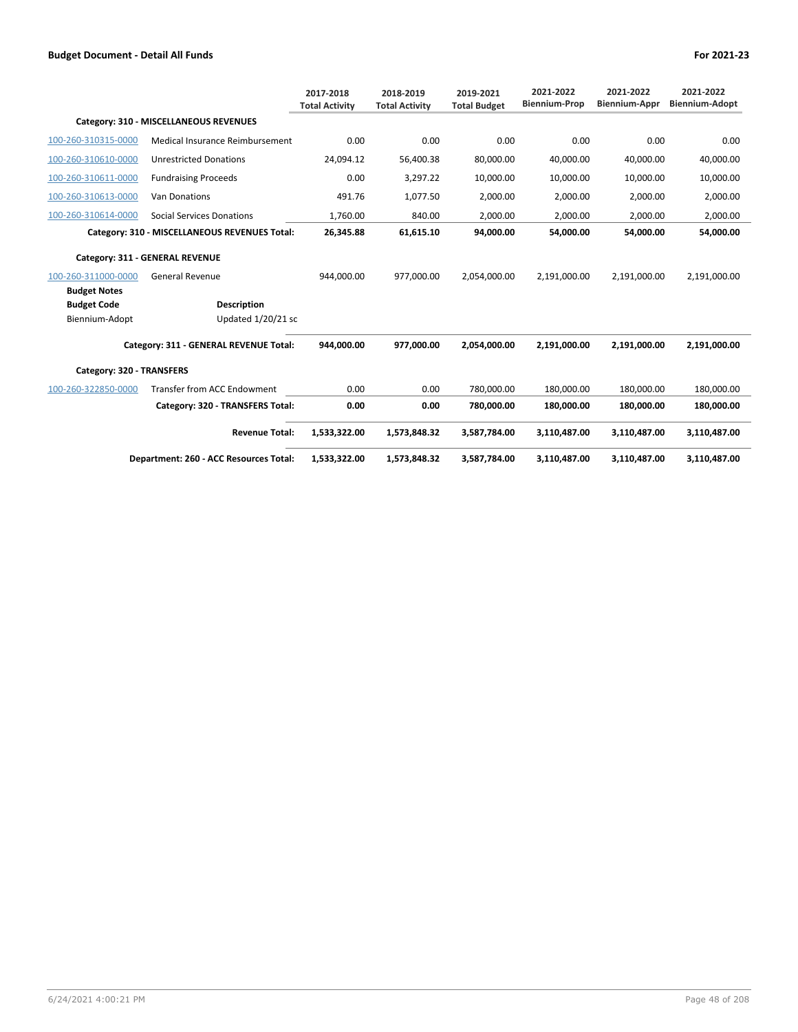**Budget Document - Detail All Funds** | **For 2021-23**

| | | 2017-2018 Total Activity | 2018-2019 Total Activity | 2019-2021 Total Budget | 2021-2022 Biennium-Prop | 2021-2022 Biennium-Appr | 2021-2022 Biennium-Adopt |
|---|---|---|---|---|---|---|---|
| **Category: 310 - MISCELLANEOUS REVENUES** | | | | | | | |
| 100-260-310315-0000 | Medical Insurance Reimbursement | 0.00 | 0.00 | 0.00 | 0.00 | 0.00 | 0.00 |
| 100-260-310610-0000 | Unrestricted Donations | 24,094.12 | 56,400.38 | 80,000.00 | 40,000.00 | 40,000.00 | 40,000.00 |
| 100-260-310611-0000 | Fundraising Proceeds | 0.00 | 3,297.22 | 10,000.00 | 10,000.00 | 10,000.00 | 10,000.00 |
| 100-260-310613-0000 | Van Donations | 491.76 | 1,077.50 | 2,000.00 | 2,000.00 | 2,000.00 | 2,000.00 |
| 100-260-310614-0000 | Social Services Donations | 1,760.00 | 840.00 | 2,000.00 | 2,000.00 | 2,000.00 | 2,000.00 |
| | **Category: 310 - MISCELLANEOUS REVENUES Total:** | **26,345.88** | **61,615.10** | **94,000.00** | **54,000.00** | **54,000.00** | **54,000.00** |
| **Category: 311 - GENERAL REVENUE** | | | | | | | |
| 100-260-311000-0000 | General Revenue | 944,000.00 | 977,000.00 | 2,054,000.00 | 2,191,000.00 | 2,191,000.00 | 2,191,000.00 |
| **Budget Notes** | | | | | | | |
| **Budget Code** | **Description** | | | | | | |
| Biennium-Adopt | Updated 1/20/21 sc | | | | | | |
| | **Category: 311 - GENERAL REVENUE Total:** | **944,000.00** | **977,000.00** | **2,054,000.00** | **2,191,000.00** | **2,191,000.00** | **2,191,000.00** |
| **Category: 320 - TRANSFERS** | | | | | | | |
| 100-260-322850-0000 | Transfer from ACC Endowment | 0.00 | 0.00 | 780,000.00 | 180,000.00 | 180,000.00 | 180,000.00 |
| | **Category: 320 - TRANSFERS Total:** | **0.00** | **0.00** | **780,000.00** | **180,000.00** | **180,000.00** | **180,000.00** |
| | **Revenue Total:** | **1,533,322.00** | **1,573,848.32** | **3,587,784.00** | **3,110,487.00** | **3,110,487.00** | **3,110,487.00** |
| | **Department: 260 - ACC Resources Total:** | **1,533,322.00** | **1,573,848.32** | **3,587,784.00** | **3,110,487.00** | **3,110,487.00** | **3,110,487.00** |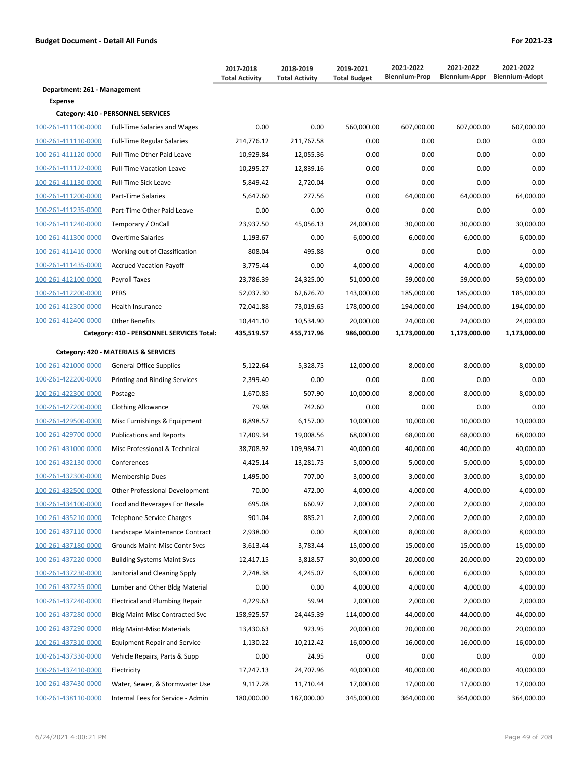**Budget Document - Detail All Funds** **For 2021-23**

| | | 2017-2018 Total Activity | 2018-2019 Total Activity | 2019-2021 Total Budget | 2021-2022 Biennium-Prop | 2021-2022 Biennium-Appr | 2021-2022 Biennium-Adopt |
|---|---|---|---|---|---|---|---|
| **Department: 261 - Management** | | | | | | | |
| **Expense** | | | | | | | |
| **Category: 410 - PERSONNEL SERVICES** | | | | | | | |
| 100-261-411100-0000 | Full-Time Salaries and Wages | 0.00 | 0.00 | 560,000.00 | 607,000.00 | 607,000.00 | 607,000.00 |
| 100-261-411110-0000 | Full-Time Regular Salaries | 214,776.12 | 211,767.58 | 0.00 | 0.00 | 0.00 | 0.00 |
| 100-261-411120-0000 | Full-Time Other Paid Leave | 10,929.84 | 12,055.36 | 0.00 | 0.00 | 0.00 | 0.00 |
| 100-261-411122-0000 | Full-Time Vacation Leave | 10,295.27 | 12,839.16 | 0.00 | 0.00 | 0.00 | 0.00 |
| 100-261-411130-0000 | Full-Time Sick Leave | 5,849.42 | 2,720.04 | 0.00 | 0.00 | 0.00 | 0.00 |
| 100-261-411200-0000 | Part-Time Salaries | 5,647.60 | 277.56 | 0.00 | 64,000.00 | 64,000.00 | 64,000.00 |
| 100-261-411235-0000 | Part-Time Other Paid Leave | 0.00 | 0.00 | 0.00 | 0.00 | 0.00 | 0.00 |
| 100-261-411240-0000 | Temporary / OnCall | 23,937.50 | 45,056.13 | 24,000.00 | 30,000.00 | 30,000.00 | 30,000.00 |
| 100-261-411300-0000 | Overtime Salaries | 1,193.67 | 0.00 | 6,000.00 | 6,000.00 | 6,000.00 | 6,000.00 |
| 100-261-411410-0000 | Working out of Classification | 808.04 | 495.88 | 0.00 | 0.00 | 0.00 | 0.00 |
| 100-261-411435-0000 | Accrued Vacation Payoff | 3,775.44 | 0.00 | 4,000.00 | 4,000.00 | 4,000.00 | 4,000.00 |
| 100-261-412100-0000 | Payroll Taxes | 23,786.39 | 24,325.00 | 51,000.00 | 59,000.00 | 59,000.00 | 59,000.00 |
| 100-261-412200-0000 | PERS | 52,037.30 | 62,626.70 | 143,000.00 | 185,000.00 | 185,000.00 | 185,000.00 |
| 100-261-412300-0000 | Health Insurance | 72,041.88 | 73,019.65 | 178,000.00 | 194,000.00 | 194,000.00 | 194,000.00 |
| 100-261-412400-0000 | Other Benefits | 10,441.10 | 10,534.90 | 20,000.00 | 24,000.00 | 24,000.00 | 24,000.00 |
| | **Category: 410 - PERSONNEL SERVICES Total:** | **435,519.57** | **455,717.96** | **986,000.00** | **1,173,000.00** | **1,173,000.00** | **1,173,000.00** |
| **Category: 420 - MATERIALS & SERVICES** | | | | | | | |
| 100-261-421000-0000 | General Office Supplies | 5,122.64 | 5,328.75 | 12,000.00 | 8,000.00 | 8,000.00 | 8,000.00 |
| 100-261-422200-0000 | Printing and Binding Services | 2,399.40 | 0.00 | 0.00 | 0.00 | 0.00 | 0.00 |
| 100-261-422300-0000 | Postage | 1,670.85 | 507.90 | 10,000.00 | 8,000.00 | 8,000.00 | 8,000.00 |
| 100-261-427200-0000 | Clothing Allowance | 79.98 | 742.60 | 0.00 | 0.00 | 0.00 | 0.00 |
| 100-261-429500-0000 | Misc Furnishings & Equipment | 8,898.57 | 6,157.00 | 10,000.00 | 10,000.00 | 10,000.00 | 10,000.00 |
| 100-261-429700-0000 | Publications and Reports | 17,409.34 | 19,008.56 | 68,000.00 | 68,000.00 | 68,000.00 | 68,000.00 |
| 100-261-431000-0000 | Misc Professional & Technical | 38,708.92 | 109,984.71 | 40,000.00 | 40,000.00 | 40,000.00 | 40,000.00 |
| 100-261-432130-0000 | Conferences | 4,425.14 | 13,281.75 | 5,000.00 | 5,000.00 | 5,000.00 | 5,000.00 |
| 100-261-432300-0000 | Membership Dues | 1,495.00 | 707.00 | 3,000.00 | 3,000.00 | 3,000.00 | 3,000.00 |
| 100-261-432500-0000 | Other Professional Development | 70.00 | 472.00 | 4,000.00 | 4,000.00 | 4,000.00 | 4,000.00 |
| 100-261-434100-0000 | Food and Beverages For Resale | 695.08 | 660.97 | 2,000.00 | 2,000.00 | 2,000.00 | 2,000.00 |
| 100-261-435210-0000 | Telephone Service Charges | 901.04 | 885.21 | 2,000.00 | 2,000.00 | 2,000.00 | 2,000.00 |
| 100-261-437110-0000 | Landscape Maintenance Contract | 2,938.00 | 0.00 | 8,000.00 | 8,000.00 | 8,000.00 | 8,000.00 |
| 100-261-437180-0000 | Grounds Maint-Misc Contr Svcs | 3,613.44 | 3,783.44 | 15,000.00 | 15,000.00 | 15,000.00 | 15,000.00 |
| 100-261-437220-0000 | Building Systems Maint Svcs | 12,417.15 | 3,818.57 | 30,000.00 | 20,000.00 | 20,000.00 | 20,000.00 |
| 100-261-437230-0000 | Janitorial and Cleaning Spply | 2,748.38 | 4,245.07 | 6,000.00 | 6,000.00 | 6,000.00 | 6,000.00 |
| 100-261-437235-0000 | Lumber and Other Bldg Material | 0.00 | 0.00 | 4,000.00 | 4,000.00 | 4,000.00 | 4,000.00 |
| 100-261-437240-0000 | Electrical and Plumbing Repair | 4,229.63 | 59.94 | 2,000.00 | 2,000.00 | 2,000.00 | 2,000.00 |
| 100-261-437280-0000 | Bldg Maint-Misc Contracted Svc | 158,925.57 | 24,445.39 | 114,000.00 | 44,000.00 | 44,000.00 | 44,000.00 |
| 100-261-437290-0000 | Bldg Maint-Misc Materials | 13,430.63 | 923.95 | 20,000.00 | 20,000.00 | 20,000.00 | 20,000.00 |
| 100-261-437310-0000 | Equipment Repair and Service | 1,130.22 | 10,212.42 | 16,000.00 | 16,000.00 | 16,000.00 | 16,000.00 |
| 100-261-437330-0000 | Vehicle Repairs, Parts & Supp | 0.00 | 24.95 | 0.00 | 0.00 | 0.00 | 0.00 |
| 100-261-437410-0000 | Electricity | 17,247.13 | 24,707.96 | 40,000.00 | 40,000.00 | 40,000.00 | 40,000.00 |
| 100-261-437430-0000 | Water, Sewer, & Stormwater Use | 9,117.28 | 11,710.44 | 17,000.00 | 17,000.00 | 17,000.00 | 17,000.00 |
| 100-261-438110-0000 | Internal Fees for Service - Admin | 180,000.00 | 187,000.00 | 345,000.00 | 364,000.00 | 364,000.00 | 364,000.00 |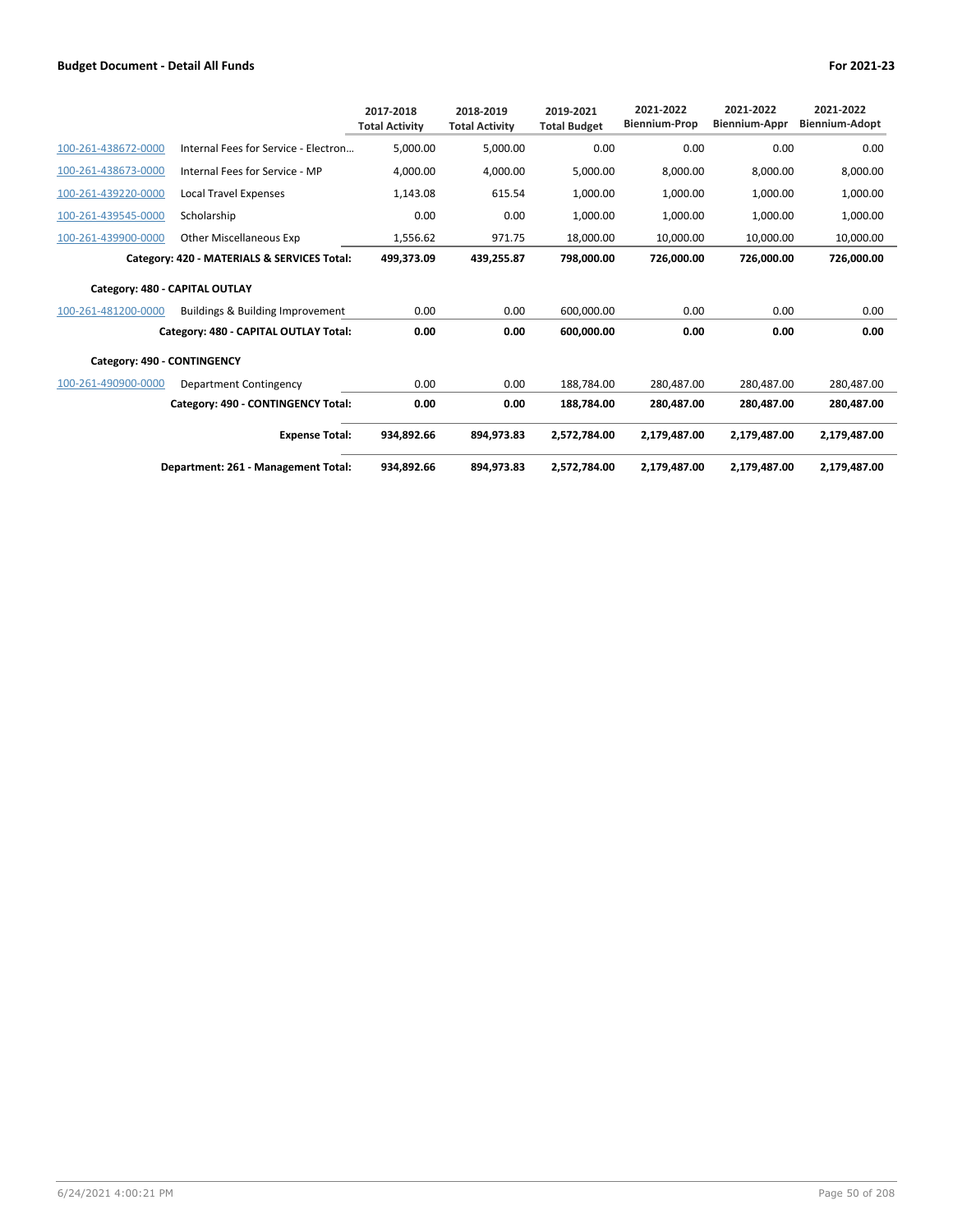| | | 2017-2018 Total Activity | 2018-2019 Total Activity | 2019-2021 Total Budget | 2021-2022 Biennium-Prop | 2021-2022 Biennium-Appr | 2021-2022 Biennium-Adopt |
|---|---|---|---|---|---|---|---|
| 100-261-438672-0000 | Internal Fees for Service - Electron... | 5,000.00 | 5,000.00 | 0.00 | 0.00 | 0.00 | 0.00 |
| 100-261-438673-0000 | Internal Fees for Service - MP | 4,000.00 | 4,000.00 | 5,000.00 | 8,000.00 | 8,000.00 | 8,000.00 |
| 100-261-439220-0000 | Local Travel Expenses | 1,143.08 | 615.54 | 1,000.00 | 1,000.00 | 1,000.00 | 1,000.00 |
| 100-261-439545-0000 | Scholarship | 0.00 | 0.00 | 1,000.00 | 1,000.00 | 1,000.00 | 1,000.00 |
| 100-261-439900-0000 | Other Miscellaneous Exp | 1,556.62 | 971.75 | 18,000.00 | 10,000.00 | 10,000.00 | 10,000.00 |
| | **Category: 420 - MATERIALS & SERVICES Total:** | **499,373.09** | **439,255.87** | **798,000.00** | **726,000.00** | **726,000.00** | **726,000.00** |
| **Category: 480 - CAPITAL OUTLAY** | | | | | | | |
| 100-261-481200-0000 | Buildings & Building Improvement | 0.00 | 0.00 | 600,000.00 | 0.00 | 0.00 | 0.00 |
| | **Category: 480 - CAPITAL OUTLAY Total:** | **0.00** | **0.00** | **600,000.00** | **0.00** | **0.00** | **0.00** |
| **Category: 490 - CONTINGENCY** | | | | | | | |
| 100-261-490900-0000 | Department Contingency | 0.00 | 0.00 | 188,784.00 | 280,487.00 | 280,487.00 | 280,487.00 |
| | **Category: 490 - CONTINGENCY Total:** | **0.00** | **0.00** | **188,784.00** | **280,487.00** | **280,487.00** | **280,487.00** |
| | **Expense Total:** | **934,892.66** | **894,973.83** | **2,572,784.00** | **2,179,487.00** | **2,179,487.00** | **2,179,487.00** |
| | **Department: 261 - Management Total:** | **934,892.66** | **894,973.83** | **2,572,784.00** | **2,179,487.00** | **2,179,487.00** | **2,179,487.00** |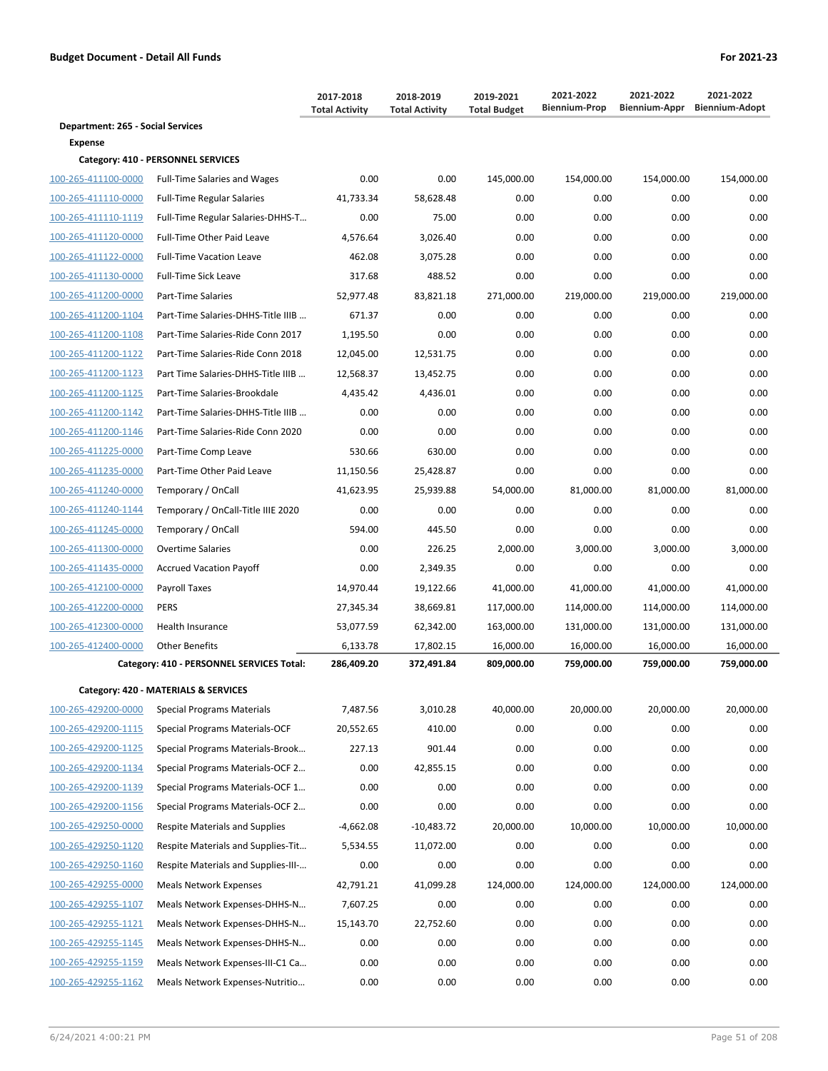**Budget Document - Detail All Funds** **For 2021-23**

| | | 2017-2018 Total Activity | 2018-2019 Total Activity | 2019-2021 Total Budget | 2021-2022 Biennium-Prop | 2021-2022 Biennium-Appr | 2021-2022 Biennium-Adopt |
|---|---|---|---|---|---|---|---|
| **Department: 265 - Social Services** | | | | | | | |
| **Expense** | | | | | | | |
| **Category: 410 - PERSONNEL SERVICES** | | | | | | | |
| 100-265-411100-0000 | Full-Time Salaries and Wages | 0.00 | 0.00 | 145,000.00 | 154,000.00 | 154,000.00 | 154,000.00 |
| 100-265-411110-0000 | Full-Time Regular Salaries | 41,733.34 | 58,628.48 | 0.00 | 0.00 | 0.00 | 0.00 |
| 100-265-411110-1119 | Full-Time Regular Salaries-DHHS-T... | 0.00 | 75.00 | 0.00 | 0.00 | 0.00 | 0.00 |
| 100-265-411120-0000 | Full-Time Other Paid Leave | 4,576.64 | 3,026.40 | 0.00 | 0.00 | 0.00 | 0.00 |
| 100-265-411122-0000 | Full-Time Vacation Leave | 462.08 | 3,075.28 | 0.00 | 0.00 | 0.00 | 0.00 |
| 100-265-411130-0000 | Full-Time Sick Leave | 317.68 | 488.52 | 0.00 | 0.00 | 0.00 | 0.00 |
| 100-265-411200-0000 | Part-Time Salaries | 52,977.48 | 83,821.18 | 271,000.00 | 219,000.00 | 219,000.00 | 219,000.00 |
| 100-265-411200-1104 | Part-Time Salaries-DHHS-Title IIIB ... | 671.37 | 0.00 | 0.00 | 0.00 | 0.00 | 0.00 |
| 100-265-411200-1108 | Part-Time Salaries-Ride Conn 2017 | 1,195.50 | 0.00 | 0.00 | 0.00 | 0.00 | 0.00 |
| 100-265-411200-1122 | Part-Time Salaries-Ride Conn 2018 | 12,045.00 | 12,531.75 | 0.00 | 0.00 | 0.00 | 0.00 |
| 100-265-411200-1123 | Part Time Salaries-DHHS-Title IIIB ... | 12,568.37 | 13,452.75 | 0.00 | 0.00 | 0.00 | 0.00 |
| 100-265-411200-1125 | Part-Time Salaries-Brookdale | 4,435.42 | 4,436.01 | 0.00 | 0.00 | 0.00 | 0.00 |
| 100-265-411200-1142 | Part-Time Salaries-DHHS-Title IIIB ... | 0.00 | 0.00 | 0.00 | 0.00 | 0.00 | 0.00 |
| 100-265-411200-1146 | Part-Time Salaries-Ride Conn 2020 | 0.00 | 0.00 | 0.00 | 0.00 | 0.00 | 0.00 |
| 100-265-411225-0000 | Part-Time Comp Leave | 530.66 | 630.00 | 0.00 | 0.00 | 0.00 | 0.00 |
| 100-265-411235-0000 | Part-Time Other Paid Leave | 11,150.56 | 25,428.87 | 0.00 | 0.00 | 0.00 | 0.00 |
| 100-265-411240-0000 | Temporary / OnCall | 41,623.95 | 25,939.88 | 54,000.00 | 81,000.00 | 81,000.00 | 81,000.00 |
| 100-265-411240-1144 | Temporary / OnCall-Title IIIE 2020 | 0.00 | 0.00 | 0.00 | 0.00 | 0.00 | 0.00 |
| 100-265-411245-0000 | Temporary / OnCall | 594.00 | 445.50 | 0.00 | 0.00 | 0.00 | 0.00 |
| 100-265-411300-0000 | Overtime Salaries | 0.00 | 226.25 | 2,000.00 | 3,000.00 | 3,000.00 | 3,000.00 |
| 100-265-411435-0000 | Accrued Vacation Payoff | 0.00 | 2,349.35 | 0.00 | 0.00 | 0.00 | 0.00 |
| 100-265-412100-0000 | Payroll Taxes | 14,970.44 | 19,122.66 | 41,000.00 | 41,000.00 | 41,000.00 | 41,000.00 |
| 100-265-412200-0000 | PERS | 27,345.34 | 38,669.81 | 117,000.00 | 114,000.00 | 114,000.00 | 114,000.00 |
| 100-265-412300-0000 | Health Insurance | 53,077.59 | 62,342.00 | 163,000.00 | 131,000.00 | 131,000.00 | 131,000.00 |
| 100-265-412400-0000 | Other Benefits | 6,133.78 | 17,802.15 | 16,000.00 | 16,000.00 | 16,000.00 | 16,000.00 |
| | **Category: 410 - PERSONNEL SERVICES Total:** | **286,409.20** | **372,491.84** | **809,000.00** | **759,000.00** | **759,000.00** | **759,000.00** |
| **Category: 420 - MATERIALS & SERVICES** | | | | | | | |
| 100-265-429200-0000 | Special Programs Materials | 7,487.56 | 3,010.28 | 40,000.00 | 20,000.00 | 20,000.00 | 20,000.00 |
| 100-265-429200-1115 | Special Programs Materials-OCF | 20,552.65 | 410.00 | 0.00 | 0.00 | 0.00 | 0.00 |
| 100-265-429200-1125 | Special Programs Materials-Brook... | 227.13 | 901.44 | 0.00 | 0.00 | 0.00 | 0.00 |
| 100-265-429200-1134 | Special Programs Materials-OCF 2... | 0.00 | 42,855.15 | 0.00 | 0.00 | 0.00 | 0.00 |
| 100-265-429200-1139 | Special Programs Materials-OCF 1... | 0.00 | 0.00 | 0.00 | 0.00 | 0.00 | 0.00 |
| 100-265-429200-1156 | Special Programs Materials-OCF 2... | 0.00 | 0.00 | 0.00 | 0.00 | 0.00 | 0.00 |
| 100-265-429250-0000 | Respite Materials and Supplies | -4,662.08 | -10,483.72 | 20,000.00 | 10,000.00 | 10,000.00 | 10,000.00 |
| 100-265-429250-1120 | Respite Materials and Supplies-Tit... | 5,534.55 | 11,072.00 | 0.00 | 0.00 | 0.00 | 0.00 |
| 100-265-429250-1160 | Respite Materials and Supplies-III-... | 0.00 | 0.00 | 0.00 | 0.00 | 0.00 | 0.00 |
| 100-265-429255-0000 | Meals Network Expenses | 42,791.21 | 41,099.28 | 124,000.00 | 124,000.00 | 124,000.00 | 124,000.00 |
| 100-265-429255-1107 | Meals Network Expenses-DHHS-N... | 7,607.25 | 0.00 | 0.00 | 0.00 | 0.00 | 0.00 |
| 100-265-429255-1121 | Meals Network Expenses-DHHS-N... | 15,143.70 | 22,752.60 | 0.00 | 0.00 | 0.00 | 0.00 |
| 100-265-429255-1145 | Meals Network Expenses-DHHS-N... | 0.00 | 0.00 | 0.00 | 0.00 | 0.00 | 0.00 |
| 100-265-429255-1159 | Meals Network Expenses-III-C1 Ca... | 0.00 | 0.00 | 0.00 | 0.00 | 0.00 | 0.00 |
| 100-265-429255-1162 | Meals Network Expenses-Nutritio... | 0.00 | 0.00 | 0.00 | 0.00 | 0.00 | 0.00 |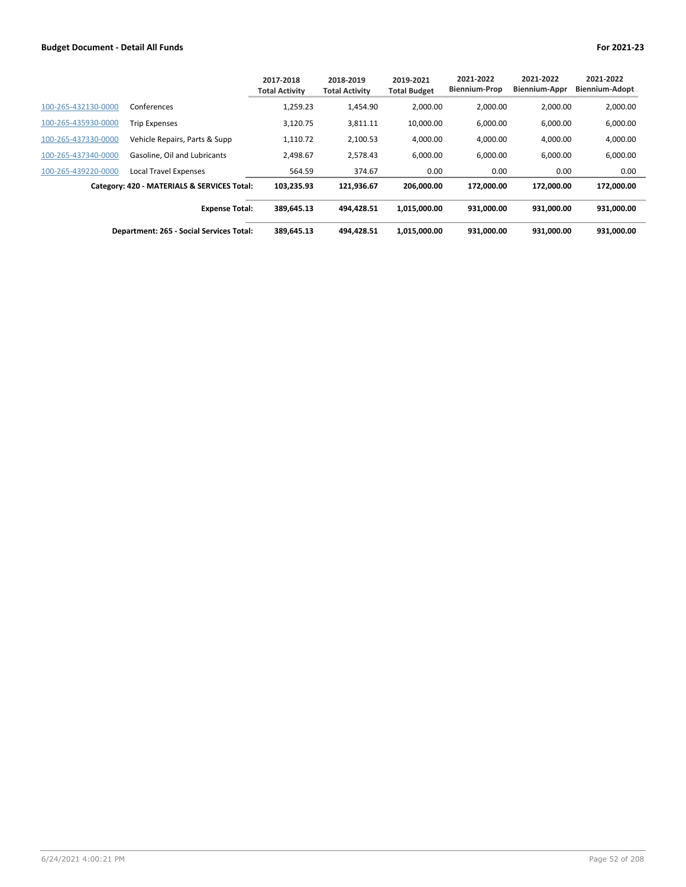**Budget Document - Detail All Funds** **For 2021-23**

| | | 2017-2018 Total Activity | 2018-2019 Total Activity | 2019-2021 Total Budget | 2021-2022 Biennium-Prop | 2021-2022 Biennium-Appr | 2021-2022 Biennium-Adopt |
|---|---|---|---|---|---|---|---|
| 100-265-432130-0000 | Conferences | 1,259.23 | 1,454.90 | 2,000.00 | 2,000.00 | 2,000.00 | 2,000.00 |
| 100-265-435930-0000 | Trip Expenses | 3,120.75 | 3,811.11 | 10,000.00 | 6,000.00 | 6,000.00 | 6,000.00 |
| 100-265-437330-0000 | Vehicle Repairs, Parts & Supp | 1,110.72 | 2,100.53 | 4,000.00 | 4,000.00 | 4,000.00 | 4,000.00 |
| 100-265-437340-0000 | Gasoline, Oil and Lubricants | 2,498.67 | 2,578.43 | 6,000.00 | 6,000.00 | 6,000.00 | 6,000.00 |
| 100-265-439220-0000 | Local Travel Expenses | 564.59 | 374.67 | 0.00 | 0.00 | 0.00 | 0.00 |
| | **Category: 420 - MATERIALS & SERVICES Total:** | **103,235.93** | **121,936.67** | **206,000.00** | **172,000.00** | **172,000.00** | **172,000.00** |
| | **Expense Total:** | **389,645.13** | **494,428.51** | **1,015,000.00** | **931,000.00** | **931,000.00** | **931,000.00** |
| | **Department: 265 - Social Services Total:** | **389,645.13** | **494,428.51** | **1,015,000.00** | **931,000.00** | **931,000.00** | **931,000.00** |

6/24/2021 4:00:21 PM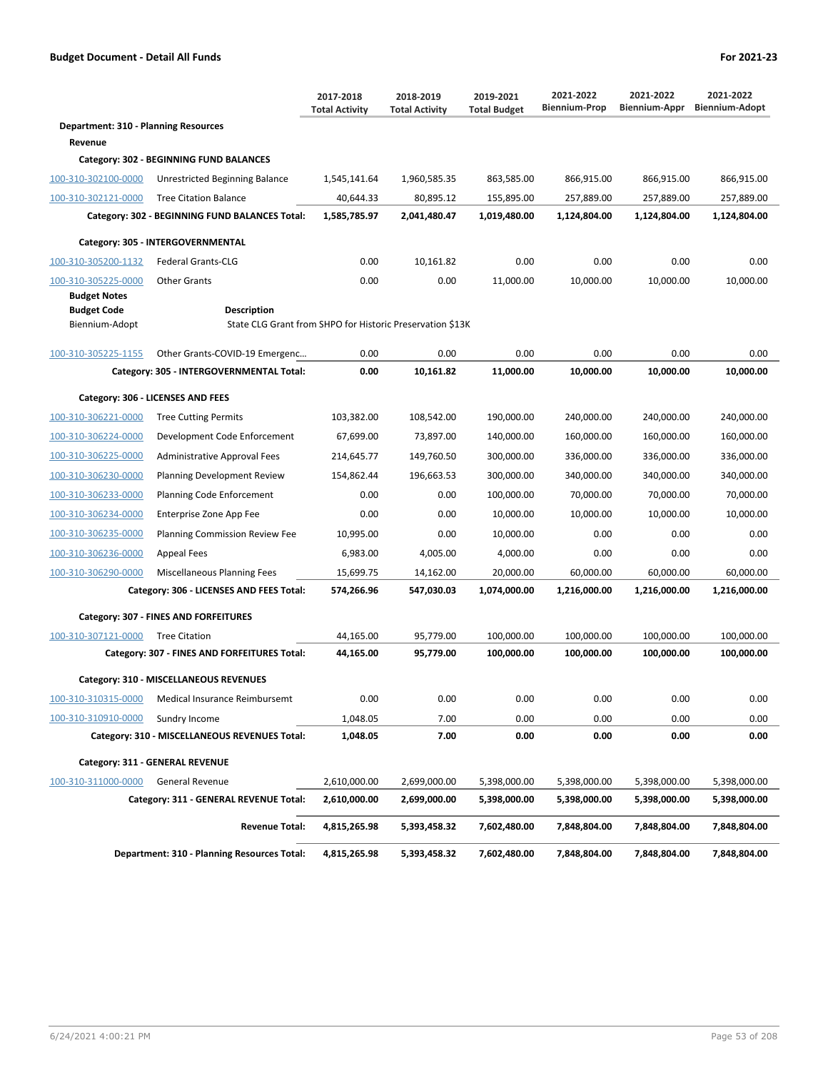**Budget Document - Detail All Funds** — **For 2021-23**

| | | 2017-2018 Total Activity | 2018-2019 Total Activity | 2019-2021 Total Budget | 2021-2022 Biennium-Prop | 2021-2022 Biennium-Appr | 2021-2022 Biennium-Adopt |
|---|---|---|---|---|---|---|---|
| **Department: 310 - Planning Resources** | | | | | | | |
| **Revenue** | | | | | | | |
| **Category: 302 - BEGINNING FUND BALANCES** | | | | | | | |
| 100-310-302100-0000 | Unrestricted Beginning Balance | 1,545,141.64 | 1,960,585.35 | 863,585.00 | 866,915.00 | 866,915.00 | 866,915.00 |
| 100-310-302121-0000 | Tree Citation Balance | 40,644.33 | 80,895.12 | 155,895.00 | 257,889.00 | 257,889.00 | 257,889.00 |
| | **Category: 302 - BEGINNING FUND BALANCES Total:** | **1,585,785.97** | **2,041,480.47** | **1,019,480.00** | **1,124,804.00** | **1,124,804.00** | **1,124,804.00** |
| **Category: 305 - INTERGOVERNMENTAL** | | | | | | | |
| 100-310-305200-1132 | Federal Grants-CLG | 0.00 | 10,161.82 | 0.00 | 0.00 | 0.00 | 0.00 |
| 100-310-305225-0000 | Other Grants | 0.00 | 0.00 | 11,000.00 | 10,000.00 | 10,000.00 | 10,000.00 |
| **Budget Notes** | | | | | | | |
| **Budget Code** | **Description** | | | | | | |
| Biennium-Adopt | State CLG Grant from SHPO for Historic Preservation $13K | | | | | | |
| 100-310-305225-1155 | Other Grants-COVID-19 Emergenc... | 0.00 | 0.00 | 0.00 | 0.00 | 0.00 | 0.00 |
| | **Category: 305 - INTERGOVERNMENTAL Total:** | **0.00** | **10,161.82** | **11,000.00** | **10,000.00** | **10,000.00** | **10,000.00** |
| **Category: 306 - LICENSES AND FEES** | | | | | | | |
| 100-310-306221-0000 | Tree Cutting Permits | 103,382.00 | 108,542.00 | 190,000.00 | 240,000.00 | 240,000.00 | 240,000.00 |
| 100-310-306224-0000 | Development Code Enforcement | 67,699.00 | 73,897.00 | 140,000.00 | 160,000.00 | 160,000.00 | 160,000.00 |
| 100-310-306225-0000 | Administrative Approval Fees | 214,645.77 | 149,760.50 | 300,000.00 | 336,000.00 | 336,000.00 | 336,000.00 |
| 100-310-306230-0000 | Planning Development Review | 154,862.44 | 196,663.53 | 300,000.00 | 340,000.00 | 340,000.00 | 340,000.00 |
| 100-310-306233-0000 | Planning Code Enforcement | 0.00 | 0.00 | 100,000.00 | 70,000.00 | 70,000.00 | 70,000.00 |
| 100-310-306234-0000 | Enterprise Zone App Fee | 0.00 | 0.00 | 10,000.00 | 10,000.00 | 10,000.00 | 10,000.00 |
| 100-310-306235-0000 | Planning Commission Review Fee | 10,995.00 | 0.00 | 10,000.00 | 0.00 | 0.00 | 0.00 |
| 100-310-306236-0000 | Appeal Fees | 6,983.00 | 4,005.00 | 4,000.00 | 0.00 | 0.00 | 0.00 |
| 100-310-306290-0000 | Miscellaneous Planning Fees | 15,699.75 | 14,162.00 | 20,000.00 | 60,000.00 | 60,000.00 | 60,000.00 |
| | **Category: 306 - LICENSES AND FEES Total:** | **574,266.96** | **547,030.03** | **1,074,000.00** | **1,216,000.00** | **1,216,000.00** | **1,216,000.00** |
| **Category: 307 - FINES AND FORFEITURES** | | | | | | | |
| 100-310-307121-0000 | Tree Citation | 44,165.00 | 95,779.00 | 100,000.00 | 100,000.00 | 100,000.00 | 100,000.00 |
| | **Category: 307 - FINES AND FORFEITURES Total:** | **44,165.00** | **95,779.00** | **100,000.00** | **100,000.00** | **100,000.00** | **100,000.00** |
| **Category: 310 - MISCELLANEOUS REVENUES** | | | | | | | |
| 100-310-310315-0000 | Medical Insurance Reimbursemt | 0.00 | 0.00 | 0.00 | 0.00 | 0.00 | 0.00 |
| 100-310-310910-0000 | Sundry Income | 1,048.05 | 7.00 | 0.00 | 0.00 | 0.00 | 0.00 |
| | **Category: 310 - MISCELLANEOUS REVENUES Total:** | **1,048.05** | **7.00** | **0.00** | **0.00** | **0.00** | **0.00** |
| **Category: 311 - GENERAL REVENUE** | | | | | | | |
| 100-310-311000-0000 | General Revenue | 2,610,000.00 | 2,699,000.00 | 5,398,000.00 | 5,398,000.00 | 5,398,000.00 | 5,398,000.00 |
| | **Category: 311 - GENERAL REVENUE Total:** | **2,610,000.00** | **2,699,000.00** | **5,398,000.00** | **5,398,000.00** | **5,398,000.00** | **5,398,000.00** |
| | **Revenue Total:** | **4,815,265.98** | **5,393,458.32** | **7,602,480.00** | **7,848,804.00** | **7,848,804.00** | **7,848,804.00** |
| | **Department: 310 - Planning Resources Total:** | **4,815,265.98** | **5,393,458.32** | **7,602,480.00** | **7,848,804.00** | **7,848,804.00** | **7,848,804.00** |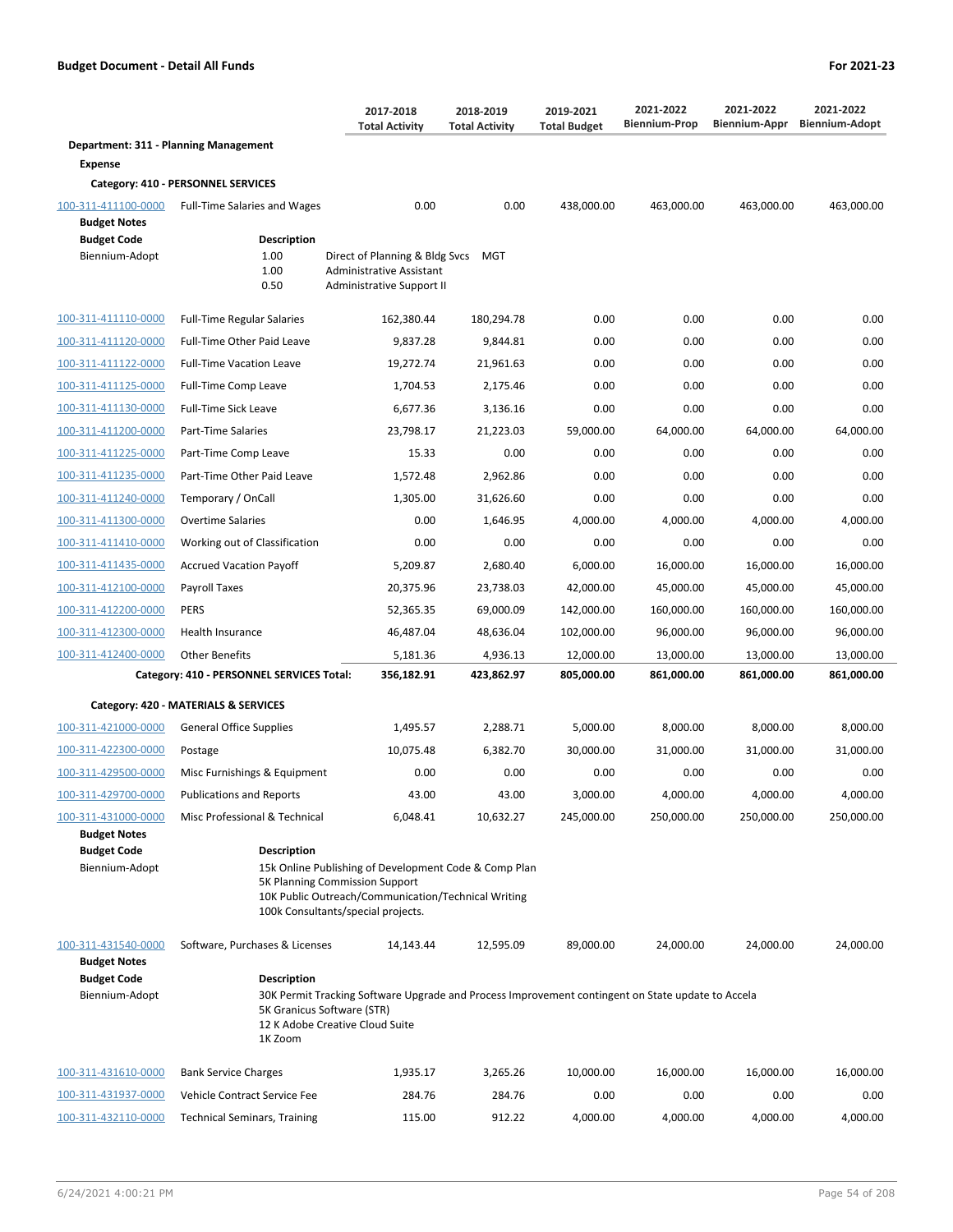**Budget Document - Detail All Funds** **For 2021-23**

| | | 2017-2018 Total Activity | 2018-2019 Total Activity | 2019-2021 Total Budget | 2021-2022 Biennium-Prop | 2021-2022 Biennium-Appr | 2021-2022 Biennium-Adopt |
|---|---|---|---|---|---|---|---|
| **Department: 311 - Planning Management** | | | | | | | |
| **Expense** | | | | | | | |
| **Category: 410 - PERSONNEL SERVICES** | | | | | | | |
| 100-311-411100-0000 | Full-Time Salaries and Wages | 0.00 | 0.00 | 438,000.00 | 463,000.00 | 463,000.00 | 463,000.00 |

**Budget Notes**

| Budget Code | Description | |
|---|---|---|
| Biennium-Adopt | 1.00 | Direct of Planning & Bldg Svcs MGT |
| | 1.00 | Administrative Assistant |
| | 0.50 | Administrative Support II |

| | | 2017-2018 Total Activity | 2018-2019 Total Activity | 2019-2021 Total Budget | 2021-2022 Biennium-Prop | 2021-2022 Biennium-Appr | 2021-2022 Biennium-Adopt |
|---|---|---|---|---|---|---|---|
| 100-311-411110-0000 | Full-Time Regular Salaries | 162,380.44 | 180,294.78 | 0.00 | 0.00 | 0.00 | 0.00 |
| 100-311-411120-0000 | Full-Time Other Paid Leave | 9,837.28 | 9,844.81 | 0.00 | 0.00 | 0.00 | 0.00 |
| 100-311-411122-0000 | Full-Time Vacation Leave | 19,272.74 | 21,961.63 | 0.00 | 0.00 | 0.00 | 0.00 |
| 100-311-411125-0000 | Full-Time Comp Leave | 1,704.53 | 2,175.46 | 0.00 | 0.00 | 0.00 | 0.00 |
| 100-311-411130-0000 | Full-Time Sick Leave | 6,677.36 | 3,136.16 | 0.00 | 0.00 | 0.00 | 0.00 |
| 100-311-411200-0000 | Part-Time Salaries | 23,798.17 | 21,223.03 | 59,000.00 | 64,000.00 | 64,000.00 | 64,000.00 |
| 100-311-411225-0000 | Part-Time Comp Leave | 15.33 | 0.00 | 0.00 | 0.00 | 0.00 | 0.00 |
| 100-311-411235-0000 | Part-Time Other Paid Leave | 1,572.48 | 2,962.86 | 0.00 | 0.00 | 0.00 | 0.00 |
| 100-311-411240-0000 | Temporary / OnCall | 1,305.00 | 31,626.60 | 0.00 | 0.00 | 0.00 | 0.00 |
| 100-311-411300-0000 | Overtime Salaries | 0.00 | 1,646.95 | 4,000.00 | 4,000.00 | 4,000.00 | 4,000.00 |
| 100-311-411410-0000 | Working out of Classification | 0.00 | 0.00 | 0.00 | 0.00 | 0.00 | 0.00 |
| 100-311-411435-0000 | Accrued Vacation Payoff | 5,209.87 | 2,680.40 | 6,000.00 | 16,000.00 | 16,000.00 | 16,000.00 |
| 100-311-412100-0000 | Payroll Taxes | 20,375.96 | 23,738.03 | 42,000.00 | 45,000.00 | 45,000.00 | 45,000.00 |
| 100-311-412200-0000 | PERS | 52,365.35 | 69,000.09 | 142,000.00 | 160,000.00 | 160,000.00 | 160,000.00 |
| 100-311-412300-0000 | Health Insurance | 46,487.04 | 48,636.04 | 102,000.00 | 96,000.00 | 96,000.00 | 96,000.00 |
| 100-311-412400-0000 | Other Benefits | 5,181.36 | 4,936.13 | 12,000.00 | 13,000.00 | 13,000.00 | 13,000.00 |
| | **Category: 410 - PERSONNEL SERVICES Total:** | **356,182.91** | **423,862.97** | **805,000.00** | **861,000.00** | **861,000.00** | **861,000.00** |
| **Category: 420 - MATERIALS & SERVICES** | | | | | | | |
| 100-311-421000-0000 | General Office Supplies | 1,495.57 | 2,288.71 | 5,000.00 | 8,000.00 | 8,000.00 | 8,000.00 |
| 100-311-422300-0000 | Postage | 10,075.48 | 6,382.70 | 30,000.00 | 31,000.00 | 31,000.00 | 31,000.00 |
| 100-311-429500-0000 | Misc Furnishings & Equipment | 0.00 | 0.00 | 0.00 | 0.00 | 0.00 | 0.00 |
| 100-311-429700-0000 | Publications and Reports | 43.00 | 43.00 | 3,000.00 | 4,000.00 | 4,000.00 | 4,000.00 |
| 100-311-431000-0000 | Misc Professional & Technical | 6,048.41 | 10,632.27 | 245,000.00 | 250,000.00 | 250,000.00 | 250,000.00 |

**Budget Notes**

| Budget Code | Description |
|---|---|
| Biennium-Adopt | 15k Online Publishing of Development Code & Comp Plan<br>5K Planning Commission Support<br>10K Public Outreach/Communication/Technical Writing<br>100k Consultants/special projects. |

| | | 2017-2018 Total Activity | 2018-2019 Total Activity | 2019-2021 Total Budget | 2021-2022 Biennium-Prop | 2021-2022 Biennium-Appr | 2021-2022 Biennium-Adopt |
|---|---|---|---|---|---|---|---|
| 100-311-431540-0000 | Software, Purchases & Licenses | 14,143.44 | 12,595.09 | 89,000.00 | 24,000.00 | 24,000.00 | 24,000.00 |

**Budget Notes**

| Budget Code | Description |
|---|---|
| Biennium-Adopt | 30K Permit Tracking Software Upgrade and Process Improvement contingent on State update to Accela<br>5K Granicus Software (STR)<br>12 K Adobe Creative Cloud Suite<br>1K Zoom |

| | | 2017-2018 Total Activity | 2018-2019 Total Activity | 2019-2021 Total Budget | 2021-2022 Biennium-Prop | 2021-2022 Biennium-Appr | 2021-2022 Biennium-Adopt |
|---|---|---|---|---|---|---|---|
| 100-311-431610-0000 | Bank Service Charges | 1,935.17 | 3,265.26 | 10,000.00 | 16,000.00 | 16,000.00 | 16,000.00 |
| 100-311-431937-0000 | Vehicle Contract Service Fee | 284.76 | 284.76 | 0.00 | 0.00 | 0.00 | 0.00 |
| 100-311-432110-0000 | Technical Seminars, Training | 115.00 | 912.22 | 4,000.00 | 4,000.00 | 4,000.00 | 4,000.00 |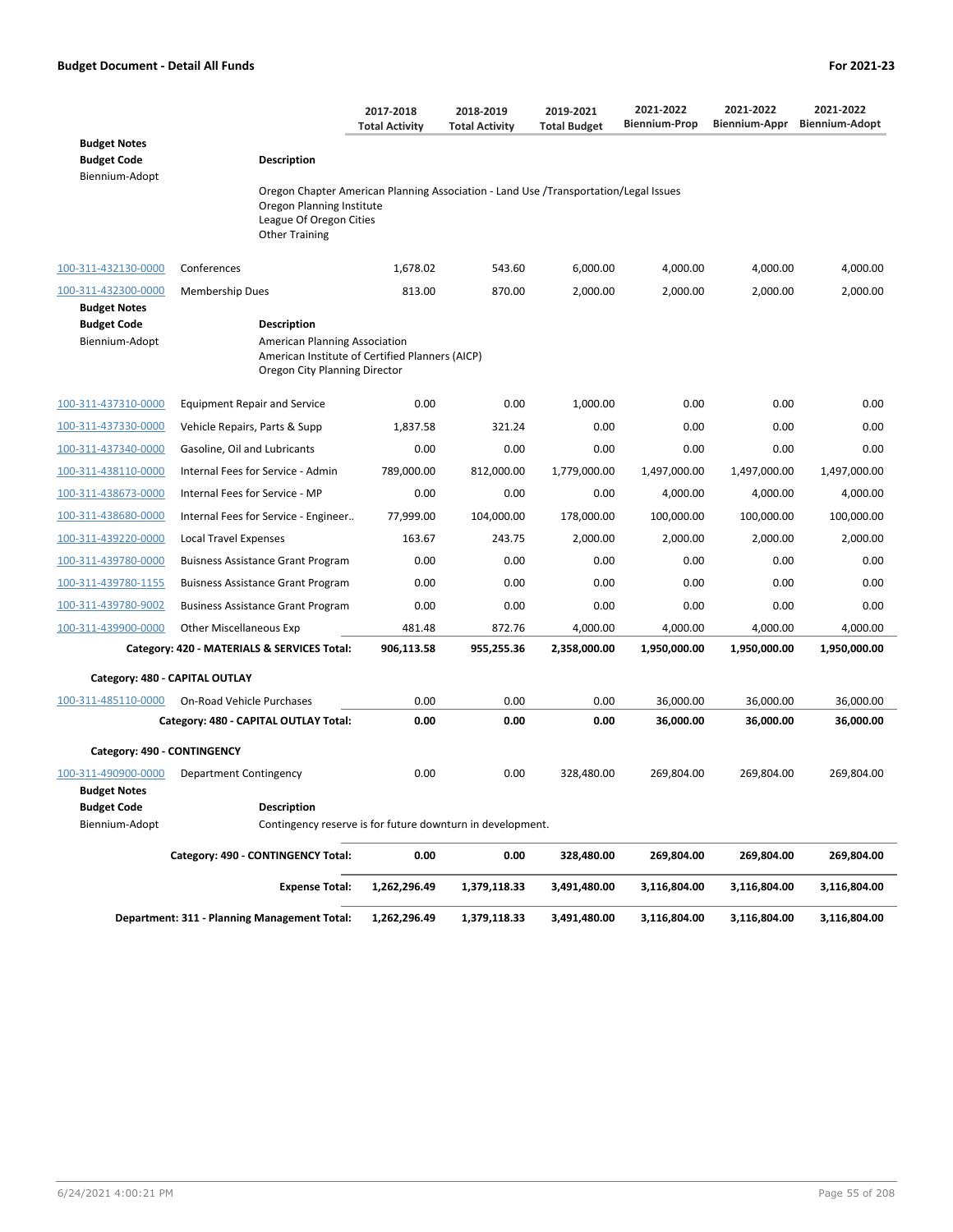**Budget Document - Detail All Funds** — For 2021-23

| | | 2017-2018 Total Activity | 2018-2019 Total Activity | 2019-2021 Total Budget | 2021-2022 Biennium-Prop | 2021-2022 Biennium-Appr | 2021-2022 Biennium-Adopt |
|---|---|---|---|---|---|---|---|
| **Budget Notes** | | | | | | | |
| **Budget Code** | **Description** | | | | | | |
| Biennium-Adopt | Oregon Chapter American Planning Association - Land Use /Transportation/Legal Issues<br>Oregon Planning Institute<br>League Of Oregon Cities<br>Other Training | | | | | | |
| 100-311-432130-0000 | Conferences | 1,678.02 | 543.60 | 6,000.00 | 4,000.00 | 4,000.00 | 4,000.00 |
| 100-311-432300-0000 | Membership Dues | 813.00 | 870.00 | 2,000.00 | 2,000.00 | 2,000.00 | 2,000.00 |
| **Budget Notes** | | | | | | | |
| **Budget Code** | **Description** | | | | | | |
| Biennium-Adopt | American Planning Association<br>American Institute of Certified Planners (AICP)<br>Oregon City Planning Director | | | | | | |
| 100-311-437310-0000 | Equipment Repair and Service | 0.00 | 0.00 | 1,000.00 | 0.00 | 0.00 | 0.00 |
| 100-311-437330-0000 | Vehicle Repairs, Parts & Supp | 1,837.58 | 321.24 | 0.00 | 0.00 | 0.00 | 0.00 |
| 100-311-437340-0000 | Gasoline, Oil and Lubricants | 0.00 | 0.00 | 0.00 | 0.00 | 0.00 | 0.00 |
| 100-311-438110-0000 | Internal Fees for Service - Admin | 789,000.00 | 812,000.00 | 1,779,000.00 | 1,497,000.00 | 1,497,000.00 | 1,497,000.00 |
| 100-311-438673-0000 | Internal Fees for Service - MP | 0.00 | 0.00 | 0.00 | 4,000.00 | 4,000.00 | 4,000.00 |
| 100-311-438680-0000 | Internal Fees for Service - Engineer.. | 77,999.00 | 104,000.00 | 178,000.00 | 100,000.00 | 100,000.00 | 100,000.00 |
| 100-311-439220-0000 | Local Travel Expenses | 163.67 | 243.75 | 2,000.00 | 2,000.00 | 2,000.00 | 2,000.00 |
| 100-311-439780-0000 | Buisness Assistance Grant Program | 0.00 | 0.00 | 0.00 | 0.00 | 0.00 | 0.00 |
| 100-311-439780-1155 | Buisness Assistance Grant Program | 0.00 | 0.00 | 0.00 | 0.00 | 0.00 | 0.00 |
| 100-311-439780-9002 | Business Assistance Grant Program | 0.00 | 0.00 | 0.00 | 0.00 | 0.00 | 0.00 |
| 100-311-439900-0000 | Other Miscellaneous Exp | 481.48 | 872.76 | 4,000.00 | 4,000.00 | 4,000.00 | 4,000.00 |
| | **Category: 420 - MATERIALS & SERVICES Total:** | **906,113.58** | **955,255.36** | **2,358,000.00** | **1,950,000.00** | **1,950,000.00** | **1,950,000.00** |
| **Category: 480 - CAPITAL OUTLAY** | | | | | | | |
| 100-311-485110-0000 | On-Road Vehicle Purchases | 0.00 | 0.00 | 0.00 | 36,000.00 | 36,000.00 | 36,000.00 |
| | **Category: 480 - CAPITAL OUTLAY Total:** | **0.00** | **0.00** | **0.00** | **36,000.00** | **36,000.00** | **36,000.00** |
| **Category: 490 - CONTINGENCY** | | | | | | | |
| 100-311-490900-0000 | Department Contingency | 0.00 | 0.00 | 328,480.00 | 269,804.00 | 269,804.00 | 269,804.00 |
| **Budget Notes** | | | | | | | |
| **Budget Code** | **Description** | | | | | | |
| Biennium-Adopt | Contingency reserve is for future downturn in development. | | | | | | |
| | **Category: 490 - CONTINGENCY Total:** | **0.00** | **0.00** | **328,480.00** | **269,804.00** | **269,804.00** | **269,804.00** |
| | **Expense Total:** | **1,262,296.49** | **1,379,118.33** | **3,491,480.00** | **3,116,804.00** | **3,116,804.00** | **3,116,804.00** |
| | **Department: 311 - Planning Management Total:** | **1,262,296.49** | **1,379,118.33** | **3,491,480.00** | **3,116,804.00** | **3,116,804.00** | **3,116,804.00** |

6/24/2021 4:00:21 PM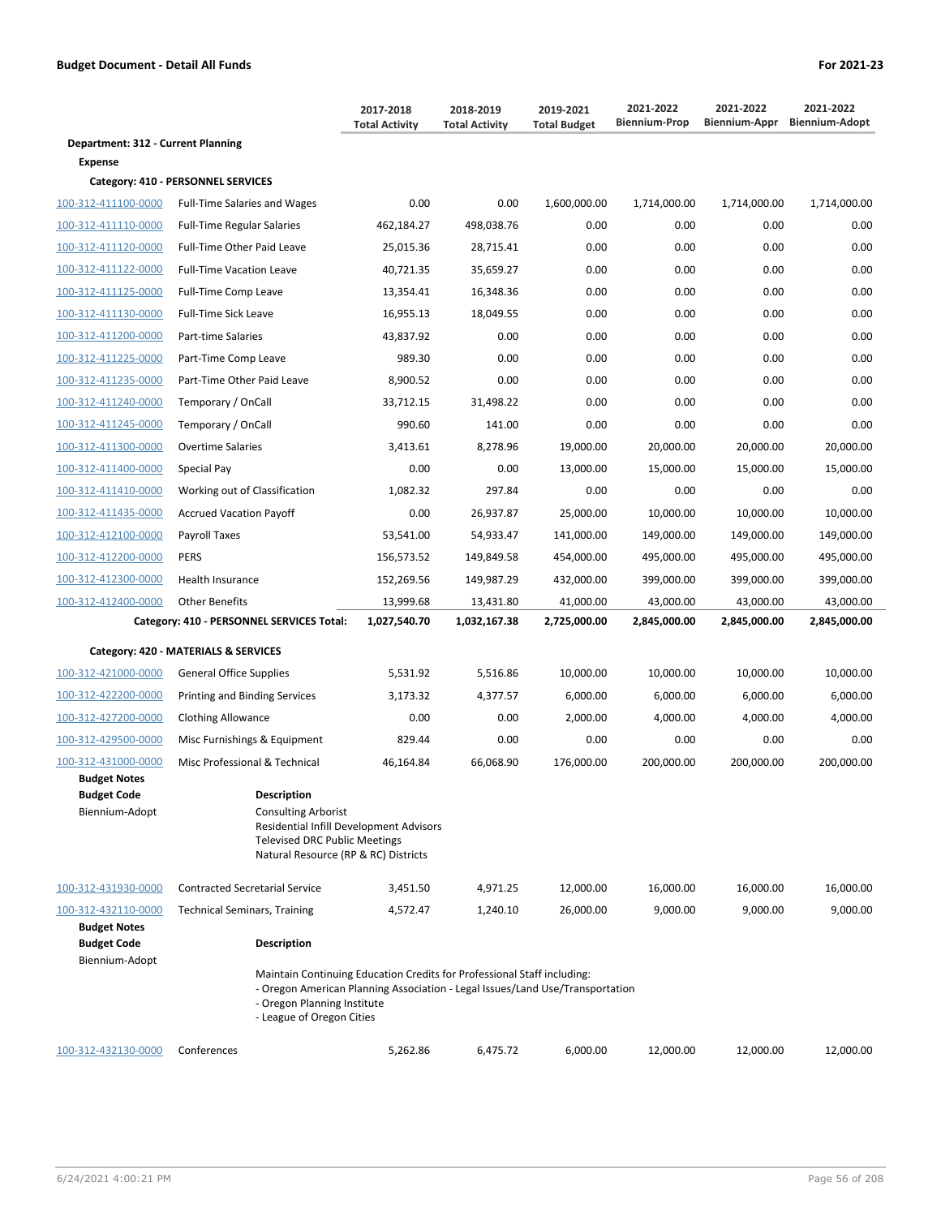**Budget Document - Detail All Funds** **For 2021-23**

| | | 2017-2018 Total Activity | 2018-2019 Total Activity | 2019-2021 Total Budget | 2021-2022 Biennium-Prop | 2021-2022 Biennium-Appr | 2021-2022 Biennium-Adopt |
|---|---|---|---|---|---|---|---|
| **Department: 312 - Current Planning** | | | | | | | |
| **Expense** | | | | | | | |
| **Category: 410 - PERSONNEL SERVICES** | | | | | | | |
| 100-312-411100-0000 | Full-Time Salaries and Wages | 0.00 | 0.00 | 1,600,000.00 | 1,714,000.00 | 1,714,000.00 | 1,714,000.00 |
| 100-312-411110-0000 | Full-Time Regular Salaries | 462,184.27 | 498,038.76 | 0.00 | 0.00 | 0.00 | 0.00 |
| 100-312-411120-0000 | Full-Time Other Paid Leave | 25,015.36 | 28,715.41 | 0.00 | 0.00 | 0.00 | 0.00 |
| 100-312-411122-0000 | Full-Time Vacation Leave | 40,721.35 | 35,659.27 | 0.00 | 0.00 | 0.00 | 0.00 |
| 100-312-411125-0000 | Full-Time Comp Leave | 13,354.41 | 16,348.36 | 0.00 | 0.00 | 0.00 | 0.00 |
| 100-312-411130-0000 | Full-Time Sick Leave | 16,955.13 | 18,049.55 | 0.00 | 0.00 | 0.00 | 0.00 |
| 100-312-411200-0000 | Part-time Salaries | 43,837.92 | 0.00 | 0.00 | 0.00 | 0.00 | 0.00 |
| 100-312-411225-0000 | Part-Time Comp Leave | 989.30 | 0.00 | 0.00 | 0.00 | 0.00 | 0.00 |
| 100-312-411235-0000 | Part-Time Other Paid Leave | 8,900.52 | 0.00 | 0.00 | 0.00 | 0.00 | 0.00 |
| 100-312-411240-0000 | Temporary / OnCall | 33,712.15 | 31,498.22 | 0.00 | 0.00 | 0.00 | 0.00 |
| 100-312-411245-0000 | Temporary / OnCall | 990.60 | 141.00 | 0.00 | 0.00 | 0.00 | 0.00 |
| 100-312-411300-0000 | Overtime Salaries | 3,413.61 | 8,278.96 | 19,000.00 | 20,000.00 | 20,000.00 | 20,000.00 |
| 100-312-411400-0000 | Special Pay | 0.00 | 0.00 | 13,000.00 | 15,000.00 | 15,000.00 | 15,000.00 |
| 100-312-411410-0000 | Working out of Classification | 1,082.32 | 297.84 | 0.00 | 0.00 | 0.00 | 0.00 |
| 100-312-411435-0000 | Accrued Vacation Payoff | 0.00 | 26,937.87 | 25,000.00 | 10,000.00 | 10,000.00 | 10,000.00 |
| 100-312-412100-0000 | Payroll Taxes | 53,541.00 | 54,933.47 | 141,000.00 | 149,000.00 | 149,000.00 | 149,000.00 |
| 100-312-412200-0000 | PERS | 156,573.52 | 149,849.58 | 454,000.00 | 495,000.00 | 495,000.00 | 495,000.00 |
| 100-312-412300-0000 | Health Insurance | 152,269.56 | 149,987.29 | 432,000.00 | 399,000.00 | 399,000.00 | 399,000.00 |
| 100-312-412400-0000 | Other Benefits | 13,999.68 | 13,431.80 | 41,000.00 | 43,000.00 | 43,000.00 | 43,000.00 |
| | **Category: 410 - PERSONNEL SERVICES Total:** | **1,027,540.70** | **1,032,167.38** | **2,725,000.00** | **2,845,000.00** | **2,845,000.00** | **2,845,000.00** |
| **Category: 420 - MATERIALS & SERVICES** | | | | | | | |
| 100-312-421000-0000 | General Office Supplies | 5,531.92 | 5,516.86 | 10,000.00 | 10,000.00 | 10,000.00 | 10,000.00 |
| 100-312-422200-0000 | Printing and Binding Services | 3,173.32 | 4,377.57 | 6,000.00 | 6,000.00 | 6,000.00 | 6,000.00 |
| 100-312-427200-0000 | Clothing Allowance | 0.00 | 0.00 | 2,000.00 | 4,000.00 | 4,000.00 | 4,000.00 |
| 100-312-429500-0000 | Misc Furnishings & Equipment | 829.44 | 0.00 | 0.00 | 0.00 | 0.00 | 0.00 |
| 100-312-431000-0000 | Misc Professional & Technical | 46,164.84 | 66,068.90 | 176,000.00 | 200,000.00 | 200,000.00 | 200,000.00 |

**Budget Notes**

| Budget Code | Description |
|---|---|
| Biennium-Adopt | Consulting Arborist<br>Residential Infill Development Advisors<br>Televised DRC Public Meetings<br>Natural Resource (RP & RC) Districts |

| | | 2017-2018 Total Activity | 2018-2019 Total Activity | 2019-2021 Total Budget | 2021-2022 Biennium-Prop | 2021-2022 Biennium-Appr | 2021-2022 Biennium-Adopt |
|---|---|---|---|---|---|---|---|
| 100-312-431930-0000 | Contracted Secretarial Service | 3,451.50 | 4,971.25 | 12,000.00 | 16,000.00 | 16,000.00 | 16,000.00 |
| 100-312-432110-0000 | Technical Seminars, Training | 4,572.47 | 1,240.10 | 26,000.00 | 9,000.00 | 9,000.00 | 9,000.00 |

**Budget Notes**

| Budget Code | Description |
|---|---|
| Biennium-Adopt | Maintain Continuing Education Credits for Professional Staff including:<br>- Oregon American Planning Association - Legal Issues/Land Use/Transportation<br>- Oregon Planning Institute<br>- League of Oregon Cities |

| | | 2017-2018 Total Activity | 2018-2019 Total Activity | 2019-2021 Total Budget | 2021-2022 Biennium-Prop | 2021-2022 Biennium-Appr | 2021-2022 Biennium-Adopt |
|---|---|---|---|---|---|---|---|
| 100-312-432130-0000 | Conferences | 5,262.86 | 6,475.72 | 6,000.00 | 12,000.00 | 12,000.00 | 12,000.00 |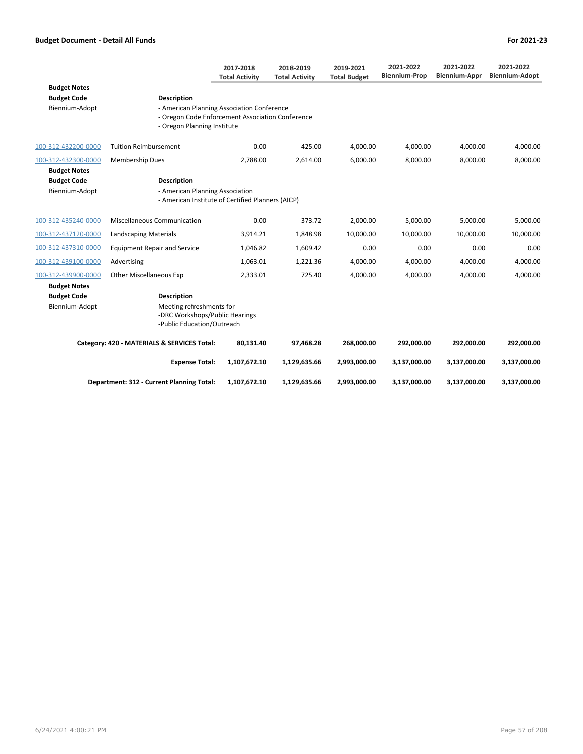| | | 2017-2018 Total Activity | 2018-2019 Total Activity | 2019-2021 Total Budget | 2021-2022 Biennium-Prop | 2021-2022 Biennium-Appr | 2021-2022 Biennium-Adopt |
|---|---|---|---|---|---|---|---|
| **Budget Notes** | | | | | | | |
| **Budget Code** | **Description** | | | | | | |
| Biennium-Adopt | - American Planning Association Conference<br>- Oregon Code Enforcement Association Conference<br>- Oregon Planning Institute | | | | | | |
| 100-312-432200-0000 | Tuition Reimbursement | 0.00 | 425.00 | 4,000.00 | 4,000.00 | 4,000.00 | 4,000.00 |
| 100-312-432300-0000 | Membership Dues | 2,788.00 | 2,614.00 | 6,000.00 | 8,000.00 | 8,000.00 | 8,000.00 |
| **Budget Notes** | | | | | | | |
| **Budget Code** | **Description** | | | | | | |
| Biennium-Adopt | - American Planning Association<br>- American Institute of Certified Planners (AICP) | | | | | | |
| 100-312-435240-0000 | Miscellaneous Communication | 0.00 | 373.72 | 2,000.00 | 5,000.00 | 5,000.00 | 5,000.00 |
| 100-312-437120-0000 | Landscaping Materials | 3,914.21 | 1,848.98 | 10,000.00 | 10,000.00 | 10,000.00 | 10,000.00 |
| 100-312-437310-0000 | Equipment Repair and Service | 1,046.82 | 1,609.42 | 0.00 | 0.00 | 0.00 | 0.00 |
| 100-312-439100-0000 | Advertising | 1,063.01 | 1,221.36 | 4,000.00 | 4,000.00 | 4,000.00 | 4,000.00 |
| 100-312-439900-0000 | Other Miscellaneous Exp | 2,333.01 | 725.40 | 4,000.00 | 4,000.00 | 4,000.00 | 4,000.00 |
| **Budget Notes** | | | | | | | |
| **Budget Code** | **Description** | | | | | | |
| Biennium-Adopt | Meeting refreshments for<br>-DRC Workshops/Public Hearings<br>-Public Education/Outreach | | | | | | |
| | **Category: 420 - MATERIALS & SERVICES Total:** | **80,131.40** | **97,468.28** | **268,000.00** | **292,000.00** | **292,000.00** | **292,000.00** |
| | **Expense Total:** | **1,107,672.10** | **1,129,635.66** | **2,993,000.00** | **3,137,000.00** | **3,137,000.00** | **3,137,000.00** |
| | **Department: 312 - Current Planning Total:** | **1,107,672.10** | **1,129,635.66** | **2,993,000.00** | **3,137,000.00** | **3,137,000.00** | **3,137,000.00** |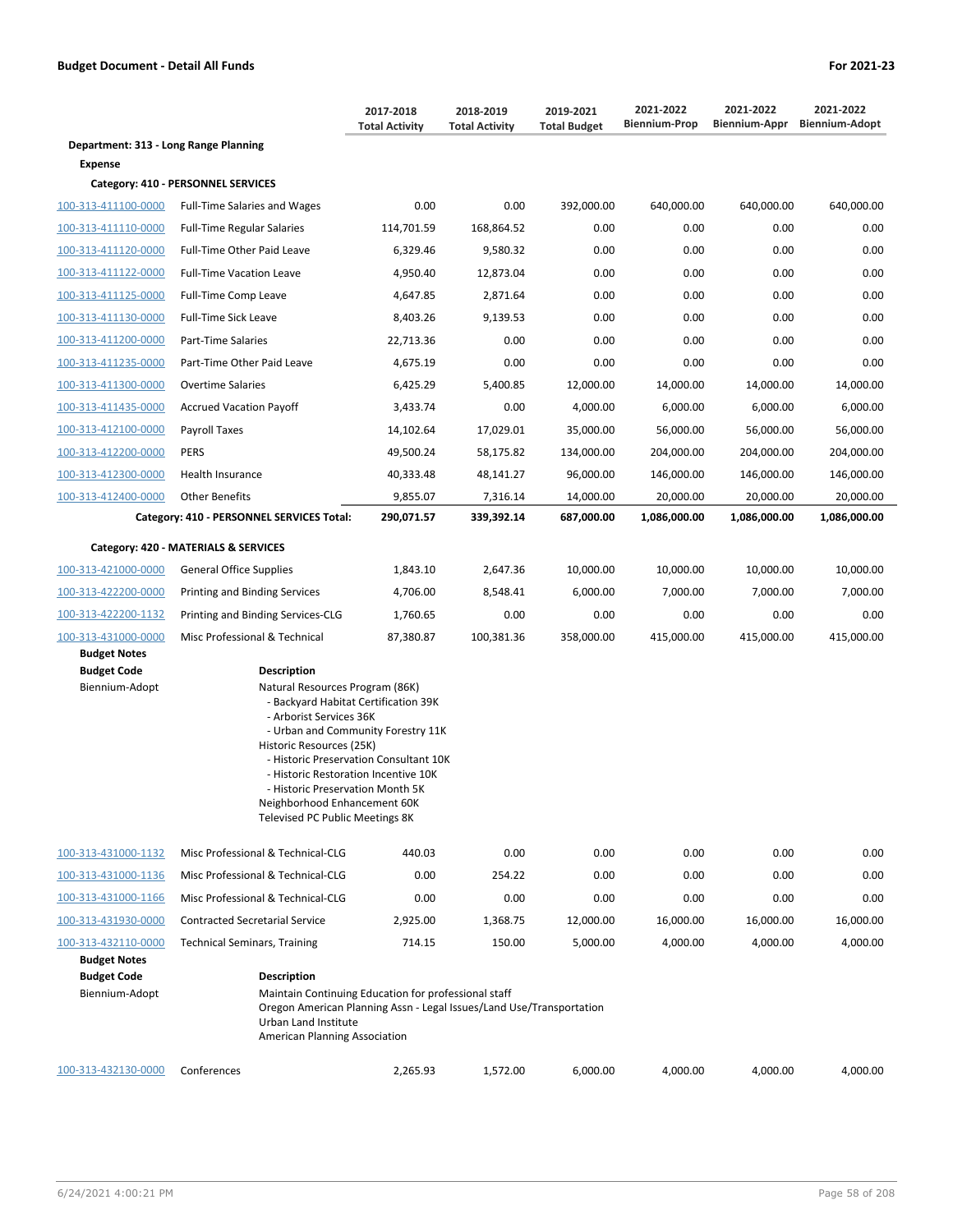**Budget Document - Detail All Funds** — **For 2021-23**

| | | 2017-2018 Total Activity | 2018-2019 Total Activity | 2019-2021 Total Budget | 2021-2022 Biennium-Prop | 2021-2022 Biennium-Appr | 2021-2022 Biennium-Adopt |
|---|---|---|---|---|---|---|---|
| **Department: 313 - Long Range Planning** | | | | | | | |
| **Expense** | | | | | | | |
| **Category: 410 - PERSONNEL SERVICES** | | | | | | | |
| 100-313-411100-0000 | Full-Time Salaries and Wages | 0.00 | 0.00 | 392,000.00 | 640,000.00 | 640,000.00 | 640,000.00 |
| 100-313-411110-0000 | Full-Time Regular Salaries | 114,701.59 | 168,864.52 | 0.00 | 0.00 | 0.00 | 0.00 |
| 100-313-411120-0000 | Full-Time Other Paid Leave | 6,329.46 | 9,580.32 | 0.00 | 0.00 | 0.00 | 0.00 |
| 100-313-411122-0000 | Full-Time Vacation Leave | 4,950.40 | 12,873.04 | 0.00 | 0.00 | 0.00 | 0.00 |
| 100-313-411125-0000 | Full-Time Comp Leave | 4,647.85 | 2,871.64 | 0.00 | 0.00 | 0.00 | 0.00 |
| 100-313-411130-0000 | Full-Time Sick Leave | 8,403.26 | 9,139.53 | 0.00 | 0.00 | 0.00 | 0.00 |
| 100-313-411200-0000 | Part-Time Salaries | 22,713.36 | 0.00 | 0.00 | 0.00 | 0.00 | 0.00 |
| 100-313-411235-0000 | Part-Time Other Paid Leave | 4,675.19 | 0.00 | 0.00 | 0.00 | 0.00 | 0.00 |
| 100-313-411300-0000 | Overtime Salaries | 6,425.29 | 5,400.85 | 12,000.00 | 14,000.00 | 14,000.00 | 14,000.00 |
| 100-313-411435-0000 | Accrued Vacation Payoff | 3,433.74 | 0.00 | 4,000.00 | 6,000.00 | 6,000.00 | 6,000.00 |
| 100-313-412100-0000 | Payroll Taxes | 14,102.64 | 17,029.01 | 35,000.00 | 56,000.00 | 56,000.00 | 56,000.00 |
| 100-313-412200-0000 | PERS | 49,500.24 | 58,175.82 | 134,000.00 | 204,000.00 | 204,000.00 | 204,000.00 |
| 100-313-412300-0000 | Health Insurance | 40,333.48 | 48,141.27 | 96,000.00 | 146,000.00 | 146,000.00 | 146,000.00 |
| 100-313-412400-0000 | Other Benefits | 9,855.07 | 7,316.14 | 14,000.00 | 20,000.00 | 20,000.00 | 20,000.00 |
| | **Category: 410 - PERSONNEL SERVICES Total:** | **290,071.57** | **339,392.14** | **687,000.00** | **1,086,000.00** | **1,086,000.00** | **1,086,000.00** |
| **Category: 420 - MATERIALS & SERVICES** | | | | | | | |
| 100-313-421000-0000 | General Office Supplies | 1,843.10 | 2,647.36 | 10,000.00 | 10,000.00 | 10,000.00 | 10,000.00 |
| 100-313-422200-0000 | Printing and Binding Services | 4,706.00 | 8,548.41 | 6,000.00 | 7,000.00 | 7,000.00 | 7,000.00 |
| 100-313-422200-1132 | Printing and Binding Services-CLG | 1,760.65 | 0.00 | 0.00 | 0.00 | 0.00 | 0.00 |
| 100-313-431000-0000 | Misc Professional & Technical | 87,380.87 | 100,381.36 | 358,000.00 | 415,000.00 | 415,000.00 | 415,000.00 |

**Budget Notes**

| Budget Code | Description |
|---|---|
| Biennium-Adopt | Natural Resources Program (86K)<br>- Backyard Habitat Certification 39K<br>- Arborist Services 36K<br>- Urban and Community Forestry 11K<br>Historic Resources (25K)<br>- Historic Preservation Consultant 10K<br>- Historic Restoration Incentive 10K<br>- Historic Preservation Month 5K<br>Neighborhood Enhancement 60K<br>Televised PC Public Meetings 8K |

| | | 2017-2018 Total Activity | 2018-2019 Total Activity | 2019-2021 Total Budget | 2021-2022 Biennium-Prop | 2021-2022 Biennium-Appr | 2021-2022 Biennium-Adopt |
|---|---|---|---|---|---|---|---|
| 100-313-431000-1132 | Misc Professional & Technical-CLG | 440.03 | 0.00 | 0.00 | 0.00 | 0.00 | 0.00 |
| 100-313-431000-1136 | Misc Professional & Technical-CLG | 0.00 | 254.22 | 0.00 | 0.00 | 0.00 | 0.00 |
| 100-313-431000-1166 | Misc Professional & Technical-CLG | 0.00 | 0.00 | 0.00 | 0.00 | 0.00 | 0.00 |
| 100-313-431930-0000 | Contracted Secretarial Service | 2,925.00 | 1,368.75 | 12,000.00 | 16,000.00 | 16,000.00 | 16,000.00 |
| 100-313-432110-0000 | Technical Seminars, Training | 714.15 | 150.00 | 5,000.00 | 4,000.00 | 4,000.00 | 4,000.00 |

**Budget Notes**

| Budget Code | Description |
|---|---|
| Biennium-Adopt | Maintain Continuing Education for professional staff<br>Oregon American Planning Assn - Legal Issues/Land Use/Transportation<br>Urban Land Institute<br>American Planning Association |

| | | 2017-2018 Total Activity | 2018-2019 Total Activity | 2019-2021 Total Budget | 2021-2022 Biennium-Prop | 2021-2022 Biennium-Appr | 2021-2022 Biennium-Adopt |
|---|---|---|---|---|---|---|---|
| 100-313-432130-0000 | Conferences | 2,265.93 | 1,572.00 | 6,000.00 | 4,000.00 | 4,000.00 | 4,000.00 |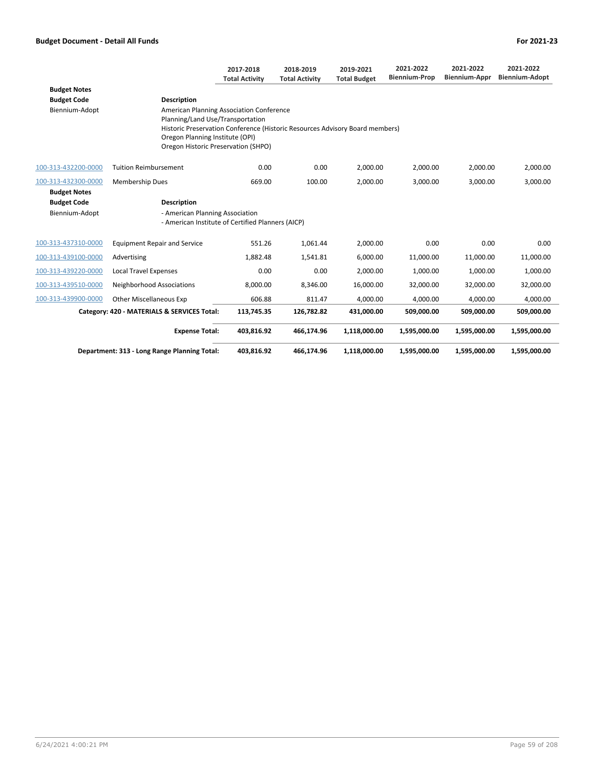**Budget Document - Detail All Funds** | **For 2021-23**

| | | 2017-2018 Total Activity | 2018-2019 Total Activity | 2019-2021 Total Budget | 2021-2022 Biennium-Prop | 2021-2022 Biennium-Appr | 2021-2022 Biennium-Adopt |
|---|---|---|---|---|---|---|---|
| **Budget Notes** | | | | | | | |
| **Budget Code** | **Description** | | | | | | |
| Biennium-Adopt | American Planning Association Conference<br>Planning/Land Use/Transportation<br>Historic Preservation Conference (Historic Resources Advisory Board members)<br>Oregon Planning Institute (OPI)<br>Oregon Historic Preservation (SHPO) | | | | | | |
| 100-313-432200-0000 | Tuition Reimbursement | 0.00 | 0.00 | 2,000.00 | 2,000.00 | 2,000.00 | 2,000.00 |
| 100-313-432300-0000 | Membership Dues | 669.00 | 100.00 | 2,000.00 | 3,000.00 | 3,000.00 | 3,000.00 |
| **Budget Notes** | | | | | | | |
| **Budget Code** | **Description** | | | | | | |
| Biennium-Adopt | - American Planning Association<br>- American Institute of Certified Planners (AICP) | | | | | | |
| 100-313-437310-0000 | Equipment Repair and Service | 551.26 | 1,061.44 | 2,000.00 | 0.00 | 0.00 | 0.00 |
| 100-313-439100-0000 | Advertising | 1,882.48 | 1,541.81 | 6,000.00 | 11,000.00 | 11,000.00 | 11,000.00 |
| 100-313-439220-0000 | Local Travel Expenses | 0.00 | 0.00 | 2,000.00 | 1,000.00 | 1,000.00 | 1,000.00 |
| 100-313-439510-0000 | Neighborhood Associations | 8,000.00 | 8,346.00 | 16,000.00 | 32,000.00 | 32,000.00 | 32,000.00 |
| 100-313-439900-0000 | Other Miscellaneous Exp | 606.88 | 811.47 | 4,000.00 | 4,000.00 | 4,000.00 | 4,000.00 |
| | **Category: 420 - MATERIALS & SERVICES Total:** | **113,745.35** | **126,782.82** | **431,000.00** | **509,000.00** | **509,000.00** | **509,000.00** |
| | **Expense Total:** | **403,816.92** | **466,174.96** | **1,118,000.00** | **1,595,000.00** | **1,595,000.00** | **1,595,000.00** |
| | **Department: 313 - Long Range Planning Total:** | **403,816.92** | **466,174.96** | **1,118,000.00** | **1,595,000.00** | **1,595,000.00** | **1,595,000.00** |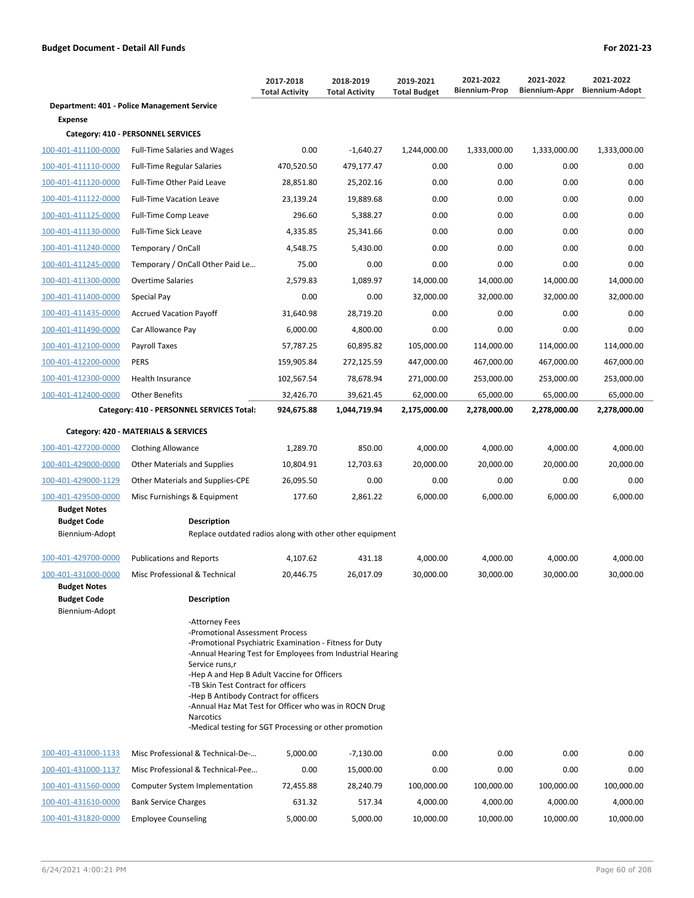**Budget Document - Detail All Funds** **For 2021-23**

| | | 2017-2018 Total Activity | 2018-2019 Total Activity | 2019-2021 Total Budget | 2021-2022 Biennium-Prop | 2021-2022 Biennium-Appr | 2021-2022 Biennium-Adopt |
|---|---|---|---|---|---|---|---|
| **Department: 401 - Police Management Service** | | | | | | | |
| **Expense** | | | | | | | |
| **Category: 410 - PERSONNEL SERVICES** | | | | | | | |
| 100-401-411100-0000 | Full-Time Salaries and Wages | 0.00 | -1,640.27 | 1,244,000.00 | 1,333,000.00 | 1,333,000.00 | 1,333,000.00 |
| 100-401-411110-0000 | Full-Time Regular Salaries | 470,520.50 | 479,177.47 | 0.00 | 0.00 | 0.00 | 0.00 |
| 100-401-411120-0000 | Full-Time Other Paid Leave | 28,851.80 | 25,202.16 | 0.00 | 0.00 | 0.00 | 0.00 |
| 100-401-411122-0000 | Full-Time Vacation Leave | 23,139.24 | 19,889.68 | 0.00 | 0.00 | 0.00 | 0.00 |
| 100-401-411125-0000 | Full-Time Comp Leave | 296.60 | 5,388.27 | 0.00 | 0.00 | 0.00 | 0.00 |
| 100-401-411130-0000 | Full-Time Sick Leave | 4,335.85 | 25,341.66 | 0.00 | 0.00 | 0.00 | 0.00 |
| 100-401-411240-0000 | Temporary / OnCall | 4,548.75 | 5,430.00 | 0.00 | 0.00 | 0.00 | 0.00 |
| 100-401-411245-0000 | Temporary / OnCall Other Paid Le… | 75.00 | 0.00 | 0.00 | 0.00 | 0.00 | 0.00 |
| 100-401-411300-0000 | Overtime Salaries | 2,579.83 | 1,089.97 | 14,000.00 | 14,000.00 | 14,000.00 | 14,000.00 |
| 100-401-411400-0000 | Special Pay | 0.00 | 0.00 | 32,000.00 | 32,000.00 | 32,000.00 | 32,000.00 |
| 100-401-411435-0000 | Accrued Vacation Payoff | 31,640.98 | 28,719.20 | 0.00 | 0.00 | 0.00 | 0.00 |
| 100-401-411490-0000 | Car Allowance Pay | 6,000.00 | 4,800.00 | 0.00 | 0.00 | 0.00 | 0.00 |
| 100-401-412100-0000 | Payroll Taxes | 57,787.25 | 60,895.82 | 105,000.00 | 114,000.00 | 114,000.00 | 114,000.00 |
| 100-401-412200-0000 | PERS | 159,905.84 | 272,125.59 | 447,000.00 | 467,000.00 | 467,000.00 | 467,000.00 |
| 100-401-412300-0000 | Health Insurance | 102,567.54 | 78,678.94 | 271,000.00 | 253,000.00 | 253,000.00 | 253,000.00 |
| 100-401-412400-0000 | Other Benefits | 32,426.70 | 39,621.45 | 62,000.00 | 65,000.00 | 65,000.00 | 65,000.00 |
| | **Category: 410 - PERSONNEL SERVICES Total:** | **924,675.88** | **1,044,719.94** | **2,175,000.00** | **2,278,000.00** | **2,278,000.00** | **2,278,000.00** |
| **Category: 420 - MATERIALS & SERVICES** | | | | | | | |
| 100-401-427200-0000 | Clothing Allowance | 1,289.70 | 850.00 | 4,000.00 | 4,000.00 | 4,000.00 | 4,000.00 |
| 100-401-429000-0000 | Other Materials and Supplies | 10,804.91 | 12,703.63 | 20,000.00 | 20,000.00 | 20,000.00 | 20,000.00 |
| 100-401-429000-1129 | Other Materials and Supplies-CPE | 26,095.50 | 0.00 | 0.00 | 0.00 | 0.00 | 0.00 |
| 100-401-429500-0000 | Misc Furnishings & Equipment | 177.60 | 2,861.22 | 6,000.00 | 6,000.00 | 6,000.00 | 6,000.00 |

**Budget Notes**

| Budget Code | Description |
|---|---|
| Biennium-Adopt | Replace outdated radios along with other other equipment |

| | | 2017-2018 Total Activity | 2018-2019 Total Activity | 2019-2021 Total Budget | 2021-2022 Biennium-Prop | 2021-2022 Biennium-Appr | 2021-2022 Biennium-Adopt |
|---|---|---|---|---|---|---|---|
| 100-401-429700-0000 | Publications and Reports | 4,107.62 | 431.18 | 4,000.00 | 4,000.00 | 4,000.00 | 4,000.00 |
| 100-401-431000-0000 | Misc Professional & Technical | 20,446.75 | 26,017.09 | 30,000.00 | 30,000.00 | 30,000.00 | 30,000.00 |

**Budget Notes**

| Budget Code | Description |
|---|---|
| Biennium-Adopt | -Attorney Fees<br>-Promotional Assessment Process<br>-Promotional Psychiatric Examination - Fitness for Duty<br>-Annual Hearing Test for Employees from Industrial Hearing Service runs,r<br>-Hep A and Hep B Adult Vaccine for Officers<br>-TB Skin Test Contract for officers<br>-Hep B Antibody Contract for officers<br>-Annual Haz Mat Test for Officer who was in ROCN Drug Narcotics<br>-Medical testing for SGT Processing or other promotion |

| | | 2017-2018 Total Activity | 2018-2019 Total Activity | 2019-2021 Total Budget | 2021-2022 Biennium-Prop | 2021-2022 Biennium-Appr | 2021-2022 Biennium-Adopt |
|---|---|---|---|---|---|---|---|
| 100-401-431000-1133 | Misc Professional & Technical-De-… | 5,000.00 | -7,130.00 | 0.00 | 0.00 | 0.00 | 0.00 |
| 100-401-431000-1137 | Misc Professional & Technical-Pee… | 0.00 | 15,000.00 | 0.00 | 0.00 | 0.00 | 0.00 |
| 100-401-431560-0000 | Computer System Implementation | 72,455.88 | 28,240.79 | 100,000.00 | 100,000.00 | 100,000.00 | 100,000.00 |
| 100-401-431610-0000 | Bank Service Charges | 631.32 | 517.34 | 4,000.00 | 4,000.00 | 4,000.00 | 4,000.00 |
| 100-401-431820-0000 | Employee Counseling | 5,000.00 | 5,000.00 | 10,000.00 | 10,000.00 | 10,000.00 | 10,000.00 |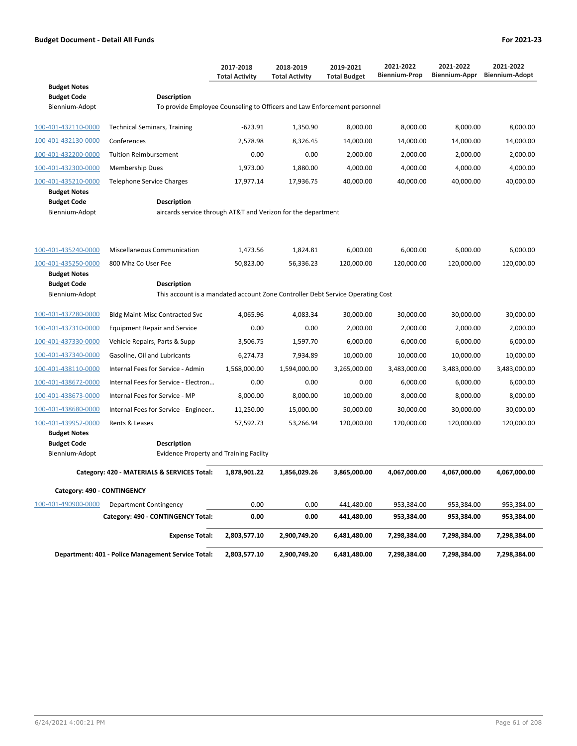| | | 2017-2018 Total Activity | 2018-2019 Total Activity | 2019-2021 Total Budget | 2021-2022 Biennium-Prop | 2021-2022 Biennium-Appr | 2021-2022 Biennium-Adopt |
|---|---|---|---|---|---|---|---|
| **Budget Notes** | | | | | | | |
| **Budget Code** | **Description** | | | | | | |
| Biennium-Adopt | To provide Employee Counseling to Officers and Law Enforcement personnel | | | | | | |
| 100-401-432110-0000 | Technical Seminars, Training | -623.91 | 1,350.90 | 8,000.00 | 8,000.00 | 8,000.00 | 8,000.00 |
| 100-401-432130-0000 | Conferences | 2,578.98 | 8,326.45 | 14,000.00 | 14,000.00 | 14,000.00 | 14,000.00 |
| 100-401-432200-0000 | Tuition Reimbursement | 0.00 | 0.00 | 2,000.00 | 2,000.00 | 2,000.00 | 2,000.00 |
| 100-401-432300-0000 | Membership Dues | 1,973.00 | 1,880.00 | 4,000.00 | 4,000.00 | 4,000.00 | 4,000.00 |
| 100-401-435210-0000 | Telephone Service Charges | 17,977.14 | 17,936.75 | 40,000.00 | 40,000.00 | 40,000.00 | 40,000.00 |
| **Budget Notes** | | | | | | | |
| **Budget Code** | **Description** | | | | | | |
| Biennium-Adopt | aircards service through AT&T and Verizon for the department | | | | | | |
| 100-401-435240-0000 | Miscellaneous Communication | 1,473.56 | 1,824.81 | 6,000.00 | 6,000.00 | 6,000.00 | 6,000.00 |
| 100-401-435250-0000 | 800 Mhz Co User Fee | 50,823.00 | 56,336.23 | 120,000.00 | 120,000.00 | 120,000.00 | 120,000.00 |
| **Budget Notes** | | | | | | | |
| **Budget Code** | **Description** | | | | | | |
| Biennium-Adopt | This account is a mandated account Zone Controller Debt Service Operating Cost | | | | | | |
| 100-401-437280-0000 | Bldg Maint-Misc Contracted Svc | 4,065.96 | 4,083.34 | 30,000.00 | 30,000.00 | 30,000.00 | 30,000.00 |
| 100-401-437310-0000 | Equipment Repair and Service | 0.00 | 0.00 | 2,000.00 | 2,000.00 | 2,000.00 | 2,000.00 |
| 100-401-437330-0000 | Vehicle Repairs, Parts & Supp | 3,506.75 | 1,597.70 | 6,000.00 | 6,000.00 | 6,000.00 | 6,000.00 |
| 100-401-437340-0000 | Gasoline, Oil and Lubricants | 6,274.73 | 7,934.89 | 10,000.00 | 10,000.00 | 10,000.00 | 10,000.00 |
| 100-401-438110-0000 | Internal Fees for Service - Admin | 1,568,000.00 | 1,594,000.00 | 3,265,000.00 | 3,483,000.00 | 3,483,000.00 | 3,483,000.00 |
| 100-401-438672-0000 | Internal Fees for Service - Electron... | 0.00 | 0.00 | 0.00 | 6,000.00 | 6,000.00 | 6,000.00 |
| 100-401-438673-0000 | Internal Fees for Service - MP | 8,000.00 | 8,000.00 | 10,000.00 | 8,000.00 | 8,000.00 | 8,000.00 |
| 100-401-438680-0000 | Internal Fees for Service - Engineer.. | 11,250.00 | 15,000.00 | 50,000.00 | 30,000.00 | 30,000.00 | 30,000.00 |
| 100-401-439952-0000 | Rents & Leases | 57,592.73 | 53,266.94 | 120,000.00 | 120,000.00 | 120,000.00 | 120,000.00 |
| **Budget Notes** | | | | | | | |
| **Budget Code** | **Description** | | | | | | |
| Biennium-Adopt | Evidence Property and Training Facilty | | | | | | |
| | **Category: 420 - MATERIALS & SERVICES Total:** | **1,878,901.22** | **1,856,029.26** | **3,865,000.00** | **4,067,000.00** | **4,067,000.00** | **4,067,000.00** |
| **Category: 490 - CONTINGENCY** | | | | | | | |
| 100-401-490900-0000 | Department Contingency | 0.00 | 0.00 | 441,480.00 | 953,384.00 | 953,384.00 | 953,384.00 |
| | **Category: 490 - CONTINGENCY Total:** | **0.00** | **0.00** | **441,480.00** | **953,384.00** | **953,384.00** | **953,384.00** |
| | **Expense Total:** | **2,803,577.10** | **2,900,749.20** | **6,481,480.00** | **7,298,384.00** | **7,298,384.00** | **7,298,384.00** |
| | **Department: 401 - Police Management Service Total:** | **2,803,577.10** | **2,900,749.20** | **6,481,480.00** | **7,298,384.00** | **7,298,384.00** | **7,298,384.00** |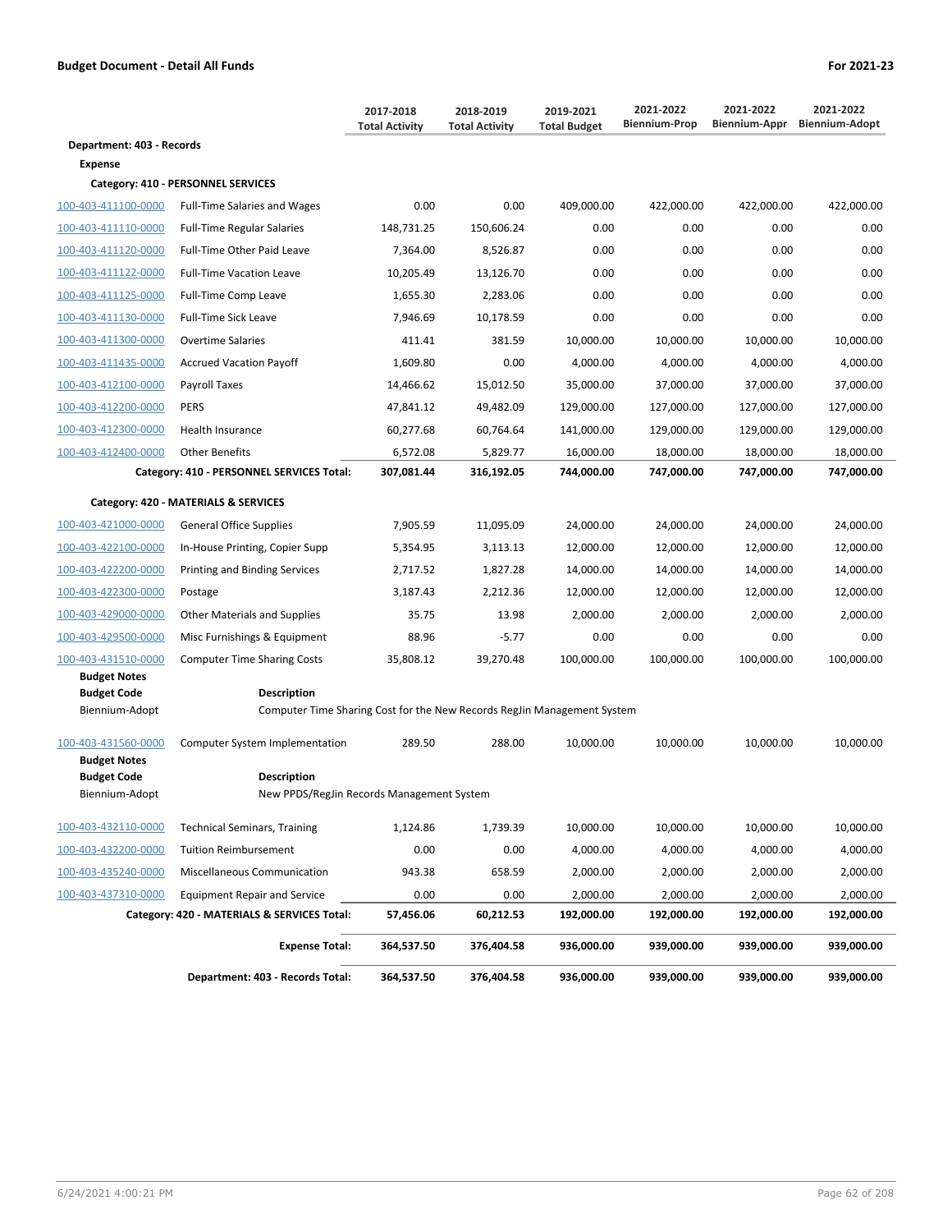**Budget Document - Detail All Funds** **For 2021-23**

| | | 2017-2018 Total Activity | 2018-2019 Total Activity | 2019-2021 Total Budget | 2021-2022 Biennium-Prop | 2021-2022 Biennium-Appr | 2021-2022 Biennium-Adopt |
|---|---|---|---|---|---|---|---|
| **Department: 403 - Records** | | | | | | | |
| **Expense** | | | | | | | |
| **Category: 410 - PERSONNEL SERVICES** | | | | | | | |
| 100-403-411100-0000 | Full-Time Salaries and Wages | 0.00 | 0.00 | 409,000.00 | 422,000.00 | 422,000.00 | 422,000.00 |
| 100-403-411110-0000 | Full-Time Regular Salaries | 148,731.25 | 150,606.24 | 0.00 | 0.00 | 0.00 | 0.00 |
| 100-403-411120-0000 | Full-Time Other Paid Leave | 7,364.00 | 8,526.87 | 0.00 | 0.00 | 0.00 | 0.00 |
| 100-403-411122-0000 | Full-Time Vacation Leave | 10,205.49 | 13,126.70 | 0.00 | 0.00 | 0.00 | 0.00 |
| 100-403-411125-0000 | Full-Time Comp Leave | 1,655.30 | 2,283.06 | 0.00 | 0.00 | 0.00 | 0.00 |
| 100-403-411130-0000 | Full-Time Sick Leave | 7,946.69 | 10,178.59 | 0.00 | 0.00 | 0.00 | 0.00 |
| 100-403-411300-0000 | Overtime Salaries | 411.41 | 381.59 | 10,000.00 | 10,000.00 | 10,000.00 | 10,000.00 |
| 100-403-411435-0000 | Accrued Vacation Payoff | 1,609.80 | 0.00 | 4,000.00 | 4,000.00 | 4,000.00 | 4,000.00 |
| 100-403-412100-0000 | Payroll Taxes | 14,466.62 | 15,012.50 | 35,000.00 | 37,000.00 | 37,000.00 | 37,000.00 |
| 100-403-412200-0000 | PERS | 47,841.12 | 49,482.09 | 129,000.00 | 127,000.00 | 127,000.00 | 127,000.00 |
| 100-403-412300-0000 | Health Insurance | 60,277.68 | 60,764.64 | 141,000.00 | 129,000.00 | 129,000.00 | 129,000.00 |
| 100-403-412400-0000 | Other Benefits | 6,572.08 | 5,829.77 | 16,000.00 | 18,000.00 | 18,000.00 | 18,000.00 |
| | **Category: 410 - PERSONNEL SERVICES Total:** | **307,081.44** | **316,192.05** | **744,000.00** | **747,000.00** | **747,000.00** | **747,000.00** |
| **Category: 420 - MATERIALS & SERVICES** | | | | | | | |
| 100-403-421000-0000 | General Office Supplies | 7,905.59 | 11,095.09 | 24,000.00 | 24,000.00 | 24,000.00 | 24,000.00 |
| 100-403-422100-0000 | In-House Printing, Copier Supp | 5,354.95 | 3,113.13 | 12,000.00 | 12,000.00 | 12,000.00 | 12,000.00 |
| 100-403-422200-0000 | Printing and Binding Services | 2,717.52 | 1,827.28 | 14,000.00 | 14,000.00 | 14,000.00 | 14,000.00 |
| 100-403-422300-0000 | Postage | 3,187.43 | 2,212.36 | 12,000.00 | 12,000.00 | 12,000.00 | 12,000.00 |
| 100-403-429000-0000 | Other Materials and Supplies | 35.75 | 13.98 | 2,000.00 | 2,000.00 | 2,000.00 | 2,000.00 |
| 100-403-429500-0000 | Misc Furnishings & Equipment | 88.96 | -5.77 | 0.00 | 0.00 | 0.00 | 0.00 |
| 100-403-431510-0000 | Computer Time Sharing Costs | 35,808.12 | 39,270.48 | 100,000.00 | 100,000.00 | 100,000.00 | 100,000.00 |
| **Budget Notes** | | | | | | | |
| **Budget Code** | **Description** | | | | | | |
| Biennium-Adopt | Computer Time Sharing Cost for the New Records RegJin Management System | | | | | | |
| 100-403-431560-0000 | Computer System Implementation | 289.50 | 288.00 | 10,000.00 | 10,000.00 | 10,000.00 | 10,000.00 |
| **Budget Notes** | | | | | | | |
| **Budget Code** | **Description** | | | | | | |
| Biennium-Adopt | New PPDS/RegJin Records Management System | | | | | | |
| 100-403-432110-0000 | Technical Seminars, Training | 1,124.86 | 1,739.39 | 10,000.00 | 10,000.00 | 10,000.00 | 10,000.00 |
| 100-403-432200-0000 | Tuition Reimbursement | 0.00 | 0.00 | 4,000.00 | 4,000.00 | 4,000.00 | 4,000.00 |
| 100-403-435240-0000 | Miscellaneous Communication | 943.38 | 658.59 | 2,000.00 | 2,000.00 | 2,000.00 | 2,000.00 |
| 100-403-437310-0000 | Equipment Repair and Service | 0.00 | 0.00 | 2,000.00 | 2,000.00 | 2,000.00 | 2,000.00 |
| | **Category: 420 - MATERIALS & SERVICES Total:** | **57,456.06** | **60,212.53** | **192,000.00** | **192,000.00** | **192,000.00** | **192,000.00** |
| | **Expense Total:** | **364,537.50** | **376,404.58** | **936,000.00** | **939,000.00** | **939,000.00** | **939,000.00** |
| | **Department: 403 - Records Total:** | **364,537.50** | **376,404.58** | **936,000.00** | **939,000.00** | **939,000.00** | **939,000.00** |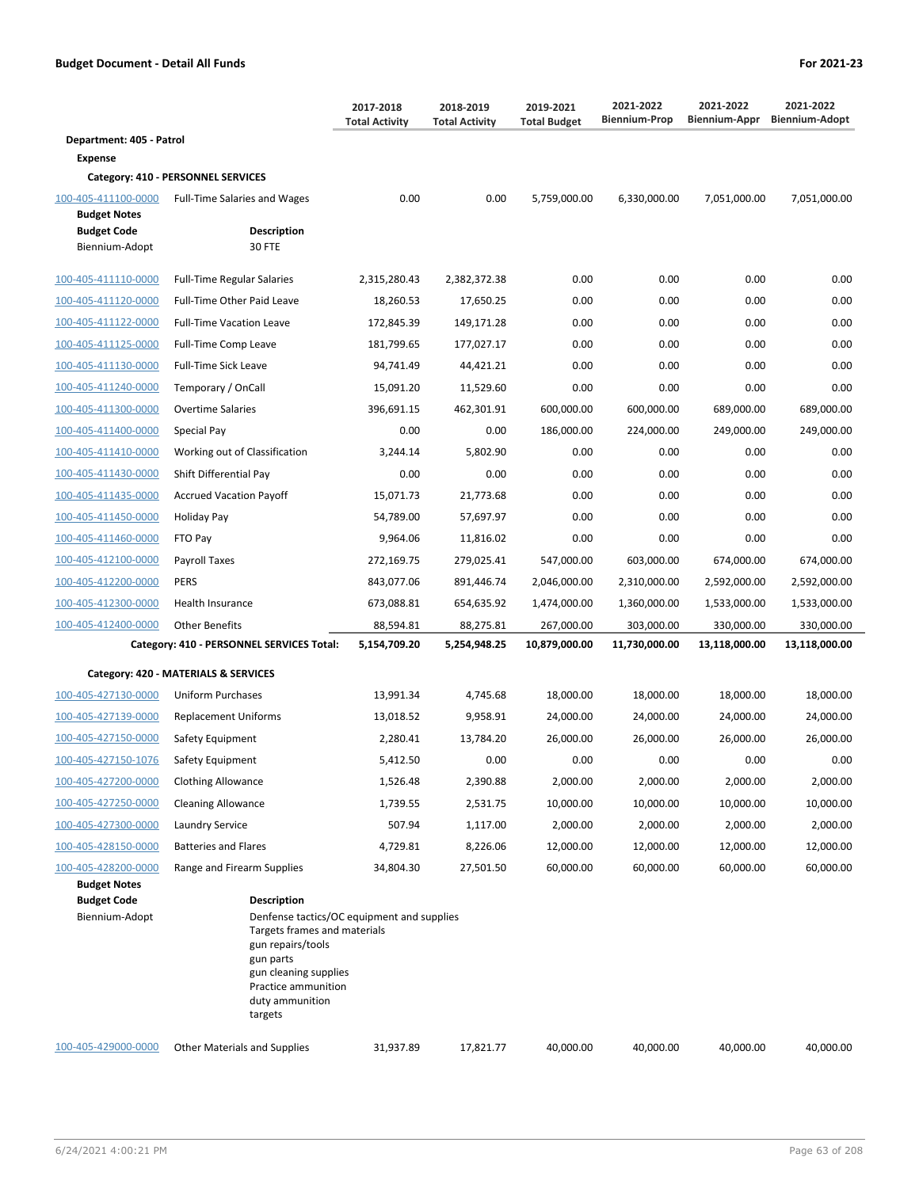**Budget Document - Detail All Funds** | **For 2021-23**

| | | 2017-2018 Total Activity | 2018-2019 Total Activity | 2019-2021 Total Budget | 2021-2022 Biennium-Prop | 2021-2022 Biennium-Appr | 2021-2022 Biennium-Adopt |
|---|---|---|---|---|---|---|---|
| **Department: 405 - Patrol** | | | | | | | |
| **Expense** | | | | | | | |
| **Category: 410 - PERSONNEL SERVICES** | | | | | | | |
| 100-405-411100-0000 | Full-Time Salaries and Wages | 0.00 | 0.00 | 5,759,000.00 | 6,330,000.00 | 7,051,000.00 | 7,051,000.00 |
| **Budget Notes** | | | | | | | |
| **Budget Code** | **Description** | | | | | | |
| Biennium-Adopt | 30 FTE | | | | | | |
| 100-405-411110-0000 | Full-Time Regular Salaries | 2,315,280.43 | 2,382,372.38 | 0.00 | 0.00 | 0.00 | 0.00 |
| 100-405-411120-0000 | Full-Time Other Paid Leave | 18,260.53 | 17,650.25 | 0.00 | 0.00 | 0.00 | 0.00 |
| 100-405-411122-0000 | Full-Time Vacation Leave | 172,845.39 | 149,171.28 | 0.00 | 0.00 | 0.00 | 0.00 |
| 100-405-411125-0000 | Full-Time Comp Leave | 181,799.65 | 177,027.17 | 0.00 | 0.00 | 0.00 | 0.00 |
| 100-405-411130-0000 | Full-Time Sick Leave | 94,741.49 | 44,421.21 | 0.00 | 0.00 | 0.00 | 0.00 |
| 100-405-411240-0000 | Temporary / OnCall | 15,091.20 | 11,529.60 | 0.00 | 0.00 | 0.00 | 0.00 |
| 100-405-411300-0000 | Overtime Salaries | 396,691.15 | 462,301.91 | 600,000.00 | 600,000.00 | 689,000.00 | 689,000.00 |
| 100-405-411400-0000 | Special Pay | 0.00 | 0.00 | 186,000.00 | 224,000.00 | 249,000.00 | 249,000.00 |
| 100-405-411410-0000 | Working out of Classification | 3,244.14 | 5,802.90 | 0.00 | 0.00 | 0.00 | 0.00 |
| 100-405-411430-0000 | Shift Differential Pay | 0.00 | 0.00 | 0.00 | 0.00 | 0.00 | 0.00 |
| 100-405-411435-0000 | Accrued Vacation Payoff | 15,071.73 | 21,773.68 | 0.00 | 0.00 | 0.00 | 0.00 |
| 100-405-411450-0000 | Holiday Pay | 54,789.00 | 57,697.97 | 0.00 | 0.00 | 0.00 | 0.00 |
| 100-405-411460-0000 | FTO Pay | 9,964.06 | 11,816.02 | 0.00 | 0.00 | 0.00 | 0.00 |
| 100-405-412100-0000 | Payroll Taxes | 272,169.75 | 279,025.41 | 547,000.00 | 603,000.00 | 674,000.00 | 674,000.00 |
| 100-405-412200-0000 | PERS | 843,077.06 | 891,446.74 | 2,046,000.00 | 2,310,000.00 | 2,592,000.00 | 2,592,000.00 |
| 100-405-412300-0000 | Health Insurance | 673,088.81 | 654,635.92 | 1,474,000.00 | 1,360,000.00 | 1,533,000.00 | 1,533,000.00 |
| 100-405-412400-0000 | Other Benefits | 88,594.81 | 88,275.81 | 267,000.00 | 303,000.00 | 330,000.00 | 330,000.00 |
| | **Category: 410 - PERSONNEL SERVICES Total:** | **5,154,709.20** | **5,254,948.25** | **10,879,000.00** | **11,730,000.00** | **13,118,000.00** | **13,118,000.00** |
| **Category: 420 - MATERIALS & SERVICES** | | | | | | | |
| 100-405-427130-0000 | Uniform Purchases | 13,991.34 | 4,745.68 | 18,000.00 | 18,000.00 | 18,000.00 | 18,000.00 |
| 100-405-427139-0000 | Replacement Uniforms | 13,018.52 | 9,958.91 | 24,000.00 | 24,000.00 | 24,000.00 | 24,000.00 |
| 100-405-427150-0000 | Safety Equipment | 2,280.41 | 13,784.20 | 26,000.00 | 26,000.00 | 26,000.00 | 26,000.00 |
| 100-405-427150-1076 | Safety Equipment | 5,412.50 | 0.00 | 0.00 | 0.00 | 0.00 | 0.00 |
| 100-405-427200-0000 | Clothing Allowance | 1,526.48 | 2,390.88 | 2,000.00 | 2,000.00 | 2,000.00 | 2,000.00 |
| 100-405-427250-0000 | Cleaning Allowance | 1,739.55 | 2,531.75 | 10,000.00 | 10,000.00 | 10,000.00 | 10,000.00 |
| 100-405-427300-0000 | Laundry Service | 507.94 | 1,117.00 | 2,000.00 | 2,000.00 | 2,000.00 | 2,000.00 |
| 100-405-428150-0000 | Batteries and Flares | 4,729.81 | 8,226.06 | 12,000.00 | 12,000.00 | 12,000.00 | 12,000.00 |
| 100-405-428200-0000 | Range and Firearm Supplies | 34,804.30 | 27,501.50 | 60,000.00 | 60,000.00 | 60,000.00 | 60,000.00 |
| **Budget Notes** | | | | | | | |
| **Budget Code** | **Description** | | | | | | |
| Biennium-Adopt | Denfense tactics/OC equipment and supplies<br>Targets frames and materials<br>gun repairs/tools<br>gun parts<br>gun cleaning supplies<br>Practice ammunition<br>duty ammunition<br>targets | | | | | | |
| 100-405-429000-0000 | Other Materials and Supplies | 31,937.89 | 17,821.77 | 40,000.00 | 40,000.00 | 40,000.00 | 40,000.00 |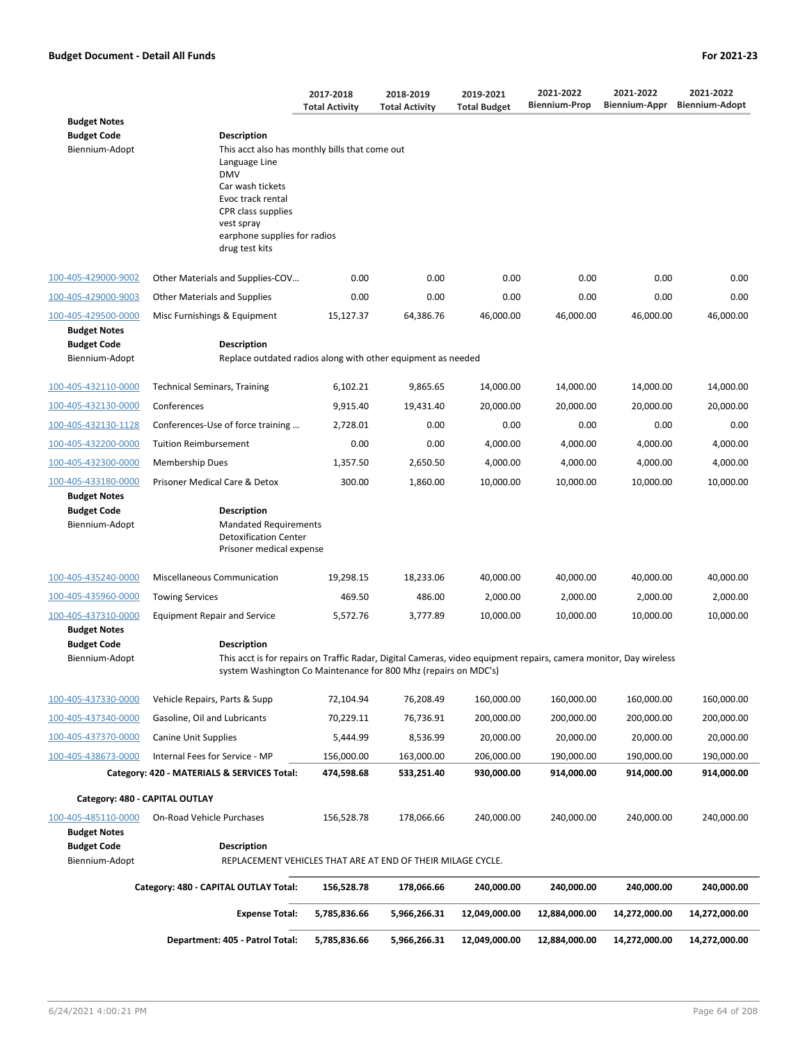**Budget Document - Detail All Funds** **For 2021-23**

| | | 2017-2018 Total Activity | 2018-2019 Total Activity | 2019-2021 Total Budget | 2021-2022 Biennium-Prop | 2021-2022 Biennium-Appr | 2021-2022 Biennium-Adopt |
|---|---|---|---|---|---|---|---|
| **Budget Notes** | | | | | | | |
| **Budget Code** | **Description** | | | | | | |
| Biennium-Adopt | This acct also has monthly bills that come out<br>Language Line<br>DMV<br>Car wash tickets<br>Evoc track rental<br>CPR class supplies<br>vest spray<br>earphone supplies for radios<br>drug test kits | | | | | | |
| 100-405-429000-9002 | Other Materials and Supplies-COV… | 0.00 | 0.00 | 0.00 | 0.00 | 0.00 | 0.00 |
| 100-405-429000-9003 | Other Materials and Supplies | 0.00 | 0.00 | 0.00 | 0.00 | 0.00 | 0.00 |
| 100-405-429500-0000 | Misc Furnishings & Equipment | 15,127.37 | 64,386.76 | 46,000.00 | 46,000.00 | 46,000.00 | 46,000.00 |
| **Budget Notes** | | | | | | | |
| **Budget Code** | **Description** | | | | | | |
| Biennium-Adopt | Replace outdated radios along with other equipment as needed | | | | | | |
| 100-405-432110-0000 | Technical Seminars, Training | 6,102.21 | 9,865.65 | 14,000.00 | 14,000.00 | 14,000.00 | 14,000.00 |
| 100-405-432130-0000 | Conferences | 9,915.40 | 19,431.40 | 20,000.00 | 20,000.00 | 20,000.00 | 20,000.00 |
| 100-405-432130-1128 | Conferences-Use of force training … | 2,728.01 | 0.00 | 0.00 | 0.00 | 0.00 | 0.00 |
| 100-405-432200-0000 | Tuition Reimbursement | 0.00 | 0.00 | 4,000.00 | 4,000.00 | 4,000.00 | 4,000.00 |
| 100-405-432300-0000 | Membership Dues | 1,357.50 | 2,650.50 | 4,000.00 | 4,000.00 | 4,000.00 | 4,000.00 |
| 100-405-433180-0000 | Prisoner Medical Care & Detox | 300.00 | 1,860.00 | 10,000.00 | 10,000.00 | 10,000.00 | 10,000.00 |
| **Budget Notes** | | | | | | | |
| **Budget Code** | **Description** | | | | | | |
| Biennium-Adopt | Mandated Requirements<br>Detoxification Center<br>Prisoner medical expense | | | | | | |
| 100-405-435240-0000 | Miscellaneous Communication | 19,298.15 | 18,233.06 | 40,000.00 | 40,000.00 | 40,000.00 | 40,000.00 |
| 100-405-435960-0000 | Towing Services | 469.50 | 486.00 | 2,000.00 | 2,000.00 | 2,000.00 | 2,000.00 |
| 100-405-437310-0000 | Equipment Repair and Service | 5,572.76 | 3,777.89 | 10,000.00 | 10,000.00 | 10,000.00 | 10,000.00 |
| **Budget Notes** | | | | | | | |
| **Budget Code** | **Description** | | | | | | |
| Biennium-Adopt | This acct is for repairs on Traffic Radar, Digital Cameras, video equipment repairs, camera monitor, Day wireless system Washington Co Maintenance for 800 Mhz (repairs on MDC's) | | | | | | |
| 100-405-437330-0000 | Vehicle Repairs, Parts & Supp | 72,104.94 | 76,208.49 | 160,000.00 | 160,000.00 | 160,000.00 | 160,000.00 |
| 100-405-437340-0000 | Gasoline, Oil and Lubricants | 70,229.11 | 76,736.91 | 200,000.00 | 200,000.00 | 200,000.00 | 200,000.00 |
| 100-405-437370-0000 | Canine Unit Supplies | 5,444.99 | 8,536.99 | 20,000.00 | 20,000.00 | 20,000.00 | 20,000.00 |
| 100-405-438673-0000 | Internal Fees for Service - MP | 156,000.00 | 163,000.00 | 206,000.00 | 190,000.00 | 190,000.00 | 190,000.00 |
| | **Category: 420 - MATERIALS & SERVICES Total:** | **474,598.68** | **533,251.40** | **930,000.00** | **914,000.00** | **914,000.00** | **914,000.00** |
| **Category: 480 - CAPITAL OUTLAY** | | | | | | | |
| 100-405-485110-0000 | On-Road Vehicle Purchases | 156,528.78 | 178,066.66 | 240,000.00 | 240,000.00 | 240,000.00 | 240,000.00 |
| **Budget Notes** | | | | | | | |
| **Budget Code** | **Description** | | | | | | |
| Biennium-Adopt | REPLACEMENT VEHICLES THAT ARE AT END OF THEIR MILAGE CYCLE. | | | | | | |
| | **Category: 480 - CAPITAL OUTLAY Total:** | **156,528.78** | **178,066.66** | **240,000.00** | **240,000.00** | **240,000.00** | **240,000.00** |
| | **Expense Total:** | **5,785,836.66** | **5,966,266.31** | **12,049,000.00** | **12,884,000.00** | **14,272,000.00** | **14,272,000.00** |
| | **Department: 405 - Patrol Total:** | **5,785,836.66** | **5,966,266.31** | **12,049,000.00** | **12,884,000.00** | **14,272,000.00** | **14,272,000.00** |

6/24/2021 4:00:21 PM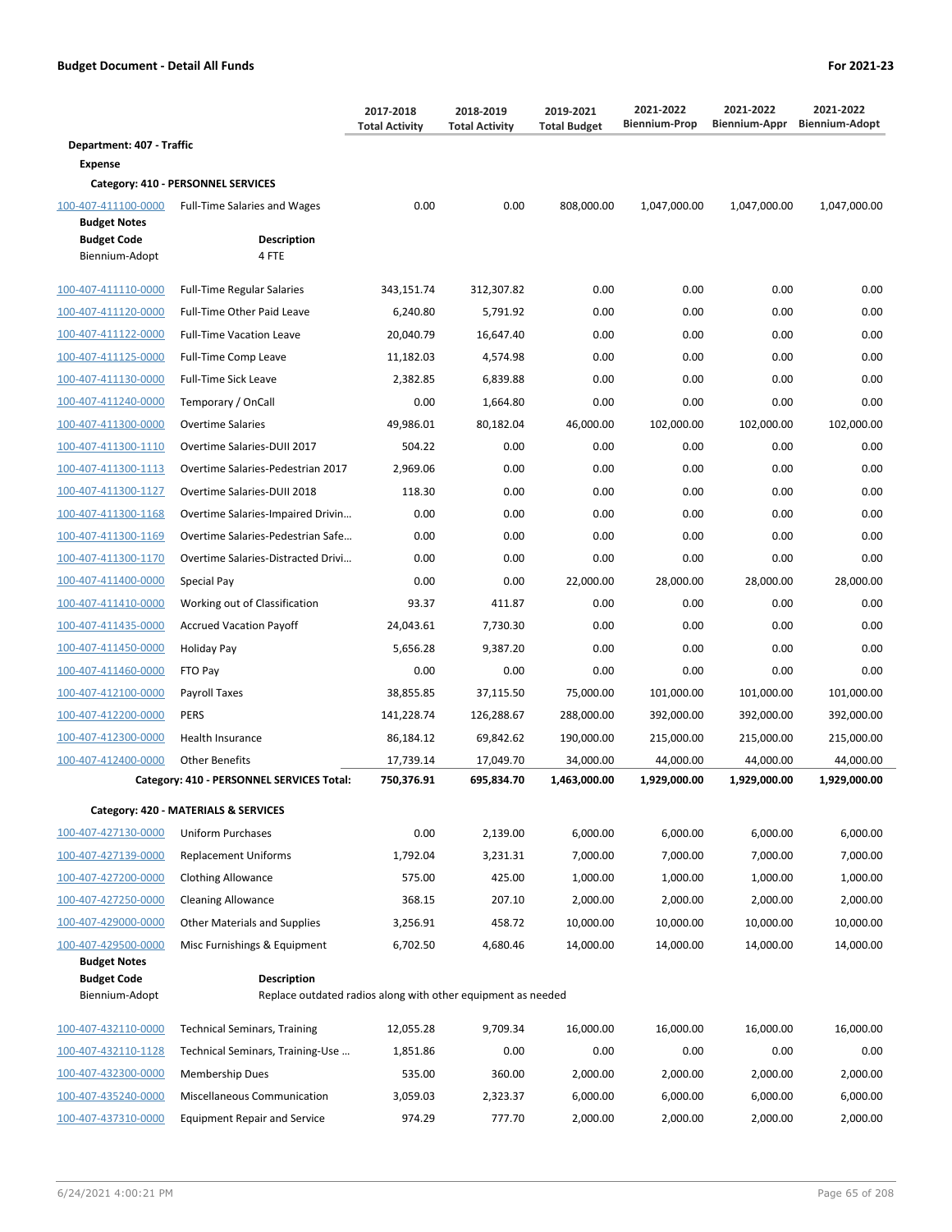**Budget Document - Detail All Funds** **For 2021-23**

| | | 2017-2018 Total Activity | 2018-2019 Total Activity | 2019-2021 Total Budget | 2021-2022 Biennium-Prop | 2021-2022 Biennium-Appr | 2021-2022 Biennium-Adopt |
|---|---|---|---|---|---|---|---|
| **Department: 407 - Traffic** | | | | | | | |
| **Expense** | | | | | | | |
| **Category: 410 - PERSONNEL SERVICES** | | | | | | | |
| 100-407-411100-0000 | Full-Time Salaries and Wages | 0.00 | 0.00 | 808,000.00 | 1,047,000.00 | 1,047,000.00 | 1,047,000.00 |
| **Budget Notes** | | | | | | | |
| **Budget Code** | **Description** | | | | | | |
| Biennium-Adopt | 4 FTE | | | | | | |
| 100-407-411110-0000 | Full-Time Regular Salaries | 343,151.74 | 312,307.82 | 0.00 | 0.00 | 0.00 | 0.00 |
| 100-407-411120-0000 | Full-Time Other Paid Leave | 6,240.80 | 5,791.92 | 0.00 | 0.00 | 0.00 | 0.00 |
| 100-407-411122-0000 | Full-Time Vacation Leave | 20,040.79 | 16,647.40 | 0.00 | 0.00 | 0.00 | 0.00 |
| 100-407-411125-0000 | Full-Time Comp Leave | 11,182.03 | 4,574.98 | 0.00 | 0.00 | 0.00 | 0.00 |
| 100-407-411130-0000 | Full-Time Sick Leave | 2,382.85 | 6,839.88 | 0.00 | 0.00 | 0.00 | 0.00 |
| 100-407-411240-0000 | Temporary / OnCall | 0.00 | 1,664.80 | 0.00 | 0.00 | 0.00 | 0.00 |
| 100-407-411300-0000 | Overtime Salaries | 49,986.01 | 80,182.04 | 46,000.00 | 102,000.00 | 102,000.00 | 102,000.00 |
| 100-407-411300-1110 | Overtime Salaries-DUII 2017 | 504.22 | 0.00 | 0.00 | 0.00 | 0.00 | 0.00 |
| 100-407-411300-1113 | Overtime Salaries-Pedestrian 2017 | 2,969.06 | 0.00 | 0.00 | 0.00 | 0.00 | 0.00 |
| 100-407-411300-1127 | Overtime Salaries-DUII 2018 | 118.30 | 0.00 | 0.00 | 0.00 | 0.00 | 0.00 |
| 100-407-411300-1168 | Overtime Salaries-Impaired Drivin... | 0.00 | 0.00 | 0.00 | 0.00 | 0.00 | 0.00 |
| 100-407-411300-1169 | Overtime Salaries-Pedestrian Safe... | 0.00 | 0.00 | 0.00 | 0.00 | 0.00 | 0.00 |
| 100-407-411300-1170 | Overtime Salaries-Distracted Drivi... | 0.00 | 0.00 | 0.00 | 0.00 | 0.00 | 0.00 |
| 100-407-411400-0000 | Special Pay | 0.00 | 0.00 | 22,000.00 | 28,000.00 | 28,000.00 | 28,000.00 |
| 100-407-411410-0000 | Working out of Classification | 93.37 | 411.87 | 0.00 | 0.00 | 0.00 | 0.00 |
| 100-407-411435-0000 | Accrued Vacation Payoff | 24,043.61 | 7,730.30 | 0.00 | 0.00 | 0.00 | 0.00 |
| 100-407-411450-0000 | Holiday Pay | 5,656.28 | 9,387.20 | 0.00 | 0.00 | 0.00 | 0.00 |
| 100-407-411460-0000 | FTO Pay | 0.00 | 0.00 | 0.00 | 0.00 | 0.00 | 0.00 |
| 100-407-412100-0000 | Payroll Taxes | 38,855.85 | 37,115.50 | 75,000.00 | 101,000.00 | 101,000.00 | 101,000.00 |
| 100-407-412200-0000 | PERS | 141,228.74 | 126,288.67 | 288,000.00 | 392,000.00 | 392,000.00 | 392,000.00 |
| 100-407-412300-0000 | Health Insurance | 86,184.12 | 69,842.62 | 190,000.00 | 215,000.00 | 215,000.00 | 215,000.00 |
| 100-407-412400-0000 | Other Benefits | 17,739.14 | 17,049.70 | 34,000.00 | 44,000.00 | 44,000.00 | 44,000.00 |
| | **Category: 410 - PERSONNEL SERVICES Total:** | **750,376.91** | **695,834.70** | **1,463,000.00** | **1,929,000.00** | **1,929,000.00** | **1,929,000.00** |
| **Category: 420 - MATERIALS & SERVICES** | | | | | | | |
| 100-407-427130-0000 | Uniform Purchases | 0.00 | 2,139.00 | 6,000.00 | 6,000.00 | 6,000.00 | 6,000.00 |
| 100-407-427139-0000 | Replacement Uniforms | 1,792.04 | 3,231.31 | 7,000.00 | 7,000.00 | 7,000.00 | 7,000.00 |
| 100-407-427200-0000 | Clothing Allowance | 575.00 | 425.00 | 1,000.00 | 1,000.00 | 1,000.00 | 1,000.00 |
| 100-407-427250-0000 | Cleaning Allowance | 368.15 | 207.10 | 2,000.00 | 2,000.00 | 2,000.00 | 2,000.00 |
| 100-407-429000-0000 | Other Materials and Supplies | 3,256.91 | 458.72 | 10,000.00 | 10,000.00 | 10,000.00 | 10,000.00 |
| 100-407-429500-0000 | Misc Furnishings & Equipment | 6,702.50 | 4,680.46 | 14,000.00 | 14,000.00 | 14,000.00 | 14,000.00 |
| **Budget Notes** | | | | | | | |
| **Budget Code** | **Description** | | | | | | |
| Biennium-Adopt | Replace outdated radios along with other equipment as needed | | | | | | |
| 100-407-432110-0000 | Technical Seminars, Training | 12,055.28 | 9,709.34 | 16,000.00 | 16,000.00 | 16,000.00 | 16,000.00 |
| 100-407-432110-1128 | Technical Seminars, Training-Use ... | 1,851.86 | 0.00 | 0.00 | 0.00 | 0.00 | 0.00 |
| 100-407-432300-0000 | Membership Dues | 535.00 | 360.00 | 2,000.00 | 2,000.00 | 2,000.00 | 2,000.00 |
| 100-407-435240-0000 | Miscellaneous Communication | 3,059.03 | 2,323.37 | 6,000.00 | 6,000.00 | 6,000.00 | 6,000.00 |
| 100-407-437310-0000 | Equipment Repair and Service | 974.29 | 777.70 | 2,000.00 | 2,000.00 | 2,000.00 | 2,000.00 |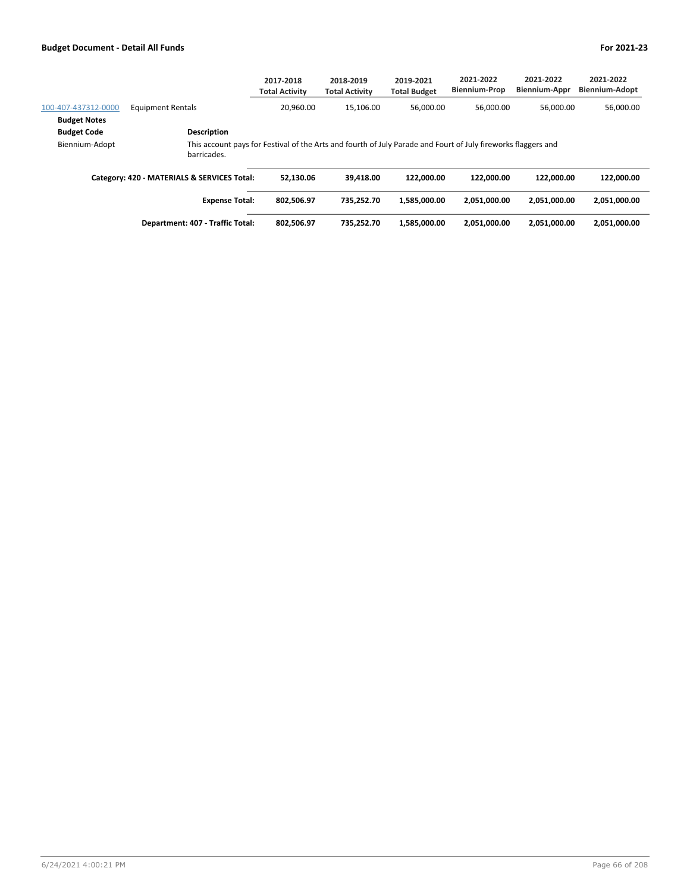| | | 2017-2018 Total Activity | 2018-2019 Total Activity | 2019-2021 Total Budget | 2021-2022 Biennium-Prop | 2021-2022 Biennium-Appr | 2021-2022 Biennium-Adopt |
|---|---|---|---|---|---|---|---|
| 100-407-437312-0000 | Equipment Rentals | 20,960.00 | 15,106.00 | 56,000.00 | 56,000.00 | 56,000.00 | 56,000.00 |

**Budget Notes**

| Budget Code | Description |
|---|---|
| Biennium-Adopt | This account pays for Festival of the Arts and fourth of July Parade and Fourt of July fireworks flaggers and barricades. |

| | 2017-2018 Total Activity | 2018-2019 Total Activity | 2019-2021 Total Budget | 2021-2022 Biennium-Prop | 2021-2022 Biennium-Appr | 2021-2022 Biennium-Adopt |
|---|---|---|---|---|---|---|
| **Category: 420 - MATERIALS & SERVICES Total:** | **52,130.06** | **39,418.00** | **122,000.00** | **122,000.00** | **122,000.00** | **122,000.00** |
| **Expense Total:** | **802,506.97** | **735,252.70** | **1,585,000.00** | **2,051,000.00** | **2,051,000.00** | **2,051,000.00** |
| **Department: 407 - Traffic Total:** | **802,506.97** | **735,252.70** | **1,585,000.00** | **2,051,000.00** | **2,051,000.00** | **2,051,000.00** |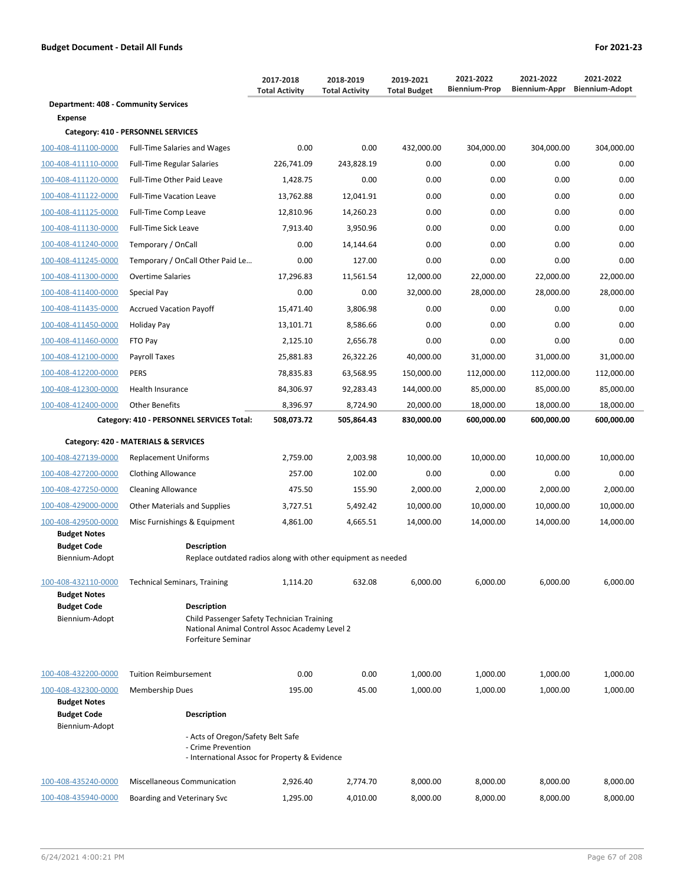**Budget Document - Detail All Funds** | **For 2021-23**

| | | 2017-2018 Total Activity | 2018-2019 Total Activity | 2019-2021 Total Budget | 2021-2022 Biennium-Prop | 2021-2022 Biennium-Appr | 2021-2022 Biennium-Adopt |
|---|---|---|---|---|---|---|---|
| **Department: 408 - Community Services** | | | | | | | |
| **Expense** | | | | | | | |
| **Category: 410 - PERSONNEL SERVICES** | | | | | | | |
| 100-408-411100-0000 | Full-Time Salaries and Wages | 0.00 | 0.00 | 432,000.00 | 304,000.00 | 304,000.00 | 304,000.00 |
| 100-408-411110-0000 | Full-Time Regular Salaries | 226,741.09 | 243,828.19 | 0.00 | 0.00 | 0.00 | 0.00 |
| 100-408-411120-0000 | Full-Time Other Paid Leave | 1,428.75 | 0.00 | 0.00 | 0.00 | 0.00 | 0.00 |
| 100-408-411122-0000 | Full-Time Vacation Leave | 13,762.88 | 12,041.91 | 0.00 | 0.00 | 0.00 | 0.00 |
| 100-408-411125-0000 | Full-Time Comp Leave | 12,810.96 | 14,260.23 | 0.00 | 0.00 | 0.00 | 0.00 |
| 100-408-411130-0000 | Full-Time Sick Leave | 7,913.40 | 3,950.96 | 0.00 | 0.00 | 0.00 | 0.00 |
| 100-408-411240-0000 | Temporary / OnCall | 0.00 | 14,144.64 | 0.00 | 0.00 | 0.00 | 0.00 |
| 100-408-411245-0000 | Temporary / OnCall Other Paid Le... | 0.00 | 127.00 | 0.00 | 0.00 | 0.00 | 0.00 |
| 100-408-411300-0000 | Overtime Salaries | 17,296.83 | 11,561.54 | 12,000.00 | 22,000.00 | 22,000.00 | 22,000.00 |
| 100-408-411400-0000 | Special Pay | 0.00 | 0.00 | 32,000.00 | 28,000.00 | 28,000.00 | 28,000.00 |
| 100-408-411435-0000 | Accrued Vacation Payoff | 15,471.40 | 3,806.98 | 0.00 | 0.00 | 0.00 | 0.00 |
| 100-408-411450-0000 | Holiday Pay | 13,101.71 | 8,586.66 | 0.00 | 0.00 | 0.00 | 0.00 |
| 100-408-411460-0000 | FTO Pay | 2,125.10 | 2,656.78 | 0.00 | 0.00 | 0.00 | 0.00 |
| 100-408-412100-0000 | Payroll Taxes | 25,881.83 | 26,322.26 | 40,000.00 | 31,000.00 | 31,000.00 | 31,000.00 |
| 100-408-412200-0000 | PERS | 78,835.83 | 63,568.95 | 150,000.00 | 112,000.00 | 112,000.00 | 112,000.00 |
| 100-408-412300-0000 | Health Insurance | 84,306.97 | 92,283.43 | 144,000.00 | 85,000.00 | 85,000.00 | 85,000.00 |
| 100-408-412400-0000 | Other Benefits | 8,396.97 | 8,724.90 | 20,000.00 | 18,000.00 | 18,000.00 | 18,000.00 |
| | **Category: 410 - PERSONNEL SERVICES Total:** | **508,073.72** | **505,864.43** | **830,000.00** | **600,000.00** | **600,000.00** | **600,000.00** |
| **Category: 420 - MATERIALS & SERVICES** | | | | | | | |
| 100-408-427139-0000 | Replacement Uniforms | 2,759.00 | 2,003.98 | 10,000.00 | 10,000.00 | 10,000.00 | 10,000.00 |
| 100-408-427200-0000 | Clothing Allowance | 257.00 | 102.00 | 0.00 | 0.00 | 0.00 | 0.00 |
| 100-408-427250-0000 | Cleaning Allowance | 475.50 | 155.90 | 2,000.00 | 2,000.00 | 2,000.00 | 2,000.00 |
| 100-408-429000-0000 | Other Materials and Supplies | 3,727.51 | 5,492.42 | 10,000.00 | 10,000.00 | 10,000.00 | 10,000.00 |
| 100-408-429500-0000 | Misc Furnishings & Equipment | 4,861.00 | 4,665.51 | 14,000.00 | 14,000.00 | 14,000.00 | 14,000.00 |

**Budget Notes**

| Budget Code | Description |
|---|---|
| Biennium-Adopt | Replace outdated radios along with other equipment as needed |

| | | | | | | | |
|---|---|---|---|---|---|---|---|
| 100-408-432110-0000 | Technical Seminars, Training | 1,114.20 | 632.08 | 6,000.00 | 6,000.00 | 6,000.00 | 6,000.00 |

**Budget Notes**

| Budget Code | Description |
|---|---|
| Biennium-Adopt | Child Passenger Safety Technician Training<br>National Animal Control Assoc Academy Level 2<br>Forfeiture Seminar |

| | | | | | | | |
|---|---|---|---|---|---|---|---|
| 100-408-432200-0000 | Tuition Reimbursement | 0.00 | 0.00 | 1,000.00 | 1,000.00 | 1,000.00 | 1,000.00 |
| 100-408-432300-0000 | Membership Dues | 195.00 | 45.00 | 1,000.00 | 1,000.00 | 1,000.00 | 1,000.00 |

**Budget Notes**

| Budget Code | Description |
|---|---|
| Biennium-Adopt | - Acts of Oregon/Safety Belt Safe<br>- Crime Prevention<br>- International Assoc for Property & Evidence |

| | | | | | | | |
|---|---|---|---|---|---|---|---|
| 100-408-435240-0000 | Miscellaneous Communication | 2,926.40 | 2,774.70 | 8,000.00 | 8,000.00 | 8,000.00 | 8,000.00 |
| 100-408-435940-0000 | Boarding and Veterinary Svc | 1,295.00 | 4,010.00 | 8,000.00 | 8,000.00 | 8,000.00 | 8,000.00 |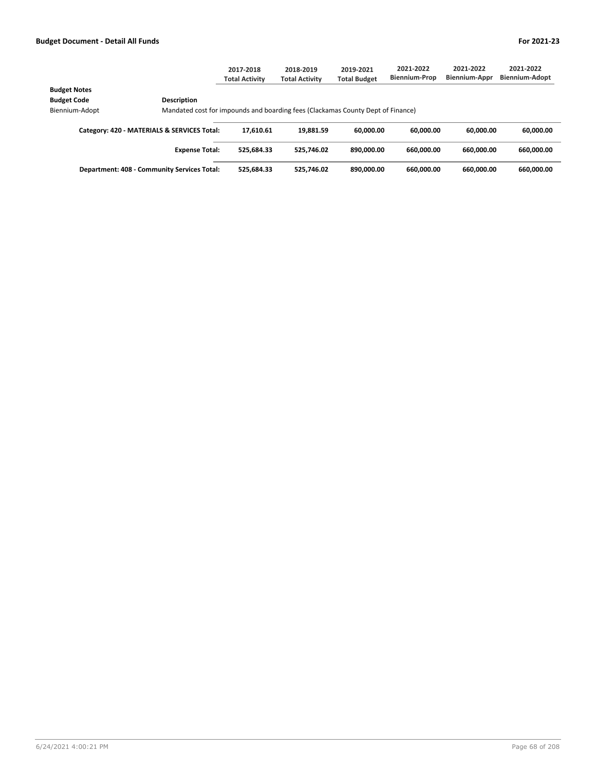| | 2017-2018 Total Activity | 2018-2019 Total Activity | 2019-2021 Total Budget | 2021-2022 Biennium-Prop | 2021-2022 Biennium-Appr | 2021-2022 Biennium-Adopt |
|---|---|---|---|---|---|---|

**Budget Notes**

| Budget Code | Description |
|---|---|
| Biennium-Adopt | Mandated cost for impounds and boarding fees (Clackamas County Dept of Finance) |

| | 2017-2018 Total Activity | 2018-2019 Total Activity | 2019-2021 Total Budget | 2021-2022 Biennium-Prop | 2021-2022 Biennium-Appr | 2021-2022 Biennium-Adopt |
|---|---|---|---|---|---|---|
| **Category: 420 - MATERIALS & SERVICES Total:** | **17,610.61** | **19,881.59** | **60,000.00** | **60,000.00** | **60,000.00** | **60,000.00** |
| **Expense Total:** | **525,684.33** | **525,746.02** | **890,000.00** | **660,000.00** | **660,000.00** | **660,000.00** |
| **Department: 408 - Community Services Total:** | **525,684.33** | **525,746.02** | **890,000.00** | **660,000.00** | **660,000.00** | **660,000.00** |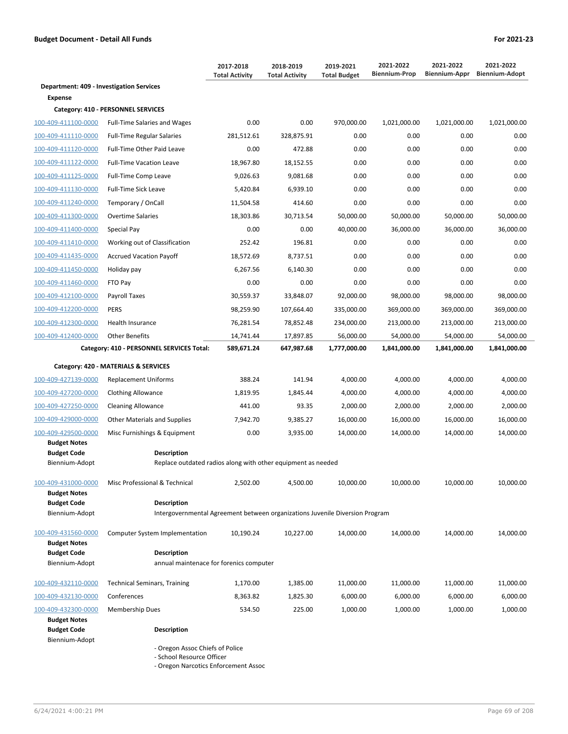| | | 2017-2018 Total Activity | 2018-2019 Total Activity | 2019-2021 Total Budget | 2021-2022 Biennium-Prop | 2021-2022 Biennium-Appr | 2021-2022 Biennium-Adopt |
|---|---|---|---|---|---|---|---|
| **Department: 409 - Investigation Services** | | | | | | | |
| **Expense** | | | | | | | |
| **Category: 410 - PERSONNEL SERVICES** | | | | | | | |
| 100-409-411100-0000 | Full-Time Salaries and Wages | 0.00 | 0.00 | 970,000.00 | 1,021,000.00 | 1,021,000.00 | 1,021,000.00 |
| 100-409-411110-0000 | Full-Time Regular Salaries | 281,512.61 | 328,875.91 | 0.00 | 0.00 | 0.00 | 0.00 |
| 100-409-411120-0000 | Full-Time Other Paid Leave | 0.00 | 472.88 | 0.00 | 0.00 | 0.00 | 0.00 |
| 100-409-411122-0000 | Full-Time Vacation Leave | 18,967.80 | 18,152.55 | 0.00 | 0.00 | 0.00 | 0.00 |
| 100-409-411125-0000 | Full-Time Comp Leave | 9,026.63 | 9,081.68 | 0.00 | 0.00 | 0.00 | 0.00 |
| 100-409-411130-0000 | Full-Time Sick Leave | 5,420.84 | 6,939.10 | 0.00 | 0.00 | 0.00 | 0.00 |
| 100-409-411240-0000 | Temporary / OnCall | 11,504.58 | 414.60 | 0.00 | 0.00 | 0.00 | 0.00 |
| 100-409-411300-0000 | Overtime Salaries | 18,303.86 | 30,713.54 | 50,000.00 | 50,000.00 | 50,000.00 | 50,000.00 |
| 100-409-411400-0000 | Special Pay | 0.00 | 0.00 | 40,000.00 | 36,000.00 | 36,000.00 | 36,000.00 |
| 100-409-411410-0000 | Working out of Classification | 252.42 | 196.81 | 0.00 | 0.00 | 0.00 | 0.00 |
| 100-409-411435-0000 | Accrued Vacation Payoff | 18,572.69 | 8,737.51 | 0.00 | 0.00 | 0.00 | 0.00 |
| 100-409-411450-0000 | Holiday pay | 6,267.56 | 6,140.30 | 0.00 | 0.00 | 0.00 | 0.00 |
| 100-409-411460-0000 | FTO Pay | 0.00 | 0.00 | 0.00 | 0.00 | 0.00 | 0.00 |
| 100-409-412100-0000 | Payroll Taxes | 30,559.37 | 33,848.07 | 92,000.00 | 98,000.00 | 98,000.00 | 98,000.00 |
| 100-409-412200-0000 | PERS | 98,259.90 | 107,664.40 | 335,000.00 | 369,000.00 | 369,000.00 | 369,000.00 |
| 100-409-412300-0000 | Health Insurance | 76,281.54 | 78,852.48 | 234,000.00 | 213,000.00 | 213,000.00 | 213,000.00 |
| 100-409-412400-0000 | Other Benefits | 14,741.44 | 17,897.85 | 56,000.00 | 54,000.00 | 54,000.00 | 54,000.00 |
| | **Category: 410 - PERSONNEL SERVICES Total:** | **589,671.24** | **647,987.68** | **1,777,000.00** | **1,841,000.00** | **1,841,000.00** | **1,841,000.00** |
| **Category: 420 - MATERIALS & SERVICES** | | | | | | | |
| 100-409-427139-0000 | Replacement Uniforms | 388.24 | 141.94 | 4,000.00 | 4,000.00 | 4,000.00 | 4,000.00 |
| 100-409-427200-0000 | Clothing Allowance | 1,819.95 | 1,845.44 | 4,000.00 | 4,000.00 | 4,000.00 | 4,000.00 |
| 100-409-427250-0000 | Cleaning Allowance | 441.00 | 93.35 | 2,000.00 | 2,000.00 | 2,000.00 | 2,000.00 |
| 100-409-429000-0000 | Other Materials and Supplies | 7,942.70 | 9,385.27 | 16,000.00 | 16,000.00 | 16,000.00 | 16,000.00 |
| 100-409-429500-0000 | Misc Furnishings & Equipment | 0.00 | 3,935.00 | 14,000.00 | 14,000.00 | 14,000.00 | 14,000.00 |

**Budget Notes**

| Budget Code | Description |
|---|---|
| Biennium-Adopt | Replace outdated radios along with other equipment as needed |

| | | 2017-2018 Total Activity | 2018-2019 Total Activity | 2019-2021 Total Budget | 2021-2022 Biennium-Prop | 2021-2022 Biennium-Appr | 2021-2022 Biennium-Adopt |
|---|---|---|---|---|---|---|---|
| 100-409-431000-0000 | Misc Professional & Technical | 2,502.00 | 4,500.00 | 10,000.00 | 10,000.00 | 10,000.00 | 10,000.00 |

**Budget Notes**

| Budget Code | Description |
|---|---|
| Biennium-Adopt | Intergovernmental Agreement between organizations Juvenile Diversion Program |

| | | 2017-2018 Total Activity | 2018-2019 Total Activity | 2019-2021 Total Budget | 2021-2022 Biennium-Prop | 2021-2022 Biennium-Appr | 2021-2022 Biennium-Adopt |
|---|---|---|---|---|---|---|---|
| 100-409-431560-0000 | Computer System Implementation | 10,190.24 | 10,227.00 | 14,000.00 | 14,000.00 | 14,000.00 | 14,000.00 |

**Budget Notes**

| Budget Code | Description |
|---|---|
| Biennium-Adopt | annual maintenace for forenics computer |

| | | 2017-2018 Total Activity | 2018-2019 Total Activity | 2019-2021 Total Budget | 2021-2022 Biennium-Prop | 2021-2022 Biennium-Appr | 2021-2022 Biennium-Adopt |
|---|---|---|---|---|---|---|---|
| 100-409-432110-0000 | Technical Seminars, Training | 1,170.00 | 1,385.00 | 11,000.00 | 11,000.00 | 11,000.00 | 11,000.00 |
| 100-409-432130-0000 | Conferences | 8,363.82 | 1,825.30 | 6,000.00 | 6,000.00 | 6,000.00 | 6,000.00 |
| 100-409-432300-0000 | Membership Dues | 534.50 | 225.00 | 1,000.00 | 1,000.00 | 1,000.00 | 1,000.00 |

**Budget Notes**

| Budget Code | Description |
|---|---|
| Biennium-Adopt | - Oregon Assoc Chiefs of Police<br>- School Resource Officer<br>- Oregon Narcotics Enforcement Assoc |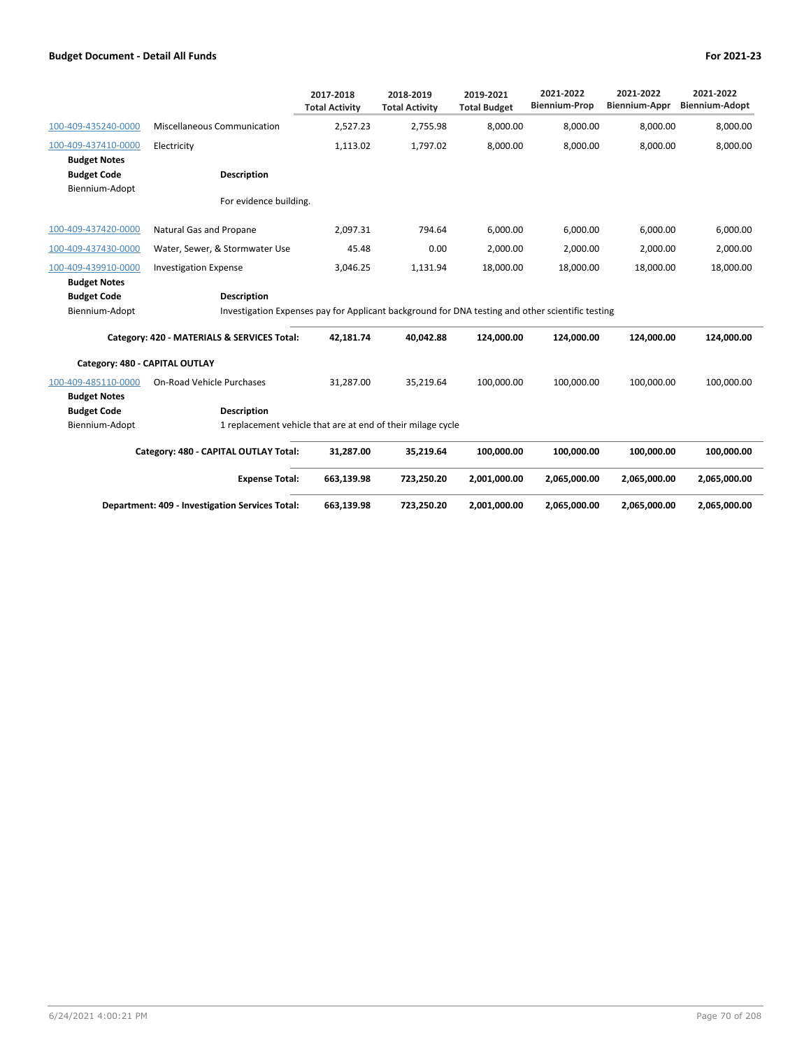| | | 2017-2018 Total Activity | 2018-2019 Total Activity | 2019-2021 Total Budget | 2021-2022 Biennium-Prop | 2021-2022 Biennium-Appr | 2021-2022 Biennium-Adopt |
|---|---|---|---|---|---|---|---|
| 100-409-435240-0000 | Miscellaneous Communication | 2,527.23 | 2,755.98 | 8,000.00 | 8,000.00 | 8,000.00 | 8,000.00 |
| 100-409-437410-0000 | Electricity | 1,113.02 | 1,797.02 | 8,000.00 | 8,000.00 | 8,000.00 | 8,000.00 |
| **Budget Notes** | | | | | | | |
| **Budget Code** | **Description** | | | | | | |
| Biennium-Adopt | For evidence building. | | | | | | |
| 100-409-437420-0000 | Natural Gas and Propane | 2,097.31 | 794.64 | 6,000.00 | 6,000.00 | 6,000.00 | 6,000.00 |
| 100-409-437430-0000 | Water, Sewer, & Stormwater Use | 45.48 | 0.00 | 2,000.00 | 2,000.00 | 2,000.00 | 2,000.00 |
| 100-409-439910-0000 | Investigation Expense | 3,046.25 | 1,131.94 | 18,000.00 | 18,000.00 | 18,000.00 | 18,000.00 |
| **Budget Notes** | | | | | | | |
| **Budget Code** | **Description** | | | | | | |
| Biennium-Adopt | Investigation Expenses pay for Applicant background for DNA testing and other scientific testing | | | | | | |
| | **Category: 420 - MATERIALS & SERVICES Total:** | **42,181.74** | **40,042.88** | **124,000.00** | **124,000.00** | **124,000.00** | **124,000.00** |
| **Category: 480 - CAPITAL OUTLAY** | | | | | | | |
| 100-409-485110-0000 | On-Road Vehicle Purchases | 31,287.00 | 35,219.64 | 100,000.00 | 100,000.00 | 100,000.00 | 100,000.00 |
| **Budget Notes** | | | | | | | |
| **Budget Code** | **Description** | | | | | | |
| Biennium-Adopt | 1 replacement vehicle that are at end of their milage cycle | | | | | | |
| | **Category: 480 - CAPITAL OUTLAY Total:** | **31,287.00** | **35,219.64** | **100,000.00** | **100,000.00** | **100,000.00** | **100,000.00** |
| | **Expense Total:** | **663,139.98** | **723,250.20** | **2,001,000.00** | **2,065,000.00** | **2,065,000.00** | **2,065,000.00** |
| | **Department: 409 - Investigation Services Total:** | **663,139.98** | **723,250.20** | **2,001,000.00** | **2,065,000.00** | **2,065,000.00** | **2,065,000.00** |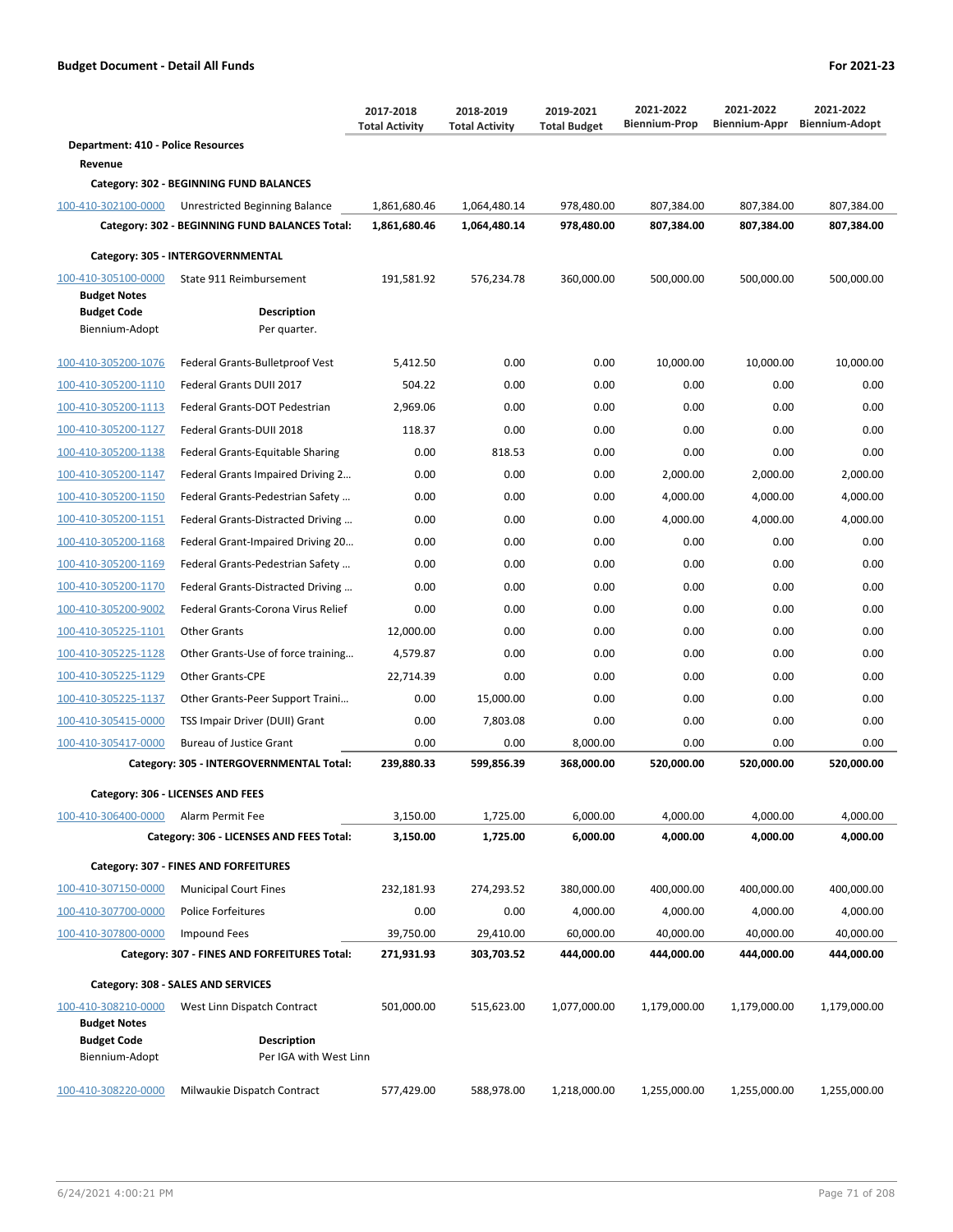**Budget Document - Detail All Funds** **For 2021-23**

| | | 2017-2018 Total Activity | 2018-2019 Total Activity | 2019-2021 Total Budget | 2021-2022 Biennium-Prop | 2021-2022 Biennium-Appr | 2021-2022 Biennium-Adopt |
|---|---|---|---|---|---|---|---|
| **Department: 410 - Police Resources** | | | | | | | |
| **Revenue** | | | | | | | |
| **Category: 302 - BEGINNING FUND BALANCES** | | | | | | | |
| 100-410-302100-0000 | Unrestricted Beginning Balance | 1,861,680.46 | 1,064,480.14 | 978,480.00 | 807,384.00 | 807,384.00 | 807,384.00 |
| | **Category: 302 - BEGINNING FUND BALANCES Total:** | **1,861,680.46** | **1,064,480.14** | **978,480.00** | **807,384.00** | **807,384.00** | **807,384.00** |
| **Category: 305 - INTERGOVERNMENTAL** | | | | | | | |
| 100-410-305100-0000 | State 911 Reimbursement | 191,581.92 | 576,234.78 | 360,000.00 | 500,000.00 | 500,000.00 | 500,000.00 |
| **Budget Notes** | | | | | | | |
| **Budget Code** | **Description** | | | | | | |
| Biennium-Adopt | Per quarter. | | | | | | |
| 100-410-305200-1076 | Federal Grants-Bulletproof Vest | 5,412.50 | 0.00 | 0.00 | 10,000.00 | 10,000.00 | 10,000.00 |
| 100-410-305200-1110 | Federal Grants DUII 2017 | 504.22 | 0.00 | 0.00 | 0.00 | 0.00 | 0.00 |
| 100-410-305200-1113 | Federal Grants-DOT Pedestrian | 2,969.06 | 0.00 | 0.00 | 0.00 | 0.00 | 0.00 |
| 100-410-305200-1127 | Federal Grants-DUII 2018 | 118.37 | 0.00 | 0.00 | 0.00 | 0.00 | 0.00 |
| 100-410-305200-1138 | Federal Grants-Equitable Sharing | 0.00 | 818.53 | 0.00 | 0.00 | 0.00 | 0.00 |
| 100-410-305200-1147 | Federal Grants Impaired Driving 2… | 0.00 | 0.00 | 0.00 | 2,000.00 | 2,000.00 | 2,000.00 |
| 100-410-305200-1150 | Federal Grants-Pedestrian Safety … | 0.00 | 0.00 | 0.00 | 4,000.00 | 4,000.00 | 4,000.00 |
| 100-410-305200-1151 | Federal Grants-Distracted Driving … | 0.00 | 0.00 | 0.00 | 4,000.00 | 4,000.00 | 4,000.00 |
| 100-410-305200-1168 | Federal Grant-Impaired Driving 20… | 0.00 | 0.00 | 0.00 | 0.00 | 0.00 | 0.00 |
| 100-410-305200-1169 | Federal Grants-Pedestrian Safety … | 0.00 | 0.00 | 0.00 | 0.00 | 0.00 | 0.00 |
| 100-410-305200-1170 | Federal Grants-Distracted Driving … | 0.00 | 0.00 | 0.00 | 0.00 | 0.00 | 0.00 |
| 100-410-305200-9002 | Federal Grants-Corona Virus Relief | 0.00 | 0.00 | 0.00 | 0.00 | 0.00 | 0.00 |
| 100-410-305225-1101 | Other Grants | 12,000.00 | 0.00 | 0.00 | 0.00 | 0.00 | 0.00 |
| 100-410-305225-1128 | Other Grants-Use of force training… | 4,579.87 | 0.00 | 0.00 | 0.00 | 0.00 | 0.00 |
| 100-410-305225-1129 | Other Grants-CPE | 22,714.39 | 0.00 | 0.00 | 0.00 | 0.00 | 0.00 |
| 100-410-305225-1137 | Other Grants-Peer Support Traini… | 0.00 | 15,000.00 | 0.00 | 0.00 | 0.00 | 0.00 |
| 100-410-305415-0000 | TSS Impair Driver (DUII) Grant | 0.00 | 7,803.08 | 0.00 | 0.00 | 0.00 | 0.00 |
| 100-410-305417-0000 | Bureau of Justice Grant | 0.00 | 0.00 | 8,000.00 | 0.00 | 0.00 | 0.00 |
| | **Category: 305 - INTERGOVERNMENTAL Total:** | **239,880.33** | **599,856.39** | **368,000.00** | **520,000.00** | **520,000.00** | **520,000.00** |
| **Category: 306 - LICENSES AND FEES** | | | | | | | |
| 100-410-306400-0000 | Alarm Permit Fee | 3,150.00 | 1,725.00 | 6,000.00 | 4,000.00 | 4,000.00 | 4,000.00 |
| | **Category: 306 - LICENSES AND FEES Total:** | **3,150.00** | **1,725.00** | **6,000.00** | **4,000.00** | **4,000.00** | **4,000.00** |
| **Category: 307 - FINES AND FORFEITURES** | | | | | | | |
| 100-410-307150-0000 | Municipal Court Fines | 232,181.93 | 274,293.52 | 380,000.00 | 400,000.00 | 400,000.00 | 400,000.00 |
| 100-410-307700-0000 | Police Forfeitures | 0.00 | 0.00 | 4,000.00 | 4,000.00 | 4,000.00 | 4,000.00 |
| 100-410-307800-0000 | Impound Fees | 39,750.00 | 29,410.00 | 60,000.00 | 40,000.00 | 40,000.00 | 40,000.00 |
| | **Category: 307 - FINES AND FORFEITURES Total:** | **271,931.93** | **303,703.52** | **444,000.00** | **444,000.00** | **444,000.00** | **444,000.00** |
| **Category: 308 - SALES AND SERVICES** | | | | | | | |
| 100-410-308210-0000 | West Linn Dispatch Contract | 501,000.00 | 515,623.00 | 1,077,000.00 | 1,179,000.00 | 1,179,000.00 | 1,179,000.00 |
| **Budget Notes** | | | | | | | |
| **Budget Code** | **Description** | | | | | | |
| Biennium-Adopt | Per IGA with West Linn | | | | | | |
| 100-410-308220-0000 | Milwaukie Dispatch Contract | 577,429.00 | 588,978.00 | 1,218,000.00 | 1,255,000.00 | 1,255,000.00 | 1,255,000.00 |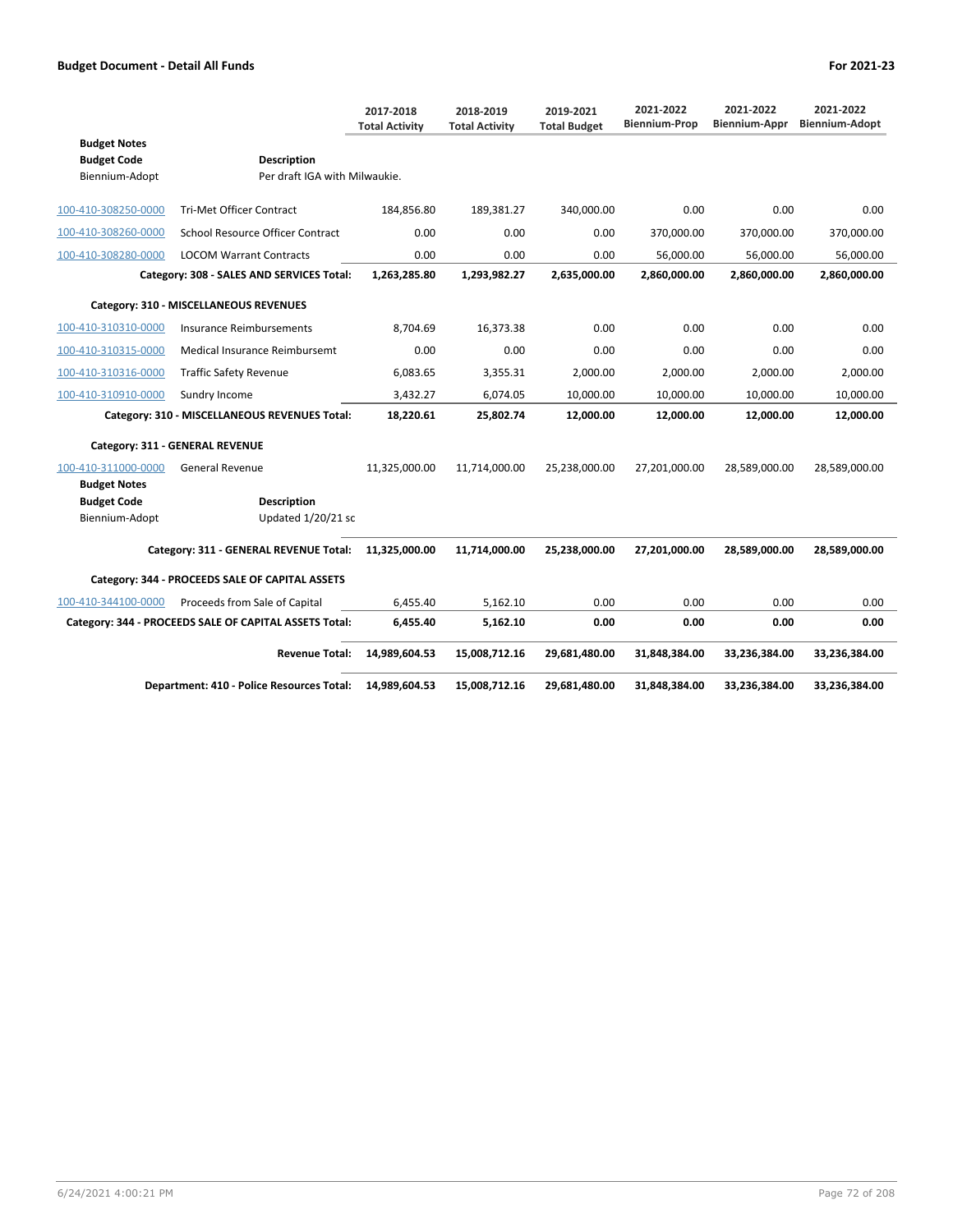| | | 2017-2018 Total Activity | 2018-2019 Total Activity | 2019-2021 Total Budget | 2021-2022 Biennium-Prop | 2021-2022 Biennium-Appr | 2021-2022 Biennium-Adopt |
|---|---|---|---|---|---|---|---|
| **Budget Notes** | | | | | | | |
| **Budget Code** | **Description** | | | | | | |
| Biennium-Adopt | Per draft IGA with Milwaukie. | | | | | | |
| 100-410-308250-0000 | Tri-Met Officer Contract | 184,856.80 | 189,381.27 | 340,000.00 | 0.00 | 0.00 | 0.00 |
| 100-410-308260-0000 | School Resource Officer Contract | 0.00 | 0.00 | 0.00 | 370,000.00 | 370,000.00 | 370,000.00 |
| 100-410-308280-0000 | LOCOM Warrant Contracts | 0.00 | 0.00 | 0.00 | 56,000.00 | 56,000.00 | 56,000.00 |
| | **Category: 308 - SALES AND SERVICES Total:** | **1,263,285.80** | **1,293,982.27** | **2,635,000.00** | **2,860,000.00** | **2,860,000.00** | **2,860,000.00** |
| | **Category: 310 - MISCELLANEOUS REVENUES** | | | | | | |
| 100-410-310310-0000 | Insurance Reimbursements | 8,704.69 | 16,373.38 | 0.00 | 0.00 | 0.00 | 0.00 |
| 100-410-310315-0000 | Medical Insurance Reimbursemt | 0.00 | 0.00 | 0.00 | 0.00 | 0.00 | 0.00 |
| 100-410-310316-0000 | Traffic Safety Revenue | 6,083.65 | 3,355.31 | 2,000.00 | 2,000.00 | 2,000.00 | 2,000.00 |
| 100-410-310910-0000 | Sundry Income | 3,432.27 | 6,074.05 | 10,000.00 | 10,000.00 | 10,000.00 | 10,000.00 |
| | **Category: 310 - MISCELLANEOUS REVENUES Total:** | **18,220.61** | **25,802.74** | **12,000.00** | **12,000.00** | **12,000.00** | **12,000.00** |
| | **Category: 311 - GENERAL REVENUE** | | | | | | |
| 100-410-311000-0000 | General Revenue | 11,325,000.00 | 11,714,000.00 | 25,238,000.00 | 27,201,000.00 | 28,589,000.00 | 28,589,000.00 |
| **Budget Notes** | | | | | | | |
| **Budget Code** | **Description** | | | | | | |
| Biennium-Adopt | Updated 1/20/21 sc | | | | | | |
| | **Category: 311 - GENERAL REVENUE Total:** | **11,325,000.00** | **11,714,000.00** | **25,238,000.00** | **27,201,000.00** | **28,589,000.00** | **28,589,000.00** |
| | **Category: 344 - PROCEEDS SALE OF CAPITAL ASSETS** | | | | | | |
| 100-410-344100-0000 | Proceeds from Sale of Capital | 6,455.40 | 5,162.10 | 0.00 | 0.00 | 0.00 | 0.00 |
| | **Category: 344 - PROCEEDS SALE OF CAPITAL ASSETS Total:** | **6,455.40** | **5,162.10** | **0.00** | **0.00** | **0.00** | **0.00** |
| | **Revenue Total:** | **14,989,604.53** | **15,008,712.16** | **29,681,480.00** | **31,848,384.00** | **33,236,384.00** | **33,236,384.00** |
| | **Department: 410 - Police Resources Total:** | **14,989,604.53** | **15,008,712.16** | **29,681,480.00** | **31,848,384.00** | **33,236,384.00** | **33,236,384.00** |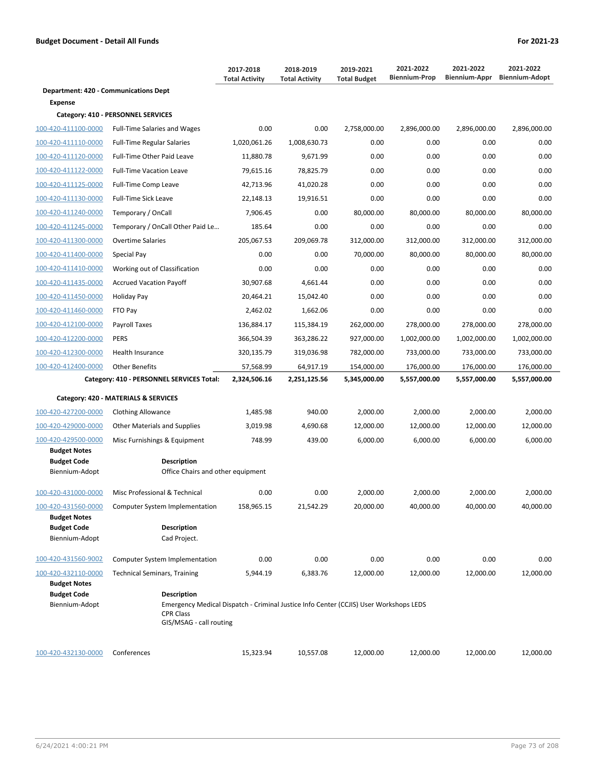**Budget Document - Detail All Funds** | **For 2021-23**

| | | 2017-2018 Total Activity | 2018-2019 Total Activity | 2019-2021 Total Budget | 2021-2022 Biennium-Prop | 2021-2022 Biennium-Appr | 2021-2022 Biennium-Adopt |
|---|---|---|---|---|---|---|---|
| **Department: 420 - Communications Dept** | | | | | | | |
| **Expense** | | | | | | | |
| **Category: 410 - PERSONNEL SERVICES** | | | | | | | |
| 100-420-411100-0000 | Full-Time Salaries and Wages | 0.00 | 0.00 | 2,758,000.00 | 2,896,000.00 | 2,896,000.00 | 2,896,000.00 |
| 100-420-411110-0000 | Full-Time Regular Salaries | 1,020,061.26 | 1,008,630.73 | 0.00 | 0.00 | 0.00 | 0.00 |
| 100-420-411120-0000 | Full-Time Other Paid Leave | 11,880.78 | 9,671.99 | 0.00 | 0.00 | 0.00 | 0.00 |
| 100-420-411122-0000 | Full-Time Vacation Leave | 79,615.16 | 78,825.79 | 0.00 | 0.00 | 0.00 | 0.00 |
| 100-420-411125-0000 | Full-Time Comp Leave | 42,713.96 | 41,020.28 | 0.00 | 0.00 | 0.00 | 0.00 |
| 100-420-411130-0000 | Full-Time Sick Leave | 22,148.13 | 19,916.51 | 0.00 | 0.00 | 0.00 | 0.00 |
| 100-420-411240-0000 | Temporary / OnCall | 7,906.45 | 0.00 | 80,000.00 | 80,000.00 | 80,000.00 | 80,000.00 |
| 100-420-411245-0000 | Temporary / OnCall Other Paid Le… | 185.64 | 0.00 | 0.00 | 0.00 | 0.00 | 0.00 |
| 100-420-411300-0000 | Overtime Salaries | 205,067.53 | 209,069.78 | 312,000.00 | 312,000.00 | 312,000.00 | 312,000.00 |
| 100-420-411400-0000 | Special Pay | 0.00 | 0.00 | 70,000.00 | 80,000.00 | 80,000.00 | 80,000.00 |
| 100-420-411410-0000 | Working out of Classification | 0.00 | 0.00 | 0.00 | 0.00 | 0.00 | 0.00 |
| 100-420-411435-0000 | Accrued Vacation Payoff | 30,907.68 | 4,661.44 | 0.00 | 0.00 | 0.00 | 0.00 |
| 100-420-411450-0000 | Holiday Pay | 20,464.21 | 15,042.40 | 0.00 | 0.00 | 0.00 | 0.00 |
| 100-420-411460-0000 | FTO Pay | 2,462.02 | 1,662.06 | 0.00 | 0.00 | 0.00 | 0.00 |
| 100-420-412100-0000 | Payroll Taxes | 136,884.17 | 115,384.19 | 262,000.00 | 278,000.00 | 278,000.00 | 278,000.00 |
| 100-420-412200-0000 | PERS | 366,504.39 | 363,286.22 | 927,000.00 | 1,002,000.00 | 1,002,000.00 | 1,002,000.00 |
| 100-420-412300-0000 | Health Insurance | 320,135.79 | 319,036.98 | 782,000.00 | 733,000.00 | 733,000.00 | 733,000.00 |
| 100-420-412400-0000 | Other Benefits | 57,568.99 | 64,917.19 | 154,000.00 | 176,000.00 | 176,000.00 | 176,000.00 |
| | **Category: 410 - PERSONNEL SERVICES Total:** | **2,324,506.16** | **2,251,125.56** | **5,345,000.00** | **5,557,000.00** | **5,557,000.00** | **5,557,000.00** |
| **Category: 420 - MATERIALS & SERVICES** | | | | | | | |
| 100-420-427200-0000 | Clothing Allowance | 1,485.98 | 940.00 | 2,000.00 | 2,000.00 | 2,000.00 | 2,000.00 |
| 100-420-429000-0000 | Other Materials and Supplies | 3,019.98 | 4,690.68 | 12,000.00 | 12,000.00 | 12,000.00 | 12,000.00 |
| 100-420-429500-0000 | Misc Furnishings & Equipment | 748.99 | 439.00 | 6,000.00 | 6,000.00 | 6,000.00 | 6,000.00 |
| **Budget Notes** | | | | | | | |
| **Budget Code** | **Description** | | | | | | |
| Biennium-Adopt | Office Chairs and other equipment | | | | | | |
| 100-420-431000-0000 | Misc Professional & Technical | 0.00 | 0.00 | 2,000.00 | 2,000.00 | 2,000.00 | 2,000.00 |
| 100-420-431560-0000 | Computer System Implementation | 158,965.15 | 21,542.29 | 20,000.00 | 40,000.00 | 40,000.00 | 40,000.00 |
| **Budget Notes** | | | | | | | |
| **Budget Code** | **Description** | | | | | | |
| Biennium-Adopt | Cad Project. | | | | | | |
| 100-420-431560-9002 | Computer System Implementation | 0.00 | 0.00 | 0.00 | 0.00 | 0.00 | 0.00 |
| 100-420-432110-0000 | Technical Seminars, Training | 5,944.19 | 6,383.76 | 12,000.00 | 12,000.00 | 12,000.00 | 12,000.00 |
| **Budget Notes** | | | | | | | |
| **Budget Code** | **Description** | | | | | | |
| Biennium-Adopt | Emergency Medical Dispatch - Criminal Justice Info Center (CCJIS) User Workshops LEDS<br>CPR Class<br>GIS/MSAG - call routing | | | | | | |
| 100-420-432130-0000 | Conferences | 15,323.94 | 10,557.08 | 12,000.00 | 12,000.00 | 12,000.00 | 12,000.00 |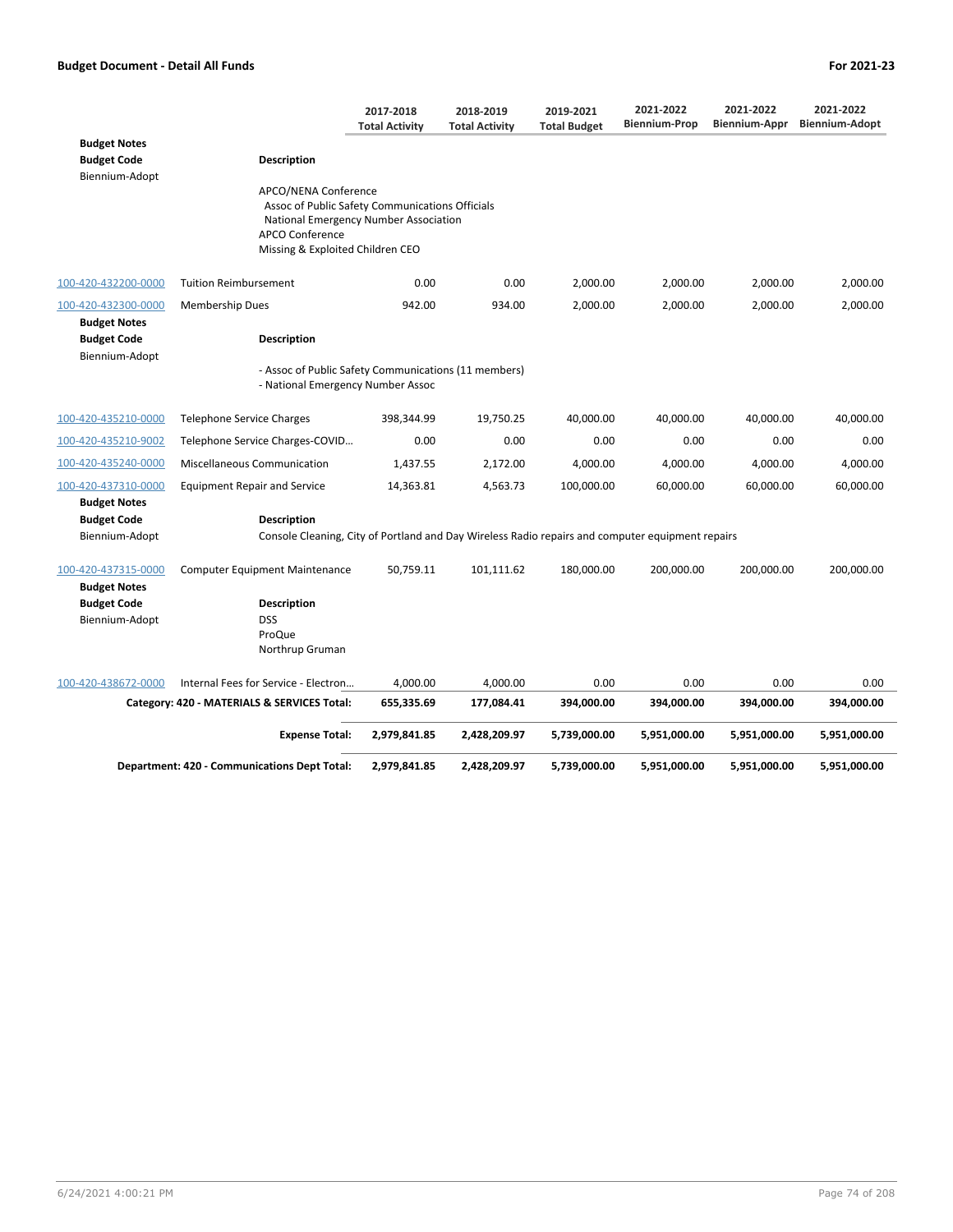| | | 2017-2018 Total Activity | 2018-2019 Total Activity | 2019-2021 Total Budget | 2021-2022 Biennium-Prop | 2021-2022 Biennium-Appr | 2021-2022 Biennium-Adopt |
|---|---|---|---|---|---|---|---|
| **Budget Notes** | | | | | | | |
| **Budget Code** | **Description** | | | | | | |
| Biennium-Adopt | APCO/NENA Conference<br>Assoc of Public Safety Communications Officials<br>National Emergency Number Association<br>APCO Conference<br>Missing & Exploited Children CEO | | | | | | |
| 100-420-432200-0000 | Tuition Reimbursement | 0.00 | 0.00 | 2,000.00 | 2,000.00 | 2,000.00 | 2,000.00 |
| 100-420-432300-0000 | Membership Dues | 942.00 | 934.00 | 2,000.00 | 2,000.00 | 2,000.00 | 2,000.00 |
| **Budget Notes** | | | | | | | |
| **Budget Code** | **Description** | | | | | | |
| Biennium-Adopt | - Assoc of Public Safety Communications (11 members)<br>- National Emergency Number Assoc | | | | | | |
| 100-420-435210-0000 | Telephone Service Charges | 398,344.99 | 19,750.25 | 40,000.00 | 40,000.00 | 40,000.00 | 40,000.00 |
| 100-420-435210-9002 | Telephone Service Charges-COVID… | 0.00 | 0.00 | 0.00 | 0.00 | 0.00 | 0.00 |
| 100-420-435240-0000 | Miscellaneous Communication | 1,437.55 | 2,172.00 | 4,000.00 | 4,000.00 | 4,000.00 | 4,000.00 |
| 100-420-437310-0000 | Equipment Repair and Service | 14,363.81 | 4,563.73 | 100,000.00 | 60,000.00 | 60,000.00 | 60,000.00 |
| **Budget Notes** | | | | | | | |
| **Budget Code** | **Description** | | | | | | |
| Biennium-Adopt | Console Cleaning, City of Portland and Day Wireless Radio repairs and computer equipment repairs | | | | | | |
| 100-420-437315-0000 | Computer Equipment Maintenance | 50,759.11 | 101,111.62 | 180,000.00 | 200,000.00 | 200,000.00 | 200,000.00 |
| **Budget Notes** | | | | | | | |
| **Budget Code** | **Description** | | | | | | |
| Biennium-Adopt | DSS<br>ProQue<br>Northrup Gruman | | | | | | |
| 100-420-438672-0000 | Internal Fees for Service - Electron… | 4,000.00 | 4,000.00 | 0.00 | 0.00 | 0.00 | 0.00 |
| | **Category: 420 - MATERIALS & SERVICES Total:** | **655,335.69** | **177,084.41** | **394,000.00** | **394,000.00** | **394,000.00** | **394,000.00** |
| | **Expense Total:** | **2,979,841.85** | **2,428,209.97** | **5,739,000.00** | **5,951,000.00** | **5,951,000.00** | **5,951,000.00** |
| | **Department: 420 - Communications Dept Total:** | **2,979,841.85** | **2,428,209.97** | **5,739,000.00** | **5,951,000.00** | **5,951,000.00** | **5,951,000.00** |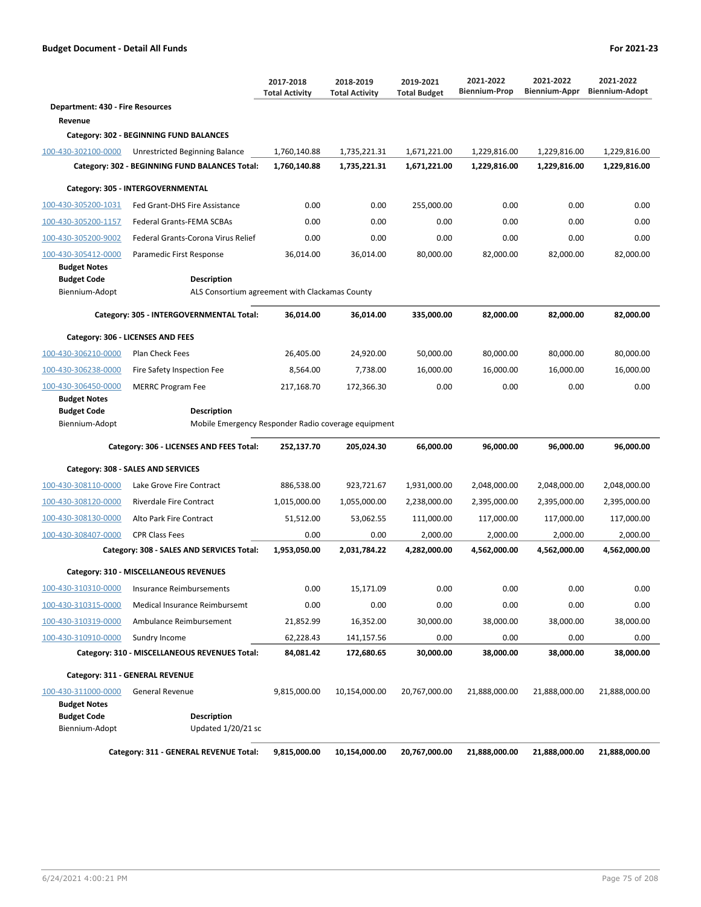**Budget Document - Detail All Funds** — **For 2021-23**

| | | 2017-2018 Total Activity | 2018-2019 Total Activity | 2019-2021 Total Budget | 2021-2022 Biennium-Prop | 2021-2022 Biennium-Appr | 2021-2022 Biennium-Adopt |
|---|---|---|---|---|---|---|---|
| **Department: 430 - Fire Resources** | | | | | | | |
| **Revenue** | | | | | | | |
| **Category: 302 - BEGINNING FUND BALANCES** | | | | | | | |
| 100-430-302100-0000 | Unrestricted Beginning Balance | 1,760,140.88 | 1,735,221.31 | 1,671,221.00 | 1,229,816.00 | 1,229,816.00 | 1,229,816.00 |
| | **Category: 302 - BEGINNING FUND BALANCES Total:** | **1,760,140.88** | **1,735,221.31** | **1,671,221.00** | **1,229,816.00** | **1,229,816.00** | **1,229,816.00** |
| **Category: 305 - INTERGOVERNMENTAL** | | | | | | | |
| 100-430-305200-1031 | Fed Grant-DHS Fire Assistance | 0.00 | 0.00 | 255,000.00 | 0.00 | 0.00 | 0.00 |
| 100-430-305200-1157 | Federal Grants-FEMA SCBAs | 0.00 | 0.00 | 0.00 | 0.00 | 0.00 | 0.00 |
| 100-430-305200-9002 | Federal Grants-Corona Virus Relief | 0.00 | 0.00 | 0.00 | 0.00 | 0.00 | 0.00 |
| 100-430-305412-0000 | Paramedic First Response | 36,014.00 | 36,014.00 | 80,000.00 | 82,000.00 | 82,000.00 | 82,000.00 |
| **Budget Notes** | | | | | | | |
| **Budget Code** | **Description** | | | | | | |
| Biennium-Adopt | ALS Consortium agreement with Clackamas County | | | | | | |
| | **Category: 305 - INTERGOVERNMENTAL Total:** | **36,014.00** | **36,014.00** | **335,000.00** | **82,000.00** | **82,000.00** | **82,000.00** |
| **Category: 306 - LICENSES AND FEES** | | | | | | | |
| 100-430-306210-0000 | Plan Check Fees | 26,405.00 | 24,920.00 | 50,000.00 | 80,000.00 | 80,000.00 | 80,000.00 |
| 100-430-306238-0000 | Fire Safety Inspection Fee | 8,564.00 | 7,738.00 | 16,000.00 | 16,000.00 | 16,000.00 | 16,000.00 |
| 100-430-306450-0000 | MERRC Program Fee | 217,168.70 | 172,366.30 | 0.00 | 0.00 | 0.00 | 0.00 |
| **Budget Notes** | | | | | | | |
| **Budget Code** | **Description** | | | | | | |
| Biennium-Adopt | Mobile Emergency Responder Radio coverage equipment | | | | | | |
| | **Category: 306 - LICENSES AND FEES Total:** | **252,137.70** | **205,024.30** | **66,000.00** | **96,000.00** | **96,000.00** | **96,000.00** |
| **Category: 308 - SALES AND SERVICES** | | | | | | | |
| 100-430-308110-0000 | Lake Grove Fire Contract | 886,538.00 | 923,721.67 | 1,931,000.00 | 2,048,000.00 | 2,048,000.00 | 2,048,000.00 |
| 100-430-308120-0000 | Riverdale Fire Contract | 1,015,000.00 | 1,055,000.00 | 2,238,000.00 | 2,395,000.00 | 2,395,000.00 | 2,395,000.00 |
| 100-430-308130-0000 | Alto Park Fire Contract | 51,512.00 | 53,062.55 | 111,000.00 | 117,000.00 | 117,000.00 | 117,000.00 |
| 100-430-308407-0000 | CPR Class Fees | 0.00 | 0.00 | 2,000.00 | 2,000.00 | 2,000.00 | 2,000.00 |
| | **Category: 308 - SALES AND SERVICES Total:** | **1,953,050.00** | **2,031,784.22** | **4,282,000.00** | **4,562,000.00** | **4,562,000.00** | **4,562,000.00** |
| **Category: 310 - MISCELLANEOUS REVENUES** | | | | | | | |
| 100-430-310310-0000 | Insurance Reimbursements | 0.00 | 15,171.09 | 0.00 | 0.00 | 0.00 | 0.00 |
| 100-430-310315-0000 | Medical Insurance Reimbursemt | 0.00 | 0.00 | 0.00 | 0.00 | 0.00 | 0.00 |
| 100-430-310319-0000 | Ambulance Reimbursement | 21,852.99 | 16,352.00 | 30,000.00 | 38,000.00 | 38,000.00 | 38,000.00 |
| 100-430-310910-0000 | Sundry Income | 62,228.43 | 141,157.56 | 0.00 | 0.00 | 0.00 | 0.00 |
| | **Category: 310 - MISCELLANEOUS REVENUES Total:** | **84,081.42** | **172,680.65** | **30,000.00** | **38,000.00** | **38,000.00** | **38,000.00** |
| **Category: 311 - GENERAL REVENUE** | | | | | | | |
| 100-430-311000-0000 | General Revenue | 9,815,000.00 | 10,154,000.00 | 20,767,000.00 | 21,888,000.00 | 21,888,000.00 | 21,888,000.00 |
| **Budget Notes** | | | | | | | |
| **Budget Code** | **Description** | | | | | | |
| Biennium-Adopt | Updated 1/20/21 sc | | | | | | |
| | **Category: 311 - GENERAL REVENUE Total:** | **9,815,000.00** | **10,154,000.00** | **20,767,000.00** | **21,888,000.00** | **21,888,000.00** | **21,888,000.00** |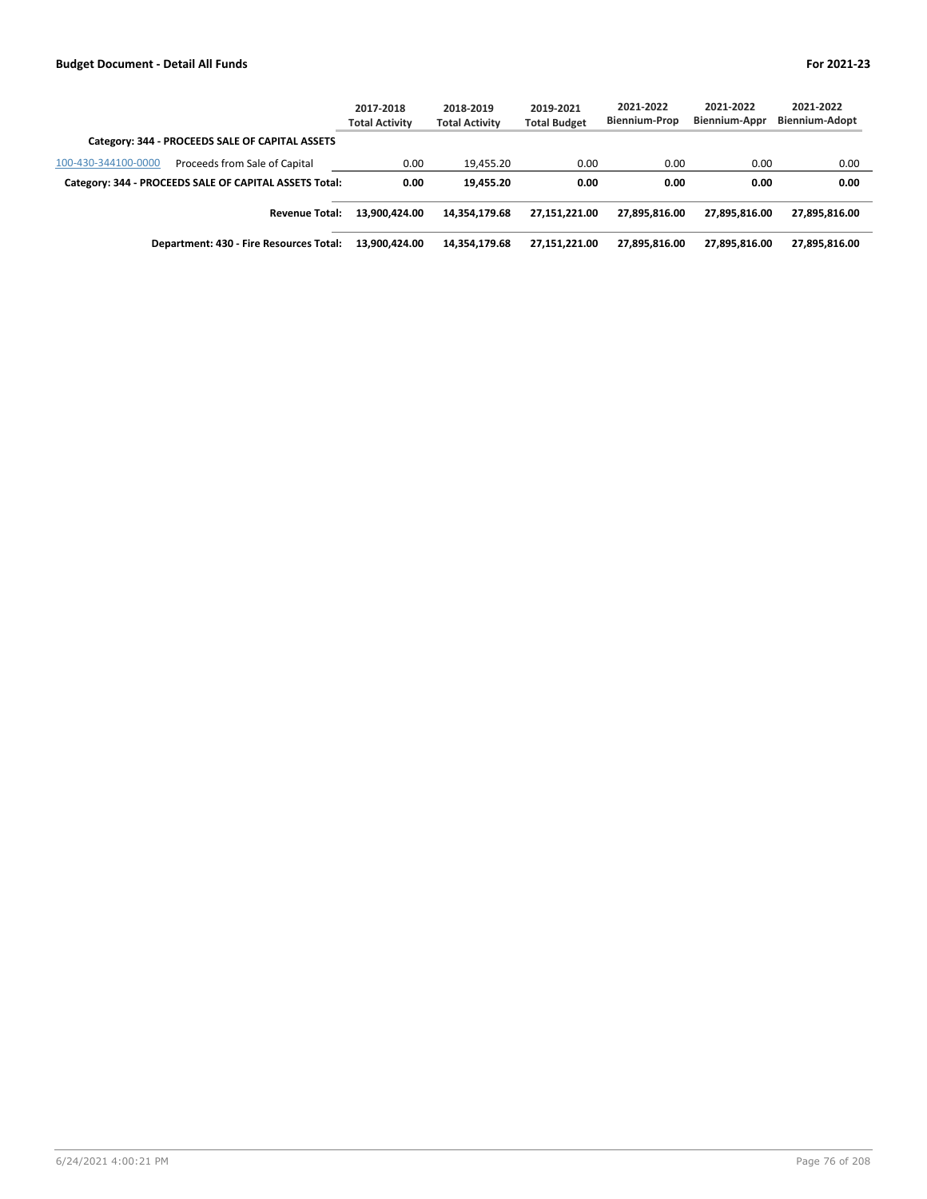| | 2017-2018 Total Activity | 2018-2019 Total Activity | 2019-2021 Total Budget | 2021-2022 Biennium-Prop | 2021-2022 Biennium-Appr | 2021-2022 Biennium-Adopt |
|---|---|---|---|---|---|---|
| **Category: 344 - PROCEEDS SALE OF CAPITAL ASSETS** | | | | | | |
| 100-430-344100-0000 Proceeds from Sale of Capital | 0.00 | 19,455.20 | 0.00 | 0.00 | 0.00 | 0.00 |
| **Category: 344 - PROCEEDS SALE OF CAPITAL ASSETS Total:** | **0.00** | **19,455.20** | **0.00** | **0.00** | **0.00** | **0.00** |
| **Revenue Total:** | **13,900,424.00** | **14,354,179.68** | **27,151,221.00** | **27,895,816.00** | **27,895,816.00** | **27,895,816.00** |
| **Department: 430 - Fire Resources Total:** | **13,900,424.00** | **14,354,179.68** | **27,151,221.00** | **27,895,816.00** | **27,895,816.00** | **27,895,816.00** |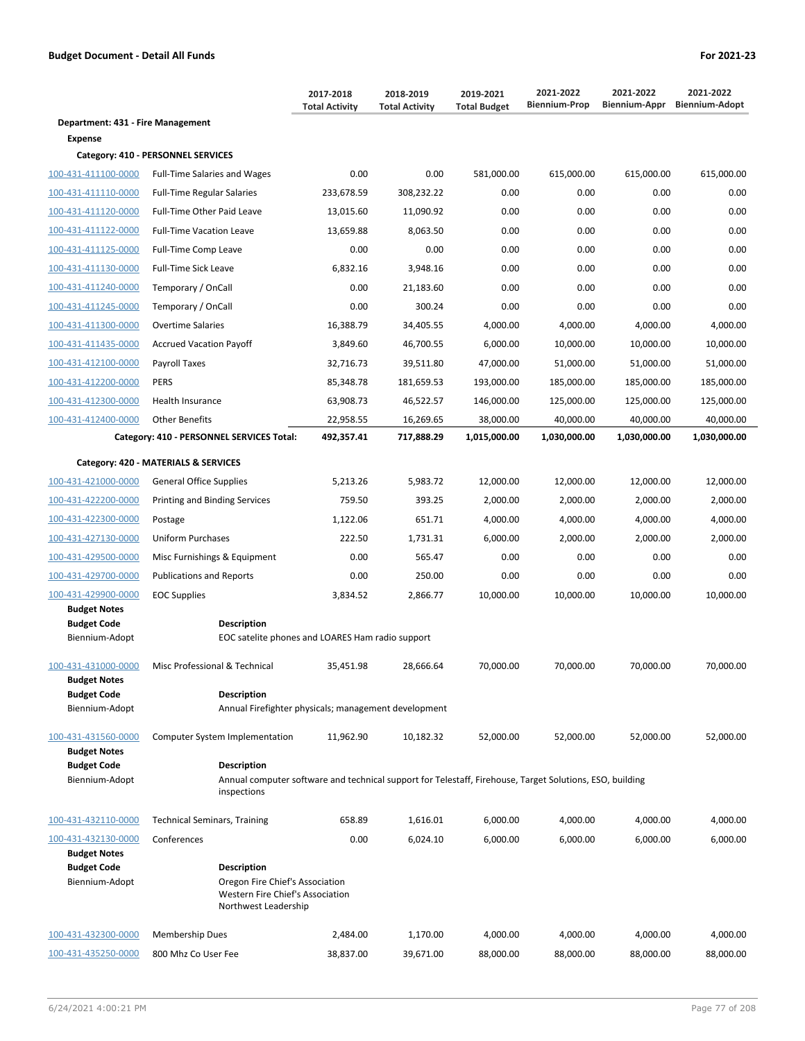**Budget Document - Detail All Funds** **For 2021-23**

| | | 2017-2018 Total Activity | 2018-2019 Total Activity | 2019-2021 Total Budget | 2021-2022 Biennium-Prop | 2021-2022 Biennium-Appr | 2021-2022 Biennium-Adopt |
|---|---|---|---|---|---|---|---|
| **Department: 431 - Fire Management** | | | | | | | |
| **Expense** | | | | | | | |
| **Category: 410 - PERSONNEL SERVICES** | | | | | | | |
| 100-431-411100-0000 | Full-Time Salaries and Wages | 0.00 | 0.00 | 581,000.00 | 615,000.00 | 615,000.00 | 615,000.00 |
| 100-431-411110-0000 | Full-Time Regular Salaries | 233,678.59 | 308,232.22 | 0.00 | 0.00 | 0.00 | 0.00 |
| 100-431-411120-0000 | Full-Time Other Paid Leave | 13,015.60 | 11,090.92 | 0.00 | 0.00 | 0.00 | 0.00 |
| 100-431-411122-0000 | Full-Time Vacation Leave | 13,659.88 | 8,063.50 | 0.00 | 0.00 | 0.00 | 0.00 |
| 100-431-411125-0000 | Full-Time Comp Leave | 0.00 | 0.00 | 0.00 | 0.00 | 0.00 | 0.00 |
| 100-431-411130-0000 | Full-Time Sick Leave | 6,832.16 | 3,948.16 | 0.00 | 0.00 | 0.00 | 0.00 |
| 100-431-411240-0000 | Temporary / OnCall | 0.00 | 21,183.60 | 0.00 | 0.00 | 0.00 | 0.00 |
| 100-431-411245-0000 | Temporary / OnCall | 0.00 | 300.24 | 0.00 | 0.00 | 0.00 | 0.00 |
| 100-431-411300-0000 | Overtime Salaries | 16,388.79 | 34,405.55 | 4,000.00 | 4,000.00 | 4,000.00 | 4,000.00 |
| 100-431-411435-0000 | Accrued Vacation Payoff | 3,849.60 | 46,700.55 | 6,000.00 | 10,000.00 | 10,000.00 | 10,000.00 |
| 100-431-412100-0000 | Payroll Taxes | 32,716.73 | 39,511.80 | 47,000.00 | 51,000.00 | 51,000.00 | 51,000.00 |
| 100-431-412200-0000 | PERS | 85,348.78 | 181,659.53 | 193,000.00 | 185,000.00 | 185,000.00 | 185,000.00 |
| 100-431-412300-0000 | Health Insurance | 63,908.73 | 46,522.57 | 146,000.00 | 125,000.00 | 125,000.00 | 125,000.00 |
| 100-431-412400-0000 | Other Benefits | 22,958.55 | 16,269.65 | 38,000.00 | 40,000.00 | 40,000.00 | 40,000.00 |
| **Category: 410 - PERSONNEL SERVICES Total:** | | **492,357.41** | **717,888.29** | **1,015,000.00** | **1,030,000.00** | **1,030,000.00** | **1,030,000.00** |
| **Category: 420 - MATERIALS & SERVICES** | | | | | | | |
| 100-431-421000-0000 | General Office Supplies | 5,213.26 | 5,983.72 | 12,000.00 | 12,000.00 | 12,000.00 | 12,000.00 |
| 100-431-422200-0000 | Printing and Binding Services | 759.50 | 393.25 | 2,000.00 | 2,000.00 | 2,000.00 | 2,000.00 |
| 100-431-422300-0000 | Postage | 1,122.06 | 651.71 | 4,000.00 | 4,000.00 | 4,000.00 | 4,000.00 |
| 100-431-427130-0000 | Uniform Purchases | 222.50 | 1,731.31 | 6,000.00 | 2,000.00 | 2,000.00 | 2,000.00 |
| 100-431-429500-0000 | Misc Furnishings & Equipment | 0.00 | 565.47 | 0.00 | 0.00 | 0.00 | 0.00 |
| 100-431-429700-0000 | Publications and Reports | 0.00 | 250.00 | 0.00 | 0.00 | 0.00 | 0.00 |
| 100-431-429900-0000 | EOC Supplies | 3,834.52 | 2,866.77 | 10,000.00 | 10,000.00 | 10,000.00 | 10,000.00 |

**Budget Notes**

| Budget Code | Description |
|---|---|
| Biennium-Adopt | EOC satelite phones and LOARES Ham radio support |

| | | | | | | | |
|---|---|---|---|---|---|---|---|
| 100-431-431000-0000 | Misc Professional & Technical | 35,451.98 | 28,666.64 | 70,000.00 | 70,000.00 | 70,000.00 | 70,000.00 |

**Budget Notes**

| Budget Code | Description |
|---|---|
| Biennium-Adopt | Annual Firefighter physicals; management development |

| | | | | | | | |
|---|---|---|---|---|---|---|---|
| 100-431-431560-0000 | Computer System Implementation | 11,962.90 | 10,182.32 | 52,000.00 | 52,000.00 | 52,000.00 | 52,000.00 |

**Budget Notes**

| Budget Code | Description |
|---|---|
| Biennium-Adopt | Annual computer software and technical support for Telestaff, Firehouse, Target Solutions, ESO, building inspections |

| | | | | | | | |
|---|---|---|---|---|---|---|---|
| 100-431-432110-0000 | Technical Seminars, Training | 658.89 | 1,616.01 | 6,000.00 | 4,000.00 | 4,000.00 | 4,000.00 |
| 100-431-432130-0000 | Conferences | 0.00 | 6,024.10 | 6,000.00 | 6,000.00 | 6,000.00 | 6,000.00 |

**Budget Notes**

| Budget Code | Description |
|---|---|
| Biennium-Adopt | Oregon Fire Chief's Association<br>Western Fire Chief's Association<br>Northwest Leadership |

| | | | | | | | |
|---|---|---|---|---|---|---|---|
| 100-431-432300-0000 | Membership Dues | 2,484.00 | 1,170.00 | 4,000.00 | 4,000.00 | 4,000.00 | 4,000.00 |
| 100-431-435250-0000 | 800 Mhz Co User Fee | 38,837.00 | 39,671.00 | 88,000.00 | 88,000.00 | 88,000.00 | 88,000.00 |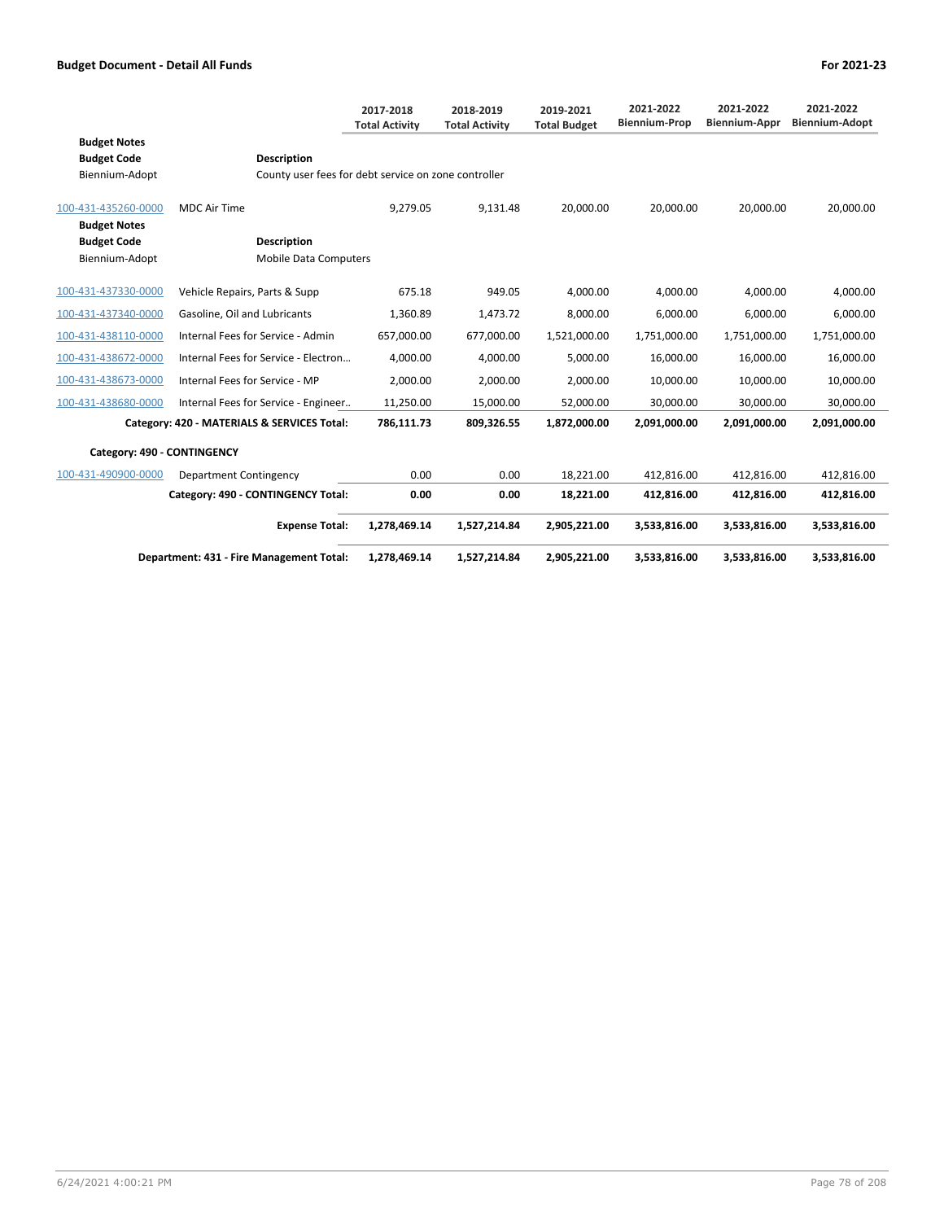**Budget Document - Detail All Funds** — For 2021-23

| | | 2017-2018 Total Activity | 2018-2019 Total Activity | 2019-2021 Total Budget | 2021-2022 Biennium-Prop | 2021-2022 Biennium-Appr | 2021-2022 Biennium-Adopt |
|---|---|---|---|---|---|---|---|
| **Budget Notes** | | | | | | | |
| **Budget Code** | **Description** | | | | | | |
| Biennium-Adopt | County user fees for debt service on zone controller | | | | | | |
| 100-431-435260-0000 | MDC Air Time | 9,279.05 | 9,131.48 | 20,000.00 | 20,000.00 | 20,000.00 | 20,000.00 |
| **Budget Notes** | | | | | | | |
| **Budget Code** | **Description** | | | | | | |
| Biennium-Adopt | Mobile Data Computers | | | | | | |
| 100-431-437330-0000 | Vehicle Repairs, Parts & Supp | 675.18 | 949.05 | 4,000.00 | 4,000.00 | 4,000.00 | 4,000.00 |
| 100-431-437340-0000 | Gasoline, Oil and Lubricants | 1,360.89 | 1,473.72 | 8,000.00 | 6,000.00 | 6,000.00 | 6,000.00 |
| 100-431-438110-0000 | Internal Fees for Service - Admin | 657,000.00 | 677,000.00 | 1,521,000.00 | 1,751,000.00 | 1,751,000.00 | 1,751,000.00 |
| 100-431-438672-0000 | Internal Fees for Service - Electron… | 4,000.00 | 4,000.00 | 5,000.00 | 16,000.00 | 16,000.00 | 16,000.00 |
| 100-431-438673-0000 | Internal Fees for Service - MP | 2,000.00 | 2,000.00 | 2,000.00 | 10,000.00 | 10,000.00 | 10,000.00 |
| 100-431-438680-0000 | Internal Fees for Service - Engineer.. | 11,250.00 | 15,000.00 | 52,000.00 | 30,000.00 | 30,000.00 | 30,000.00 |
| | **Category: 420 - MATERIALS & SERVICES Total:** | **786,111.73** | **809,326.55** | **1,872,000.00** | **2,091,000.00** | **2,091,000.00** | **2,091,000.00** |
| **Category: 490 - CONTINGENCY** | | | | | | | |
| 100-431-490900-0000 | Department Contingency | 0.00 | 0.00 | 18,221.00 | 412,816.00 | 412,816.00 | 412,816.00 |
| | **Category: 490 - CONTINGENCY Total:** | **0.00** | **0.00** | **18,221.00** | **412,816.00** | **412,816.00** | **412,816.00** |
| | **Expense Total:** | **1,278,469.14** | **1,527,214.84** | **2,905,221.00** | **3,533,816.00** | **3,533,816.00** | **3,533,816.00** |
| | **Department: 431 - Fire Management Total:** | **1,278,469.14** | **1,527,214.84** | **2,905,221.00** | **3,533,816.00** | **3,533,816.00** | **3,533,816.00** |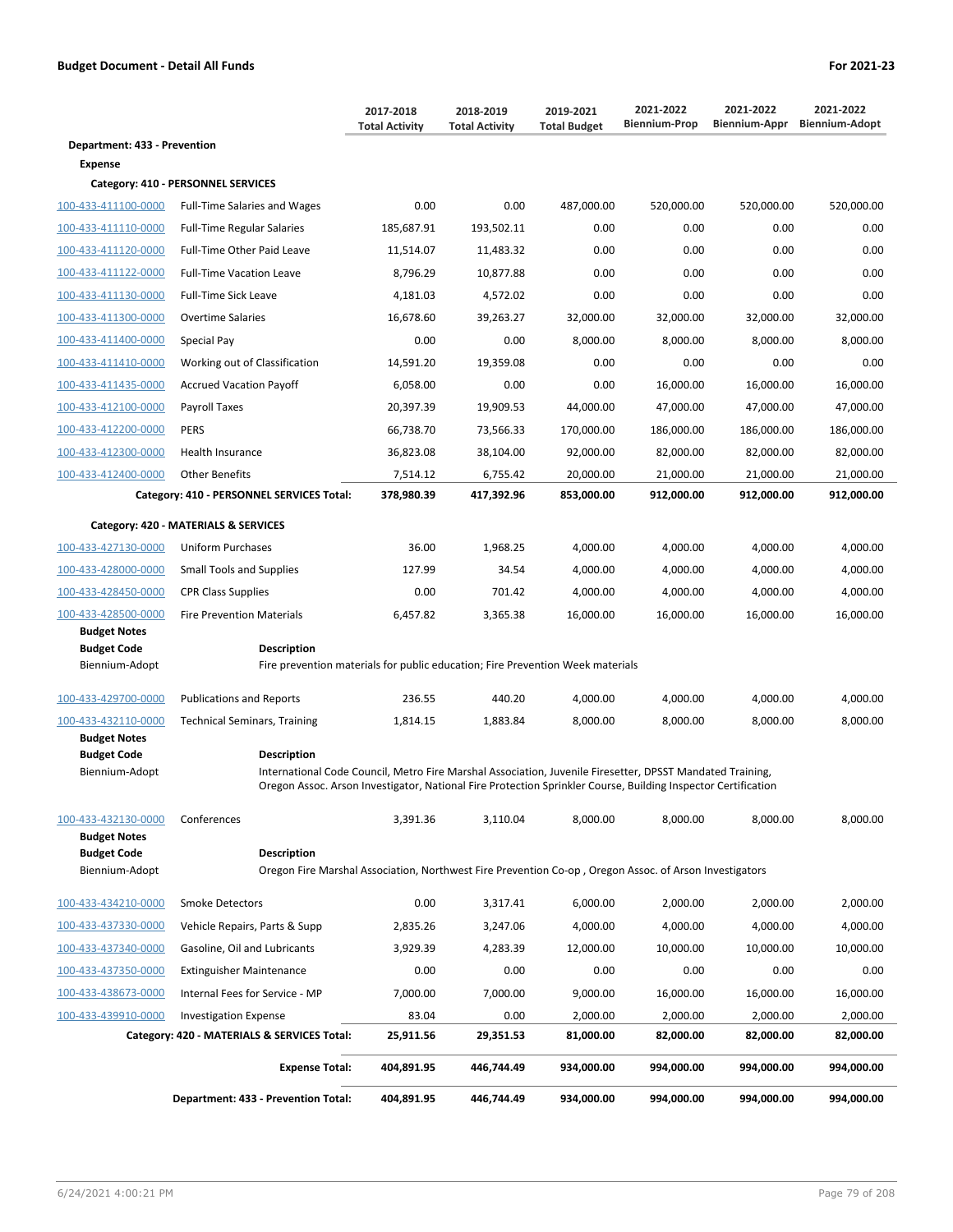**Budget Document - Detail All Funds** **For 2021-23**

| | | 2017-2018 Total Activity | 2018-2019 Total Activity | 2019-2021 Total Budget | 2021-2022 Biennium-Prop | 2021-2022 Biennium-Appr | 2021-2022 Biennium-Adopt |
|---|---|---|---|---|---|---|---|
| **Department: 433 - Prevention** | | | | | | | |
| **Expense** | | | | | | | |
| **Category: 410 - PERSONNEL SERVICES** | | | | | | | |
| 100-433-411100-0000 | Full-Time Salaries and Wages | 0.00 | 0.00 | 487,000.00 | 520,000.00 | 520,000.00 | 520,000.00 |
| 100-433-411110-0000 | Full-Time Regular Salaries | 185,687.91 | 193,502.11 | 0.00 | 0.00 | 0.00 | 0.00 |
| 100-433-411120-0000 | Full-Time Other Paid Leave | 11,514.07 | 11,483.32 | 0.00 | 0.00 | 0.00 | 0.00 |
| 100-433-411122-0000 | Full-Time Vacation Leave | 8,796.29 | 10,877.88 | 0.00 | 0.00 | 0.00 | 0.00 |
| 100-433-411130-0000 | Full-Time Sick Leave | 4,181.03 | 4,572.02 | 0.00 | 0.00 | 0.00 | 0.00 |
| 100-433-411300-0000 | Overtime Salaries | 16,678.60 | 39,263.27 | 32,000.00 | 32,000.00 | 32,000.00 | 32,000.00 |
| 100-433-411400-0000 | Special Pay | 0.00 | 0.00 | 8,000.00 | 8,000.00 | 8,000.00 | 8,000.00 |
| 100-433-411410-0000 | Working out of Classification | 14,591.20 | 19,359.08 | 0.00 | 0.00 | 0.00 | 0.00 |
| 100-433-411435-0000 | Accrued Vacation Payoff | 6,058.00 | 0.00 | 0.00 | 16,000.00 | 16,000.00 | 16,000.00 |
| 100-433-412100-0000 | Payroll Taxes | 20,397.39 | 19,909.53 | 44,000.00 | 47,000.00 | 47,000.00 | 47,000.00 |
| 100-433-412200-0000 | PERS | 66,738.70 | 73,566.33 | 170,000.00 | 186,000.00 | 186,000.00 | 186,000.00 |
| 100-433-412300-0000 | Health Insurance | 36,823.08 | 38,104.00 | 92,000.00 | 82,000.00 | 82,000.00 | 82,000.00 |
| 100-433-412400-0000 | Other Benefits | 7,514.12 | 6,755.42 | 20,000.00 | 21,000.00 | 21,000.00 | 21,000.00 |
| | **Category: 410 - PERSONNEL SERVICES Total:** | **378,980.39** | **417,392.96** | **853,000.00** | **912,000.00** | **912,000.00** | **912,000.00** |
| **Category: 420 - MATERIALS & SERVICES** | | | | | | | |
| 100-433-427130-0000 | Uniform Purchases | 36.00 | 1,968.25 | 4,000.00 | 4,000.00 | 4,000.00 | 4,000.00 |
| 100-433-428000-0000 | Small Tools and Supplies | 127.99 | 34.54 | 4,000.00 | 4,000.00 | 4,000.00 | 4,000.00 |
| 100-433-428450-0000 | CPR Class Supplies | 0.00 | 701.42 | 4,000.00 | 4,000.00 | 4,000.00 | 4,000.00 |
| 100-433-428500-0000 | Fire Prevention Materials | 6,457.82 | 3,365.38 | 16,000.00 | 16,000.00 | 16,000.00 | 16,000.00 |
| **Budget Notes** | | | | | | | |
| **Budget Code** | **Description** | | | | | | |
| Biennium-Adopt | Fire prevention materials for public education; Fire Prevention Week materials | | | | | | |
| 100-433-429700-0000 | Publications and Reports | 236.55 | 440.20 | 4,000.00 | 4,000.00 | 4,000.00 | 4,000.00 |
| 100-433-432110-0000 | Technical Seminars, Training | 1,814.15 | 1,883.84 | 8,000.00 | 8,000.00 | 8,000.00 | 8,000.00 |
| **Budget Notes** | | | | | | | |
| **Budget Code** | **Description** | | | | | | |
| Biennium-Adopt | International Code Council, Metro Fire Marshal Association, Juvenile Firesetter, DPSST Mandated Training, Oregon Assoc. Arson Investigator, National Fire Protection Sprinkler Course, Building Inspector Certification | | | | | | |
| 100-433-432130-0000 | Conferences | 3,391.36 | 3,110.04 | 8,000.00 | 8,000.00 | 8,000.00 | 8,000.00 |
| **Budget Notes** | | | | | | | |
| **Budget Code** | **Description** | | | | | | |
| Biennium-Adopt | Oregon Fire Marshal Association, Northwest Fire Prevention Co-op , Oregon Assoc. of Arson Investigators | | | | | | |
| 100-433-434210-0000 | Smoke Detectors | 0.00 | 3,317.41 | 6,000.00 | 2,000.00 | 2,000.00 | 2,000.00 |
| 100-433-437330-0000 | Vehicle Repairs, Parts & Supp | 2,835.26 | 3,247.06 | 4,000.00 | 4,000.00 | 4,000.00 | 4,000.00 |
| 100-433-437340-0000 | Gasoline, Oil and Lubricants | 3,929.39 | 4,283.39 | 12,000.00 | 10,000.00 | 10,000.00 | 10,000.00 |
| 100-433-437350-0000 | Extinguisher Maintenance | 0.00 | 0.00 | 0.00 | 0.00 | 0.00 | 0.00 |
| 100-433-438673-0000 | Internal Fees for Service - MP | 7,000.00 | 7,000.00 | 9,000.00 | 16,000.00 | 16,000.00 | 16,000.00 |
| 100-433-439910-0000 | Investigation Expense | 83.04 | 0.00 | 2,000.00 | 2,000.00 | 2,000.00 | 2,000.00 |
| | **Category: 420 - MATERIALS & SERVICES Total:** | **25,911.56** | **29,351.53** | **81,000.00** | **82,000.00** | **82,000.00** | **82,000.00** |
| | **Expense Total:** | **404,891.95** | **446,744.49** | **934,000.00** | **994,000.00** | **994,000.00** | **994,000.00** |
| | **Department: 433 - Prevention Total:** | **404,891.95** | **446,744.49** | **934,000.00** | **994,000.00** | **994,000.00** | **994,000.00** |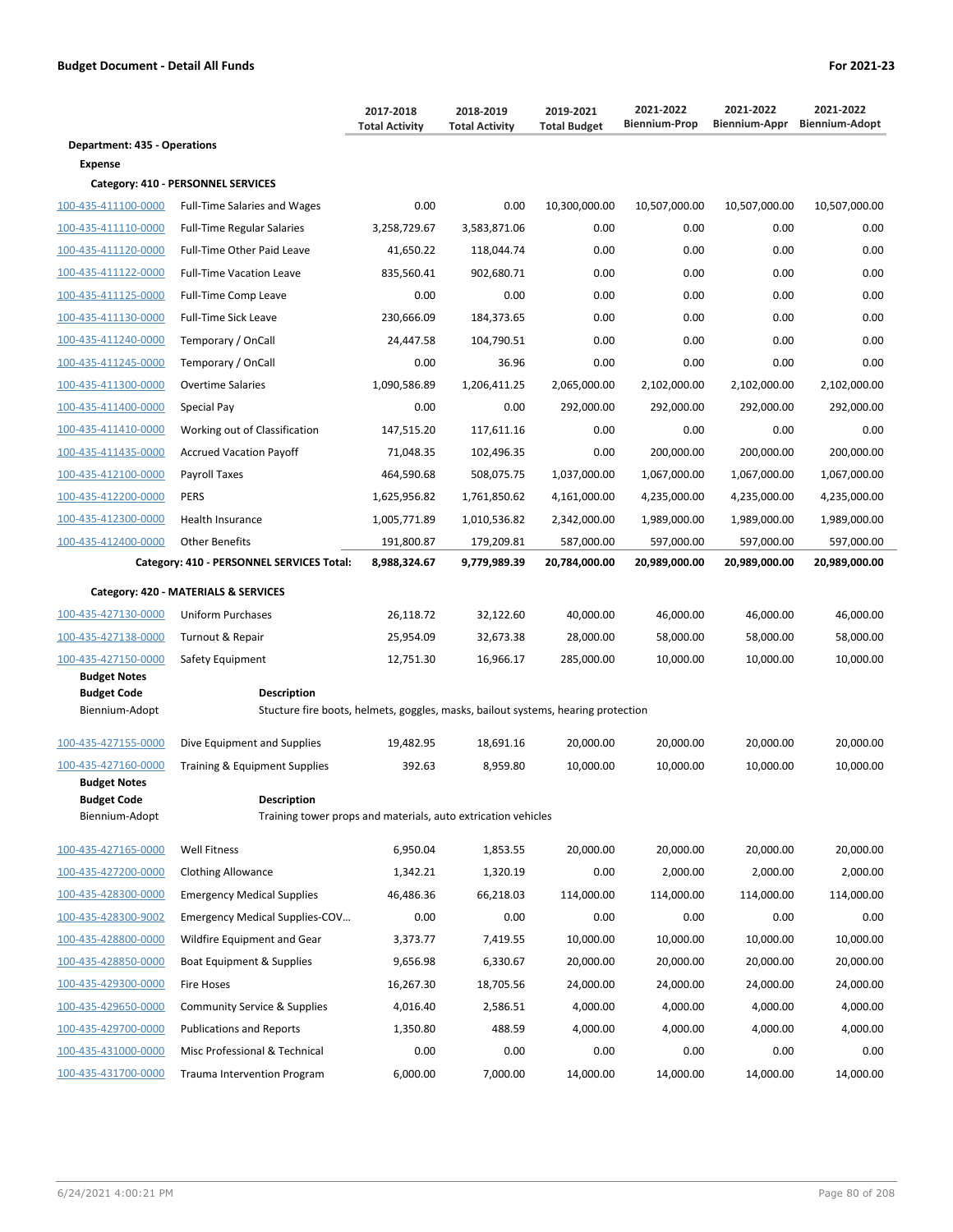**Budget Document - Detail All Funds** | **For 2021-23**

| | | 2017-2018 Total Activity | 2018-2019 Total Activity | 2019-2021 Total Budget | 2021-2022 Biennium-Prop | 2021-2022 Biennium-Appr | 2021-2022 Biennium-Adopt |
|---|---|---|---|---|---|---|---|
| **Department: 435 - Operations** | | | | | | | |
| **Expense** | | | | | | | |
| **Category: 410 - PERSONNEL SERVICES** | | | | | | | |
| 100-435-411100-0000 | Full-Time Salaries and Wages | 0.00 | 0.00 | 10,300,000.00 | 10,507,000.00 | 10,507,000.00 | 10,507,000.00 |
| 100-435-411110-0000 | Full-Time Regular Salaries | 3,258,729.67 | 3,583,871.06 | 0.00 | 0.00 | 0.00 | 0.00 |
| 100-435-411120-0000 | Full-Time Other Paid Leave | 41,650.22 | 118,044.74 | 0.00 | 0.00 | 0.00 | 0.00 |
| 100-435-411122-0000 | Full-Time Vacation Leave | 835,560.41 | 902,680.71 | 0.00 | 0.00 | 0.00 | 0.00 |
| 100-435-411125-0000 | Full-Time Comp Leave | 0.00 | 0.00 | 0.00 | 0.00 | 0.00 | 0.00 |
| 100-435-411130-0000 | Full-Time Sick Leave | 230,666.09 | 184,373.65 | 0.00 | 0.00 | 0.00 | 0.00 |
| 100-435-411240-0000 | Temporary / OnCall | 24,447.58 | 104,790.51 | 0.00 | 0.00 | 0.00 | 0.00 |
| 100-435-411245-0000 | Temporary / OnCall | 0.00 | 36.96 | 0.00 | 0.00 | 0.00 | 0.00 |
| 100-435-411300-0000 | Overtime Salaries | 1,090,586.89 | 1,206,411.25 | 2,065,000.00 | 2,102,000.00 | 2,102,000.00 | 2,102,000.00 |
| 100-435-411400-0000 | Special Pay | 0.00 | 0.00 | 292,000.00 | 292,000.00 | 292,000.00 | 292,000.00 |
| 100-435-411410-0000 | Working out of Classification | 147,515.20 | 117,611.16 | 0.00 | 0.00 | 0.00 | 0.00 |
| 100-435-411435-0000 | Accrued Vacation Payoff | 71,048.35 | 102,496.35 | 0.00 | 200,000.00 | 200,000.00 | 200,000.00 |
| 100-435-412100-0000 | Payroll Taxes | 464,590.68 | 508,075.75 | 1,037,000.00 | 1,067,000.00 | 1,067,000.00 | 1,067,000.00 |
| 100-435-412200-0000 | PERS | 1,625,956.82 | 1,761,850.62 | 4,161,000.00 | 4,235,000.00 | 4,235,000.00 | 4,235,000.00 |
| 100-435-412300-0000 | Health Insurance | 1,005,771.89 | 1,010,536.82 | 2,342,000.00 | 1,989,000.00 | 1,989,000.00 | 1,989,000.00 |
| 100-435-412400-0000 | Other Benefits | 191,800.87 | 179,209.81 | 587,000.00 | 597,000.00 | 597,000.00 | 597,000.00 |
| | **Category: 410 - PERSONNEL SERVICES Total:** | **8,988,324.67** | **9,779,989.39** | **20,784,000.00** | **20,989,000.00** | **20,989,000.00** | **20,989,000.00** |
| **Category: 420 - MATERIALS & SERVICES** | | | | | | | |
| 100-435-427130-0000 | Uniform Purchases | 26,118.72 | 32,122.60 | 40,000.00 | 46,000.00 | 46,000.00 | 46,000.00 |
| 100-435-427138-0000 | Turnout & Repair | 25,954.09 | 32,673.38 | 28,000.00 | 58,000.00 | 58,000.00 | 58,000.00 |
| 100-435-427150-0000 | Safety Equipment | 12,751.30 | 16,966.17 | 285,000.00 | 10,000.00 | 10,000.00 | 10,000.00 |

**Budget Notes**

| Budget Code | Description |
|---|---|
| Biennium-Adopt | Stucture fire boots, helmets, goggles, masks, bailout systems, hearing protection |

| | | 2017-2018 Total Activity | 2018-2019 Total Activity | 2019-2021 Total Budget | 2021-2022 Biennium-Prop | 2021-2022 Biennium-Appr | 2021-2022 Biennium-Adopt |
|---|---|---|---|---|---|---|---|
| 100-435-427155-0000 | Dive Equipment and Supplies | 19,482.95 | 18,691.16 | 20,000.00 | 20,000.00 | 20,000.00 | 20,000.00 |
| 100-435-427160-0000 | Training & Equipment Supplies | 392.63 | 8,959.80 | 10,000.00 | 10,000.00 | 10,000.00 | 10,000.00 |

**Budget Notes**

| Budget Code | Description |
|---|---|
| Biennium-Adopt | Training tower props and materials, auto extrication vehicles |

| | | 2017-2018 Total Activity | 2018-2019 Total Activity | 2019-2021 Total Budget | 2021-2022 Biennium-Prop | 2021-2022 Biennium-Appr | 2021-2022 Biennium-Adopt |
|---|---|---|---|---|---|---|---|
| 100-435-427165-0000 | Well Fitness | 6,950.04 | 1,853.55 | 20,000.00 | 20,000.00 | 20,000.00 | 20,000.00 |
| 100-435-427200-0000 | Clothing Allowance | 1,342.21 | 1,320.19 | 0.00 | 2,000.00 | 2,000.00 | 2,000.00 |
| 100-435-428300-0000 | Emergency Medical Supplies | 46,486.36 | 66,218.03 | 114,000.00 | 114,000.00 | 114,000.00 | 114,000.00 |
| 100-435-428300-9002 | Emergency Medical Supplies-COV… | 0.00 | 0.00 | 0.00 | 0.00 | 0.00 | 0.00 |
| 100-435-428800-0000 | Wildfire Equipment and Gear | 3,373.77 | 7,419.55 | 10,000.00 | 10,000.00 | 10,000.00 | 10,000.00 |
| 100-435-428850-0000 | Boat Equipment & Supplies | 9,656.98 | 6,330.67 | 20,000.00 | 20,000.00 | 20,000.00 | 20,000.00 |
| 100-435-429300-0000 | Fire Hoses | 16,267.30 | 18,705.56 | 24,000.00 | 24,000.00 | 24,000.00 | 24,000.00 |
| 100-435-429650-0000 | Community Service & Supplies | 4,016.40 | 2,586.51 | 4,000.00 | 4,000.00 | 4,000.00 | 4,000.00 |
| 100-435-429700-0000 | Publications and Reports | 1,350.80 | 488.59 | 4,000.00 | 4,000.00 | 4,000.00 | 4,000.00 |
| 100-435-431000-0000 | Misc Professional & Technical | 0.00 | 0.00 | 0.00 | 0.00 | 0.00 | 0.00 |
| 100-435-431700-0000 | Trauma Intervention Program | 6,000.00 | 7,000.00 | 14,000.00 | 14,000.00 | 14,000.00 | 14,000.00 |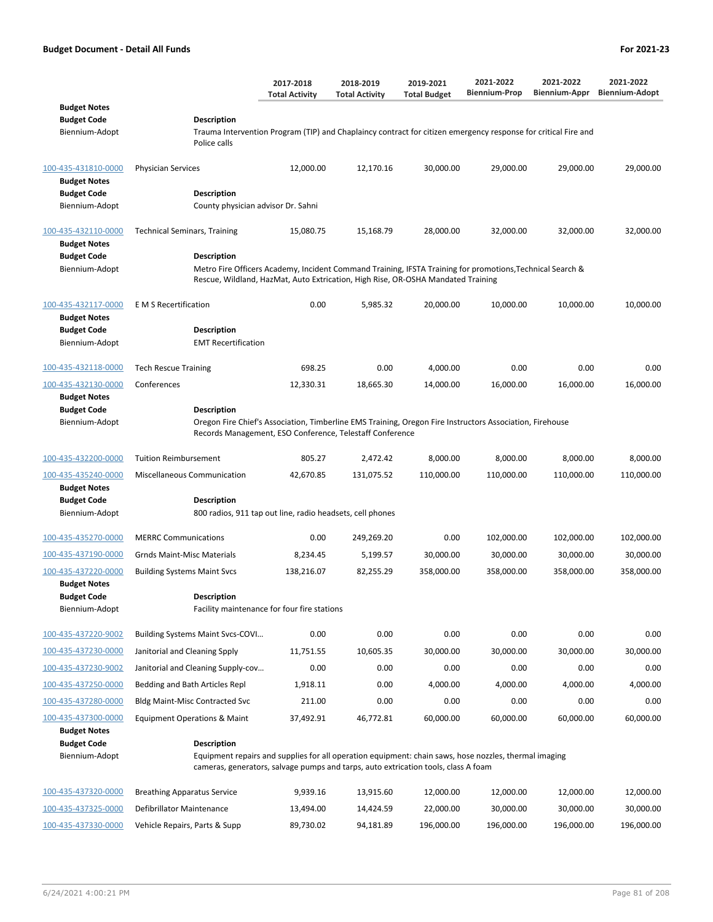| | | 2017-2018 Total Activity | 2018-2019 Total Activity | 2019-2021 Total Budget | 2021-2022 Biennium-Prop | 2021-2022 Biennium-Appr | 2021-2022 Biennium-Adopt |
|---|---|---|---|---|---|---|---|
| **Budget Notes** | | | | | | | |
| **Budget Code** | **Description** | | | | | | |
| Biennium-Adopt | Trauma Intervention Program (TIP) and Chaplaincy contract for citizen emergency response for critical Fire and Police calls | | | | | | |
| 100-435-431810-0000 | Physician Services | 12,000.00 | 12,170.16 | 30,000.00 | 29,000.00 | 29,000.00 | 29,000.00 |
| **Budget Notes** | | | | | | | |
| **Budget Code** | **Description** | | | | | | |
| Biennium-Adopt | County physician advisor Dr. Sahni | | | | | | |
| 100-435-432110-0000 | Technical Seminars, Training | 15,080.75 | 15,168.79 | 28,000.00 | 32,000.00 | 32,000.00 | 32,000.00 |
| **Budget Notes** | | | | | | | |
| **Budget Code** | **Description** | | | | | | |
| Biennium-Adopt | Metro Fire Officers Academy, Incident Command Training, IFSTA Training for promotions,Technical Search & Rescue, Wildland, HazMat, Auto Extrication, High Rise, OR-OSHA Mandated Training | | | | | | |
| 100-435-432117-0000 | E M S Recertification | 0.00 | 5,985.32 | 20,000.00 | 10,000.00 | 10,000.00 | 10,000.00 |
| **Budget Notes** | | | | | | | |
| **Budget Code** | **Description** | | | | | | |
| Biennium-Adopt | EMT Recertification | | | | | | |
| 100-435-432118-0000 | Tech Rescue Training | 698.25 | 0.00 | 4,000.00 | 0.00 | 0.00 | 0.00 |
| 100-435-432130-0000 | Conferences | 12,330.31 | 18,665.30 | 14,000.00 | 16,000.00 | 16,000.00 | 16,000.00 |
| **Budget Notes** | | | | | | | |
| **Budget Code** | **Description** | | | | | | |
| Biennium-Adopt | Oregon Fire Chief's Association, Timberline EMS Training, Oregon Fire Instructors Association, Firehouse Records Management, ESO Conference, Telestaff Conference | | | | | | |
| 100-435-432200-0000 | Tuition Reimbursement | 805.27 | 2,472.42 | 8,000.00 | 8,000.00 | 8,000.00 | 8,000.00 |
| 100-435-435240-0000 | Miscellaneous Communication | 42,670.85 | 131,075.52 | 110,000.00 | 110,000.00 | 110,000.00 | 110,000.00 |
| **Budget Notes** | | | | | | | |
| **Budget Code** | **Description** | | | | | | |
| Biennium-Adopt | 800 radios, 911 tap out line, radio headsets, cell phones | | | | | | |
| 100-435-435270-0000 | MERRC Communications | 0.00 | 249,269.20 | 0.00 | 102,000.00 | 102,000.00 | 102,000.00 |
| 100-435-437190-0000 | Grnds Maint-Misc Materials | 8,234.45 | 5,199.57 | 30,000.00 | 30,000.00 | 30,000.00 | 30,000.00 |
| 100-435-437220-0000 | Building Systems Maint Svcs | 138,216.07 | 82,255.29 | 358,000.00 | 358,000.00 | 358,000.00 | 358,000.00 |
| **Budget Notes** | | | | | | | |
| **Budget Code** | **Description** | | | | | | |
| Biennium-Adopt | Facility maintenance for four fire stations | | | | | | |
| 100-435-437220-9002 | Building Systems Maint Svcs-COVI... | 0.00 | 0.00 | 0.00 | 0.00 | 0.00 | 0.00 |
| 100-435-437230-0000 | Janitorial and Cleaning Spply | 11,751.55 | 10,605.35 | 30,000.00 | 30,000.00 | 30,000.00 | 30,000.00 |
| 100-435-437230-9002 | Janitorial and Cleaning Supply-cov... | 0.00 | 0.00 | 0.00 | 0.00 | 0.00 | 0.00 |
| 100-435-437250-0000 | Bedding and Bath Articles Repl | 1,918.11 | 0.00 | 4,000.00 | 4,000.00 | 4,000.00 | 4,000.00 |
| 100-435-437280-0000 | Bldg Maint-Misc Contracted Svc | 211.00 | 0.00 | 0.00 | 0.00 | 0.00 | 0.00 |
| 100-435-437300-0000 | Equipment Operations & Maint | 37,492.91 | 46,772.81 | 60,000.00 | 60,000.00 | 60,000.00 | 60,000.00 |
| **Budget Notes** | | | | | | | |
| **Budget Code** | **Description** | | | | | | |
| Biennium-Adopt | Equipment repairs and supplies for all operation equipment: chain saws, hose nozzles, thermal imaging cameras, generators, salvage pumps and tarps, auto extrication tools, class A foam | | | | | | |
| 100-435-437320-0000 | Breathing Apparatus Service | 9,939.16 | 13,915.60 | 12,000.00 | 12,000.00 | 12,000.00 | 12,000.00 |
| 100-435-437325-0000 | Defibrillator Maintenance | 13,494.00 | 14,424.59 | 22,000.00 | 30,000.00 | 30,000.00 | 30,000.00 |
| 100-435-437330-0000 | Vehicle Repairs, Parts & Supp | 89,730.02 | 94,181.89 | 196,000.00 | 196,000.00 | 196,000.00 | 196,000.00 |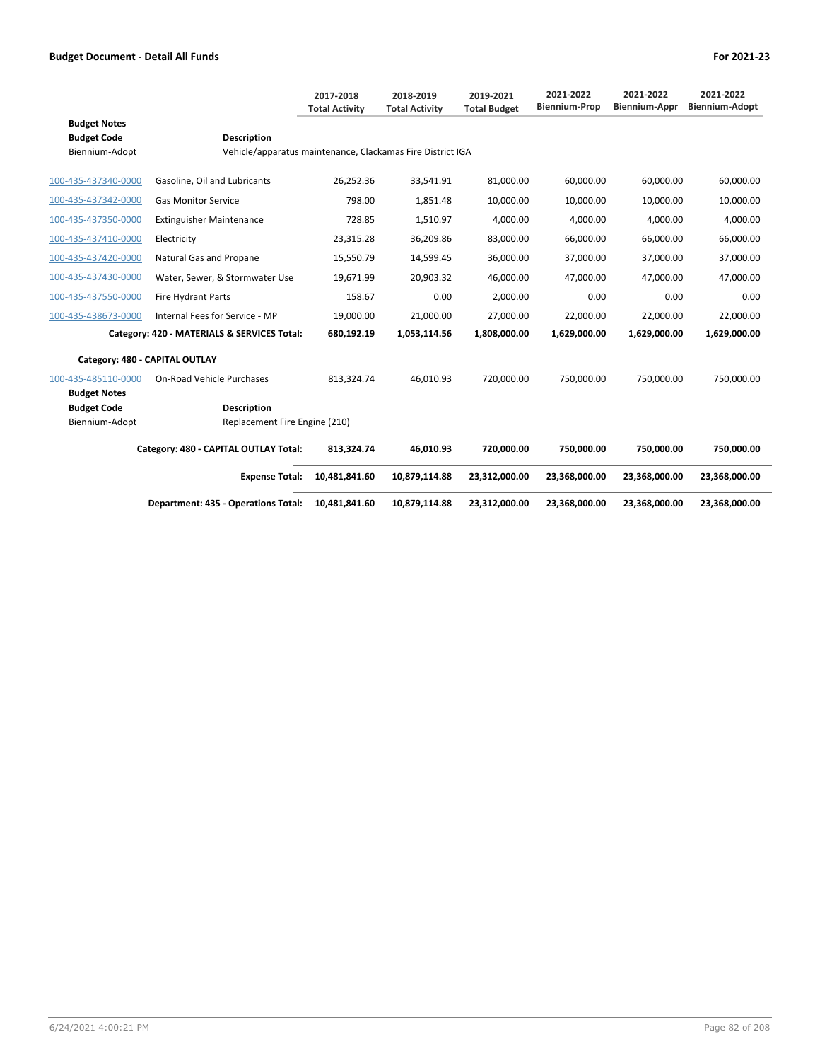**Budget Document - Detail All Funds** — For 2021-23

| | | 2017-2018 Total Activity | 2018-2019 Total Activity | 2019-2021 Total Budget | 2021-2022 Biennium-Prop | 2021-2022 Biennium-Appr | 2021-2022 Biennium-Adopt |
|---|---|---|---|---|---|---|---|
| **Budget Notes** | | | | | | | |
| **Budget Code** | **Description** | | | | | | |
| Biennium-Adopt | Vehicle/apparatus maintenance, Clackamas Fire District IGA | | | | | | |
| 100-435-437340-0000 | Gasoline, Oil and Lubricants | 26,252.36 | 33,541.91 | 81,000.00 | 60,000.00 | 60,000.00 | 60,000.00 |
| 100-435-437342-0000 | Gas Monitor Service | 798.00 | 1,851.48 | 10,000.00 | 10,000.00 | 10,000.00 | 10,000.00 |
| 100-435-437350-0000 | Extinguisher Maintenance | 728.85 | 1,510.97 | 4,000.00 | 4,000.00 | 4,000.00 | 4,000.00 |
| 100-435-437410-0000 | Electricity | 23,315.28 | 36,209.86 | 83,000.00 | 66,000.00 | 66,000.00 | 66,000.00 |
| 100-435-437420-0000 | Natural Gas and Propane | 15,550.79 | 14,599.45 | 36,000.00 | 37,000.00 | 37,000.00 | 37,000.00 |
| 100-435-437430-0000 | Water, Sewer, & Stormwater Use | 19,671.99 | 20,903.32 | 46,000.00 | 47,000.00 | 47,000.00 | 47,000.00 |
| 100-435-437550-0000 | Fire Hydrant Parts | 158.67 | 0.00 | 2,000.00 | 0.00 | 0.00 | 0.00 |
| 100-435-438673-0000 | Internal Fees for Service - MP | 19,000.00 | 21,000.00 | 27,000.00 | 22,000.00 | 22,000.00 | 22,000.00 |
| | **Category: 420 - MATERIALS & SERVICES Total:** | **680,192.19** | **1,053,114.56** | **1,808,000.00** | **1,629,000.00** | **1,629,000.00** | **1,629,000.00** |
| **Category: 480 - CAPITAL OUTLAY** | | | | | | | |
| 100-435-485110-0000 | On-Road Vehicle Purchases | 813,324.74 | 46,010.93 | 720,000.00 | 750,000.00 | 750,000.00 | 750,000.00 |
| **Budget Notes** | | | | | | | |
| **Budget Code** | **Description** | | | | | | |
| Biennium-Adopt | Replacement Fire Engine (210) | | | | | | |
| | **Category: 480 - CAPITAL OUTLAY Total:** | **813,324.74** | **46,010.93** | **720,000.00** | **750,000.00** | **750,000.00** | **750,000.00** |
| | **Expense Total:** | **10,481,841.60** | **10,879,114.88** | **23,312,000.00** | **23,368,000.00** | **23,368,000.00** | **23,368,000.00** |
| | **Department: 435 - Operations Total:** | **10,481,841.60** | **10,879,114.88** | **23,312,000.00** | **23,368,000.00** | **23,368,000.00** | **23,368,000.00** |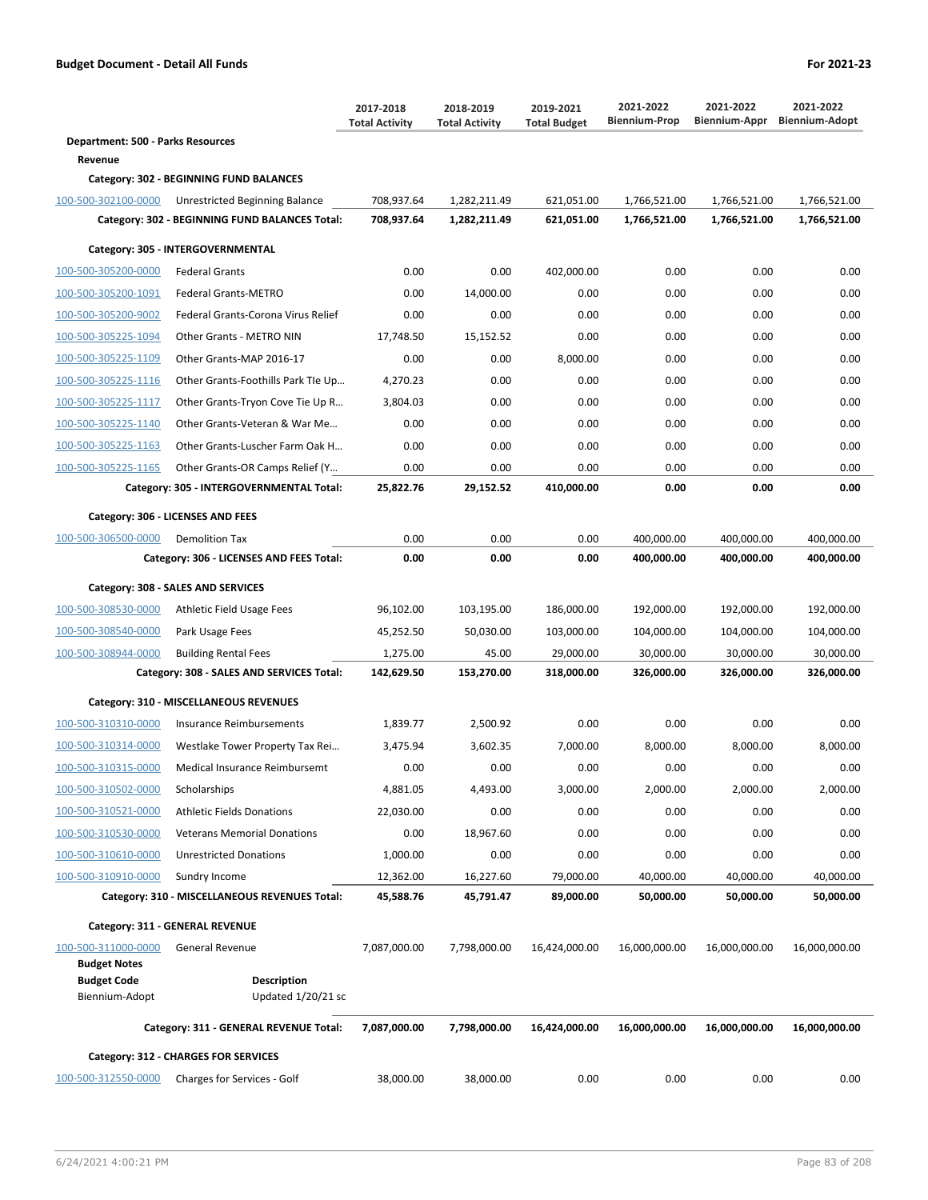**Budget Document - Detail All Funds** — **For 2021-23**

| | | 2017-2018 Total Activity | 2018-2019 Total Activity | 2019-2021 Total Budget | 2021-2022 Biennium-Prop | 2021-2022 Biennium-Appr | 2021-2022 Biennium-Adopt |
|---|---|---|---|---|---|---|---|
| **Department: 500 - Parks Resources** | | | | | | | |
| **Revenue** | | | | | | | |
| **Category: 302 - BEGINNING FUND BALANCES** | | | | | | | |
| 100-500-302100-0000 | Unrestricted Beginning Balance | 708,937.64 | 1,282,211.49 | 621,051.00 | 1,766,521.00 | 1,766,521.00 | 1,766,521.00 |
| | **Category: 302 - BEGINNING FUND BALANCES Total:** | **708,937.64** | **1,282,211.49** | **621,051.00** | **1,766,521.00** | **1,766,521.00** | **1,766,521.00** |
| **Category: 305 - INTERGOVERNMENTAL** | | | | | | | |
| 100-500-305200-0000 | Federal Grants | 0.00 | 0.00 | 402,000.00 | 0.00 | 0.00 | 0.00 |
| 100-500-305200-1091 | Federal Grants-METRO | 0.00 | 14,000.00 | 0.00 | 0.00 | 0.00 | 0.00 |
| 100-500-305200-9002 | Federal Grants-Corona Virus Relief | 0.00 | 0.00 | 0.00 | 0.00 | 0.00 | 0.00 |
| 100-500-305225-1094 | Other Grants - METRO NIN | 17,748.50 | 15,152.52 | 0.00 | 0.00 | 0.00 | 0.00 |
| 100-500-305225-1109 | Other Grants-MAP 2016-17 | 0.00 | 0.00 | 8,000.00 | 0.00 | 0.00 | 0.00 |
| 100-500-305225-1116 | Other Grants-Foothills Park Tle Up… | 4,270.23 | 0.00 | 0.00 | 0.00 | 0.00 | 0.00 |
| 100-500-305225-1117 | Other Grants-Tryon Cove Tie Up R… | 3,804.03 | 0.00 | 0.00 | 0.00 | 0.00 | 0.00 |
| 100-500-305225-1140 | Other Grants-Veteran & War Me… | 0.00 | 0.00 | 0.00 | 0.00 | 0.00 | 0.00 |
| 100-500-305225-1163 | Other Grants-Luscher Farm Oak H… | 0.00 | 0.00 | 0.00 | 0.00 | 0.00 | 0.00 |
| 100-500-305225-1165 | Other Grants-OR Camps Relief (Y… | 0.00 | 0.00 | 0.00 | 0.00 | 0.00 | 0.00 |
| | **Category: 305 - INTERGOVERNMENTAL Total:** | **25,822.76** | **29,152.52** | **410,000.00** | **0.00** | **0.00** | **0.00** |
| **Category: 306 - LICENSES AND FEES** | | | | | | | |
| 100-500-306500-0000 | Demolition Tax | 0.00 | 0.00 | 0.00 | 400,000.00 | 400,000.00 | 400,000.00 |
| | **Category: 306 - LICENSES AND FEES Total:** | **0.00** | **0.00** | **0.00** | **400,000.00** | **400,000.00** | **400,000.00** |
| **Category: 308 - SALES AND SERVICES** | | | | | | | |
| 100-500-308530-0000 | Athletic Field Usage Fees | 96,102.00 | 103,195.00 | 186,000.00 | 192,000.00 | 192,000.00 | 192,000.00 |
| 100-500-308540-0000 | Park Usage Fees | 45,252.50 | 50,030.00 | 103,000.00 | 104,000.00 | 104,000.00 | 104,000.00 |
| 100-500-308944-0000 | Building Rental Fees | 1,275.00 | 45.00 | 29,000.00 | 30,000.00 | 30,000.00 | 30,000.00 |
| | **Category: 308 - SALES AND SERVICES Total:** | **142,629.50** | **153,270.00** | **318,000.00** | **326,000.00** | **326,000.00** | **326,000.00** |
| **Category: 310 - MISCELLANEOUS REVENUES** | | | | | | | |
| 100-500-310310-0000 | Insurance Reimbursements | 1,839.77 | 2,500.92 | 0.00 | 0.00 | 0.00 | 0.00 |
| 100-500-310314-0000 | Westlake Tower Property Tax Rei… | 3,475.94 | 3,602.35 | 7,000.00 | 8,000.00 | 8,000.00 | 8,000.00 |
| 100-500-310315-0000 | Medical Insurance Reimbursemt | 0.00 | 0.00 | 0.00 | 0.00 | 0.00 | 0.00 |
| 100-500-310502-0000 | Scholarships | 4,881.05 | 4,493.00 | 3,000.00 | 2,000.00 | 2,000.00 | 2,000.00 |
| 100-500-310521-0000 | Athletic Fields Donations | 22,030.00 | 0.00 | 0.00 | 0.00 | 0.00 | 0.00 |
| 100-500-310530-0000 | Veterans Memorial Donations | 0.00 | 18,967.60 | 0.00 | 0.00 | 0.00 | 0.00 |
| 100-500-310610-0000 | Unrestricted Donations | 1,000.00 | 0.00 | 0.00 | 0.00 | 0.00 | 0.00 |
| 100-500-310910-0000 | Sundry Income | 12,362.00 | 16,227.60 | 79,000.00 | 40,000.00 | 40,000.00 | 40,000.00 |
| | **Category: 310 - MISCELLANEOUS REVENUES Total:** | **45,588.76** | **45,791.47** | **89,000.00** | **50,000.00** | **50,000.00** | **50,000.00** |
| **Category: 311 - GENERAL REVENUE** | | | | | | | |
| 100-500-311000-0000 | General Revenue | 7,087,000.00 | 7,798,000.00 | 16,424,000.00 | 16,000,000.00 | 16,000,000.00 | 16,000,000.00 |
| **Budget Notes** | | | | | | | |
| **Budget Code** | **Description** | | | | | | |
| Biennium-Adopt | Updated 1/20/21 sc | | | | | | |
| | **Category: 311 - GENERAL REVENUE Total:** | **7,087,000.00** | **7,798,000.00** | **16,424,000.00** | **16,000,000.00** | **16,000,000.00** | **16,000,000.00** |
| **Category: 312 - CHARGES FOR SERVICES** | | | | | | | |
| 100-500-312550-0000 | Charges for Services - Golf | 38,000.00 | 38,000.00 | 0.00 | 0.00 | 0.00 | 0.00 |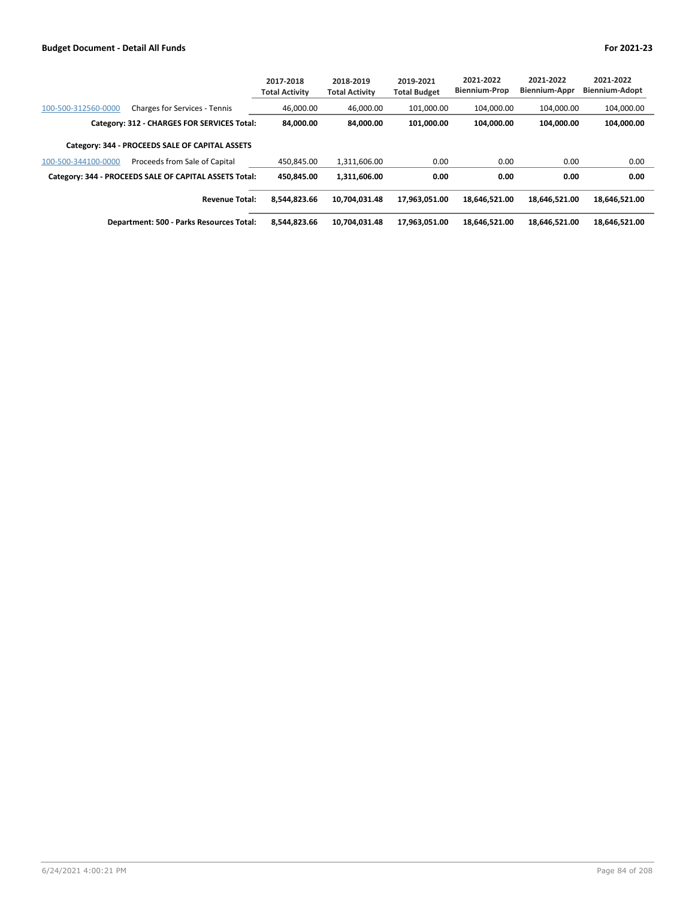| | | 2017-2018 Total Activity | 2018-2019 Total Activity | 2019-2021 Total Budget | 2021-2022 Biennium-Prop | 2021-2022 Biennium-Appr | 2021-2022 Biennium-Adopt |
|---|---|---|---|---|---|---|---|
| 100-500-312560-0000 | Charges for Services - Tennis | 46,000.00 | 46,000.00 | 101,000.00 | 104,000.00 | 104,000.00 | 104,000.00 |
| | **Category: 312 - CHARGES FOR SERVICES Total:** | **84,000.00** | **84,000.00** | **101,000.00** | **104,000.00** | **104,000.00** | **104,000.00** |
| | **Category: 344 - PROCEEDS SALE OF CAPITAL ASSETS** | | | | | | |
| 100-500-344100-0000 | Proceeds from Sale of Capital | 450,845.00 | 1,311,606.00 | 0.00 | 0.00 | 0.00 | 0.00 |
| | **Category: 344 - PROCEEDS SALE OF CAPITAL ASSETS Total:** | **450,845.00** | **1,311,606.00** | **0.00** | **0.00** | **0.00** | **0.00** |
| | **Revenue Total:** | **8,544,823.66** | **10,704,031.48** | **17,963,051.00** | **18,646,521.00** | **18,646,521.00** | **18,646,521.00** |
| | **Department: 500 - Parks Resources Total:** | **8,544,823.66** | **10,704,031.48** | **17,963,051.00** | **18,646,521.00** | **18,646,521.00** | **18,646,521.00** |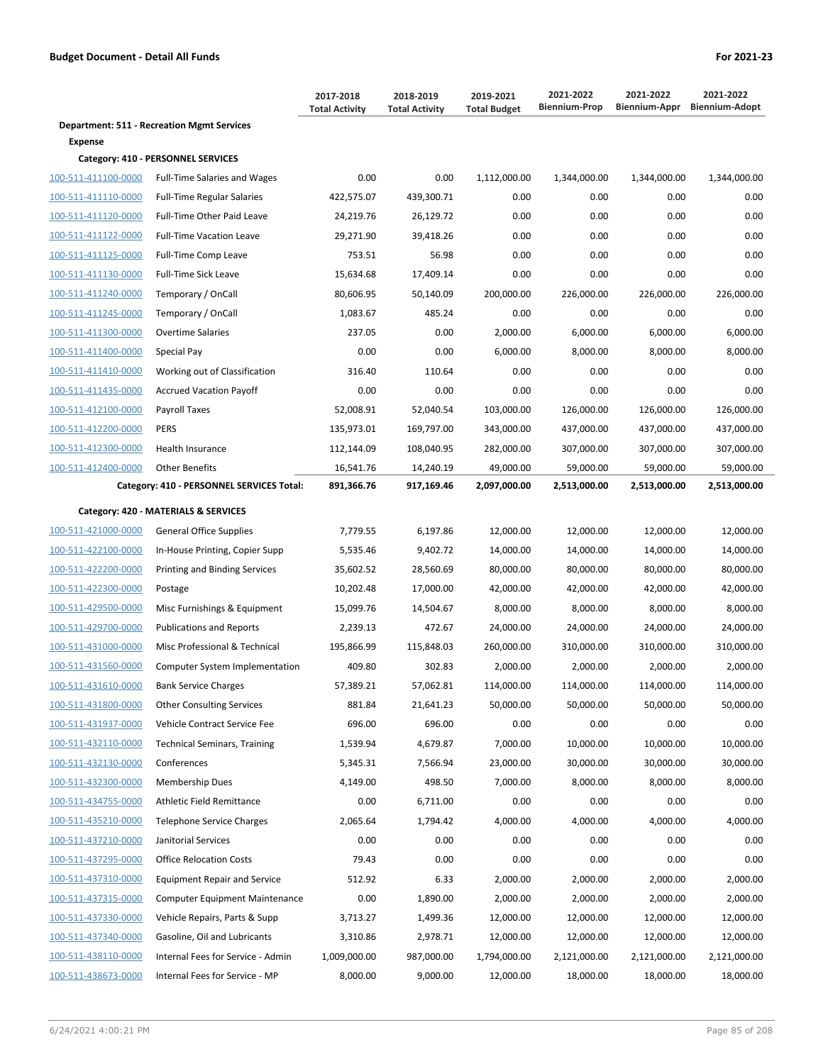**Budget Document - Detail All Funds** | **For 2021-23**

| | | 2017-2018 Total Activity | 2018-2019 Total Activity | 2019-2021 Total Budget | 2021-2022 Biennium-Prop | 2021-2022 Biennium-Appr | 2021-2022 Biennium-Adopt |
|---|---|---|---|---|---|---|---|
| **Department: 511 - Recreation Mgmt Services** | | | | | | | |
| **Expense** | | | | | | | |
| **Category: 410 - PERSONNEL SERVICES** | | | | | | | |
| 100-511-411100-0000 | Full-Time Salaries and Wages | 0.00 | 0.00 | 1,112,000.00 | 1,344,000.00 | 1,344,000.00 | 1,344,000.00 |
| 100-511-411110-0000 | Full-Time Regular Salaries | 422,575.07 | 439,300.71 | 0.00 | 0.00 | 0.00 | 0.00 |
| 100-511-411120-0000 | Full-Time Other Paid Leave | 24,219.76 | 26,129.72 | 0.00 | 0.00 | 0.00 | 0.00 |
| 100-511-411122-0000 | Full-Time Vacation Leave | 29,271.90 | 39,418.26 | 0.00 | 0.00 | 0.00 | 0.00 |
| 100-511-411125-0000 | Full-Time Comp Leave | 753.51 | 56.98 | 0.00 | 0.00 | 0.00 | 0.00 |
| 100-511-411130-0000 | Full-Time Sick Leave | 15,634.68 | 17,409.14 | 0.00 | 0.00 | 0.00 | 0.00 |
| 100-511-411240-0000 | Temporary / OnCall | 80,606.95 | 50,140.09 | 200,000.00 | 226,000.00 | 226,000.00 | 226,000.00 |
| 100-511-411245-0000 | Temporary / OnCall | 1,083.67 | 485.24 | 0.00 | 0.00 | 0.00 | 0.00 |
| 100-511-411300-0000 | Overtime Salaries | 237.05 | 0.00 | 2,000.00 | 6,000.00 | 6,000.00 | 6,000.00 |
| 100-511-411400-0000 | Special Pay | 0.00 | 0.00 | 6,000.00 | 8,000.00 | 8,000.00 | 8,000.00 |
| 100-511-411410-0000 | Working out of Classification | 316.40 | 110.64 | 0.00 | 0.00 | 0.00 | 0.00 |
| 100-511-411435-0000 | Accrued Vacation Payoff | 0.00 | 0.00 | 0.00 | 0.00 | 0.00 | 0.00 |
| 100-511-412100-0000 | Payroll Taxes | 52,008.91 | 52,040.54 | 103,000.00 | 126,000.00 | 126,000.00 | 126,000.00 |
| 100-511-412200-0000 | PERS | 135,973.01 | 169,797.00 | 343,000.00 | 437,000.00 | 437,000.00 | 437,000.00 |
| 100-511-412300-0000 | Health Insurance | 112,144.09 | 108,040.95 | 282,000.00 | 307,000.00 | 307,000.00 | 307,000.00 |
| 100-511-412400-0000 | Other Benefits | 16,541.76 | 14,240.19 | 49,000.00 | 59,000.00 | 59,000.00 | 59,000.00 |
| | **Category: 410 - PERSONNEL SERVICES Total:** | **891,366.76** | **917,169.46** | **2,097,000.00** | **2,513,000.00** | **2,513,000.00** | **2,513,000.00** |
| **Category: 420 - MATERIALS & SERVICES** | | | | | | | |
| 100-511-421000-0000 | General Office Supplies | 7,779.55 | 6,197.86 | 12,000.00 | 12,000.00 | 12,000.00 | 12,000.00 |
| 100-511-422100-0000 | In-House Printing, Copier Supp | 5,535.46 | 9,402.72 | 14,000.00 | 14,000.00 | 14,000.00 | 14,000.00 |
| 100-511-422200-0000 | Printing and Binding Services | 35,602.52 | 28,560.69 | 80,000.00 | 80,000.00 | 80,000.00 | 80,000.00 |
| 100-511-422300-0000 | Postage | 10,202.48 | 17,000.00 | 42,000.00 | 42,000.00 | 42,000.00 | 42,000.00 |
| 100-511-429500-0000 | Misc Furnishings & Equipment | 15,099.76 | 14,504.67 | 8,000.00 | 8,000.00 | 8,000.00 | 8,000.00 |
| 100-511-429700-0000 | Publications and Reports | 2,239.13 | 472.67 | 24,000.00 | 24,000.00 | 24,000.00 | 24,000.00 |
| 100-511-431000-0000 | Misc Professional & Technical | 195,866.99 | 115,848.03 | 260,000.00 | 310,000.00 | 310,000.00 | 310,000.00 |
| 100-511-431560-0000 | Computer System Implementation | 409.80 | 302.83 | 2,000.00 | 2,000.00 | 2,000.00 | 2,000.00 |
| 100-511-431610-0000 | Bank Service Charges | 57,389.21 | 57,062.81 | 114,000.00 | 114,000.00 | 114,000.00 | 114,000.00 |
| 100-511-431800-0000 | Other Consulting Services | 881.84 | 21,641.23 | 50,000.00 | 50,000.00 | 50,000.00 | 50,000.00 |
| 100-511-431937-0000 | Vehicle Contract Service Fee | 696.00 | 696.00 | 0.00 | 0.00 | 0.00 | 0.00 |
| 100-511-432110-0000 | Technical Seminars, Training | 1,539.94 | 4,679.87 | 7,000.00 | 10,000.00 | 10,000.00 | 10,000.00 |
| 100-511-432130-0000 | Conferences | 5,345.31 | 7,566.94 | 23,000.00 | 30,000.00 | 30,000.00 | 30,000.00 |
| 100-511-432300-0000 | Membership Dues | 4,149.00 | 498.50 | 7,000.00 | 8,000.00 | 8,000.00 | 8,000.00 |
| 100-511-434755-0000 | Athletic Field Remittance | 0.00 | 6,711.00 | 0.00 | 0.00 | 0.00 | 0.00 |
| 100-511-435210-0000 | Telephone Service Charges | 2,065.64 | 1,794.42 | 4,000.00 | 4,000.00 | 4,000.00 | 4,000.00 |
| 100-511-437210-0000 | Janitorial Services | 0.00 | 0.00 | 0.00 | 0.00 | 0.00 | 0.00 |
| 100-511-437295-0000 | Office Relocation Costs | 79.43 | 0.00 | 0.00 | 0.00 | 0.00 | 0.00 |
| 100-511-437310-0000 | Equipment Repair and Service | 512.92 | 6.33 | 2,000.00 | 2,000.00 | 2,000.00 | 2,000.00 |
| 100-511-437315-0000 | Computer Equipment Maintenance | 0.00 | 1,890.00 | 2,000.00 | 2,000.00 | 2,000.00 | 2,000.00 |
| 100-511-437330-0000 | Vehicle Repairs, Parts & Supp | 3,713.27 | 1,499.36 | 12,000.00 | 12,000.00 | 12,000.00 | 12,000.00 |
| 100-511-437340-0000 | Gasoline, Oil and Lubricants | 3,310.86 | 2,978.71 | 12,000.00 | 12,000.00 | 12,000.00 | 12,000.00 |
| 100-511-438110-0000 | Internal Fees for Service - Admin | 1,009,000.00 | 987,000.00 | 1,794,000.00 | 2,121,000.00 | 2,121,000.00 | 2,121,000.00 |
| 100-511-438673-0000 | Internal Fees for Service - MP | 8,000.00 | 9,000.00 | 12,000.00 | 18,000.00 | 18,000.00 | 18,000.00 |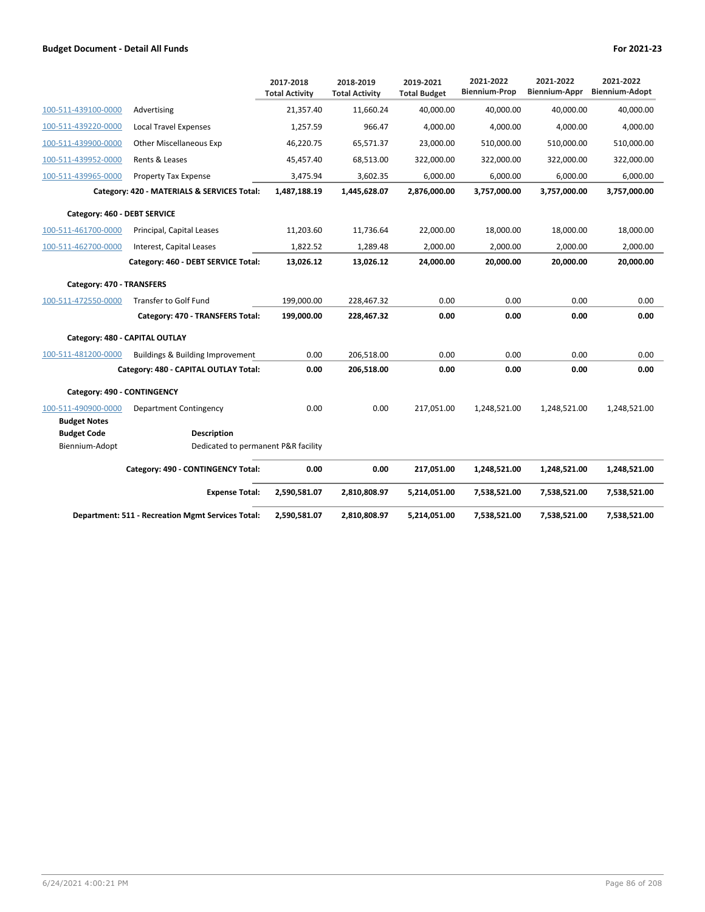**Budget Document - Detail All Funds** **For 2021-23**

| | | 2017-2018 Total Activity | 2018-2019 Total Activity | 2019-2021 Total Budget | 2021-2022 Biennium-Prop | 2021-2022 Biennium-Appr | 2021-2022 Biennium-Adopt |
|---|---|---|---|---|---|---|---|
| 100-511-439100-0000 | Advertising | 21,357.40 | 11,660.24 | 40,000.00 | 40,000.00 | 40,000.00 | 40,000.00 |
| 100-511-439220-0000 | Local Travel Expenses | 1,257.59 | 966.47 | 4,000.00 | 4,000.00 | 4,000.00 | 4,000.00 |
| 100-511-439900-0000 | Other Miscellaneous Exp | 46,220.75 | 65,571.37 | 23,000.00 | 510,000.00 | 510,000.00 | 510,000.00 |
| 100-511-439952-0000 | Rents & Leases | 45,457.40 | 68,513.00 | 322,000.00 | 322,000.00 | 322,000.00 | 322,000.00 |
| 100-511-439965-0000 | Property Tax Expense | 3,475.94 | 3,602.35 | 6,000.00 | 6,000.00 | 6,000.00 | 6,000.00 |
| | **Category: 420 - MATERIALS & SERVICES Total:** | **1,487,188.19** | **1,445,628.07** | **2,876,000.00** | **3,757,000.00** | **3,757,000.00** | **3,757,000.00** |
| **Category: 460 - DEBT SERVICE** | | | | | | | |
| 100-511-461700-0000 | Principal, Capital Leases | 11,203.60 | 11,736.64 | 22,000.00 | 18,000.00 | 18,000.00 | 18,000.00 |
| 100-511-462700-0000 | Interest, Capital Leases | 1,822.52 | 1,289.48 | 2,000.00 | 2,000.00 | 2,000.00 | 2,000.00 |
| | **Category: 460 - DEBT SERVICE Total:** | **13,026.12** | **13,026.12** | **24,000.00** | **20,000.00** | **20,000.00** | **20,000.00** |
| **Category: 470 - TRANSFERS** | | | | | | | |
| 100-511-472550-0000 | Transfer to Golf Fund | 199,000.00 | 228,467.32 | 0.00 | 0.00 | 0.00 | 0.00 |
| | **Category: 470 - TRANSFERS Total:** | **199,000.00** | **228,467.32** | **0.00** | **0.00** | **0.00** | **0.00** |
| **Category: 480 - CAPITAL OUTLAY** | | | | | | | |
| 100-511-481200-0000 | Buildings & Building Improvement | 0.00 | 206,518.00 | 0.00 | 0.00 | 0.00 | 0.00 |
| | **Category: 480 - CAPITAL OUTLAY Total:** | **0.00** | **206,518.00** | **0.00** | **0.00** | **0.00** | **0.00** |
| **Category: 490 - CONTINGENCY** | | | | | | | |
| 100-511-490900-0000 | Department Contingency | 0.00 | 0.00 | 217,051.00 | 1,248,521.00 | 1,248,521.00 | 1,248,521.00 |
| **Budget Notes** | | | | | | | |
| **Budget Code** | **Description** | | | | | | |
| Biennium-Adopt | Dedicated to permanent P&R facility | | | | | | |
| | **Category: 490 - CONTINGENCY Total:** | **0.00** | **0.00** | **217,051.00** | **1,248,521.00** | **1,248,521.00** | **1,248,521.00** |
| | **Expense Total:** | **2,590,581.07** | **2,810,808.97** | **5,214,051.00** | **7,538,521.00** | **7,538,521.00** | **7,538,521.00** |
| | **Department: 511 - Recreation Mgmt Services Total:** | **2,590,581.07** | **2,810,808.97** | **5,214,051.00** | **7,538,521.00** | **7,538,521.00** | **7,538,521.00** |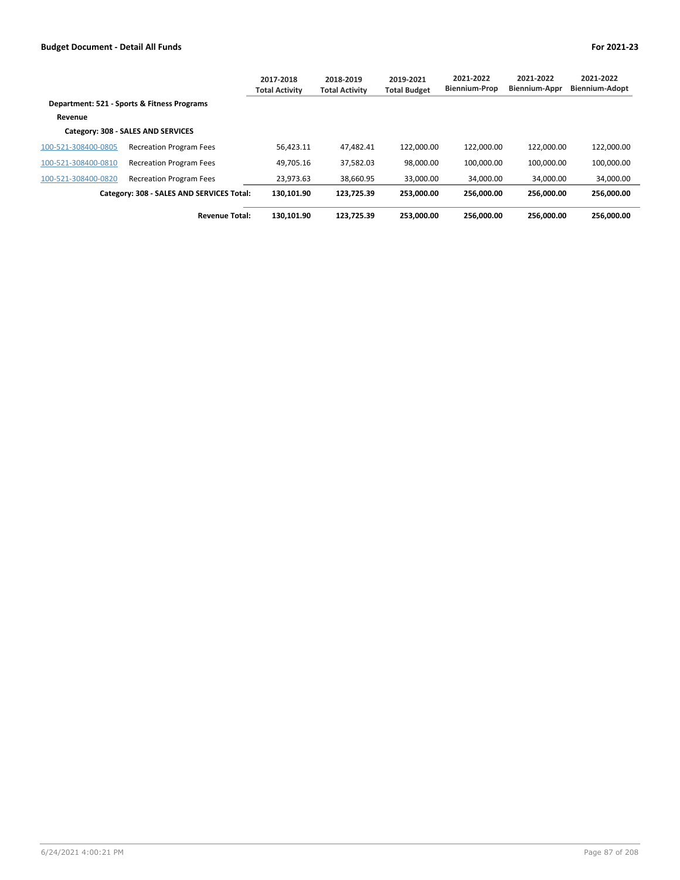| | | 2017-2018 Total Activity | 2018-2019 Total Activity | 2019-2021 Total Budget | 2021-2022 Biennium-Prop | 2021-2022 Biennium-Appr | 2021-2022 Biennium-Adopt |
|---|---|---|---|---|---|---|---|
| **Department: 521 - Sports & Fitness Programs** | | | | | | | |
| **Revenue** | | | | | | | |
| **Category: 308 - SALES AND SERVICES** | | | | | | | |
| 100-521-308400-0805 | Recreation Program Fees | 56,423.11 | 47,482.41 | 122,000.00 | 122,000.00 | 122,000.00 | 122,000.00 |
| 100-521-308400-0810 | Recreation Program Fees | 49,705.16 | 37,582.03 | 98,000.00 | 100,000.00 | 100,000.00 | 100,000.00 |
| 100-521-308400-0820 | Recreation Program Fees | 23,973.63 | 38,660.95 | 33,000.00 | 34,000.00 | 34,000.00 | 34,000.00 |
| | **Category: 308 - SALES AND SERVICES Total:** | **130,101.90** | **123,725.39** | **253,000.00** | **256,000.00** | **256,000.00** | **256,000.00** |
| | **Revenue Total:** | **130,101.90** | **123,725.39** | **253,000.00** | **256,000.00** | **256,000.00** | **256,000.00** |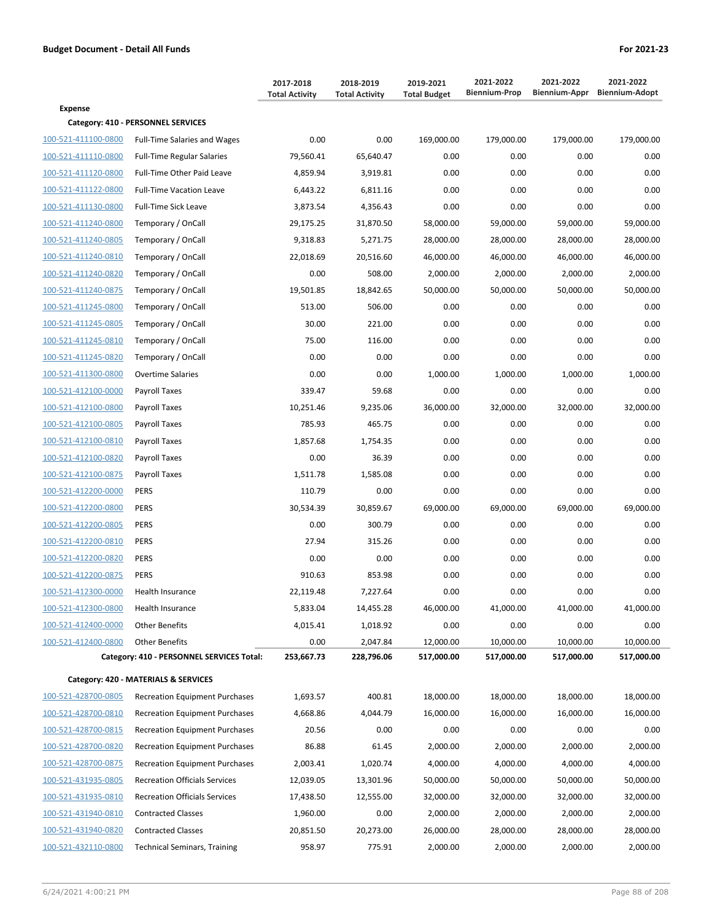**Budget Document - Detail All Funds** | **For 2021-23**

| | | 2017-2018 Total Activity | 2018-2019 Total Activity | 2019-2021 Total Budget | 2021-2022 Biennium-Prop | 2021-2022 Biennium-Appr | 2021-2022 Biennium-Adopt |
|---|---|---|---|---|---|---|---|
| **Expense** | | | | | | | |
| **Category: 410 - PERSONNEL SERVICES** | | | | | | | |
| 100-521-411100-0800 | Full-Time Salaries and Wages | 0.00 | 0.00 | 169,000.00 | 179,000.00 | 179,000.00 | 179,000.00 |
| 100-521-411110-0800 | Full-Time Regular Salaries | 79,560.41 | 65,640.47 | 0.00 | 0.00 | 0.00 | 0.00 |
| 100-521-411120-0800 | Full-Time Other Paid Leave | 4,859.94 | 3,919.81 | 0.00 | 0.00 | 0.00 | 0.00 |
| 100-521-411122-0800 | Full-Time Vacation Leave | 6,443.22 | 6,811.16 | 0.00 | 0.00 | 0.00 | 0.00 |
| 100-521-411130-0800 | Full-Time Sick Leave | 3,873.54 | 4,356.43 | 0.00 | 0.00 | 0.00 | 0.00 |
| 100-521-411240-0800 | Temporary / OnCall | 29,175.25 | 31,870.50 | 58,000.00 | 59,000.00 | 59,000.00 | 59,000.00 |
| 100-521-411240-0805 | Temporary / OnCall | 9,318.83 | 5,271.75 | 28,000.00 | 28,000.00 | 28,000.00 | 28,000.00 |
| 100-521-411240-0810 | Temporary / OnCall | 22,018.69 | 20,516.60 | 46,000.00 | 46,000.00 | 46,000.00 | 46,000.00 |
| 100-521-411240-0820 | Temporary / OnCall | 0.00 | 508.00 | 2,000.00 | 2,000.00 | 2,000.00 | 2,000.00 |
| 100-521-411240-0875 | Temporary / OnCall | 19,501.85 | 18,842.65 | 50,000.00 | 50,000.00 | 50,000.00 | 50,000.00 |
| 100-521-411245-0800 | Temporary / OnCall | 513.00 | 506.00 | 0.00 | 0.00 | 0.00 | 0.00 |
| 100-521-411245-0805 | Temporary / OnCall | 30.00 | 221.00 | 0.00 | 0.00 | 0.00 | 0.00 |
| 100-521-411245-0810 | Temporary / OnCall | 75.00 | 116.00 | 0.00 | 0.00 | 0.00 | 0.00 |
| 100-521-411245-0820 | Temporary / OnCall | 0.00 | 0.00 | 0.00 | 0.00 | 0.00 | 0.00 |
| 100-521-411300-0800 | Overtime Salaries | 0.00 | 0.00 | 1,000.00 | 1,000.00 | 1,000.00 | 1,000.00 |
| 100-521-412100-0000 | Payroll Taxes | 339.47 | 59.68 | 0.00 | 0.00 | 0.00 | 0.00 |
| 100-521-412100-0800 | Payroll Taxes | 10,251.46 | 9,235.06 | 36,000.00 | 32,000.00 | 32,000.00 | 32,000.00 |
| 100-521-412100-0805 | Payroll Taxes | 785.93 | 465.75 | 0.00 | 0.00 | 0.00 | 0.00 |
| 100-521-412100-0810 | Payroll Taxes | 1,857.68 | 1,754.35 | 0.00 | 0.00 | 0.00 | 0.00 |
| 100-521-412100-0820 | Payroll Taxes | 0.00 | 36.39 | 0.00 | 0.00 | 0.00 | 0.00 |
| 100-521-412100-0875 | Payroll Taxes | 1,511.78 | 1,585.08 | 0.00 | 0.00 | 0.00 | 0.00 |
| 100-521-412200-0000 | PERS | 110.79 | 0.00 | 0.00 | 0.00 | 0.00 | 0.00 |
| 100-521-412200-0800 | PERS | 30,534.39 | 30,859.67 | 69,000.00 | 69,000.00 | 69,000.00 | 69,000.00 |
| 100-521-412200-0805 | PERS | 0.00 | 300.79 | 0.00 | 0.00 | 0.00 | 0.00 |
| 100-521-412200-0810 | PERS | 27.94 | 315.26 | 0.00 | 0.00 | 0.00 | 0.00 |
| 100-521-412200-0820 | PERS | 0.00 | 0.00 | 0.00 | 0.00 | 0.00 | 0.00 |
| 100-521-412200-0875 | PERS | 910.63 | 853.98 | 0.00 | 0.00 | 0.00 | 0.00 |
| 100-521-412300-0000 | Health Insurance | 22,119.48 | 7,227.64 | 0.00 | 0.00 | 0.00 | 0.00 |
| 100-521-412300-0800 | Health Insurance | 5,833.04 | 14,455.28 | 46,000.00 | 41,000.00 | 41,000.00 | 41,000.00 |
| 100-521-412400-0000 | Other Benefits | 4,015.41 | 1,018.92 | 0.00 | 0.00 | 0.00 | 0.00 |
| 100-521-412400-0800 | Other Benefits | 0.00 | 2,047.84 | 12,000.00 | 10,000.00 | 10,000.00 | 10,000.00 |
| | **Category: 410 - PERSONNEL SERVICES Total:** | **253,667.73** | **228,796.06** | **517,000.00** | **517,000.00** | **517,000.00** | **517,000.00** |
| **Category: 420 - MATERIALS & SERVICES** | | | | | | | |
| 100-521-428700-0805 | Recreation Equipment Purchases | 1,693.57 | 400.81 | 18,000.00 | 18,000.00 | 18,000.00 | 18,000.00 |
| 100-521-428700-0810 | Recreation Equipment Purchases | 4,668.86 | 4,044.79 | 16,000.00 | 16,000.00 | 16,000.00 | 16,000.00 |
| 100-521-428700-0815 | Recreation Equipment Purchases | 20.56 | 0.00 | 0.00 | 0.00 | 0.00 | 0.00 |
| 100-521-428700-0820 | Recreation Equipment Purchases | 86.88 | 61.45 | 2,000.00 | 2,000.00 | 2,000.00 | 2,000.00 |
| 100-521-428700-0875 | Recreation Equipment Purchases | 2,003.41 | 1,020.74 | 4,000.00 | 4,000.00 | 4,000.00 | 4,000.00 |
| 100-521-431935-0805 | Recreation Officials Services | 12,039.05 | 13,301.96 | 50,000.00 | 50,000.00 | 50,000.00 | 50,000.00 |
| 100-521-431935-0810 | Recreation Officials Services | 17,438.50 | 12,555.00 | 32,000.00 | 32,000.00 | 32,000.00 | 32,000.00 |
| 100-521-431940-0810 | Contracted Classes | 1,960.00 | 0.00 | 2,000.00 | 2,000.00 | 2,000.00 | 2,000.00 |
| 100-521-431940-0820 | Contracted Classes | 20,851.50 | 20,273.00 | 26,000.00 | 28,000.00 | 28,000.00 | 28,000.00 |
| 100-521-432110-0800 | Technical Seminars, Training | 958.97 | 775.91 | 2,000.00 | 2,000.00 | 2,000.00 | 2,000.00 |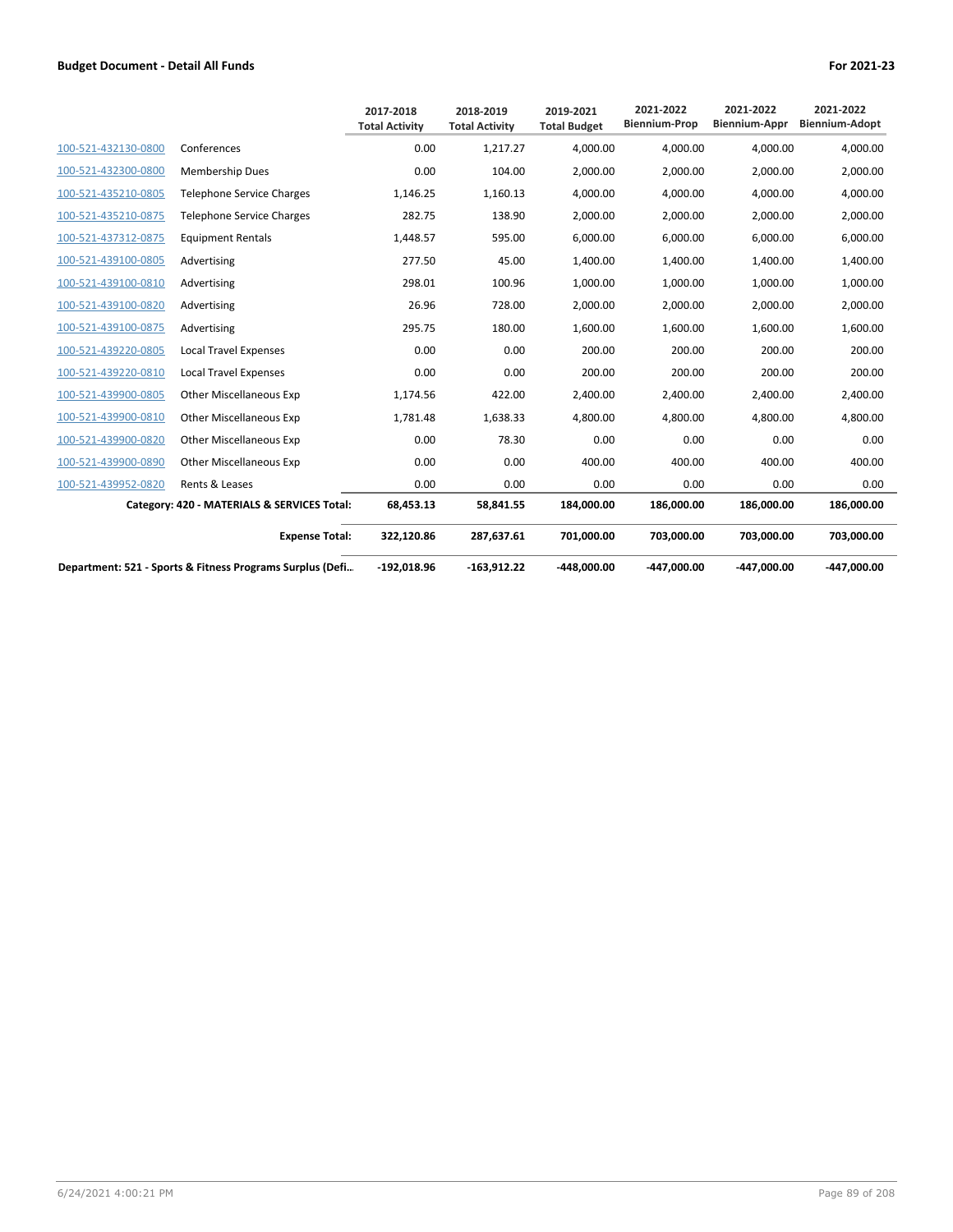| | | 2017-2018 Total Activity | 2018-2019 Total Activity | 2019-2021 Total Budget | 2021-2022 Biennium-Prop | 2021-2022 Biennium-Appr | 2021-2022 Biennium-Adopt |
|---|---|---|---|---|---|---|---|
| 100-521-432130-0800 | Conferences | 0.00 | 1,217.27 | 4,000.00 | 4,000.00 | 4,000.00 | 4,000.00 |
| 100-521-432300-0800 | Membership Dues | 0.00 | 104.00 | 2,000.00 | 2,000.00 | 2,000.00 | 2,000.00 |
| 100-521-435210-0805 | Telephone Service Charges | 1,146.25 | 1,160.13 | 4,000.00 | 4,000.00 | 4,000.00 | 4,000.00 |
| 100-521-435210-0875 | Telephone Service Charges | 282.75 | 138.90 | 2,000.00 | 2,000.00 | 2,000.00 | 2,000.00 |
| 100-521-437312-0875 | Equipment Rentals | 1,448.57 | 595.00 | 6,000.00 | 6,000.00 | 6,000.00 | 6,000.00 |
| 100-521-439100-0805 | Advertising | 277.50 | 45.00 | 1,400.00 | 1,400.00 | 1,400.00 | 1,400.00 |
| 100-521-439100-0810 | Advertising | 298.01 | 100.96 | 1,000.00 | 1,000.00 | 1,000.00 | 1,000.00 |
| 100-521-439100-0820 | Advertising | 26.96 | 728.00 | 2,000.00 | 2,000.00 | 2,000.00 | 2,000.00 |
| 100-521-439100-0875 | Advertising | 295.75 | 180.00 | 1,600.00 | 1,600.00 | 1,600.00 | 1,600.00 |
| 100-521-439220-0805 | Local Travel Expenses | 0.00 | 0.00 | 200.00 | 200.00 | 200.00 | 200.00 |
| 100-521-439220-0810 | Local Travel Expenses | 0.00 | 0.00 | 200.00 | 200.00 | 200.00 | 200.00 |
| 100-521-439900-0805 | Other Miscellaneous Exp | 1,174.56 | 422.00 | 2,400.00 | 2,400.00 | 2,400.00 | 2,400.00 |
| 100-521-439900-0810 | Other Miscellaneous Exp | 1,781.48 | 1,638.33 | 4,800.00 | 4,800.00 | 4,800.00 | 4,800.00 |
| 100-521-439900-0820 | Other Miscellaneous Exp | 0.00 | 78.30 | 0.00 | 0.00 | 0.00 | 0.00 |
| 100-521-439900-0890 | Other Miscellaneous Exp | 0.00 | 0.00 | 400.00 | 400.00 | 400.00 | 400.00 |
| 100-521-439952-0820 | Rents & Leases | 0.00 | 0.00 | 0.00 | 0.00 | 0.00 | 0.00 |
| | **Category: 420 - MATERIALS & SERVICES Total:** | **68,453.13** | **58,841.55** | **184,000.00** | **186,000.00** | **186,000.00** | **186,000.00** |
| | **Expense Total:** | **322,120.86** | **287,637.61** | **701,000.00** | **703,000.00** | **703,000.00** | **703,000.00** |
| **Department: 521 - Sports & Fitness Programs Surplus (Defi...** | | **-192,018.96** | **-163,912.22** | **-448,000.00** | **-447,000.00** | **-447,000.00** | **-447,000.00** |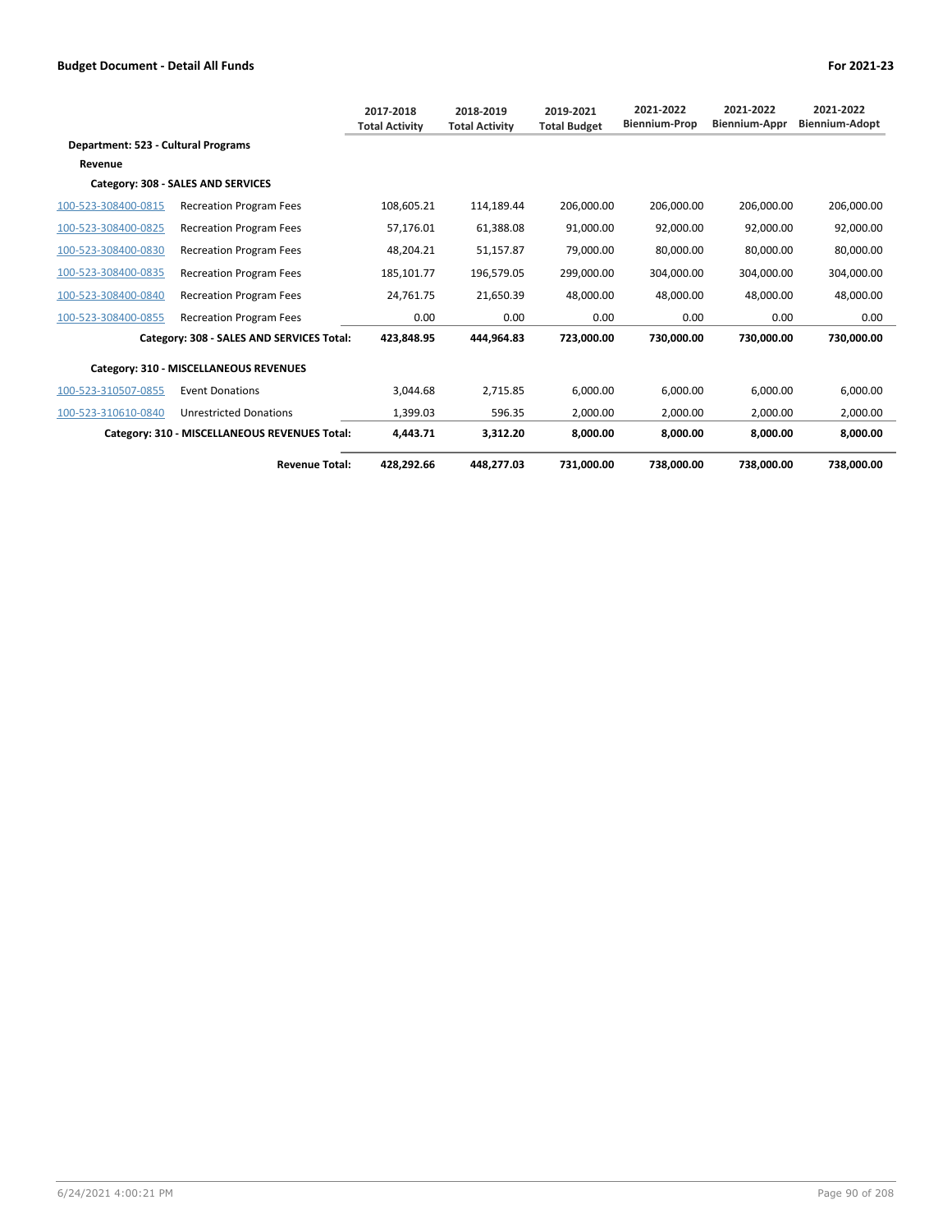| | | 2017-2018 Total Activity | 2018-2019 Total Activity | 2019-2021 Total Budget | 2021-2022 Biennium-Prop | 2021-2022 Biennium-Appr | 2021-2022 Biennium-Adopt |
|---|---|---|---|---|---|---|---|
| **Department: 523 - Cultural Programs** | | | | | | | |
| **Revenue** | | | | | | | |
| **Category: 308 - SALES AND SERVICES** | | | | | | | |
| 100-523-308400-0815 | Recreation Program Fees | 108,605.21 | 114,189.44 | 206,000.00 | 206,000.00 | 206,000.00 | 206,000.00 |
| 100-523-308400-0825 | Recreation Program Fees | 57,176.01 | 61,388.08 | 91,000.00 | 92,000.00 | 92,000.00 | 92,000.00 |
| 100-523-308400-0830 | Recreation Program Fees | 48,204.21 | 51,157.87 | 79,000.00 | 80,000.00 | 80,000.00 | 80,000.00 |
| 100-523-308400-0835 | Recreation Program Fees | 185,101.77 | 196,579.05 | 299,000.00 | 304,000.00 | 304,000.00 | 304,000.00 |
| 100-523-308400-0840 | Recreation Program Fees | 24,761.75 | 21,650.39 | 48,000.00 | 48,000.00 | 48,000.00 | 48,000.00 |
| 100-523-308400-0855 | Recreation Program Fees | 0.00 | 0.00 | 0.00 | 0.00 | 0.00 | 0.00 |
| | **Category: 308 - SALES AND SERVICES Total:** | **423,848.95** | **444,964.83** | **723,000.00** | **730,000.00** | **730,000.00** | **730,000.00** |
| **Category: 310 - MISCELLANEOUS REVENUES** | | | | | | | |
| 100-523-310507-0855 | Event Donations | 3,044.68 | 2,715.85 | 6,000.00 | 6,000.00 | 6,000.00 | 6,000.00 |
| 100-523-310610-0840 | Unrestricted Donations | 1,399.03 | 596.35 | 2,000.00 | 2,000.00 | 2,000.00 | 2,000.00 |
| | **Category: 310 - MISCELLANEOUS REVENUES Total:** | **4,443.71** | **3,312.20** | **8,000.00** | **8,000.00** | **8,000.00** | **8,000.00** |
| | **Revenue Total:** | **428,292.66** | **448,277.03** | **731,000.00** | **738,000.00** | **738,000.00** | **738,000.00** |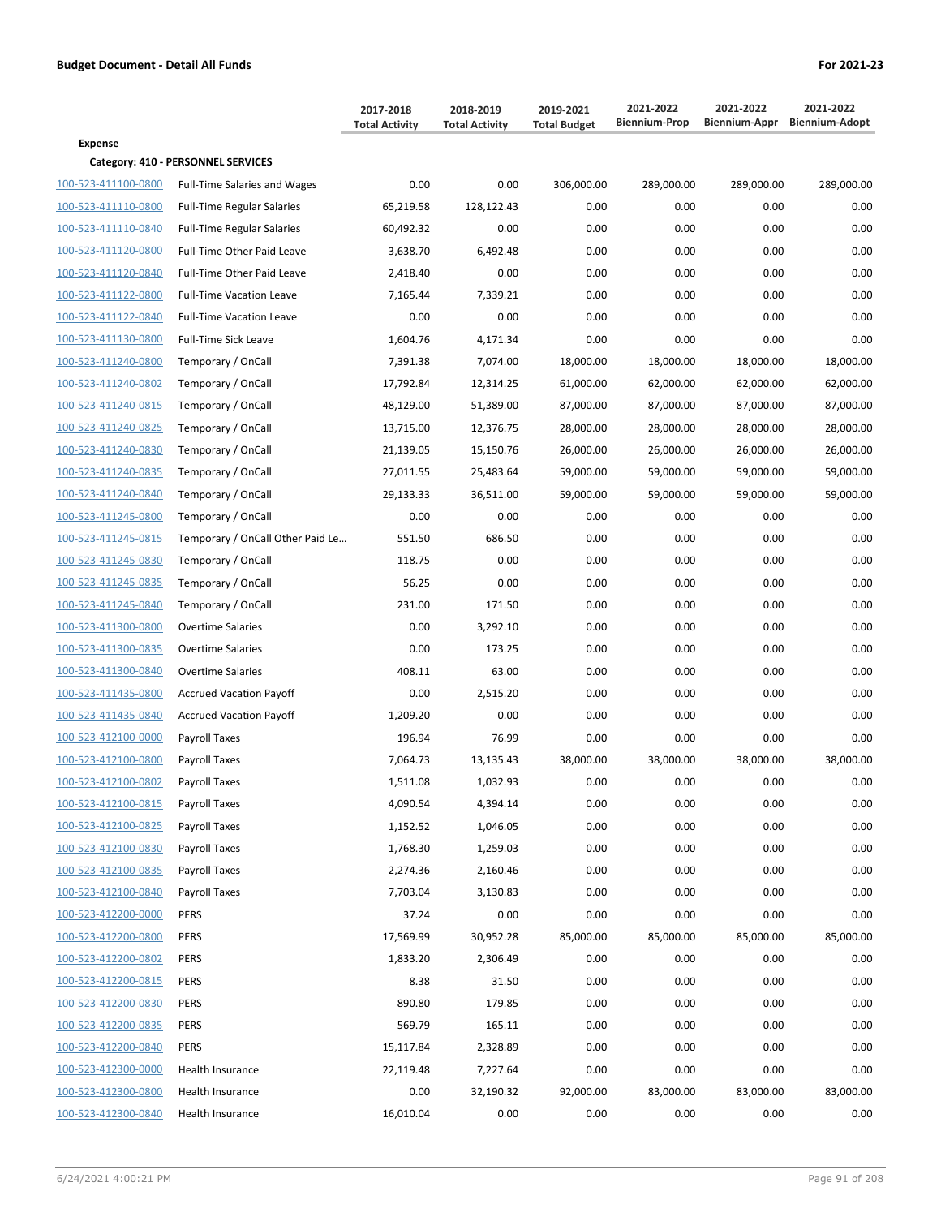**Budget Document - Detail All Funds** | **For 2021-23**

| | | 2017-2018 Total Activity | 2018-2019 Total Activity | 2019-2021 Total Budget | 2021-2022 Biennium-Prop | 2021-2022 Biennium-Appr | 2021-2022 Biennium-Adopt |
|---|---|---|---|---|---|---|---|
| **Expense** | | | | | | | |
| **Category: 410 - PERSONNEL SERVICES** | | | | | | | |
| 100-523-411100-0800 | Full-Time Salaries and Wages | 0.00 | 0.00 | 306,000.00 | 289,000.00 | 289,000.00 | 289,000.00 |
| 100-523-411110-0800 | Full-Time Regular Salaries | 65,219.58 | 128,122.43 | 0.00 | 0.00 | 0.00 | 0.00 |
| 100-523-411110-0840 | Full-Time Regular Salaries | 60,492.32 | 0.00 | 0.00 | 0.00 | 0.00 | 0.00 |
| 100-523-411120-0800 | Full-Time Other Paid Leave | 3,638.70 | 6,492.48 | 0.00 | 0.00 | 0.00 | 0.00 |
| 100-523-411120-0840 | Full-Time Other Paid Leave | 2,418.40 | 0.00 | 0.00 | 0.00 | 0.00 | 0.00 |
| 100-523-411122-0800 | Full-Time Vacation Leave | 7,165.44 | 7,339.21 | 0.00 | 0.00 | 0.00 | 0.00 |
| 100-523-411122-0840 | Full-Time Vacation Leave | 0.00 | 0.00 | 0.00 | 0.00 | 0.00 | 0.00 |
| 100-523-411130-0800 | Full-Time Sick Leave | 1,604.76 | 4,171.34 | 0.00 | 0.00 | 0.00 | 0.00 |
| 100-523-411240-0800 | Temporary / OnCall | 7,391.38 | 7,074.00 | 18,000.00 | 18,000.00 | 18,000.00 | 18,000.00 |
| 100-523-411240-0802 | Temporary / OnCall | 17,792.84 | 12,314.25 | 61,000.00 | 62,000.00 | 62,000.00 | 62,000.00 |
| 100-523-411240-0815 | Temporary / OnCall | 48,129.00 | 51,389.00 | 87,000.00 | 87,000.00 | 87,000.00 | 87,000.00 |
| 100-523-411240-0825 | Temporary / OnCall | 13,715.00 | 12,376.75 | 28,000.00 | 28,000.00 | 28,000.00 | 28,000.00 |
| 100-523-411240-0830 | Temporary / OnCall | 21,139.05 | 15,150.76 | 26,000.00 | 26,000.00 | 26,000.00 | 26,000.00 |
| 100-523-411240-0835 | Temporary / OnCall | 27,011.55 | 25,483.64 | 59,000.00 | 59,000.00 | 59,000.00 | 59,000.00 |
| 100-523-411240-0840 | Temporary / OnCall | 29,133.33 | 36,511.00 | 59,000.00 | 59,000.00 | 59,000.00 | 59,000.00 |
| 100-523-411245-0800 | Temporary / OnCall | 0.00 | 0.00 | 0.00 | 0.00 | 0.00 | 0.00 |
| 100-523-411245-0815 | Temporary / OnCall Other Paid Le… | 551.50 | 686.50 | 0.00 | 0.00 | 0.00 | 0.00 |
| 100-523-411245-0830 | Temporary / OnCall | 118.75 | 0.00 | 0.00 | 0.00 | 0.00 | 0.00 |
| 100-523-411245-0835 | Temporary / OnCall | 56.25 | 0.00 | 0.00 | 0.00 | 0.00 | 0.00 |
| 100-523-411245-0840 | Temporary / OnCall | 231.00 | 171.50 | 0.00 | 0.00 | 0.00 | 0.00 |
| 100-523-411300-0800 | Overtime Salaries | 0.00 | 3,292.10 | 0.00 | 0.00 | 0.00 | 0.00 |
| 100-523-411300-0835 | Overtime Salaries | 0.00 | 173.25 | 0.00 | 0.00 | 0.00 | 0.00 |
| 100-523-411300-0840 | Overtime Salaries | 408.11 | 63.00 | 0.00 | 0.00 | 0.00 | 0.00 |
| 100-523-411435-0800 | Accrued Vacation Payoff | 0.00 | 2,515.20 | 0.00 | 0.00 | 0.00 | 0.00 |
| 100-523-411435-0840 | Accrued Vacation Payoff | 1,209.20 | 0.00 | 0.00 | 0.00 | 0.00 | 0.00 |
| 100-523-412100-0000 | Payroll Taxes | 196.94 | 76.99 | 0.00 | 0.00 | 0.00 | 0.00 |
| 100-523-412100-0800 | Payroll Taxes | 7,064.73 | 13,135.43 | 38,000.00 | 38,000.00 | 38,000.00 | 38,000.00 |
| 100-523-412100-0802 | Payroll Taxes | 1,511.08 | 1,032.93 | 0.00 | 0.00 | 0.00 | 0.00 |
| 100-523-412100-0815 | Payroll Taxes | 4,090.54 | 4,394.14 | 0.00 | 0.00 | 0.00 | 0.00 |
| 100-523-412100-0825 | Payroll Taxes | 1,152.52 | 1,046.05 | 0.00 | 0.00 | 0.00 | 0.00 |
| 100-523-412100-0830 | Payroll Taxes | 1,768.30 | 1,259.03 | 0.00 | 0.00 | 0.00 | 0.00 |
| 100-523-412100-0835 | Payroll Taxes | 2,274.36 | 2,160.46 | 0.00 | 0.00 | 0.00 | 0.00 |
| 100-523-412100-0840 | Payroll Taxes | 7,703.04 | 3,130.83 | 0.00 | 0.00 | 0.00 | 0.00 |
| 100-523-412200-0000 | PERS | 37.24 | 0.00 | 0.00 | 0.00 | 0.00 | 0.00 |
| 100-523-412200-0800 | PERS | 17,569.99 | 30,952.28 | 85,000.00 | 85,000.00 | 85,000.00 | 85,000.00 |
| 100-523-412200-0802 | PERS | 1,833.20 | 2,306.49 | 0.00 | 0.00 | 0.00 | 0.00 |
| 100-523-412200-0815 | PERS | 8.38 | 31.50 | 0.00 | 0.00 | 0.00 | 0.00 |
| 100-523-412200-0830 | PERS | 890.80 | 179.85 | 0.00 | 0.00 | 0.00 | 0.00 |
| 100-523-412200-0835 | PERS | 569.79 | 165.11 | 0.00 | 0.00 | 0.00 | 0.00 |
| 100-523-412200-0840 | PERS | 15,117.84 | 2,328.89 | 0.00 | 0.00 | 0.00 | 0.00 |
| 100-523-412300-0000 | Health Insurance | 22,119.48 | 7,227.64 | 0.00 | 0.00 | 0.00 | 0.00 |
| 100-523-412300-0800 | Health Insurance | 0.00 | 32,190.32 | 92,000.00 | 83,000.00 | 83,000.00 | 83,000.00 |
| 100-523-412300-0840 | Health Insurance | 16,010.04 | 0.00 | 0.00 | 0.00 | 0.00 | 0.00 |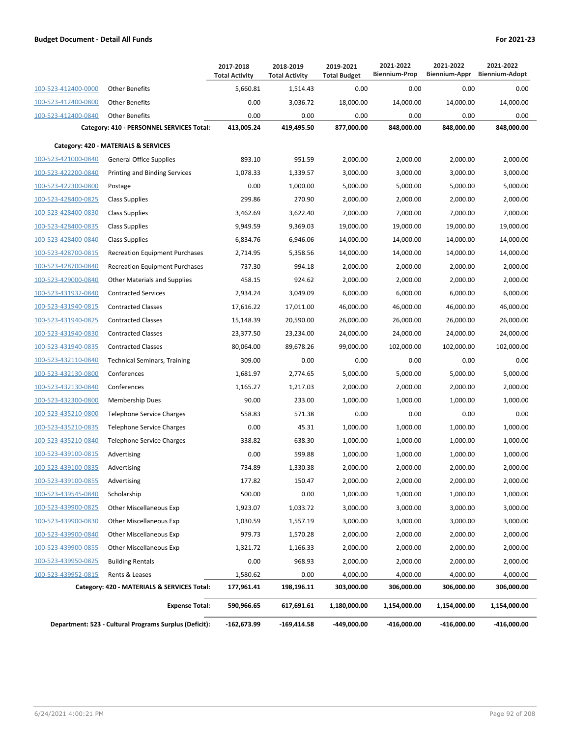**Budget Document - Detail All Funds** **For 2021-23**

| | | 2017-2018 Total Activity | 2018-2019 Total Activity | 2019-2021 Total Budget | 2021-2022 Biennium-Prop | 2021-2022 Biennium-Appr | 2021-2022 Biennium-Adopt |
|---|---|---|---|---|---|---|---|
| 100-523-412400-0000 | Other Benefits | 5,660.81 | 1,514.43 | 0.00 | 0.00 | 0.00 | 0.00 |
| 100-523-412400-0800 | Other Benefits | 0.00 | 3,036.72 | 18,000.00 | 14,000.00 | 14,000.00 | 14,000.00 |
| 100-523-412400-0840 | Other Benefits | 0.00 | 0.00 | 0.00 | 0.00 | 0.00 | 0.00 |
| | **Category: 410 - PERSONNEL SERVICES Total:** | **413,005.24** | **419,495.50** | **877,000.00** | **848,000.00** | **848,000.00** | **848,000.00** |
| **Category: 420 - MATERIALS & SERVICES** | | | | | | | |
| 100-523-421000-0840 | General Office Supplies | 893.10 | 951.59 | 2,000.00 | 2,000.00 | 2,000.00 | 2,000.00 |
| 100-523-422200-0840 | Printing and Binding Services | 1,078.33 | 1,339.57 | 3,000.00 | 3,000.00 | 3,000.00 | 3,000.00 |
| 100-523-422300-0800 | Postage | 0.00 | 1,000.00 | 5,000.00 | 5,000.00 | 5,000.00 | 5,000.00 |
| 100-523-428400-0825 | Class Supplies | 299.86 | 270.90 | 2,000.00 | 2,000.00 | 2,000.00 | 2,000.00 |
| 100-523-428400-0830 | Class Supplies | 3,462.69 | 3,622.40 | 7,000.00 | 7,000.00 | 7,000.00 | 7,000.00 |
| 100-523-428400-0835 | Class Supplies | 9,949.59 | 9,369.03 | 19,000.00 | 19,000.00 | 19,000.00 | 19,000.00 |
| 100-523-428400-0840 | Class Supplies | 6,834.76 | 6,946.06 | 14,000.00 | 14,000.00 | 14,000.00 | 14,000.00 |
| 100-523-428700-0815 | Recreation Equipment Purchases | 2,714.95 | 5,358.56 | 14,000.00 | 14,000.00 | 14,000.00 | 14,000.00 |
| 100-523-428700-0840 | Recreation Equipment Purchases | 737.30 | 994.18 | 2,000.00 | 2,000.00 | 2,000.00 | 2,000.00 |
| 100-523-429000-0840 | Other Materials and Supplies | 458.15 | 924.62 | 2,000.00 | 2,000.00 | 2,000.00 | 2,000.00 |
| 100-523-431932-0840 | Contracted Services | 2,934.24 | 3,049.09 | 6,000.00 | 6,000.00 | 6,000.00 | 6,000.00 |
| 100-523-431940-0815 | Contracted Classes | 17,616.22 | 17,011.00 | 46,000.00 | 46,000.00 | 46,000.00 | 46,000.00 |
| 100-523-431940-0825 | Contracted Classes | 15,148.39 | 20,590.00 | 26,000.00 | 26,000.00 | 26,000.00 | 26,000.00 |
| 100-523-431940-0830 | Contracted Classes | 23,377.50 | 23,234.00 | 24,000.00 | 24,000.00 | 24,000.00 | 24,000.00 |
| 100-523-431940-0835 | Contracted Classes | 80,064.00 | 89,678.26 | 99,000.00 | 102,000.00 | 102,000.00 | 102,000.00 |
| 100-523-432110-0840 | Technical Seminars, Training | 309.00 | 0.00 | 0.00 | 0.00 | 0.00 | 0.00 |
| 100-523-432130-0800 | Conferences | 1,681.97 | 2,774.65 | 5,000.00 | 5,000.00 | 5,000.00 | 5,000.00 |
| 100-523-432130-0840 | Conferences | 1,165.27 | 1,217.03 | 2,000.00 | 2,000.00 | 2,000.00 | 2,000.00 |
| 100-523-432300-0800 | Membership Dues | 90.00 | 233.00 | 1,000.00 | 1,000.00 | 1,000.00 | 1,000.00 |
| 100-523-435210-0800 | Telephone Service Charges | 558.83 | 571.38 | 0.00 | 0.00 | 0.00 | 0.00 |
| 100-523-435210-0835 | Telephone Service Charges | 0.00 | 45.31 | 1,000.00 | 1,000.00 | 1,000.00 | 1,000.00 |
| 100-523-435210-0840 | Telephone Service Charges | 338.82 | 638.30 | 1,000.00 | 1,000.00 | 1,000.00 | 1,000.00 |
| 100-523-439100-0815 | Advertising | 0.00 | 599.88 | 1,000.00 | 1,000.00 | 1,000.00 | 1,000.00 |
| 100-523-439100-0835 | Advertising | 734.89 | 1,330.38 | 2,000.00 | 2,000.00 | 2,000.00 | 2,000.00 |
| 100-523-439100-0855 | Advertising | 177.82 | 150.47 | 2,000.00 | 2,000.00 | 2,000.00 | 2,000.00 |
| 100-523-439545-0840 | Scholarship | 500.00 | 0.00 | 1,000.00 | 1,000.00 | 1,000.00 | 1,000.00 |
| 100-523-439900-0825 | Other Miscellaneous Exp | 1,923.07 | 1,033.72 | 3,000.00 | 3,000.00 | 3,000.00 | 3,000.00 |
| 100-523-439900-0830 | Other Miscellaneous Exp | 1,030.59 | 1,557.19 | 3,000.00 | 3,000.00 | 3,000.00 | 3,000.00 |
| 100-523-439900-0840 | Other Miscellaneous Exp | 979.73 | 1,570.28 | 2,000.00 | 2,000.00 | 2,000.00 | 2,000.00 |
| 100-523-439900-0855 | Other Miscellaneous Exp | 1,321.72 | 1,166.33 | 2,000.00 | 2,000.00 | 2,000.00 | 2,000.00 |
| 100-523-439950-0825 | Building Rentals | 0.00 | 968.93 | 2,000.00 | 2,000.00 | 2,000.00 | 2,000.00 |
| 100-523-439952-0815 | Rents & Leases | 1,580.62 | 0.00 | 4,000.00 | 4,000.00 | 4,000.00 | 4,000.00 |
| | **Category: 420 - MATERIALS & SERVICES Total:** | **177,961.41** | **198,196.11** | **303,000.00** | **306,000.00** | **306,000.00** | **306,000.00** |
| | **Expense Total:** | **590,966.65** | **617,691.61** | **1,180,000.00** | **1,154,000.00** | **1,154,000.00** | **1,154,000.00** |
| | **Department: 523 - Cultural Programs Surplus (Deficit):** | **-162,673.99** | **-169,414.58** | **-449,000.00** | **-416,000.00** | **-416,000.00** | **-416,000.00** |

6/24/2021 4:00:21 PM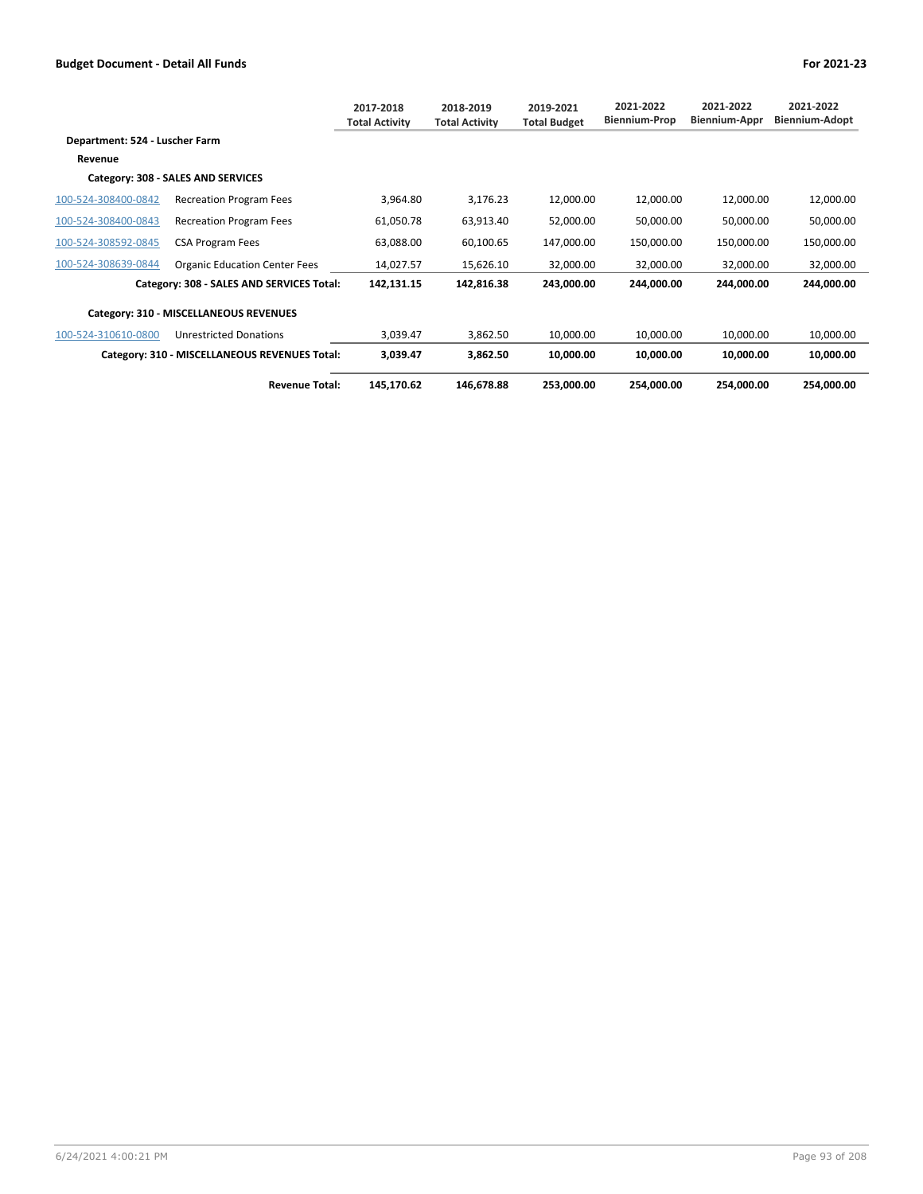**Budget Document - Detail All Funds** | **For 2021-23**

| | | 2017-2018 Total Activity | 2018-2019 Total Activity | 2019-2021 Total Budget | 2021-2022 Biennium-Prop | 2021-2022 Biennium-Appr | 2021-2022 Biennium-Adopt |
|---|---|---|---|---|---|---|---|
| **Department: 524 - Luscher Farm** | | | | | | | |
| **Revenue** | | | | | | | |
| **Category: 308 - SALES AND SERVICES** | | | | | | | |
| 100-524-308400-0842 | Recreation Program Fees | 3,964.80 | 3,176.23 | 12,000.00 | 12,000.00 | 12,000.00 | 12,000.00 |
| 100-524-308400-0843 | Recreation Program Fees | 61,050.78 | 63,913.40 | 52,000.00 | 50,000.00 | 50,000.00 | 50,000.00 |
| 100-524-308592-0845 | CSA Program Fees | 63,088.00 | 60,100.65 | 147,000.00 | 150,000.00 | 150,000.00 | 150,000.00 |
| 100-524-308639-0844 | Organic Education Center Fees | 14,027.57 | 15,626.10 | 32,000.00 | 32,000.00 | 32,000.00 | 32,000.00 |
| | **Category: 308 - SALES AND SERVICES Total:** | **142,131.15** | **142,816.38** | **243,000.00** | **244,000.00** | **244,000.00** | **244,000.00** |
| **Category: 310 - MISCELLANEOUS REVENUES** | | | | | | | |
| 100-524-310610-0800 | Unrestricted Donations | 3,039.47 | 3,862.50 | 10,000.00 | 10,000.00 | 10,000.00 | 10,000.00 |
| | **Category: 310 - MISCELLANEOUS REVENUES Total:** | **3,039.47** | **3,862.50** | **10,000.00** | **10,000.00** | **10,000.00** | **10,000.00** |
| | **Revenue Total:** | **145,170.62** | **146,678.88** | **253,000.00** | **254,000.00** | **254,000.00** | **254,000.00** |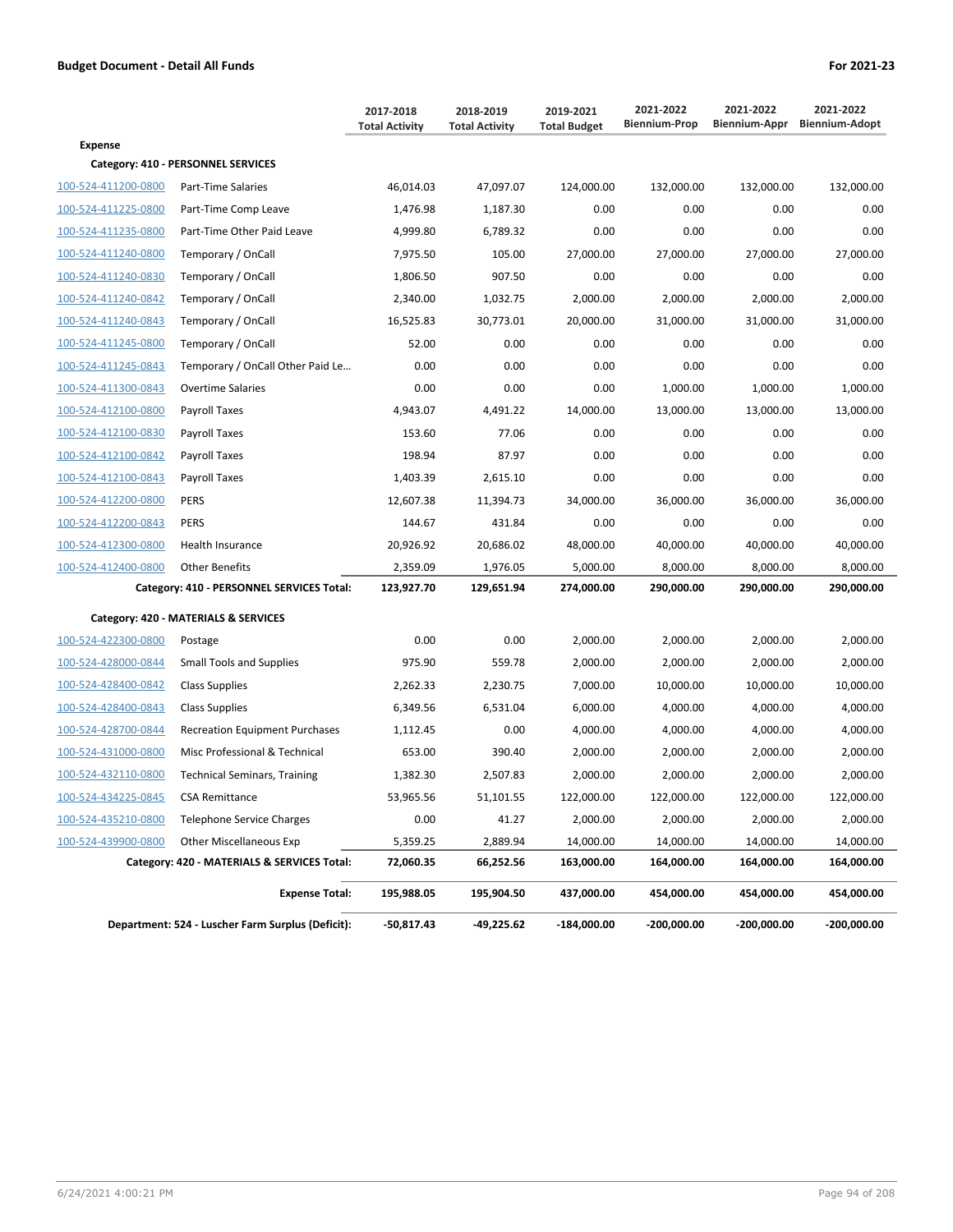## Budget Document - Detail All Funds

For 2021-23

| | | 2017-2018 Total Activity | 2018-2019 Total Activity | 2019-2021 Total Budget | 2021-2022 Biennium-Prop | 2021-2022 Biennium-Appr | 2021-2022 Biennium-Adopt |
|---|---|---|---|---|---|---|---|
| **Expense** | | | | | | | |
| **Category: 410 - PERSONNEL SERVICES** | | | | | | | |
| 100-524-411200-0800 | Part-Time Salaries | 46,014.03 | 47,097.07 | 124,000.00 | 132,000.00 | 132,000.00 | 132,000.00 |
| 100-524-411225-0800 | Part-Time Comp Leave | 1,476.98 | 1,187.30 | 0.00 | 0.00 | 0.00 | 0.00 |
| 100-524-411235-0800 | Part-Time Other Paid Leave | 4,999.80 | 6,789.32 | 0.00 | 0.00 | 0.00 | 0.00 |
| 100-524-411240-0800 | Temporary / OnCall | 7,975.50 | 105.00 | 27,000.00 | 27,000.00 | 27,000.00 | 27,000.00 |
| 100-524-411240-0830 | Temporary / OnCall | 1,806.50 | 907.50 | 0.00 | 0.00 | 0.00 | 0.00 |
| 100-524-411240-0842 | Temporary / OnCall | 2,340.00 | 1,032.75 | 2,000.00 | 2,000.00 | 2,000.00 | 2,000.00 |
| 100-524-411240-0843 | Temporary / OnCall | 16,525.83 | 30,773.01 | 20,000.00 | 31,000.00 | 31,000.00 | 31,000.00 |
| 100-524-411245-0800 | Temporary / OnCall | 52.00 | 0.00 | 0.00 | 0.00 | 0.00 | 0.00 |
| 100-524-411245-0843 | Temporary / OnCall Other Paid Le... | 0.00 | 0.00 | 0.00 | 0.00 | 0.00 | 0.00 |
| 100-524-411300-0843 | Overtime Salaries | 0.00 | 0.00 | 0.00 | 1,000.00 | 1,000.00 | 1,000.00 |
| 100-524-412100-0800 | Payroll Taxes | 4,943.07 | 4,491.22 | 14,000.00 | 13,000.00 | 13,000.00 | 13,000.00 |
| 100-524-412100-0830 | Payroll Taxes | 153.60 | 77.06 | 0.00 | 0.00 | 0.00 | 0.00 |
| 100-524-412100-0842 | Payroll Taxes | 198.94 | 87.97 | 0.00 | 0.00 | 0.00 | 0.00 |
| 100-524-412100-0843 | Payroll Taxes | 1,403.39 | 2,615.10 | 0.00 | 0.00 | 0.00 | 0.00 |
| 100-524-412200-0800 | PERS | 12,607.38 | 11,394.73 | 34,000.00 | 36,000.00 | 36,000.00 | 36,000.00 |
| 100-524-412200-0843 | PERS | 144.67 | 431.84 | 0.00 | 0.00 | 0.00 | 0.00 |
| 100-524-412300-0800 | Health Insurance | 20,926.92 | 20,686.02 | 48,000.00 | 40,000.00 | 40,000.00 | 40,000.00 |
| 100-524-412400-0800 | Other Benefits | 2,359.09 | 1,976.05 | 5,000.00 | 8,000.00 | 8,000.00 | 8,000.00 |
| | **Category: 410 - PERSONNEL SERVICES Total:** | **123,927.70** | **129,651.94** | **274,000.00** | **290,000.00** | **290,000.00** | **290,000.00** |
| **Category: 420 - MATERIALS & SERVICES** | | | | | | | |
| 100-524-422300-0800 | Postage | 0.00 | 0.00 | 2,000.00 | 2,000.00 | 2,000.00 | 2,000.00 |
| 100-524-428000-0844 | Small Tools and Supplies | 975.90 | 559.78 | 2,000.00 | 2,000.00 | 2,000.00 | 2,000.00 |
| 100-524-428400-0842 | Class Supplies | 2,262.33 | 2,230.75 | 7,000.00 | 10,000.00 | 10,000.00 | 10,000.00 |
| 100-524-428400-0843 | Class Supplies | 6,349.56 | 6,531.04 | 6,000.00 | 4,000.00 | 4,000.00 | 4,000.00 |
| 100-524-428700-0844 | Recreation Equipment Purchases | 1,112.45 | 0.00 | 4,000.00 | 4,000.00 | 4,000.00 | 4,000.00 |
| 100-524-431000-0800 | Misc Professional & Technical | 653.00 | 390.40 | 2,000.00 | 2,000.00 | 2,000.00 | 2,000.00 |
| 100-524-432110-0800 | Technical Seminars, Training | 1,382.30 | 2,507.83 | 2,000.00 | 2,000.00 | 2,000.00 | 2,000.00 |
| 100-524-434225-0845 | CSA Remittance | 53,965.56 | 51,101.55 | 122,000.00 | 122,000.00 | 122,000.00 | 122,000.00 |
| 100-524-435210-0800 | Telephone Service Charges | 0.00 | 41.27 | 2,000.00 | 2,000.00 | 2,000.00 | 2,000.00 |
| 100-524-439900-0800 | Other Miscellaneous Exp | 5,359.25 | 2,889.94 | 14,000.00 | 14,000.00 | 14,000.00 | 14,000.00 |
| | **Category: 420 - MATERIALS & SERVICES Total:** | **72,060.35** | **66,252.56** | **163,000.00** | **164,000.00** | **164,000.00** | **164,000.00** |
| | **Expense Total:** | **195,988.05** | **195,904.50** | **437,000.00** | **454,000.00** | **454,000.00** | **454,000.00** |
| | **Department: 524 - Luscher Farm Surplus (Deficit):** | **-50,817.43** | **-49,225.62** | **-184,000.00** | **-200,000.00** | **-200,000.00** | **-200,000.00** |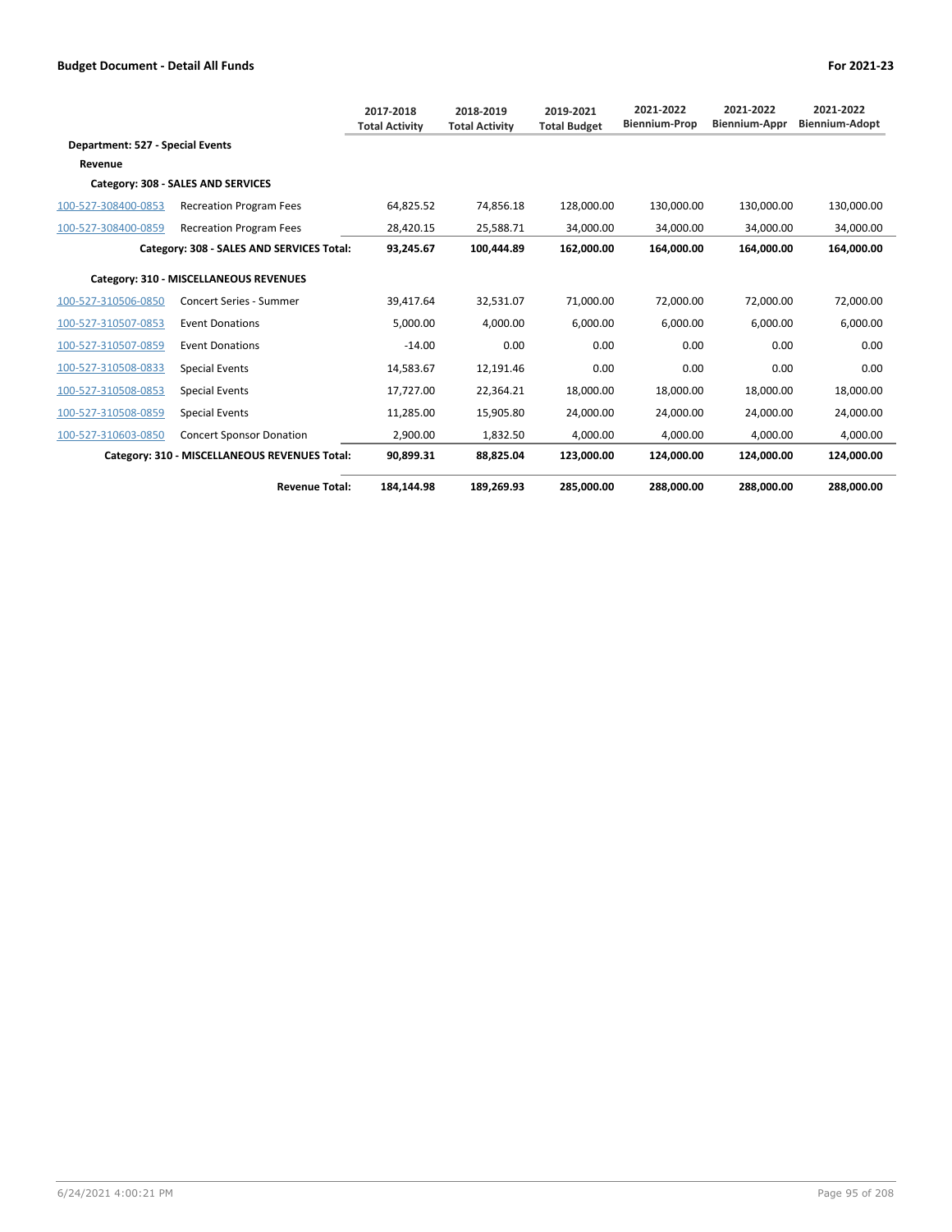## Budget Document - Detail All Funds

For 2021-23

| | | 2017-2018 Total Activity | 2018-2019 Total Activity | 2019-2021 Total Budget | 2021-2022 Biennium-Prop | 2021-2022 Biennium-Appr | 2021-2022 Biennium-Adopt |
|---|---|---|---|---|---|---|---|
| **Department: 527 - Special Events** | | | | | | | |
| **Revenue** | | | | | | | |
| **Category: 308 - SALES AND SERVICES** | | | | | | | |
| 100-527-308400-0853 | Recreation Program Fees | 64,825.52 | 74,856.18 | 128,000.00 | 130,000.00 | 130,000.00 | 130,000.00 |
| 100-527-308400-0859 | Recreation Program Fees | 28,420.15 | 25,588.71 | 34,000.00 | 34,000.00 | 34,000.00 | 34,000.00 |
| | **Category: 308 - SALES AND SERVICES Total:** | **93,245.67** | **100,444.89** | **162,000.00** | **164,000.00** | **164,000.00** | **164,000.00** |
| **Category: 310 - MISCELLANEOUS REVENUES** | | | | | | | |
| 100-527-310506-0850 | Concert Series - Summer | 39,417.64 | 32,531.07 | 71,000.00 | 72,000.00 | 72,000.00 | 72,000.00 |
| 100-527-310507-0853 | Event Donations | 5,000.00 | 4,000.00 | 6,000.00 | 6,000.00 | 6,000.00 | 6,000.00 |
| 100-527-310507-0859 | Event Donations | -14.00 | 0.00 | 0.00 | 0.00 | 0.00 | 0.00 |
| 100-527-310508-0833 | Special Events | 14,583.67 | 12,191.46 | 0.00 | 0.00 | 0.00 | 0.00 |
| 100-527-310508-0853 | Special Events | 17,727.00 | 22,364.21 | 18,000.00 | 18,000.00 | 18,000.00 | 18,000.00 |
| 100-527-310508-0859 | Special Events | 11,285.00 | 15,905.80 | 24,000.00 | 24,000.00 | 24,000.00 | 24,000.00 |
| 100-527-310603-0850 | Concert Sponsor Donation | 2,900.00 | 1,832.50 | 4,000.00 | 4,000.00 | 4,000.00 | 4,000.00 |
| | **Category: 310 - MISCELLANEOUS REVENUES Total:** | **90,899.31** | **88,825.04** | **123,000.00** | **124,000.00** | **124,000.00** | **124,000.00** |
| | **Revenue Total:** | **184,144.98** | **189,269.93** | **285,000.00** | **288,000.00** | **288,000.00** | **288,000.00** |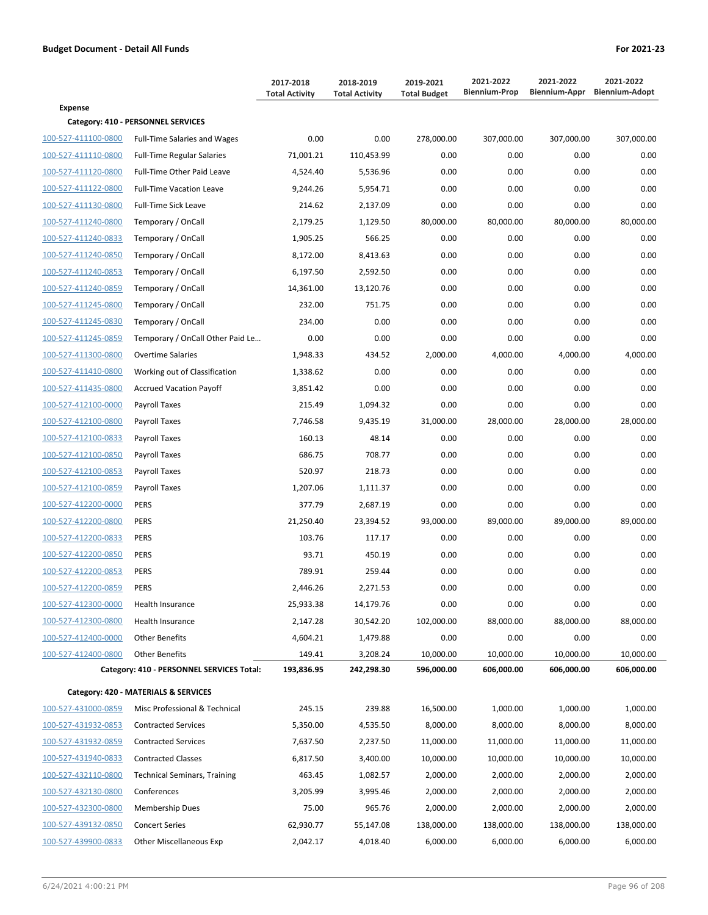**Budget Document - Detail All Funds** | **For 2021-23**

| | | 2017-2018 Total Activity | 2018-2019 Total Activity | 2019-2021 Total Budget | 2021-2022 Biennium-Prop | 2021-2022 Biennium-Appr | 2021-2022 Biennium-Adopt |
|---|---|---|---|---|---|---|---|
| **Expense** | | | | | | | |
| **Category: 410 - PERSONNEL SERVICES** | | | | | | | |
| 100-527-411100-0800 | Full-Time Salaries and Wages | 0.00 | 0.00 | 278,000.00 | 307,000.00 | 307,000.00 | 307,000.00 |
| 100-527-411110-0800 | Full-Time Regular Salaries | 71,001.21 | 110,453.99 | 0.00 | 0.00 | 0.00 | 0.00 |
| 100-527-411120-0800 | Full-Time Other Paid Leave | 4,524.40 | 5,536.96 | 0.00 | 0.00 | 0.00 | 0.00 |
| 100-527-411122-0800 | Full-Time Vacation Leave | 9,244.26 | 5,954.71 | 0.00 | 0.00 | 0.00 | 0.00 |
| 100-527-411130-0800 | Full-Time Sick Leave | 214.62 | 2,137.09 | 0.00 | 0.00 | 0.00 | 0.00 |
| 100-527-411240-0800 | Temporary / OnCall | 2,179.25 | 1,129.50 | 80,000.00 | 80,000.00 | 80,000.00 | 80,000.00 |
| 100-527-411240-0833 | Temporary / OnCall | 1,905.25 | 566.25 | 0.00 | 0.00 | 0.00 | 0.00 |
| 100-527-411240-0850 | Temporary / OnCall | 8,172.00 | 8,413.63 | 0.00 | 0.00 | 0.00 | 0.00 |
| 100-527-411240-0853 | Temporary / OnCall | 6,197.50 | 2,592.50 | 0.00 | 0.00 | 0.00 | 0.00 |
| 100-527-411240-0859 | Temporary / OnCall | 14,361.00 | 13,120.76 | 0.00 | 0.00 | 0.00 | 0.00 |
| 100-527-411245-0800 | Temporary / OnCall | 232.00 | 751.75 | 0.00 | 0.00 | 0.00 | 0.00 |
| 100-527-411245-0830 | Temporary / OnCall | 234.00 | 0.00 | 0.00 | 0.00 | 0.00 | 0.00 |
| 100-527-411245-0859 | Temporary / OnCall Other Paid Le… | 0.00 | 0.00 | 0.00 | 0.00 | 0.00 | 0.00 |
| 100-527-411300-0800 | Overtime Salaries | 1,948.33 | 434.52 | 2,000.00 | 4,000.00 | 4,000.00 | 4,000.00 |
| 100-527-411410-0800 | Working out of Classification | 1,338.62 | 0.00 | 0.00 | 0.00 | 0.00 | 0.00 |
| 100-527-411435-0800 | Accrued Vacation Payoff | 3,851.42 | 0.00 | 0.00 | 0.00 | 0.00 | 0.00 |
| 100-527-412100-0000 | Payroll Taxes | 215.49 | 1,094.32 | 0.00 | 0.00 | 0.00 | 0.00 |
| 100-527-412100-0800 | Payroll Taxes | 7,746.58 | 9,435.19 | 31,000.00 | 28,000.00 | 28,000.00 | 28,000.00 |
| 100-527-412100-0833 | Payroll Taxes | 160.13 | 48.14 | 0.00 | 0.00 | 0.00 | 0.00 |
| 100-527-412100-0850 | Payroll Taxes | 686.75 | 708.77 | 0.00 | 0.00 | 0.00 | 0.00 |
| 100-527-412100-0853 | Payroll Taxes | 520.97 | 218.73 | 0.00 | 0.00 | 0.00 | 0.00 |
| 100-527-412100-0859 | Payroll Taxes | 1,207.06 | 1,111.37 | 0.00 | 0.00 | 0.00 | 0.00 |
| 100-527-412200-0000 | PERS | 377.79 | 2,687.19 | 0.00 | 0.00 | 0.00 | 0.00 |
| 100-527-412200-0800 | PERS | 21,250.40 | 23,394.52 | 93,000.00 | 89,000.00 | 89,000.00 | 89,000.00 |
| 100-527-412200-0833 | PERS | 103.76 | 117.17 | 0.00 | 0.00 | 0.00 | 0.00 |
| 100-527-412200-0850 | PERS | 93.71 | 450.19 | 0.00 | 0.00 | 0.00 | 0.00 |
| 100-527-412200-0853 | PERS | 789.91 | 259.44 | 0.00 | 0.00 | 0.00 | 0.00 |
| 100-527-412200-0859 | PERS | 2,446.26 | 2,271.53 | 0.00 | 0.00 | 0.00 | 0.00 |
| 100-527-412300-0000 | Health Insurance | 25,933.38 | 14,179.76 | 0.00 | 0.00 | 0.00 | 0.00 |
| 100-527-412300-0800 | Health Insurance | 2,147.28 | 30,542.20 | 102,000.00 | 88,000.00 | 88,000.00 | 88,000.00 |
| 100-527-412400-0000 | Other Benefits | 4,604.21 | 1,479.88 | 0.00 | 0.00 | 0.00 | 0.00 |
| 100-527-412400-0800 | Other Benefits | 149.41 | 3,208.24 | 10,000.00 | 10,000.00 | 10,000.00 | 10,000.00 |
| | **Category: 410 - PERSONNEL SERVICES Total:** | **193,836.95** | **242,298.30** | **596,000.00** | **606,000.00** | **606,000.00** | **606,000.00** |
| **Category: 420 - MATERIALS & SERVICES** | | | | | | | |
| 100-527-431000-0859 | Misc Professional & Technical | 245.15 | 239.88 | 16,500.00 | 1,000.00 | 1,000.00 | 1,000.00 |
| 100-527-431932-0853 | Contracted Services | 5,350.00 | 4,535.50 | 8,000.00 | 8,000.00 | 8,000.00 | 8,000.00 |
| 100-527-431932-0859 | Contracted Services | 7,637.50 | 2,237.50 | 11,000.00 | 11,000.00 | 11,000.00 | 11,000.00 |
| 100-527-431940-0833 | Contracted Classes | 6,817.50 | 3,400.00 | 10,000.00 | 10,000.00 | 10,000.00 | 10,000.00 |
| 100-527-432110-0800 | Technical Seminars, Training | 463.45 | 1,082.57 | 2,000.00 | 2,000.00 | 2,000.00 | 2,000.00 |
| 100-527-432130-0800 | Conferences | 3,205.99 | 3,995.46 | 2,000.00 | 2,000.00 | 2,000.00 | 2,000.00 |
| 100-527-432300-0800 | Membership Dues | 75.00 | 965.76 | 2,000.00 | 2,000.00 | 2,000.00 | 2,000.00 |
| 100-527-439132-0850 | Concert Series | 62,930.77 | 55,147.08 | 138,000.00 | 138,000.00 | 138,000.00 | 138,000.00 |
| 100-527-439900-0833 | Other Miscellaneous Exp | 2,042.17 | 4,018.40 | 6,000.00 | 6,000.00 | 6,000.00 | 6,000.00 |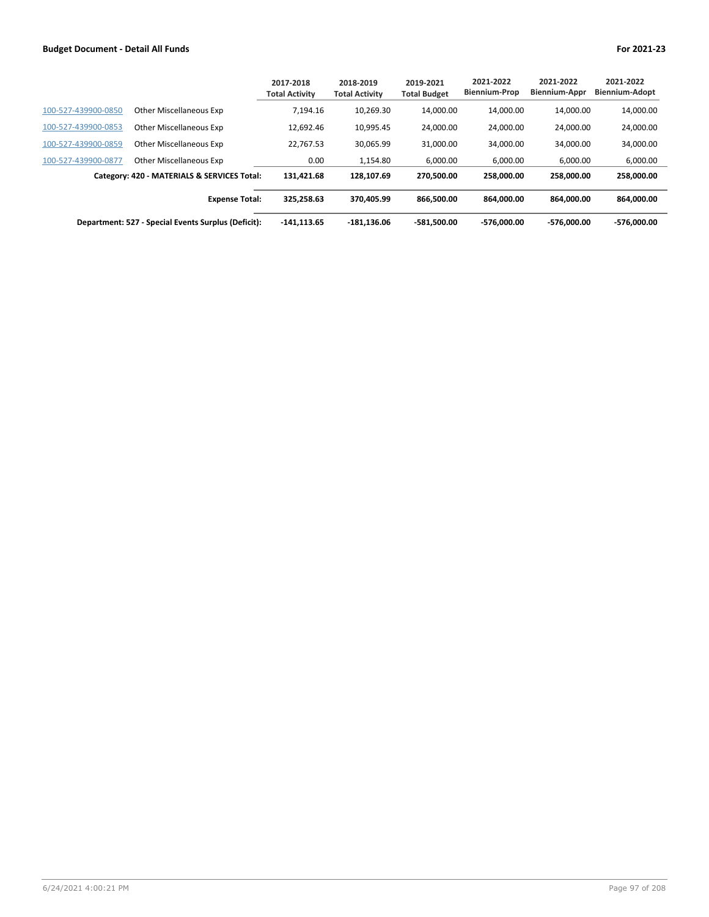| | | 2017-2018 Total Activity | 2018-2019 Total Activity | 2019-2021 Total Budget | 2021-2022 Biennium-Prop | 2021-2022 Biennium-Appr | 2021-2022 Biennium-Adopt |
|---|---|---|---|---|---|---|---|
| 100-527-439900-0850 | Other Miscellaneous Exp | 7,194.16 | 10,269.30 | 14,000.00 | 14,000.00 | 14,000.00 | 14,000.00 |
| 100-527-439900-0853 | Other Miscellaneous Exp | 12,692.46 | 10,995.45 | 24,000.00 | 24,000.00 | 24,000.00 | 24,000.00 |
| 100-527-439900-0859 | Other Miscellaneous Exp | 22,767.53 | 30,065.99 | 31,000.00 | 34,000.00 | 34,000.00 | 34,000.00 |
| 100-527-439900-0877 | Other Miscellaneous Exp | 0.00 | 1,154.80 | 6,000.00 | 6,000.00 | 6,000.00 | 6,000.00 |
| | **Category: 420 - MATERIALS & SERVICES Total:** | **131,421.68** | **128,107.69** | **270,500.00** | **258,000.00** | **258,000.00** | **258,000.00** |
| | **Expense Total:** | **325,258.63** | **370,405.99** | **866,500.00** | **864,000.00** | **864,000.00** | **864,000.00** |
| | **Department: 527 - Special Events Surplus (Deficit):** | **-141,113.65** | **-181,136.06** | **-581,500.00** | **-576,000.00** | **-576,000.00** | **-576,000.00** |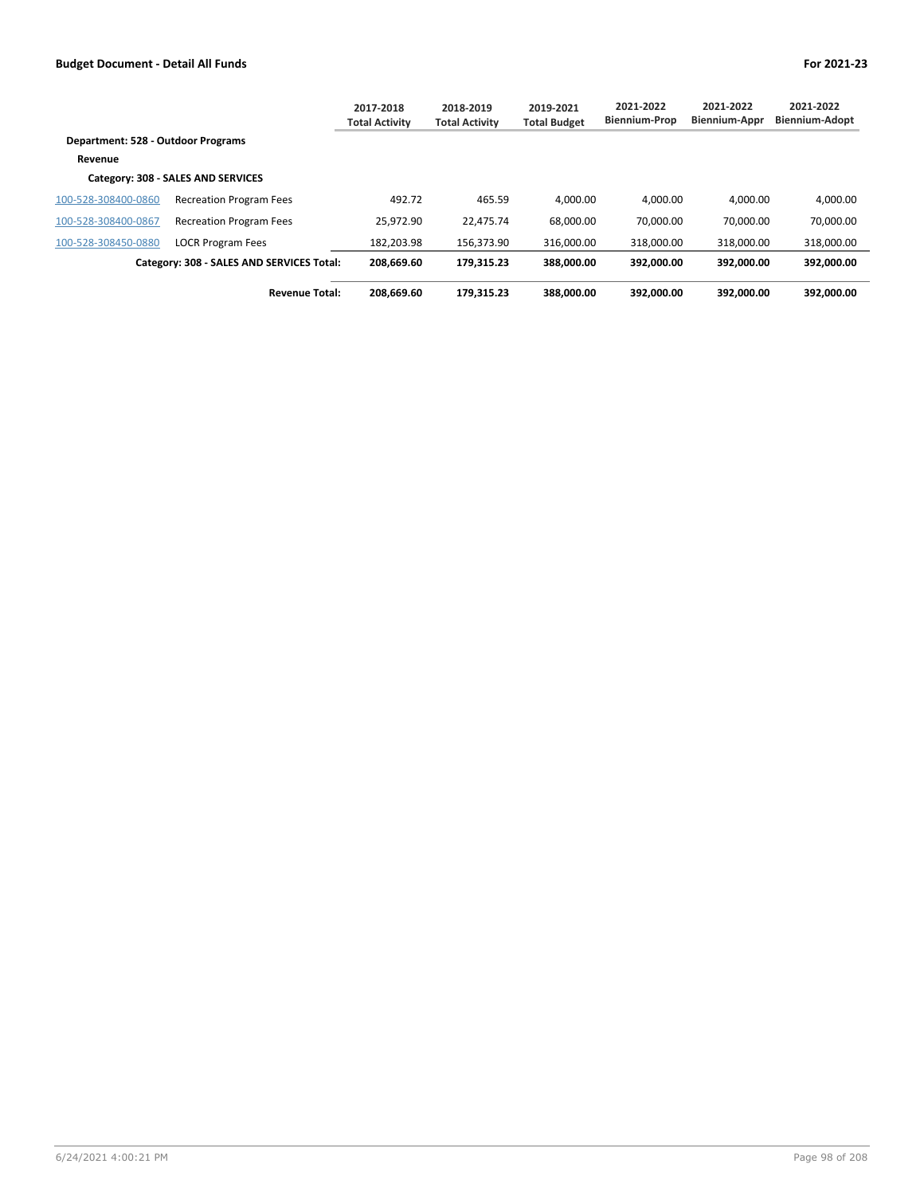**Budget Document - Detail All Funds** **For 2021-23**

| | | 2017-2018 Total Activity | 2018-2019 Total Activity | 2019-2021 Total Budget | 2021-2022 Biennium-Prop | 2021-2022 Biennium-Appr | 2021-2022 Biennium-Adopt |
|---|---|---|---|---|---|---|---|
| **Department: 528 - Outdoor Programs** | | | | | | | |
| **Revenue** | | | | | | | |
| **Category: 308 - SALES AND SERVICES** | | | | | | | |
| 100-528-308400-0860 | Recreation Program Fees | 492.72 | 465.59 | 4,000.00 | 4,000.00 | 4,000.00 | 4,000.00 |
| 100-528-308400-0867 | Recreation Program Fees | 25,972.90 | 22,475.74 | 68,000.00 | 70,000.00 | 70,000.00 | 70,000.00 |
| 100-528-308450-0880 | LOCR Program Fees | 182,203.98 | 156,373.90 | 316,000.00 | 318,000.00 | 318,000.00 | 318,000.00 |
| | **Category: 308 - SALES AND SERVICES Total:** | **208,669.60** | **179,315.23** | **388,000.00** | **392,000.00** | **392,000.00** | **392,000.00** |
| | **Revenue Total:** | **208,669.60** | **179,315.23** | **388,000.00** | **392,000.00** | **392,000.00** | **392,000.00** |

6/24/2021 4:00:21 PM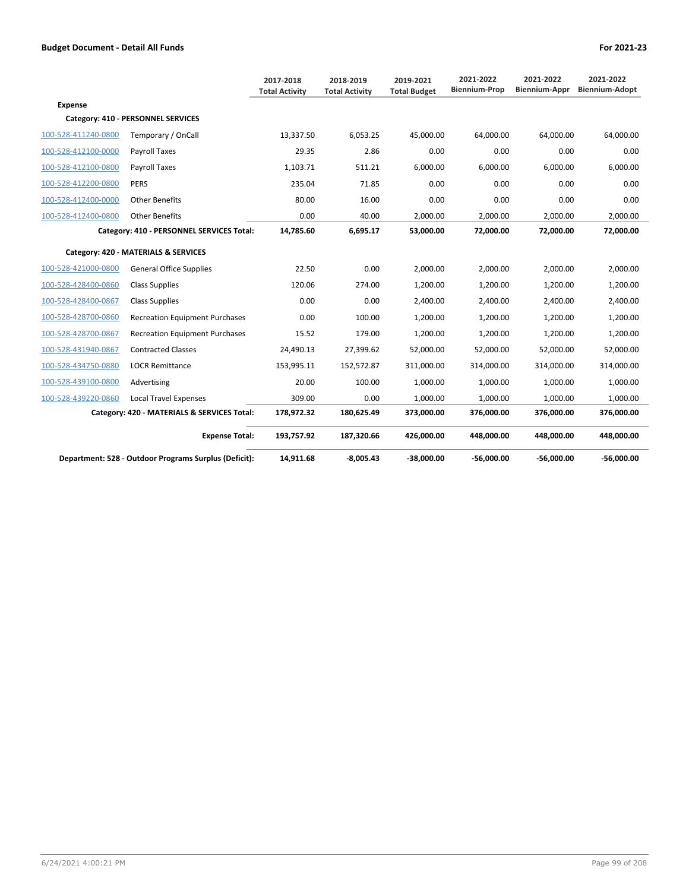**Budget Document - Detail All Funds** — **For 2021-23**

| | | 2017-2018 Total Activity | 2018-2019 Total Activity | 2019-2021 Total Budget | 2021-2022 Biennium-Prop | 2021-2022 Biennium-Appr | 2021-2022 Biennium-Adopt |
|---|---|---|---|---|---|---|---|
| **Expense** | | | | | | | |
| **Category: 410 - PERSONNEL SERVICES** | | | | | | | |
| 100-528-411240-0800 | Temporary / OnCall | 13,337.50 | 6,053.25 | 45,000.00 | 64,000.00 | 64,000.00 | 64,000.00 |
| 100-528-412100-0000 | Payroll Taxes | 29.35 | 2.86 | 0.00 | 0.00 | 0.00 | 0.00 |
| 100-528-412100-0800 | Payroll Taxes | 1,103.71 | 511.21 | 6,000.00 | 6,000.00 | 6,000.00 | 6,000.00 |
| 100-528-412200-0800 | PERS | 235.04 | 71.85 | 0.00 | 0.00 | 0.00 | 0.00 |
| 100-528-412400-0000 | Other Benefits | 80.00 | 16.00 | 0.00 | 0.00 | 0.00 | 0.00 |
| 100-528-412400-0800 | Other Benefits | 0.00 | 40.00 | 2,000.00 | 2,000.00 | 2,000.00 | 2,000.00 |
| | **Category: 410 - PERSONNEL SERVICES Total:** | **14,785.60** | **6,695.17** | **53,000.00** | **72,000.00** | **72,000.00** | **72,000.00** |
| **Category: 420 - MATERIALS & SERVICES** | | | | | | | |
| 100-528-421000-0800 | General Office Supplies | 22.50 | 0.00 | 2,000.00 | 2,000.00 | 2,000.00 | 2,000.00 |
| 100-528-428400-0860 | Class Supplies | 120.06 | 274.00 | 1,200.00 | 1,200.00 | 1,200.00 | 1,200.00 |
| 100-528-428400-0867 | Class Supplies | 0.00 | 0.00 | 2,400.00 | 2,400.00 | 2,400.00 | 2,400.00 |
| 100-528-428700-0860 | Recreation Equipment Purchases | 0.00 | 100.00 | 1,200.00 | 1,200.00 | 1,200.00 | 1,200.00 |
| 100-528-428700-0867 | Recreation Equipment Purchases | 15.52 | 179.00 | 1,200.00 | 1,200.00 | 1,200.00 | 1,200.00 |
| 100-528-431940-0867 | Contracted Classes | 24,490.13 | 27,399.62 | 52,000.00 | 52,000.00 | 52,000.00 | 52,000.00 |
| 100-528-434750-0880 | LOCR Remittance | 153,995.11 | 152,572.87 | 311,000.00 | 314,000.00 | 314,000.00 | 314,000.00 |
| 100-528-439100-0800 | Advertising | 20.00 | 100.00 | 1,000.00 | 1,000.00 | 1,000.00 | 1,000.00 |
| 100-528-439220-0860 | Local Travel Expenses | 309.00 | 0.00 | 1,000.00 | 1,000.00 | 1,000.00 | 1,000.00 |
| | **Category: 420 - MATERIALS & SERVICES Total:** | **178,972.32** | **180,625.49** | **373,000.00** | **376,000.00** | **376,000.00** | **376,000.00** |
| | **Expense Total:** | **193,757.92** | **187,320.66** | **426,000.00** | **448,000.00** | **448,000.00** | **448,000.00** |
| | **Department: 528 - Outdoor Programs Surplus (Deficit):** | **14,911.68** | **-8,005.43** | **-38,000.00** | **-56,000.00** | **-56,000.00** | **-56,000.00** |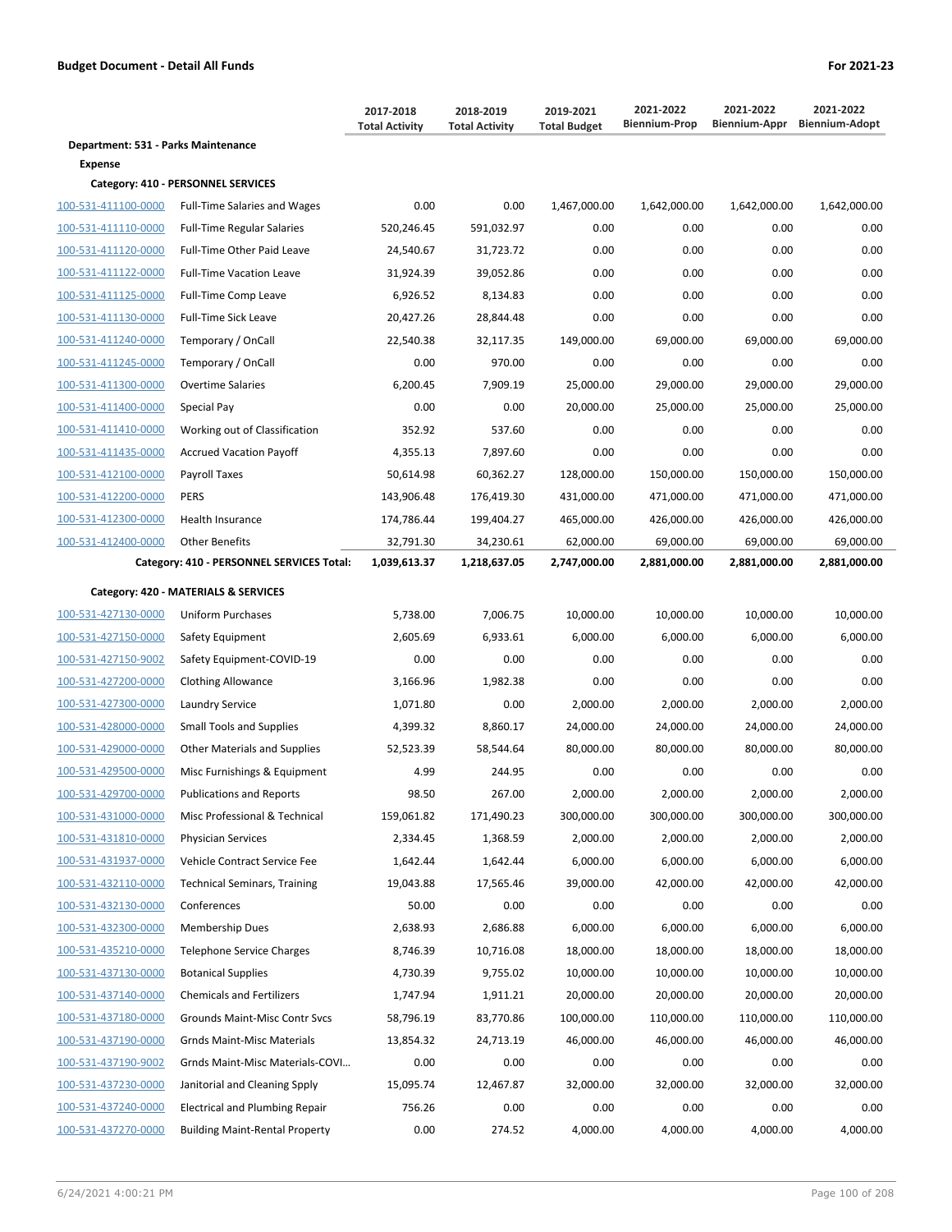**Budget Document - Detail All Funds** | **For 2021-23**

| | | 2017-2018 Total Activity | 2018-2019 Total Activity | 2019-2021 Total Budget | 2021-2022 Biennium-Prop | 2021-2022 Biennium-Appr | 2021-2022 Biennium-Adopt |
|---|---|---|---|---|---|---|---|
| **Department: 531 - Parks Maintenance** | | | | | | | |
| **Expense** | | | | | | | |
| **Category: 410 - PERSONNEL SERVICES** | | | | | | | |
| 100-531-411100-0000 | Full-Time Salaries and Wages | 0.00 | 0.00 | 1,467,000.00 | 1,642,000.00 | 1,642,000.00 | 1,642,000.00 |
| 100-531-411110-0000 | Full-Time Regular Salaries | 520,246.45 | 591,032.97 | 0.00 | 0.00 | 0.00 | 0.00 |
| 100-531-411120-0000 | Full-Time Other Paid Leave | 24,540.67 | 31,723.72 | 0.00 | 0.00 | 0.00 | 0.00 |
| 100-531-411122-0000 | Full-Time Vacation Leave | 31,924.39 | 39,052.86 | 0.00 | 0.00 | 0.00 | 0.00 |
| 100-531-411125-0000 | Full-Time Comp Leave | 6,926.52 | 8,134.83 | 0.00 | 0.00 | 0.00 | 0.00 |
| 100-531-411130-0000 | Full-Time Sick Leave | 20,427.26 | 28,844.48 | 0.00 | 0.00 | 0.00 | 0.00 |
| 100-531-411240-0000 | Temporary / OnCall | 22,540.38 | 32,117.35 | 149,000.00 | 69,000.00 | 69,000.00 | 69,000.00 |
| 100-531-411245-0000 | Temporary / OnCall | 0.00 | 970.00 | 0.00 | 0.00 | 0.00 | 0.00 |
| 100-531-411300-0000 | Overtime Salaries | 6,200.45 | 7,909.19 | 25,000.00 | 29,000.00 | 29,000.00 | 29,000.00 |
| 100-531-411400-0000 | Special Pay | 0.00 | 0.00 | 20,000.00 | 25,000.00 | 25,000.00 | 25,000.00 |
| 100-531-411410-0000 | Working out of Classification | 352.92 | 537.60 | 0.00 | 0.00 | 0.00 | 0.00 |
| 100-531-411435-0000 | Accrued Vacation Payoff | 4,355.13 | 7,897.60 | 0.00 | 0.00 | 0.00 | 0.00 |
| 100-531-412100-0000 | Payroll Taxes | 50,614.98 | 60,362.27 | 128,000.00 | 150,000.00 | 150,000.00 | 150,000.00 |
| 100-531-412200-0000 | PERS | 143,906.48 | 176,419.30 | 431,000.00 | 471,000.00 | 471,000.00 | 471,000.00 |
| 100-531-412300-0000 | Health Insurance | 174,786.44 | 199,404.27 | 465,000.00 | 426,000.00 | 426,000.00 | 426,000.00 |
| 100-531-412400-0000 | Other Benefits | 32,791.30 | 34,230.61 | 62,000.00 | 69,000.00 | 69,000.00 | 69,000.00 |
| | **Category: 410 - PERSONNEL SERVICES Total:** | **1,039,613.37** | **1,218,637.05** | **2,747,000.00** | **2,881,000.00** | **2,881,000.00** | **2,881,000.00** |
| **Category: 420 - MATERIALS & SERVICES** | | | | | | | |
| 100-531-427130-0000 | Uniform Purchases | 5,738.00 | 7,006.75 | 10,000.00 | 10,000.00 | 10,000.00 | 10,000.00 |
| 100-531-427150-0000 | Safety Equipment | 2,605.69 | 6,933.61 | 6,000.00 | 6,000.00 | 6,000.00 | 6,000.00 |
| 100-531-427150-9002 | Safety Equipment-COVID-19 | 0.00 | 0.00 | 0.00 | 0.00 | 0.00 | 0.00 |
| 100-531-427200-0000 | Clothing Allowance | 3,166.96 | 1,982.38 | 0.00 | 0.00 | 0.00 | 0.00 |
| 100-531-427300-0000 | Laundry Service | 1,071.80 | 0.00 | 2,000.00 | 2,000.00 | 2,000.00 | 2,000.00 |
| 100-531-428000-0000 | Small Tools and Supplies | 4,399.32 | 8,860.17 | 24,000.00 | 24,000.00 | 24,000.00 | 24,000.00 |
| 100-531-429000-0000 | Other Materials and Supplies | 52,523.39 | 58,544.64 | 80,000.00 | 80,000.00 | 80,000.00 | 80,000.00 |
| 100-531-429500-0000 | Misc Furnishings & Equipment | 4.99 | 244.95 | 0.00 | 0.00 | 0.00 | 0.00 |
| 100-531-429700-0000 | Publications and Reports | 98.50 | 267.00 | 2,000.00 | 2,000.00 | 2,000.00 | 2,000.00 |
| 100-531-431000-0000 | Misc Professional & Technical | 159,061.82 | 171,490.23 | 300,000.00 | 300,000.00 | 300,000.00 | 300,000.00 |
| 100-531-431810-0000 | Physician Services | 2,334.45 | 1,368.59 | 2,000.00 | 2,000.00 | 2,000.00 | 2,000.00 |
| 100-531-431937-0000 | Vehicle Contract Service Fee | 1,642.44 | 1,642.44 | 6,000.00 | 6,000.00 | 6,000.00 | 6,000.00 |
| 100-531-432110-0000 | Technical Seminars, Training | 19,043.88 | 17,565.46 | 39,000.00 | 42,000.00 | 42,000.00 | 42,000.00 |
| 100-531-432130-0000 | Conferences | 50.00 | 0.00 | 0.00 | 0.00 | 0.00 | 0.00 |
| 100-531-432300-0000 | Membership Dues | 2,638.93 | 2,686.88 | 6,000.00 | 6,000.00 | 6,000.00 | 6,000.00 |
| 100-531-435210-0000 | Telephone Service Charges | 8,746.39 | 10,716.08 | 18,000.00 | 18,000.00 | 18,000.00 | 18,000.00 |
| 100-531-437130-0000 | Botanical Supplies | 4,730.39 | 9,755.02 | 10,000.00 | 10,000.00 | 10,000.00 | 10,000.00 |
| 100-531-437140-0000 | Chemicals and Fertilizers | 1,747.94 | 1,911.21 | 20,000.00 | 20,000.00 | 20,000.00 | 20,000.00 |
| 100-531-437180-0000 | Grounds Maint-Misc Contr Svcs | 58,796.19 | 83,770.86 | 100,000.00 | 110,000.00 | 110,000.00 | 110,000.00 |
| 100-531-437190-0000 | Grnds Maint-Misc Materials | 13,854.32 | 24,713.19 | 46,000.00 | 46,000.00 | 46,000.00 | 46,000.00 |
| 100-531-437190-9002 | Grnds Maint-Misc Materials-COVI... | 0.00 | 0.00 | 0.00 | 0.00 | 0.00 | 0.00 |
| 100-531-437230-0000 | Janitorial and Cleaning Spply | 15,095.74 | 12,467.87 | 32,000.00 | 32,000.00 | 32,000.00 | 32,000.00 |
| 100-531-437240-0000 | Electrical and Plumbing Repair | 756.26 | 0.00 | 0.00 | 0.00 | 0.00 | 0.00 |
| 100-531-437270-0000 | Building Maint-Rental Property | 0.00 | 274.52 | 4,000.00 | 4,000.00 | 4,000.00 | 4,000.00 |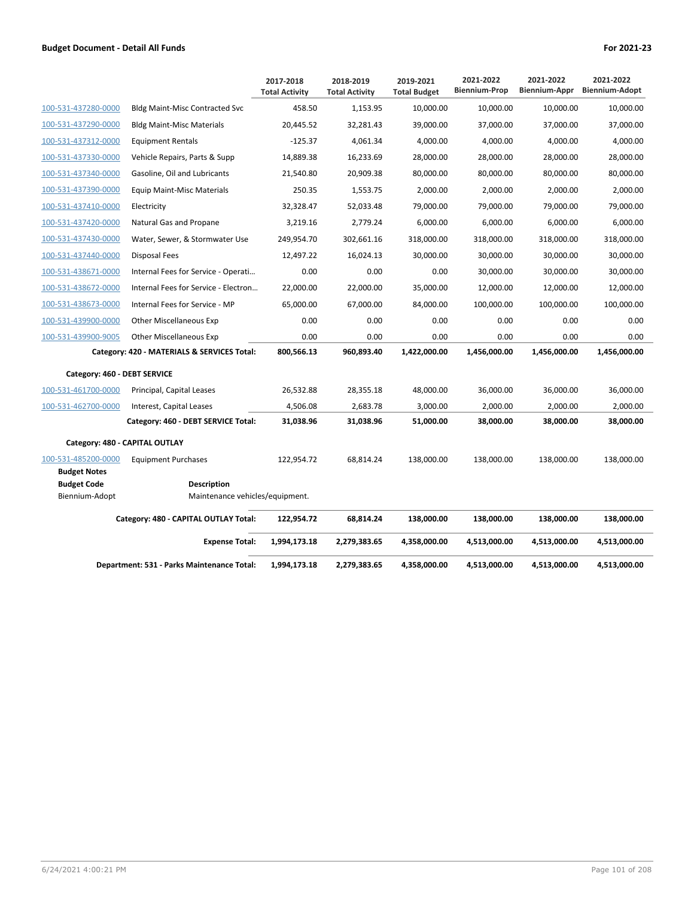**Budget Document - Detail All Funds** **For 2021-23**

| | | 2017-2018 Total Activity | 2018-2019 Total Activity | 2019-2021 Total Budget | 2021-2022 Biennium-Prop | 2021-2022 Biennium-Appr | 2021-2022 Biennium-Adopt |
|---|---|---|---|---|---|---|---|
| 100-531-437280-0000 | Bldg Maint-Misc Contracted Svc | 458.50 | 1,153.95 | 10,000.00 | 10,000.00 | 10,000.00 | 10,000.00 |
| 100-531-437290-0000 | Bldg Maint-Misc Materials | 20,445.52 | 32,281.43 | 39,000.00 | 37,000.00 | 37,000.00 | 37,000.00 |
| 100-531-437312-0000 | Equipment Rentals | -125.37 | 4,061.34 | 4,000.00 | 4,000.00 | 4,000.00 | 4,000.00 |
| 100-531-437330-0000 | Vehicle Repairs, Parts & Supp | 14,889.38 | 16,233.69 | 28,000.00 | 28,000.00 | 28,000.00 | 28,000.00 |
| 100-531-437340-0000 | Gasoline, Oil and Lubricants | 21,540.80 | 20,909.38 | 80,000.00 | 80,000.00 | 80,000.00 | 80,000.00 |
| 100-531-437390-0000 | Equip Maint-Misc Materials | 250.35 | 1,553.75 | 2,000.00 | 2,000.00 | 2,000.00 | 2,000.00 |
| 100-531-437410-0000 | Electricity | 32,328.47 | 52,033.48 | 79,000.00 | 79,000.00 | 79,000.00 | 79,000.00 |
| 100-531-437420-0000 | Natural Gas and Propane | 3,219.16 | 2,779.24 | 6,000.00 | 6,000.00 | 6,000.00 | 6,000.00 |
| 100-531-437430-0000 | Water, Sewer, & Stormwater Use | 249,954.70 | 302,661.16 | 318,000.00 | 318,000.00 | 318,000.00 | 318,000.00 |
| 100-531-437440-0000 | Disposal Fees | 12,497.22 | 16,024.13 | 30,000.00 | 30,000.00 | 30,000.00 | 30,000.00 |
| 100-531-438671-0000 | Internal Fees for Service - Operati… | 0.00 | 0.00 | 0.00 | 30,000.00 | 30,000.00 | 30,000.00 |
| 100-531-438672-0000 | Internal Fees for Service - Electron… | 22,000.00 | 22,000.00 | 35,000.00 | 12,000.00 | 12,000.00 | 12,000.00 |
| 100-531-438673-0000 | Internal Fees for Service - MP | 65,000.00 | 67,000.00 | 84,000.00 | 100,000.00 | 100,000.00 | 100,000.00 |
| 100-531-439900-0000 | Other Miscellaneous Exp | 0.00 | 0.00 | 0.00 | 0.00 | 0.00 | 0.00 |
| 100-531-439900-9005 | Other Miscellaneous Exp | 0.00 | 0.00 | 0.00 | 0.00 | 0.00 | 0.00 |
| | **Category: 420 - MATERIALS & SERVICES Total:** | **800,566.13** | **960,893.40** | **1,422,000.00** | **1,456,000.00** | **1,456,000.00** | **1,456,000.00** |
| **Category: 460 - DEBT SERVICE** | | | | | | | |
| 100-531-461700-0000 | Principal, Capital Leases | 26,532.88 | 28,355.18 | 48,000.00 | 36,000.00 | 36,000.00 | 36,000.00 |
| 100-531-462700-0000 | Interest, Capital Leases | 4,506.08 | 2,683.78 | 3,000.00 | 2,000.00 | 2,000.00 | 2,000.00 |
| | **Category: 460 - DEBT SERVICE Total:** | **31,038.96** | **31,038.96** | **51,000.00** | **38,000.00** | **38,000.00** | **38,000.00** |
| **Category: 480 - CAPITAL OUTLAY** | | | | | | | |
| 100-531-485200-0000 | Equipment Purchases | 122,954.72 | 68,814.24 | 138,000.00 | 138,000.00 | 138,000.00 | 138,000.00 |
| **Budget Notes** | | | | | | | |
| **Budget Code** | **Description** | | | | | | |
| Biennium-Adopt | Maintenance vehicles/equipment. | | | | | | |
| | **Category: 480 - CAPITAL OUTLAY Total:** | **122,954.72** | **68,814.24** | **138,000.00** | **138,000.00** | **138,000.00** | **138,000.00** |
| | **Expense Total:** | **1,994,173.18** | **2,279,383.65** | **4,358,000.00** | **4,513,000.00** | **4,513,000.00** | **4,513,000.00** |
| | **Department: 531 - Parks Maintenance Total:** | **1,994,173.18** | **2,279,383.65** | **4,358,000.00** | **4,513,000.00** | **4,513,000.00** | **4,513,000.00** |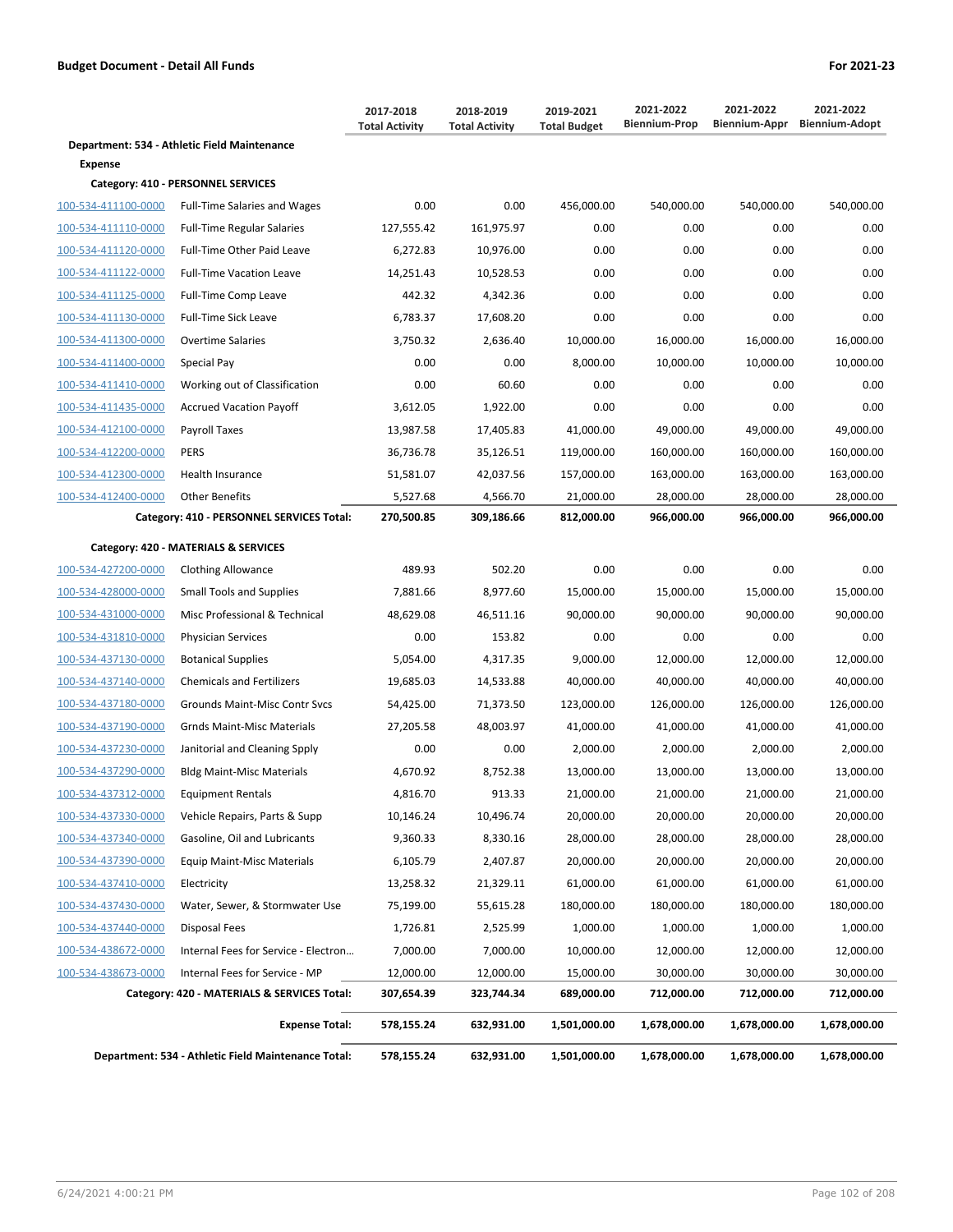**Budget Document - Detail All Funds** | **For 2021-23**

| | | 2017-2018 Total Activity | 2018-2019 Total Activity | 2019-2021 Total Budget | 2021-2022 Biennium-Prop | 2021-2022 Biennium-Appr | 2021-2022 Biennium-Adopt |
|---|---|---|---|---|---|---|---|
| **Department: 534 - Athletic Field Maintenance** | | | | | | | |
| **Expense** | | | | | | | |
| **Category: 410 - PERSONNEL SERVICES** | | | | | | | |
| 100-534-411100-0000 | Full-Time Salaries and Wages | 0.00 | 0.00 | 456,000.00 | 540,000.00 | 540,000.00 | 540,000.00 |
| 100-534-411110-0000 | Full-Time Regular Salaries | 127,555.42 | 161,975.97 | 0.00 | 0.00 | 0.00 | 0.00 |
| 100-534-411120-0000 | Full-Time Other Paid Leave | 6,272.83 | 10,976.00 | 0.00 | 0.00 | 0.00 | 0.00 |
| 100-534-411122-0000 | Full-Time Vacation Leave | 14,251.43 | 10,528.53 | 0.00 | 0.00 | 0.00 | 0.00 |
| 100-534-411125-0000 | Full-Time Comp Leave | 442.32 | 4,342.36 | 0.00 | 0.00 | 0.00 | 0.00 |
| 100-534-411130-0000 | Full-Time Sick Leave | 6,783.37 | 17,608.20 | 0.00 | 0.00 | 0.00 | 0.00 |
| 100-534-411300-0000 | Overtime Salaries | 3,750.32 | 2,636.40 | 10,000.00 | 16,000.00 | 16,000.00 | 16,000.00 |
| 100-534-411400-0000 | Special Pay | 0.00 | 0.00 | 8,000.00 | 10,000.00 | 10,000.00 | 10,000.00 |
| 100-534-411410-0000 | Working out of Classification | 0.00 | 60.60 | 0.00 | 0.00 | 0.00 | 0.00 |
| 100-534-411435-0000 | Accrued Vacation Payoff | 3,612.05 | 1,922.00 | 0.00 | 0.00 | 0.00 | 0.00 |
| 100-534-412100-0000 | Payroll Taxes | 13,987.58 | 17,405.83 | 41,000.00 | 49,000.00 | 49,000.00 | 49,000.00 |
| 100-534-412200-0000 | PERS | 36,736.78 | 35,126.51 | 119,000.00 | 160,000.00 | 160,000.00 | 160,000.00 |
| 100-534-412300-0000 | Health Insurance | 51,581.07 | 42,037.56 | 157,000.00 | 163,000.00 | 163,000.00 | 163,000.00 |
| 100-534-412400-0000 | Other Benefits | 5,527.68 | 4,566.70 | 21,000.00 | 28,000.00 | 28,000.00 | 28,000.00 |
| | **Category: 410 - PERSONNEL SERVICES Total:** | **270,500.85** | **309,186.66** | **812,000.00** | **966,000.00** | **966,000.00** | **966,000.00** |
| **Category: 420 - MATERIALS & SERVICES** | | | | | | | |
| 100-534-427200-0000 | Clothing Allowance | 489.93 | 502.20 | 0.00 | 0.00 | 0.00 | 0.00 |
| 100-534-428000-0000 | Small Tools and Supplies | 7,881.66 | 8,977.60 | 15,000.00 | 15,000.00 | 15,000.00 | 15,000.00 |
| 100-534-431000-0000 | Misc Professional & Technical | 48,629.08 | 46,511.16 | 90,000.00 | 90,000.00 | 90,000.00 | 90,000.00 |
| 100-534-431810-0000 | Physician Services | 0.00 | 153.82 | 0.00 | 0.00 | 0.00 | 0.00 |
| 100-534-437130-0000 | Botanical Supplies | 5,054.00 | 4,317.35 | 9,000.00 | 12,000.00 | 12,000.00 | 12,000.00 |
| 100-534-437140-0000 | Chemicals and Fertilizers | 19,685.03 | 14,533.88 | 40,000.00 | 40,000.00 | 40,000.00 | 40,000.00 |
| 100-534-437180-0000 | Grounds Maint-Misc Contr Svcs | 54,425.00 | 71,373.50 | 123,000.00 | 126,000.00 | 126,000.00 | 126,000.00 |
| 100-534-437190-0000 | Grnds Maint-Misc Materials | 27,205.58 | 48,003.97 | 41,000.00 | 41,000.00 | 41,000.00 | 41,000.00 |
| 100-534-437230-0000 | Janitorial and Cleaning Spply | 0.00 | 0.00 | 2,000.00 | 2,000.00 | 2,000.00 | 2,000.00 |
| 100-534-437290-0000 | Bldg Maint-Misc Materials | 4,670.92 | 8,752.38 | 13,000.00 | 13,000.00 | 13,000.00 | 13,000.00 |
| 100-534-437312-0000 | Equipment Rentals | 4,816.70 | 913.33 | 21,000.00 | 21,000.00 | 21,000.00 | 21,000.00 |
| 100-534-437330-0000 | Vehicle Repairs, Parts & Supp | 10,146.24 | 10,496.74 | 20,000.00 | 20,000.00 | 20,000.00 | 20,000.00 |
| 100-534-437340-0000 | Gasoline, Oil and Lubricants | 9,360.33 | 8,330.16 | 28,000.00 | 28,000.00 | 28,000.00 | 28,000.00 |
| 100-534-437390-0000 | Equip Maint-Misc Materials | 6,105.79 | 2,407.87 | 20,000.00 | 20,000.00 | 20,000.00 | 20,000.00 |
| 100-534-437410-0000 | Electricity | 13,258.32 | 21,329.11 | 61,000.00 | 61,000.00 | 61,000.00 | 61,000.00 |
| 100-534-437430-0000 | Water, Sewer, & Stormwater Use | 75,199.00 | 55,615.28 | 180,000.00 | 180,000.00 | 180,000.00 | 180,000.00 |
| 100-534-437440-0000 | Disposal Fees | 1,726.81 | 2,525.99 | 1,000.00 | 1,000.00 | 1,000.00 | 1,000.00 |
| 100-534-438672-0000 | Internal Fees for Service - Electron... | 7,000.00 | 7,000.00 | 10,000.00 | 12,000.00 | 12,000.00 | 12,000.00 |
| 100-534-438673-0000 | Internal Fees for Service - MP | 12,000.00 | 12,000.00 | 15,000.00 | 30,000.00 | 30,000.00 | 30,000.00 |
| | **Category: 420 - MATERIALS & SERVICES Total:** | **307,654.39** | **323,744.34** | **689,000.00** | **712,000.00** | **712,000.00** | **712,000.00** |
| | **Expense Total:** | **578,155.24** | **632,931.00** | **1,501,000.00** | **1,678,000.00** | **1,678,000.00** | **1,678,000.00** |
| | **Department: 534 - Athletic Field Maintenance Total:** | **578,155.24** | **632,931.00** | **1,501,000.00** | **1,678,000.00** | **1,678,000.00** | **1,678,000.00** |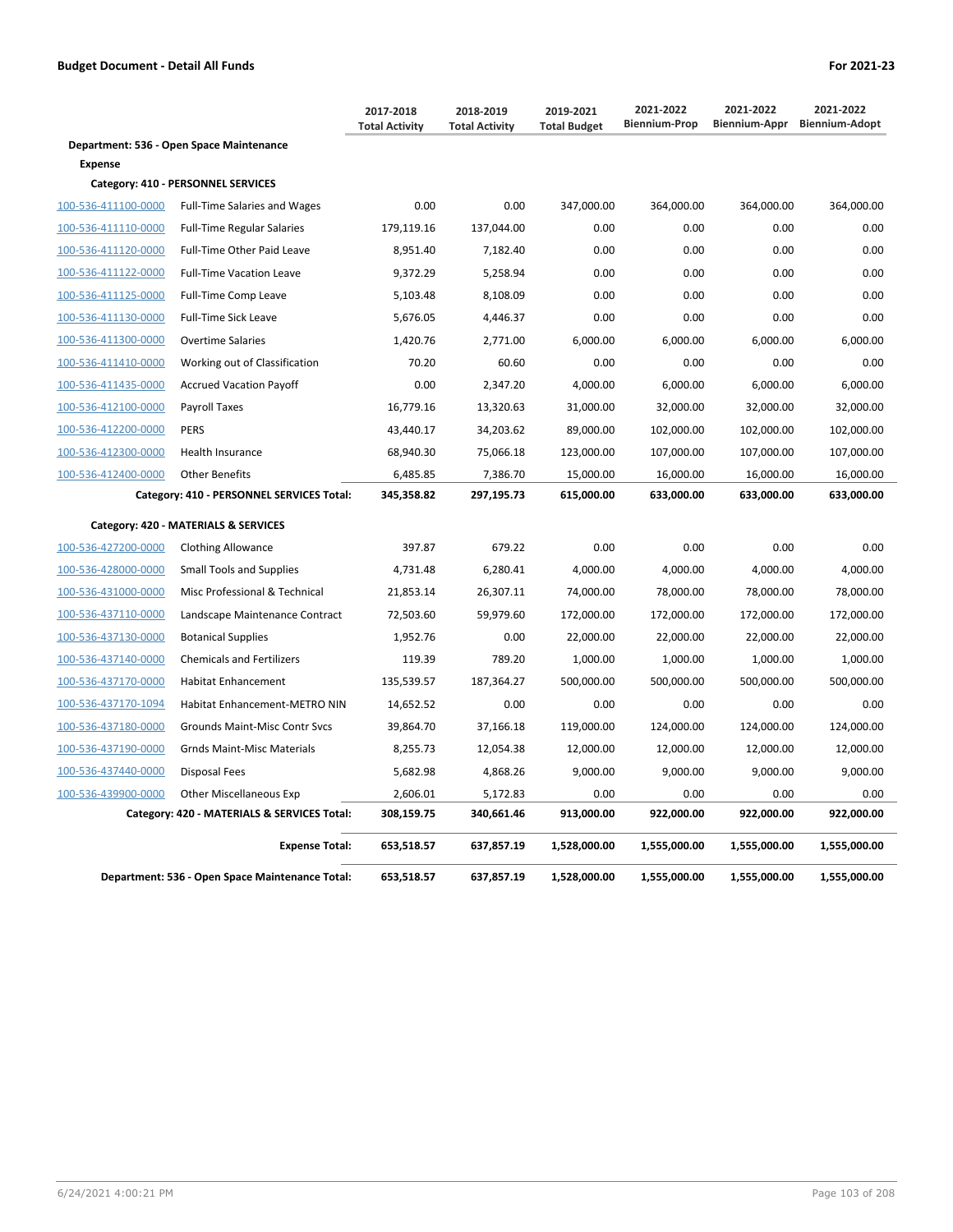**Budget Document - Detail All Funds** — **For 2021-23**

| | | 2017-2018 Total Activity | 2018-2019 Total Activity | 2019-2021 Total Budget | 2021-2022 Biennium-Prop | 2021-2022 Biennium-Appr | 2021-2022 Biennium-Adopt |
|---|---|---|---|---|---|---|---|
| **Department: 536 - Open Space Maintenance** | | | | | | | |
| **Expense** | | | | | | | |
| **Category: 410 - PERSONNEL SERVICES** | | | | | | | |
| 100-536-411100-0000 | Full-Time Salaries and Wages | 0.00 | 0.00 | 347,000.00 | 364,000.00 | 364,000.00 | 364,000.00 |
| 100-536-411110-0000 | Full-Time Regular Salaries | 179,119.16 | 137,044.00 | 0.00 | 0.00 | 0.00 | 0.00 |
| 100-536-411120-0000 | Full-Time Other Paid Leave | 8,951.40 | 7,182.40 | 0.00 | 0.00 | 0.00 | 0.00 |
| 100-536-411122-0000 | Full-Time Vacation Leave | 9,372.29 | 5,258.94 | 0.00 | 0.00 | 0.00 | 0.00 |
| 100-536-411125-0000 | Full-Time Comp Leave | 5,103.48 | 8,108.09 | 0.00 | 0.00 | 0.00 | 0.00 |
| 100-536-411130-0000 | Full-Time Sick Leave | 5,676.05 | 4,446.37 | 0.00 | 0.00 | 0.00 | 0.00 |
| 100-536-411300-0000 | Overtime Salaries | 1,420.76 | 2,771.00 | 6,000.00 | 6,000.00 | 6,000.00 | 6,000.00 |
| 100-536-411410-0000 | Working out of Classification | 70.20 | 60.60 | 0.00 | 0.00 | 0.00 | 0.00 |
| 100-536-411435-0000 | Accrued Vacation Payoff | 0.00 | 2,347.20 | 4,000.00 | 6,000.00 | 6,000.00 | 6,000.00 |
| 100-536-412100-0000 | Payroll Taxes | 16,779.16 | 13,320.63 | 31,000.00 | 32,000.00 | 32,000.00 | 32,000.00 |
| 100-536-412200-0000 | PERS | 43,440.17 | 34,203.62 | 89,000.00 | 102,000.00 | 102,000.00 | 102,000.00 |
| 100-536-412300-0000 | Health Insurance | 68,940.30 | 75,066.18 | 123,000.00 | 107,000.00 | 107,000.00 | 107,000.00 |
| 100-536-412400-0000 | Other Benefits | 6,485.85 | 7,386.70 | 15,000.00 | 16,000.00 | 16,000.00 | 16,000.00 |
| | **Category: 410 - PERSONNEL SERVICES Total:** | **345,358.82** | **297,195.73** | **615,000.00** | **633,000.00** | **633,000.00** | **633,000.00** |
| **Category: 420 - MATERIALS & SERVICES** | | | | | | | |
| 100-536-427200-0000 | Clothing Allowance | 397.87 | 679.22 | 0.00 | 0.00 | 0.00 | 0.00 |
| 100-536-428000-0000 | Small Tools and Supplies | 4,731.48 | 6,280.41 | 4,000.00 | 4,000.00 | 4,000.00 | 4,000.00 |
| 100-536-431000-0000 | Misc Professional & Technical | 21,853.14 | 26,307.11 | 74,000.00 | 78,000.00 | 78,000.00 | 78,000.00 |
| 100-536-437110-0000 | Landscape Maintenance Contract | 72,503.60 | 59,979.60 | 172,000.00 | 172,000.00 | 172,000.00 | 172,000.00 |
| 100-536-437130-0000 | Botanical Supplies | 1,952.76 | 0.00 | 22,000.00 | 22,000.00 | 22,000.00 | 22,000.00 |
| 100-536-437140-0000 | Chemicals and Fertilizers | 119.39 | 789.20 | 1,000.00 | 1,000.00 | 1,000.00 | 1,000.00 |
| 100-536-437170-0000 | Habitat Enhancement | 135,539.57 | 187,364.27 | 500,000.00 | 500,000.00 | 500,000.00 | 500,000.00 |
| 100-536-437170-1094 | Habitat Enhancement-METRO NIN | 14,652.52 | 0.00 | 0.00 | 0.00 | 0.00 | 0.00 |
| 100-536-437180-0000 | Grounds Maint-Misc Contr Svcs | 39,864.70 | 37,166.18 | 119,000.00 | 124,000.00 | 124,000.00 | 124,000.00 |
| 100-536-437190-0000 | Grnds Maint-Misc Materials | 8,255.73 | 12,054.38 | 12,000.00 | 12,000.00 | 12,000.00 | 12,000.00 |
| 100-536-437440-0000 | Disposal Fees | 5,682.98 | 4,868.26 | 9,000.00 | 9,000.00 | 9,000.00 | 9,000.00 |
| 100-536-439900-0000 | Other Miscellaneous Exp | 2,606.01 | 5,172.83 | 0.00 | 0.00 | 0.00 | 0.00 |
| | **Category: 420 - MATERIALS & SERVICES Total:** | **308,159.75** | **340,661.46** | **913,000.00** | **922,000.00** | **922,000.00** | **922,000.00** |
| | **Expense Total:** | **653,518.57** | **637,857.19** | **1,528,000.00** | **1,555,000.00** | **1,555,000.00** | **1,555,000.00** |
| | **Department: 536 - Open Space Maintenance Total:** | **653,518.57** | **637,857.19** | **1,528,000.00** | **1,555,000.00** | **1,555,000.00** | **1,555,000.00** |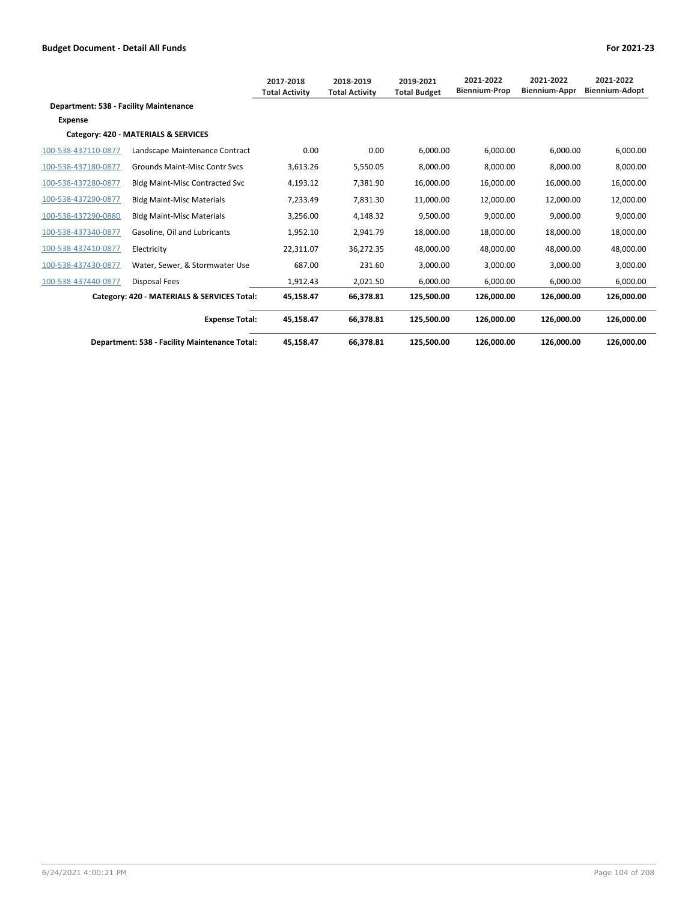## Budget Document - Detail All Funds

For 2021-23

| | | 2017-2018 Total Activity | 2018-2019 Total Activity | 2019-2021 Total Budget | 2021-2022 Biennium-Prop | 2021-2022 Biennium-Appr | 2021-2022 Biennium-Adopt |
|---|---|---|---|---|---|---|---|
| **Department: 538 - Facility Maintenance** | | | | | | | |
| **Expense** | | | | | | | |
| **Category: 420 - MATERIALS & SERVICES** | | | | | | | |
| 100-538-437110-0877 | Landscape Maintenance Contract | 0.00 | 0.00 | 6,000.00 | 6,000.00 | 6,000.00 | 6,000.00 |
| 100-538-437180-0877 | Grounds Maint-Misc Contr Svcs | 3,613.26 | 5,550.05 | 8,000.00 | 8,000.00 | 8,000.00 | 8,000.00 |
| 100-538-437280-0877 | Bldg Maint-Misc Contracted Svc | 4,193.12 | 7,381.90 | 16,000.00 | 16,000.00 | 16,000.00 | 16,000.00 |
| 100-538-437290-0877 | Bldg Maint-Misc Materials | 7,233.49 | 7,831.30 | 11,000.00 | 12,000.00 | 12,000.00 | 12,000.00 |
| 100-538-437290-0880 | Bldg Maint-Misc Materials | 3,256.00 | 4,148.32 | 9,500.00 | 9,000.00 | 9,000.00 | 9,000.00 |
| 100-538-437340-0877 | Gasoline, Oil and Lubricants | 1,952.10 | 2,941.79 | 18,000.00 | 18,000.00 | 18,000.00 | 18,000.00 |
| 100-538-437410-0877 | Electricity | 22,311.07 | 36,272.35 | 48,000.00 | 48,000.00 | 48,000.00 | 48,000.00 |
| 100-538-437430-0877 | Water, Sewer, & Stormwater Use | 687.00 | 231.60 | 3,000.00 | 3,000.00 | 3,000.00 | 3,000.00 |
| 100-538-437440-0877 | Disposal Fees | 1,912.43 | 2,021.50 | 6,000.00 | 6,000.00 | 6,000.00 | 6,000.00 |
| | **Category: 420 - MATERIALS & SERVICES Total:** | **45,158.47** | **66,378.81** | **125,500.00** | **126,000.00** | **126,000.00** | **126,000.00** |
| | **Expense Total:** | **45,158.47** | **66,378.81** | **125,500.00** | **126,000.00** | **126,000.00** | **126,000.00** |
| | **Department: 538 - Facility Maintenance Total:** | **45,158.47** | **66,378.81** | **125,500.00** | **126,000.00** | **126,000.00** | **126,000.00** |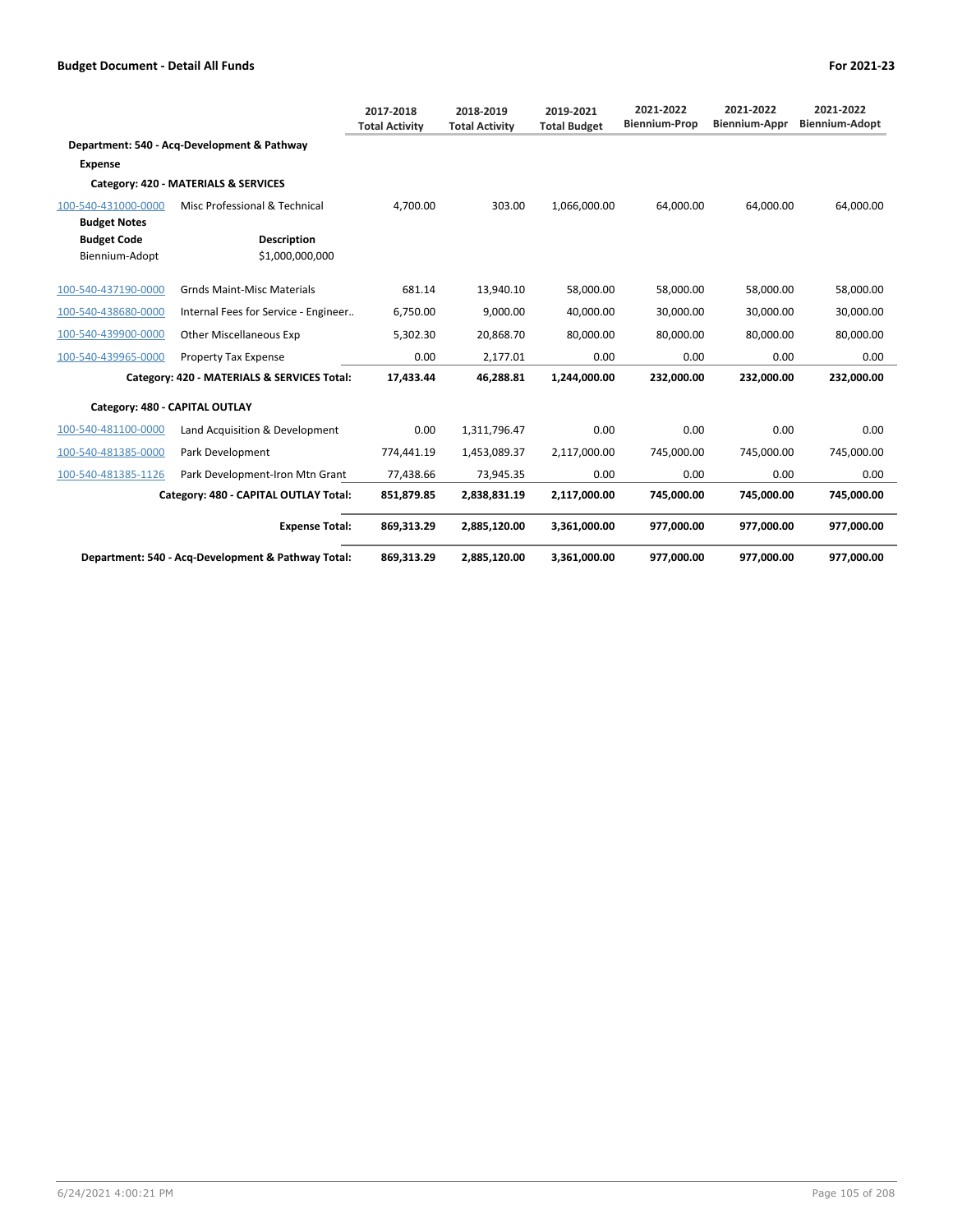**Budget Document - Detail All Funds** — **For 2021-23**

| | | 2017-2018 Total Activity | 2018-2019 Total Activity | 2019-2021 Total Budget | 2021-2022 Biennium-Prop | 2021-2022 Biennium-Appr | 2021-2022 Biennium-Adopt |
|---|---|---|---|---|---|---|---|
| **Department: 540 - Acq-Development & Pathway** | | | | | | | |
| **Expense** | | | | | | | |
| **Category: 420 - MATERIALS & SERVICES** | | | | | | | |
| 100-540-431000-0000 | Misc Professional & Technical | 4,700.00 | 303.00 | 1,066,000.00 | 64,000.00 | 64,000.00 | 64,000.00 |
| **Budget Notes** | | | | | | | |
| **Budget Code** | **Description** | | | | | | |
| Biennium-Adopt | $1,000,000,000 | | | | | | |
| 100-540-437190-0000 | Grnds Maint-Misc Materials | 681.14 | 13,940.10 | 58,000.00 | 58,000.00 | 58,000.00 | 58,000.00 |
| 100-540-438680-0000 | Internal Fees for Service - Engineer.. | 6,750.00 | 9,000.00 | 40,000.00 | 30,000.00 | 30,000.00 | 30,000.00 |
| 100-540-439900-0000 | Other Miscellaneous Exp | 5,302.30 | 20,868.70 | 80,000.00 | 80,000.00 | 80,000.00 | 80,000.00 |
| 100-540-439965-0000 | Property Tax Expense | 0.00 | 2,177.01 | 0.00 | 0.00 | 0.00 | 0.00 |
| | **Category: 420 - MATERIALS & SERVICES Total:** | **17,433.44** | **46,288.81** | **1,244,000.00** | **232,000.00** | **232,000.00** | **232,000.00** |
| **Category: 480 - CAPITAL OUTLAY** | | | | | | | |
| 100-540-481100-0000 | Land Acquisition & Development | 0.00 | 1,311,796.47 | 0.00 | 0.00 | 0.00 | 0.00 |
| 100-540-481385-0000 | Park Development | 774,441.19 | 1,453,089.37 | 2,117,000.00 | 745,000.00 | 745,000.00 | 745,000.00 |
| 100-540-481385-1126 | Park Development-Iron Mtn Grant | 77,438.66 | 73,945.35 | 0.00 | 0.00 | 0.00 | 0.00 |
| | **Category: 480 - CAPITAL OUTLAY Total:** | **851,879.85** | **2,838,831.19** | **2,117,000.00** | **745,000.00** | **745,000.00** | **745,000.00** |
| | **Expense Total:** | **869,313.29** | **2,885,120.00** | **3,361,000.00** | **977,000.00** | **977,000.00** | **977,000.00** |
| | **Department: 540 - Acq-Development & Pathway Total:** | **869,313.29** | **2,885,120.00** | **3,361,000.00** | **977,000.00** | **977,000.00** | **977,000.00** |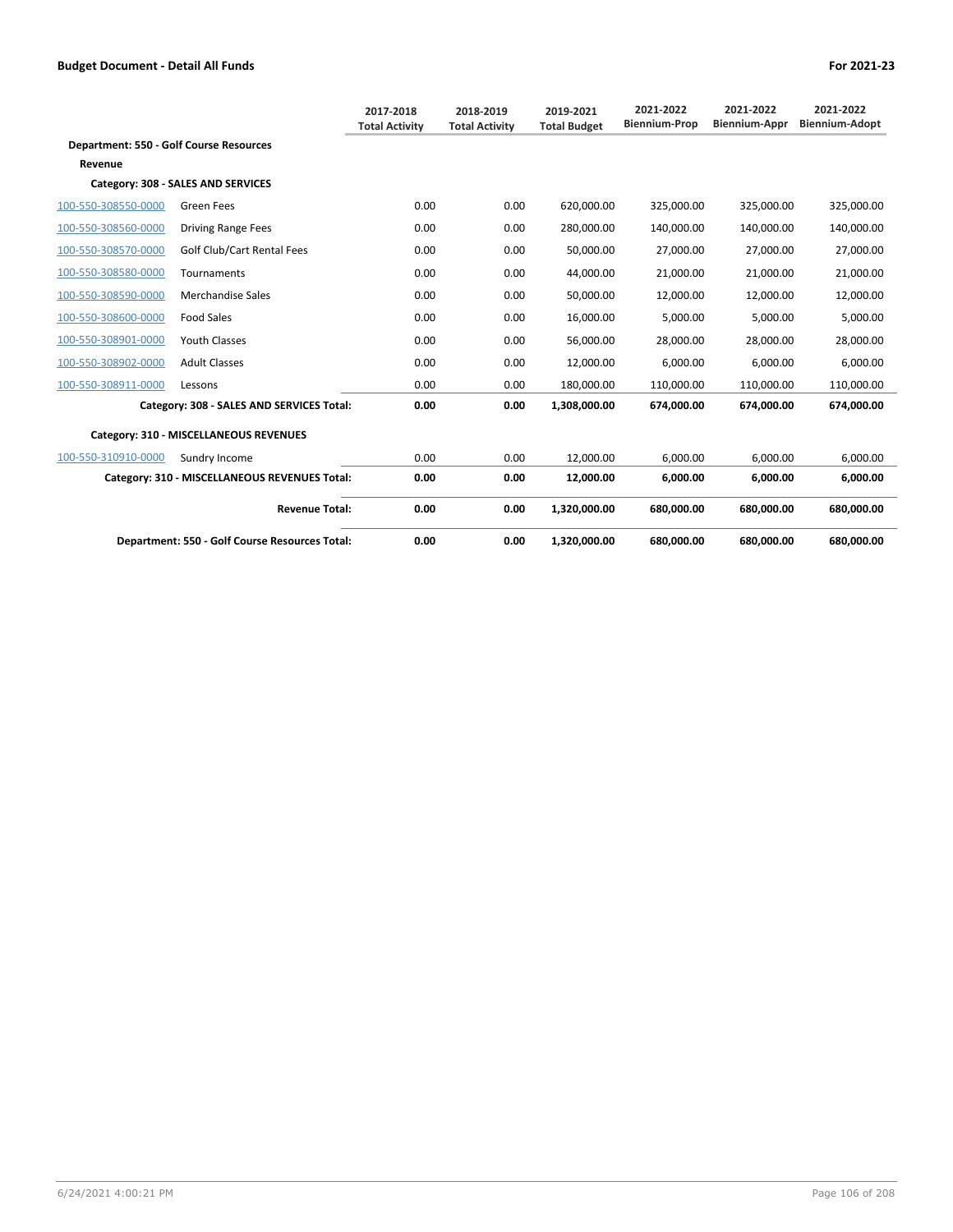## Budget Document - Detail All Funds

For 2021-23

| | | 2017-2018 Total Activity | 2018-2019 Total Activity | 2019-2021 Total Budget | 2021-2022 Biennium-Prop | 2021-2022 Biennium-Appr | 2021-2022 Biennium-Adopt |
|---|---|---|---|---|---|---|---|
| **Department: 550 - Golf Course Resources** | | | | | | | |
| **Revenue** | | | | | | | |
| **Category: 308 - SALES AND SERVICES** | | | | | | | |
| 100-550-308550-0000 | Green Fees | 0.00 | 0.00 | 620,000.00 | 325,000.00 | 325,000.00 | 325,000.00 |
| 100-550-308560-0000 | Driving Range Fees | 0.00 | 0.00 | 280,000.00 | 140,000.00 | 140,000.00 | 140,000.00 |
| 100-550-308570-0000 | Golf Club/Cart Rental Fees | 0.00 | 0.00 | 50,000.00 | 27,000.00 | 27,000.00 | 27,000.00 |
| 100-550-308580-0000 | Tournaments | 0.00 | 0.00 | 44,000.00 | 21,000.00 | 21,000.00 | 21,000.00 |
| 100-550-308590-0000 | Merchandise Sales | 0.00 | 0.00 | 50,000.00 | 12,000.00 | 12,000.00 | 12,000.00 |
| 100-550-308600-0000 | Food Sales | 0.00 | 0.00 | 16,000.00 | 5,000.00 | 5,000.00 | 5,000.00 |
| 100-550-308901-0000 | Youth Classes | 0.00 | 0.00 | 56,000.00 | 28,000.00 | 28,000.00 | 28,000.00 |
| 100-550-308902-0000 | Adult Classes | 0.00 | 0.00 | 12,000.00 | 6,000.00 | 6,000.00 | 6,000.00 |
| 100-550-308911-0000 | Lessons | 0.00 | 0.00 | 180,000.00 | 110,000.00 | 110,000.00 | 110,000.00 |
| | **Category: 308 - SALES AND SERVICES Total:** | **0.00** | **0.00** | **1,308,000.00** | **674,000.00** | **674,000.00** | **674,000.00** |
| **Category: 310 - MISCELLANEOUS REVENUES** | | | | | | | |
| 100-550-310910-0000 | Sundry Income | 0.00 | 0.00 | 12,000.00 | 6,000.00 | 6,000.00 | 6,000.00 |
| | **Category: 310 - MISCELLANEOUS REVENUES Total:** | **0.00** | **0.00** | **12,000.00** | **6,000.00** | **6,000.00** | **6,000.00** |
| | **Revenue Total:** | **0.00** | **0.00** | **1,320,000.00** | **680,000.00** | **680,000.00** | **680,000.00** |
| | **Department: 550 - Golf Course Resources Total:** | **0.00** | **0.00** | **1,320,000.00** | **680,000.00** | **680,000.00** | **680,000.00** |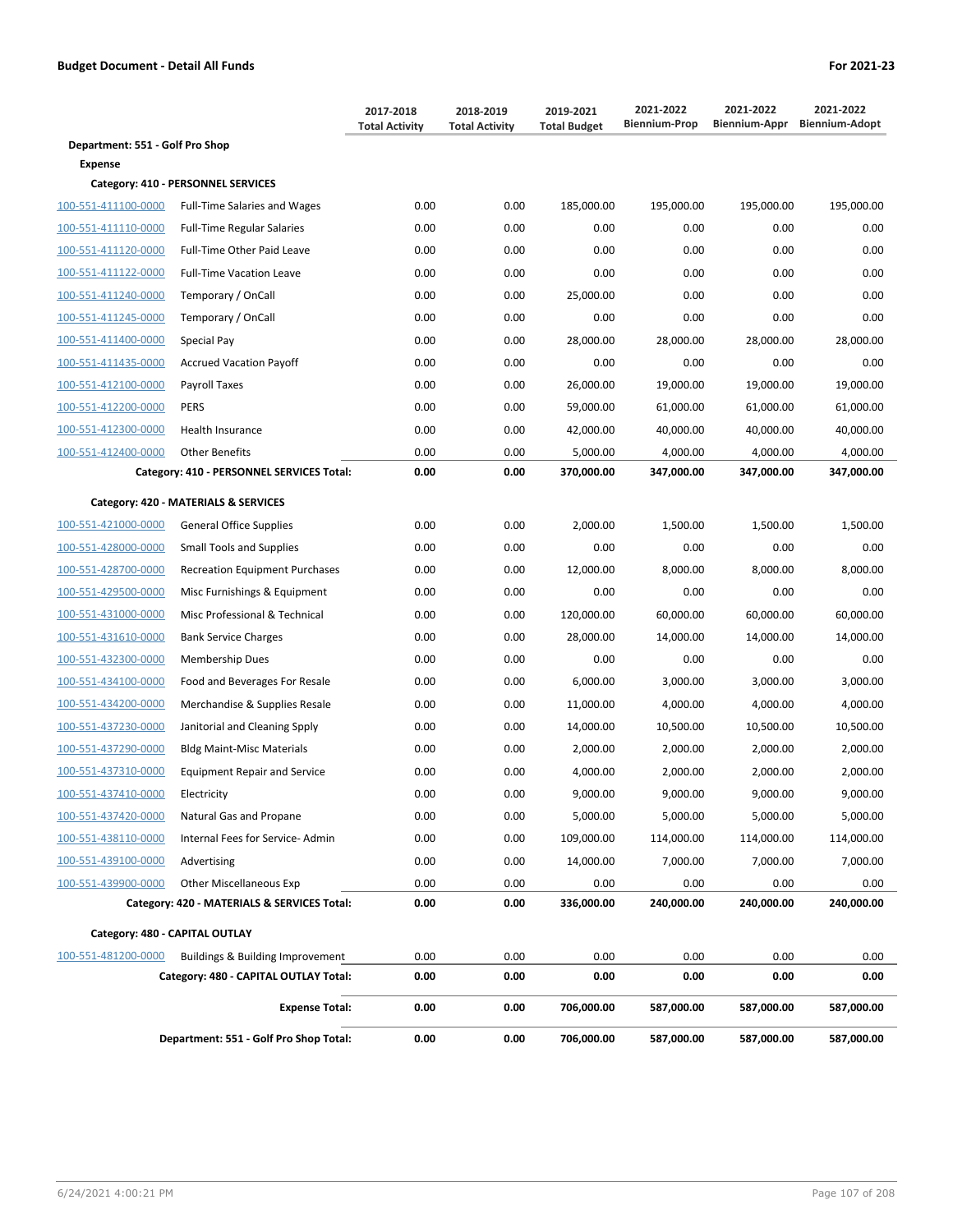**Budget Document - Detail All Funds** | **For 2021-23**

| | | 2017-2018 Total Activity | 2018-2019 Total Activity | 2019-2021 Total Budget | 2021-2022 Biennium-Prop | 2021-2022 Biennium-Appr | 2021-2022 Biennium-Adopt |
|---|---|---|---|---|---|---|---|
| **Department: 551 - Golf Pro Shop** | | | | | | | |
| **Expense** | | | | | | | |
| **Category: 410 - PERSONNEL SERVICES** | | | | | | | |
| 100-551-411100-0000 | Full-Time Salaries and Wages | 0.00 | 0.00 | 185,000.00 | 195,000.00 | 195,000.00 | 195,000.00 |
| 100-551-411110-0000 | Full-Time Regular Salaries | 0.00 | 0.00 | 0.00 | 0.00 | 0.00 | 0.00 |
| 100-551-411120-0000 | Full-Time Other Paid Leave | 0.00 | 0.00 | 0.00 | 0.00 | 0.00 | 0.00 |
| 100-551-411122-0000 | Full-Time Vacation Leave | 0.00 | 0.00 | 0.00 | 0.00 | 0.00 | 0.00 |
| 100-551-411240-0000 | Temporary / OnCall | 0.00 | 0.00 | 25,000.00 | 0.00 | 0.00 | 0.00 |
| 100-551-411245-0000 | Temporary / OnCall | 0.00 | 0.00 | 0.00 | 0.00 | 0.00 | 0.00 |
| 100-551-411400-0000 | Special Pay | 0.00 | 0.00 | 28,000.00 | 28,000.00 | 28,000.00 | 28,000.00 |
| 100-551-411435-0000 | Accrued Vacation Payoff | 0.00 | 0.00 | 0.00 | 0.00 | 0.00 | 0.00 |
| 100-551-412100-0000 | Payroll Taxes | 0.00 | 0.00 | 26,000.00 | 19,000.00 | 19,000.00 | 19,000.00 |
| 100-551-412200-0000 | PERS | 0.00 | 0.00 | 59,000.00 | 61,000.00 | 61,000.00 | 61,000.00 |
| 100-551-412300-0000 | Health Insurance | 0.00 | 0.00 | 42,000.00 | 40,000.00 | 40,000.00 | 40,000.00 |
| 100-551-412400-0000 | Other Benefits | 0.00 | 0.00 | 5,000.00 | 4,000.00 | 4,000.00 | 4,000.00 |
| | **Category: 410 - PERSONNEL SERVICES Total:** | **0.00** | **0.00** | **370,000.00** | **347,000.00** | **347,000.00** | **347,000.00** |
| **Category: 420 - MATERIALS & SERVICES** | | | | | | | |
| 100-551-421000-0000 | General Office Supplies | 0.00 | 0.00 | 2,000.00 | 1,500.00 | 1,500.00 | 1,500.00 |
| 100-551-428000-0000 | Small Tools and Supplies | 0.00 | 0.00 | 0.00 | 0.00 | 0.00 | 0.00 |
| 100-551-428700-0000 | Recreation Equipment Purchases | 0.00 | 0.00 | 12,000.00 | 8,000.00 | 8,000.00 | 8,000.00 |
| 100-551-429500-0000 | Misc Furnishings & Equipment | 0.00 | 0.00 | 0.00 | 0.00 | 0.00 | 0.00 |
| 100-551-431000-0000 | Misc Professional & Technical | 0.00 | 0.00 | 120,000.00 | 60,000.00 | 60,000.00 | 60,000.00 |
| 100-551-431610-0000 | Bank Service Charges | 0.00 | 0.00 | 28,000.00 | 14,000.00 | 14,000.00 | 14,000.00 |
| 100-551-432300-0000 | Membership Dues | 0.00 | 0.00 | 0.00 | 0.00 | 0.00 | 0.00 |
| 100-551-434100-0000 | Food and Beverages For Resale | 0.00 | 0.00 | 6,000.00 | 3,000.00 | 3,000.00 | 3,000.00 |
| 100-551-434200-0000 | Merchandise & Supplies Resale | 0.00 | 0.00 | 11,000.00 | 4,000.00 | 4,000.00 | 4,000.00 |
| 100-551-437230-0000 | Janitorial and Cleaning Spply | 0.00 | 0.00 | 14,000.00 | 10,500.00 | 10,500.00 | 10,500.00 |
| 100-551-437290-0000 | Bldg Maint-Misc Materials | 0.00 | 0.00 | 2,000.00 | 2,000.00 | 2,000.00 | 2,000.00 |
| 100-551-437310-0000 | Equipment Repair and Service | 0.00 | 0.00 | 4,000.00 | 2,000.00 | 2,000.00 | 2,000.00 |
| 100-551-437410-0000 | Electricity | 0.00 | 0.00 | 9,000.00 | 9,000.00 | 9,000.00 | 9,000.00 |
| 100-551-437420-0000 | Natural Gas and Propane | 0.00 | 0.00 | 5,000.00 | 5,000.00 | 5,000.00 | 5,000.00 |
| 100-551-438110-0000 | Internal Fees for Service- Admin | 0.00 | 0.00 | 109,000.00 | 114,000.00 | 114,000.00 | 114,000.00 |
| 100-551-439100-0000 | Advertising | 0.00 | 0.00 | 14,000.00 | 7,000.00 | 7,000.00 | 7,000.00 |
| 100-551-439900-0000 | Other Miscellaneous Exp | 0.00 | 0.00 | 0.00 | 0.00 | 0.00 | 0.00 |
| | **Category: 420 - MATERIALS & SERVICES Total:** | **0.00** | **0.00** | **336,000.00** | **240,000.00** | **240,000.00** | **240,000.00** |
| **Category: 480 - CAPITAL OUTLAY** | | | | | | | |
| 100-551-481200-0000 | Buildings & Building Improvement | 0.00 | 0.00 | 0.00 | 0.00 | 0.00 | 0.00 |
| | **Category: 480 - CAPITAL OUTLAY Total:** | **0.00** | **0.00** | **0.00** | **0.00** | **0.00** | **0.00** |
| | **Expense Total:** | **0.00** | **0.00** | **706,000.00** | **587,000.00** | **587,000.00** | **587,000.00** |
| | **Department: 551 - Golf Pro Shop Total:** | **0.00** | **0.00** | **706,000.00** | **587,000.00** | **587,000.00** | **587,000.00** |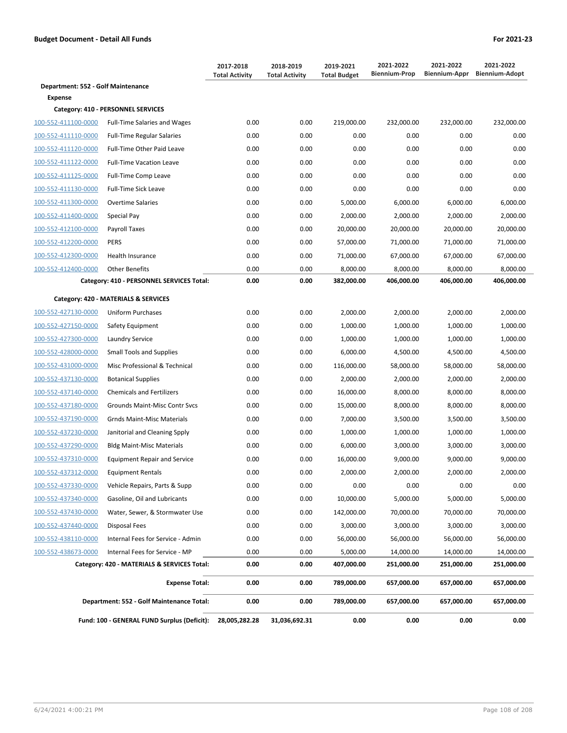**Budget Document - Detail All Funds** | **For 2021-23**

| | | 2017-2018 Total Activity | 2018-2019 Total Activity | 2019-2021 Total Budget | 2021-2022 Biennium-Prop | 2021-2022 Biennium-Appr | 2021-2022 Biennium-Adopt |
|---|---|---|---|---|---|---|---|
| **Department: 552 - Golf Maintenance** | | | | | | | |
| **Expense** | | | | | | | |
| **Category: 410 - PERSONNEL SERVICES** | | | | | | | |
| 100-552-411100-0000 | Full-Time Salaries and Wages | 0.00 | 0.00 | 219,000.00 | 232,000.00 | 232,000.00 | 232,000.00 |
| 100-552-411110-0000 | Full-Time Regular Salaries | 0.00 | 0.00 | 0.00 | 0.00 | 0.00 | 0.00 |
| 100-552-411120-0000 | Full-Time Other Paid Leave | 0.00 | 0.00 | 0.00 | 0.00 | 0.00 | 0.00 |
| 100-552-411122-0000 | Full-Time Vacation Leave | 0.00 | 0.00 | 0.00 | 0.00 | 0.00 | 0.00 |
| 100-552-411125-0000 | Full-Time Comp Leave | 0.00 | 0.00 | 0.00 | 0.00 | 0.00 | 0.00 |
| 100-552-411130-0000 | Full-Time Sick Leave | 0.00 | 0.00 | 0.00 | 0.00 | 0.00 | 0.00 |
| 100-552-411300-0000 | Overtime Salaries | 0.00 | 0.00 | 5,000.00 | 6,000.00 | 6,000.00 | 6,000.00 |
| 100-552-411400-0000 | Special Pay | 0.00 | 0.00 | 2,000.00 | 2,000.00 | 2,000.00 | 2,000.00 |
| 100-552-412100-0000 | Payroll Taxes | 0.00 | 0.00 | 20,000.00 | 20,000.00 | 20,000.00 | 20,000.00 |
| 100-552-412200-0000 | PERS | 0.00 | 0.00 | 57,000.00 | 71,000.00 | 71,000.00 | 71,000.00 |
| 100-552-412300-0000 | Health Insurance | 0.00 | 0.00 | 71,000.00 | 67,000.00 | 67,000.00 | 67,000.00 |
| 100-552-412400-0000 | Other Benefits | 0.00 | 0.00 | 8,000.00 | 8,000.00 | 8,000.00 | 8,000.00 |
| | **Category: 410 - PERSONNEL SERVICES Total:** | **0.00** | **0.00** | **382,000.00** | **406,000.00** | **406,000.00** | **406,000.00** |
| **Category: 420 - MATERIALS & SERVICES** | | | | | | | |
| 100-552-427130-0000 | Uniform Purchases | 0.00 | 0.00 | 2,000.00 | 2,000.00 | 2,000.00 | 2,000.00 |
| 100-552-427150-0000 | Safety Equipment | 0.00 | 0.00 | 1,000.00 | 1,000.00 | 1,000.00 | 1,000.00 |
| 100-552-427300-0000 | Laundry Service | 0.00 | 0.00 | 1,000.00 | 1,000.00 | 1,000.00 | 1,000.00 |
| 100-552-428000-0000 | Small Tools and Supplies | 0.00 | 0.00 | 6,000.00 | 4,500.00 | 4,500.00 | 4,500.00 |
| 100-552-431000-0000 | Misc Professional & Technical | 0.00 | 0.00 | 116,000.00 | 58,000.00 | 58,000.00 | 58,000.00 |
| 100-552-437130-0000 | Botanical Supplies | 0.00 | 0.00 | 2,000.00 | 2,000.00 | 2,000.00 | 2,000.00 |
| 100-552-437140-0000 | Chemicals and Fertilizers | 0.00 | 0.00 | 16,000.00 | 8,000.00 | 8,000.00 | 8,000.00 |
| 100-552-437180-0000 | Grounds Maint-Misc Contr Svcs | 0.00 | 0.00 | 15,000.00 | 8,000.00 | 8,000.00 | 8,000.00 |
| 100-552-437190-0000 | Grnds Maint-Misc Materials | 0.00 | 0.00 | 7,000.00 | 3,500.00 | 3,500.00 | 3,500.00 |
| 100-552-437230-0000 | Janitorial and Cleaning Spply | 0.00 | 0.00 | 1,000.00 | 1,000.00 | 1,000.00 | 1,000.00 |
| 100-552-437290-0000 | Bldg Maint-Misc Materials | 0.00 | 0.00 | 6,000.00 | 3,000.00 | 3,000.00 | 3,000.00 |
| 100-552-437310-0000 | Equipment Repair and Service | 0.00 | 0.00 | 16,000.00 | 9,000.00 | 9,000.00 | 9,000.00 |
| 100-552-437312-0000 | Equipment Rentals | 0.00 | 0.00 | 2,000.00 | 2,000.00 | 2,000.00 | 2,000.00 |
| 100-552-437330-0000 | Vehicle Repairs, Parts & Supp | 0.00 | 0.00 | 0.00 | 0.00 | 0.00 | 0.00 |
| 100-552-437340-0000 | Gasoline, Oil and Lubricants | 0.00 | 0.00 | 10,000.00 | 5,000.00 | 5,000.00 | 5,000.00 |
| 100-552-437430-0000 | Water, Sewer, & Stormwater Use | 0.00 | 0.00 | 142,000.00 | 70,000.00 | 70,000.00 | 70,000.00 |
| 100-552-437440-0000 | Disposal Fees | 0.00 | 0.00 | 3,000.00 | 3,000.00 | 3,000.00 | 3,000.00 |
| 100-552-438110-0000 | Internal Fees for Service - Admin | 0.00 | 0.00 | 56,000.00 | 56,000.00 | 56,000.00 | 56,000.00 |
| 100-552-438673-0000 | Internal Fees for Service - MP | 0.00 | 0.00 | 5,000.00 | 14,000.00 | 14,000.00 | 14,000.00 |
| | **Category: 420 - MATERIALS & SERVICES Total:** | **0.00** | **0.00** | **407,000.00** | **251,000.00** | **251,000.00** | **251,000.00** |
| | **Expense Total:** | **0.00** | **0.00** | **789,000.00** | **657,000.00** | **657,000.00** | **657,000.00** |
| | **Department: 552 - Golf Maintenance Total:** | **0.00** | **0.00** | **789,000.00** | **657,000.00** | **657,000.00** | **657,000.00** |
| | **Fund: 100 - GENERAL FUND Surplus (Deficit):** | **28,005,282.28** | **31,036,692.31** | **0.00** | **0.00** | **0.00** | **0.00** |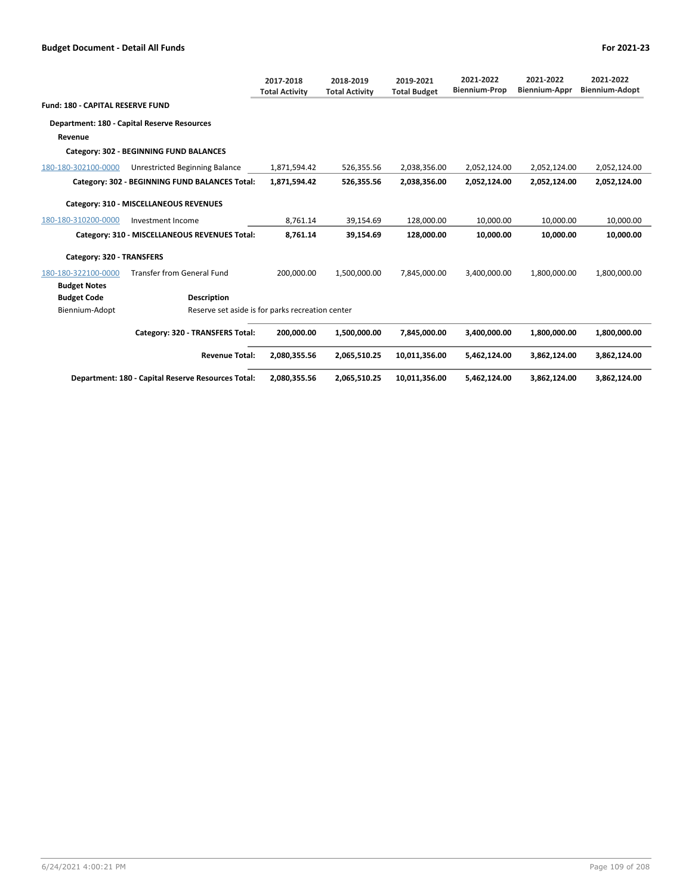## Budget Document - Detail All Funds

For 2021-23

| | | 2017-2018 Total Activity | 2018-2019 Total Activity | 2019-2021 Total Budget | 2021-2022 Biennium-Prop | 2021-2022 Biennium-Appr | 2021-2022 Biennium-Adopt |
|---|---|---|---|---|---|---|---|
| **Fund: 180 - CAPITAL RESERVE FUND** | | | | | | | |
| **Department: 180 - Capital Reserve Resources** | | | | | | | |
| **Revenue** | | | | | | | |
| **Category: 302 - BEGINNING FUND BALANCES** | | | | | | | |
| 180-180-302100-0000 | Unrestricted Beginning Balance | 1,871,594.42 | 526,355.56 | 2,038,356.00 | 2,052,124.00 | 2,052,124.00 | 2,052,124.00 |
| | **Category: 302 - BEGINNING FUND BALANCES Total:** | **1,871,594.42** | **526,355.56** | **2,038,356.00** | **2,052,124.00** | **2,052,124.00** | **2,052,124.00** |
| **Category: 310 - MISCELLANEOUS REVENUES** | | | | | | | |
| 180-180-310200-0000 | Investment Income | 8,761.14 | 39,154.69 | 128,000.00 | 10,000.00 | 10,000.00 | 10,000.00 |
| | **Category: 310 - MISCELLANEOUS REVENUES Total:** | **8,761.14** | **39,154.69** | **128,000.00** | **10,000.00** | **10,000.00** | **10,000.00** |
| **Category: 320 - TRANSFERS** | | | | | | | |
| 180-180-322100-0000 | Transfer from General Fund | 200,000.00 | 1,500,000.00 | 7,845,000.00 | 3,400,000.00 | 1,800,000.00 | 1,800,000.00 |
| **Budget Notes** | | | | | | | |
| **Budget Code** | **Description** | | | | | | |
| Biennium-Adopt | Reserve set aside is for parks recreation center | | | | | | |
| | **Category: 320 - TRANSFERS Total:** | **200,000.00** | **1,500,000.00** | **7,845,000.00** | **3,400,000.00** | **1,800,000.00** | **1,800,000.00** |
| | **Revenue Total:** | **2,080,355.56** | **2,065,510.25** | **10,011,356.00** | **5,462,124.00** | **3,862,124.00** | **3,862,124.00** |
| | **Department: 180 - Capital Reserve Resources Total:** | **2,080,355.56** | **2,065,510.25** | **10,011,356.00** | **5,462,124.00** | **3,862,124.00** | **3,862,124.00** |

6/24/2021 4:00:21 PM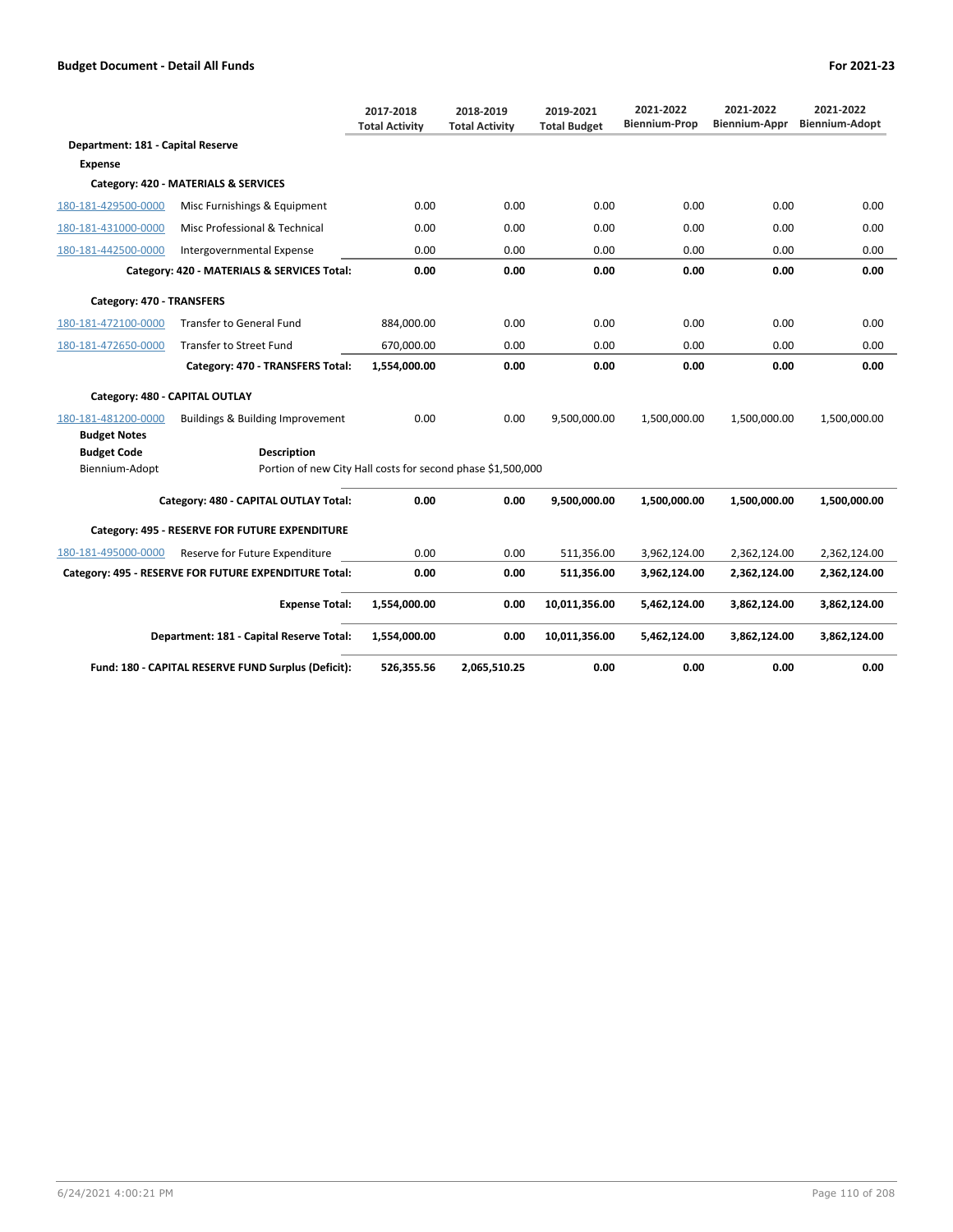**Budget Document - Detail All Funds** **For 2021-23**

| | | 2017-2018 Total Activity | 2018-2019 Total Activity | 2019-2021 Total Budget | 2021-2022 Biennium-Prop | 2021-2022 Biennium-Appr | 2021-2022 Biennium-Adopt |
|---|---|---|---|---|---|---|---|
| **Department: 181 - Capital Reserve** | | | | | | | |
| **Expense** | | | | | | | |
| **Category: 420 - MATERIALS & SERVICES** | | | | | | | |
| 180-181-429500-0000 | Misc Furnishings & Equipment | 0.00 | 0.00 | 0.00 | 0.00 | 0.00 | 0.00 |
| 180-181-431000-0000 | Misc Professional & Technical | 0.00 | 0.00 | 0.00 | 0.00 | 0.00 | 0.00 |
| 180-181-442500-0000 | Intergovernmental Expense | 0.00 | 0.00 | 0.00 | 0.00 | 0.00 | 0.00 |
| | **Category: 420 - MATERIALS & SERVICES Total:** | **0.00** | **0.00** | **0.00** | **0.00** | **0.00** | **0.00** |
| **Category: 470 - TRANSFERS** | | | | | | | |
| 180-181-472100-0000 | Transfer to General Fund | 884,000.00 | 0.00 | 0.00 | 0.00 | 0.00 | 0.00 |
| 180-181-472650-0000 | Transfer to Street Fund | 670,000.00 | 0.00 | 0.00 | 0.00 | 0.00 | 0.00 |
| | **Category: 470 - TRANSFERS Total:** | **1,554,000.00** | **0.00** | **0.00** | **0.00** | **0.00** | **0.00** |
| **Category: 480 - CAPITAL OUTLAY** | | | | | | | |
| 180-181-481200-0000 | Buildings & Building Improvement | 0.00 | 0.00 | 9,500,000.00 | 1,500,000.00 | 1,500,000.00 | 1,500,000.00 |
| **Budget Notes** | | | | | | | |
| **Budget Code** | **Description** | | | | | | |
| Biennium-Adopt | Portion of new City Hall costs for second phase $1,500,000 | | | | | | |
| | **Category: 480 - CAPITAL OUTLAY Total:** | **0.00** | **0.00** | **9,500,000.00** | **1,500,000.00** | **1,500,000.00** | **1,500,000.00** |
| **Category: 495 - RESERVE FOR FUTURE EXPENDITURE** | | | | | | | |
| 180-181-495000-0000 | Reserve for Future Expenditure | 0.00 | 0.00 | 511,356.00 | 3,962,124.00 | 2,362,124.00 | 2,362,124.00 |
| | **Category: 495 - RESERVE FOR FUTURE EXPENDITURE Total:** | **0.00** | **0.00** | **511,356.00** | **3,962,124.00** | **2,362,124.00** | **2,362,124.00** |
| | **Expense Total:** | **1,554,000.00** | **0.00** | **10,011,356.00** | **5,462,124.00** | **3,862,124.00** | **3,862,124.00** |
| | **Department: 181 - Capital Reserve Total:** | **1,554,000.00** | **0.00** | **10,011,356.00** | **5,462,124.00** | **3,862,124.00** | **3,862,124.00** |
| | **Fund: 180 - CAPITAL RESERVE FUND Surplus (Deficit):** | **526,355.56** | **2,065,510.25** | **0.00** | **0.00** | **0.00** | **0.00** |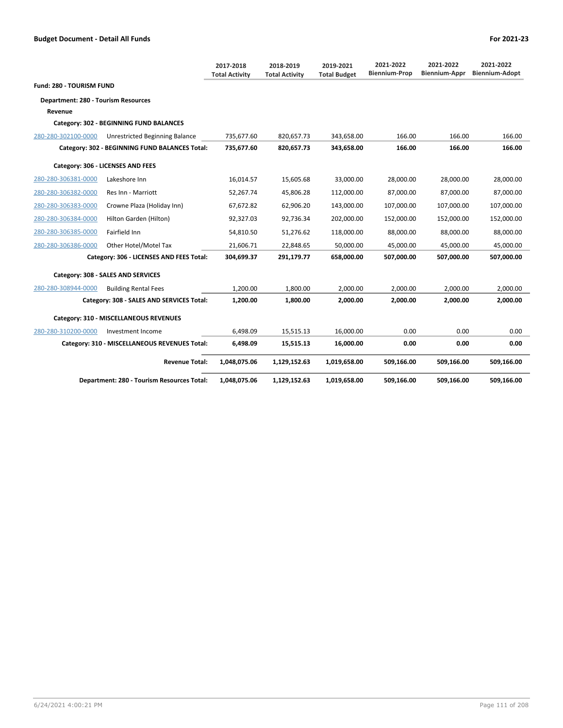## Budget Document - Detail All Funds

For 2021-23

| | | 2017-2018 Total Activity | 2018-2019 Total Activity | 2019-2021 Total Budget | 2021-2022 Biennium-Prop | 2021-2022 Biennium-Appr | 2021-2022 Biennium-Adopt |
|---|---|---|---|---|---|---|---|
| **Fund: 280 - TOURISM FUND** | | | | | | | |
| **Department: 280 - Tourism Resources** | | | | | | | |
| **Revenue** | | | | | | | |
| **Category: 302 - BEGINNING FUND BALANCES** | | | | | | | |
| 280-280-302100-0000 | Unrestricted Beginning Balance | 735,677.60 | 820,657.73 | 343,658.00 | 166.00 | 166.00 | 166.00 |
| | **Category: 302 - BEGINNING FUND BALANCES Total:** | **735,677.60** | **820,657.73** | **343,658.00** | **166.00** | **166.00** | **166.00** |
| **Category: 306 - LICENSES AND FEES** | | | | | | | |
| 280-280-306381-0000 | Lakeshore Inn | 16,014.57 | 15,605.68 | 33,000.00 | 28,000.00 | 28,000.00 | 28,000.00 |
| 280-280-306382-0000 | Res Inn - Marriott | 52,267.74 | 45,806.28 | 112,000.00 | 87,000.00 | 87,000.00 | 87,000.00 |
| 280-280-306383-0000 | Crowne Plaza (Holiday Inn) | 67,672.82 | 62,906.20 | 143,000.00 | 107,000.00 | 107,000.00 | 107,000.00 |
| 280-280-306384-0000 | Hilton Garden (Hilton) | 92,327.03 | 92,736.34 | 202,000.00 | 152,000.00 | 152,000.00 | 152,000.00 |
| 280-280-306385-0000 | Fairfield Inn | 54,810.50 | 51,276.62 | 118,000.00 | 88,000.00 | 88,000.00 | 88,000.00 |
| 280-280-306386-0000 | Other Hotel/Motel Tax | 21,606.71 | 22,848.65 | 50,000.00 | 45,000.00 | 45,000.00 | 45,000.00 |
| | **Category: 306 - LICENSES AND FEES Total:** | **304,699.37** | **291,179.77** | **658,000.00** | **507,000.00** | **507,000.00** | **507,000.00** |
| **Category: 308 - SALES AND SERVICES** | | | | | | | |
| 280-280-308944-0000 | Building Rental Fees | 1,200.00 | 1,800.00 | 2,000.00 | 2,000.00 | 2,000.00 | 2,000.00 |
| | **Category: 308 - SALES AND SERVICES Total:** | **1,200.00** | **1,800.00** | **2,000.00** | **2,000.00** | **2,000.00** | **2,000.00** |
| **Category: 310 - MISCELLANEOUS REVENUES** | | | | | | | |
| 280-280-310200-0000 | Investment Income | 6,498.09 | 15,515.13 | 16,000.00 | 0.00 | 0.00 | 0.00 |
| | **Category: 310 - MISCELLANEOUS REVENUES Total:** | **6,498.09** | **15,515.13** | **16,000.00** | **0.00** | **0.00** | **0.00** |
| | **Revenue Total:** | **1,048,075.06** | **1,129,152.63** | **1,019,658.00** | **509,166.00** | **509,166.00** | **509,166.00** |
| | **Department: 280 - Tourism Resources Total:** | **1,048,075.06** | **1,129,152.63** | **1,019,658.00** | **509,166.00** | **509,166.00** | **509,166.00** |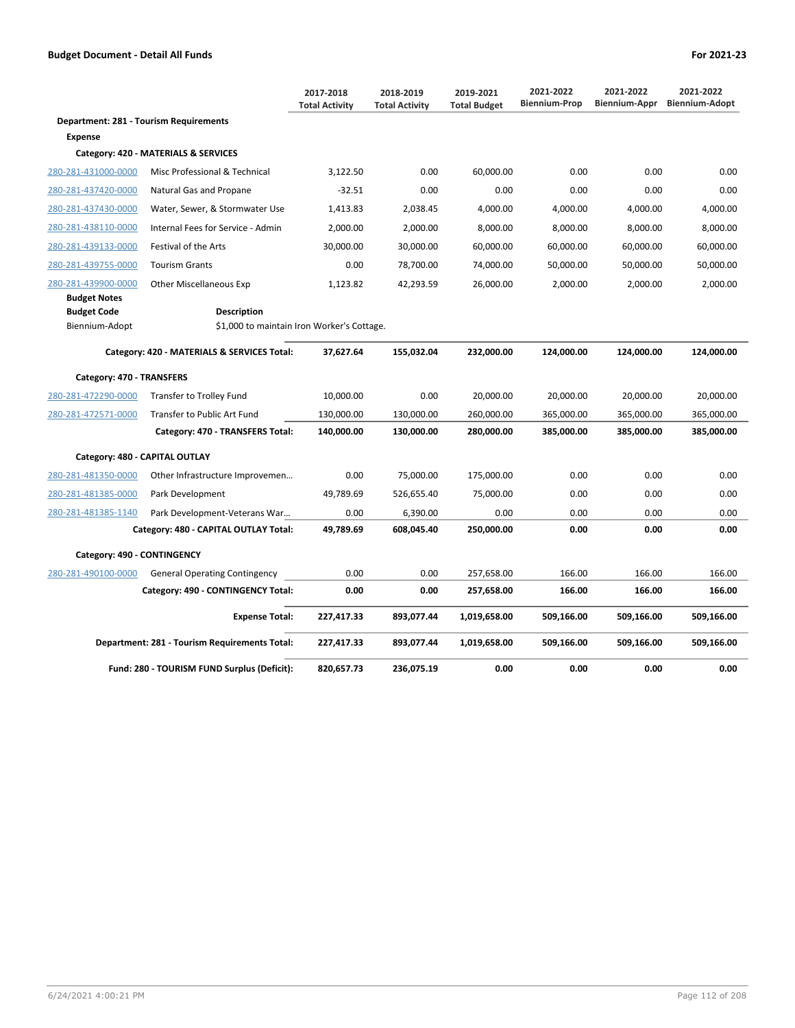**Budget Document - Detail All Funds** — **For 2021-23**

| | | 2017-2018 Total Activity | 2018-2019 Total Activity | 2019-2021 Total Budget | 2021-2022 Biennium-Prop | 2021-2022 Biennium-Appr | 2021-2022 Biennium-Adopt |
|---|---|---|---|---|---|---|---|
| **Department: 281 - Tourism Requirements** | | | | | | | |
| **Expense** | | | | | | | |
| **Category: 420 - MATERIALS & SERVICES** | | | | | | | |
| 280-281-431000-0000 | Misc Professional & Technical | 3,122.50 | 0.00 | 60,000.00 | 0.00 | 0.00 | 0.00 |
| 280-281-437420-0000 | Natural Gas and Propane | -32.51 | 0.00 | 0.00 | 0.00 | 0.00 | 0.00 |
| 280-281-437430-0000 | Water, Sewer, & Stormwater Use | 1,413.83 | 2,038.45 | 4,000.00 | 4,000.00 | 4,000.00 | 4,000.00 |
| 280-281-438110-0000 | Internal Fees for Service - Admin | 2,000.00 | 2,000.00 | 8,000.00 | 8,000.00 | 8,000.00 | 8,000.00 |
| 280-281-439133-0000 | Festival of the Arts | 30,000.00 | 30,000.00 | 60,000.00 | 60,000.00 | 60,000.00 | 60,000.00 |
| 280-281-439755-0000 | Tourism Grants | 0.00 | 78,700.00 | 74,000.00 | 50,000.00 | 50,000.00 | 50,000.00 |
| 280-281-439900-0000 | Other Miscellaneous Exp | 1,123.82 | 42,293.59 | 26,000.00 | 2,000.00 | 2,000.00 | 2,000.00 |

**Budget Notes**

| Budget Code | Description |
|---|---|
| Biennium-Adopt | $1,000 to maintain Iron Worker's Cottage. |

| | | 2017-2018 Total Activity | 2018-2019 Total Activity | 2019-2021 Total Budget | 2021-2022 Biennium-Prop | 2021-2022 Biennium-Appr | 2021-2022 Biennium-Adopt |
|---|---|---|---|---|---|---|---|
| | **Category: 420 - MATERIALS & SERVICES Total:** | **37,627.64** | **155,032.04** | **232,000.00** | **124,000.00** | **124,000.00** | **124,000.00** |
| **Category: 470 - TRANSFERS** | | | | | | | |
| 280-281-472290-0000 | Transfer to Trolley Fund | 10,000.00 | 0.00 | 20,000.00 | 20,000.00 | 20,000.00 | 20,000.00 |
| 280-281-472571-0000 | Transfer to Public Art Fund | 130,000.00 | 130,000.00 | 260,000.00 | 365,000.00 | 365,000.00 | 365,000.00 |
| | **Category: 470 - TRANSFERS Total:** | **140,000.00** | **130,000.00** | **280,000.00** | **385,000.00** | **385,000.00** | **385,000.00** |
| **Category: 480 - CAPITAL OUTLAY** | | | | | | | |
| 280-281-481350-0000 | Other Infrastructure Improvemen... | 0.00 | 75,000.00 | 175,000.00 | 0.00 | 0.00 | 0.00 |
| 280-281-481385-0000 | Park Development | 49,789.69 | 526,655.40 | 75,000.00 | 0.00 | 0.00 | 0.00 |
| 280-281-481385-1140 | Park Development-Veterans War... | 0.00 | 6,390.00 | 0.00 | 0.00 | 0.00 | 0.00 |
| | **Category: 480 - CAPITAL OUTLAY Total:** | **49,789.69** | **608,045.40** | **250,000.00** | **0.00** | **0.00** | **0.00** |
| **Category: 490 - CONTINGENCY** | | | | | | | |
| 280-281-490100-0000 | General Operating Contingency | 0.00 | 0.00 | 257,658.00 | 166.00 | 166.00 | 166.00 |
| | **Category: 490 - CONTINGENCY Total:** | **0.00** | **0.00** | **257,658.00** | **166.00** | **166.00** | **166.00** |
| | **Expense Total:** | **227,417.33** | **893,077.44** | **1,019,658.00** | **509,166.00** | **509,166.00** | **509,166.00** |
| | **Department: 281 - Tourism Requirements Total:** | **227,417.33** | **893,077.44** | **1,019,658.00** | **509,166.00** | **509,166.00** | **509,166.00** |
| | **Fund: 280 - TOURISM FUND Surplus (Deficit):** | **820,657.73** | **236,075.19** | **0.00** | **0.00** | **0.00** | **0.00** |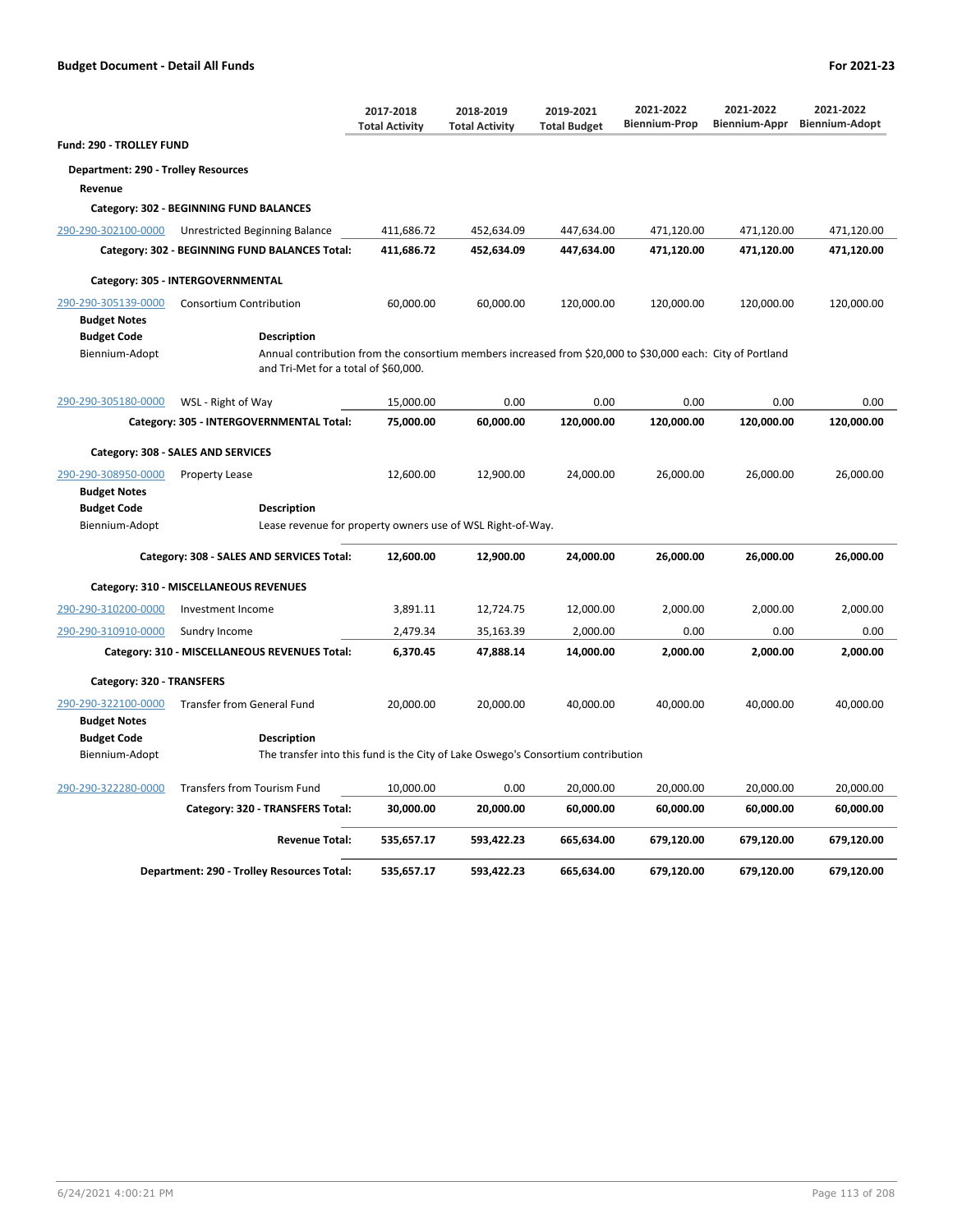**Budget Document - Detail All Funds** | **For 2021-23**

| | | 2017-2018 Total Activity | 2018-2019 Total Activity | 2019-2021 Total Budget | 2021-2022 Biennium-Prop | 2021-2022 Biennium-Appr | 2021-2022 Biennium-Adopt |
|---|---|---|---|---|---|---|---|
| **Fund: 290 - TROLLEY FUND** | | | | | | | |
| **Department: 290 - Trolley Resources** | | | | | | | |
| **Revenue** | | | | | | | |
| **Category: 302 - BEGINNING FUND BALANCES** | | | | | | | |
| 290-290-302100-0000 | Unrestricted Beginning Balance | 411,686.72 | 452,634.09 | 447,634.00 | 471,120.00 | 471,120.00 | 471,120.00 |
| | **Category: 302 - BEGINNING FUND BALANCES Total:** | **411,686.72** | **452,634.09** | **447,634.00** | **471,120.00** | **471,120.00** | **471,120.00** |
| **Category: 305 - INTERGOVERNMENTAL** | | | | | | | |
| 290-290-305139-0000 | Consortium Contribution | 60,000.00 | 60,000.00 | 120,000.00 | 120,000.00 | 120,000.00 | 120,000.00 |
| **Budget Notes** | | | | | | | |
| **Budget Code** | **Description** | | | | | | |
| Biennium-Adopt | Annual contribution from the consortium members increased from $20,000 to $30,000 each: City of Portland and Tri-Met for a total of $60,000. | | | | | | |
| 290-290-305180-0000 | WSL - Right of Way | 15,000.00 | 0.00 | 0.00 | 0.00 | 0.00 | 0.00 |
| | **Category: 305 - INTERGOVERNMENTAL Total:** | **75,000.00** | **60,000.00** | **120,000.00** | **120,000.00** | **120,000.00** | **120,000.00** |
| **Category: 308 - SALES AND SERVICES** | | | | | | | |
| 290-290-308950-0000 | Property Lease | 12,600.00 | 12,900.00 | 24,000.00 | 26,000.00 | 26,000.00 | 26,000.00 |
| **Budget Notes** | | | | | | | |
| **Budget Code** | **Description** | | | | | | |
| Biennium-Adopt | Lease revenue for property owners use of WSL Right-of-Way. | | | | | | |
| | **Category: 308 - SALES AND SERVICES Total:** | **12,600.00** | **12,900.00** | **24,000.00** | **26,000.00** | **26,000.00** | **26,000.00** |
| **Category: 310 - MISCELLANEOUS REVENUES** | | | | | | | |
| 290-290-310200-0000 | Investment Income | 3,891.11 | 12,724.75 | 12,000.00 | 2,000.00 | 2,000.00 | 2,000.00 |
| 290-290-310910-0000 | Sundry Income | 2,479.34 | 35,163.39 | 2,000.00 | 0.00 | 0.00 | 0.00 |
| | **Category: 310 - MISCELLANEOUS REVENUES Total:** | **6,370.45** | **47,888.14** | **14,000.00** | **2,000.00** | **2,000.00** | **2,000.00** |
| **Category: 320 - TRANSFERS** | | | | | | | |
| 290-290-322100-0000 | Transfer from General Fund | 20,000.00 | 20,000.00 | 40,000.00 | 40,000.00 | 40,000.00 | 40,000.00 |
| **Budget Notes** | | | | | | | |
| **Budget Code** | **Description** | | | | | | |
| Biennium-Adopt | The transfer into this fund is the City of Lake Oswego's Consortium contribution | | | | | | |
| 290-290-322280-0000 | Transfers from Tourism Fund | 10,000.00 | 0.00 | 20,000.00 | 20,000.00 | 20,000.00 | 20,000.00 |
| | **Category: 320 - TRANSFERS Total:** | **30,000.00** | **20,000.00** | **60,000.00** | **60,000.00** | **60,000.00** | **60,000.00** |
| | **Revenue Total:** | **535,657.17** | **593,422.23** | **665,634.00** | **679,120.00** | **679,120.00** | **679,120.00** |
| | **Department: 290 - Trolley Resources Total:** | **535,657.17** | **593,422.23** | **665,634.00** | **679,120.00** | **679,120.00** | **679,120.00** |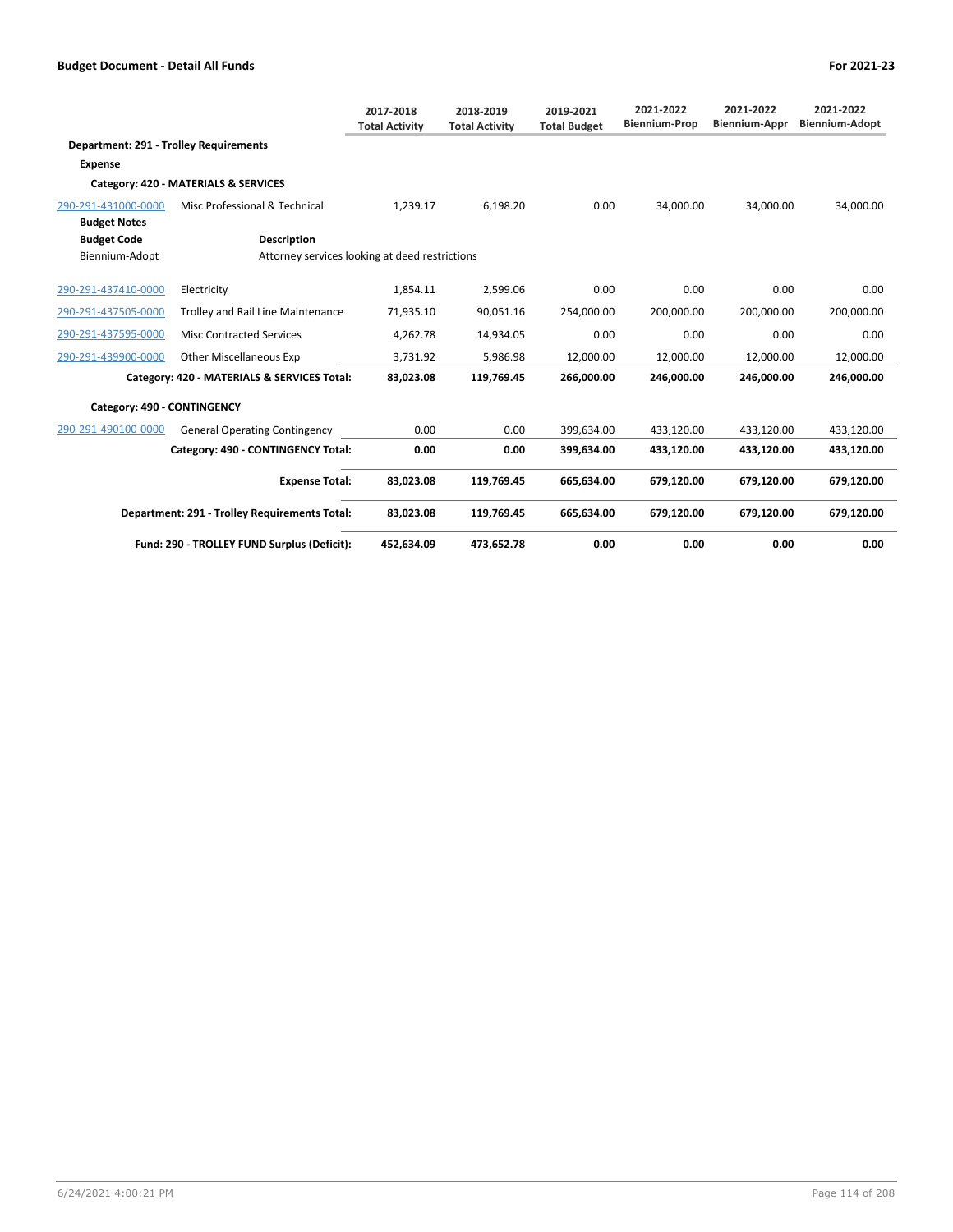**Budget Document - Detail All Funds** — **For 2021-23**

| | | 2017-2018 Total Activity | 2018-2019 Total Activity | 2019-2021 Total Budget | 2021-2022 Biennium-Prop | 2021-2022 Biennium-Appr | 2021-2022 Biennium-Adopt |
|---|---|---|---|---|---|---|---|
| **Department: 291 - Trolley Requirements** | | | | | | | |
| **Expense** | | | | | | | |
| **Category: 420 - MATERIALS & SERVICES** | | | | | | | |
| 290-291-431000-0000 | Misc Professional & Technical | 1,239.17 | 6,198.20 | 0.00 | 34,000.00 | 34,000.00 | 34,000.00 |
| **Budget Notes** | | | | | | | |
| **Budget Code** | **Description** | | | | | | |
| Biennium-Adopt | Attorney services looking at deed restrictions | | | | | | |
| 290-291-437410-0000 | Electricity | 1,854.11 | 2,599.06 | 0.00 | 0.00 | 0.00 | 0.00 |
| 290-291-437505-0000 | Trolley and Rail Line Maintenance | 71,935.10 | 90,051.16 | 254,000.00 | 200,000.00 | 200,000.00 | 200,000.00 |
| 290-291-437595-0000 | Misc Contracted Services | 4,262.78 | 14,934.05 | 0.00 | 0.00 | 0.00 | 0.00 |
| 290-291-439900-0000 | Other Miscellaneous Exp | 3,731.92 | 5,986.98 | 12,000.00 | 12,000.00 | 12,000.00 | 12,000.00 |
| | **Category: 420 - MATERIALS & SERVICES Total:** | **83,023.08** | **119,769.45** | **266,000.00** | **246,000.00** | **246,000.00** | **246,000.00** |
| **Category: 490 - CONTINGENCY** | | | | | | | |
| 290-291-490100-0000 | General Operating Contingency | 0.00 | 0.00 | 399,634.00 | 433,120.00 | 433,120.00 | 433,120.00 |
| | **Category: 490 - CONTINGENCY Total:** | **0.00** | **0.00** | **399,634.00** | **433,120.00** | **433,120.00** | **433,120.00** |
| | **Expense Total:** | **83,023.08** | **119,769.45** | **665,634.00** | **679,120.00** | **679,120.00** | **679,120.00** |
| | **Department: 291 - Trolley Requirements Total:** | **83,023.08** | **119,769.45** | **665,634.00** | **679,120.00** | **679,120.00** | **679,120.00** |
| | **Fund: 290 - TROLLEY FUND Surplus (Deficit):** | **452,634.09** | **473,652.78** | **0.00** | **0.00** | **0.00** | **0.00** |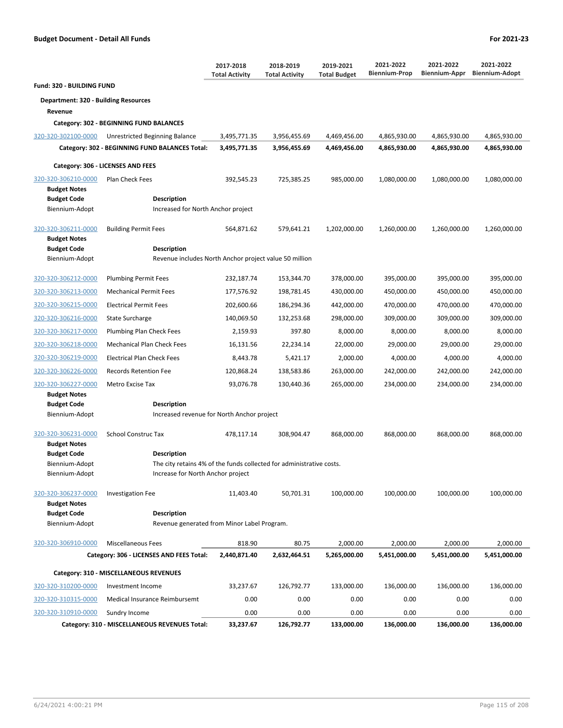**Budget Document - Detail All Funds** | **For 2021-23**

| | | 2017-2018 Total Activity | 2018-2019 Total Activity | 2019-2021 Total Budget | 2021-2022 Biennium-Prop | 2021-2022 Biennium-Appr | 2021-2022 Biennium-Adopt |
|---|---|---|---|---|---|---|---|
| **Fund: 320 - BUILDING FUND** | | | | | | | |
| **Department: 320 - Building Resources** | | | | | | | |
| **Revenue** | | | | | | | |
| **Category: 302 - BEGINNING FUND BALANCES** | | | | | | | |
| 320-320-302100-0000 | Unrestricted Beginning Balance | 3,495,771.35 | 3,956,455.69 | 4,469,456.00 | 4,865,930.00 | 4,865,930.00 | 4,865,930.00 |
| | **Category: 302 - BEGINNING FUND BALANCES Total:** | **3,495,771.35** | **3,956,455.69** | **4,469,456.00** | **4,865,930.00** | **4,865,930.00** | **4,865,930.00** |
| **Category: 306 - LICENSES AND FEES** | | | | | | | |
| 320-320-306210-0000 | Plan Check Fees | 392,545.23 | 725,385.25 | 985,000.00 | 1,080,000.00 | 1,080,000.00 | 1,080,000.00 |
| **Budget Notes** | | | | | | | |
| **Budget Code** | **Description** | | | | | | |
| Biennium-Adopt | Increased for North Anchor project | | | | | | |
| 320-320-306211-0000 | Building Permit Fees | 564,871.62 | 579,641.21 | 1,202,000.00 | 1,260,000.00 | 1,260,000.00 | 1,260,000.00 |
| **Budget Notes** | | | | | | | |
| **Budget Code** | **Description** | | | | | | |
| Biennium-Adopt | Revenue includes North Anchor project value 50 million | | | | | | |
| 320-320-306212-0000 | Plumbing Permit Fees | 232,187.74 | 153,344.70 | 378,000.00 | 395,000.00 | 395,000.00 | 395,000.00 |
| 320-320-306213-0000 | Mechanical Permit Fees | 177,576.92 | 198,781.45 | 430,000.00 | 450,000.00 | 450,000.00 | 450,000.00 |
| 320-320-306215-0000 | Electrical Permit Fees | 202,600.66 | 186,294.36 | 442,000.00 | 470,000.00 | 470,000.00 | 470,000.00 |
| 320-320-306216-0000 | State Surcharge | 140,069.50 | 132,253.68 | 298,000.00 | 309,000.00 | 309,000.00 | 309,000.00 |
| 320-320-306217-0000 | Plumbing Plan Check Fees | 2,159.93 | 397.80 | 8,000.00 | 8,000.00 | 8,000.00 | 8,000.00 |
| 320-320-306218-0000 | Mechanical Plan Check Fees | 16,131.56 | 22,234.14 | 22,000.00 | 29,000.00 | 29,000.00 | 29,000.00 |
| 320-320-306219-0000 | Electrical Plan Check Fees | 8,443.78 | 5,421.17 | 2,000.00 | 4,000.00 | 4,000.00 | 4,000.00 |
| 320-320-306226-0000 | Records Retention Fee | 120,868.24 | 138,583.86 | 263,000.00 | 242,000.00 | 242,000.00 | 242,000.00 |
| 320-320-306227-0000 | Metro Excise Tax | 93,076.78 | 130,440.36 | 265,000.00 | 234,000.00 | 234,000.00 | 234,000.00 |
| **Budget Notes** | | | | | | | |
| **Budget Code** | **Description** | | | | | | |
| Biennium-Adopt | Increased revenue for North Anchor project | | | | | | |
| 320-320-306231-0000 | School Construc Tax | 478,117.14 | 308,904.47 | 868,000.00 | 868,000.00 | 868,000.00 | 868,000.00 |
| **Budget Notes** | | | | | | | |
| **Budget Code** | **Description** | | | | | | |
| Biennium-Adopt | The city retains 4% of the funds collected for administrative costs. | | | | | | |
| Biennium-Adopt | Increase for North Anchor project | | | | | | |
| 320-320-306237-0000 | Investigation Fee | 11,403.40 | 50,701.31 | 100,000.00 | 100,000.00 | 100,000.00 | 100,000.00 |
| **Budget Notes** | | | | | | | |
| **Budget Code** | **Description** | | | | | | |
| Biennium-Adopt | Revenue generated from Minor Label Program. | | | | | | |
| 320-320-306910-0000 | Miscellaneous Fees | 818.90 | 80.75 | 2,000.00 | 2,000.00 | 2,000.00 | 2,000.00 |
| | **Category: 306 - LICENSES AND FEES Total:** | **2,440,871.40** | **2,632,464.51** | **5,265,000.00** | **5,451,000.00** | **5,451,000.00** | **5,451,000.00** |
| **Category: 310 - MISCELLANEOUS REVENUES** | | | | | | | |
| 320-320-310200-0000 | Investment Income | 33,237.67 | 126,792.77 | 133,000.00 | 136,000.00 | 136,000.00 | 136,000.00 |
| 320-320-310315-0000 | Medical Insurance Reimbursemt | 0.00 | 0.00 | 0.00 | 0.00 | 0.00 | 0.00 |
| 320-320-310910-0000 | Sundry Income | 0.00 | 0.00 | 0.00 | 0.00 | 0.00 | 0.00 |
| | **Category: 310 - MISCELLANEOUS REVENUES Total:** | **33,237.67** | **126,792.77** | **133,000.00** | **136,000.00** | **136,000.00** | **136,000.00** |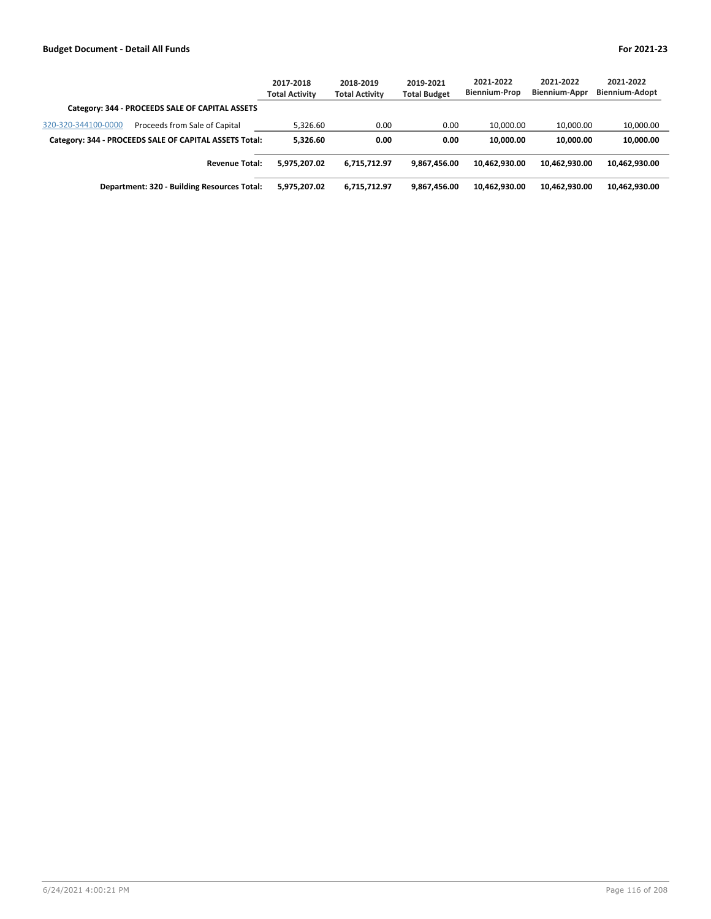| | | 2017-2018 Total Activity | 2018-2019 Total Activity | 2019-2021 Total Budget | 2021-2022 Biennium-Prop | 2021-2022 Biennium-Appr | 2021-2022 Biennium-Adopt |
|---|---|---|---|---|---|---|---|
| **Category: 344 - PROCEEDS SALE OF CAPITAL ASSETS** | | | | | | | |
| 320-320-344100-0000 | Proceeds from Sale of Capital | 5,326.60 | 0.00 | 0.00 | 10,000.00 | 10,000.00 | 10,000.00 |
| **Category: 344 - PROCEEDS SALE OF CAPITAL ASSETS Total:** | | **5,326.60** | **0.00** | **0.00** | **10,000.00** | **10,000.00** | **10,000.00** |
| **Revenue Total:** | | **5,975,207.02** | **6,715,712.97** | **9,867,456.00** | **10,462,930.00** | **10,462,930.00** | **10,462,930.00** |
| **Department: 320 - Building Resources Total:** | | **5,975,207.02** | **6,715,712.97** | **9,867,456.00** | **10,462,930.00** | **10,462,930.00** | **10,462,930.00** |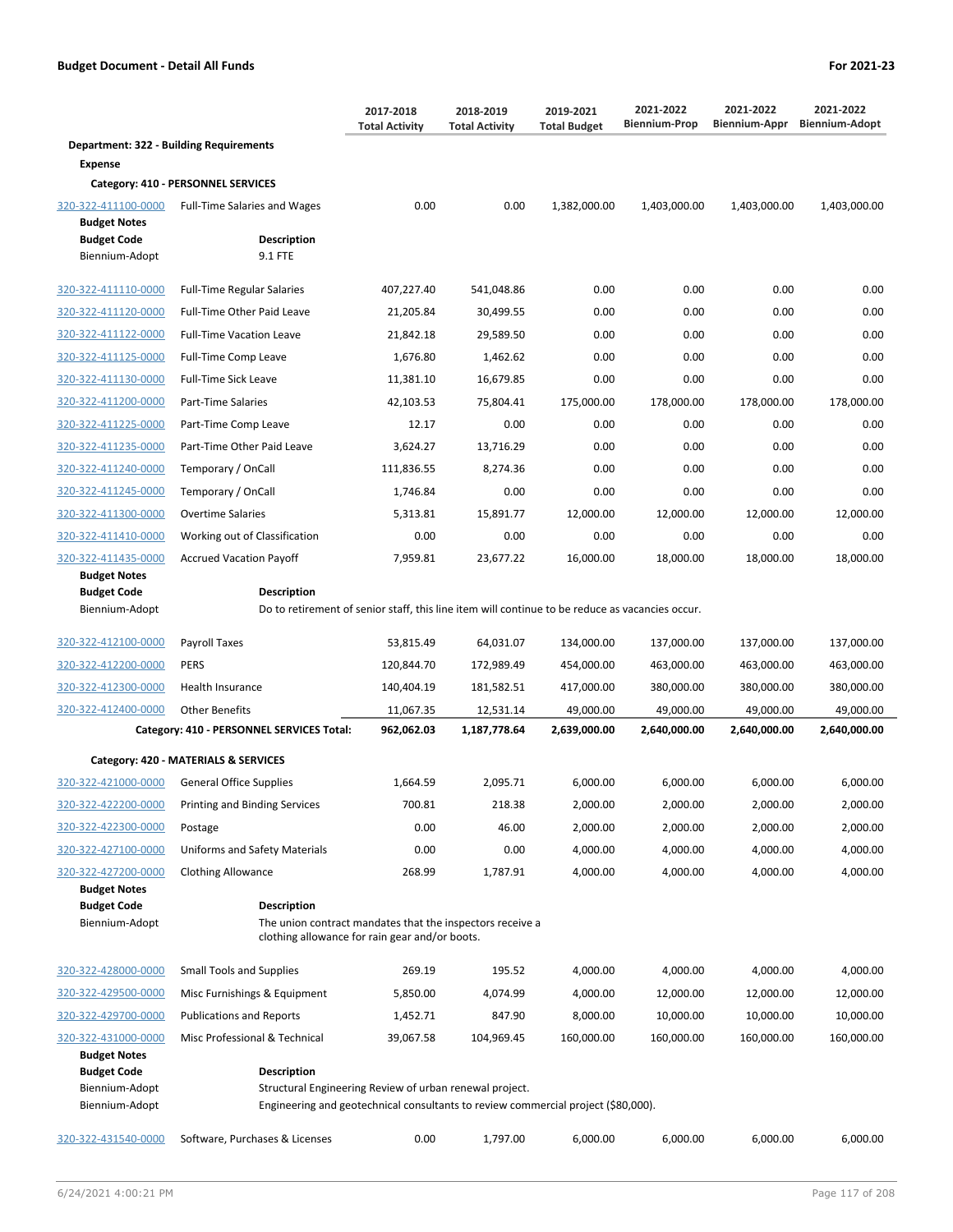**Budget Document - Detail All Funds** **For 2021-23**

| | | 2017-2018 Total Activity | 2018-2019 Total Activity | 2019-2021 Total Budget | 2021-2022 Biennium-Prop | 2021-2022 Biennium-Appr | 2021-2022 Biennium-Adopt |
|---|---|---|---|---|---|---|---|
| **Department: 322 - Building Requirements** | | | | | | | |
| **Expense** | | | | | | | |
| **Category: 410 - PERSONNEL SERVICES** | | | | | | | |
| 320-322-411100-0000 | Full-Time Salaries and Wages | 0.00 | 0.00 | 1,382,000.00 | 1,403,000.00 | 1,403,000.00 | 1,403,000.00 |
| **Budget Notes** | | | | | | | |
| **Budget Code** | **Description** | | | | | | |
| Biennium-Adopt | 9.1 FTE | | | | | | |
| 320-322-411110-0000 | Full-Time Regular Salaries | 407,227.40 | 541,048.86 | 0.00 | 0.00 | 0.00 | 0.00 |
| 320-322-411120-0000 | Full-Time Other Paid Leave | 21,205.84 | 30,499.55 | 0.00 | 0.00 | 0.00 | 0.00 |
| 320-322-411122-0000 | Full-Time Vacation Leave | 21,842.18 | 29,589.50 | 0.00 | 0.00 | 0.00 | 0.00 |
| 320-322-411125-0000 | Full-Time Comp Leave | 1,676.80 | 1,462.62 | 0.00 | 0.00 | 0.00 | 0.00 |
| 320-322-411130-0000 | Full-Time Sick Leave | 11,381.10 | 16,679.85 | 0.00 | 0.00 | 0.00 | 0.00 |
| 320-322-411200-0000 | Part-Time Salaries | 42,103.53 | 75,804.41 | 175,000.00 | 178,000.00 | 178,000.00 | 178,000.00 |
| 320-322-411225-0000 | Part-Time Comp Leave | 12.17 | 0.00 | 0.00 | 0.00 | 0.00 | 0.00 |
| 320-322-411235-0000 | Part-Time Other Paid Leave | 3,624.27 | 13,716.29 | 0.00 | 0.00 | 0.00 | 0.00 |
| 320-322-411240-0000 | Temporary / OnCall | 111,836.55 | 8,274.36 | 0.00 | 0.00 | 0.00 | 0.00 |
| 320-322-411245-0000 | Temporary / OnCall | 1,746.84 | 0.00 | 0.00 | 0.00 | 0.00 | 0.00 |
| 320-322-411300-0000 | Overtime Salaries | 5,313.81 | 15,891.77 | 12,000.00 | 12,000.00 | 12,000.00 | 12,000.00 |
| 320-322-411410-0000 | Working out of Classification | 0.00 | 0.00 | 0.00 | 0.00 | 0.00 | 0.00 |
| 320-322-411435-0000 | Accrued Vacation Payoff | 7,959.81 | 23,677.22 | 16,000.00 | 18,000.00 | 18,000.00 | 18,000.00 |
| **Budget Notes** | | | | | | | |
| **Budget Code** | **Description** | | | | | | |
| Biennium-Adopt | Do to retirement of senior staff, this line item will continue to be reduce as vacancies occur. | | | | | | |
| 320-322-412100-0000 | Payroll Taxes | 53,815.49 | 64,031.07 | 134,000.00 | 137,000.00 | 137,000.00 | 137,000.00 |
| 320-322-412200-0000 | PERS | 120,844.70 | 172,989.49 | 454,000.00 | 463,000.00 | 463,000.00 | 463,000.00 |
| 320-322-412300-0000 | Health Insurance | 140,404.19 | 181,582.51 | 417,000.00 | 380,000.00 | 380,000.00 | 380,000.00 |
| 320-322-412400-0000 | Other Benefits | 11,067.35 | 12,531.14 | 49,000.00 | 49,000.00 | 49,000.00 | 49,000.00 |
| | **Category: 410 - PERSONNEL SERVICES Total:** | **962,062.03** | **1,187,778.64** | **2,639,000.00** | **2,640,000.00** | **2,640,000.00** | **2,640,000.00** |
| **Category: 420 - MATERIALS & SERVICES** | | | | | | | |
| 320-322-421000-0000 | General Office Supplies | 1,664.59 | 2,095.71 | 6,000.00 | 6,000.00 | 6,000.00 | 6,000.00 |
| 320-322-422200-0000 | Printing and Binding Services | 700.81 | 218.38 | 2,000.00 | 2,000.00 | 2,000.00 | 2,000.00 |
| 320-322-422300-0000 | Postage | 0.00 | 46.00 | 2,000.00 | 2,000.00 | 2,000.00 | 2,000.00 |
| 320-322-427100-0000 | Uniforms and Safety Materials | 0.00 | 0.00 | 4,000.00 | 4,000.00 | 4,000.00 | 4,000.00 |
| 320-322-427200-0000 | Clothing Allowance | 268.99 | 1,787.91 | 4,000.00 | 4,000.00 | 4,000.00 | 4,000.00 |
| **Budget Notes** | | | | | | | |
| **Budget Code** | **Description** | | | | | | |
| Biennium-Adopt | The union contract mandates that the inspectors receive a clothing allowance for rain gear and/or boots. | | | | | | |
| 320-322-428000-0000 | Small Tools and Supplies | 269.19 | 195.52 | 4,000.00 | 4,000.00 | 4,000.00 | 4,000.00 |
| 320-322-429500-0000 | Misc Furnishings & Equipment | 5,850.00 | 4,074.99 | 4,000.00 | 12,000.00 | 12,000.00 | 12,000.00 |
| 320-322-429700-0000 | Publications and Reports | 1,452.71 | 847.90 | 8,000.00 | 10,000.00 | 10,000.00 | 10,000.00 |
| 320-322-431000-0000 | Misc Professional & Technical | 39,067.58 | 104,969.45 | 160,000.00 | 160,000.00 | 160,000.00 | 160,000.00 |
| **Budget Notes** | | | | | | | |
| **Budget Code** | **Description** | | | | | | |
| Biennium-Adopt | Structural Engineering Review of urban renewal project. | | | | | | |
| Biennium-Adopt | Engineering and geotechnical consultants to review commercial project ($80,000). | | | | | | |
| 320-322-431540-0000 | Software, Purchases & Licenses | 0.00 | 1,797.00 | 6,000.00 | 6,000.00 | 6,000.00 | 6,000.00 |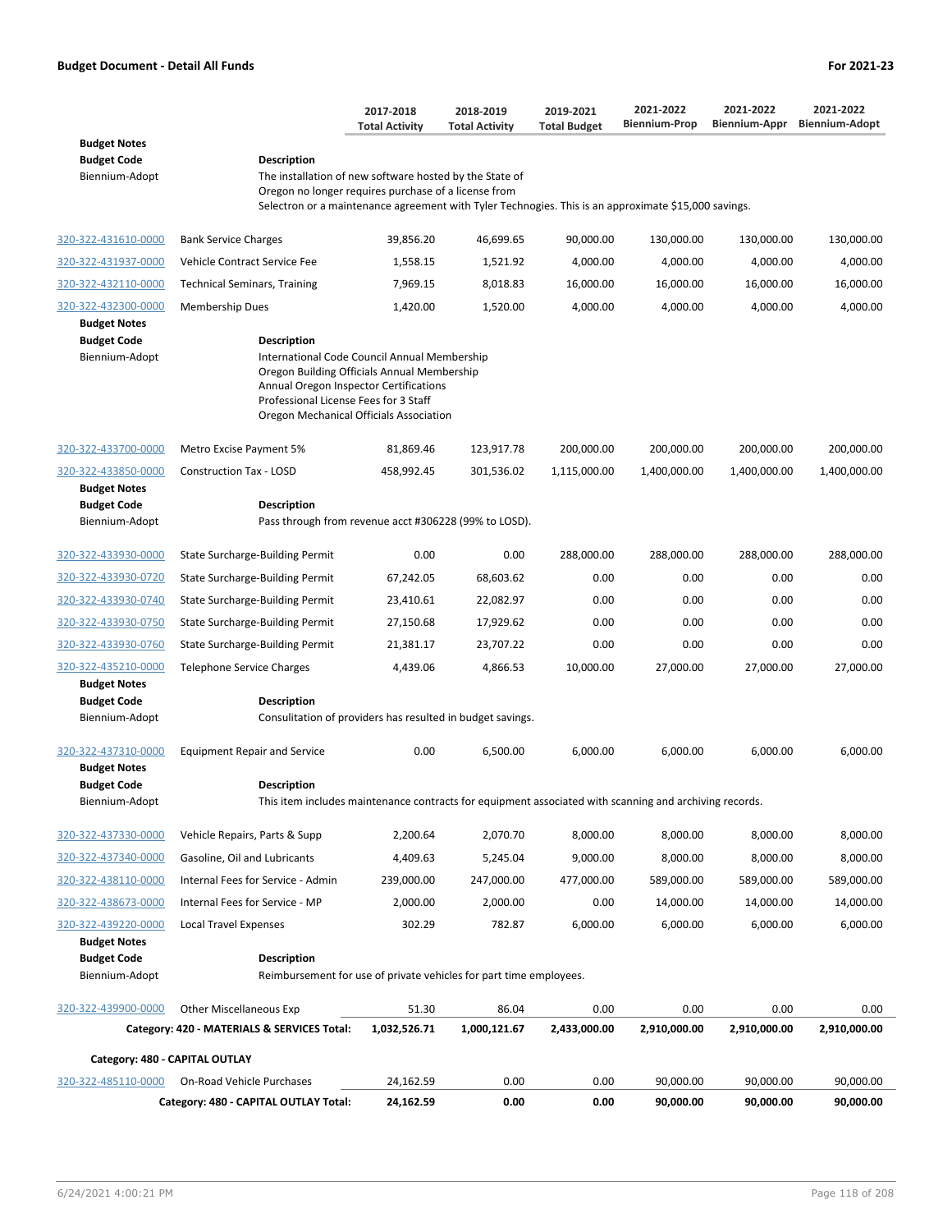**Budget Document - Detail All Funds** **For 2021-23**

| | | 2017-2018 Total Activity | 2018-2019 Total Activity | 2019-2021 Total Budget | 2021-2022 Biennium-Prop | 2021-2022 Biennium-Appr | 2021-2022 Biennium-Adopt |
|---|---|---|---|---|---|---|---|
| **Budget Notes** | | | | | | | |
| **Budget Code** | **Description** | | | | | | |
| Biennium-Adopt | The installation of new software hosted by the State of Oregon no longer requires purchase of a license from Selectron or a maintenance agreement with Tyler Technogies. This is an approximate $15,000 savings. | | | | | | |
| 320-322-431610-0000 | Bank Service Charges | 39,856.20 | 46,699.65 | 90,000.00 | 130,000.00 | 130,000.00 | 130,000.00 |
| 320-322-431937-0000 | Vehicle Contract Service Fee | 1,558.15 | 1,521.92 | 4,000.00 | 4,000.00 | 4,000.00 | 4,000.00 |
| 320-322-432110-0000 | Technical Seminars, Training | 7,969.15 | 8,018.83 | 16,000.00 | 16,000.00 | 16,000.00 | 16,000.00 |
| 320-322-432300-0000 | Membership Dues | 1,420.00 | 1,520.00 | 4,000.00 | 4,000.00 | 4,000.00 | 4,000.00 |
| **Budget Notes** | | | | | | | |
| **Budget Code** | **Description** | | | | | | |
| Biennium-Adopt | International Code Council Annual Membership<br>Oregon Building Officials Annual Membership<br>Annual Oregon Inspector Certifications<br>Professional License Fees for 3 Staff<br>Oregon Mechanical Officials Association | | | | | | |
| 320-322-433700-0000 | Metro Excise Payment 5% | 81,869.46 | 123,917.78 | 200,000.00 | 200,000.00 | 200,000.00 | 200,000.00 |
| 320-322-433850-0000 | Construction Tax - LOSD | 458,992.45 | 301,536.02 | 1,115,000.00 | 1,400,000.00 | 1,400,000.00 | 1,400,000.00 |
| **Budget Notes** | | | | | | | |
| **Budget Code** | **Description** | | | | | | |
| Biennium-Adopt | Pass through from revenue acct #306228 (99% to LOSD). | | | | | | |
| 320-322-433930-0000 | State Surcharge-Building Permit | 0.00 | 0.00 | 288,000.00 | 288,000.00 | 288,000.00 | 288,000.00 |
| 320-322-433930-0720 | State Surcharge-Building Permit | 67,242.05 | 68,603.62 | 0.00 | 0.00 | 0.00 | 0.00 |
| 320-322-433930-0740 | State Surcharge-Building Permit | 23,410.61 | 22,082.97 | 0.00 | 0.00 | 0.00 | 0.00 |
| 320-322-433930-0750 | State Surcharge-Building Permit | 27,150.68 | 17,929.62 | 0.00 | 0.00 | 0.00 | 0.00 |
| 320-322-433930-0760 | State Surcharge-Building Permit | 21,381.17 | 23,707.22 | 0.00 | 0.00 | 0.00 | 0.00 |
| 320-322-435210-0000 | Telephone Service Charges | 4,439.06 | 4,866.53 | 10,000.00 | 27,000.00 | 27,000.00 | 27,000.00 |
| **Budget Notes** | | | | | | | |
| **Budget Code** | **Description** | | | | | | |
| Biennium-Adopt | Consultitation of providers has resulted in budget savings. | | | | | | |
| 320-322-437310-0000 | Equipment Repair and Service | 0.00 | 6,500.00 | 6,000.00 | 6,000.00 | 6,000.00 | 6,000.00 |
| **Budget Notes** | | | | | | | |
| **Budget Code** | **Description** | | | | | | |
| Biennium-Adopt | This item includes maintenance contracts for equipment associated with scanning and archiving records. | | | | | | |
| 320-322-437330-0000 | Vehicle Repairs, Parts & Supp | 2,200.64 | 2,070.70 | 8,000.00 | 8,000.00 | 8,000.00 | 8,000.00 |
| 320-322-437340-0000 | Gasoline, Oil and Lubricants | 4,409.63 | 5,245.04 | 9,000.00 | 8,000.00 | 8,000.00 | 8,000.00 |
| 320-322-438110-0000 | Internal Fees for Service - Admin | 239,000.00 | 247,000.00 | 477,000.00 | 589,000.00 | 589,000.00 | 589,000.00 |
| 320-322-438673-0000 | Internal Fees for Service - MP | 2,000.00 | 2,000.00 | 0.00 | 14,000.00 | 14,000.00 | 14,000.00 |
| 320-322-439220-0000 | Local Travel Expenses | 302.29 | 782.87 | 6,000.00 | 6,000.00 | 6,000.00 | 6,000.00 |
| **Budget Notes** | | | | | | | |
| **Budget Code** | **Description** | | | | | | |
| Biennium-Adopt | Reimbursement for use of private vehicles for part time employees. | | | | | | |
| 320-322-439900-0000 | Other Miscellaneous Exp | 51.30 | 86.04 | 0.00 | 0.00 | 0.00 | 0.00 |
| | **Category: 420 - MATERIALS & SERVICES Total:** | **1,032,526.71** | **1,000,121.67** | **2,433,000.00** | **2,910,000.00** | **2,910,000.00** | **2,910,000.00** |
| **Category: 480 - CAPITAL OUTLAY** | | | | | | | |
| 320-322-485110-0000 | On-Road Vehicle Purchases | 24,162.59 | 0.00 | 0.00 | 90,000.00 | 90,000.00 | 90,000.00 |
| | **Category: 480 - CAPITAL OUTLAY Total:** | **24,162.59** | **0.00** | **0.00** | **90,000.00** | **90,000.00** | **90,000.00** |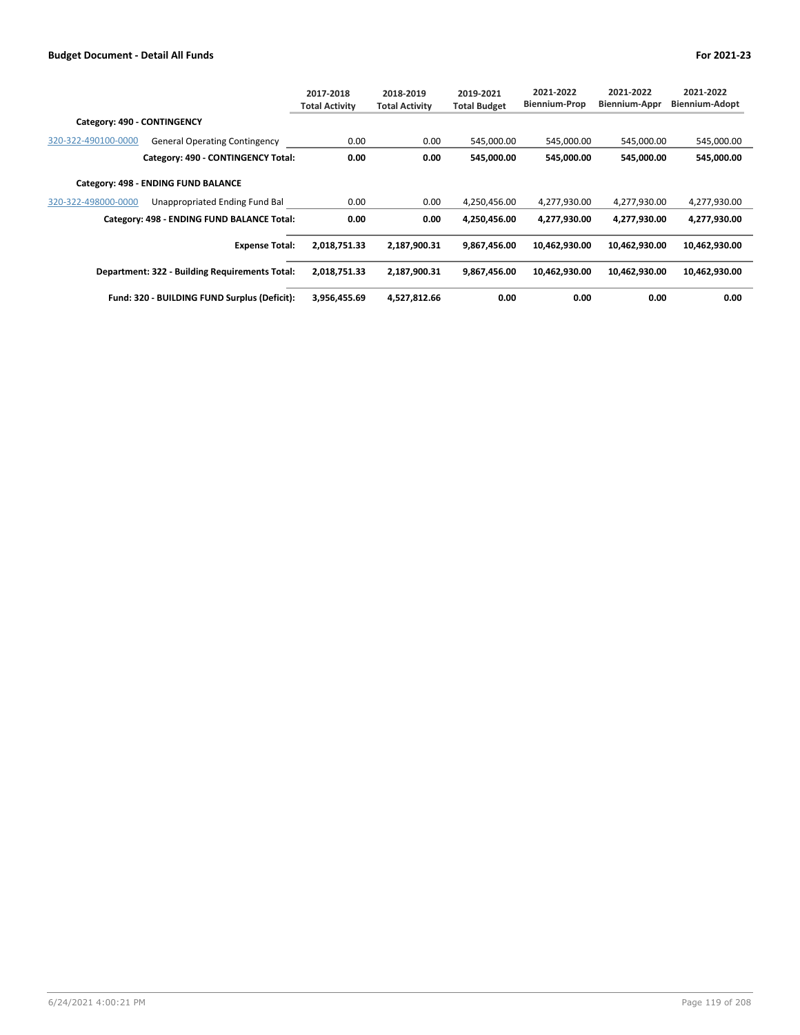| | | 2017-2018 Total Activity | 2018-2019 Total Activity | 2019-2021 Total Budget | 2021-2022 Biennium-Prop | 2021-2022 Biennium-Appr | 2021-2022 Biennium-Adopt |
|---|---|---|---|---|---|---|---|
| **Category: 490 - CONTINGENCY** | | | | | | | |
| 320-322-490100-0000 | General Operating Contingency | 0.00 | 0.00 | 545,000.00 | 545,000.00 | 545,000.00 | 545,000.00 |
| | **Category: 490 - CONTINGENCY Total:** | **0.00** | **0.00** | **545,000.00** | **545,000.00** | **545,000.00** | **545,000.00** |
| **Category: 498 - ENDING FUND BALANCE** | | | | | | | |
| 320-322-498000-0000 | Unappropriated Ending Fund Bal | 0.00 | 0.00 | 4,250,456.00 | 4,277,930.00 | 4,277,930.00 | 4,277,930.00 |
| | **Category: 498 - ENDING FUND BALANCE Total:** | **0.00** | **0.00** | **4,250,456.00** | **4,277,930.00** | **4,277,930.00** | **4,277,930.00** |
| | **Expense Total:** | **2,018,751.33** | **2,187,900.31** | **9,867,456.00** | **10,462,930.00** | **10,462,930.00** | **10,462,930.00** |
| | **Department: 322 - Building Requirements Total:** | **2,018,751.33** | **2,187,900.31** | **9,867,456.00** | **10,462,930.00** | **10,462,930.00** | **10,462,930.00** |
| | **Fund: 320 - BUILDING FUND Surplus (Deficit):** | **3,956,455.69** | **4,527,812.66** | **0.00** | **0.00** | **0.00** | **0.00** |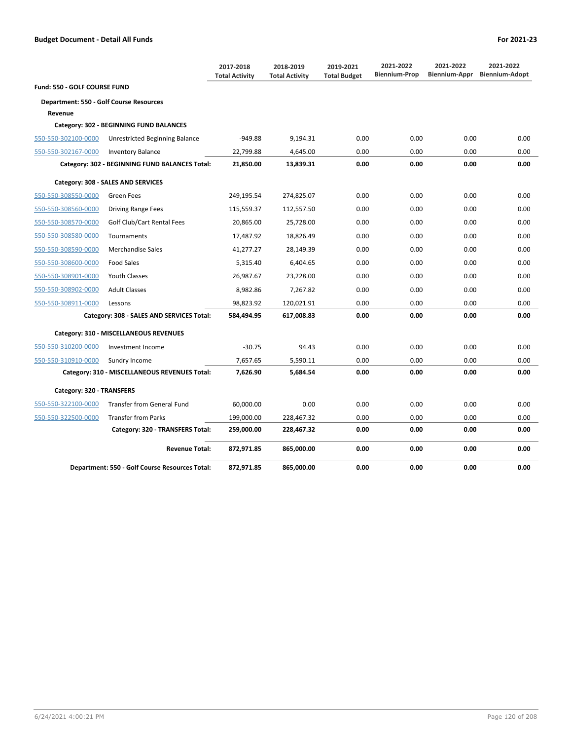## Budget Document - Detail All Funds

For 2021-23

| | | 2017-2018 Total Activity | 2018-2019 Total Activity | 2019-2021 Total Budget | 2021-2022 Biennium-Prop | 2021-2022 Biennium-Appr | 2021-2022 Biennium-Adopt |
|---|---|---|---|---|---|---|---|
| **Fund: 550 - GOLF COURSE FUND** | | | | | | | |
| **Department: 550 - Golf Course Resources** | | | | | | | |
| **Revenue** | | | | | | | |
| **Category: 302 - BEGINNING FUND BALANCES** | | | | | | | |
| 550-550-302100-0000 | Unrestricted Beginning Balance | -949.88 | 9,194.31 | 0.00 | 0.00 | 0.00 | 0.00 |
| 550-550-302167-0000 | Inventory Balance | 22,799.88 | 4,645.00 | 0.00 | 0.00 | 0.00 | 0.00 |
| | **Category: 302 - BEGINNING FUND BALANCES Total:** | **21,850.00** | **13,839.31** | **0.00** | **0.00** | **0.00** | **0.00** |
| **Category: 308 - SALES AND SERVICES** | | | | | | | |
| 550-550-308550-0000 | Green Fees | 249,195.54 | 274,825.07 | 0.00 | 0.00 | 0.00 | 0.00 |
| 550-550-308560-0000 | Driving Range Fees | 115,559.37 | 112,557.50 | 0.00 | 0.00 | 0.00 | 0.00 |
| 550-550-308570-0000 | Golf Club/Cart Rental Fees | 20,865.00 | 25,728.00 | 0.00 | 0.00 | 0.00 | 0.00 |
| 550-550-308580-0000 | Tournaments | 17,487.92 | 18,826.49 | 0.00 | 0.00 | 0.00 | 0.00 |
| 550-550-308590-0000 | Merchandise Sales | 41,277.27 | 28,149.39 | 0.00 | 0.00 | 0.00 | 0.00 |
| 550-550-308600-0000 | Food Sales | 5,315.40 | 6,404.65 | 0.00 | 0.00 | 0.00 | 0.00 |
| 550-550-308901-0000 | Youth Classes | 26,987.67 | 23,228.00 | 0.00 | 0.00 | 0.00 | 0.00 |
| 550-550-308902-0000 | Adult Classes | 8,982.86 | 7,267.82 | 0.00 | 0.00 | 0.00 | 0.00 |
| 550-550-308911-0000 | Lessons | 98,823.92 | 120,021.91 | 0.00 | 0.00 | 0.00 | 0.00 |
| | **Category: 308 - SALES AND SERVICES Total:** | **584,494.95** | **617,008.83** | **0.00** | **0.00** | **0.00** | **0.00** |
| **Category: 310 - MISCELLANEOUS REVENUES** | | | | | | | |
| 550-550-310200-0000 | Investment Income | -30.75 | 94.43 | 0.00 | 0.00 | 0.00 | 0.00 |
| 550-550-310910-0000 | Sundry Income | 7,657.65 | 5,590.11 | 0.00 | 0.00 | 0.00 | 0.00 |
| | **Category: 310 - MISCELLANEOUS REVENUES Total:** | **7,626.90** | **5,684.54** | **0.00** | **0.00** | **0.00** | **0.00** |
| **Category: 320 - TRANSFERS** | | | | | | | |
| 550-550-322100-0000 | Transfer from General Fund | 60,000.00 | 0.00 | 0.00 | 0.00 | 0.00 | 0.00 |
| 550-550-322500-0000 | Transfer from Parks | 199,000.00 | 228,467.32 | 0.00 | 0.00 | 0.00 | 0.00 |
| | **Category: 320 - TRANSFERS Total:** | **259,000.00** | **228,467.32** | **0.00** | **0.00** | **0.00** | **0.00** |
| | **Revenue Total:** | **872,971.85** | **865,000.00** | **0.00** | **0.00** | **0.00** | **0.00** |
| | **Department: 550 - Golf Course Resources Total:** | **872,971.85** | **865,000.00** | **0.00** | **0.00** | **0.00** | **0.00** |

6/24/2021 4:00:21 PM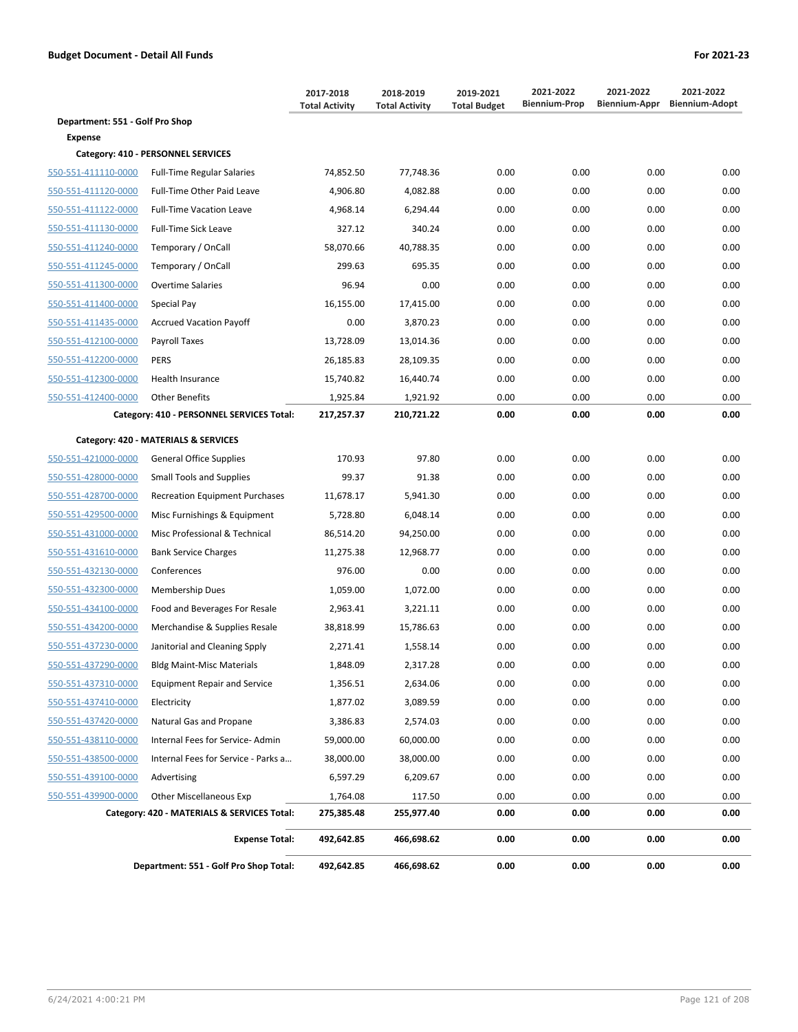**Budget Document - Detail All Funds** **For 2021-23**

| | | 2017-2018 Total Activity | 2018-2019 Total Activity | 2019-2021 Total Budget | 2021-2022 Biennium-Prop | 2021-2022 Biennium-Appr | 2021-2022 Biennium-Adopt |
|---|---|---|---|---|---|---|---|
| **Department: 551 - Golf Pro Shop** | | | | | | | |
| **Expense** | | | | | | | |
| **Category: 410 - PERSONNEL SERVICES** | | | | | | | |
| 550-551-411110-0000 | Full-Time Regular Salaries | 74,852.50 | 77,748.36 | 0.00 | 0.00 | 0.00 | 0.00 |
| 550-551-411120-0000 | Full-Time Other Paid Leave | 4,906.80 | 4,082.88 | 0.00 | 0.00 | 0.00 | 0.00 |
| 550-551-411122-0000 | Full-Time Vacation Leave | 4,968.14 | 6,294.44 | 0.00 | 0.00 | 0.00 | 0.00 |
| 550-551-411130-0000 | Full-Time Sick Leave | 327.12 | 340.24 | 0.00 | 0.00 | 0.00 | 0.00 |
| 550-551-411240-0000 | Temporary / OnCall | 58,070.66 | 40,788.35 | 0.00 | 0.00 | 0.00 | 0.00 |
| 550-551-411245-0000 | Temporary / OnCall | 299.63 | 695.35 | 0.00 | 0.00 | 0.00 | 0.00 |
| 550-551-411300-0000 | Overtime Salaries | 96.94 | 0.00 | 0.00 | 0.00 | 0.00 | 0.00 |
| 550-551-411400-0000 | Special Pay | 16,155.00 | 17,415.00 | 0.00 | 0.00 | 0.00 | 0.00 |
| 550-551-411435-0000 | Accrued Vacation Payoff | 0.00 | 3,870.23 | 0.00 | 0.00 | 0.00 | 0.00 |
| 550-551-412100-0000 | Payroll Taxes | 13,728.09 | 13,014.36 | 0.00 | 0.00 | 0.00 | 0.00 |
| 550-551-412200-0000 | PERS | 26,185.83 | 28,109.35 | 0.00 | 0.00 | 0.00 | 0.00 |
| 550-551-412300-0000 | Health Insurance | 15,740.82 | 16,440.74 | 0.00 | 0.00 | 0.00 | 0.00 |
| 550-551-412400-0000 | Other Benefits | 1,925.84 | 1,921.92 | 0.00 | 0.00 | 0.00 | 0.00 |
| | **Category: 410 - PERSONNEL SERVICES Total:** | **217,257.37** | **210,721.22** | **0.00** | **0.00** | **0.00** | **0.00** |
| **Category: 420 - MATERIALS & SERVICES** | | | | | | | |
| 550-551-421000-0000 | General Office Supplies | 170.93 | 97.80 | 0.00 | 0.00 | 0.00 | 0.00 |
| 550-551-428000-0000 | Small Tools and Supplies | 99.37 | 91.38 | 0.00 | 0.00 | 0.00 | 0.00 |
| 550-551-428700-0000 | Recreation Equipment Purchases | 11,678.17 | 5,941.30 | 0.00 | 0.00 | 0.00 | 0.00 |
| 550-551-429500-0000 | Misc Furnishings & Equipment | 5,728.80 | 6,048.14 | 0.00 | 0.00 | 0.00 | 0.00 |
| 550-551-431000-0000 | Misc Professional & Technical | 86,514.20 | 94,250.00 | 0.00 | 0.00 | 0.00 | 0.00 |
| 550-551-431610-0000 | Bank Service Charges | 11,275.38 | 12,968.77 | 0.00 | 0.00 | 0.00 | 0.00 |
| 550-551-432130-0000 | Conferences | 976.00 | 0.00 | 0.00 | 0.00 | 0.00 | 0.00 |
| 550-551-432300-0000 | Membership Dues | 1,059.00 | 1,072.00 | 0.00 | 0.00 | 0.00 | 0.00 |
| 550-551-434100-0000 | Food and Beverages For Resale | 2,963.41 | 3,221.11 | 0.00 | 0.00 | 0.00 | 0.00 |
| 550-551-434200-0000 | Merchandise & Supplies Resale | 38,818.99 | 15,786.63 | 0.00 | 0.00 | 0.00 | 0.00 |
| 550-551-437230-0000 | Janitorial and Cleaning Spply | 2,271.41 | 1,558.14 | 0.00 | 0.00 | 0.00 | 0.00 |
| 550-551-437290-0000 | Bldg Maint-Misc Materials | 1,848.09 | 2,317.28 | 0.00 | 0.00 | 0.00 | 0.00 |
| 550-551-437310-0000 | Equipment Repair and Service | 1,356.51 | 2,634.06 | 0.00 | 0.00 | 0.00 | 0.00 |
| 550-551-437410-0000 | Electricity | 1,877.02 | 3,089.59 | 0.00 | 0.00 | 0.00 | 0.00 |
| 550-551-437420-0000 | Natural Gas and Propane | 3,386.83 | 2,574.03 | 0.00 | 0.00 | 0.00 | 0.00 |
| 550-551-438110-0000 | Internal Fees for Service- Admin | 59,000.00 | 60,000.00 | 0.00 | 0.00 | 0.00 | 0.00 |
| 550-551-438500-0000 | Internal Fees for Service - Parks a… | 38,000.00 | 38,000.00 | 0.00 | 0.00 | 0.00 | 0.00 |
| 550-551-439100-0000 | Advertising | 6,597.29 | 6,209.67 | 0.00 | 0.00 | 0.00 | 0.00 |
| 550-551-439900-0000 | Other Miscellaneous Exp | 1,764.08 | 117.50 | 0.00 | 0.00 | 0.00 | 0.00 |
| | **Category: 420 - MATERIALS & SERVICES Total:** | **275,385.48** | **255,977.40** | **0.00** | **0.00** | **0.00** | **0.00** |
| | **Expense Total:** | **492,642.85** | **466,698.62** | **0.00** | **0.00** | **0.00** | **0.00** |
| | **Department: 551 - Golf Pro Shop Total:** | **492,642.85** | **466,698.62** | **0.00** | **0.00** | **0.00** | **0.00** |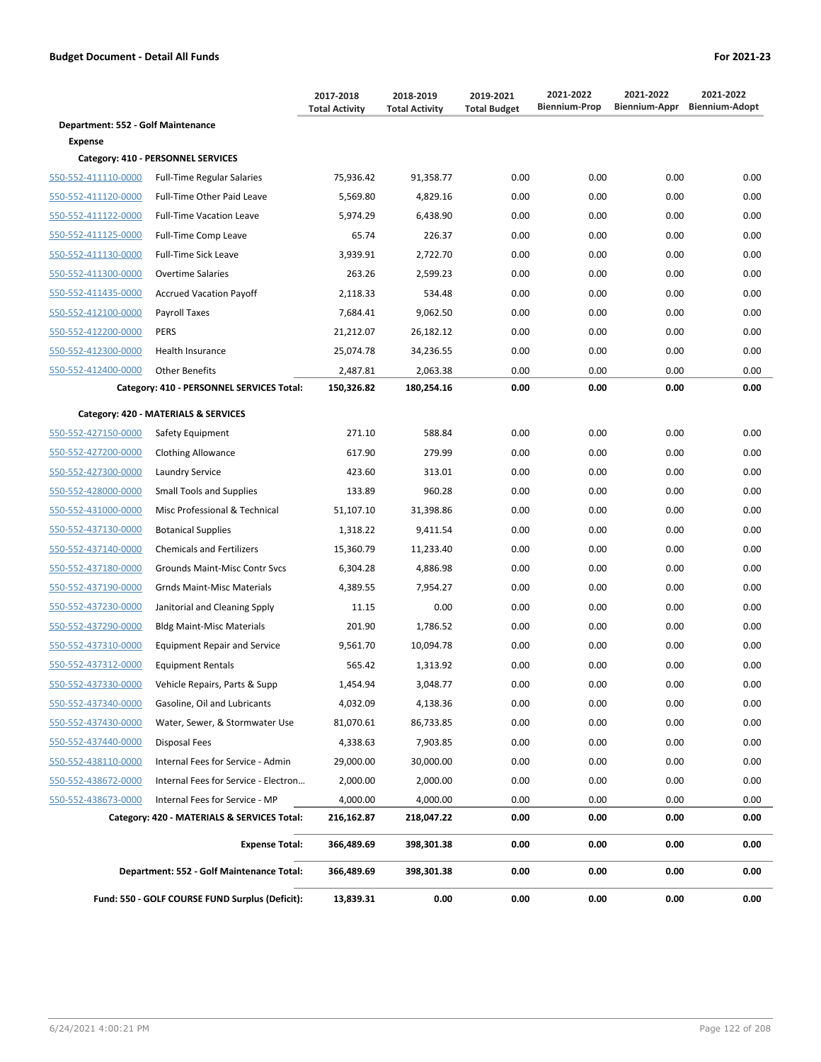**Budget Document - Detail All Funds** — For 2021-23

| | | 2017-2018 Total Activity | 2018-2019 Total Activity | 2019-2021 Total Budget | 2021-2022 Biennium-Prop | 2021-2022 Biennium-Appr | 2021-2022 Biennium-Adopt |
|---|---|---|---|---|---|---|---|
| **Department: 552 - Golf Maintenance** | | | | | | | |
| **Expense** | | | | | | | |
| **Category: 410 - PERSONNEL SERVICES** | | | | | | | |
| 550-552-411110-0000 | Full-Time Regular Salaries | 75,936.42 | 91,358.77 | 0.00 | 0.00 | 0.00 | 0.00 |
| 550-552-411120-0000 | Full-Time Other Paid Leave | 5,569.80 | 4,829.16 | 0.00 | 0.00 | 0.00 | 0.00 |
| 550-552-411122-0000 | Full-Time Vacation Leave | 5,974.29 | 6,438.90 | 0.00 | 0.00 | 0.00 | 0.00 |
| 550-552-411125-0000 | Full-Time Comp Leave | 65.74 | 226.37 | 0.00 | 0.00 | 0.00 | 0.00 |
| 550-552-411130-0000 | Full-Time Sick Leave | 3,939.91 | 2,722.70 | 0.00 | 0.00 | 0.00 | 0.00 |
| 550-552-411300-0000 | Overtime Salaries | 263.26 | 2,599.23 | 0.00 | 0.00 | 0.00 | 0.00 |
| 550-552-411435-0000 | Accrued Vacation Payoff | 2,118.33 | 534.48 | 0.00 | 0.00 | 0.00 | 0.00 |
| 550-552-412100-0000 | Payroll Taxes | 7,684.41 | 9,062.50 | 0.00 | 0.00 | 0.00 | 0.00 |
| 550-552-412200-0000 | PERS | 21,212.07 | 26,182.12 | 0.00 | 0.00 | 0.00 | 0.00 |
| 550-552-412300-0000 | Health Insurance | 25,074.78 | 34,236.55 | 0.00 | 0.00 | 0.00 | 0.00 |
| 550-552-412400-0000 | Other Benefits | 2,487.81 | 2,063.38 | 0.00 | 0.00 | 0.00 | 0.00 |
| | **Category: 410 - PERSONNEL SERVICES Total:** | **150,326.82** | **180,254.16** | **0.00** | **0.00** | **0.00** | **0.00** |
| **Category: 420 - MATERIALS & SERVICES** | | | | | | | |
| 550-552-427150-0000 | Safety Equipment | 271.10 | 588.84 | 0.00 | 0.00 | 0.00 | 0.00 |
| 550-552-427200-0000 | Clothing Allowance | 617.90 | 279.99 | 0.00 | 0.00 | 0.00 | 0.00 |
| 550-552-427300-0000 | Laundry Service | 423.60 | 313.01 | 0.00 | 0.00 | 0.00 | 0.00 |
| 550-552-428000-0000 | Small Tools and Supplies | 133.89 | 960.28 | 0.00 | 0.00 | 0.00 | 0.00 |
| 550-552-431000-0000 | Misc Professional & Technical | 51,107.10 | 31,398.86 | 0.00 | 0.00 | 0.00 | 0.00 |
| 550-552-437130-0000 | Botanical Supplies | 1,318.22 | 9,411.54 | 0.00 | 0.00 | 0.00 | 0.00 |
| 550-552-437140-0000 | Chemicals and Fertilizers | 15,360.79 | 11,233.40 | 0.00 | 0.00 | 0.00 | 0.00 |
| 550-552-437180-0000 | Grounds Maint-Misc Contr Svcs | 6,304.28 | 4,886.98 | 0.00 | 0.00 | 0.00 | 0.00 |
| 550-552-437190-0000 | Grnds Maint-Misc Materials | 4,389.55 | 7,954.27 | 0.00 | 0.00 | 0.00 | 0.00 |
| 550-552-437230-0000 | Janitorial and Cleaning Spply | 11.15 | 0.00 | 0.00 | 0.00 | 0.00 | 0.00 |
| 550-552-437290-0000 | Bldg Maint-Misc Materials | 201.90 | 1,786.52 | 0.00 | 0.00 | 0.00 | 0.00 |
| 550-552-437310-0000 | Equipment Repair and Service | 9,561.70 | 10,094.78 | 0.00 | 0.00 | 0.00 | 0.00 |
| 550-552-437312-0000 | Equipment Rentals | 565.42 | 1,313.92 | 0.00 | 0.00 | 0.00 | 0.00 |
| 550-552-437330-0000 | Vehicle Repairs, Parts & Supp | 1,454.94 | 3,048.77 | 0.00 | 0.00 | 0.00 | 0.00 |
| 550-552-437340-0000 | Gasoline, Oil and Lubricants | 4,032.09 | 4,138.36 | 0.00 | 0.00 | 0.00 | 0.00 |
| 550-552-437430-0000 | Water, Sewer, & Stormwater Use | 81,070.61 | 86,733.85 | 0.00 | 0.00 | 0.00 | 0.00 |
| 550-552-437440-0000 | Disposal Fees | 4,338.63 | 7,903.85 | 0.00 | 0.00 | 0.00 | 0.00 |
| 550-552-438110-0000 | Internal Fees for Service - Admin | 29,000.00 | 30,000.00 | 0.00 | 0.00 | 0.00 | 0.00 |
| 550-552-438672-0000 | Internal Fees for Service - Electron… | 2,000.00 | 2,000.00 | 0.00 | 0.00 | 0.00 | 0.00 |
| 550-552-438673-0000 | Internal Fees for Service - MP | 4,000.00 | 4,000.00 | 0.00 | 0.00 | 0.00 | 0.00 |
| | **Category: 420 - MATERIALS & SERVICES Total:** | **216,162.87** | **218,047.22** | **0.00** | **0.00** | **0.00** | **0.00** |
| | **Expense Total:** | **366,489.69** | **398,301.38** | **0.00** | **0.00** | **0.00** | **0.00** |
| | **Department: 552 - Golf Maintenance Total:** | **366,489.69** | **398,301.38** | **0.00** | **0.00** | **0.00** | **0.00** |
| | **Fund: 550 - GOLF COURSE FUND Surplus (Deficit):** | **13,839.31** | **0.00** | **0.00** | **0.00** | **0.00** | **0.00** |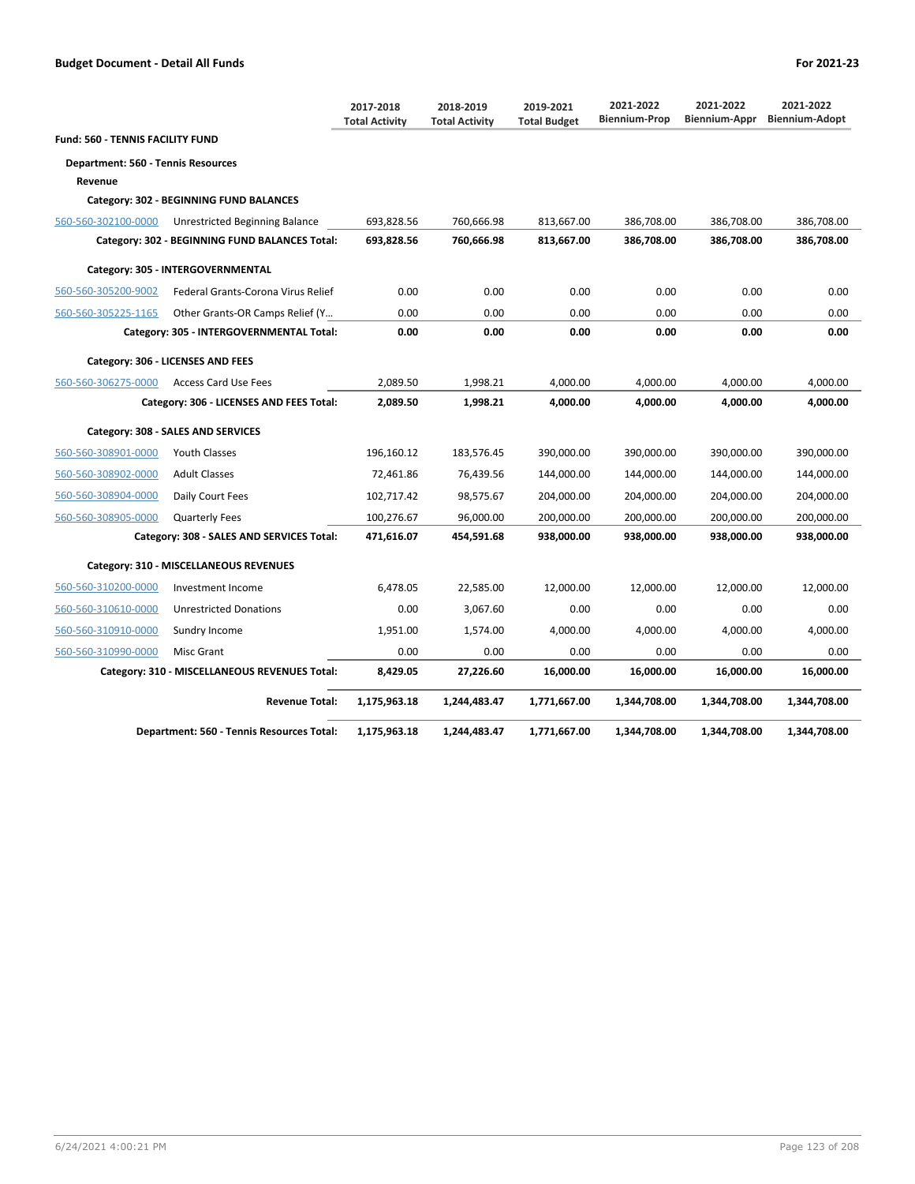## Budget Document - Detail All Funds

**For 2021-23**

| | | 2017-2018 Total Activity | 2018-2019 Total Activity | 2019-2021 Total Budget | 2021-2022 Biennium-Prop | 2021-2022 Biennium-Appr | 2021-2022 Biennium-Adopt |
|---|---|---|---|---|---|---|---|
| **Fund: 560 - TENNIS FACILITY FUND** | | | | | | | |
| **Department: 560 - Tennis Resources** | | | | | | | |
| **Revenue** | | | | | | | |
| **Category: 302 - BEGINNING FUND BALANCES** | | | | | | | |
| 560-560-302100-0000 | Unrestricted Beginning Balance | 693,828.56 | 760,666.98 | 813,667.00 | 386,708.00 | 386,708.00 | 386,708.00 |
| | **Category: 302 - BEGINNING FUND BALANCES Total:** | **693,828.56** | **760,666.98** | **813,667.00** | **386,708.00** | **386,708.00** | **386,708.00** |
| **Category: 305 - INTERGOVERNMENTAL** | | | | | | | |
| 560-560-305200-9002 | Federal Grants-Corona Virus Relief | 0.00 | 0.00 | 0.00 | 0.00 | 0.00 | 0.00 |
| 560-560-305225-1165 | Other Grants-OR Camps Relief (Y… | 0.00 | 0.00 | 0.00 | 0.00 | 0.00 | 0.00 |
| | **Category: 305 - INTERGOVERNMENTAL Total:** | **0.00** | **0.00** | **0.00** | **0.00** | **0.00** | **0.00** |
| **Category: 306 - LICENSES AND FEES** | | | | | | | |
| 560-560-306275-0000 | Access Card Use Fees | 2,089.50 | 1,998.21 | 4,000.00 | 4,000.00 | 4,000.00 | 4,000.00 |
| | **Category: 306 - LICENSES AND FEES Total:** | **2,089.50** | **1,998.21** | **4,000.00** | **4,000.00** | **4,000.00** | **4,000.00** |
| **Category: 308 - SALES AND SERVICES** | | | | | | | |
| 560-560-308901-0000 | Youth Classes | 196,160.12 | 183,576.45 | 390,000.00 | 390,000.00 | 390,000.00 | 390,000.00 |
| 560-560-308902-0000 | Adult Classes | 72,461.86 | 76,439.56 | 144,000.00 | 144,000.00 | 144,000.00 | 144,000.00 |
| 560-560-308904-0000 | Daily Court Fees | 102,717.42 | 98,575.67 | 204,000.00 | 204,000.00 | 204,000.00 | 204,000.00 |
| 560-560-308905-0000 | Quarterly Fees | 100,276.67 | 96,000.00 | 200,000.00 | 200,000.00 | 200,000.00 | 200,000.00 |
| | **Category: 308 - SALES AND SERVICES Total:** | **471,616.07** | **454,591.68** | **938,000.00** | **938,000.00** | **938,000.00** | **938,000.00** |
| **Category: 310 - MISCELLANEOUS REVENUES** | | | | | | | |
| 560-560-310200-0000 | Investment Income | 6,478.05 | 22,585.00 | 12,000.00 | 12,000.00 | 12,000.00 | 12,000.00 |
| 560-560-310610-0000 | Unrestricted Donations | 0.00 | 3,067.60 | 0.00 | 0.00 | 0.00 | 0.00 |
| 560-560-310910-0000 | Sundry Income | 1,951.00 | 1,574.00 | 4,000.00 | 4,000.00 | 4,000.00 | 4,000.00 |
| 560-560-310990-0000 | Misc Grant | 0.00 | 0.00 | 0.00 | 0.00 | 0.00 | 0.00 |
| | **Category: 310 - MISCELLANEOUS REVENUES Total:** | **8,429.05** | **27,226.60** | **16,000.00** | **16,000.00** | **16,000.00** | **16,000.00** |
| | **Revenue Total:** | **1,175,963.18** | **1,244,483.47** | **1,771,667.00** | **1,344,708.00** | **1,344,708.00** | **1,344,708.00** |
| | **Department: 560 - Tennis Resources Total:** | **1,175,963.18** | **1,244,483.47** | **1,771,667.00** | **1,344,708.00** | **1,344,708.00** | **1,344,708.00** |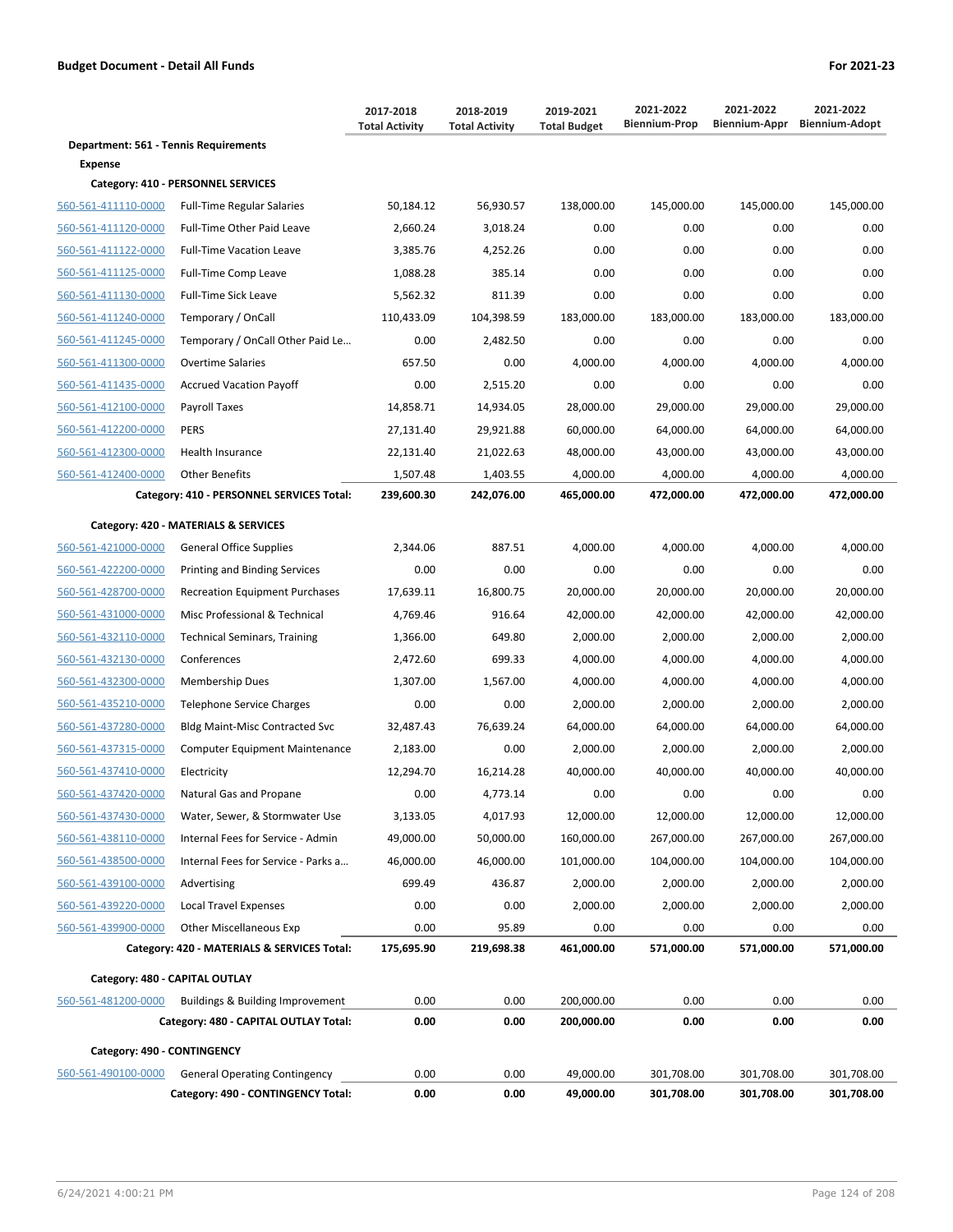**Budget Document - Detail All Funds** | **For 2021-23**

| | | 2017-2018 Total Activity | 2018-2019 Total Activity | 2019-2021 Total Budget | 2021-2022 Biennium-Prop | 2021-2022 Biennium-Appr | 2021-2022 Biennium-Adopt |
|---|---|---|---|---|---|---|---|
| **Department: 561 - Tennis Requirements** | | | | | | | |
| **Expense** | | | | | | | |
| **Category: 410 - PERSONNEL SERVICES** | | | | | | | |
| 560-561-411110-0000 | Full-Time Regular Salaries | 50,184.12 | 56,930.57 | 138,000.00 | 145,000.00 | 145,000.00 | 145,000.00 |
| 560-561-411120-0000 | Full-Time Other Paid Leave | 2,660.24 | 3,018.24 | 0.00 | 0.00 | 0.00 | 0.00 |
| 560-561-411122-0000 | Full-Time Vacation Leave | 3,385.76 | 4,252.26 | 0.00 | 0.00 | 0.00 | 0.00 |
| 560-561-411125-0000 | Full-Time Comp Leave | 1,088.28 | 385.14 | 0.00 | 0.00 | 0.00 | 0.00 |
| 560-561-411130-0000 | Full-Time Sick Leave | 5,562.32 | 811.39 | 0.00 | 0.00 | 0.00 | 0.00 |
| 560-561-411240-0000 | Temporary / OnCall | 110,433.09 | 104,398.59 | 183,000.00 | 183,000.00 | 183,000.00 | 183,000.00 |
| 560-561-411245-0000 | Temporary / OnCall Other Paid Le... | 0.00 | 2,482.50 | 0.00 | 0.00 | 0.00 | 0.00 |
| 560-561-411300-0000 | Overtime Salaries | 657.50 | 0.00 | 4,000.00 | 4,000.00 | 4,000.00 | 4,000.00 |
| 560-561-411435-0000 | Accrued Vacation Payoff | 0.00 | 2,515.20 | 0.00 | 0.00 | 0.00 | 0.00 |
| 560-561-412100-0000 | Payroll Taxes | 14,858.71 | 14,934.05 | 28,000.00 | 29,000.00 | 29,000.00 | 29,000.00 |
| 560-561-412200-0000 | PERS | 27,131.40 | 29,921.88 | 60,000.00 | 64,000.00 | 64,000.00 | 64,000.00 |
| 560-561-412300-0000 | Health Insurance | 22,131.40 | 21,022.63 | 48,000.00 | 43,000.00 | 43,000.00 | 43,000.00 |
| 560-561-412400-0000 | Other Benefits | 1,507.48 | 1,403.55 | 4,000.00 | 4,000.00 | 4,000.00 | 4,000.00 |
| | **Category: 410 - PERSONNEL SERVICES Total:** | **239,600.30** | **242,076.00** | **465,000.00** | **472,000.00** | **472,000.00** | **472,000.00** |
| **Category: 420 - MATERIALS & SERVICES** | | | | | | | |
| 560-561-421000-0000 | General Office Supplies | 2,344.06 | 887.51 | 4,000.00 | 4,000.00 | 4,000.00 | 4,000.00 |
| 560-561-422200-0000 | Printing and Binding Services | 0.00 | 0.00 | 0.00 | 0.00 | 0.00 | 0.00 |
| 560-561-428700-0000 | Recreation Equipment Purchases | 17,639.11 | 16,800.75 | 20,000.00 | 20,000.00 | 20,000.00 | 20,000.00 |
| 560-561-431000-0000 | Misc Professional & Technical | 4,769.46 | 916.64 | 42,000.00 | 42,000.00 | 42,000.00 | 42,000.00 |
| 560-561-432110-0000 | Technical Seminars, Training | 1,366.00 | 649.80 | 2,000.00 | 2,000.00 | 2,000.00 | 2,000.00 |
| 560-561-432130-0000 | Conferences | 2,472.60 | 699.33 | 4,000.00 | 4,000.00 | 4,000.00 | 4,000.00 |
| 560-561-432300-0000 | Membership Dues | 1,307.00 | 1,567.00 | 4,000.00 | 4,000.00 | 4,000.00 | 4,000.00 |
| 560-561-435210-0000 | Telephone Service Charges | 0.00 | 0.00 | 2,000.00 | 2,000.00 | 2,000.00 | 2,000.00 |
| 560-561-437280-0000 | Bldg Maint-Misc Contracted Svc | 32,487.43 | 76,639.24 | 64,000.00 | 64,000.00 | 64,000.00 | 64,000.00 |
| 560-561-437315-0000 | Computer Equipment Maintenance | 2,183.00 | 0.00 | 2,000.00 | 2,000.00 | 2,000.00 | 2,000.00 |
| 560-561-437410-0000 | Electricity | 12,294.70 | 16,214.28 | 40,000.00 | 40,000.00 | 40,000.00 | 40,000.00 |
| 560-561-437420-0000 | Natural Gas and Propane | 0.00 | 4,773.14 | 0.00 | 0.00 | 0.00 | 0.00 |
| 560-561-437430-0000 | Water, Sewer, & Stormwater Use | 3,133.05 | 4,017.93 | 12,000.00 | 12,000.00 | 12,000.00 | 12,000.00 |
| 560-561-438110-0000 | Internal Fees for Service - Admin | 49,000.00 | 50,000.00 | 160,000.00 | 267,000.00 | 267,000.00 | 267,000.00 |
| 560-561-438500-0000 | Internal Fees for Service - Parks a... | 46,000.00 | 46,000.00 | 101,000.00 | 104,000.00 | 104,000.00 | 104,000.00 |
| 560-561-439100-0000 | Advertising | 699.49 | 436.87 | 2,000.00 | 2,000.00 | 2,000.00 | 2,000.00 |
| 560-561-439220-0000 | Local Travel Expenses | 0.00 | 0.00 | 2,000.00 | 2,000.00 | 2,000.00 | 2,000.00 |
| 560-561-439900-0000 | Other Miscellaneous Exp | 0.00 | 95.89 | 0.00 | 0.00 | 0.00 | 0.00 |
| | **Category: 420 - MATERIALS & SERVICES Total:** | **175,695.90** | **219,698.38** | **461,000.00** | **571,000.00** | **571,000.00** | **571,000.00** |
| **Category: 480 - CAPITAL OUTLAY** | | | | | | | |
| 560-561-481200-0000 | Buildings & Building Improvement | 0.00 | 0.00 | 200,000.00 | 0.00 | 0.00 | 0.00 |
| | **Category: 480 - CAPITAL OUTLAY Total:** | **0.00** | **0.00** | **200,000.00** | **0.00** | **0.00** | **0.00** |
| **Category: 490 - CONTINGENCY** | | | | | | | |
| 560-561-490100-0000 | General Operating Contingency | 0.00 | 0.00 | 49,000.00 | 301,708.00 | 301,708.00 | 301,708.00 |
| | **Category: 490 - CONTINGENCY Total:** | **0.00** | **0.00** | **49,000.00** | **301,708.00** | **301,708.00** | **301,708.00** |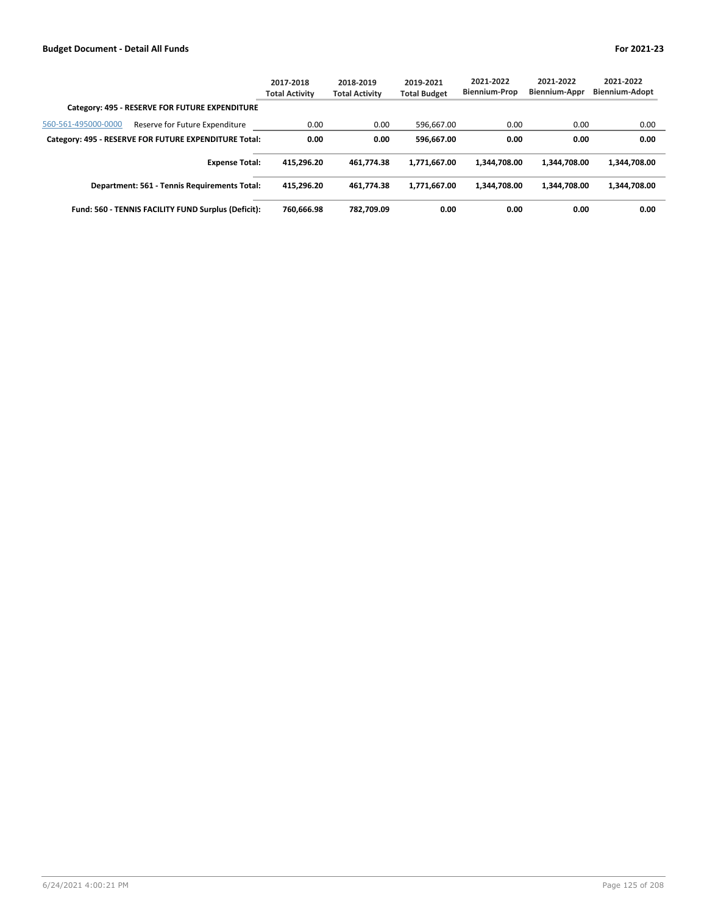| | 2017-2018 Total Activity | 2018-2019 Total Activity | 2019-2021 Total Budget | 2021-2022 Biennium-Prop | 2021-2022 Biennium-Appr | 2021-2022 Biennium-Adopt |
|---|---|---|---|---|---|---|
| **Category: 495 - RESERVE FOR FUTURE EXPENDITURE** | | | | | | |
| 560-561-495000-0000 Reserve for Future Expenditure | 0.00 | 0.00 | 596,667.00 | 0.00 | 0.00 | 0.00 |
| **Category: 495 - RESERVE FOR FUTURE EXPENDITURE Total:** | **0.00** | **0.00** | **596,667.00** | **0.00** | **0.00** | **0.00** |
| **Expense Total:** | **415,296.20** | **461,774.38** | **1,771,667.00** | **1,344,708.00** | **1,344,708.00** | **1,344,708.00** |
| **Department: 561 - Tennis Requirements Total:** | **415,296.20** | **461,774.38** | **1,771,667.00** | **1,344,708.00** | **1,344,708.00** | **1,344,708.00** |
| **Fund: 560 - TENNIS FACILITY FUND Surplus (Deficit):** | **760,666.98** | **782,709.09** | **0.00** | **0.00** | **0.00** | **0.00** |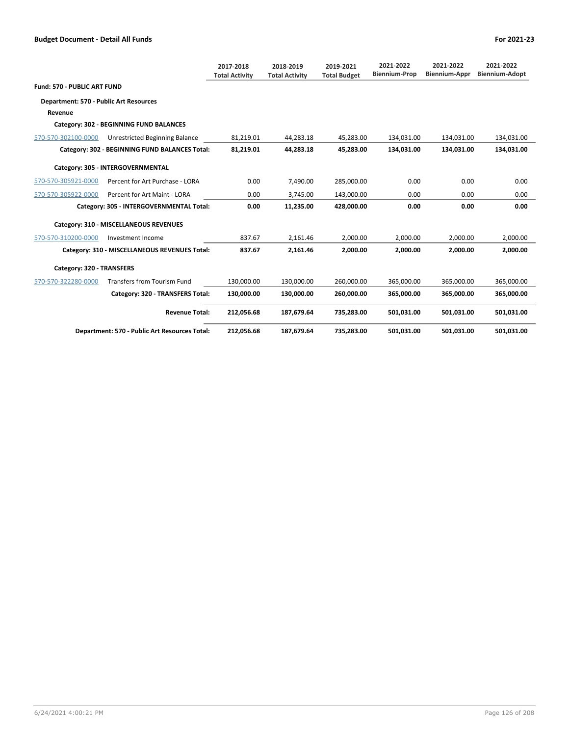| | | 2017-2018 Total Activity | 2018-2019 Total Activity | 2019-2021 Total Budget | 2021-2022 Biennium-Prop | 2021-2022 Biennium-Appr | 2021-2022 Biennium-Adopt |
|---|---|---|---|---|---|---|---|
| **Fund: 570 - PUBLIC ART FUND** | | | | | | | |
| **Department: 570 - Public Art Resources** | | | | | | | |
| **Revenue** | | | | | | | |
| **Category: 302 - BEGINNING FUND BALANCES** | | | | | | | |
| 570-570-302100-0000 | Unrestricted Beginning Balance | 81,219.01 | 44,283.18 | 45,283.00 | 134,031.00 | 134,031.00 | 134,031.00 |
| | **Category: 302 - BEGINNING FUND BALANCES Total:** | **81,219.01** | **44,283.18** | **45,283.00** | **134,031.00** | **134,031.00** | **134,031.00** |
| **Category: 305 - INTERGOVERNMENTAL** | | | | | | | |
| 570-570-305921-0000 | Percent for Art Purchase - LORA | 0.00 | 7,490.00 | 285,000.00 | 0.00 | 0.00 | 0.00 |
| 570-570-305922-0000 | Percent for Art Maint - LORA | 0.00 | 3,745.00 | 143,000.00 | 0.00 | 0.00 | 0.00 |
| | **Category: 305 - INTERGOVERNMENTAL Total:** | **0.00** | **11,235.00** | **428,000.00** | **0.00** | **0.00** | **0.00** |
| **Category: 310 - MISCELLANEOUS REVENUES** | | | | | | | |
| 570-570-310200-0000 | Investment Income | 837.67 | 2,161.46 | 2,000.00 | 2,000.00 | 2,000.00 | 2,000.00 |
| | **Category: 310 - MISCELLANEOUS REVENUES Total:** | **837.67** | **2,161.46** | **2,000.00** | **2,000.00** | **2,000.00** | **2,000.00** |
| **Category: 320 - TRANSFERS** | | | | | | | |
| 570-570-322280-0000 | Transfers from Tourism Fund | 130,000.00 | 130,000.00 | 260,000.00 | 365,000.00 | 365,000.00 | 365,000.00 |
| | **Category: 320 - TRANSFERS Total:** | **130,000.00** | **130,000.00** | **260,000.00** | **365,000.00** | **365,000.00** | **365,000.00** |
| | **Revenue Total:** | **212,056.68** | **187,679.64** | **735,283.00** | **501,031.00** | **501,031.00** | **501,031.00** |
| | **Department: 570 - Public Art Resources Total:** | **212,056.68** | **187,679.64** | **735,283.00** | **501,031.00** | **501,031.00** | **501,031.00** |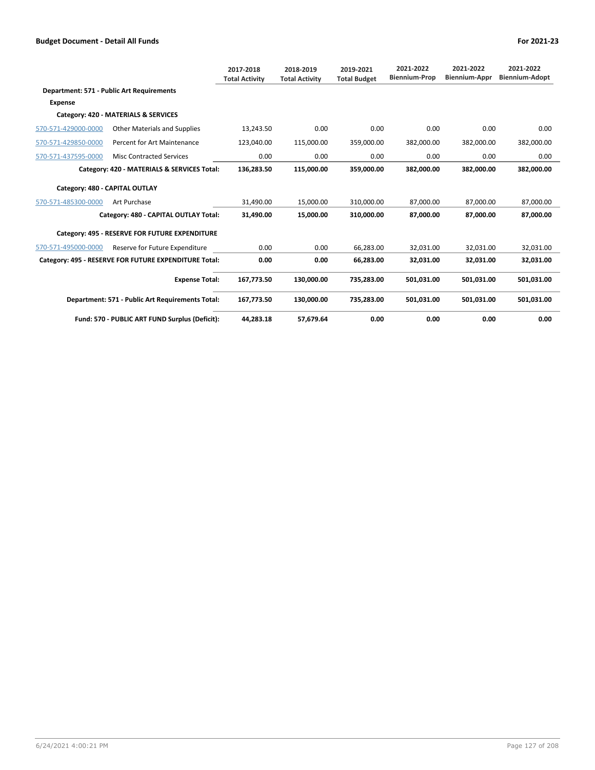**Budget Document - Detail All Funds** — **For 2021-23**

| | | 2017-2018 Total Activity | 2018-2019 Total Activity | 2019-2021 Total Budget | 2021-2022 Biennium-Prop | 2021-2022 Biennium-Appr | 2021-2022 Biennium-Adopt |
|---|---|---|---|---|---|---|---|
| **Department: 571 - Public Art Requirements** | | | | | | | |
| **Expense** | | | | | | | |
| **Category: 420 - MATERIALS & SERVICES** | | | | | | | |
| 570-571-429000-0000 | Other Materials and Supplies | 13,243.50 | 0.00 | 0.00 | 0.00 | 0.00 | 0.00 |
| 570-571-429850-0000 | Percent for Art Maintenance | 123,040.00 | 115,000.00 | 359,000.00 | 382,000.00 | 382,000.00 | 382,000.00 |
| 570-571-437595-0000 | Misc Contracted Services | 0.00 | 0.00 | 0.00 | 0.00 | 0.00 | 0.00 |
| | **Category: 420 - MATERIALS & SERVICES Total:** | **136,283.50** | **115,000.00** | **359,000.00** | **382,000.00** | **382,000.00** | **382,000.00** |
| **Category: 480 - CAPITAL OUTLAY** | | | | | | | |
| 570-571-485300-0000 | Art Purchase | 31,490.00 | 15,000.00 | 310,000.00 | 87,000.00 | 87,000.00 | 87,000.00 |
| | **Category: 480 - CAPITAL OUTLAY Total:** | **31,490.00** | **15,000.00** | **310,000.00** | **87,000.00** | **87,000.00** | **87,000.00** |
| **Category: 495 - RESERVE FOR FUTURE EXPENDITURE** | | | | | | | |
| 570-571-495000-0000 | Reserve for Future Expenditure | 0.00 | 0.00 | 66,283.00 | 32,031.00 | 32,031.00 | 32,031.00 |
| | **Category: 495 - RESERVE FOR FUTURE EXPENDITURE Total:** | **0.00** | **0.00** | **66,283.00** | **32,031.00** | **32,031.00** | **32,031.00** |
| | **Expense Total:** | **167,773.50** | **130,000.00** | **735,283.00** | **501,031.00** | **501,031.00** | **501,031.00** |
| | **Department: 571 - Public Art Requirements Total:** | **167,773.50** | **130,000.00** | **735,283.00** | **501,031.00** | **501,031.00** | **501,031.00** |
| | **Fund: 570 - PUBLIC ART FUND Surplus (Deficit):** | **44,283.18** | **57,679.64** | **0.00** | **0.00** | **0.00** | **0.00** |

6/24/2021 4:00:21 PM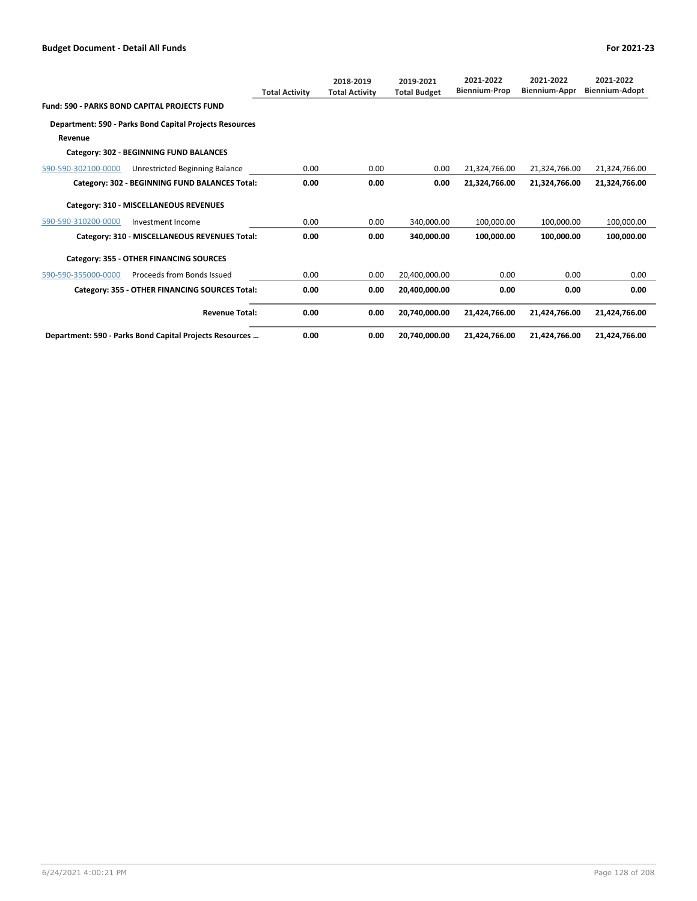| | | Total Activity | 2018-2019 Total Activity | 2019-2021 Total Budget | 2021-2022 Biennium-Prop | 2021-2022 Biennium-Appr | 2021-2022 Biennium-Adopt |
|---|---|---|---|---|---|---|---|
| **Fund: 590 - PARKS BOND CAPITAL PROJECTS FUND** | | | | | | | |
| **Department: 590 - Parks Bond Capital Projects Resources** | | | | | | | |
| **Revenue** | | | | | | | |
| **Category: 302 - BEGINNING FUND BALANCES** | | | | | | | |
| 590-590-302100-0000 | Unrestricted Beginning Balance | 0.00 | 0.00 | 0.00 | 21,324,766.00 | 21,324,766.00 | 21,324,766.00 |
| **Category: 302 - BEGINNING FUND BALANCES Total:** | | **0.00** | **0.00** | **0.00** | **21,324,766.00** | **21,324,766.00** | **21,324,766.00** |
| **Category: 310 - MISCELLANEOUS REVENUES** | | | | | | | |
| 590-590-310200-0000 | Investment Income | 0.00 | 0.00 | 340,000.00 | 100,000.00 | 100,000.00 | 100,000.00 |
| **Category: 310 - MISCELLANEOUS REVENUES Total:** | | **0.00** | **0.00** | **340,000.00** | **100,000.00** | **100,000.00** | **100,000.00** |
| **Category: 355 - OTHER FINANCING SOURCES** | | | | | | | |
| 590-590-355000-0000 | Proceeds from Bonds Issued | 0.00 | 0.00 | 20,400,000.00 | 0.00 | 0.00 | 0.00 |
| **Category: 355 - OTHER FINANCING SOURCES Total:** | | **0.00** | **0.00** | **20,400,000.00** | **0.00** | **0.00** | **0.00** |
| **Revenue Total:** | | **0.00** | **0.00** | **20,740,000.00** | **21,424,766.00** | **21,424,766.00** | **21,424,766.00** |
| **Department: 590 - Parks Bond Capital Projects Resources …** | | **0.00** | **0.00** | **20,740,000.00** | **21,424,766.00** | **21,424,766.00** | **21,424,766.00** |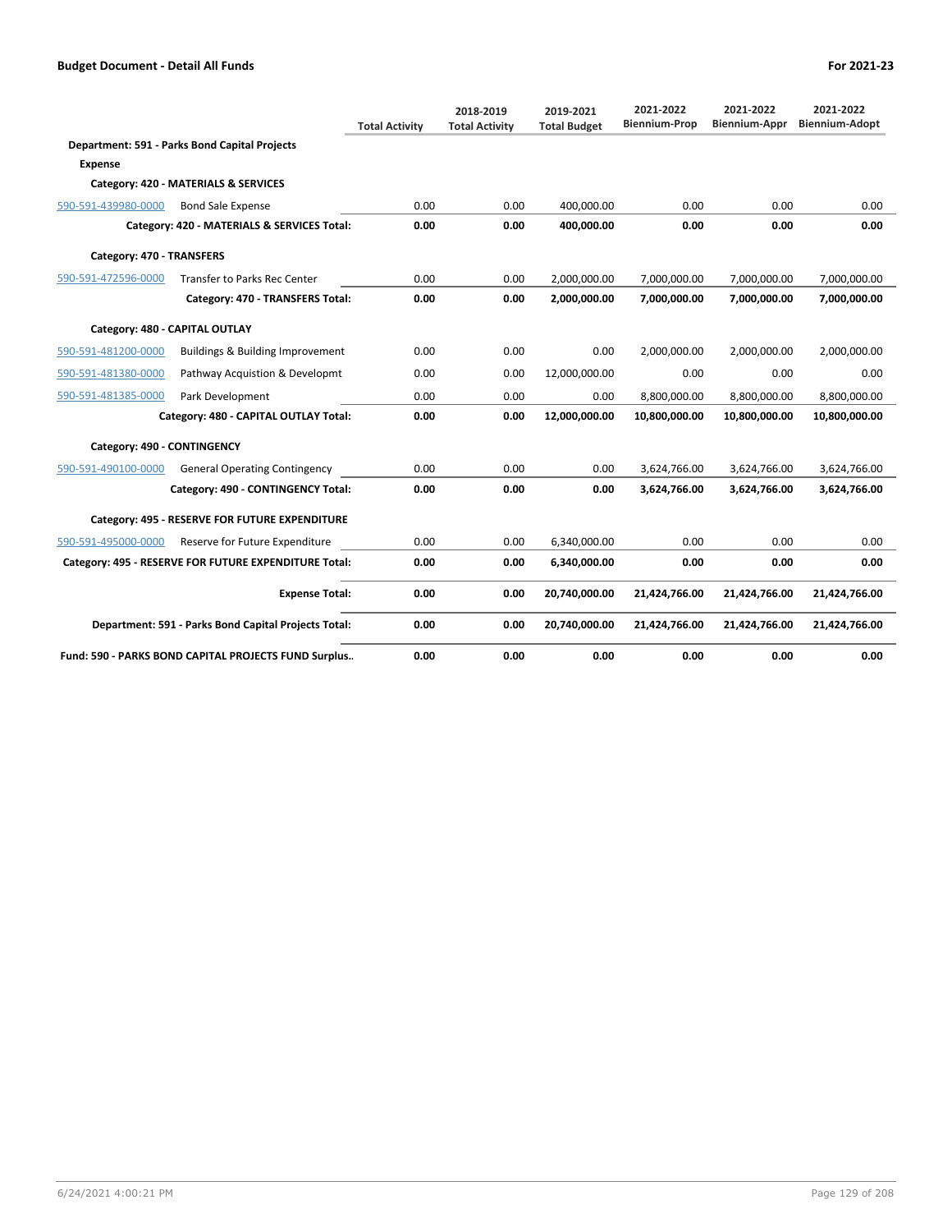**Budget Document - Detail All Funds** — **For 2021-23**

| | | Total Activity | 2018-2019 Total Activity | 2019-2021 Total Budget | 2021-2022 Biennium-Prop | 2021-2022 Biennium-Appr | 2021-2022 Biennium-Adopt |
|---|---|---|---|---|---|---|---|
| **Department: 591 - Parks Bond Capital Projects** | | | | | | | |
| **Expense** | | | | | | | |
| **Category: 420 - MATERIALS & SERVICES** | | | | | | | |
| 590-591-439980-0000 | Bond Sale Expense | 0.00 | 0.00 | 400,000.00 | 0.00 | 0.00 | 0.00 |
| | **Category: 420 - MATERIALS & SERVICES Total:** | **0.00** | **0.00** | **400,000.00** | **0.00** | **0.00** | **0.00** |
| **Category: 470 - TRANSFERS** | | | | | | | |
| 590-591-472596-0000 | Transfer to Parks Rec Center | 0.00 | 0.00 | 2,000,000.00 | 7,000,000.00 | 7,000,000.00 | 7,000,000.00 |
| | **Category: 470 - TRANSFERS Total:** | **0.00** | **0.00** | **2,000,000.00** | **7,000,000.00** | **7,000,000.00** | **7,000,000.00** |
| **Category: 480 - CAPITAL OUTLAY** | | | | | | | |
| 590-591-481200-0000 | Buildings & Building Improvement | 0.00 | 0.00 | 0.00 | 2,000,000.00 | 2,000,000.00 | 2,000,000.00 |
| 590-591-481380-0000 | Pathway Acquistion & Developmt | 0.00 | 0.00 | 12,000,000.00 | 0.00 | 0.00 | 0.00 |
| 590-591-481385-0000 | Park Development | 0.00 | 0.00 | 0.00 | 8,800,000.00 | 8,800,000.00 | 8,800,000.00 |
| | **Category: 480 - CAPITAL OUTLAY Total:** | **0.00** | **0.00** | **12,000,000.00** | **10,800,000.00** | **10,800,000.00** | **10,800,000.00** |
| **Category: 490 - CONTINGENCY** | | | | | | | |
| 590-591-490100-0000 | General Operating Contingency | 0.00 | 0.00 | 0.00 | 3,624,766.00 | 3,624,766.00 | 3,624,766.00 |
| | **Category: 490 - CONTINGENCY Total:** | **0.00** | **0.00** | **0.00** | **3,624,766.00** | **3,624,766.00** | **3,624,766.00** |
| **Category: 495 - RESERVE FOR FUTURE EXPENDITURE** | | | | | | | |
| 590-591-495000-0000 | Reserve for Future Expenditure | 0.00 | 0.00 | 6,340,000.00 | 0.00 | 0.00 | 0.00 |
| | **Category: 495 - RESERVE FOR FUTURE EXPENDITURE Total:** | **0.00** | **0.00** | **6,340,000.00** | **0.00** | **0.00** | **0.00** |
| | **Expense Total:** | **0.00** | **0.00** | **20,740,000.00** | **21,424,766.00** | **21,424,766.00** | **21,424,766.00** |
| | **Department: 591 - Parks Bond Capital Projects Total:** | **0.00** | **0.00** | **20,740,000.00** | **21,424,766.00** | **21,424,766.00** | **21,424,766.00** |
| | **Fund: 590 - PARKS BOND CAPITAL PROJECTS FUND Surplus..** | **0.00** | **0.00** | **0.00** | **0.00** | **0.00** | **0.00** |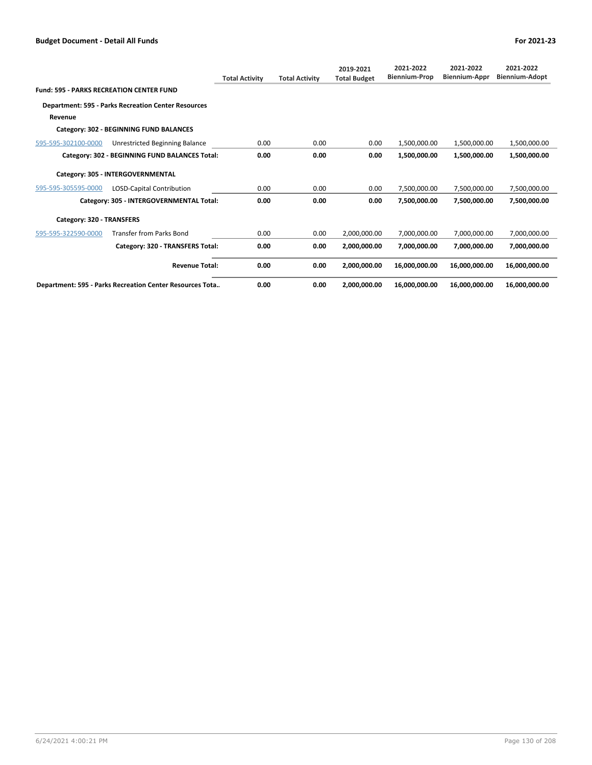| | | Total Activity | Total Activity | 2019-2021 Total Budget | 2021-2022 Biennium-Prop | 2021-2022 Biennium-Appr | 2021-2022 Biennium-Adopt |
|---|---|---|---|---|---|---|---|
| **Fund: 595 - PARKS RECREATION CENTER FUND** | | | | | | | |
| **Department: 595 - Parks Recreation Center Resources** | | | | | | | |
| **Revenue** | | | | | | | |
| **Category: 302 - BEGINNING FUND BALANCES** | | | | | | | |
| 595-595-302100-0000 | Unrestricted Beginning Balance | 0.00 | 0.00 | 0.00 | 1,500,000.00 | 1,500,000.00 | 1,500,000.00 |
| | **Category: 302 - BEGINNING FUND BALANCES Total:** | **0.00** | **0.00** | **0.00** | **1,500,000.00** | **1,500,000.00** | **1,500,000.00** |
| **Category: 305 - INTERGOVERNMENTAL** | | | | | | | |
| 595-595-305595-0000 | LOSD-Capital Contribution | 0.00 | 0.00 | 0.00 | 7,500,000.00 | 7,500,000.00 | 7,500,000.00 |
| | **Category: 305 - INTERGOVERNMENTAL Total:** | **0.00** | **0.00** | **0.00** | **7,500,000.00** | **7,500,000.00** | **7,500,000.00** |
| **Category: 320 - TRANSFERS** | | | | | | | |
| 595-595-322590-0000 | Transfer from Parks Bond | 0.00 | 0.00 | 2,000,000.00 | 7,000,000.00 | 7,000,000.00 | 7,000,000.00 |
| | **Category: 320 - TRANSFERS Total:** | **0.00** | **0.00** | **2,000,000.00** | **7,000,000.00** | **7,000,000.00** | **7,000,000.00** |
| | **Revenue Total:** | **0.00** | **0.00** | **2,000,000.00** | **16,000,000.00** | **16,000,000.00** | **16,000,000.00** |
| **Department: 595 - Parks Recreation Center Resources Tota..** | | **0.00** | **0.00** | **2,000,000.00** | **16,000,000.00** | **16,000,000.00** | **16,000,000.00** |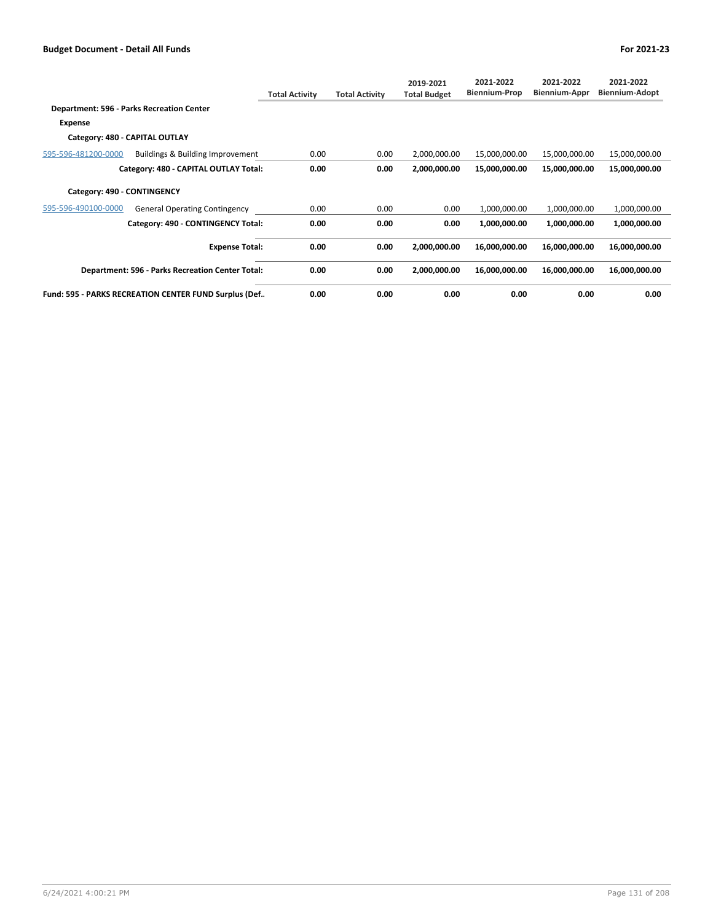| | | Total Activity | Total Activity | 2019-2021 Total Budget | 2021-2022 Biennium-Prop | 2021-2022 Biennium-Appr | 2021-2022 Biennium-Adopt |
|---|---|---|---|---|---|---|---|
| **Department: 596 - Parks Recreation Center** | | | | | | | |
| **Expense** | | | | | | | |
| **Category: 480 - CAPITAL OUTLAY** | | | | | | | |
| 595-596-481200-0000 | Buildings & Building Improvement | 0.00 | 0.00 | 2,000,000.00 | 15,000,000.00 | 15,000,000.00 | 15,000,000.00 |
| | **Category: 480 - CAPITAL OUTLAY Total:** | **0.00** | **0.00** | **2,000,000.00** | **15,000,000.00** | **15,000,000.00** | **15,000,000.00** |
| **Category: 490 - CONTINGENCY** | | | | | | | |
| 595-596-490100-0000 | General Operating Contingency | 0.00 | 0.00 | 0.00 | 1,000,000.00 | 1,000,000.00 | 1,000,000.00 |
| | **Category: 490 - CONTINGENCY Total:** | **0.00** | **0.00** | **0.00** | **1,000,000.00** | **1,000,000.00** | **1,000,000.00** |
| | **Expense Total:** | **0.00** | **0.00** | **2,000,000.00** | **16,000,000.00** | **16,000,000.00** | **16,000,000.00** |
| | **Department: 596 - Parks Recreation Center Total:** | **0.00** | **0.00** | **2,000,000.00** | **16,000,000.00** | **16,000,000.00** | **16,000,000.00** |
| **Fund: 595 - PARKS RECREATION CENTER FUND Surplus (Def..** | | **0.00** | **0.00** | **0.00** | **0.00** | **0.00** | **0.00** |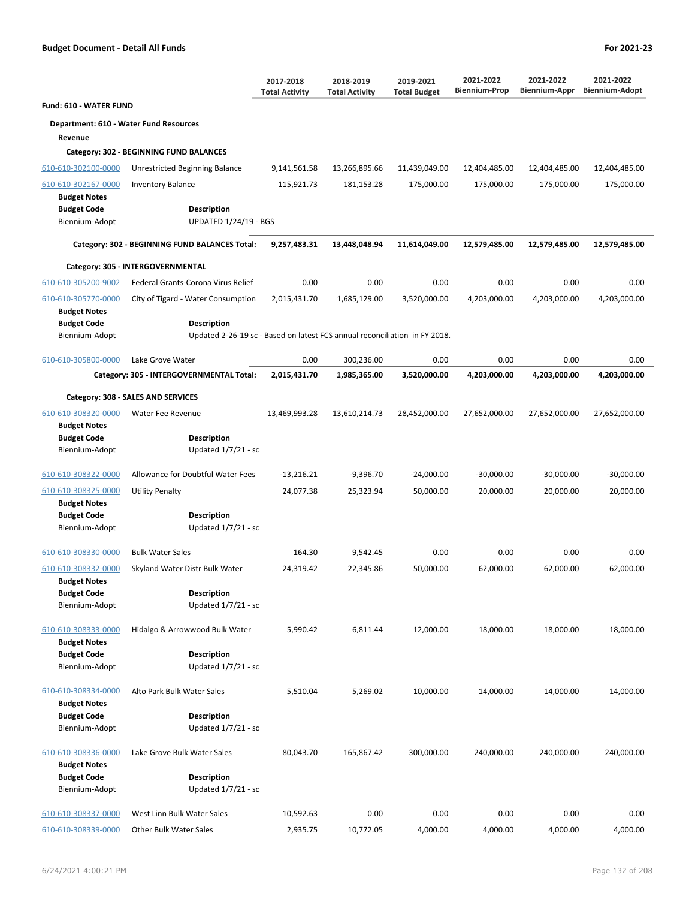**Budget Document - Detail All Funds** **For 2021-23**

| | | 2017-2018 Total Activity | 2018-2019 Total Activity | 2019-2021 Total Budget | 2021-2022 Biennium-Prop | 2021-2022 Biennium-Appr | 2021-2022 Biennium-Adopt |
|---|---|---|---|---|---|---|---|
| **Fund: 610 - WATER FUND** | | | | | | | |
| **Department: 610 - Water Fund Resources** | | | | | | | |
| **Revenue** | | | | | | | |
| **Category: 302 - BEGINNING FUND BALANCES** | | | | | | | |
| 610-610-302100-0000 | Unrestricted Beginning Balance | 9,141,561.58 | 13,266,895.66 | 11,439,049.00 | 12,404,485.00 | 12,404,485.00 | 12,404,485.00 |
| 610-610-302167-0000 | Inventory Balance | 115,921.73 | 181,153.28 | 175,000.00 | 175,000.00 | 175,000.00 | 175,000.00 |
| **Budget Notes** | | | | | | | |
| **Budget Code** | **Description** | | | | | | |
| Biennium-Adopt | UPDATED 1/24/19 - BGS | | | | | | |
| **Category: 302 - BEGINNING FUND BALANCES Total:** | | **9,257,483.31** | **13,448,048.94** | **11,614,049.00** | **12,579,485.00** | **12,579,485.00** | **12,579,485.00** |
| **Category: 305 - INTERGOVERNMENTAL** | | | | | | | |
| 610-610-305200-9002 | Federal Grants-Corona Virus Relief | 0.00 | 0.00 | 0.00 | 0.00 | 0.00 | 0.00 |
| 610-610-305770-0000 | City of Tigard - Water Consumption | 2,015,431.70 | 1,685,129.00 | 3,520,000.00 | 4,203,000.00 | 4,203,000.00 | 4,203,000.00 |
| **Budget Notes** | | | | | | | |
| **Budget Code** | **Description** | | | | | | |
| Biennium-Adopt | Updated 2-26-19 sc - Based on latest FCS annual reconciliation in FY 2018. | | | | | | |
| 610-610-305800-0000 | Lake Grove Water | 0.00 | 300,236.00 | 0.00 | 0.00 | 0.00 | 0.00 |
| **Category: 305 - INTERGOVERNMENTAL Total:** | | **2,015,431.70** | **1,985,365.00** | **3,520,000.00** | **4,203,000.00** | **4,203,000.00** | **4,203,000.00** |
| **Category: 308 - SALES AND SERVICES** | | | | | | | |
| 610-610-308320-0000 | Water Fee Revenue | 13,469,993.28 | 13,610,214.73 | 28,452,000.00 | 27,652,000.00 | 27,652,000.00 | 27,652,000.00 |
| **Budget Notes** | | | | | | | |
| **Budget Code** | **Description** | | | | | | |
| Biennium-Adopt | Updated 1/7/21 - sc | | | | | | |
| 610-610-308322-0000 | Allowance for Doubtful Water Fees | -13,216.21 | -9,396.70 | -24,000.00 | -30,000.00 | -30,000.00 | -30,000.00 |
| 610-610-308325-0000 | Utility Penalty | 24,077.38 | 25,323.94 | 50,000.00 | 20,000.00 | 20,000.00 | 20,000.00 |
| **Budget Notes** | | | | | | | |
| **Budget Code** | **Description** | | | | | | |
| Biennium-Adopt | Updated 1/7/21 - sc | | | | | | |
| 610-610-308330-0000 | Bulk Water Sales | 164.30 | 9,542.45 | 0.00 | 0.00 | 0.00 | 0.00 |
| 610-610-308332-0000 | Skyland Water Distr Bulk Water | 24,319.42 | 22,345.86 | 50,000.00 | 62,000.00 | 62,000.00 | 62,000.00 |
| **Budget Notes** | | | | | | | |
| **Budget Code** | **Description** | | | | | | |
| Biennium-Adopt | Updated 1/7/21 - sc | | | | | | |
| 610-610-308333-0000 | Hidalgo & Arrowwood Bulk Water | 5,990.42 | 6,811.44 | 12,000.00 | 18,000.00 | 18,000.00 | 18,000.00 |
| **Budget Notes** | | | | | | | |
| **Budget Code** | **Description** | | | | | | |
| Biennium-Adopt | Updated 1/7/21 - sc | | | | | | |
| 610-610-308334-0000 | Alto Park Bulk Water Sales | 5,510.04 | 5,269.02 | 10,000.00 | 14,000.00 | 14,000.00 | 14,000.00 |
| **Budget Notes** | | | | | | | |
| **Budget Code** | **Description** | | | | | | |
| Biennium-Adopt | Updated 1/7/21 - sc | | | | | | |
| 610-610-308336-0000 | Lake Grove Bulk Water Sales | 80,043.70 | 165,867.42 | 300,000.00 | 240,000.00 | 240,000.00 | 240,000.00 |
| **Budget Notes** | | | | | | | |
| **Budget Code** | **Description** | | | | | | |
| Biennium-Adopt | Updated 1/7/21 - sc | | | | | | |
| 610-610-308337-0000 | West Linn Bulk Water Sales | 10,592.63 | 0.00 | 0.00 | 0.00 | 0.00 | 0.00 |
| 610-610-308339-0000 | Other Bulk Water Sales | 2,935.75 | 10,772.05 | 4,000.00 | 4,000.00 | 4,000.00 | 4,000.00 |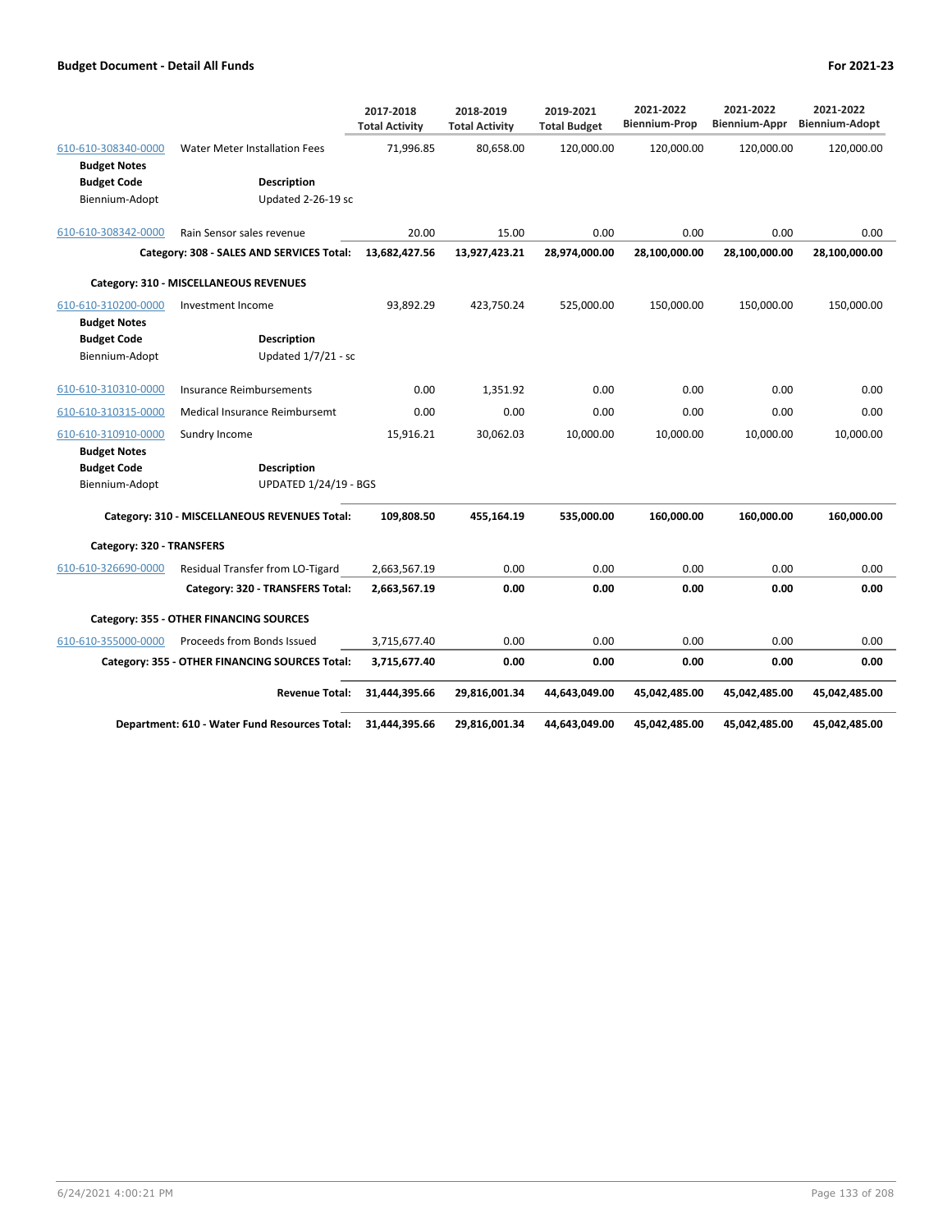**Budget Document - Detail All Funds** — **For 2021-23**

| | | 2017-2018 Total Activity | 2018-2019 Total Activity | 2019-2021 Total Budget | 2021-2022 Biennium-Prop | 2021-2022 Biennium-Appr | 2021-2022 Biennium-Adopt |
|---|---|---|---|---|---|---|---|
| 610-610-308340-0000 | Water Meter Installation Fees | 71,996.85 | 80,658.00 | 120,000.00 | 120,000.00 | 120,000.00 | 120,000.00 |
| **Budget Notes** | | | | | | | |
| **Budget Code** | **Description** | | | | | | |
| Biennium-Adopt | Updated 2-26-19 sc | | | | | | |
| 610-610-308342-0000 | Rain Sensor sales revenue | 20.00 | 15.00 | 0.00 | 0.00 | 0.00 | 0.00 |
| | **Category: 308 - SALES AND SERVICES Total:** | **13,682,427.56** | **13,927,423.21** | **28,974,000.00** | **28,100,000.00** | **28,100,000.00** | **28,100,000.00** |
| **Category: 310 - MISCELLANEOUS REVENUES** | | | | | | | |
| 610-610-310200-0000 | Investment Income | 93,892.29 | 423,750.24 | 525,000.00 | 150,000.00 | 150,000.00 | 150,000.00 |
| **Budget Notes** | | | | | | | |
| **Budget Code** | **Description** | | | | | | |
| Biennium-Adopt | Updated 1/7/21 - sc | | | | | | |
| 610-610-310310-0000 | Insurance Reimbursements | 0.00 | 1,351.92 | 0.00 | 0.00 | 0.00 | 0.00 |
| 610-610-310315-0000 | Medical Insurance Reimbursemt | 0.00 | 0.00 | 0.00 | 0.00 | 0.00 | 0.00 |
| 610-610-310910-0000 | Sundry Income | 15,916.21 | 30,062.03 | 10,000.00 | 10,000.00 | 10,000.00 | 10,000.00 |
| **Budget Notes** | | | | | | | |
| **Budget Code** | **Description** | | | | | | |
| Biennium-Adopt | UPDATED 1/24/19 - BGS | | | | | | |
| | **Category: 310 - MISCELLANEOUS REVENUES Total:** | **109,808.50** | **455,164.19** | **535,000.00** | **160,000.00** | **160,000.00** | **160,000.00** |
| **Category: 320 - TRANSFERS** | | | | | | | |
| 610-610-326690-0000 | Residual Transfer from LO-Tigard | 2,663,567.19 | 0.00 | 0.00 | 0.00 | 0.00 | 0.00 |
| | **Category: 320 - TRANSFERS Total:** | **2,663,567.19** | **0.00** | **0.00** | **0.00** | **0.00** | **0.00** |
| **Category: 355 - OTHER FINANCING SOURCES** | | | | | | | |
| 610-610-355000-0000 | Proceeds from Bonds Issued | 3,715,677.40 | 0.00 | 0.00 | 0.00 | 0.00 | 0.00 |
| | **Category: 355 - OTHER FINANCING SOURCES Total:** | **3,715,677.40** | **0.00** | **0.00** | **0.00** | **0.00** | **0.00** |
| | **Revenue Total:** | **31,444,395.66** | **29,816,001.34** | **44,643,049.00** | **45,042,485.00** | **45,042,485.00** | **45,042,485.00** |
| | **Department: 610 - Water Fund Resources Total:** | **31,444,395.66** | **29,816,001.34** | **44,643,049.00** | **45,042,485.00** | **45,042,485.00** | **45,042,485.00** |

6/24/2021 4:00:21 PM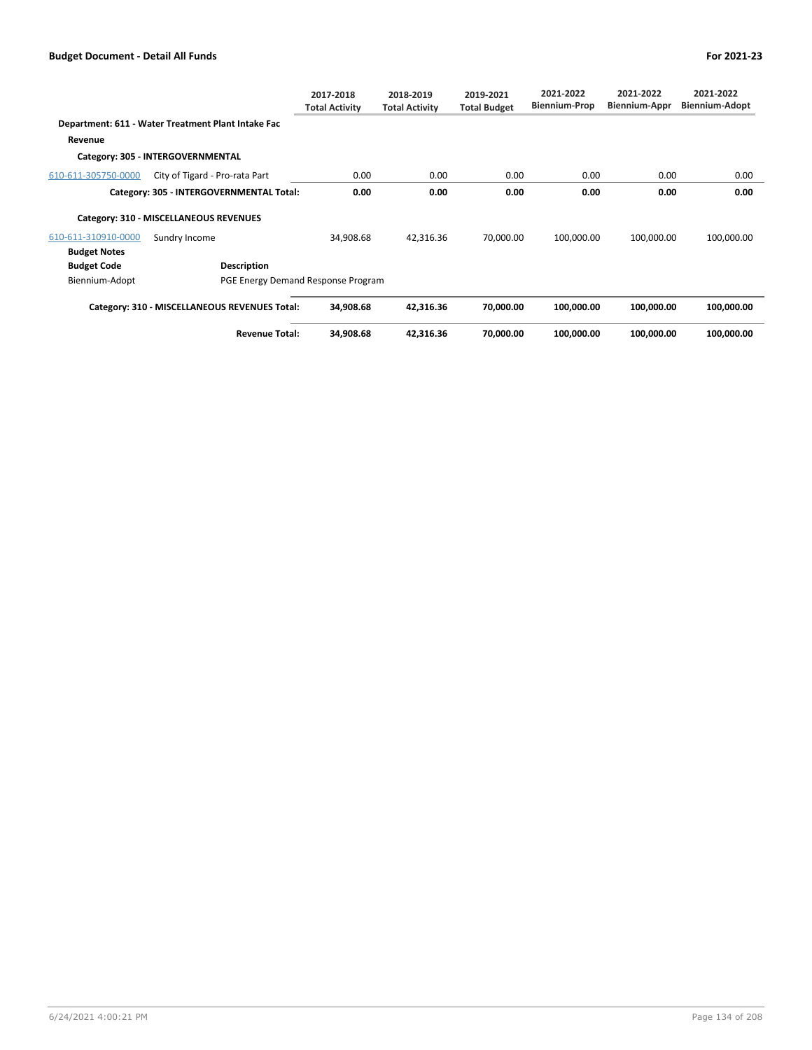## Budget Document - Detail All Funds

For 2021-23

| | | 2017-2018 Total Activity | 2018-2019 Total Activity | 2019-2021 Total Budget | 2021-2022 Biennium-Prop | 2021-2022 Biennium-Appr | 2021-2022 Biennium-Adopt |
|---|---|---|---|---|---|---|---|
| **Department: 611 - Water Treatment Plant Intake Fac** | | | | | | | |
| **Revenue** | | | | | | | |
| **Category: 305 - INTERGOVERNMENTAL** | | | | | | | |
| 610-611-305750-0000 | City of Tigard - Pro-rata Part | 0.00 | 0.00 | 0.00 | 0.00 | 0.00 | 0.00 |
| | **Category: 305 - INTERGOVERNMENTAL Total:** | **0.00** | **0.00** | **0.00** | **0.00** | **0.00** | **0.00** |
| **Category: 310 - MISCELLANEOUS REVENUES** | | | | | | | |
| 610-611-310910-0000 | Sundry Income | 34,908.68 | 42,316.36 | 70,000.00 | 100,000.00 | 100,000.00 | 100,000.00 |
| **Budget Notes** | | | | | | | |
| **Budget Code** | **Description** | | | | | | |
| Biennium-Adopt | PGE Energy Demand Response Program | | | | | | |
| | **Category: 310 - MISCELLANEOUS REVENUES Total:** | **34,908.68** | **42,316.36** | **70,000.00** | **100,000.00** | **100,000.00** | **100,000.00** |
| | **Revenue Total:** | **34,908.68** | **42,316.36** | **70,000.00** | **100,000.00** | **100,000.00** | **100,000.00** |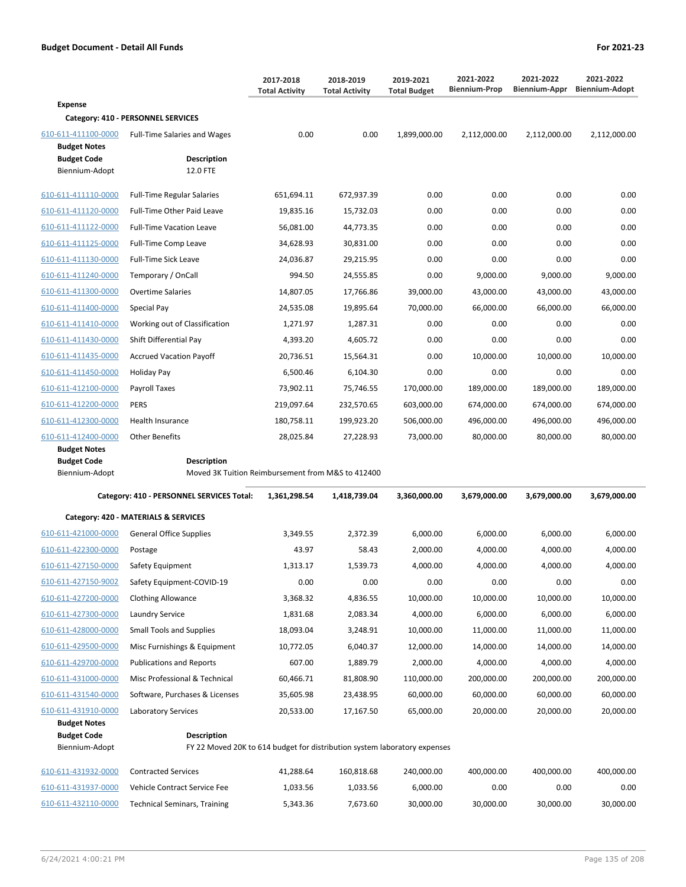**Budget Document - Detail All Funds** | **For 2021-23**

| | | 2017-2018 Total Activity | 2018-2019 Total Activity | 2019-2021 Total Budget | 2021-2022 Biennium-Prop | 2021-2022 Biennium-Appr | 2021-2022 Biennium-Adopt |
|---|---|---|---|---|---|---|---|
| **Expense** | | | | | | | |
| **Category: 410 - PERSONNEL SERVICES** | | | | | | | |
| 610-611-411100-0000 | Full-Time Salaries and Wages | 0.00 | 0.00 | 1,899,000.00 | 2,112,000.00 | 2,112,000.00 | 2,112,000.00 |
| **Budget Notes** | | | | | | | |
| **Budget Code** | **Description** | | | | | | |
| Biennium-Adopt | 12.0 FTE | | | | | | |
| 610-611-411110-0000 | Full-Time Regular Salaries | 651,694.11 | 672,937.39 | 0.00 | 0.00 | 0.00 | 0.00 |
| 610-611-411120-0000 | Full-Time Other Paid Leave | 19,835.16 | 15,732.03 | 0.00 | 0.00 | 0.00 | 0.00 |
| 610-611-411122-0000 | Full-Time Vacation Leave | 56,081.00 | 44,773.35 | 0.00 | 0.00 | 0.00 | 0.00 |
| 610-611-411125-0000 | Full-Time Comp Leave | 34,628.93 | 30,831.00 | 0.00 | 0.00 | 0.00 | 0.00 |
| 610-611-411130-0000 | Full-Time Sick Leave | 24,036.87 | 29,215.95 | 0.00 | 0.00 | 0.00 | 0.00 |
| 610-611-411240-0000 | Temporary / OnCall | 994.50 | 24,555.85 | 0.00 | 9,000.00 | 9,000.00 | 9,000.00 |
| 610-611-411300-0000 | Overtime Salaries | 14,807.05 | 17,766.86 | 39,000.00 | 43,000.00 | 43,000.00 | 43,000.00 |
| 610-611-411400-0000 | Special Pay | 24,535.08 | 19,895.64 | 70,000.00 | 66,000.00 | 66,000.00 | 66,000.00 |
| 610-611-411410-0000 | Working out of Classification | 1,271.97 | 1,287.31 | 0.00 | 0.00 | 0.00 | 0.00 |
| 610-611-411430-0000 | Shift Differential Pay | 4,393.20 | 4,605.72 | 0.00 | 0.00 | 0.00 | 0.00 |
| 610-611-411435-0000 | Accrued Vacation Payoff | 20,736.51 | 15,564.31 | 0.00 | 10,000.00 | 10,000.00 | 10,000.00 |
| 610-611-411450-0000 | Holiday Pay | 6,500.46 | 6,104.30 | 0.00 | 0.00 | 0.00 | 0.00 |
| 610-611-412100-0000 | Payroll Taxes | 73,902.11 | 75,746.55 | 170,000.00 | 189,000.00 | 189,000.00 | 189,000.00 |
| 610-611-412200-0000 | PERS | 219,097.64 | 232,570.65 | 603,000.00 | 674,000.00 | 674,000.00 | 674,000.00 |
| 610-611-412300-0000 | Health Insurance | 180,758.11 | 199,923.20 | 506,000.00 | 496,000.00 | 496,000.00 | 496,000.00 |
| 610-611-412400-0000 | Other Benefits | 28,025.84 | 27,228.93 | 73,000.00 | 80,000.00 | 80,000.00 | 80,000.00 |
| **Budget Notes** | | | | | | | |
| **Budget Code** | **Description** | | | | | | |
| Biennium-Adopt | Moved 3K Tuition Reimbursement from M&S to 412400 | | | | | | |
| | **Category: 410 - PERSONNEL SERVICES Total:** | **1,361,298.54** | **1,418,739.04** | **3,360,000.00** | **3,679,000.00** | **3,679,000.00** | **3,679,000.00** |
| **Category: 420 - MATERIALS & SERVICES** | | | | | | | |
| 610-611-421000-0000 | General Office Supplies | 3,349.55 | 2,372.39 | 6,000.00 | 6,000.00 | 6,000.00 | 6,000.00 |
| 610-611-422300-0000 | Postage | 43.97 | 58.43 | 2,000.00 | 4,000.00 | 4,000.00 | 4,000.00 |
| 610-611-427150-0000 | Safety Equipment | 1,313.17 | 1,539.73 | 4,000.00 | 4,000.00 | 4,000.00 | 4,000.00 |
| 610-611-427150-9002 | Safety Equipment-COVID-19 | 0.00 | 0.00 | 0.00 | 0.00 | 0.00 | 0.00 |
| 610-611-427200-0000 | Clothing Allowance | 3,368.32 | 4,836.55 | 10,000.00 | 10,000.00 | 10,000.00 | 10,000.00 |
| 610-611-427300-0000 | Laundry Service | 1,831.68 | 2,083.34 | 4,000.00 | 6,000.00 | 6,000.00 | 6,000.00 |
| 610-611-428000-0000 | Small Tools and Supplies | 18,093.04 | 3,248.91 | 10,000.00 | 11,000.00 | 11,000.00 | 11,000.00 |
| 610-611-429500-0000 | Misc Furnishings & Equipment | 10,772.05 | 6,040.37 | 12,000.00 | 14,000.00 | 14,000.00 | 14,000.00 |
| 610-611-429700-0000 | Publications and Reports | 607.00 | 1,889.79 | 2,000.00 | 4,000.00 | 4,000.00 | 4,000.00 |
| 610-611-431000-0000 | Misc Professional & Technical | 60,466.71 | 81,808.90 | 110,000.00 | 200,000.00 | 200,000.00 | 200,000.00 |
| 610-611-431540-0000 | Software, Purchases & Licenses | 35,605.98 | 23,438.95 | 60,000.00 | 60,000.00 | 60,000.00 | 60,000.00 |
| 610-611-431910-0000 | Laboratory Services | 20,533.00 | 17,167.50 | 65,000.00 | 20,000.00 | 20,000.00 | 20,000.00 |
| **Budget Notes** | | | | | | | |
| **Budget Code** | **Description** | | | | | | |
| Biennium-Adopt | FY 22 Moved 20K to 614 budget for distribution system laboratory expenses | | | | | | |
| 610-611-431932-0000 | Contracted Services | 41,288.64 | 160,818.68 | 240,000.00 | 400,000.00 | 400,000.00 | 400,000.00 |
| 610-611-431937-0000 | Vehicle Contract Service Fee | 1,033.56 | 1,033.56 | 6,000.00 | 0.00 | 0.00 | 0.00 |
| 610-611-432110-0000 | Technical Seminars, Training | 5,343.36 | 7,673.60 | 30,000.00 | 30,000.00 | 30,000.00 | 30,000.00 |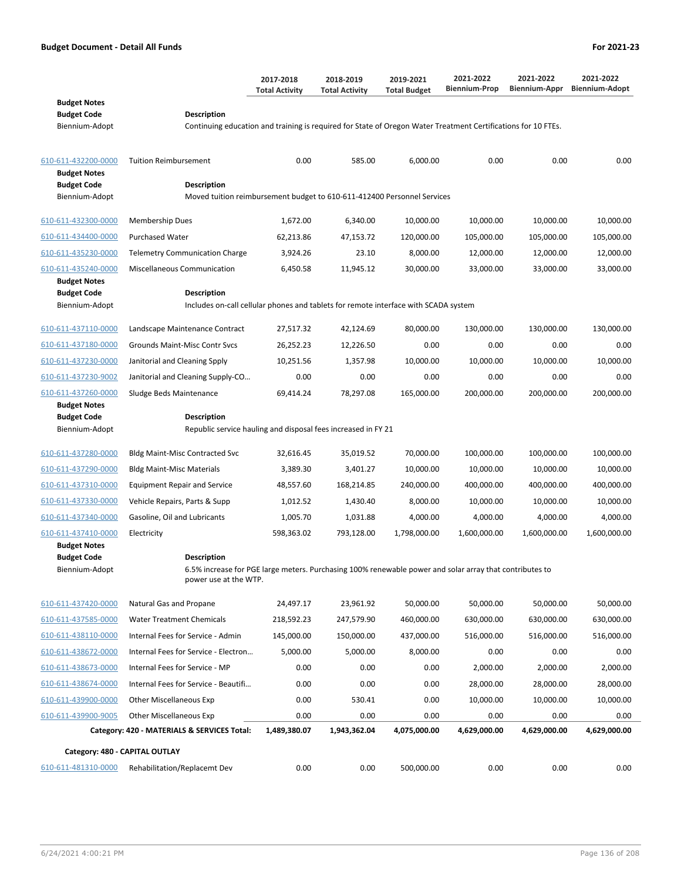**Budget Document - Detail All Funds** **For 2021-23**

| | | 2017-2018 Total Activity | 2018-2019 Total Activity | 2019-2021 Total Budget | 2021-2022 Biennium-Prop | 2021-2022 Biennium-Appr | 2021-2022 Biennium-Adopt |
|---|---|---|---|---|---|---|---|
| **Budget Notes** | | | | | | | |
| **Budget Code** | **Description** | | | | | | |
| Biennium-Adopt | Continuing education and training is required for State of Oregon Water Treatment Certifications for 10 FTEs. | | | | | | |
| 610-611-432200-0000 | Tuition Reimbursement | 0.00 | 585.00 | 6,000.00 | 0.00 | 0.00 | 0.00 |
| **Budget Notes** | | | | | | | |
| **Budget Code** | **Description** | | | | | | |
| Biennium-Adopt | Moved tuition reimbursement budget to 610-611-412400 Personnel Services | | | | | | |
| 610-611-432300-0000 | Membership Dues | 1,672.00 | 6,340.00 | 10,000.00 | 10,000.00 | 10,000.00 | 10,000.00 |
| 610-611-434400-0000 | Purchased Water | 62,213.86 | 47,153.72 | 120,000.00 | 105,000.00 | 105,000.00 | 105,000.00 |
| 610-611-435230-0000 | Telemetry Communication Charge | 3,924.26 | 23.10 | 8,000.00 | 12,000.00 | 12,000.00 | 12,000.00 |
| 610-611-435240-0000 | Miscellaneous Communication | 6,450.58 | 11,945.12 | 30,000.00 | 33,000.00 | 33,000.00 | 33,000.00 |
| **Budget Notes** | | | | | | | |
| **Budget Code** | **Description** | | | | | | |
| Biennium-Adopt | Includes on-call cellular phones and tablets for remote interface with SCADA system | | | | | | |
| 610-611-437110-0000 | Landscape Maintenance Contract | 27,517.32 | 42,124.69 | 80,000.00 | 130,000.00 | 130,000.00 | 130,000.00 |
| 610-611-437180-0000 | Grounds Maint-Misc Contr Svcs | 26,252.23 | 12,226.50 | 0.00 | 0.00 | 0.00 | 0.00 |
| 610-611-437230-0000 | Janitorial and Cleaning Spply | 10,251.56 | 1,357.98 | 10,000.00 | 10,000.00 | 10,000.00 | 10,000.00 |
| 610-611-437230-9002 | Janitorial and Cleaning Supply-CO… | 0.00 | 0.00 | 0.00 | 0.00 | 0.00 | 0.00 |
| 610-611-437260-0000 | Sludge Beds Maintenance | 69,414.24 | 78,297.08 | 165,000.00 | 200,000.00 | 200,000.00 | 200,000.00 |
| **Budget Notes** | | | | | | | |
| **Budget Code** | **Description** | | | | | | |
| Biennium-Adopt | Republic service hauling and disposal fees increased in FY 21 | | | | | | |
| 610-611-437280-0000 | Bldg Maint-Misc Contracted Svc | 32,616.45 | 35,019.52 | 70,000.00 | 100,000.00 | 100,000.00 | 100,000.00 |
| 610-611-437290-0000 | Bldg Maint-Misc Materials | 3,389.30 | 3,401.27 | 10,000.00 | 10,000.00 | 10,000.00 | 10,000.00 |
| 610-611-437310-0000 | Equipment Repair and Service | 48,557.60 | 168,214.85 | 240,000.00 | 400,000.00 | 400,000.00 | 400,000.00 |
| 610-611-437330-0000 | Vehicle Repairs, Parts & Supp | 1,012.52 | 1,430.40 | 8,000.00 | 10,000.00 | 10,000.00 | 10,000.00 |
| 610-611-437340-0000 | Gasoline, Oil and Lubricants | 1,005.70 | 1,031.88 | 4,000.00 | 4,000.00 | 4,000.00 | 4,000.00 |
| 610-611-437410-0000 | Electricity | 598,363.02 | 793,128.00 | 1,798,000.00 | 1,600,000.00 | 1,600,000.00 | 1,600,000.00 |
| **Budget Notes** | | | | | | | |
| **Budget Code** | **Description** | | | | | | |
| Biennium-Adopt | 6.5% increase for PGE large meters. Purchasing 100% renewable power and solar array that contributes to power use at the WTP. | | | | | | |
| 610-611-437420-0000 | Natural Gas and Propane | 24,497.17 | 23,961.92 | 50,000.00 | 50,000.00 | 50,000.00 | 50,000.00 |
| 610-611-437585-0000 | Water Treatment Chemicals | 218,592.23 | 247,579.90 | 460,000.00 | 630,000.00 | 630,000.00 | 630,000.00 |
| 610-611-438110-0000 | Internal Fees for Service - Admin | 145,000.00 | 150,000.00 | 437,000.00 | 516,000.00 | 516,000.00 | 516,000.00 |
| 610-611-438672-0000 | Internal Fees for Service - Electron… | 5,000.00 | 5,000.00 | 8,000.00 | 0.00 | 0.00 | 0.00 |
| 610-611-438673-0000 | Internal Fees for Service - MP | 0.00 | 0.00 | 0.00 | 2,000.00 | 2,000.00 | 2,000.00 |
| 610-611-438674-0000 | Internal Fees for Service - Beautifi… | 0.00 | 0.00 | 0.00 | 28,000.00 | 28,000.00 | 28,000.00 |
| 610-611-439900-0000 | Other Miscellaneous Exp | 0.00 | 530.41 | 0.00 | 10,000.00 | 10,000.00 | 10,000.00 |
| 610-611-439900-9005 | Other Miscellaneous Exp | 0.00 | 0.00 | 0.00 | 0.00 | 0.00 | 0.00 |
| | **Category: 420 - MATERIALS & SERVICES Total:** | **1,489,380.07** | **1,943,362.04** | **4,075,000.00** | **4,629,000.00** | **4,629,000.00** | **4,629,000.00** |
| **Category: 480 - CAPITAL OUTLAY** | | | | | | | |
| 610-611-481310-0000 | Rehabilitation/Replacemt Dev | 0.00 | 0.00 | 500,000.00 | 0.00 | 0.00 | 0.00 |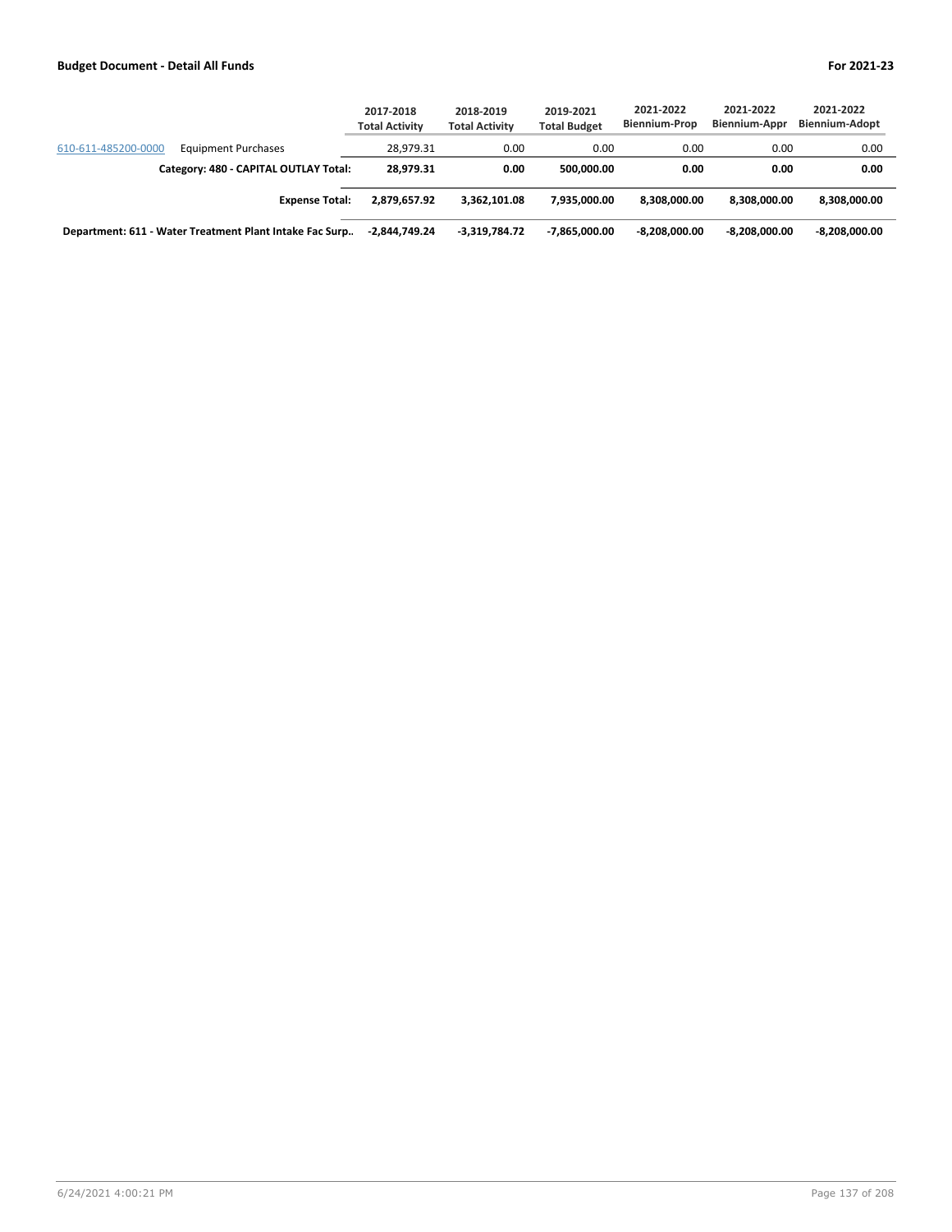| | | 2017-2018 Total Activity | 2018-2019 Total Activity | 2019-2021 Total Budget | 2021-2022 Biennium-Prop | 2021-2022 Biennium-Appr | 2021-2022 Biennium-Adopt |
|---|---|---|---|---|---|---|---|
| 610-611-485200-0000 | Equipment Purchases | 28,979.31 | 0.00 | 0.00 | 0.00 | 0.00 | 0.00 |
| | **Category: 480 - CAPITAL OUTLAY Total:** | **28,979.31** | **0.00** | **500,000.00** | **0.00** | **0.00** | **0.00** |
| | **Expense Total:** | **2,879,657.92** | **3,362,101.08** | **7,935,000.00** | **8,308,000.00** | **8,308,000.00** | **8,308,000.00** |
| **Department: 611 - Water Treatment Plant Intake Fac Surp..** | | **-2,844,749.24** | **-3,319,784.72** | **-7,865,000.00** | **-8,208,000.00** | **-8,208,000.00** | **-8,208,000.00** |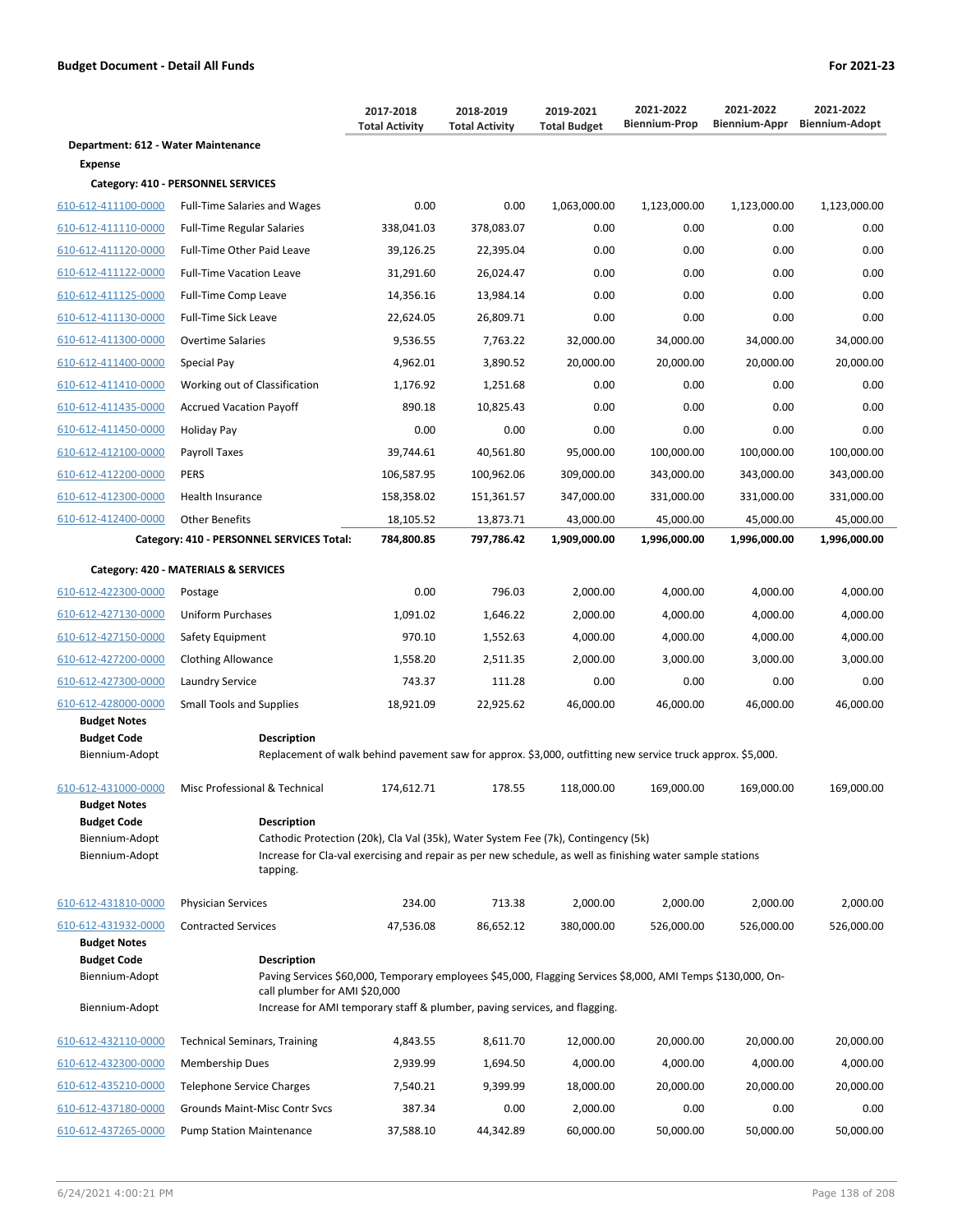**Budget Document - Detail All Funds** — For 2021-23

| | | 2017-2018 Total Activity | 2018-2019 Total Activity | 2019-2021 Total Budget | 2021-2022 Biennium-Prop | 2021-2022 Biennium-Appr | 2021-2022 Biennium-Adopt |
|---|---|---|---|---|---|---|---|
| **Department: 612 - Water Maintenance** | | | | | | | |
| **Expense** | | | | | | | |
| **Category: 410 - PERSONNEL SERVICES** | | | | | | | |
| 610-612-411100-0000 | Full-Time Salaries and Wages | 0.00 | 0.00 | 1,063,000.00 | 1,123,000.00 | 1,123,000.00 | 1,123,000.00 |
| 610-612-411110-0000 | Full-Time Regular Salaries | 338,041.03 | 378,083.07 | 0.00 | 0.00 | 0.00 | 0.00 |
| 610-612-411120-0000 | Full-Time Other Paid Leave | 39,126.25 | 22,395.04 | 0.00 | 0.00 | 0.00 | 0.00 |
| 610-612-411122-0000 | Full-Time Vacation Leave | 31,291.60 | 26,024.47 | 0.00 | 0.00 | 0.00 | 0.00 |
| 610-612-411125-0000 | Full-Time Comp Leave | 14,356.16 | 13,984.14 | 0.00 | 0.00 | 0.00 | 0.00 |
| 610-612-411130-0000 | Full-Time Sick Leave | 22,624.05 | 26,809.71 | 0.00 | 0.00 | 0.00 | 0.00 |
| 610-612-411300-0000 | Overtime Salaries | 9,536.55 | 7,763.22 | 32,000.00 | 34,000.00 | 34,000.00 | 34,000.00 |
| 610-612-411400-0000 | Special Pay | 4,962.01 | 3,890.52 | 20,000.00 | 20,000.00 | 20,000.00 | 20,000.00 |
| 610-612-411410-0000 | Working out of Classification | 1,176.92 | 1,251.68 | 0.00 | 0.00 | 0.00 | 0.00 |
| 610-612-411435-0000 | Accrued Vacation Payoff | 890.18 | 10,825.43 | 0.00 | 0.00 | 0.00 | 0.00 |
| 610-612-411450-0000 | Holiday Pay | 0.00 | 0.00 | 0.00 | 0.00 | 0.00 | 0.00 |
| 610-612-412100-0000 | Payroll Taxes | 39,744.61 | 40,561.80 | 95,000.00 | 100,000.00 | 100,000.00 | 100,000.00 |
| 610-612-412200-0000 | PERS | 106,587.95 | 100,962.06 | 309,000.00 | 343,000.00 | 343,000.00 | 343,000.00 |
| 610-612-412300-0000 | Health Insurance | 158,358.02 | 151,361.57 | 347,000.00 | 331,000.00 | 331,000.00 | 331,000.00 |
| 610-612-412400-0000 | Other Benefits | 18,105.52 | 13,873.71 | 43,000.00 | 45,000.00 | 45,000.00 | 45,000.00 |
| | **Category: 410 - PERSONNEL SERVICES Total:** | **784,800.85** | **797,786.42** | **1,909,000.00** | **1,996,000.00** | **1,996,000.00** | **1,996,000.00** |
| **Category: 420 - MATERIALS & SERVICES** | | | | | | | |
| 610-612-422300-0000 | Postage | 0.00 | 796.03 | 2,000.00 | 4,000.00 | 4,000.00 | 4,000.00 |
| 610-612-427130-0000 | Uniform Purchases | 1,091.02 | 1,646.22 | 2,000.00 | 4,000.00 | 4,000.00 | 4,000.00 |
| 610-612-427150-0000 | Safety Equipment | 970.10 | 1,552.63 | 4,000.00 | 4,000.00 | 4,000.00 | 4,000.00 |
| 610-612-427200-0000 | Clothing Allowance | 1,558.20 | 2,511.35 | 2,000.00 | 3,000.00 | 3,000.00 | 3,000.00 |
| 610-612-427300-0000 | Laundry Service | 743.37 | 111.28 | 0.00 | 0.00 | 0.00 | 0.00 |
| 610-612-428000-0000 | Small Tools and Supplies | 18,921.09 | 22,925.62 | 46,000.00 | 46,000.00 | 46,000.00 | 46,000.00 |

**Budget Notes**

| Budget Code | Description |
|---|---|
| Biennium-Adopt | Replacement of walk behind pavement saw for approx. $3,000, outfitting new service truck approx. $5,000. |

| | | | | | | | |
|---|---|---|---|---|---|---|---|
| 610-612-431000-0000 | Misc Professional & Technical | 174,612.71 | 178.55 | 118,000.00 | 169,000.00 | 169,000.00 | 169,000.00 |

**Budget Notes**

| Budget Code | Description |
|---|---|
| Biennium-Adopt | Cathodic Protection (20k), Cla Val (35k), Water System Fee (7k), Contingency (5k) |
| Biennium-Adopt | Increase for Cla-val exercising and repair as per new schedule, as well as finishing water sample stations tapping. |

| | | | | | | | |
|---|---|---|---|---|---|---|---|
| 610-612-431810-0000 | Physician Services | 234.00 | 713.38 | 2,000.00 | 2,000.00 | 2,000.00 | 2,000.00 |
| 610-612-431932-0000 | Contracted Services | 47,536.08 | 86,652.12 | 380,000.00 | 526,000.00 | 526,000.00 | 526,000.00 |

**Budget Notes**

| Budget Code | Description |
|---|---|
| Biennium-Adopt | Paving Services $60,000, Temporary employees $45,000, Flagging Services $8,000, AMI Temps $130,000, On-call plumber for AMI $20,000 |
| Biennium-Adopt | Increase for AMI temporary staff & plumber, paving services, and flagging. |

| | | | | | | | |
|---|---|---|---|---|---|---|---|
| 610-612-432110-0000 | Technical Seminars, Training | 4,843.55 | 8,611.70 | 12,000.00 | 20,000.00 | 20,000.00 | 20,000.00 |
| 610-612-432300-0000 | Membership Dues | 2,939.99 | 1,694.50 | 4,000.00 | 4,000.00 | 4,000.00 | 4,000.00 |
| 610-612-435210-0000 | Telephone Service Charges | 7,540.21 | 9,399.99 | 18,000.00 | 20,000.00 | 20,000.00 | 20,000.00 |
| 610-612-437180-0000 | Grounds Maint-Misc Contr Svcs | 387.34 | 0.00 | 2,000.00 | 0.00 | 0.00 | 0.00 |
| 610-612-437265-0000 | Pump Station Maintenance | 37,588.10 | 44,342.89 | 60,000.00 | 50,000.00 | 50,000.00 | 50,000.00 |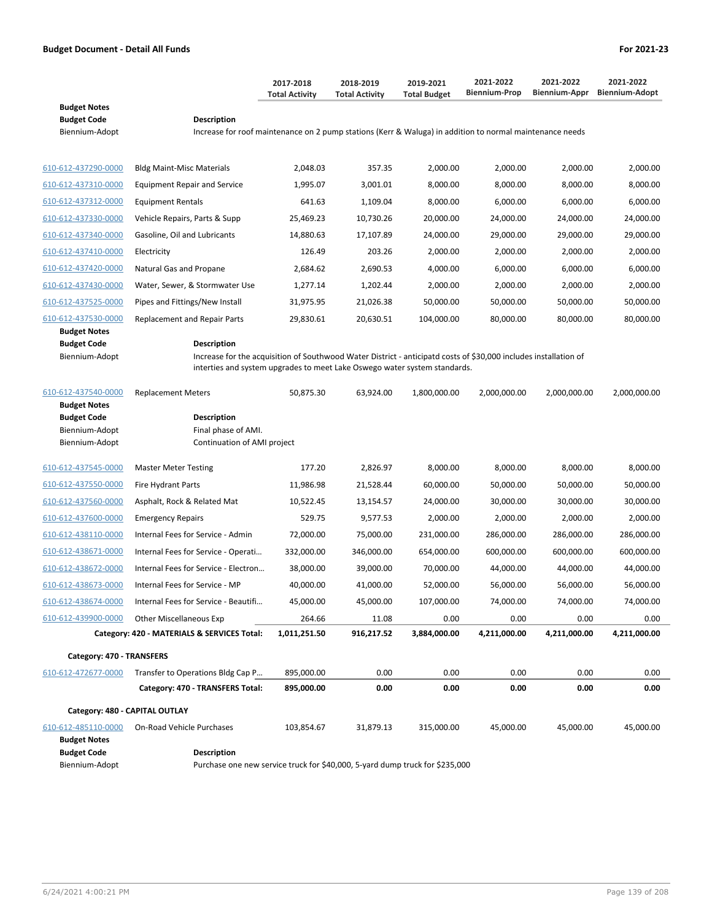**Budget Document - Detail All Funds** — For 2021-23

| | | 2017-2018 Total Activity | 2018-2019 Total Activity | 2019-2021 Total Budget | 2021-2022 Biennium-Prop | 2021-2022 Biennium-Appr | 2021-2022 Biennium-Adopt |
|---|---|---|---|---|---|---|---|
| **Budget Notes** | | | | | | | |
| **Budget Code** | **Description** | | | | | | |
| Biennium-Adopt | Increase for roof maintenance on 2 pump stations (Kerr & Waluga) in addition to normal maintenance needs | | | | | | |
| 610-612-437290-0000 | Bldg Maint-Misc Materials | 2,048.03 | 357.35 | 2,000.00 | 2,000.00 | 2,000.00 | 2,000.00 |
| 610-612-437310-0000 | Equipment Repair and Service | 1,995.07 | 3,001.01 | 8,000.00 | 8,000.00 | 8,000.00 | 8,000.00 |
| 610-612-437312-0000 | Equipment Rentals | 641.63 | 1,109.04 | 8,000.00 | 6,000.00 | 6,000.00 | 6,000.00 |
| 610-612-437330-0000 | Vehicle Repairs, Parts & Supp | 25,469.23 | 10,730.26 | 20,000.00 | 24,000.00 | 24,000.00 | 24,000.00 |
| 610-612-437340-0000 | Gasoline, Oil and Lubricants | 14,880.63 | 17,107.89 | 24,000.00 | 29,000.00 | 29,000.00 | 29,000.00 |
| 610-612-437410-0000 | Electricity | 126.49 | 203.26 | 2,000.00 | 2,000.00 | 2,000.00 | 2,000.00 |
| 610-612-437420-0000 | Natural Gas and Propane | 2,684.62 | 2,690.53 | 4,000.00 | 6,000.00 | 6,000.00 | 6,000.00 |
| 610-612-437430-0000 | Water, Sewer, & Stormwater Use | 1,277.14 | 1,202.44 | 2,000.00 | 2,000.00 | 2,000.00 | 2,000.00 |
| 610-612-437525-0000 | Pipes and Fittings/New Install | 31,975.95 | 21,026.38 | 50,000.00 | 50,000.00 | 50,000.00 | 50,000.00 |
| 610-612-437530-0000 | Replacement and Repair Parts | 29,830.61 | 20,630.51 | 104,000.00 | 80,000.00 | 80,000.00 | 80,000.00 |
| **Budget Notes** | | | | | | | |
| **Budget Code** | **Description** | | | | | | |
| Biennium-Adopt | Increase for the acquisition of Southwood Water District - anticipatd costs of $30,000 includes installation of interties and system upgrades to meet Lake Oswego water system standards. | | | | | | |
| 610-612-437540-0000 | Replacement Meters | 50,875.30 | 63,924.00 | 1,800,000.00 | 2,000,000.00 | 2,000,000.00 | 2,000,000.00 |
| **Budget Notes** | | | | | | | |
| **Budget Code** | **Description** | | | | | | |
| Biennium-Adopt | Final phase of AMI. | | | | | | |
| Biennium-Adopt | Continuation of AMI project | | | | | | |
| 610-612-437545-0000 | Master Meter Testing | 177.20 | 2,826.97 | 8,000.00 | 8,000.00 | 8,000.00 | 8,000.00 |
| 610-612-437550-0000 | Fire Hydrant Parts | 11,986.98 | 21,528.44 | 60,000.00 | 50,000.00 | 50,000.00 | 50,000.00 |
| 610-612-437560-0000 | Asphalt, Rock & Related Mat | 10,522.45 | 13,154.57 | 24,000.00 | 30,000.00 | 30,000.00 | 30,000.00 |
| 610-612-437600-0000 | Emergency Repairs | 529.75 | 9,577.53 | 2,000.00 | 2,000.00 | 2,000.00 | 2,000.00 |
| 610-612-438110-0000 | Internal Fees for Service - Admin | 72,000.00 | 75,000.00 | 231,000.00 | 286,000.00 | 286,000.00 | 286,000.00 |
| 610-612-438671-0000 | Internal Fees for Service - Operati… | 332,000.00 | 346,000.00 | 654,000.00 | 600,000.00 | 600,000.00 | 600,000.00 |
| 610-612-438672-0000 | Internal Fees for Service - Electron… | 38,000.00 | 39,000.00 | 70,000.00 | 44,000.00 | 44,000.00 | 44,000.00 |
| 610-612-438673-0000 | Internal Fees for Service - MP | 40,000.00 | 41,000.00 | 52,000.00 | 56,000.00 | 56,000.00 | 56,000.00 |
| 610-612-438674-0000 | Internal Fees for Service - Beautifi… | 45,000.00 | 45,000.00 | 107,000.00 | 74,000.00 | 74,000.00 | 74,000.00 |
| 610-612-439900-0000 | Other Miscellaneous Exp | 264.66 | 11.08 | 0.00 | 0.00 | 0.00 | 0.00 |
| | **Category: 420 - MATERIALS & SERVICES Total:** | **1,011,251.50** | **916,217.52** | **3,884,000.00** | **4,211,000.00** | **4,211,000.00** | **4,211,000.00** |
| **Category: 470 - TRANSFERS** | | | | | | | |
| 610-612-472677-0000 | Transfer to Operations Bldg Cap P… | 895,000.00 | 0.00 | 0.00 | 0.00 | 0.00 | 0.00 |
| | **Category: 470 - TRANSFERS Total:** | **895,000.00** | **0.00** | **0.00** | **0.00** | **0.00** | **0.00** |
| **Category: 480 - CAPITAL OUTLAY** | | | | | | | |
| 610-612-485110-0000 | On-Road Vehicle Purchases | 103,854.67 | 31,879.13 | 315,000.00 | 45,000.00 | 45,000.00 | 45,000.00 |
| **Budget Notes** | | | | | | | |
| **Budget Code** | **Description** | | | | | | |
| Biennium-Adopt | Purchase one new service truck for $40,000, 5-yard dump truck for $235,000 | | | | | | |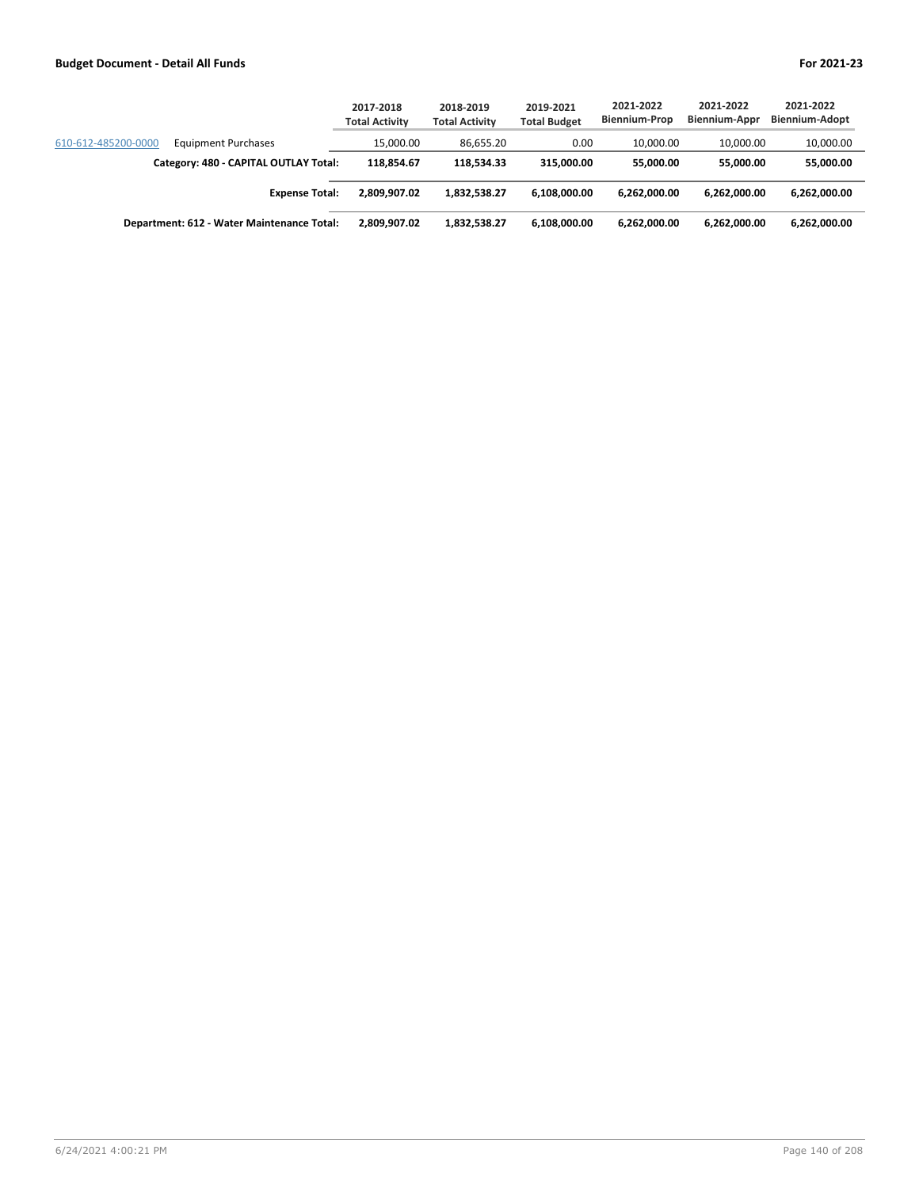| | | 2017-2018 Total Activity | 2018-2019 Total Activity | 2019-2021 Total Budget | 2021-2022 Biennium-Prop | 2021-2022 Biennium-Appr | 2021-2022 Biennium-Adopt |
|---|---|---|---|---|---|---|---|
| 610-612-485200-0000 | Equipment Purchases | 15,000.00 | 86,655.20 | 0.00 | 10,000.00 | 10,000.00 | 10,000.00 |
| | **Category: 480 - CAPITAL OUTLAY Total:** | **118,854.67** | **118,534.33** | **315,000.00** | **55,000.00** | **55,000.00** | **55,000.00** |
| | **Expense Total:** | **2,809,907.02** | **1,832,538.27** | **6,108,000.00** | **6,262,000.00** | **6,262,000.00** | **6,262,000.00** |
| | **Department: 612 - Water Maintenance Total:** | **2,809,907.02** | **1,832,538.27** | **6,108,000.00** | **6,262,000.00** | **6,262,000.00** | **6,262,000.00** |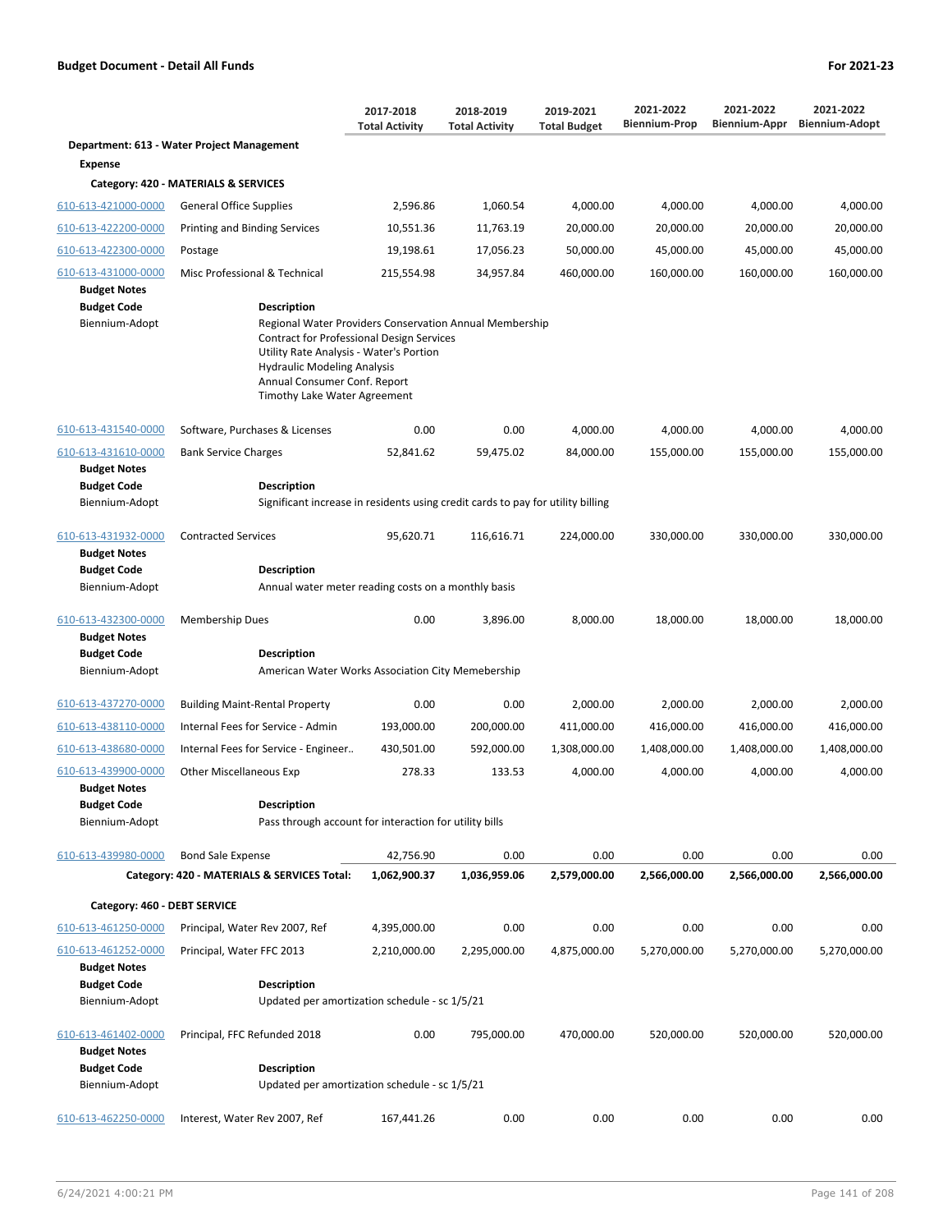**Budget Document - Detail All Funds** | **For 2021-23**

| | | 2017-2018 Total Activity | 2018-2019 Total Activity | 2019-2021 Total Budget | 2021-2022 Biennium-Prop | 2021-2022 Biennium-Appr | 2021-2022 Biennium-Adopt |
|---|---|---|---|---|---|---|---|
| **Department: 613 - Water Project Management** | | | | | | | |
| **Expense** | | | | | | | |
| **Category: 420 - MATERIALS & SERVICES** | | | | | | | |
| 610-613-421000-0000 | General Office Supplies | 2,596.86 | 1,060.54 | 4,000.00 | 4,000.00 | 4,000.00 | 4,000.00 |
| 610-613-422200-0000 | Printing and Binding Services | 10,551.36 | 11,763.19 | 20,000.00 | 20,000.00 | 20,000.00 | 20,000.00 |
| 610-613-422300-0000 | Postage | 19,198.61 | 17,056.23 | 50,000.00 | 45,000.00 | 45,000.00 | 45,000.00 |
| 610-613-431000-0000 | Misc Professional & Technical | 215,554.98 | 34,957.84 | 460,000.00 | 160,000.00 | 160,000.00 | 160,000.00 |
| **Budget Notes** | | | | | | | |
| **Budget Code** | **Description** | | | | | | |
| Biennium-Adopt | Regional Water Providers Conservation Annual Membership<br>Contract for Professional Design Services<br>Utility Rate Analysis - Water's Portion<br>Hydraulic Modeling Analysis<br>Annual Consumer Conf. Report<br>Timothy Lake Water Agreement | | | | | | |
| 610-613-431540-0000 | Software, Purchases & Licenses | 0.00 | 0.00 | 4,000.00 | 4,000.00 | 4,000.00 | 4,000.00 |
| 610-613-431610-0000 | Bank Service Charges | 52,841.62 | 59,475.02 | 84,000.00 | 155,000.00 | 155,000.00 | 155,000.00 |
| **Budget Notes** | | | | | | | |
| **Budget Code** | **Description** | | | | | | |
| Biennium-Adopt | Significant increase in residents using credit cards to pay for utility billing | | | | | | |
| 610-613-431932-0000 | Contracted Services | 95,620.71 | 116,616.71 | 224,000.00 | 330,000.00 | 330,000.00 | 330,000.00 |
| **Budget Notes** | | | | | | | |
| **Budget Code** | **Description** | | | | | | |
| Biennium-Adopt | Annual water meter reading costs on a monthly basis | | | | | | |
| 610-613-432300-0000 | Membership Dues | 0.00 | 3,896.00 | 8,000.00 | 18,000.00 | 18,000.00 | 18,000.00 |
| **Budget Notes** | | | | | | | |
| **Budget Code** | **Description** | | | | | | |
| Biennium-Adopt | American Water Works Association City Memebership | | | | | | |
| 610-613-437270-0000 | Building Maint-Rental Property | 0.00 | 0.00 | 2,000.00 | 2,000.00 | 2,000.00 | 2,000.00 |
| 610-613-438110-0000 | Internal Fees for Service - Admin | 193,000.00 | 200,000.00 | 411,000.00 | 416,000.00 | 416,000.00 | 416,000.00 |
| 610-613-438680-0000 | Internal Fees for Service - Engineer.. | 430,501.00 | 592,000.00 | 1,308,000.00 | 1,408,000.00 | 1,408,000.00 | 1,408,000.00 |
| 610-613-439900-0000 | Other Miscellaneous Exp | 278.33 | 133.53 | 4,000.00 | 4,000.00 | 4,000.00 | 4,000.00 |
| **Budget Notes** | | | | | | | |
| **Budget Code** | **Description** | | | | | | |
| Biennium-Adopt | Pass through account for interaction for utility bills | | | | | | |
| 610-613-439980-0000 | Bond Sale Expense | 42,756.90 | 0.00 | 0.00 | 0.00 | 0.00 | 0.00 |
| | **Category: 420 - MATERIALS & SERVICES Total:** | **1,062,900.37** | **1,036,959.06** | **2,579,000.00** | **2,566,000.00** | **2,566,000.00** | **2,566,000.00** |
| **Category: 460 - DEBT SERVICE** | | | | | | | |
| 610-613-461250-0000 | Principal, Water Rev 2007, Ref | 4,395,000.00 | 0.00 | 0.00 | 0.00 | 0.00 | 0.00 |
| 610-613-461252-0000 | Principal, Water FFC 2013 | 2,210,000.00 | 2,295,000.00 | 4,875,000.00 | 5,270,000.00 | 5,270,000.00 | 5,270,000.00 |
| **Budget Notes** | | | | | | | |
| **Budget Code** | **Description** | | | | | | |
| Biennium-Adopt | Updated per amortization schedule - sc 1/5/21 | | | | | | |
| 610-613-461402-0000 | Principal, FFC Refunded 2018 | 0.00 | 795,000.00 | 470,000.00 | 520,000.00 | 520,000.00 | 520,000.00 |
| **Budget Notes** | | | | | | | |
| **Budget Code** | **Description** | | | | | | |
| Biennium-Adopt | Updated per amortization schedule - sc 1/5/21 | | | | | | |
| 610-613-462250-0000 | Interest, Water Rev 2007, Ref | 167,441.26 | 0.00 | 0.00 | 0.00 | 0.00 | 0.00 |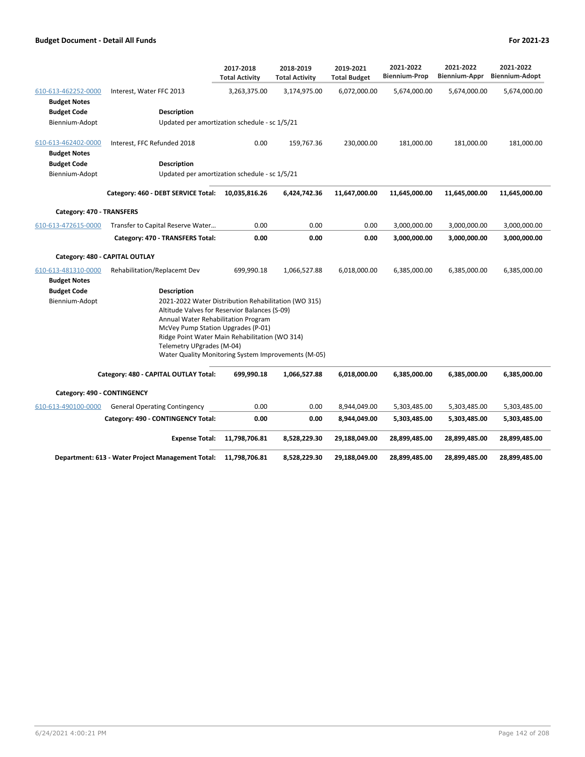## Budget Document - Detail All Funds

**For 2021-23**

| | | 2017-2018 Total Activity | 2018-2019 Total Activity | 2019-2021 Total Budget | 2021-2022 Biennium-Prop | 2021-2022 Biennium-Appr | 2021-2022 Biennium-Adopt |
|---|---|---|---|---|---|---|---|
| 610-613-462252-0000 | Interest, Water FFC 2013 | 3,263,375.00 | 3,174,975.00 | 6,072,000.00 | 5,674,000.00 | 5,674,000.00 | 5,674,000.00 |
| **Budget Notes** | | | | | | | |
| **Budget Code** | **Description** | | | | | | |
| Biennium-Adopt | Updated per amortization schedule - sc 1/5/21 | | | | | | |
| 610-613-462402-0000 | Interest, FFC Refunded 2018 | 0.00 | 159,767.36 | 230,000.00 | 181,000.00 | 181,000.00 | 181,000.00 |
| **Budget Notes** | | | | | | | |
| **Budget Code** | **Description** | | | | | | |
| Biennium-Adopt | Updated per amortization schedule - sc 1/5/21 | | | | | | |
| | **Category: 460 - DEBT SERVICE Total:** | **10,035,816.26** | **6,424,742.36** | **11,647,000.00** | **11,645,000.00** | **11,645,000.00** | **11,645,000.00** |
| **Category: 470 - TRANSFERS** | | | | | | | |
| 610-613-472615-0000 | Transfer to Capital Reserve Water... | 0.00 | 0.00 | 0.00 | 3,000,000.00 | 3,000,000.00 | 3,000,000.00 |
| | **Category: 470 - TRANSFERS Total:** | **0.00** | **0.00** | **0.00** | **3,000,000.00** | **3,000,000.00** | **3,000,000.00** |
| **Category: 480 - CAPITAL OUTLAY** | | | | | | | |
| 610-613-481310-0000 | Rehabilitation/Replacemt Dev | 699,990.18 | 1,066,527.88 | 6,018,000.00 | 6,385,000.00 | 6,385,000.00 | 6,385,000.00 |
| **Budget Notes** | | | | | | | |
| **Budget Code** | **Description** | | | | | | |
| Biennium-Adopt | 2021-2022 Water Distribution Rehabilitation (WO 315)<br>Altitude Valves for Reservior Balances (S-09)<br>Annual Water Rehabilitation Program<br>McVey Pump Station Upgrades (P-01)<br>Ridge Point Water Main Rehabilitation (WO 314)<br>Telemetry UPgrades (M-04)<br>Water Quality Monitoring System Improvements (M-05) | | | | | | |
| | **Category: 480 - CAPITAL OUTLAY Total:** | **699,990.18** | **1,066,527.88** | **6,018,000.00** | **6,385,000.00** | **6,385,000.00** | **6,385,000.00** |
| **Category: 490 - CONTINGENCY** | | | | | | | |
| 610-613-490100-0000 | General Operating Contingency | 0.00 | 0.00 | 8,944,049.00 | 5,303,485.00 | 5,303,485.00 | 5,303,485.00 |
| | **Category: 490 - CONTINGENCY Total:** | **0.00** | **0.00** | **8,944,049.00** | **5,303,485.00** | **5,303,485.00** | **5,303,485.00** |
| | **Expense Total:** | **11,798,706.81** | **8,528,229.30** | **29,188,049.00** | **28,899,485.00** | **28,899,485.00** | **28,899,485.00** |
| | **Department: 613 - Water Project Management Total:** | **11,798,706.81** | **8,528,229.30** | **29,188,049.00** | **28,899,485.00** | **28,899,485.00** | **28,899,485.00** |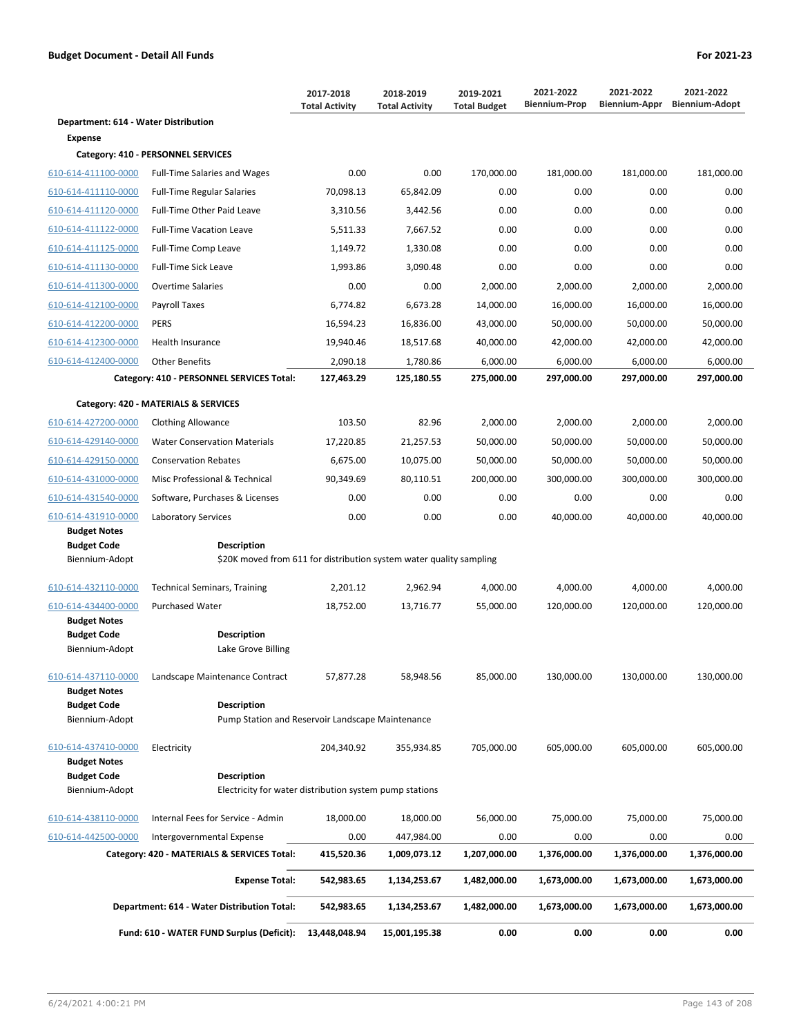**Budget Document - Detail All Funds** | **For 2021-23**

| | | 2017-2018 Total Activity | 2018-2019 Total Activity | 2019-2021 Total Budget | 2021-2022 Biennium-Prop | 2021-2022 Biennium-Appr | 2021-2022 Biennium-Adopt |
|---|---|---|---|---|---|---|---|
| **Department: 614 - Water Distribution** | | | | | | | |
| **Expense** | | | | | | | |
| **Category: 410 - PERSONNEL SERVICES** | | | | | | | |
| 610-614-411100-0000 | Full-Time Salaries and Wages | 0.00 | 0.00 | 170,000.00 | 181,000.00 | 181,000.00 | 181,000.00 |
| 610-614-411110-0000 | Full-Time Regular Salaries | 70,098.13 | 65,842.09 | 0.00 | 0.00 | 0.00 | 0.00 |
| 610-614-411120-0000 | Full-Time Other Paid Leave | 3,310.56 | 3,442.56 | 0.00 | 0.00 | 0.00 | 0.00 |
| 610-614-411122-0000 | Full-Time Vacation Leave | 5,511.33 | 7,667.52 | 0.00 | 0.00 | 0.00 | 0.00 |
| 610-614-411125-0000 | Full-Time Comp Leave | 1,149.72 | 1,330.08 | 0.00 | 0.00 | 0.00 | 0.00 |
| 610-614-411130-0000 | Full-Time Sick Leave | 1,993.86 | 3,090.48 | 0.00 | 0.00 | 0.00 | 0.00 |
| 610-614-411300-0000 | Overtime Salaries | 0.00 | 0.00 | 2,000.00 | 2,000.00 | 2,000.00 | 2,000.00 |
| 610-614-412100-0000 | Payroll Taxes | 6,774.82 | 6,673.28 | 14,000.00 | 16,000.00 | 16,000.00 | 16,000.00 |
| 610-614-412200-0000 | PERS | 16,594.23 | 16,836.00 | 43,000.00 | 50,000.00 | 50,000.00 | 50,000.00 |
| 610-614-412300-0000 | Health Insurance | 19,940.46 | 18,517.68 | 40,000.00 | 42,000.00 | 42,000.00 | 42,000.00 |
| 610-614-412400-0000 | Other Benefits | 2,090.18 | 1,780.86 | 6,000.00 | 6,000.00 | 6,000.00 | 6,000.00 |
| | **Category: 410 - PERSONNEL SERVICES Total:** | **127,463.29** | **125,180.55** | **275,000.00** | **297,000.00** | **297,000.00** | **297,000.00** |
| **Category: 420 - MATERIALS & SERVICES** | | | | | | | |
| 610-614-427200-0000 | Clothing Allowance | 103.50 | 82.96 | 2,000.00 | 2,000.00 | 2,000.00 | 2,000.00 |
| 610-614-429140-0000 | Water Conservation Materials | 17,220.85 | 21,257.53 | 50,000.00 | 50,000.00 | 50,000.00 | 50,000.00 |
| 610-614-429150-0000 | Conservation Rebates | 6,675.00 | 10,075.00 | 50,000.00 | 50,000.00 | 50,000.00 | 50,000.00 |
| 610-614-431000-0000 | Misc Professional & Technical | 90,349.69 | 80,110.51 | 200,000.00 | 300,000.00 | 300,000.00 | 300,000.00 |
| 610-614-431540-0000 | Software, Purchases & Licenses | 0.00 | 0.00 | 0.00 | 0.00 | 0.00 | 0.00 |
| 610-614-431910-0000 | Laboratory Services | 0.00 | 0.00 | 0.00 | 40,000.00 | 40,000.00 | 40,000.00 |
| **Budget Notes** | | | | | | | |
| **Budget Code** | **Description** | | | | | | |
| Biennium-Adopt | $20K moved from 611 for distribution system water quality sampling | | | | | | |
| 610-614-432110-0000 | Technical Seminars, Training | 2,201.12 | 2,962.94 | 4,000.00 | 4,000.00 | 4,000.00 | 4,000.00 |
| 610-614-434400-0000 | Purchased Water | 18,752.00 | 13,716.77 | 55,000.00 | 120,000.00 | 120,000.00 | 120,000.00 |
| **Budget Notes** | | | | | | | |
| **Budget Code** | **Description** | | | | | | |
| Biennium-Adopt | Lake Grove Billing | | | | | | |
| 610-614-437110-0000 | Landscape Maintenance Contract | 57,877.28 | 58,948.56 | 85,000.00 | 130,000.00 | 130,000.00 | 130,000.00 |
| **Budget Notes** | | | | | | | |
| **Budget Code** | **Description** | | | | | | |
| Biennium-Adopt | Pump Station and Reservoir Landscape Maintenance | | | | | | |
| 610-614-437410-0000 | Electricity | 204,340.92 | 355,934.85 | 705,000.00 | 605,000.00 | 605,000.00 | 605,000.00 |
| **Budget Notes** | | | | | | | |
| **Budget Code** | **Description** | | | | | | |
| Biennium-Adopt | Electricity for water distribution system pump stations | | | | | | |
| 610-614-438110-0000 | Internal Fees for Service - Admin | 18,000.00 | 18,000.00 | 56,000.00 | 75,000.00 | 75,000.00 | 75,000.00 |
| 610-614-442500-0000 | Intergovernmental Expense | 0.00 | 447,984.00 | 0.00 | 0.00 | 0.00 | 0.00 |
| | **Category: 420 - MATERIALS & SERVICES Total:** | **415,520.36** | **1,009,073.12** | **1,207,000.00** | **1,376,000.00** | **1,376,000.00** | **1,376,000.00** |
| | **Expense Total:** | **542,983.65** | **1,134,253.67** | **1,482,000.00** | **1,673,000.00** | **1,673,000.00** | **1,673,000.00** |
| | **Department: 614 - Water Distribution Total:** | **542,983.65** | **1,134,253.67** | **1,482,000.00** | **1,673,000.00** | **1,673,000.00** | **1,673,000.00** |
| | **Fund: 610 - WATER FUND Surplus (Deficit):** | **13,448,048.94** | **15,001,195.38** | **0.00** | **0.00** | **0.00** | **0.00** |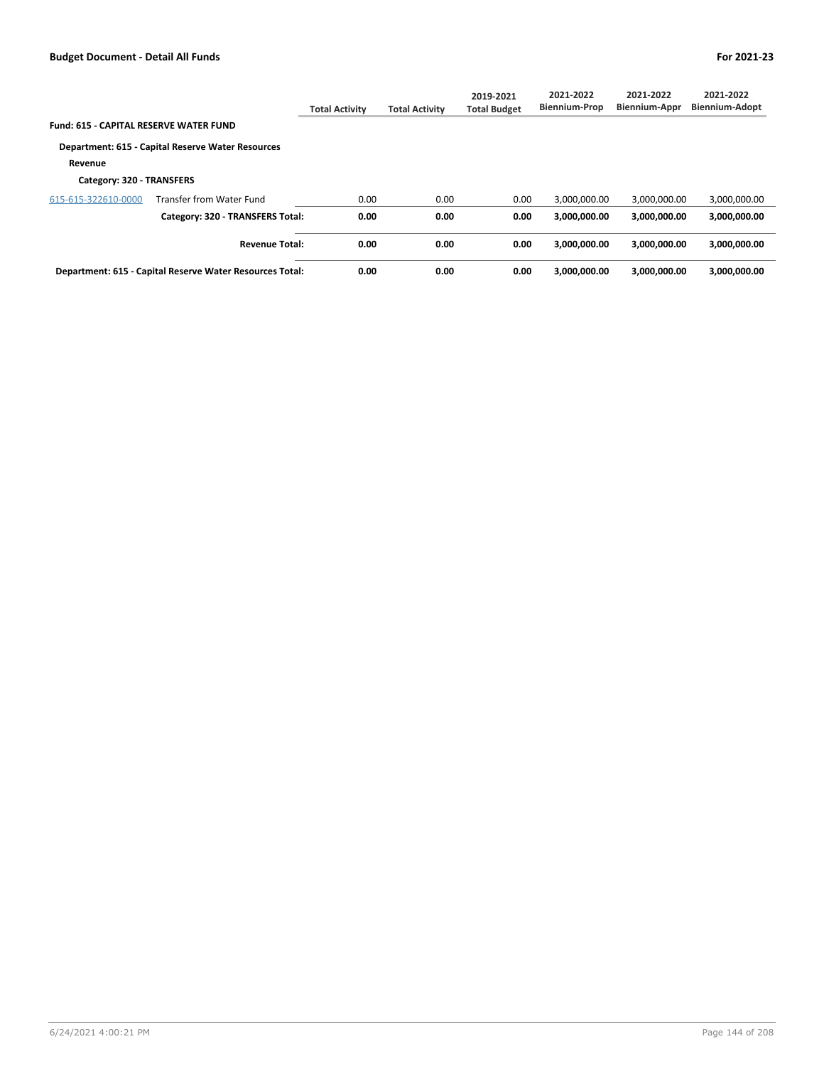| | | Total Activity | Total Activity | 2019-2021 Total Budget | 2021-2022 Biennium-Prop | 2021-2022 Biennium-Appr | 2021-2022 Biennium-Adopt |
|---|---|---|---|---|---|---|---|
| **Fund: 615 - CAPITAL RESERVE WATER FUND** | | | | | | | |
| **Department: 615 - Capital Reserve Water Resources** | | | | | | | |
| **Revenue** | | | | | | | |
| **Category: 320 - TRANSFERS** | | | | | | | |
| 615-615-322610-0000 | Transfer from Water Fund | 0.00 | 0.00 | 0.00 | 3,000,000.00 | 3,000,000.00 | 3,000,000.00 |
| | **Category: 320 - TRANSFERS Total:** | **0.00** | **0.00** | **0.00** | **3,000,000.00** | **3,000,000.00** | **3,000,000.00** |
| | **Revenue Total:** | **0.00** | **0.00** | **0.00** | **3,000,000.00** | **3,000,000.00** | **3,000,000.00** |
| **Department: 615 - Capital Reserve Water Resources Total:** | | **0.00** | **0.00** | **0.00** | **3,000,000.00** | **3,000,000.00** | **3,000,000.00** |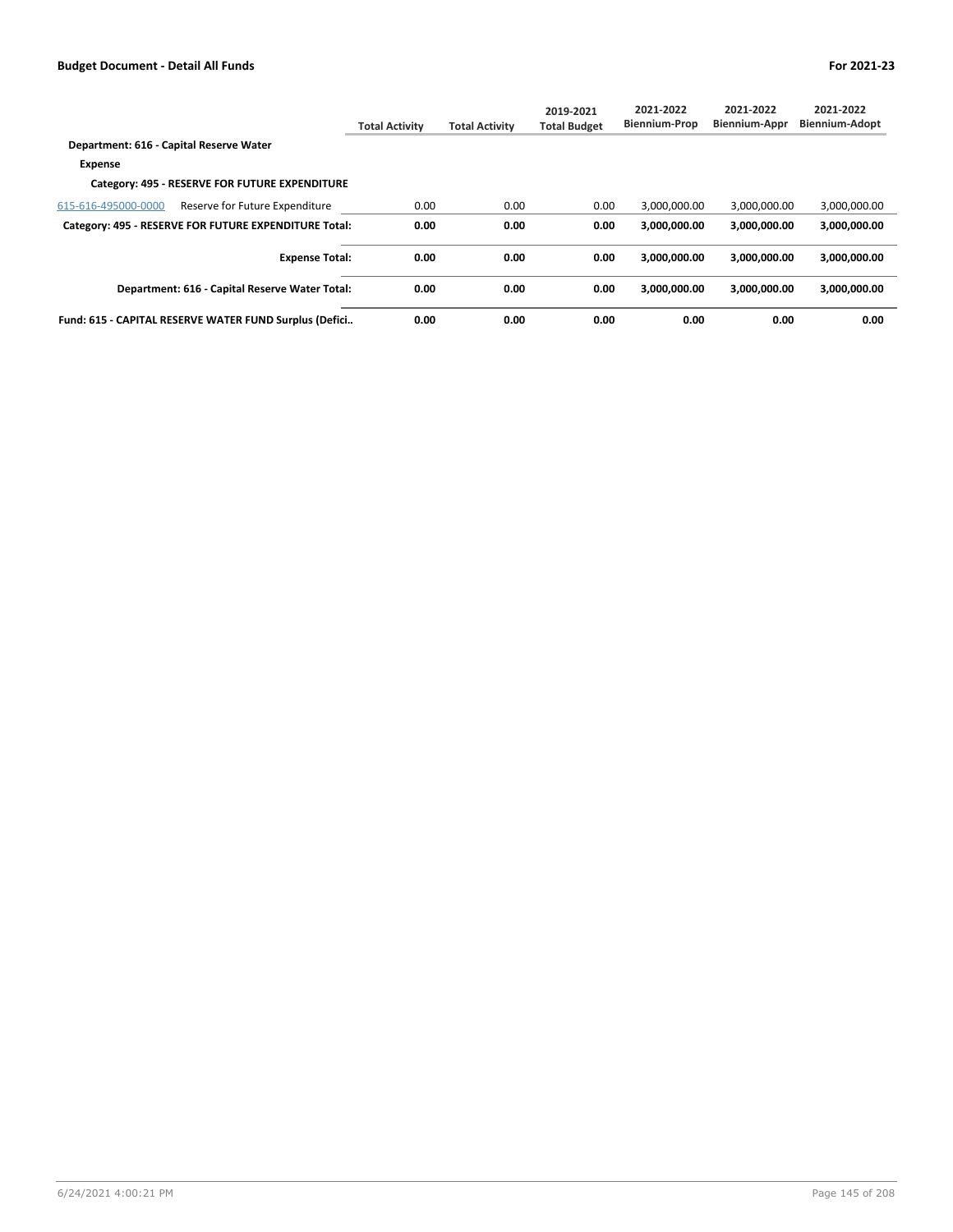| | Total Activity | Total Activity | 2019-2021 Total Budget | 2021-2022 Biennium-Prop | 2021-2022 Biennium-Appr | 2021-2022 Biennium-Adopt |
|---|---|---|---|---|---|---|
| **Department: 616 - Capital Reserve Water** | | | | | | |
| **Expense** | | | | | | |
| **Category: 495 - RESERVE FOR FUTURE EXPENDITURE** | | | | | | |
| 615-616-495000-0000 Reserve for Future Expenditure | 0.00 | 0.00 | 0.00 | 3,000,000.00 | 3,000,000.00 | 3,000,000.00 |
| **Category: 495 - RESERVE FOR FUTURE EXPENDITURE Total:** | **0.00** | **0.00** | **0.00** | **3,000,000.00** | **3,000,000.00** | **3,000,000.00** |
| **Expense Total:** | **0.00** | **0.00** | **0.00** | **3,000,000.00** | **3,000,000.00** | **3,000,000.00** |
| **Department: 616 - Capital Reserve Water Total:** | **0.00** | **0.00** | **0.00** | **3,000,000.00** | **3,000,000.00** | **3,000,000.00** |
| **Fund: 615 - CAPITAL RESERVE WATER FUND Surplus (Defici..** | **0.00** | **0.00** | **0.00** | **0.00** | **0.00** | **0.00** |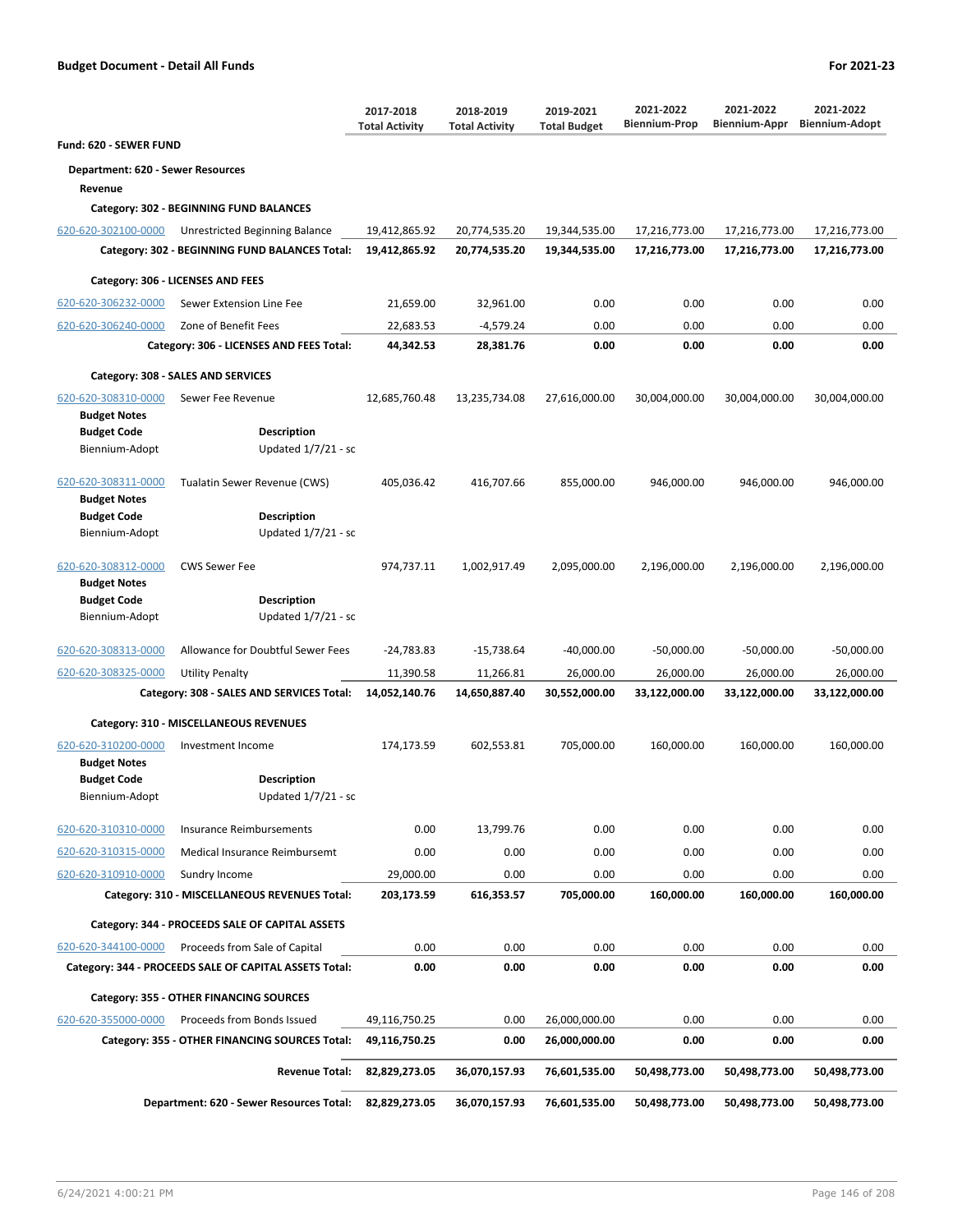**Budget Document - Detail All Funds** | **For 2021-23**

| | | 2017-2018 Total Activity | 2018-2019 Total Activity | 2019-2021 Total Budget | 2021-2022 Biennium-Prop | 2021-2022 Biennium-Appr | 2021-2022 Biennium-Adopt |
|---|---|---|---|---|---|---|---|
| **Fund: 620 - SEWER FUND** | | | | | | | |
| **Department: 620 - Sewer Resources** | | | | | | | |
| **Revenue** | | | | | | | |
| **Category: 302 - BEGINNING FUND BALANCES** | | | | | | | |
| 620-620-302100-0000 | Unrestricted Beginning Balance | 19,412,865.92 | 20,774,535.20 | 19,344,535.00 | 17,216,773.00 | 17,216,773.00 | 17,216,773.00 |
| | **Category: 302 - BEGINNING FUND BALANCES Total:** | **19,412,865.92** | **20,774,535.20** | **19,344,535.00** | **17,216,773.00** | **17,216,773.00** | **17,216,773.00** |
| **Category: 306 - LICENSES AND FEES** | | | | | | | |
| 620-620-306232-0000 | Sewer Extension Line Fee | 21,659.00 | 32,961.00 | 0.00 | 0.00 | 0.00 | 0.00 |
| 620-620-306240-0000 | Zone of Benefit Fees | 22,683.53 | -4,579.24 | 0.00 | 0.00 | 0.00 | 0.00 |
| | **Category: 306 - LICENSES AND FEES Total:** | **44,342.53** | **28,381.76** | **0.00** | **0.00** | **0.00** | **0.00** |
| **Category: 308 - SALES AND SERVICES** | | | | | | | |
| 620-620-308310-0000 | Sewer Fee Revenue | 12,685,760.48 | 13,235,734.08 | 27,616,000.00 | 30,004,000.00 | 30,004,000.00 | 30,004,000.00 |
| **Budget Notes** | | | | | | | |
| **Budget Code** | **Description** | | | | | | |
| Biennium-Adopt | Updated 1/7/21 - sc | | | | | | |
| 620-620-308311-0000 | Tualatin Sewer Revenue (CWS) | 405,036.42 | 416,707.66 | 855,000.00 | 946,000.00 | 946,000.00 | 946,000.00 |
| **Budget Notes** | | | | | | | |
| **Budget Code** | **Description** | | | | | | |
| Biennium-Adopt | Updated 1/7/21 - sc | | | | | | |
| 620-620-308312-0000 | CWS Sewer Fee | 974,737.11 | 1,002,917.49 | 2,095,000.00 | 2,196,000.00 | 2,196,000.00 | 2,196,000.00 |
| **Budget Notes** | | | | | | | |
| **Budget Code** | **Description** | | | | | | |
| Biennium-Adopt | Updated 1/7/21 - sc | | | | | | |
| 620-620-308313-0000 | Allowance for Doubtful Sewer Fees | -24,783.83 | -15,738.64 | -40,000.00 | -50,000.00 | -50,000.00 | -50,000.00 |
| 620-620-308325-0000 | Utility Penalty | 11,390.58 | 11,266.81 | 26,000.00 | 26,000.00 | 26,000.00 | 26,000.00 |
| | **Category: 308 - SALES AND SERVICES Total:** | **14,052,140.76** | **14,650,887.40** | **30,552,000.00** | **33,122,000.00** | **33,122,000.00** | **33,122,000.00** |
| **Category: 310 - MISCELLANEOUS REVENUES** | | | | | | | |
| 620-620-310200-0000 | Investment Income | 174,173.59 | 602,553.81 | 705,000.00 | 160,000.00 | 160,000.00 | 160,000.00 |
| **Budget Notes** | | | | | | | |
| **Budget Code** | **Description** | | | | | | |
| Biennium-Adopt | Updated 1/7/21 - sc | | | | | | |
| 620-620-310310-0000 | Insurance Reimbursements | 0.00 | 13,799.76 | 0.00 | 0.00 | 0.00 | 0.00 |
| 620-620-310315-0000 | Medical Insurance Reimbursemt | 0.00 | 0.00 | 0.00 | 0.00 | 0.00 | 0.00 |
| 620-620-310910-0000 | Sundry Income | 29,000.00 | 0.00 | 0.00 | 0.00 | 0.00 | 0.00 |
| | **Category: 310 - MISCELLANEOUS REVENUES Total:** | **203,173.59** | **616,353.57** | **705,000.00** | **160,000.00** | **160,000.00** | **160,000.00** |
| **Category: 344 - PROCEEDS SALE OF CAPITAL ASSETS** | | | | | | | |
| 620-620-344100-0000 | Proceeds from Sale of Capital | 0.00 | 0.00 | 0.00 | 0.00 | 0.00 | 0.00 |
| | **Category: 344 - PROCEEDS SALE OF CAPITAL ASSETS Total:** | **0.00** | **0.00** | **0.00** | **0.00** | **0.00** | **0.00** |
| **Category: 355 - OTHER FINANCING SOURCES** | | | | | | | |
| 620-620-355000-0000 | Proceeds from Bonds Issued | 49,116,750.25 | 0.00 | 26,000,000.00 | 0.00 | 0.00 | 0.00 |
| | **Category: 355 - OTHER FINANCING SOURCES Total:** | **49,116,750.25** | **0.00** | **26,000,000.00** | **0.00** | **0.00** | **0.00** |
| | **Revenue Total:** | **82,829,273.05** | **36,070,157.93** | **76,601,535.00** | **50,498,773.00** | **50,498,773.00** | **50,498,773.00** |
| | **Department: 620 - Sewer Resources Total:** | **82,829,273.05** | **36,070,157.93** | **76,601,535.00** | **50,498,773.00** | **50,498,773.00** | **50,498,773.00** |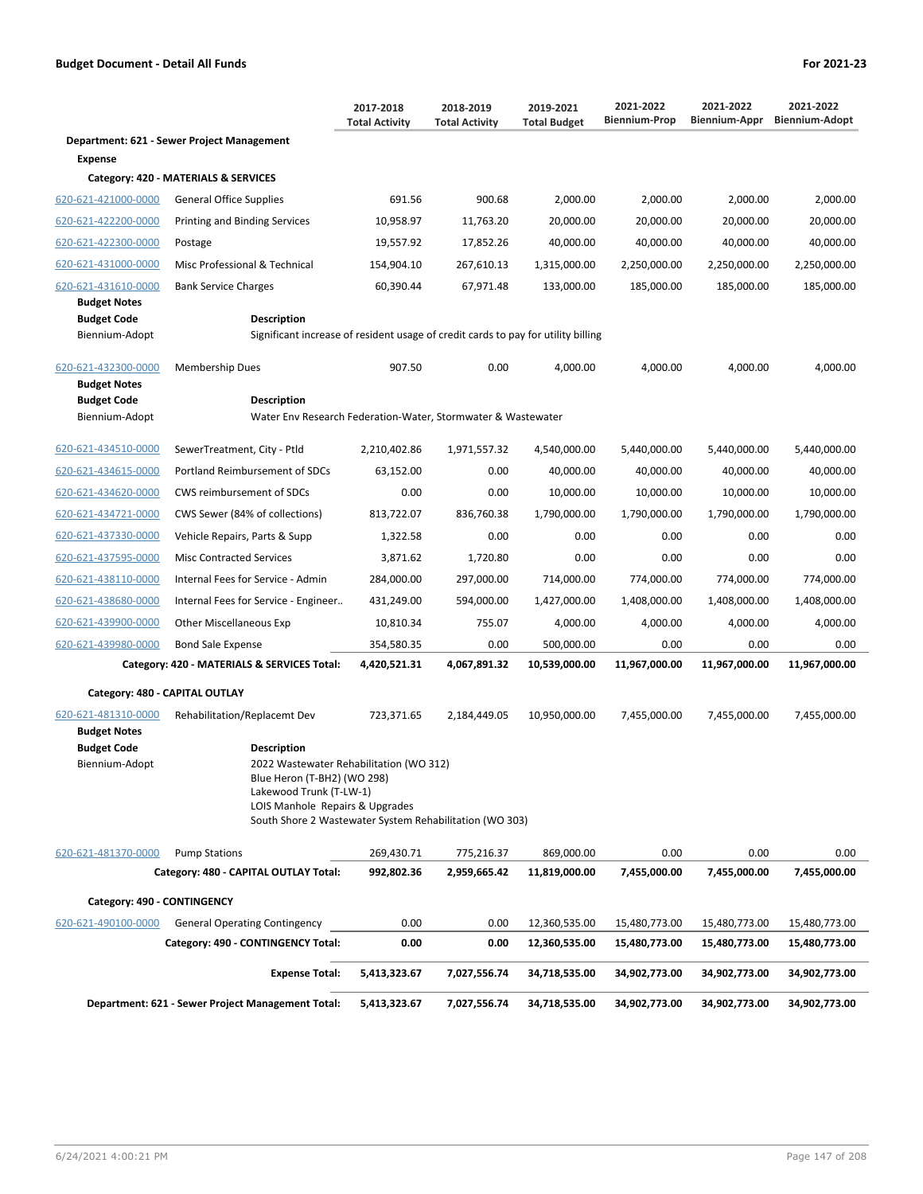**Budget Document - Detail All Funds** **For 2021-23**

| | | 2017-2018 Total Activity | 2018-2019 Total Activity | 2019-2021 Total Budget | 2021-2022 Biennium-Prop | 2021-2022 Biennium-Appr | 2021-2022 Biennium-Adopt |
|---|---|---|---|---|---|---|---|
| **Department: 621 - Sewer Project Management** | | | | | | | |
| **Expense** | | | | | | | |
| **Category: 420 - MATERIALS & SERVICES** | | | | | | | |
| 620-621-421000-0000 | General Office Supplies | 691.56 | 900.68 | 2,000.00 | 2,000.00 | 2,000.00 | 2,000.00 |
| 620-621-422200-0000 | Printing and Binding Services | 10,958.97 | 11,763.20 | 20,000.00 | 20,000.00 | 20,000.00 | 20,000.00 |
| 620-621-422300-0000 | Postage | 19,557.92 | 17,852.26 | 40,000.00 | 40,000.00 | 40,000.00 | 40,000.00 |
| 620-621-431000-0000 | Misc Professional & Technical | 154,904.10 | 267,610.13 | 1,315,000.00 | 2,250,000.00 | 2,250,000.00 | 2,250,000.00 |
| 620-621-431610-0000 | Bank Service Charges | 60,390.44 | 67,971.48 | 133,000.00 | 185,000.00 | 185,000.00 | 185,000.00 |
| **Budget Notes** | | | | | | | |
| **Budget Code** | **Description** | | | | | | |
| Biennium-Adopt | Significant increase of resident usage of credit cards to pay for utility billing | | | | | | |
| 620-621-432300-0000 | Membership Dues | 907.50 | 0.00 | 4,000.00 | 4,000.00 | 4,000.00 | 4,000.00 |
| **Budget Notes** | | | | | | | |
| **Budget Code** | **Description** | | | | | | |
| Biennium-Adopt | Water Env Research Federation-Water, Stormwater & Wastewater | | | | | | |
| 620-621-434510-0000 | SewerTreatment, City - Ptld | 2,210,402.86 | 1,971,557.32 | 4,540,000.00 | 5,440,000.00 | 5,440,000.00 | 5,440,000.00 |
| 620-621-434615-0000 | Portland Reimbursement of SDCs | 63,152.00 | 0.00 | 40,000.00 | 40,000.00 | 40,000.00 | 40,000.00 |
| 620-621-434620-0000 | CWS reimbursement of SDCs | 0.00 | 0.00 | 10,000.00 | 10,000.00 | 10,000.00 | 10,000.00 |
| 620-621-434721-0000 | CWS Sewer (84% of collections) | 813,722.07 | 836,760.38 | 1,790,000.00 | 1,790,000.00 | 1,790,000.00 | 1,790,000.00 |
| 620-621-437330-0000 | Vehicle Repairs, Parts & Supp | 1,322.58 | 0.00 | 0.00 | 0.00 | 0.00 | 0.00 |
| 620-621-437595-0000 | Misc Contracted Services | 3,871.62 | 1,720.80 | 0.00 | 0.00 | 0.00 | 0.00 |
| 620-621-438110-0000 | Internal Fees for Service - Admin | 284,000.00 | 297,000.00 | 714,000.00 | 774,000.00 | 774,000.00 | 774,000.00 |
| 620-621-438680-0000 | Internal Fees for Service - Engineer.. | 431,249.00 | 594,000.00 | 1,427,000.00 | 1,408,000.00 | 1,408,000.00 | 1,408,000.00 |
| 620-621-439900-0000 | Other Miscellaneous Exp | 10,810.34 | 755.07 | 4,000.00 | 4,000.00 | 4,000.00 | 4,000.00 |
| 620-621-439980-0000 | Bond Sale Expense | 354,580.35 | 0.00 | 500,000.00 | 0.00 | 0.00 | 0.00 |
| | **Category: 420 - MATERIALS & SERVICES Total:** | **4,420,521.31** | **4,067,891.32** | **10,539,000.00** | **11,967,000.00** | **11,967,000.00** | **11,967,000.00** |
| **Category: 480 - CAPITAL OUTLAY** | | | | | | | |
| 620-621-481310-0000 | Rehabilitation/Replacemt Dev | 723,371.65 | 2,184,449.05 | 10,950,000.00 | 7,455,000.00 | 7,455,000.00 | 7,455,000.00 |
| **Budget Notes** | | | | | | | |
| **Budget Code** | **Description** | | | | | | |
| Biennium-Adopt | 2022 Wastewater Rehabilitation (WO 312)<br>Blue Heron (T-BH2) (WO 298)<br>Lakewood Trunk (T-LW-1)<br>LOIS Manhole Repairs & Upgrades<br>South Shore 2 Wastewater System Rehabilitation (WO 303) | | | | | | |
| 620-621-481370-0000 | Pump Stations | 269,430.71 | 775,216.37 | 869,000.00 | 0.00 | 0.00 | 0.00 |
| | **Category: 480 - CAPITAL OUTLAY Total:** | **992,802.36** | **2,959,665.42** | **11,819,000.00** | **7,455,000.00** | **7,455,000.00** | **7,455,000.00** |
| **Category: 490 - CONTINGENCY** | | | | | | | |
| 620-621-490100-0000 | General Operating Contingency | 0.00 | 0.00 | 12,360,535.00 | 15,480,773.00 | 15,480,773.00 | 15,480,773.00 |
| | **Category: 490 - CONTINGENCY Total:** | **0.00** | **0.00** | **12,360,535.00** | **15,480,773.00** | **15,480,773.00** | **15,480,773.00** |
| | **Expense Total:** | **5,413,323.67** | **7,027,556.74** | **34,718,535.00** | **34,902,773.00** | **34,902,773.00** | **34,902,773.00** |
| | **Department: 621 - Sewer Project Management Total:** | **5,413,323.67** | **7,027,556.74** | **34,718,535.00** | **34,902,773.00** | **34,902,773.00** | **34,902,773.00** |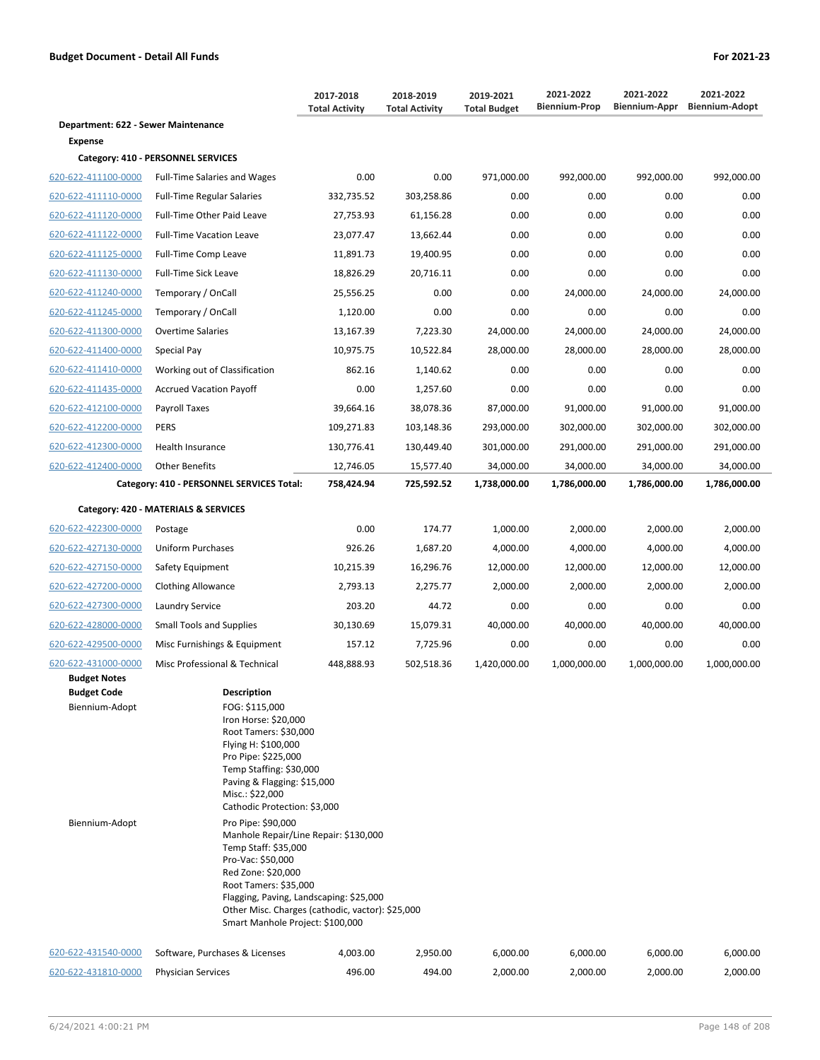**Budget Document - Detail All Funds** | **For 2021-23**

| | | 2017-2018 Total Activity | 2018-2019 Total Activity | 2019-2021 Total Budget | 2021-2022 Biennium-Prop | 2021-2022 Biennium-Appr | 2021-2022 Biennium-Adopt |
|---|---|---|---|---|---|---|---|
| **Department: 622 - Sewer Maintenance** | | | | | | | |
| **Expense** | | | | | | | |
| **Category: 410 - PERSONNEL SERVICES** | | | | | | | |
| 620-622-411100-0000 | Full-Time Salaries and Wages | 0.00 | 0.00 | 971,000.00 | 992,000.00 | 992,000.00 | 992,000.00 |
| 620-622-411110-0000 | Full-Time Regular Salaries | 332,735.52 | 303,258.86 | 0.00 | 0.00 | 0.00 | 0.00 |
| 620-622-411120-0000 | Full-Time Other Paid Leave | 27,753.93 | 61,156.28 | 0.00 | 0.00 | 0.00 | 0.00 |
| 620-622-411122-0000 | Full-Time Vacation Leave | 23,077.47 | 13,662.44 | 0.00 | 0.00 | 0.00 | 0.00 |
| 620-622-411125-0000 | Full-Time Comp Leave | 11,891.73 | 19,400.95 | 0.00 | 0.00 | 0.00 | 0.00 |
| 620-622-411130-0000 | Full-Time Sick Leave | 18,826.29 | 20,716.11 | 0.00 | 0.00 | 0.00 | 0.00 |
| 620-622-411240-0000 | Temporary / OnCall | 25,556.25 | 0.00 | 0.00 | 24,000.00 | 24,000.00 | 24,000.00 |
| 620-622-411245-0000 | Temporary / OnCall | 1,120.00 | 0.00 | 0.00 | 0.00 | 0.00 | 0.00 |
| 620-622-411300-0000 | Overtime Salaries | 13,167.39 | 7,223.30 | 24,000.00 | 24,000.00 | 24,000.00 | 24,000.00 |
| 620-622-411400-0000 | Special Pay | 10,975.75 | 10,522.84 | 28,000.00 | 28,000.00 | 28,000.00 | 28,000.00 |
| 620-622-411410-0000 | Working out of Classification | 862.16 | 1,140.62 | 0.00 | 0.00 | 0.00 | 0.00 |
| 620-622-411435-0000 | Accrued Vacation Payoff | 0.00 | 1,257.60 | 0.00 | 0.00 | 0.00 | 0.00 |
| 620-622-412100-0000 | Payroll Taxes | 39,664.16 | 38,078.36 | 87,000.00 | 91,000.00 | 91,000.00 | 91,000.00 |
| 620-622-412200-0000 | PERS | 109,271.83 | 103,148.36 | 293,000.00 | 302,000.00 | 302,000.00 | 302,000.00 |
| 620-622-412300-0000 | Health Insurance | 130,776.41 | 130,449.40 | 301,000.00 | 291,000.00 | 291,000.00 | 291,000.00 |
| 620-622-412400-0000 | Other Benefits | 12,746.05 | 15,577.40 | 34,000.00 | 34,000.00 | 34,000.00 | 34,000.00 |
| | **Category: 410 - PERSONNEL SERVICES Total:** | **758,424.94** | **725,592.52** | **1,738,000.00** | **1,786,000.00** | **1,786,000.00** | **1,786,000.00** |
| **Category: 420 - MATERIALS & SERVICES** | | | | | | | |
| 620-622-422300-0000 | Postage | 0.00 | 174.77 | 1,000.00 | 2,000.00 | 2,000.00 | 2,000.00 |
| 620-622-427130-0000 | Uniform Purchases | 926.26 | 1,687.20 | 4,000.00 | 4,000.00 | 4,000.00 | 4,000.00 |
| 620-622-427150-0000 | Safety Equipment | 10,215.39 | 16,296.76 | 12,000.00 | 12,000.00 | 12,000.00 | 12,000.00 |
| 620-622-427200-0000 | Clothing Allowance | 2,793.13 | 2,275.77 | 2,000.00 | 2,000.00 | 2,000.00 | 2,000.00 |
| 620-622-427300-0000 | Laundry Service | 203.20 | 44.72 | 0.00 | 0.00 | 0.00 | 0.00 |
| 620-622-428000-0000 | Small Tools and Supplies | 30,130.69 | 15,079.31 | 40,000.00 | 40,000.00 | 40,000.00 | 40,000.00 |
| 620-622-429500-0000 | Misc Furnishings & Equipment | 157.12 | 7,725.96 | 0.00 | 0.00 | 0.00 | 0.00 |
| 620-622-431000-0000 | Misc Professional & Technical | 448,888.93 | 502,518.36 | 1,420,000.00 | 1,000,000.00 | 1,000,000.00 | 1,000,000.00 |

**Budget Notes**

| Budget Code | Description |
|---|---|
| Biennium-Adopt | FOG: $115,000<br>Iron Horse: $20,000<br>Root Tamers: $30,000<br>Flying H: $100,000<br>Pro Pipe: $225,000<br>Temp Staffing: $30,000<br>Paving & Flagging: $15,000<br>Misc.: $22,000<br>Cathodic Protection: $3,000 |
| Biennium-Adopt | Pro Pipe: $90,000<br>Manhole Repair/Line Repair: $130,000<br>Temp Staff: $35,000<br>Pro-Vac: $50,000<br>Red Zone: $20,000<br>Root Tamers: $35,000<br>Flagging, Paving, Landscaping: $25,000<br>Other Misc. Charges (cathodic, vactor): $25,000<br>Smart Manhole Project: $100,000 |

| | | 2017-2018 Total Activity | 2018-2019 Total Activity | 2019-2021 Total Budget | 2021-2022 Biennium-Prop | 2021-2022 Biennium-Appr | 2021-2022 Biennium-Adopt |
|---|---|---|---|---|---|---|---|
| 620-622-431540-0000 | Software, Purchases & Licenses | 4,003.00 | 2,950.00 | 6,000.00 | 6,000.00 | 6,000.00 | 6,000.00 |
| 620-622-431810-0000 | Physician Services | 496.00 | 494.00 | 2,000.00 | 2,000.00 | 2,000.00 | 2,000.00 |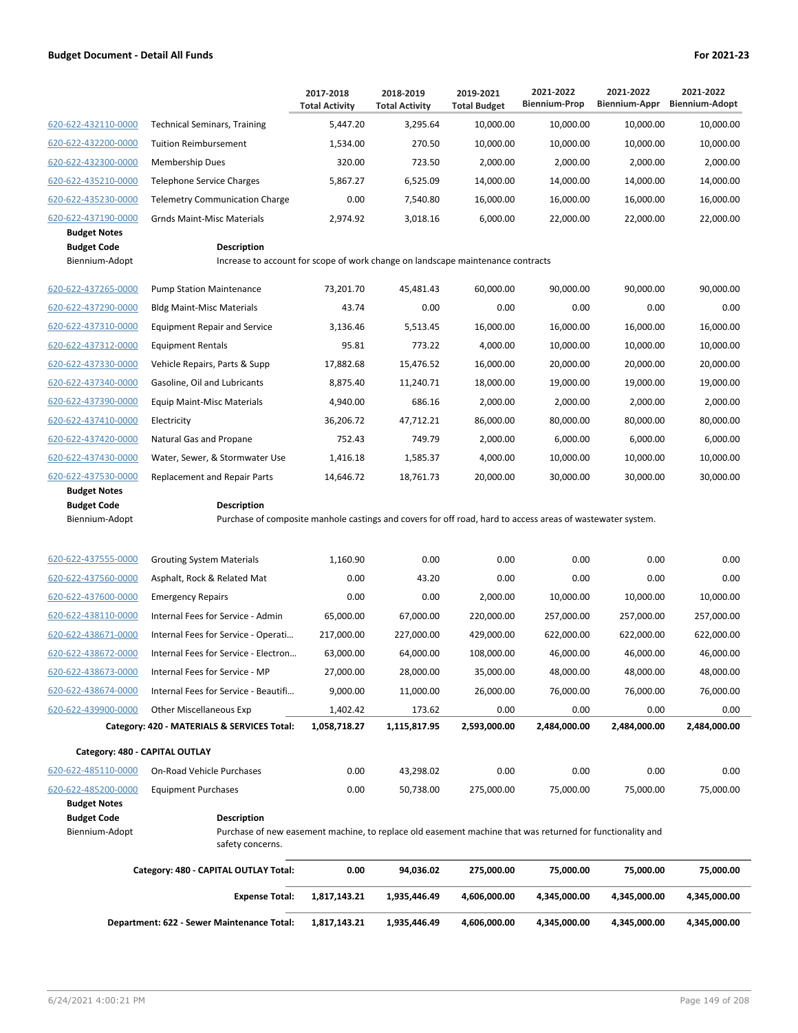**Budget Document - Detail All Funds** **For 2021-23**

| | | 2017-2018 Total Activity | 2018-2019 Total Activity | 2019-2021 Total Budget | 2021-2022 Biennium-Prop | 2021-2022 Biennium-Appr | 2021-2022 Biennium-Adopt |
|---|---|---|---|---|---|---|---|
| 620-622-432110-0000 | Technical Seminars, Training | 5,447.20 | 3,295.64 | 10,000.00 | 10,000.00 | 10,000.00 | 10,000.00 |
| 620-622-432200-0000 | Tuition Reimbursement | 1,534.00 | 270.50 | 10,000.00 | 10,000.00 | 10,000.00 | 10,000.00 |
| 620-622-432300-0000 | Membership Dues | 320.00 | 723.50 | 2,000.00 | 2,000.00 | 2,000.00 | 2,000.00 |
| 620-622-435210-0000 | Telephone Service Charges | 5,867.27 | 6,525.09 | 14,000.00 | 14,000.00 | 14,000.00 | 14,000.00 |
| 620-622-435230-0000 | Telemetry Communication Charge | 0.00 | 7,540.80 | 16,000.00 | 16,000.00 | 16,000.00 | 16,000.00 |
| 620-622-437190-0000 | Grnds Maint-Misc Materials | 2,974.92 | 3,018.16 | 6,000.00 | 22,000.00 | 22,000.00 | 22,000.00 |

**Budget Notes**

| Budget Code | Description |
|---|---|
| Biennium-Adopt | Increase to account for scope of work change on landscape maintenance contracts |

| | | 2017-2018 Total Activity | 2018-2019 Total Activity | 2019-2021 Total Budget | 2021-2022 Biennium-Prop | 2021-2022 Biennium-Appr | 2021-2022 Biennium-Adopt |
|---|---|---|---|---|---|---|---|
| 620-622-437265-0000 | Pump Station Maintenance | 73,201.70 | 45,481.43 | 60,000.00 | 90,000.00 | 90,000.00 | 90,000.00 |
| 620-622-437290-0000 | Bldg Maint-Misc Materials | 43.74 | 0.00 | 0.00 | 0.00 | 0.00 | 0.00 |
| 620-622-437310-0000 | Equipment Repair and Service | 3,136.46 | 5,513.45 | 16,000.00 | 16,000.00 | 16,000.00 | 16,000.00 |
| 620-622-437312-0000 | Equipment Rentals | 95.81 | 773.22 | 4,000.00 | 10,000.00 | 10,000.00 | 10,000.00 |
| 620-622-437330-0000 | Vehicle Repairs, Parts & Supp | 17,882.68 | 15,476.52 | 16,000.00 | 20,000.00 | 20,000.00 | 20,000.00 |
| 620-622-437340-0000 | Gasoline, Oil and Lubricants | 8,875.40 | 11,240.71 | 18,000.00 | 19,000.00 | 19,000.00 | 19,000.00 |
| 620-622-437390-0000 | Equip Maint-Misc Materials | 4,940.00 | 686.16 | 2,000.00 | 2,000.00 | 2,000.00 | 2,000.00 |
| 620-622-437410-0000 | Electricity | 36,206.72 | 47,712.21 | 86,000.00 | 80,000.00 | 80,000.00 | 80,000.00 |
| 620-622-437420-0000 | Natural Gas and Propane | 752.43 | 749.79 | 2,000.00 | 6,000.00 | 6,000.00 | 6,000.00 |
| 620-622-437430-0000 | Water, Sewer, & Stormwater Use | 1,416.18 | 1,585.37 | 4,000.00 | 10,000.00 | 10,000.00 | 10,000.00 |
| 620-622-437530-0000 | Replacement and Repair Parts | 14,646.72 | 18,761.73 | 20,000.00 | 30,000.00 | 30,000.00 | 30,000.00 |

**Budget Notes**

| Budget Code | Description |
|---|---|
| Biennium-Adopt | Purchase of composite manhole castings and covers for off road, hard to access areas of wastewater system. |

| | | 2017-2018 Total Activity | 2018-2019 Total Activity | 2019-2021 Total Budget | 2021-2022 Biennium-Prop | 2021-2022 Biennium-Appr | 2021-2022 Biennium-Adopt |
|---|---|---|---|---|---|---|---|
| 620-622-437555-0000 | Grouting System Materials | 1,160.90 | 0.00 | 0.00 | 0.00 | 0.00 | 0.00 |
| 620-622-437560-0000 | Asphalt, Rock & Related Mat | 0.00 | 43.20 | 0.00 | 0.00 | 0.00 | 0.00 |
| 620-622-437600-0000 | Emergency Repairs | 0.00 | 0.00 | 2,000.00 | 10,000.00 | 10,000.00 | 10,000.00 |
| 620-622-438110-0000 | Internal Fees for Service - Admin | 65,000.00 | 67,000.00 | 220,000.00 | 257,000.00 | 257,000.00 | 257,000.00 |
| 620-622-438671-0000 | Internal Fees for Service - Operati… | 217,000.00 | 227,000.00 | 429,000.00 | 622,000.00 | 622,000.00 | 622,000.00 |
| 620-622-438672-0000 | Internal Fees for Service - Electron… | 63,000.00 | 64,000.00 | 108,000.00 | 46,000.00 | 46,000.00 | 46,000.00 |
| 620-622-438673-0000 | Internal Fees for Service - MP | 27,000.00 | 28,000.00 | 35,000.00 | 48,000.00 | 48,000.00 | 48,000.00 |
| 620-622-438674-0000 | Internal Fees for Service - Beautifi… | 9,000.00 | 11,000.00 | 26,000.00 | 76,000.00 | 76,000.00 | 76,000.00 |
| 620-622-439900-0000 | Other Miscellaneous Exp | 1,402.42 | 173.62 | 0.00 | 0.00 | 0.00 | 0.00 |
| | **Category: 420 - MATERIALS & SERVICES Total:** | **1,058,718.27** | **1,115,817.95** | **2,593,000.00** | **2,484,000.00** | **2,484,000.00** | **2,484,000.00** |

**Category: 480 - CAPITAL OUTLAY**

| | | 2017-2018 Total Activity | 2018-2019 Total Activity | 2019-2021 Total Budget | 2021-2022 Biennium-Prop | 2021-2022 Biennium-Appr | 2021-2022 Biennium-Adopt |
|---|---|---|---|---|---|---|---|
| 620-622-485110-0000 | On-Road Vehicle Purchases | 0.00 | 43,298.02 | 0.00 | 0.00 | 0.00 | 0.00 |
| 620-622-485200-0000 | Equipment Purchases | 0.00 | 50,738.00 | 275,000.00 | 75,000.00 | 75,000.00 | 75,000.00 |

**Budget Notes**

| Budget Code | Description |
|---|---|
| Biennium-Adopt | Purchase of new easement machine, to replace old easement machine that was returned for functionality and safety concerns. |

| | 2017-2018 Total Activity | 2018-2019 Total Activity | 2019-2021 Total Budget | 2021-2022 Biennium-Prop | 2021-2022 Biennium-Appr | 2021-2022 Biennium-Adopt |
|---|---|---|---|---|---|---|
| **Category: 480 - CAPITAL OUTLAY Total:** | **0.00** | **94,036.02** | **275,000.00** | **75,000.00** | **75,000.00** | **75,000.00** |
| **Expense Total:** | **1,817,143.21** | **1,935,446.49** | **4,606,000.00** | **4,345,000.00** | **4,345,000.00** | **4,345,000.00** |
| **Department: 622 - Sewer Maintenance Total:** | **1,817,143.21** | **1,935,446.49** | **4,606,000.00** | **4,345,000.00** | **4,345,000.00** | **4,345,000.00** |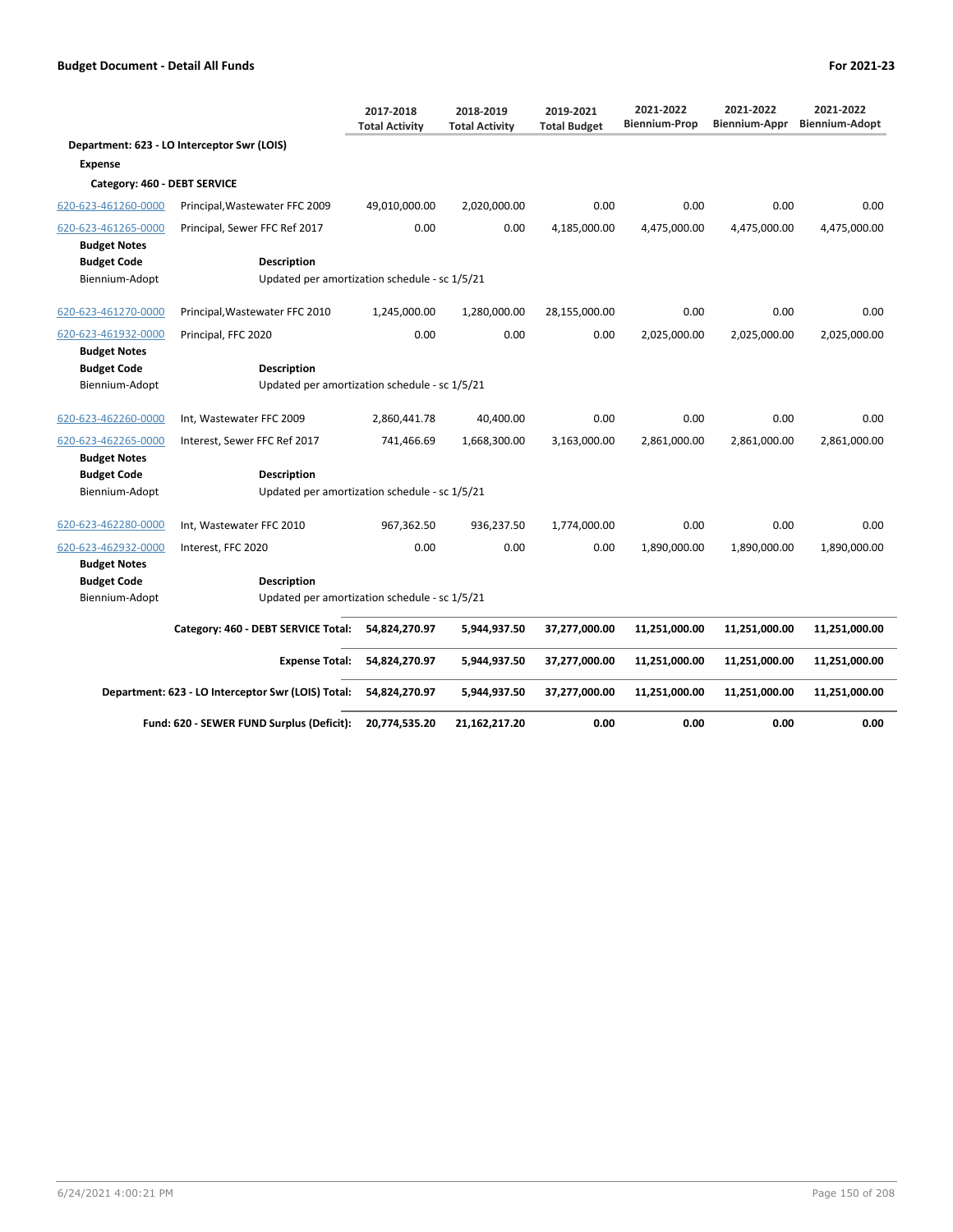## Budget Document - Detail All Funds

**For 2021-23**

| | | 2017-2018 Total Activity | 2018-2019 Total Activity | 2019-2021 Total Budget | 2021-2022 Biennium-Prop | 2021-2022 Biennium-Appr | 2021-2022 Biennium-Adopt |
|---|---|---|---|---|---|---|---|
| **Department: 623 - LO Interceptor Swr (LOIS)** | | | | | | | |
| **Expense** | | | | | | | |
| **Category: 460 - DEBT SERVICE** | | | | | | | |
| 620-623-461260-0000 | Principal,Wastewater FFC 2009 | 49,010,000.00 | 2,020,000.00 | 0.00 | 0.00 | 0.00 | 0.00 |
| 620-623-461265-0000 | Principal, Sewer FFC Ref 2017 | 0.00 | 0.00 | 4,185,000.00 | 4,475,000.00 | 4,475,000.00 | 4,475,000.00 |
| **Budget Notes** | | | | | | | |
| **Budget Code** | **Description** | | | | | | |
| Biennium-Adopt | Updated per amortization schedule - sc 1/5/21 | | | | | | |
| 620-623-461270-0000 | Principal,Wastewater FFC 2010 | 1,245,000.00 | 1,280,000.00 | 28,155,000.00 | 0.00 | 0.00 | 0.00 |
| 620-623-461932-0000 | Principal, FFC 2020 | 0.00 | 0.00 | 0.00 | 2,025,000.00 | 2,025,000.00 | 2,025,000.00 |
| **Budget Notes** | | | | | | | |
| **Budget Code** | **Description** | | | | | | |
| Biennium-Adopt | Updated per amortization schedule - sc 1/5/21 | | | | | | |
| 620-623-462260-0000 | Int, Wastewater FFC 2009 | 2,860,441.78 | 40,400.00 | 0.00 | 0.00 | 0.00 | 0.00 |
| 620-623-462265-0000 | Interest, Sewer FFC Ref 2017 | 741,466.69 | 1,668,300.00 | 3,163,000.00 | 2,861,000.00 | 2,861,000.00 | 2,861,000.00 |
| **Budget Notes** | | | | | | | |
| **Budget Code** | **Description** | | | | | | |
| Biennium-Adopt | Updated per amortization schedule - sc 1/5/21 | | | | | | |
| 620-623-462280-0000 | Int, Wastewater FFC 2010 | 967,362.50 | 936,237.50 | 1,774,000.00 | 0.00 | 0.00 | 0.00 |
| 620-623-462932-0000 | Interest, FFC 2020 | 0.00 | 0.00 | 0.00 | 1,890,000.00 | 1,890,000.00 | 1,890,000.00 |
| **Budget Notes** | | | | | | | |
| **Budget Code** | **Description** | | | | | | |
| Biennium-Adopt | Updated per amortization schedule - sc 1/5/21 | | | | | | |
| | **Category: 460 - DEBT SERVICE Total:** | **54,824,270.97** | **5,944,937.50** | **37,277,000.00** | **11,251,000.00** | **11,251,000.00** | **11,251,000.00** |
| | **Expense Total:** | **54,824,270.97** | **5,944,937.50** | **37,277,000.00** | **11,251,000.00** | **11,251,000.00** | **11,251,000.00** |
| | **Department: 623 - LO Interceptor Swr (LOIS) Total:** | **54,824,270.97** | **5,944,937.50** | **37,277,000.00** | **11,251,000.00** | **11,251,000.00** | **11,251,000.00** |
| | **Fund: 620 - SEWER FUND Surplus (Deficit):** | **20,774,535.20** | **21,162,217.20** | **0.00** | **0.00** | **0.00** | **0.00** |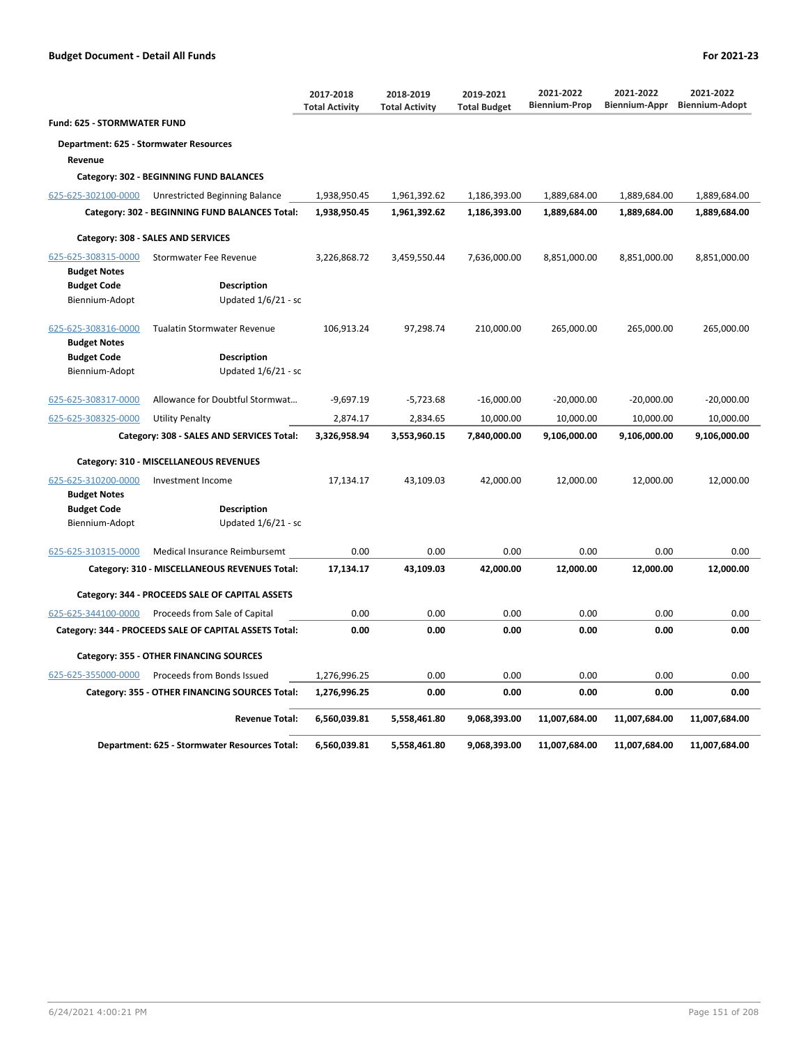## Budget Document - Detail All Funds

For 2021-23

| | | 2017-2018 Total Activity | 2018-2019 Total Activity | 2019-2021 Total Budget | 2021-2022 Biennium-Prop | 2021-2022 Biennium-Appr | 2021-2022 Biennium-Adopt |
|---|---|---|---|---|---|---|---|
| **Fund: 625 - STORMWATER FUND** | | | | | | | |
| **Department: 625 - Stormwater Resources** | | | | | | | |
| **Revenue** | | | | | | | |
| **Category: 302 - BEGINNING FUND BALANCES** | | | | | | | |
| 625-625-302100-0000 | Unrestricted Beginning Balance | 1,938,950.45 | 1,961,392.62 | 1,186,393.00 | 1,889,684.00 | 1,889,684.00 | 1,889,684.00 |
| | **Category: 302 - BEGINNING FUND BALANCES Total:** | **1,938,950.45** | **1,961,392.62** | **1,186,393.00** | **1,889,684.00** | **1,889,684.00** | **1,889,684.00** |
| **Category: 308 - SALES AND SERVICES** | | | | | | | |
| 625-625-308315-0000 | Stormwater Fee Revenue | 3,226,868.72 | 3,459,550.44 | 7,636,000.00 | 8,851,000.00 | 8,851,000.00 | 8,851,000.00 |
| **Budget Notes** | | | | | | | |
| **Budget Code** | **Description** | | | | | | |
| Biennium-Adopt | Updated 1/6/21 - sc | | | | | | |
| 625-625-308316-0000 | Tualatin Stormwater Revenue | 106,913.24 | 97,298.74 | 210,000.00 | 265,000.00 | 265,000.00 | 265,000.00 |
| **Budget Notes** | | | | | | | |
| **Budget Code** | **Description** | | | | | | |
| Biennium-Adopt | Updated 1/6/21 - sc | | | | | | |
| 625-625-308317-0000 | Allowance for Doubtful Stormwat… | -9,697.19 | -5,723.68 | -16,000.00 | -20,000.00 | -20,000.00 | -20,000.00 |
| 625-625-308325-0000 | Utility Penalty | 2,874.17 | 2,834.65 | 10,000.00 | 10,000.00 | 10,000.00 | 10,000.00 |
| | **Category: 308 - SALES AND SERVICES Total:** | **3,326,958.94** | **3,553,960.15** | **7,840,000.00** | **9,106,000.00** | **9,106,000.00** | **9,106,000.00** |
| **Category: 310 - MISCELLANEOUS REVENUES** | | | | | | | |
| 625-625-310200-0000 | Investment Income | 17,134.17 | 43,109.03 | 42,000.00 | 12,000.00 | 12,000.00 | 12,000.00 |
| **Budget Notes** | | | | | | | |
| **Budget Code** | **Description** | | | | | | |
| Biennium-Adopt | Updated 1/6/21 - sc | | | | | | |
| 625-625-310315-0000 | Medical Insurance Reimbursemt | 0.00 | 0.00 | 0.00 | 0.00 | 0.00 | 0.00 |
| | **Category: 310 - MISCELLANEOUS REVENUES Total:** | **17,134.17** | **43,109.03** | **42,000.00** | **12,000.00** | **12,000.00** | **12,000.00** |
| **Category: 344 - PROCEEDS SALE OF CAPITAL ASSETS** | | | | | | | |
| 625-625-344100-0000 | Proceeds from Sale of Capital | 0.00 | 0.00 | 0.00 | 0.00 | 0.00 | 0.00 |
| | **Category: 344 - PROCEEDS SALE OF CAPITAL ASSETS Total:** | **0.00** | **0.00** | **0.00** | **0.00** | **0.00** | **0.00** |
| **Category: 355 - OTHER FINANCING SOURCES** | | | | | | | |
| 625-625-355000-0000 | Proceeds from Bonds Issued | 1,276,996.25 | 0.00 | 0.00 | 0.00 | 0.00 | 0.00 |
| | **Category: 355 - OTHER FINANCING SOURCES Total:** | **1,276,996.25** | **0.00** | **0.00** | **0.00** | **0.00** | **0.00** |
| | **Revenue Total:** | **6,560,039.81** | **5,558,461.80** | **9,068,393.00** | **11,007,684.00** | **11,007,684.00** | **11,007,684.00** |
| | **Department: 625 - Stormwater Resources Total:** | **6,560,039.81** | **5,558,461.80** | **9,068,393.00** | **11,007,684.00** | **11,007,684.00** | **11,007,684.00** |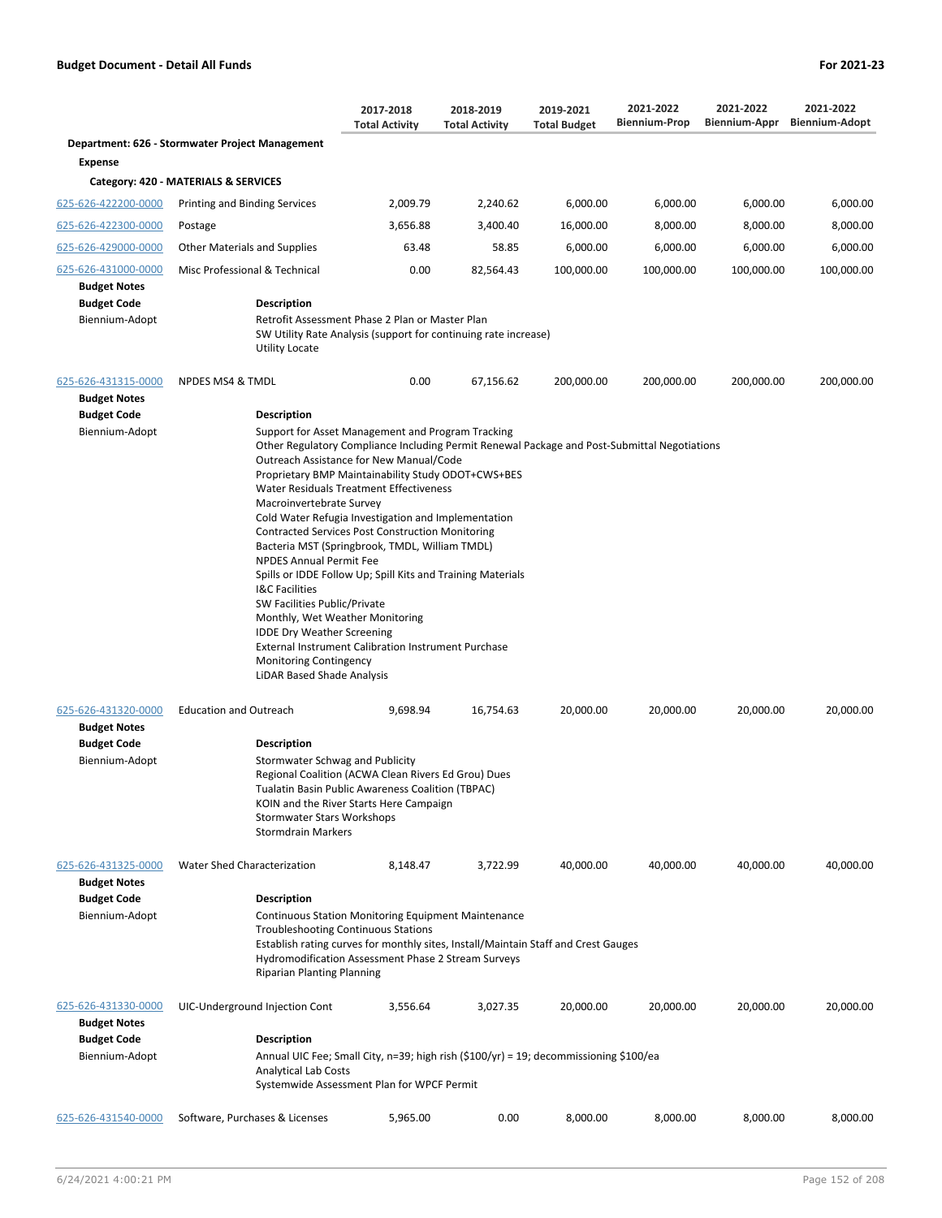**Budget Document - Detail All Funds** **For 2021-23**

| | | 2017-2018 Total Activity | 2018-2019 Total Activity | 2019-2021 Total Budget | 2021-2022 Biennium-Prop | 2021-2022 Biennium-Appr | 2021-2022 Biennium-Adopt |
|---|---|---|---|---|---|---|---|
| **Department: 626 - Stormwater Project Management** | | | | | | | |
| **Expense** | | | | | | | |
| **Category: 420 - MATERIALS & SERVICES** | | | | | | | |
| 625-626-422200-0000 | Printing and Binding Services | 2,009.79 | 2,240.62 | 6,000.00 | 6,000.00 | 6,000.00 | 6,000.00 |
| 625-626-422300-0000 | Postage | 3,656.88 | 3,400.40 | 16,000.00 | 8,000.00 | 8,000.00 | 8,000.00 |
| 625-626-429000-0000 | Other Materials and Supplies | 63.48 | 58.85 | 6,000.00 | 6,000.00 | 6,000.00 | 6,000.00 |
| 625-626-431000-0000 | Misc Professional & Technical | 0.00 | 82,564.43 | 100,000.00 | 100,000.00 | 100,000.00 | 100,000.00 |

**Budget Notes**

| Budget Code | Description |
|---|---|
| Biennium-Adopt | Retrofit Assessment Phase 2 Plan or Master Plan<br>SW Utility Rate Analysis (support for continuing rate increase)<br>Utility Locate |

| | | 2017-2018 Total Activity | 2018-2019 Total Activity | 2019-2021 Total Budget | 2021-2022 Biennium-Prop | 2021-2022 Biennium-Appr | 2021-2022 Biennium-Adopt |
|---|---|---|---|---|---|---|---|
| 625-626-431315-0000 | NPDES MS4 & TMDL | 0.00 | 67,156.62 | 200,000.00 | 200,000.00 | 200,000.00 | 200,000.00 |

**Budget Notes**

| Budget Code | Description |
|---|---|
| Biennium-Adopt | Support for Asset Management and Program Tracking<br>Other Regulatory Compliance Including Permit Renewal Package and Post-Submittal Negotiations<br>Outreach Assistance for New Manual/Code<br>Proprietary BMP Maintainability Study ODOT+CWS+BES<br>Water Residuals Treatment Effectiveness<br>Macroinvertebrate Survey<br>Cold Water Refugia Investigation and Implementation<br>Contracted Services Post Construction Monitoring<br>Bacteria MST (Springbrook, TMDL, William TMDL)<br>NPDES Annual Permit Fee<br>Spills or IDDE Follow Up; Spill Kits and Training Materials<br>I&C Facilities<br>SW Facilities Public/Private<br>Monthly, Wet Weather Monitoring<br>IDDE Dry Weather Screening<br>External Instrument Calibration Instrument Purchase<br>Monitoring Contingency<br>LiDAR Based Shade Analysis |

| | | 2017-2018 Total Activity | 2018-2019 Total Activity | 2019-2021 Total Budget | 2021-2022 Biennium-Prop | 2021-2022 Biennium-Appr | 2021-2022 Biennium-Adopt |
|---|---|---|---|---|---|---|---|
| 625-626-431320-0000 | Education and Outreach | 9,698.94 | 16,754.63 | 20,000.00 | 20,000.00 | 20,000.00 | 20,000.00 |

**Budget Notes**

| Budget Code | Description |
|---|---|
| Biennium-Adopt | Stormwater Schwag and Publicity<br>Regional Coalition (ACWA Clean Rivers Ed Grou) Dues<br>Tualatin Basin Public Awareness Coalition (TBPAC)<br>KOIN and the River Starts Here Campaign<br>Stormwater Stars Workshops<br>Stormdrain Markers |

| | | 2017-2018 Total Activity | 2018-2019 Total Activity | 2019-2021 Total Budget | 2021-2022 Biennium-Prop | 2021-2022 Biennium-Appr | 2021-2022 Biennium-Adopt |
|---|---|---|---|---|---|---|---|
| 625-626-431325-0000 | Water Shed Characterization | 8,148.47 | 3,722.99 | 40,000.00 | 40,000.00 | 40,000.00 | 40,000.00 |

**Budget Notes**

| Budget Code | Description |
|---|---|
| Biennium-Adopt | Continuous Station Monitoring Equipment Maintenance<br>Troubleshooting Continuous Stations<br>Establish rating curves for monthly sites, Install/Maintain Staff and Crest Gauges<br>Hydromodification Assessment Phase 2 Stream Surveys<br>Riparian Planting Planning |

| | | 2017-2018 Total Activity | 2018-2019 Total Activity | 2019-2021 Total Budget | 2021-2022 Biennium-Prop | 2021-2022 Biennium-Appr | 2021-2022 Biennium-Adopt |
|---|---|---|---|---|---|---|---|
| 625-626-431330-0000 | UIC-Underground Injection Cont | 3,556.64 | 3,027.35 | 20,000.00 | 20,000.00 | 20,000.00 | 20,000.00 |

**Budget Notes**

| Budget Code | Description |
|---|---|
| Biennium-Adopt | Annual UIC Fee; Small City, n=39; high rish ($100/yr) = 19; decommissioning $100/ea<br>Analytical Lab Costs<br>Systemwide Assessment Plan for WPCF Permit |

| | | 2017-2018 Total Activity | 2018-2019 Total Activity | 2019-2021 Total Budget | 2021-2022 Biennium-Prop | 2021-2022 Biennium-Appr | 2021-2022 Biennium-Adopt |
|---|---|---|---|---|---|---|---|
| 625-626-431540-0000 | Software, Purchases & Licenses | 5,965.00 | 0.00 | 8,000.00 | 8,000.00 | 8,000.00 | 8,000.00 |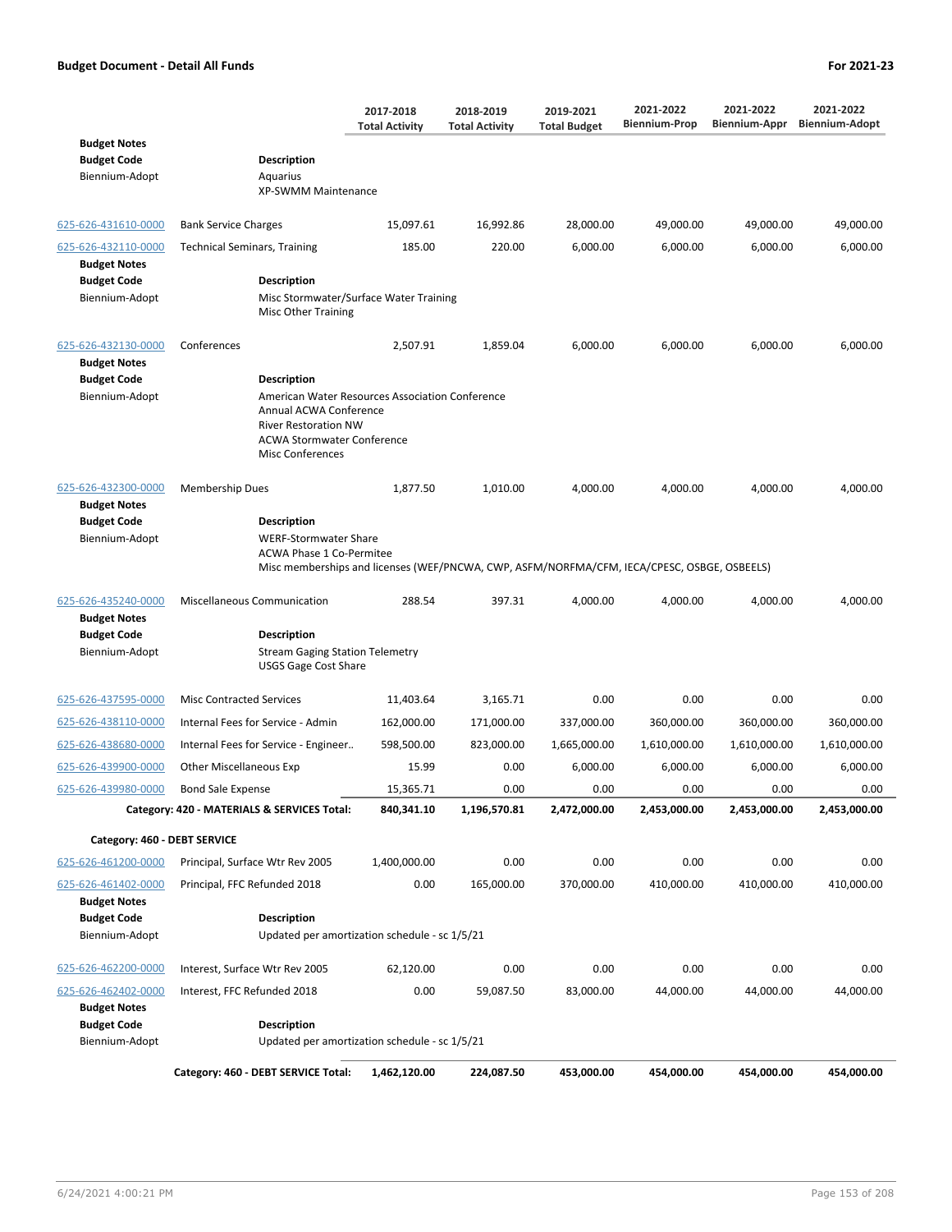**Budget Document - Detail All Funds** — **For 2021-23**

| | | 2017-2018 Total Activity | 2018-2019 Total Activity | 2019-2021 Total Budget | 2021-2022 Biennium-Prop | 2021-2022 Biennium-Appr | 2021-2022 Biennium-Adopt |
|---|---|---|---|---|---|---|---|
| **Budget Notes** | | | | | | | |
| **Budget Code** | **Description** | | | | | | |
| Biennium-Adopt | Aquarius<br>XP-SWMM Maintenance | | | | | | |
| 625-626-431610-0000 | Bank Service Charges | 15,097.61 | 16,992.86 | 28,000.00 | 49,000.00 | 49,000.00 | 49,000.00 |
| 625-626-432110-0000 | Technical Seminars, Training | 185.00 | 220.00 | 6,000.00 | 6,000.00 | 6,000.00 | 6,000.00 |
| **Budget Notes** | | | | | | | |
| **Budget Code** | **Description** | | | | | | |
| Biennium-Adopt | Misc Stormwater/Surface Water Training<br>Misc Other Training | | | | | | |
| 625-626-432130-0000 | Conferences | 2,507.91 | 1,859.04 | 6,000.00 | 6,000.00 | 6,000.00 | 6,000.00 |
| **Budget Notes** | | | | | | | |
| **Budget Code** | **Description** | | | | | | |
| Biennium-Adopt | American Water Resources Association Conference<br>Annual ACWA Conference<br>River Restoration NW<br>ACWA Stormwater Conference<br>Misc Conferences | | | | | | |
| 625-626-432300-0000 | Membership Dues | 1,877.50 | 1,010.00 | 4,000.00 | 4,000.00 | 4,000.00 | 4,000.00 |
| **Budget Notes** | | | | | | | |
| **Budget Code** | **Description** | | | | | | |
| Biennium-Adopt | WERF-Stormwater Share<br>ACWA Phase 1 Co-Permitee<br>Misc memberships and licenses (WEF/PNCWA, CWP, ASFM/NORFMA/CFM, IECA/CPESC, OSBGE, OSBEELS) | | | | | | |
| 625-626-435240-0000 | Miscellaneous Communication | 288.54 | 397.31 | 4,000.00 | 4,000.00 | 4,000.00 | 4,000.00 |
| **Budget Notes** | | | | | | | |
| **Budget Code** | **Description** | | | | | | |
| Biennium-Adopt | Stream Gaging Station Telemetry<br>USGS Gage Cost Share | | | | | | |
| 625-626-437595-0000 | Misc Contracted Services | 11,403.64 | 3,165.71 | 0.00 | 0.00 | 0.00 | 0.00 |
| 625-626-438110-0000 | Internal Fees for Service - Admin | 162,000.00 | 171,000.00 | 337,000.00 | 360,000.00 | 360,000.00 | 360,000.00 |
| 625-626-438680-0000 | Internal Fees for Service - Engineer.. | 598,500.00 | 823,000.00 | 1,665,000.00 | 1,610,000.00 | 1,610,000.00 | 1,610,000.00 |
| 625-626-439900-0000 | Other Miscellaneous Exp | 15.99 | 0.00 | 6,000.00 | 6,000.00 | 6,000.00 | 6,000.00 |
| 625-626-439980-0000 | Bond Sale Expense | 15,365.71 | 0.00 | 0.00 | 0.00 | 0.00 | 0.00 |
| | **Category: 420 - MATERIALS & SERVICES Total:** | **840,341.10** | **1,196,570.81** | **2,472,000.00** | **2,453,000.00** | **2,453,000.00** | **2,453,000.00** |
| **Category: 460 - DEBT SERVICE** | | | | | | | |
| 625-626-461200-0000 | Principal, Surface Wtr Rev 2005 | 1,400,000.00 | 0.00 | 0.00 | 0.00 | 0.00 | 0.00 |
| 625-626-461402-0000 | Principal, FFC Refunded 2018 | 0.00 | 165,000.00 | 370,000.00 | 410,000.00 | 410,000.00 | 410,000.00 |
| **Budget Notes** | | | | | | | |
| **Budget Code** | **Description** | | | | | | |
| Biennium-Adopt | Updated per amortization schedule - sc 1/5/21 | | | | | | |
| 625-626-462200-0000 | Interest, Surface Wtr Rev 2005 | 62,120.00 | 0.00 | 0.00 | 0.00 | 0.00 | 0.00 |
| 625-626-462402-0000 | Interest, FFC Refunded 2018 | 0.00 | 59,087.50 | 83,000.00 | 44,000.00 | 44,000.00 | 44,000.00 |
| **Budget Notes** | | | | | | | |
| **Budget Code** | **Description** | | | | | | |
| Biennium-Adopt | Updated per amortization schedule - sc 1/5/21 | | | | | | |
| | **Category: 460 - DEBT SERVICE Total:** | **1,462,120.00** | **224,087.50** | **453,000.00** | **454,000.00** | **454,000.00** | **454,000.00** |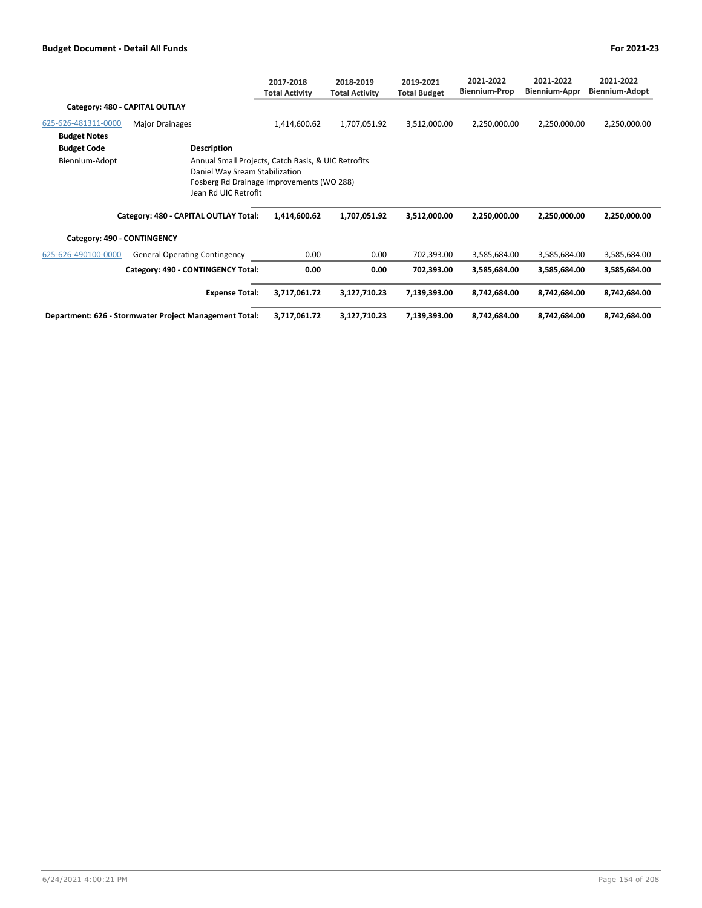| | | 2017-2018 Total Activity | 2018-2019 Total Activity | 2019-2021 Total Budget | 2021-2022 Biennium-Prop | 2021-2022 Biennium-Appr | 2021-2022 Biennium-Adopt |
|---|---|---|---|---|---|---|---|
| **Category: 480 - CAPITAL OUTLAY** | | | | | | | |
| 625-626-481311-0000 | Major Drainages | 1,414,600.62 | 1,707,051.92 | 3,512,000.00 | 2,250,000.00 | 2,250,000.00 | 2,250,000.00 |
| **Budget Notes** | | | | | | | |
| **Budget Code** | **Description** | | | | | | |
| Biennium-Adopt | Annual Small Projects, Catch Basis, & UIC Retrofits<br>Daniel Way Sream Stabilization<br>Fosberg Rd Drainage Improvements (WO 288)<br>Jean Rd UIC Retrofit | | | | | | |
| | **Category: 480 - CAPITAL OUTLAY Total:** | **1,414,600.62** | **1,707,051.92** | **3,512,000.00** | **2,250,000.00** | **2,250,000.00** | **2,250,000.00** |
| **Category: 490 - CONTINGENCY** | | | | | | | |
| 625-626-490100-0000 | General Operating Contingency | 0.00 | 0.00 | 702,393.00 | 3,585,684.00 | 3,585,684.00 | 3,585,684.00 |
| | **Category: 490 - CONTINGENCY Total:** | **0.00** | **0.00** | **702,393.00** | **3,585,684.00** | **3,585,684.00** | **3,585,684.00** |
| | **Expense Total:** | **3,717,061.72** | **3,127,710.23** | **7,139,393.00** | **8,742,684.00** | **8,742,684.00** | **8,742,684.00** |
| | **Department: 626 - Stormwater Project Management Total:** | **3,717,061.72** | **3,127,710.23** | **7,139,393.00** | **8,742,684.00** | **8,742,684.00** | **8,742,684.00** |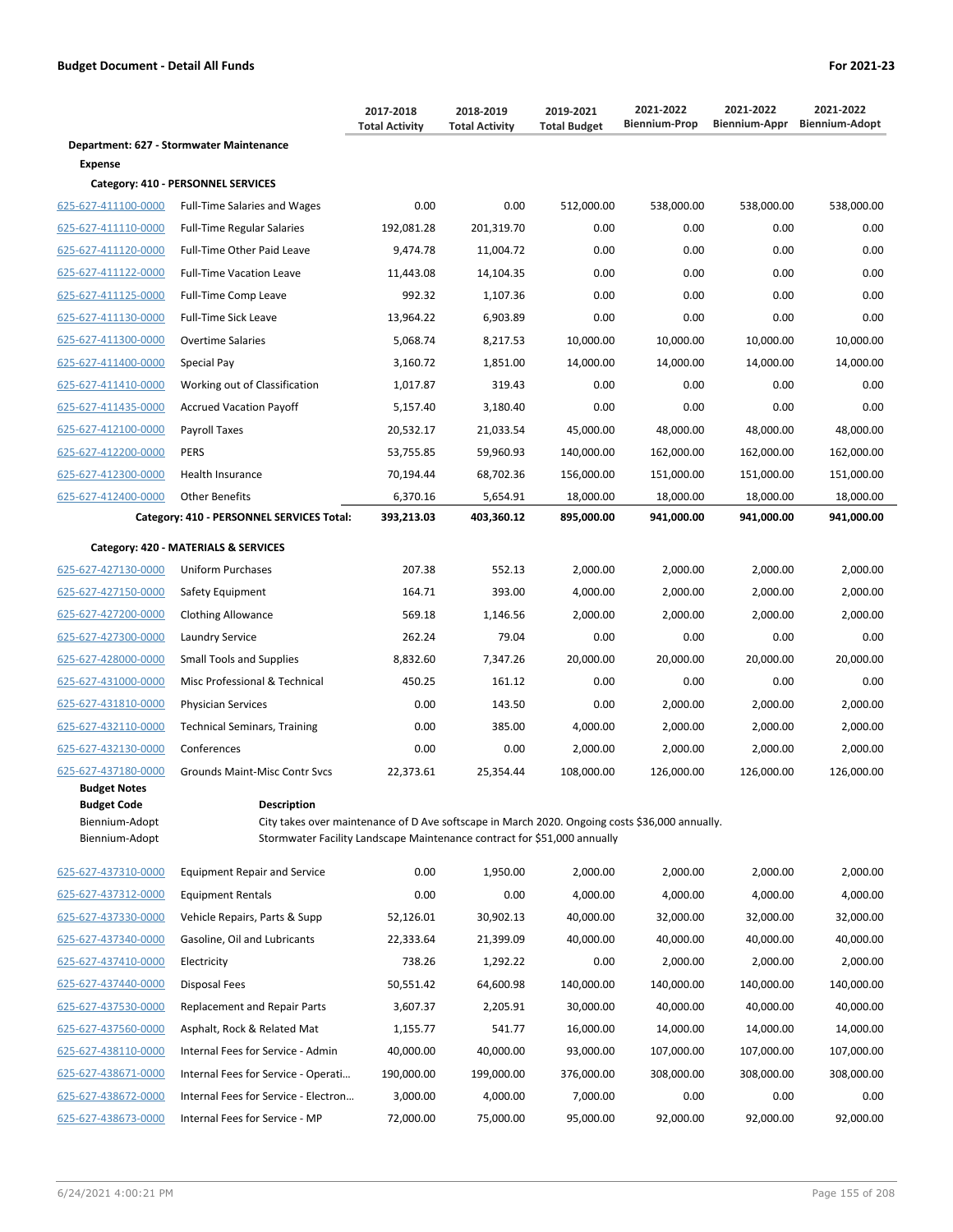## Budget Document - Detail All Funds

For 2021-23

| | | 2017-2018 Total Activity | 2018-2019 Total Activity | 2019-2021 Total Budget | 2021-2022 Biennium-Prop | 2021-2022 Biennium-Appr | 2021-2022 Biennium-Adopt |
|---|---|---|---|---|---|---|---|
| **Department: 627 - Stormwater Maintenance** | | | | | | | |
| **Expense** | | | | | | | |
| **Category: 410 - PERSONNEL SERVICES** | | | | | | | |
| 625-627-411100-0000 | Full-Time Salaries and Wages | 0.00 | 0.00 | 512,000.00 | 538,000.00 | 538,000.00 | 538,000.00 |
| 625-627-411110-0000 | Full-Time Regular Salaries | 192,081.28 | 201,319.70 | 0.00 | 0.00 | 0.00 | 0.00 |
| 625-627-411120-0000 | Full-Time Other Paid Leave | 9,474.78 | 11,004.72 | 0.00 | 0.00 | 0.00 | 0.00 |
| 625-627-411122-0000 | Full-Time Vacation Leave | 11,443.08 | 14,104.35 | 0.00 | 0.00 | 0.00 | 0.00 |
| 625-627-411125-0000 | Full-Time Comp Leave | 992.32 | 1,107.36 | 0.00 | 0.00 | 0.00 | 0.00 |
| 625-627-411130-0000 | Full-Time Sick Leave | 13,964.22 | 6,903.89 | 0.00 | 0.00 | 0.00 | 0.00 |
| 625-627-411300-0000 | Overtime Salaries | 5,068.74 | 8,217.53 | 10,000.00 | 10,000.00 | 10,000.00 | 10,000.00 |
| 625-627-411400-0000 | Special Pay | 3,160.72 | 1,851.00 | 14,000.00 | 14,000.00 | 14,000.00 | 14,000.00 |
| 625-627-411410-0000 | Working out of Classification | 1,017.87 | 319.43 | 0.00 | 0.00 | 0.00 | 0.00 |
| 625-627-411435-0000 | Accrued Vacation Payoff | 5,157.40 | 3,180.40 | 0.00 | 0.00 | 0.00 | 0.00 |
| 625-627-412100-0000 | Payroll Taxes | 20,532.17 | 21,033.54 | 45,000.00 | 48,000.00 | 48,000.00 | 48,000.00 |
| 625-627-412200-0000 | PERS | 53,755.85 | 59,960.93 | 140,000.00 | 162,000.00 | 162,000.00 | 162,000.00 |
| 625-627-412300-0000 | Health Insurance | 70,194.44 | 68,702.36 | 156,000.00 | 151,000.00 | 151,000.00 | 151,000.00 |
| 625-627-412400-0000 | Other Benefits | 6,370.16 | 5,654.91 | 18,000.00 | 18,000.00 | 18,000.00 | 18,000.00 |
| | **Category: 410 - PERSONNEL SERVICES Total:** | **393,213.03** | **403,360.12** | **895,000.00** | **941,000.00** | **941,000.00** | **941,000.00** |
| **Category: 420 - MATERIALS & SERVICES** | | | | | | | |
| 625-627-427130-0000 | Uniform Purchases | 207.38 | 552.13 | 2,000.00 | 2,000.00 | 2,000.00 | 2,000.00 |
| 625-627-427150-0000 | Safety Equipment | 164.71 | 393.00 | 4,000.00 | 2,000.00 | 2,000.00 | 2,000.00 |
| 625-627-427200-0000 | Clothing Allowance | 569.18 | 1,146.56 | 2,000.00 | 2,000.00 | 2,000.00 | 2,000.00 |
| 625-627-427300-0000 | Laundry Service | 262.24 | 79.04 | 0.00 | 0.00 | 0.00 | 0.00 |
| 625-627-428000-0000 | Small Tools and Supplies | 8,832.60 | 7,347.26 | 20,000.00 | 20,000.00 | 20,000.00 | 20,000.00 |
| 625-627-431000-0000 | Misc Professional & Technical | 450.25 | 161.12 | 0.00 | 0.00 | 0.00 | 0.00 |
| 625-627-431810-0000 | Physician Services | 0.00 | 143.50 | 0.00 | 2,000.00 | 2,000.00 | 2,000.00 |
| 625-627-432110-0000 | Technical Seminars, Training | 0.00 | 385.00 | 4,000.00 | 2,000.00 | 2,000.00 | 2,000.00 |
| 625-627-432130-0000 | Conferences | 0.00 | 0.00 | 2,000.00 | 2,000.00 | 2,000.00 | 2,000.00 |
| 625-627-437180-0000 | Grounds Maint-Misc Contr Svcs | 22,373.61 | 25,354.44 | 108,000.00 | 126,000.00 | 126,000.00 | 126,000.00 |

**Budget Notes**

| Budget Code | Description |
|---|---|
| Biennium-Adopt | City takes over maintenance of D Ave softscape in March 2020. Ongoing costs $36,000 annually. |
| Biennium-Adopt | Stormwater Facility Landscape Maintenance contract for $51,000 annually |

| | | 2017-2018 Total Activity | 2018-2019 Total Activity | 2019-2021 Total Budget | 2021-2022 Biennium-Prop | 2021-2022 Biennium-Appr | 2021-2022 Biennium-Adopt |
|---|---|---|---|---|---|---|---|
| 625-627-437310-0000 | Equipment Repair and Service | 0.00 | 1,950.00 | 2,000.00 | 2,000.00 | 2,000.00 | 2,000.00 |
| 625-627-437312-0000 | Equipment Rentals | 0.00 | 0.00 | 4,000.00 | 4,000.00 | 4,000.00 | 4,000.00 |
| 625-627-437330-0000 | Vehicle Repairs, Parts & Supp | 52,126.01 | 30,902.13 | 40,000.00 | 32,000.00 | 32,000.00 | 32,000.00 |
| 625-627-437340-0000 | Gasoline, Oil and Lubricants | 22,333.64 | 21,399.09 | 40,000.00 | 40,000.00 | 40,000.00 | 40,000.00 |
| 625-627-437410-0000 | Electricity | 738.26 | 1,292.22 | 0.00 | 2,000.00 | 2,000.00 | 2,000.00 |
| 625-627-437440-0000 | Disposal Fees | 50,551.42 | 64,600.98 | 140,000.00 | 140,000.00 | 140,000.00 | 140,000.00 |
| 625-627-437530-0000 | Replacement and Repair Parts | 3,607.37 | 2,205.91 | 30,000.00 | 40,000.00 | 40,000.00 | 40,000.00 |
| 625-627-437560-0000 | Asphalt, Rock & Related Mat | 1,155.77 | 541.77 | 16,000.00 | 14,000.00 | 14,000.00 | 14,000.00 |
| 625-627-438110-0000 | Internal Fees for Service - Admin | 40,000.00 | 40,000.00 | 93,000.00 | 107,000.00 | 107,000.00 | 107,000.00 |
| 625-627-438671-0000 | Internal Fees for Service - Operati... | 190,000.00 | 199,000.00 | 376,000.00 | 308,000.00 | 308,000.00 | 308,000.00 |
| 625-627-438672-0000 | Internal Fees for Service - Electron... | 3,000.00 | 4,000.00 | 7,000.00 | 0.00 | 0.00 | 0.00 |
| 625-627-438673-0000 | Internal Fees for Service - MP | 72,000.00 | 75,000.00 | 95,000.00 | 92,000.00 | 92,000.00 | 92,000.00 |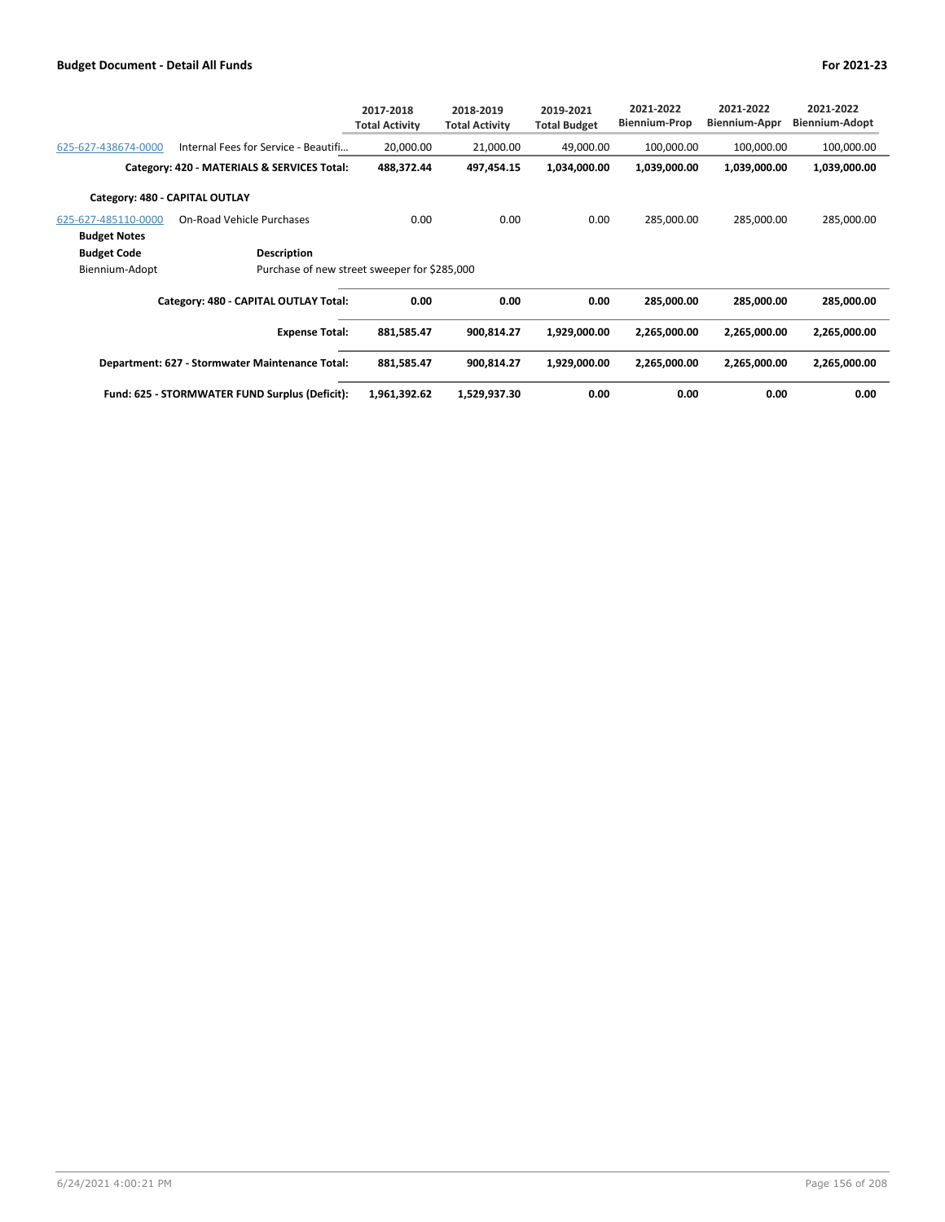| | | 2017-2018 Total Activity | 2018-2019 Total Activity | 2019-2021 Total Budget | 2021-2022 Biennium-Prop | 2021-2022 Biennium-Appr | 2021-2022 Biennium-Adopt |
|---|---|---|---|---|---|---|---|
| 625-627-438674-0000 | Internal Fees for Service - Beautifi... | 20,000.00 | 21,000.00 | 49,000.00 | 100,000.00 | 100,000.00 | 100,000.00 |
| | **Category: 420 - MATERIALS & SERVICES Total:** | **488,372.44** | **497,454.15** | **1,034,000.00** | **1,039,000.00** | **1,039,000.00** | **1,039,000.00** |
| **Category: 480 - CAPITAL OUTLAY** | | | | | | | |
| 625-627-485110-0000 | On-Road Vehicle Purchases | 0.00 | 0.00 | 0.00 | 285,000.00 | 285,000.00 | 285,000.00 |
| **Budget Notes** | | | | | | | |
| **Budget Code** | **Description** | | | | | | |
| Biennium-Adopt | Purchase of new street sweeper for $285,000 | | | | | | |
| | **Category: 480 - CAPITAL OUTLAY Total:** | **0.00** | **0.00** | **0.00** | **285,000.00** | **285,000.00** | **285,000.00** |
| | **Expense Total:** | **881,585.47** | **900,814.27** | **1,929,000.00** | **2,265,000.00** | **2,265,000.00** | **2,265,000.00** |
| | **Department: 627 - Stormwater Maintenance Total:** | **881,585.47** | **900,814.27** | **1,929,000.00** | **2,265,000.00** | **2,265,000.00** | **2,265,000.00** |
| | **Fund: 625 - STORMWATER FUND Surplus (Deficit):** | **1,961,392.62** | **1,529,937.30** | **0.00** | **0.00** | **0.00** | **0.00** |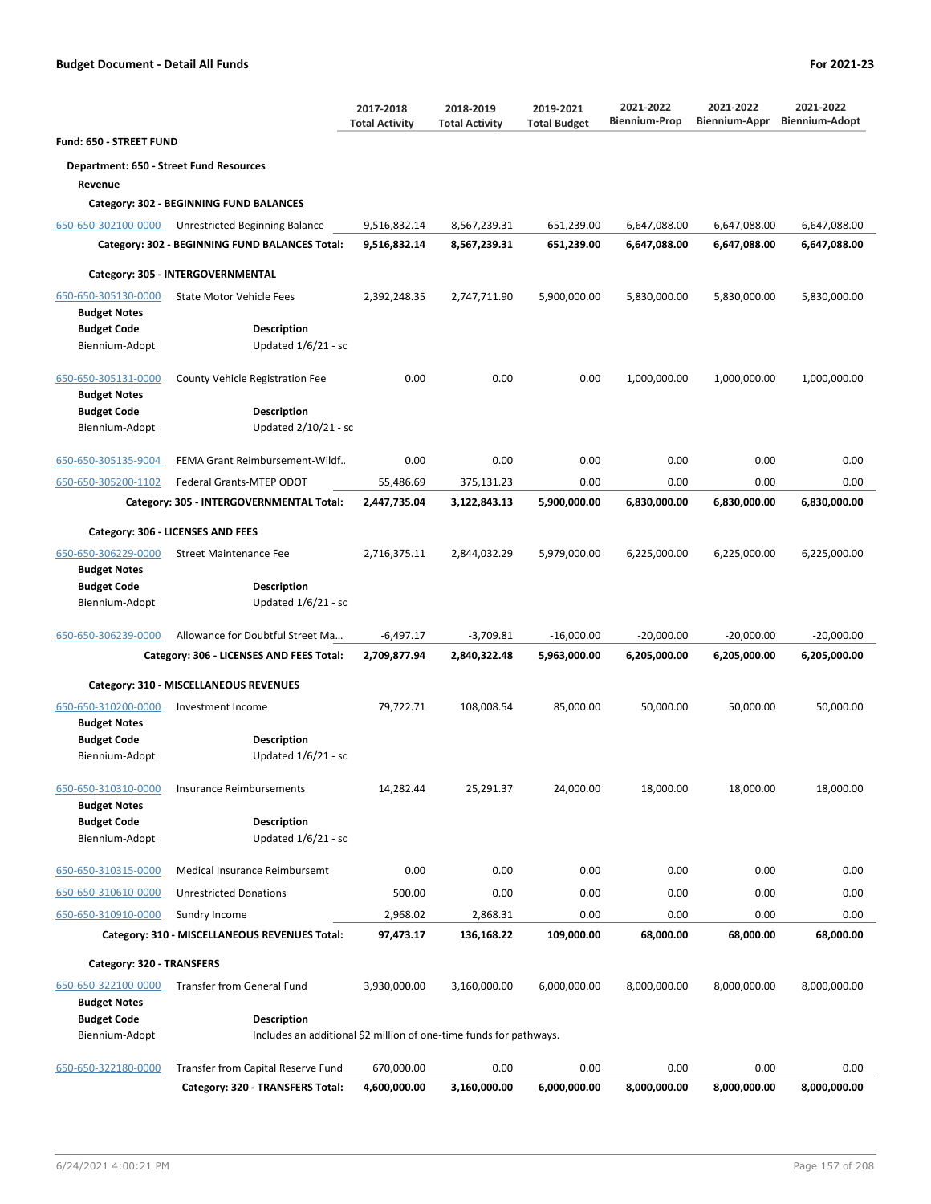**Budget Document - Detail All Funds** | **For 2021-23**

| | | 2017-2018 Total Activity | 2018-2019 Total Activity | 2019-2021 Total Budget | 2021-2022 Biennium-Prop | 2021-2022 Biennium-Appr | 2021-2022 Biennium-Adopt |
|---|---|---|---|---|---|---|---|
| **Fund: 650 - STREET FUND** | | | | | | | |
| **Department: 650 - Street Fund Resources** | | | | | | | |
| **Revenue** | | | | | | | |
| **Category: 302 - BEGINNING FUND BALANCES** | | | | | | | |
| 650-650-302100-0000 | Unrestricted Beginning Balance | 9,516,832.14 | 8,567,239.31 | 651,239.00 | 6,647,088.00 | 6,647,088.00 | 6,647,088.00 |
| | **Category: 302 - BEGINNING FUND BALANCES Total:** | **9,516,832.14** | **8,567,239.31** | **651,239.00** | **6,647,088.00** | **6,647,088.00** | **6,647,088.00** |
| **Category: 305 - INTERGOVERNMENTAL** | | | | | | | |
| 650-650-305130-0000 | State Motor Vehicle Fees | 2,392,248.35 | 2,747,711.90 | 5,900,000.00 | 5,830,000.00 | 5,830,000.00 | 5,830,000.00 |
| **Budget Notes** | | | | | | | |
| **Budget Code** | **Description** | | | | | | |
| Biennium-Adopt | Updated 1/6/21 - sc | | | | | | |
| 650-650-305131-0000 | County Vehicle Registration Fee | 0.00 | 0.00 | 0.00 | 1,000,000.00 | 1,000,000.00 | 1,000,000.00 |
| **Budget Notes** | | | | | | | |
| **Budget Code** | **Description** | | | | | | |
| Biennium-Adopt | Updated 2/10/21 - sc | | | | | | |
| 650-650-305135-9004 | FEMA Grant Reimbursement-Wildf.. | 0.00 | 0.00 | 0.00 | 0.00 | 0.00 | 0.00 |
| 650-650-305200-1102 | Federal Grants-MTEP ODOT | 55,486.69 | 375,131.23 | 0.00 | 0.00 | 0.00 | 0.00 |
| | **Category: 305 - INTERGOVERNMENTAL Total:** | **2,447,735.04** | **3,122,843.13** | **5,900,000.00** | **6,830,000.00** | **6,830,000.00** | **6,830,000.00** |
| **Category: 306 - LICENSES AND FEES** | | | | | | | |
| 650-650-306229-0000 | Street Maintenance Fee | 2,716,375.11 | 2,844,032.29 | 5,979,000.00 | 6,225,000.00 | 6,225,000.00 | 6,225,000.00 |
| **Budget Notes** | | | | | | | |
| **Budget Code** | **Description** | | | | | | |
| Biennium-Adopt | Updated 1/6/21 - sc | | | | | | |
| 650-650-306239-0000 | Allowance for Doubtful Street Ma... | -6,497.17 | -3,709.81 | -16,000.00 | -20,000.00 | -20,000.00 | -20,000.00 |
| | **Category: 306 - LICENSES AND FEES Total:** | **2,709,877.94** | **2,840,322.48** | **5,963,000.00** | **6,205,000.00** | **6,205,000.00** | **6,205,000.00** |
| **Category: 310 - MISCELLANEOUS REVENUES** | | | | | | | |
| 650-650-310200-0000 | Investment Income | 79,722.71 | 108,008.54 | 85,000.00 | 50,000.00 | 50,000.00 | 50,000.00 |
| **Budget Notes** | | | | | | | |
| **Budget Code** | **Description** | | | | | | |
| Biennium-Adopt | Updated 1/6/21 - sc | | | | | | |
| 650-650-310310-0000 | Insurance Reimbursements | 14,282.44 | 25,291.37 | 24,000.00 | 18,000.00 | 18,000.00 | 18,000.00 |
| **Budget Notes** | | | | | | | |
| **Budget Code** | **Description** | | | | | | |
| Biennium-Adopt | Updated 1/6/21 - sc | | | | | | |
| 650-650-310315-0000 | Medical Insurance Reimbursemt | 0.00 | 0.00 | 0.00 | 0.00 | 0.00 | 0.00 |
| 650-650-310610-0000 | Unrestricted Donations | 500.00 | 0.00 | 0.00 | 0.00 | 0.00 | 0.00 |
| 650-650-310910-0000 | Sundry Income | 2,968.02 | 2,868.31 | 0.00 | 0.00 | 0.00 | 0.00 |
| | **Category: 310 - MISCELLANEOUS REVENUES Total:** | **97,473.17** | **136,168.22** | **109,000.00** | **68,000.00** | **68,000.00** | **68,000.00** |
| **Category: 320 - TRANSFERS** | | | | | | | |
| 650-650-322100-0000 | Transfer from General Fund | 3,930,000.00 | 3,160,000.00 | 6,000,000.00 | 8,000,000.00 | 8,000,000.00 | 8,000,000.00 |
| **Budget Notes** | | | | | | | |
| **Budget Code** | **Description** | | | | | | |
| Biennium-Adopt | Includes an additional $2 million of one-time funds for pathways. | | | | | | |
| 650-650-322180-0000 | Transfer from Capital Reserve Fund | 670,000.00 | 0.00 | 0.00 | 0.00 | 0.00 | 0.00 |
| | **Category: 320 - TRANSFERS Total:** | **4,600,000.00** | **3,160,000.00** | **6,000,000.00** | **8,000,000.00** | **8,000,000.00** | **8,000,000.00** |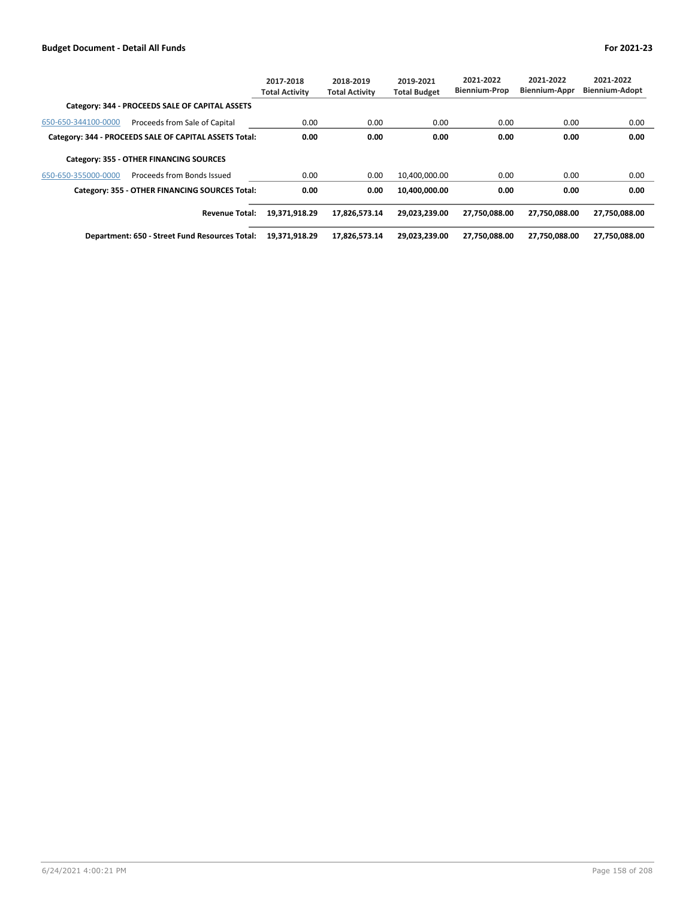| | | 2017-2018 Total Activity | 2018-2019 Total Activity | 2019-2021 Total Budget | 2021-2022 Biennium-Prop | 2021-2022 Biennium-Appr | 2021-2022 Biennium-Adopt |
|---|---|---|---|---|---|---|---|
| **Category: 344 - PROCEEDS SALE OF CAPITAL ASSETS** | | | | | | | |
| 650-650-344100-0000 | Proceeds from Sale of Capital | 0.00 | 0.00 | 0.00 | 0.00 | 0.00 | 0.00 |
| **Category: 344 - PROCEEDS SALE OF CAPITAL ASSETS Total:** | | **0.00** | **0.00** | **0.00** | **0.00** | **0.00** | **0.00** |
| **Category: 355 - OTHER FINANCING SOURCES** | | | | | | | |
| 650-650-355000-0000 | Proceeds from Bonds Issued | 0.00 | 0.00 | 10,400,000.00 | 0.00 | 0.00 | 0.00 |
| **Category: 355 - OTHER FINANCING SOURCES Total:** | | **0.00** | **0.00** | **10,400,000.00** | **0.00** | **0.00** | **0.00** |
| **Revenue Total:** | | **19,371,918.29** | **17,826,573.14** | **29,023,239.00** | **27,750,088.00** | **27,750,088.00** | **27,750,088.00** |
| **Department: 650 - Street Fund Resources Total:** | | **19,371,918.29** | **17,826,573.14** | **29,023,239.00** | **27,750,088.00** | **27,750,088.00** | **27,750,088.00** |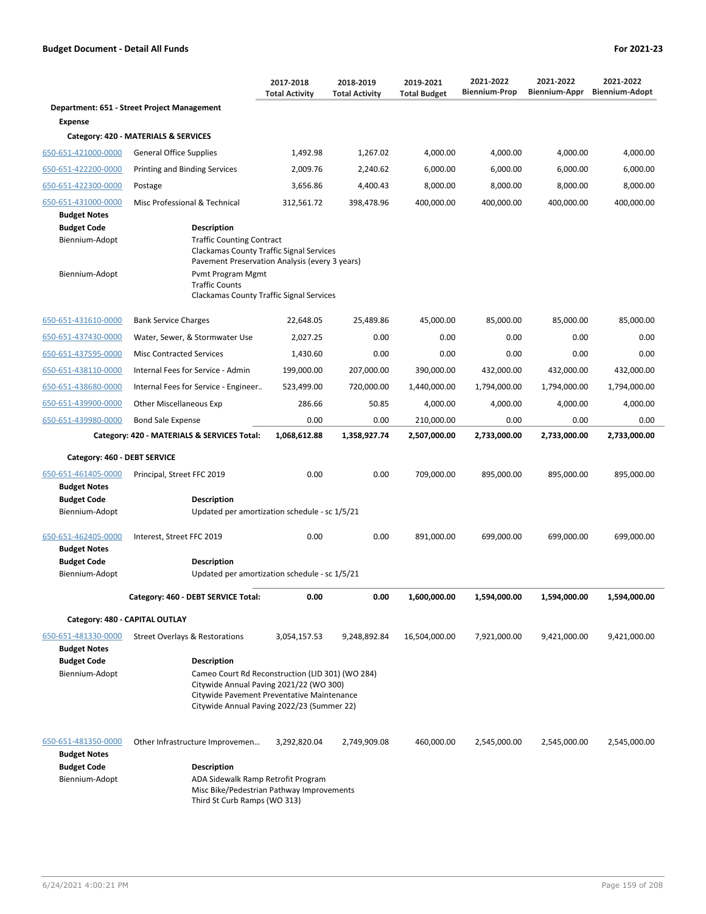**Budget Document - Detail All Funds** | **For 2021-23**

| | | 2017-2018 Total Activity | 2018-2019 Total Activity | 2019-2021 Total Budget | 2021-2022 Biennium-Prop | 2021-2022 Biennium-Appr | 2021-2022 Biennium-Adopt |
|---|---|---|---|---|---|---|---|
| **Department: 651 - Street Project Management** | | | | | | | |
| **Expense** | | | | | | | |
| **Category: 420 - MATERIALS & SERVICES** | | | | | | | |
| 650-651-421000-0000 | General Office Supplies | 1,492.98 | 1,267.02 | 4,000.00 | 4,000.00 | 4,000.00 | 4,000.00 |
| 650-651-422200-0000 | Printing and Binding Services | 2,009.76 | 2,240.62 | 6,000.00 | 6,000.00 | 6,000.00 | 6,000.00 |
| 650-651-422300-0000 | Postage | 3,656.86 | 4,400.43 | 8,000.00 | 8,000.00 | 8,000.00 | 8,000.00 |
| 650-651-431000-0000 | Misc Professional & Technical | 312,561.72 | 398,478.96 | 400,000.00 | 400,000.00 | 400,000.00 | 400,000.00 |
| **Budget Notes** | | | | | | | |
| **Budget Code** | **Description** | | | | | | |
| Biennium-Adopt | Traffic Counting Contract<br>Clackamas County Traffic Signal Services<br>Pavement Preservation Analysis (every 3 years) | | | | | | |
| Biennium-Adopt | Pvmt Program Mgmt<br>Traffic Counts<br>Clackamas County Traffic Signal Services | | | | | | |
| 650-651-431610-0000 | Bank Service Charges | 22,648.05 | 25,489.86 | 45,000.00 | 85,000.00 | 85,000.00 | 85,000.00 |
| 650-651-437430-0000 | Water, Sewer, & Stormwater Use | 2,027.25 | 0.00 | 0.00 | 0.00 | 0.00 | 0.00 |
| 650-651-437595-0000 | Misc Contracted Services | 1,430.60 | 0.00 | 0.00 | 0.00 | 0.00 | 0.00 |
| 650-651-438110-0000 | Internal Fees for Service - Admin | 199,000.00 | 207,000.00 | 390,000.00 | 432,000.00 | 432,000.00 | 432,000.00 |
| 650-651-438680-0000 | Internal Fees for Service - Engineer.. | 523,499.00 | 720,000.00 | 1,440,000.00 | 1,794,000.00 | 1,794,000.00 | 1,794,000.00 |
| 650-651-439900-0000 | Other Miscellaneous Exp | 286.66 | 50.85 | 4,000.00 | 4,000.00 | 4,000.00 | 4,000.00 |
| 650-651-439980-0000 | Bond Sale Expense | 0.00 | 0.00 | 210,000.00 | 0.00 | 0.00 | 0.00 |
| | **Category: 420 - MATERIALS & SERVICES Total:** | **1,068,612.88** | **1,358,927.74** | **2,507,000.00** | **2,733,000.00** | **2,733,000.00** | **2,733,000.00** |
| **Category: 460 - DEBT SERVICE** | | | | | | | |
| 650-651-461405-0000 | Principal, Street FFC 2019 | 0.00 | 0.00 | 709,000.00 | 895,000.00 | 895,000.00 | 895,000.00 |
| **Budget Notes** | | | | | | | |
| **Budget Code** | **Description** | | | | | | |
| Biennium-Adopt | Updated per amortization schedule - sc 1/5/21 | | | | | | |
| 650-651-462405-0000 | Interest, Street FFC 2019 | 0.00 | 0.00 | 891,000.00 | 699,000.00 | 699,000.00 | 699,000.00 |
| **Budget Notes** | | | | | | | |
| **Budget Code** | **Description** | | | | | | |
| Biennium-Adopt | Updated per amortization schedule - sc 1/5/21 | | | | | | |
| | **Category: 460 - DEBT SERVICE Total:** | **0.00** | **0.00** | **1,600,000.00** | **1,594,000.00** | **1,594,000.00** | **1,594,000.00** |
| **Category: 480 - CAPITAL OUTLAY** | | | | | | | |
| 650-651-481330-0000 | Street Overlays & Restorations | 3,054,157.53 | 9,248,892.84 | 16,504,000.00 | 7,921,000.00 | 9,421,000.00 | 9,421,000.00 |
| **Budget Notes** | | | | | | | |
| **Budget Code** | **Description** | | | | | | |
| Biennium-Adopt | Cameo Court Rd Reconstruction (LID 301) (WO 284)<br>Citywide Annual Paving 2021/22 (WO 300)<br>Citywide Pavement Preventative Maintenance<br>Citywide Annual Paving 2022/23 (Summer 22) | | | | | | |
| 650-651-481350-0000 | Other Infrastructure Improvemen... | 3,292,820.04 | 2,749,909.08 | 460,000.00 | 2,545,000.00 | 2,545,000.00 | 2,545,000.00 |
| **Budget Notes** | | | | | | | |
| **Budget Code** | **Description** | | | | | | |
| Biennium-Adopt | ADA Sidewalk Ramp Retrofit Program<br>Misc Bike/Pedestrian Pathway Improvements<br>Third St Curb Ramps (WO 313) | | | | | | |

6/24/2021 4:00:21 PM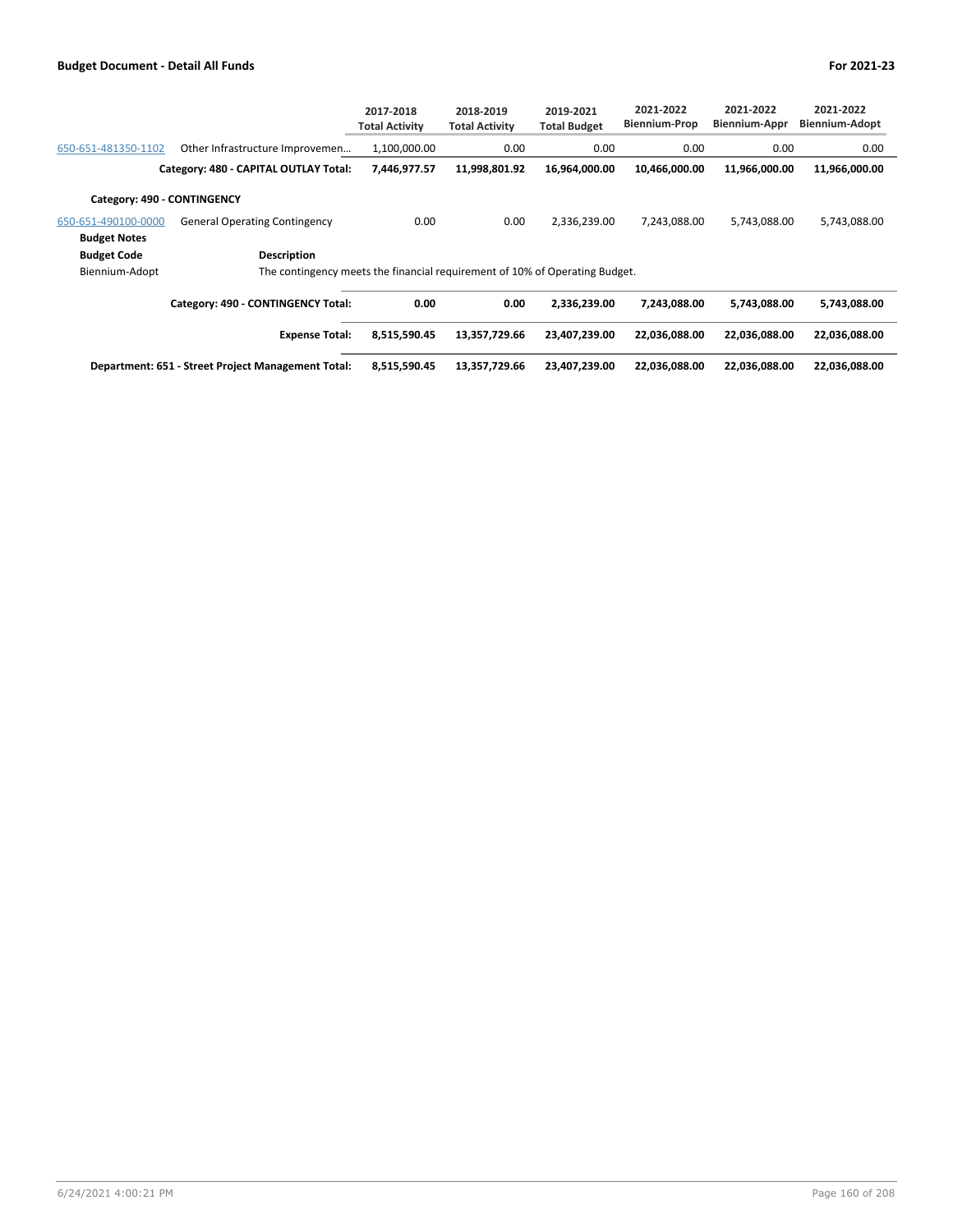| | | 2017-2018 Total Activity | 2018-2019 Total Activity | 2019-2021 Total Budget | 2021-2022 Biennium-Prop | 2021-2022 Biennium-Appr | 2021-2022 Biennium-Adopt |
|---|---|---|---|---|---|---|---|
| 650-651-481350-1102 | Other Infrastructure Improvemen... | 1,100,000.00 | 0.00 | 0.00 | 0.00 | 0.00 | 0.00 |
| | **Category: 480 - CAPITAL OUTLAY Total:** | **7,446,977.57** | **11,998,801.92** | **16,964,000.00** | **10,466,000.00** | **11,966,000.00** | **11,966,000.00** |
| **Category: 490 - CONTINGENCY** | | | | | | | |
| 650-651-490100-0000 | General Operating Contingency | 0.00 | 0.00 | 2,336,239.00 | 7,243,088.00 | 5,743,088.00 | 5,743,088.00 |
| **Budget Notes** | | | | | | | |
| **Budget Code** | **Description** | | | | | | |
| Biennium-Adopt | The contingency meets the financial requirement of 10% of Operating Budget. | | | | | | |
| | **Category: 490 - CONTINGENCY Total:** | **0.00** | **0.00** | **2,336,239.00** | **7,243,088.00** | **5,743,088.00** | **5,743,088.00** |
| | **Expense Total:** | **8,515,590.45** | **13,357,729.66** | **23,407,239.00** | **22,036,088.00** | **22,036,088.00** | **22,036,088.00** |
| | **Department: 651 - Street Project Management Total:** | **8,515,590.45** | **13,357,729.66** | **23,407,239.00** | **22,036,088.00** | **22,036,088.00** | **22,036,088.00** |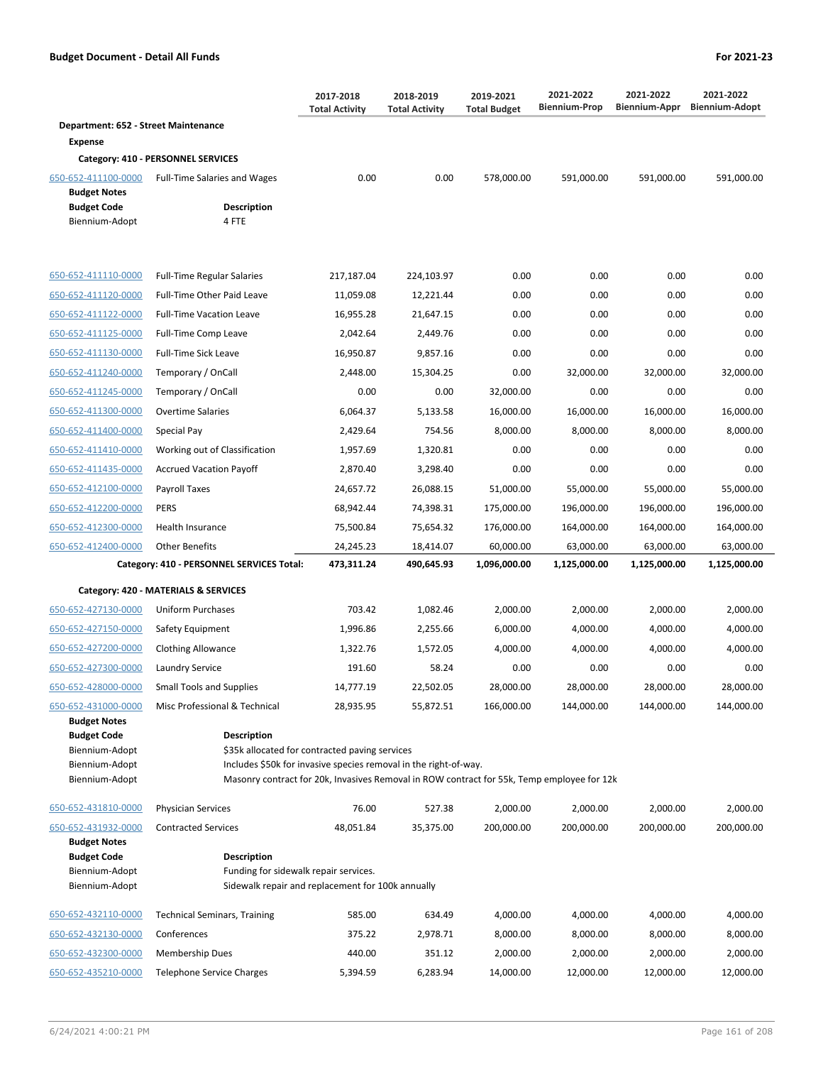**Budget Document - Detail All Funds** — For 2021-23

| | | 2017-2018 Total Activity | 2018-2019 Total Activity | 2019-2021 Total Budget | 2021-2022 Biennium-Prop | 2021-2022 Biennium-Appr | 2021-2022 Biennium-Adopt |
|---|---|---|---|---|---|---|---|
| **Department: 652 - Street Maintenance** | | | | | | | |
| **Expense** | | | | | | | |
| **Category: 410 - PERSONNEL SERVICES** | | | | | | | |
| 650-652-411100-0000 | Full-Time Salaries and Wages | 0.00 | 0.00 | 578,000.00 | 591,000.00 | 591,000.00 | 591,000.00 |

**Budget Notes**

| Budget Code | Description |
|---|---|
| Biennium-Adopt | 4 FTE |

| | | 2017-2018 Total Activity | 2018-2019 Total Activity | 2019-2021 Total Budget | 2021-2022 Biennium-Prop | 2021-2022 Biennium-Appr | 2021-2022 Biennium-Adopt |
|---|---|---|---|---|---|---|---|
| 650-652-411110-0000 | Full-Time Regular Salaries | 217,187.04 | 224,103.97 | 0.00 | 0.00 | 0.00 | 0.00 |
| 650-652-411120-0000 | Full-Time Other Paid Leave | 11,059.08 | 12,221.44 | 0.00 | 0.00 | 0.00 | 0.00 |
| 650-652-411122-0000 | Full-Time Vacation Leave | 16,955.28 | 21,647.15 | 0.00 | 0.00 | 0.00 | 0.00 |
| 650-652-411125-0000 | Full-Time Comp Leave | 2,042.64 | 2,449.76 | 0.00 | 0.00 | 0.00 | 0.00 |
| 650-652-411130-0000 | Full-Time Sick Leave | 16,950.87 | 9,857.16 | 0.00 | 0.00 | 0.00 | 0.00 |
| 650-652-411240-0000 | Temporary / OnCall | 2,448.00 | 15,304.25 | 0.00 | 32,000.00 | 32,000.00 | 32,000.00 |
| 650-652-411245-0000 | Temporary / OnCall | 0.00 | 0.00 | 32,000.00 | 0.00 | 0.00 | 0.00 |
| 650-652-411300-0000 | Overtime Salaries | 6,064.37 | 5,133.58 | 16,000.00 | 16,000.00 | 16,000.00 | 16,000.00 |
| 650-652-411400-0000 | Special Pay | 2,429.64 | 754.56 | 8,000.00 | 8,000.00 | 8,000.00 | 8,000.00 |
| 650-652-411410-0000 | Working out of Classification | 1,957.69 | 1,320.81 | 0.00 | 0.00 | 0.00 | 0.00 |
| 650-652-411435-0000 | Accrued Vacation Payoff | 2,870.40 | 3,298.40 | 0.00 | 0.00 | 0.00 | 0.00 |
| 650-652-412100-0000 | Payroll Taxes | 24,657.72 | 26,088.15 | 51,000.00 | 55,000.00 | 55,000.00 | 55,000.00 |
| 650-652-412200-0000 | PERS | 68,942.44 | 74,398.31 | 175,000.00 | 196,000.00 | 196,000.00 | 196,000.00 |
| 650-652-412300-0000 | Health Insurance | 75,500.84 | 75,654.32 | 176,000.00 | 164,000.00 | 164,000.00 | 164,000.00 |
| 650-652-412400-0000 | Other Benefits | 24,245.23 | 18,414.07 | 60,000.00 | 63,000.00 | 63,000.00 | 63,000.00 |
| **Category: 410 - PERSONNEL SERVICES Total:** | | **473,311.24** | **490,645.93** | **1,096,000.00** | **1,125,000.00** | **1,125,000.00** | **1,125,000.00** |
| **Category: 420 - MATERIALS & SERVICES** | | | | | | | |
| 650-652-427130-0000 | Uniform Purchases | 703.42 | 1,082.46 | 2,000.00 | 2,000.00 | 2,000.00 | 2,000.00 |
| 650-652-427150-0000 | Safety Equipment | 1,996.86 | 2,255.66 | 6,000.00 | 4,000.00 | 4,000.00 | 4,000.00 |
| 650-652-427200-0000 | Clothing Allowance | 1,322.76 | 1,572.05 | 4,000.00 | 4,000.00 | 4,000.00 | 4,000.00 |
| 650-652-427300-0000 | Laundry Service | 191.60 | 58.24 | 0.00 | 0.00 | 0.00 | 0.00 |
| 650-652-428000-0000 | Small Tools and Supplies | 14,777.19 | 22,502.05 | 28,000.00 | 28,000.00 | 28,000.00 | 28,000.00 |
| 650-652-431000-0000 | Misc Professional & Technical | 28,935.95 | 55,872.51 | 166,000.00 | 144,000.00 | 144,000.00 | 144,000.00 |

**Budget Notes**

| Budget Code | Description |
|---|---|
| Biennium-Adopt | $35k allocated for contracted paving services |
| Biennium-Adopt | Includes $50k for invasive species removal in the right-of-way. |
| Biennium-Adopt | Masonry contract for 20k, Invasives Removal in ROW contract for 55k, Temp employee for 12k |

| | | 2017-2018 Total Activity | 2018-2019 Total Activity | 2019-2021 Total Budget | 2021-2022 Biennium-Prop | 2021-2022 Biennium-Appr | 2021-2022 Biennium-Adopt |
|---|---|---|---|---|---|---|---|
| 650-652-431810-0000 | Physician Services | 76.00 | 527.38 | 2,000.00 | 2,000.00 | 2,000.00 | 2,000.00 |
| 650-652-431932-0000 | Contracted Services | 48,051.84 | 35,375.00 | 200,000.00 | 200,000.00 | 200,000.00 | 200,000.00 |

**Budget Notes**

| Budget Code | Description |
|---|---|
| Biennium-Adopt | Funding for sidewalk repair services. |
| Biennium-Adopt | Sidewalk repair and replacement for 100k annually |

| | | 2017-2018 Total Activity | 2018-2019 Total Activity | 2019-2021 Total Budget | 2021-2022 Biennium-Prop | 2021-2022 Biennium-Appr | 2021-2022 Biennium-Adopt |
|---|---|---|---|---|---|---|---|
| 650-652-432110-0000 | Technical Seminars, Training | 585.00 | 634.49 | 4,000.00 | 4,000.00 | 4,000.00 | 4,000.00 |
| 650-652-432130-0000 | Conferences | 375.22 | 2,978.71 | 8,000.00 | 8,000.00 | 8,000.00 | 8,000.00 |
| 650-652-432300-0000 | Membership Dues | 440.00 | 351.12 | 2,000.00 | 2,000.00 | 2,000.00 | 2,000.00 |
| 650-652-435210-0000 | Telephone Service Charges | 5,394.59 | 6,283.94 | 14,000.00 | 12,000.00 | 12,000.00 | 12,000.00 |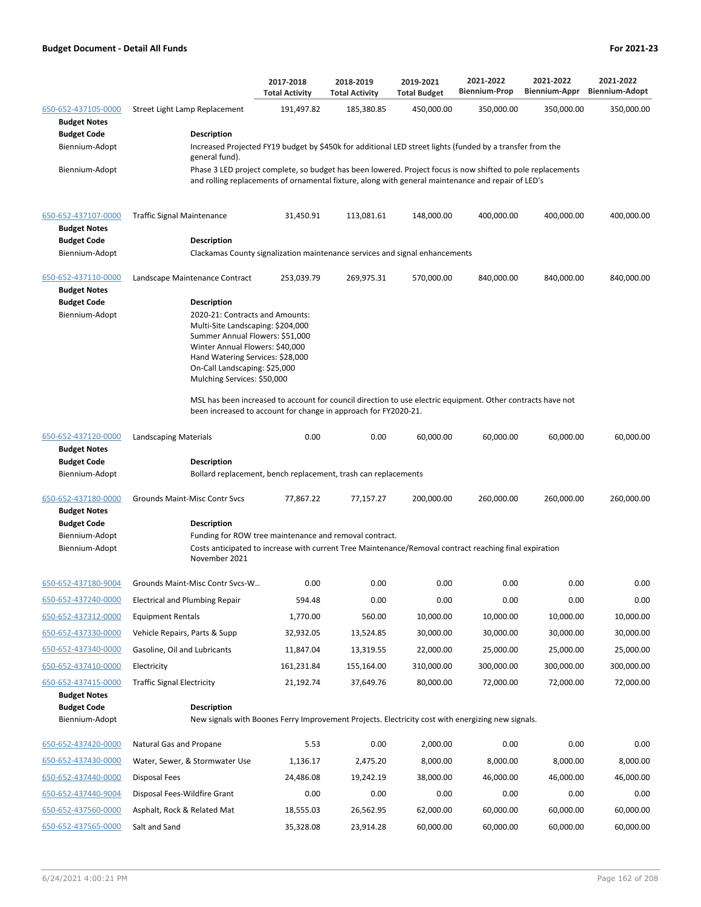**Budget Document - Detail All Funds** **For 2021-23**

| | | 2017-2018 Total Activity | 2018-2019 Total Activity | 2019-2021 Total Budget | 2021-2022 Biennium-Prop | 2021-2022 Biennium-Appr | 2021-2022 Biennium-Adopt |
|---|---|---|---|---|---|---|---|
| 650-652-437105-0000 | Street Light Lamp Replacement | 191,497.82 | 185,380.85 | 450,000.00 | 350,000.00 | 350,000.00 | 350,000.00 |

**Budget Notes**

| Budget Code | Description |
|---|---|
| Biennium-Adopt | Increased Projected FY19 budget by $450k for additional LED street lights (funded by a transfer from the general fund). |
| Biennium-Adopt | Phase 3 LED project complete, so budget has been lowered. Project focus is now shifted to pole replacements and rolling replacements of ornamental fixture, along with general maintenance and repair of LED's |

| | | 2017-2018 Total Activity | 2018-2019 Total Activity | 2019-2021 Total Budget | 2021-2022 Biennium-Prop | 2021-2022 Biennium-Appr | 2021-2022 Biennium-Adopt |
|---|---|---|---|---|---|---|---|
| 650-652-437107-0000 | Traffic Signal Maintenance | 31,450.91 | 113,081.61 | 148,000.00 | 400,000.00 | 400,000.00 | 400,000.00 |

**Budget Notes**

| Budget Code | Description |
|---|---|
| Biennium-Adopt | Clackamas County signalization maintenance services and signal enhancements |

| | | 2017-2018 Total Activity | 2018-2019 Total Activity | 2019-2021 Total Budget | 2021-2022 Biennium-Prop | 2021-2022 Biennium-Appr | 2021-2022 Biennium-Adopt |
|---|---|---|---|---|---|---|---|
| 650-652-437110-0000 | Landscape Maintenance Contract | 253,039.79 | 269,975.31 | 570,000.00 | 840,000.00 | 840,000.00 | 840,000.00 |

**Budget Notes**

| Budget Code | Description |
|---|---|
| Biennium-Adopt | 2020-21: Contracts and Amounts:<br>Multi-Site Landscaping: $204,000<br>Summer Annual Flowers: $51,000<br>Winter Annual Flowers: $40,000<br>Hand Watering Services: $28,000<br>On-Call Landscaping: $25,000<br>Mulching Services: $50,000<br><br>MSL has been increased to account for council direction to use electric equipment. Other contracts have not been increased to account for change in approach for FY2020-21. |

| | | 2017-2018 Total Activity | 2018-2019 Total Activity | 2019-2021 Total Budget | 2021-2022 Biennium-Prop | 2021-2022 Biennium-Appr | 2021-2022 Biennium-Adopt |
|---|---|---|---|---|---|---|---|
| 650-652-437120-0000 | Landscaping Materials | 0.00 | 0.00 | 60,000.00 | 60,000.00 | 60,000.00 | 60,000.00 |

**Budget Notes**

| Budget Code | Description |
|---|---|
| Biennium-Adopt | Bollard replacement, bench replacement, trash can replacements |

| | | 2017-2018 Total Activity | 2018-2019 Total Activity | 2019-2021 Total Budget | 2021-2022 Biennium-Prop | 2021-2022 Biennium-Appr | 2021-2022 Biennium-Adopt |
|---|---|---|---|---|---|---|---|
| 650-652-437180-0000 | Grounds Maint-Misc Contr Svcs | 77,867.22 | 77,157.27 | 200,000.00 | 260,000.00 | 260,000.00 | 260,000.00 |

**Budget Notes**

| Budget Code | Description |
|---|---|
| Biennium-Adopt | Funding for ROW tree maintenance and removal contract. |
| Biennium-Adopt | Costs anticipated to increase with current Tree Maintenance/Removal contract reaching final expiration November 2021 |

| | | 2017-2018 Total Activity | 2018-2019 Total Activity | 2019-2021 Total Budget | 2021-2022 Biennium-Prop | 2021-2022 Biennium-Appr | 2021-2022 Biennium-Adopt |
|---|---|---|---|---|---|---|---|
| 650-652-437180-9004 | Grounds Maint-Misc Contr Svcs-W... | 0.00 | 0.00 | 0.00 | 0.00 | 0.00 | 0.00 |
| 650-652-437240-0000 | Electrical and Plumbing Repair | 594.48 | 0.00 | 0.00 | 0.00 | 0.00 | 0.00 |
| 650-652-437312-0000 | Equipment Rentals | 1,770.00 | 560.00 | 10,000.00 | 10,000.00 | 10,000.00 | 10,000.00 |
| 650-652-437330-0000 | Vehicle Repairs, Parts & Supp | 32,932.05 | 13,524.85 | 30,000.00 | 30,000.00 | 30,000.00 | 30,000.00 |
| 650-652-437340-0000 | Gasoline, Oil and Lubricants | 11,847.04 | 13,319.55 | 22,000.00 | 25,000.00 | 25,000.00 | 25,000.00 |
| 650-652-437410-0000 | Electricity | 161,231.84 | 155,164.00 | 310,000.00 | 300,000.00 | 300,000.00 | 300,000.00 |
| 650-652-437415-0000 | Traffic Signal Electricity | 21,192.74 | 37,649.76 | 80,000.00 | 72,000.00 | 72,000.00 | 72,000.00 |

**Budget Notes**

| Budget Code | Description |
|---|---|
| Biennium-Adopt | New signals with Boones Ferry Improvement Projects. Electricity cost with energizing new signals. |

| | | 2017-2018 Total Activity | 2018-2019 Total Activity | 2019-2021 Total Budget | 2021-2022 Biennium-Prop | 2021-2022 Biennium-Appr | 2021-2022 Biennium-Adopt |
|---|---|---|---|---|---|---|---|
| 650-652-437420-0000 | Natural Gas and Propane | 5.53 | 0.00 | 2,000.00 | 0.00 | 0.00 | 0.00 |
| 650-652-437430-0000 | Water, Sewer, & Stormwater Use | 1,136.17 | 2,475.20 | 8,000.00 | 8,000.00 | 8,000.00 | 8,000.00 |
| 650-652-437440-0000 | Disposal Fees | 24,486.08 | 19,242.19 | 38,000.00 | 46,000.00 | 46,000.00 | 46,000.00 |
| 650-652-437440-9004 | Disposal Fees-Wildfire Grant | 0.00 | 0.00 | 0.00 | 0.00 | 0.00 | 0.00 |
| 650-652-437560-0000 | Asphalt, Rock & Related Mat | 18,555.03 | 26,562.95 | 62,000.00 | 60,000.00 | 60,000.00 | 60,000.00 |
| 650-652-437565-0000 | Salt and Sand | 35,328.08 | 23,914.28 | 60,000.00 | 60,000.00 | 60,000.00 | 60,000.00 |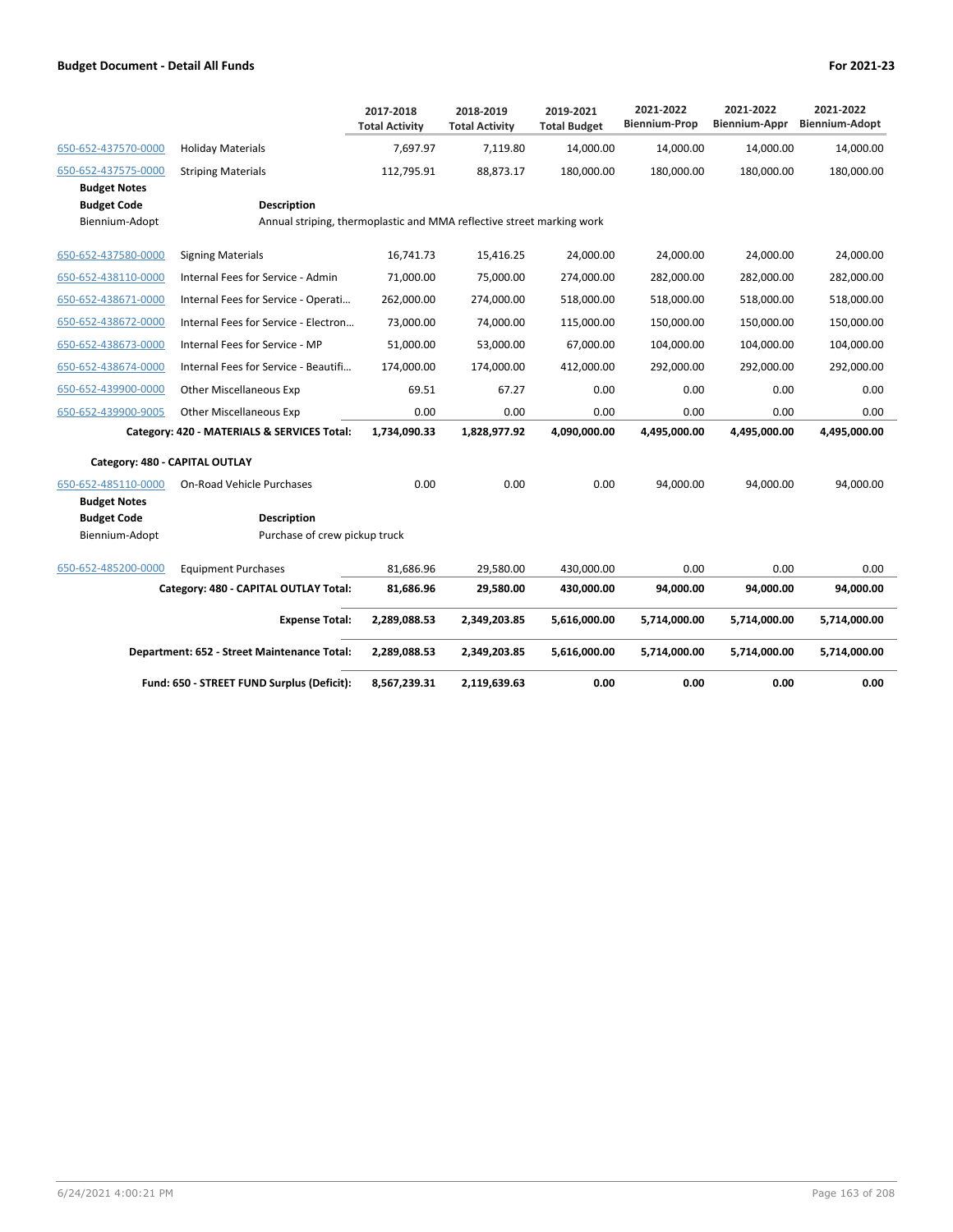**Budget Document - Detail All Funds** **For 2021-23**

| | | 2017-2018 Total Activity | 2018-2019 Total Activity | 2019-2021 Total Budget | 2021-2022 Biennium-Prop | 2021-2022 Biennium-Appr | 2021-2022 Biennium-Adopt |
|---|---|---|---|---|---|---|---|
| 650-652-437570-0000 | Holiday Materials | 7,697.97 | 7,119.80 | 14,000.00 | 14,000.00 | 14,000.00 | 14,000.00 |
| 650-652-437575-0000 | Striping Materials | 112,795.91 | 88,873.17 | 180,000.00 | 180,000.00 | 180,000.00 | 180,000.00 |
| **Budget Notes** | | | | | | | |
| **Budget Code** | **Description** | | | | | | |
| Biennium-Adopt | Annual striping, thermoplastic and MMA reflective street marking work | | | | | | |
| 650-652-437580-0000 | Signing Materials | 16,741.73 | 15,416.25 | 24,000.00 | 24,000.00 | 24,000.00 | 24,000.00 |
| 650-652-438110-0000 | Internal Fees for Service - Admin | 71,000.00 | 75,000.00 | 274,000.00 | 282,000.00 | 282,000.00 | 282,000.00 |
| 650-652-438671-0000 | Internal Fees for Service - Operati... | 262,000.00 | 274,000.00 | 518,000.00 | 518,000.00 | 518,000.00 | 518,000.00 |
| 650-652-438672-0000 | Internal Fees for Service - Electron... | 73,000.00 | 74,000.00 | 115,000.00 | 150,000.00 | 150,000.00 | 150,000.00 |
| 650-652-438673-0000 | Internal Fees for Service - MP | 51,000.00 | 53,000.00 | 67,000.00 | 104,000.00 | 104,000.00 | 104,000.00 |
| 650-652-438674-0000 | Internal Fees for Service - Beautifi... | 174,000.00 | 174,000.00 | 412,000.00 | 292,000.00 | 292,000.00 | 292,000.00 |
| 650-652-439900-0000 | Other Miscellaneous Exp | 69.51 | 67.27 | 0.00 | 0.00 | 0.00 | 0.00 |
| 650-652-439900-9005 | Other Miscellaneous Exp | 0.00 | 0.00 | 0.00 | 0.00 | 0.00 | 0.00 |
| | **Category: 420 - MATERIALS & SERVICES Total:** | **1,734,090.33** | **1,828,977.92** | **4,090,000.00** | **4,495,000.00** | **4,495,000.00** | **4,495,000.00** |
| **Category: 480 - CAPITAL OUTLAY** | | | | | | | |
| 650-652-485110-0000 | On-Road Vehicle Purchases | 0.00 | 0.00 | 0.00 | 94,000.00 | 94,000.00 | 94,000.00 |
| **Budget Notes** | | | | | | | |
| **Budget Code** | **Description** | | | | | | |
| Biennium-Adopt | Purchase of crew pickup truck | | | | | | |
| 650-652-485200-0000 | Equipment Purchases | 81,686.96 | 29,580.00 | 430,000.00 | 0.00 | 0.00 | 0.00 |
| | **Category: 480 - CAPITAL OUTLAY Total:** | **81,686.96** | **29,580.00** | **430,000.00** | **94,000.00** | **94,000.00** | **94,000.00** |
| | **Expense Total:** | **2,289,088.53** | **2,349,203.85** | **5,616,000.00** | **5,714,000.00** | **5,714,000.00** | **5,714,000.00** |
| | **Department: 652 - Street Maintenance Total:** | **2,289,088.53** | **2,349,203.85** | **5,616,000.00** | **5,714,000.00** | **5,714,000.00** | **5,714,000.00** |
| | **Fund: 650 - STREET FUND Surplus (Deficit):** | **8,567,239.31** | **2,119,639.63** | **0.00** | **0.00** | **0.00** | **0.00** |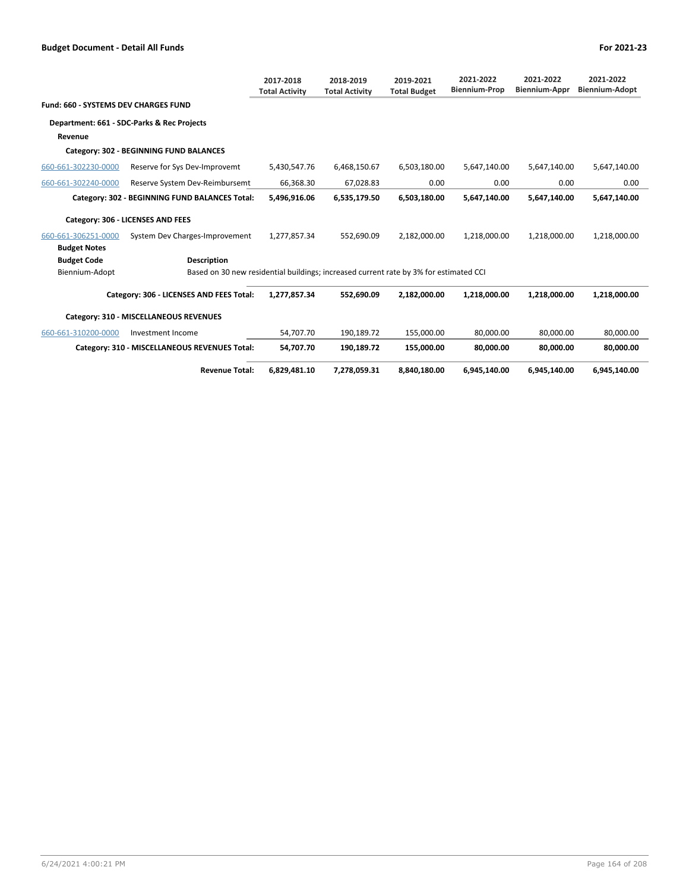| | | 2017-2018 Total Activity | 2018-2019 Total Activity | 2019-2021 Total Budget | 2021-2022 Biennium-Prop | 2021-2022 Biennium-Appr | 2021-2022 Biennium-Adopt |
|---|---|---|---|---|---|---|---|
| **Fund: 660 - SYSTEMS DEV CHARGES FUND** | | | | | | | |
| **Department: 661 - SDC-Parks & Rec Projects** | | | | | | | |
| **Revenue** | | | | | | | |
| **Category: 302 - BEGINNING FUND BALANCES** | | | | | | | |
| 660-661-302230-0000 | Reserve for Sys Dev-Improvemt | 5,430,547.76 | 6,468,150.67 | 6,503,180.00 | 5,647,140.00 | 5,647,140.00 | 5,647,140.00 |
| 660-661-302240-0000 | Reserve System Dev-Reimbursemt | 66,368.30 | 67,028.83 | 0.00 | 0.00 | 0.00 | 0.00 |
| | **Category: 302 - BEGINNING FUND BALANCES Total:** | **5,496,916.06** | **6,535,179.50** | **6,503,180.00** | **5,647,140.00** | **5,647,140.00** | **5,647,140.00** |
| **Category: 306 - LICENSES AND FEES** | | | | | | | |
| 660-661-306251-0000 | System Dev Charges-Improvement | 1,277,857.34 | 552,690.09 | 2,182,000.00 | 1,218,000.00 | 1,218,000.00 | 1,218,000.00 |
| **Budget Notes** | | | | | | | |
| **Budget Code** | **Description** | | | | | | |
| Biennium-Adopt | Based on 30 new residential buildings; increased current rate by 3% for estimated CCI | | | | | | |
| | **Category: 306 - LICENSES AND FEES Total:** | **1,277,857.34** | **552,690.09** | **2,182,000.00** | **1,218,000.00** | **1,218,000.00** | **1,218,000.00** |
| **Category: 310 - MISCELLANEOUS REVENUES** | | | | | | | |
| 660-661-310200-0000 | Investment Income | 54,707.70 | 190,189.72 | 155,000.00 | 80,000.00 | 80,000.00 | 80,000.00 |
| | **Category: 310 - MISCELLANEOUS REVENUES Total:** | **54,707.70** | **190,189.72** | **155,000.00** | **80,000.00** | **80,000.00** | **80,000.00** |
| | **Revenue Total:** | **6,829,481.10** | **7,278,059.31** | **8,840,180.00** | **6,945,140.00** | **6,945,140.00** | **6,945,140.00** |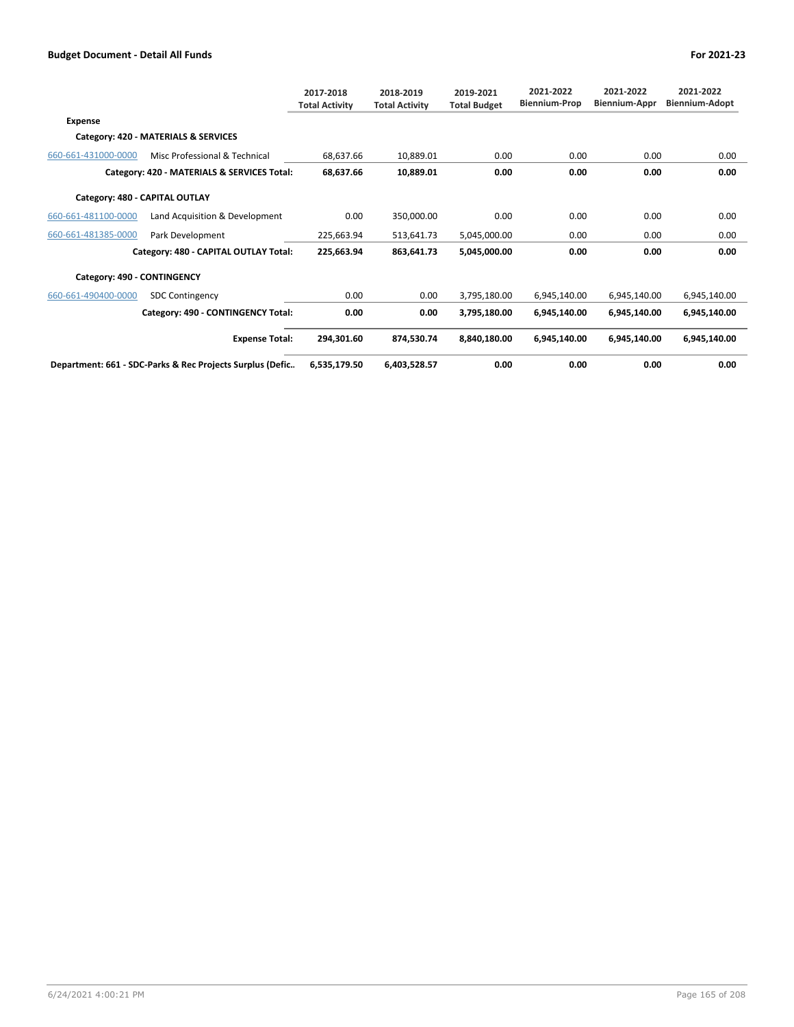| | | 2017-2018 Total Activity | 2018-2019 Total Activity | 2019-2021 Total Budget | 2021-2022 Biennium-Prop | 2021-2022 Biennium-Appr | 2021-2022 Biennium-Adopt |
|---|---|---|---|---|---|---|---|
| **Expense** | | | | | | | |
| **Category: 420 - MATERIALS & SERVICES** | | | | | | | |
| 660-661-431000-0000 | Misc Professional & Technical | 68,637.66 | 10,889.01 | 0.00 | 0.00 | 0.00 | 0.00 |
| | **Category: 420 - MATERIALS & SERVICES Total:** | **68,637.66** | **10,889.01** | **0.00** | **0.00** | **0.00** | **0.00** |
| **Category: 480 - CAPITAL OUTLAY** | | | | | | | |
| 660-661-481100-0000 | Land Acquisition & Development | 0.00 | 350,000.00 | 0.00 | 0.00 | 0.00 | 0.00 |
| 660-661-481385-0000 | Park Development | 225,663.94 | 513,641.73 | 5,045,000.00 | 0.00 | 0.00 | 0.00 |
| | **Category: 480 - CAPITAL OUTLAY Total:** | **225,663.94** | **863,641.73** | **5,045,000.00** | **0.00** | **0.00** | **0.00** |
| **Category: 490 - CONTINGENCY** | | | | | | | |
| 660-661-490400-0000 | SDC Contingency | 0.00 | 0.00 | 3,795,180.00 | 6,945,140.00 | 6,945,140.00 | 6,945,140.00 |
| | **Category: 490 - CONTINGENCY Total:** | **0.00** | **0.00** | **3,795,180.00** | **6,945,140.00** | **6,945,140.00** | **6,945,140.00** |
| | **Expense Total:** | **294,301.60** | **874,530.74** | **8,840,180.00** | **6,945,140.00** | **6,945,140.00** | **6,945,140.00** |
| **Department: 661 - SDC-Parks & Rec Projects Surplus (Defic..** | | **6,535,179.50** | **6,403,528.57** | **0.00** | **0.00** | **0.00** | **0.00** |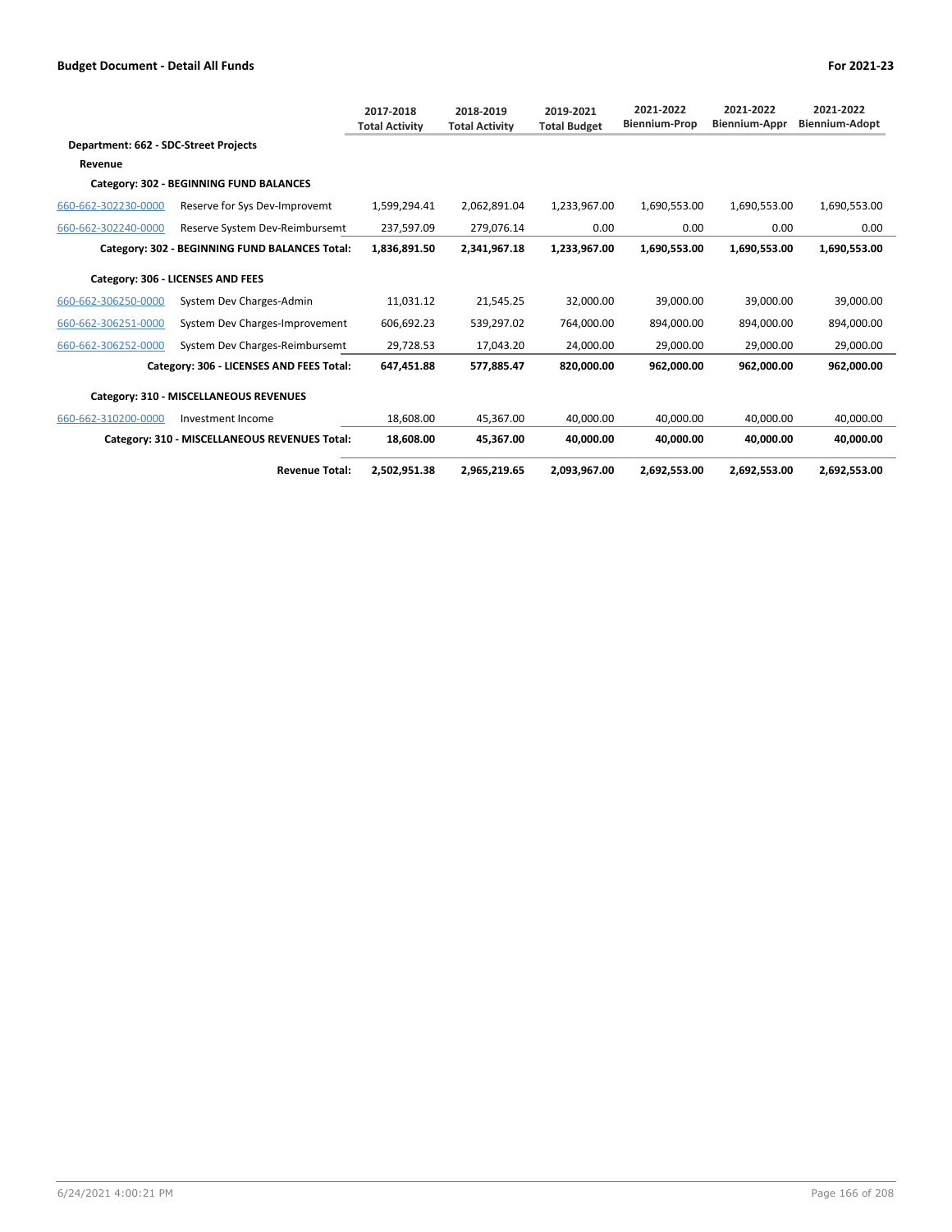## Budget Document - Detail All Funds

For 2021-23

| | | 2017-2018 Total Activity | 2018-2019 Total Activity | 2019-2021 Total Budget | 2021-2022 Biennium-Prop | 2021-2022 Biennium-Appr | 2021-2022 Biennium-Adopt |
|---|---|---|---|---|---|---|---|
| **Department: 662 - SDC-Street Projects** | | | | | | | |
| **Revenue** | | | | | | | |
| **Category: 302 - BEGINNING FUND BALANCES** | | | | | | | |
| 660-662-302230-0000 | Reserve for Sys Dev-Improvemt | 1,599,294.41 | 2,062,891.04 | 1,233,967.00 | 1,690,553.00 | 1,690,553.00 | 1,690,553.00 |
| 660-662-302240-0000 | Reserve System Dev-Reimbursemt | 237,597.09 | 279,076.14 | 0.00 | 0.00 | 0.00 | 0.00 |
| | **Category: 302 - BEGINNING FUND BALANCES Total:** | **1,836,891.50** | **2,341,967.18** | **1,233,967.00** | **1,690,553.00** | **1,690,553.00** | **1,690,553.00** |
| **Category: 306 - LICENSES AND FEES** | | | | | | | |
| 660-662-306250-0000 | System Dev Charges-Admin | 11,031.12 | 21,545.25 | 32,000.00 | 39,000.00 | 39,000.00 | 39,000.00 |
| 660-662-306251-0000 | System Dev Charges-Improvement | 606,692.23 | 539,297.02 | 764,000.00 | 894,000.00 | 894,000.00 | 894,000.00 |
| 660-662-306252-0000 | System Dev Charges-Reimbursemt | 29,728.53 | 17,043.20 | 24,000.00 | 29,000.00 | 29,000.00 | 29,000.00 |
| | **Category: 306 - LICENSES AND FEES Total:** | **647,451.88** | **577,885.47** | **820,000.00** | **962,000.00** | **962,000.00** | **962,000.00** |
| **Category: 310 - MISCELLANEOUS REVENUES** | | | | | | | |
| 660-662-310200-0000 | Investment Income | 18,608.00 | 45,367.00 | 40,000.00 | 40,000.00 | 40,000.00 | 40,000.00 |
| | **Category: 310 - MISCELLANEOUS REVENUES Total:** | **18,608.00** | **45,367.00** | **40,000.00** | **40,000.00** | **40,000.00** | **40,000.00** |
| | **Revenue Total:** | **2,502,951.38** | **2,965,219.65** | **2,093,967.00** | **2,692,553.00** | **2,692,553.00** | **2,692,553.00** |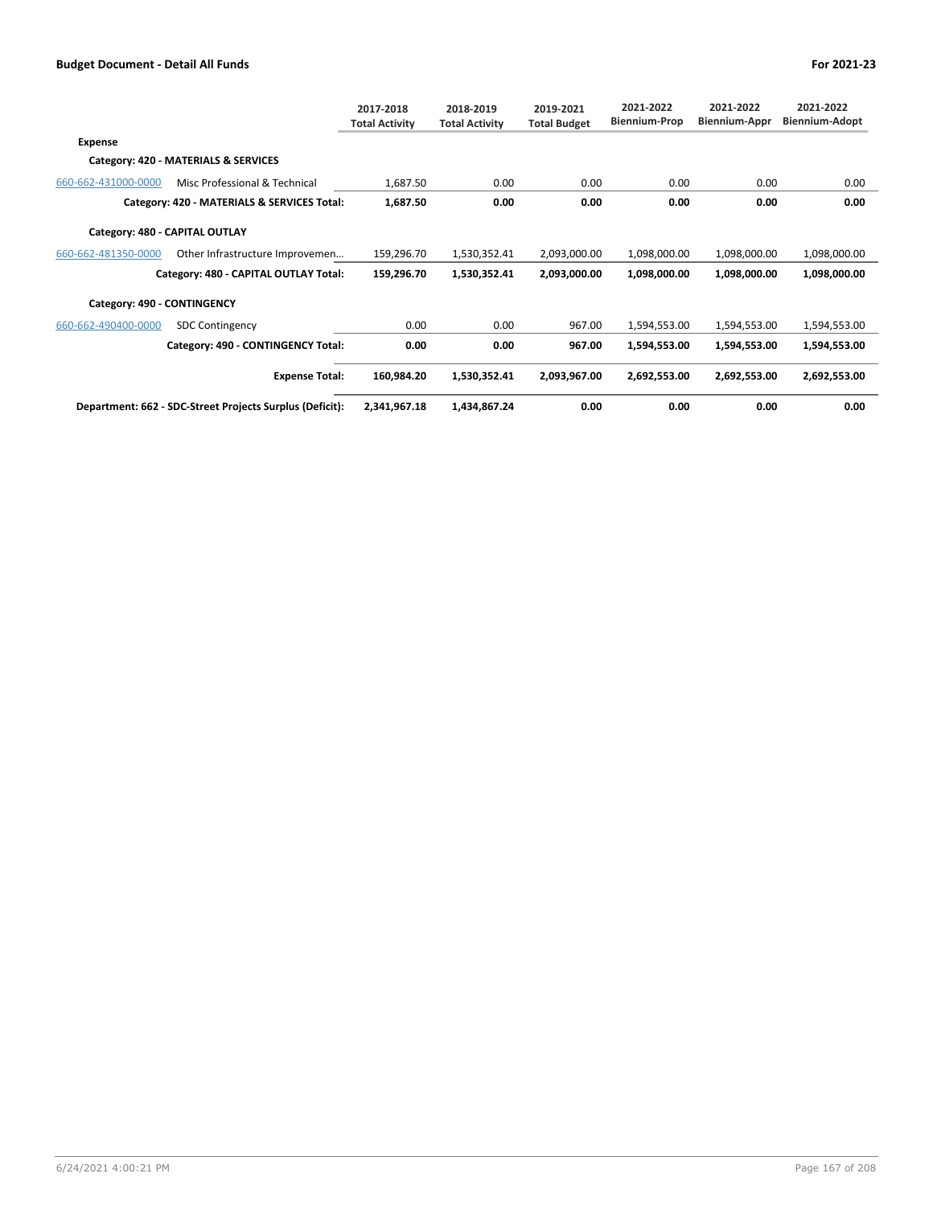| | | 2017-2018 Total Activity | 2018-2019 Total Activity | 2019-2021 Total Budget | 2021-2022 Biennium-Prop | 2021-2022 Biennium-Appr | 2021-2022 Biennium-Adopt |
|---|---|---|---|---|---|---|---|
| **Expense** | | | | | | | |
| **Category: 420 - MATERIALS & SERVICES** | | | | | | | |
| 660-662-431000-0000 | Misc Professional & Technical | 1,687.50 | 0.00 | 0.00 | 0.00 | 0.00 | 0.00 |
| | **Category: 420 - MATERIALS & SERVICES Total:** | **1,687.50** | **0.00** | **0.00** | **0.00** | **0.00** | **0.00** |
| **Category: 480 - CAPITAL OUTLAY** | | | | | | | |
| 660-662-481350-0000 | Other Infrastructure Improvemen… | 159,296.70 | 1,530,352.41 | 2,093,000.00 | 1,098,000.00 | 1,098,000.00 | 1,098,000.00 |
| | **Category: 480 - CAPITAL OUTLAY Total:** | **159,296.70** | **1,530,352.41** | **2,093,000.00** | **1,098,000.00** | **1,098,000.00** | **1,098,000.00** |
| **Category: 490 - CONTINGENCY** | | | | | | | |
| 660-662-490400-0000 | SDC Contingency | 0.00 | 0.00 | 967.00 | 1,594,553.00 | 1,594,553.00 | 1,594,553.00 |
| | **Category: 490 - CONTINGENCY Total:** | **0.00** | **0.00** | **967.00** | **1,594,553.00** | **1,594,553.00** | **1,594,553.00** |
| | **Expense Total:** | **160,984.20** | **1,530,352.41** | **2,093,967.00** | **2,692,553.00** | **2,692,553.00** | **2,692,553.00** |
| | **Department: 662 - SDC-Street Projects Surplus (Deficit):** | **2,341,967.18** | **1,434,867.24** | **0.00** | **0.00** | **0.00** | **0.00** |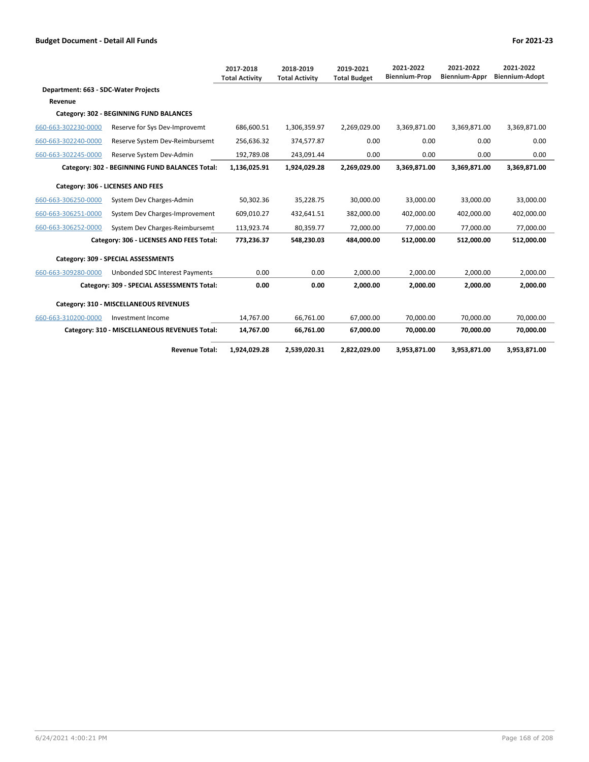**Budget Document - Detail All Funds** **For 2021-23**

| | | 2017-2018 Total Activity | 2018-2019 Total Activity | 2019-2021 Total Budget | 2021-2022 Biennium-Prop | 2021-2022 Biennium-Appr | 2021-2022 Biennium-Adopt |
|---|---|---|---|---|---|---|---|
| **Department: 663 - SDC-Water Projects** | | | | | | | |
| **Revenue** | | | | | | | |
| **Category: 302 - BEGINNING FUND BALANCES** | | | | | | | |
| 660-663-302230-0000 | Reserve for Sys Dev-Improvemt | 686,600.51 | 1,306,359.97 | 2,269,029.00 | 3,369,871.00 | 3,369,871.00 | 3,369,871.00 |
| 660-663-302240-0000 | Reserve System Dev-Reimbursemt | 256,636.32 | 374,577.87 | 0.00 | 0.00 | 0.00 | 0.00 |
| 660-663-302245-0000 | Reserve System Dev-Admin | 192,789.08 | 243,091.44 | 0.00 | 0.00 | 0.00 | 0.00 |
| | **Category: 302 - BEGINNING FUND BALANCES Total:** | **1,136,025.91** | **1,924,029.28** | **2,269,029.00** | **3,369,871.00** | **3,369,871.00** | **3,369,871.00** |
| **Category: 306 - LICENSES AND FEES** | | | | | | | |
| 660-663-306250-0000 | System Dev Charges-Admin | 50,302.36 | 35,228.75 | 30,000.00 | 33,000.00 | 33,000.00 | 33,000.00 |
| 660-663-306251-0000 | System Dev Charges-Improvement | 609,010.27 | 432,641.51 | 382,000.00 | 402,000.00 | 402,000.00 | 402,000.00 |
| 660-663-306252-0000 | System Dev Charges-Reimbursemt | 113,923.74 | 80,359.77 | 72,000.00 | 77,000.00 | 77,000.00 | 77,000.00 |
| | **Category: 306 - LICENSES AND FEES Total:** | **773,236.37** | **548,230.03** | **484,000.00** | **512,000.00** | **512,000.00** | **512,000.00** |
| **Category: 309 - SPECIAL ASSESSMENTS** | | | | | | | |
| 660-663-309280-0000 | Unbonded SDC Interest Payments | 0.00 | 0.00 | 2,000.00 | 2,000.00 | 2,000.00 | 2,000.00 |
| | **Category: 309 - SPECIAL ASSESSMENTS Total:** | **0.00** | **0.00** | **2,000.00** | **2,000.00** | **2,000.00** | **2,000.00** |
| **Category: 310 - MISCELLANEOUS REVENUES** | | | | | | | |
| 660-663-310200-0000 | Investment Income | 14,767.00 | 66,761.00 | 67,000.00 | 70,000.00 | 70,000.00 | 70,000.00 |
| | **Category: 310 - MISCELLANEOUS REVENUES Total:** | **14,767.00** | **66,761.00** | **67,000.00** | **70,000.00** | **70,000.00** | **70,000.00** |
| | **Revenue Total:** | **1,924,029.28** | **2,539,020.31** | **2,822,029.00** | **3,953,871.00** | **3,953,871.00** | **3,953,871.00** |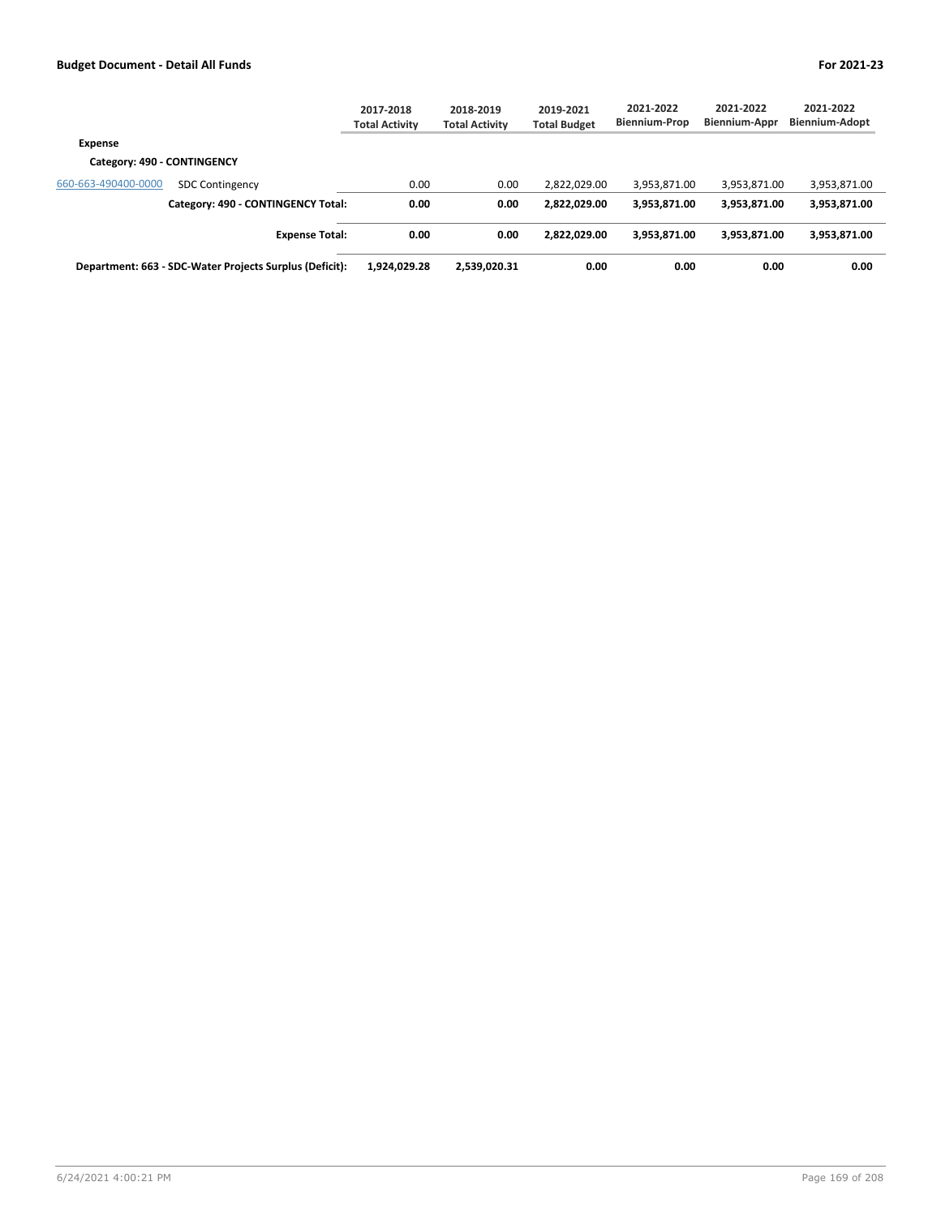| | | 2017-2018 Total Activity | 2018-2019 Total Activity | 2019-2021 Total Budget | 2021-2022 Biennium-Prop | 2021-2022 Biennium-Appr | 2021-2022 Biennium-Adopt |
|---|---|---|---|---|---|---|---|
| **Expense** | | | | | | | |
| **Category: 490 - CONTINGENCY** | | | | | | | |
| 660-663-490400-0000 | SDC Contingency | 0.00 | 0.00 | 2,822,029.00 | 3,953,871.00 | 3,953,871.00 | 3,953,871.00 |
| | **Category: 490 - CONTINGENCY Total:** | **0.00** | **0.00** | **2,822,029.00** | **3,953,871.00** | **3,953,871.00** | **3,953,871.00** |
| | **Expense Total:** | **0.00** | **0.00** | **2,822,029.00** | **3,953,871.00** | **3,953,871.00** | **3,953,871.00** |
| **Department: 663 - SDC-Water Projects Surplus (Deficit):** | | **1,924,029.28** | **2,539,020.31** | **0.00** | **0.00** | **0.00** | **0.00** |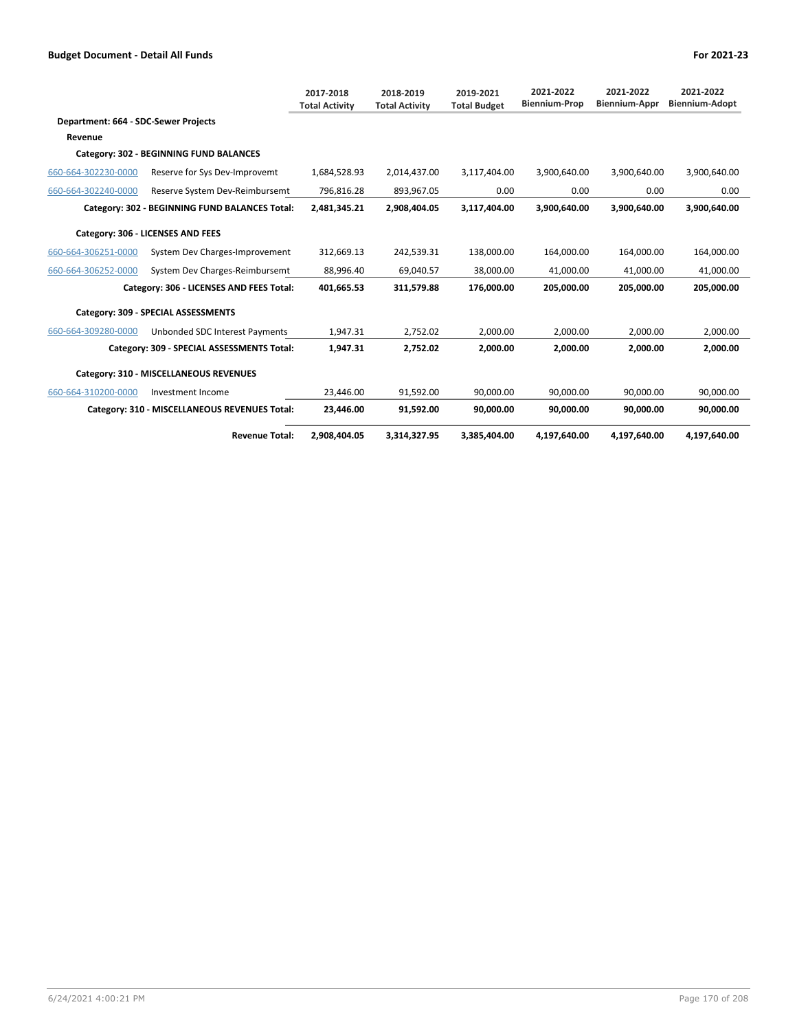**Budget Document - Detail All Funds** — **For 2021-23**

| | | 2017-2018 Total Activity | 2018-2019 Total Activity | 2019-2021 Total Budget | 2021-2022 Biennium-Prop | 2021-2022 Biennium-Appr | 2021-2022 Biennium-Adopt |
|---|---|---|---|---|---|---|---|
| **Department: 664 - SDC-Sewer Projects** | | | | | | | |
| **Revenue** | | | | | | | |
| **Category: 302 - BEGINNING FUND BALANCES** | | | | | | | |
| 660-664-302230-0000 | Reserve for Sys Dev-Improvemt | 1,684,528.93 | 2,014,437.00 | 3,117,404.00 | 3,900,640.00 | 3,900,640.00 | 3,900,640.00 |
| 660-664-302240-0000 | Reserve System Dev-Reimbursemt | 796,816.28 | 893,967.05 | 0.00 | 0.00 | 0.00 | 0.00 |
| | **Category: 302 - BEGINNING FUND BALANCES Total:** | **2,481,345.21** | **2,908,404.05** | **3,117,404.00** | **3,900,640.00** | **3,900,640.00** | **3,900,640.00** |
| **Category: 306 - LICENSES AND FEES** | | | | | | | |
| 660-664-306251-0000 | System Dev Charges-Improvement | 312,669.13 | 242,539.31 | 138,000.00 | 164,000.00 | 164,000.00 | 164,000.00 |
| 660-664-306252-0000 | System Dev Charges-Reimbursemt | 88,996.40 | 69,040.57 | 38,000.00 | 41,000.00 | 41,000.00 | 41,000.00 |
| | **Category: 306 - LICENSES AND FEES Total:** | **401,665.53** | **311,579.88** | **176,000.00** | **205,000.00** | **205,000.00** | **205,000.00** |
| **Category: 309 - SPECIAL ASSESSMENTS** | | | | | | | |
| 660-664-309280-0000 | Unbonded SDC Interest Payments | 1,947.31 | 2,752.02 | 2,000.00 | 2,000.00 | 2,000.00 | 2,000.00 |
| | **Category: 309 - SPECIAL ASSESSMENTS Total:** | **1,947.31** | **2,752.02** | **2,000.00** | **2,000.00** | **2,000.00** | **2,000.00** |
| **Category: 310 - MISCELLANEOUS REVENUES** | | | | | | | |
| 660-664-310200-0000 | Investment Income | 23,446.00 | 91,592.00 | 90,000.00 | 90,000.00 | 90,000.00 | 90,000.00 |
| | **Category: 310 - MISCELLANEOUS REVENUES Total:** | **23,446.00** | **91,592.00** | **90,000.00** | **90,000.00** | **90,000.00** | **90,000.00** |
| | **Revenue Total:** | **2,908,404.05** | **3,314,327.95** | **3,385,404.00** | **4,197,640.00** | **4,197,640.00** | **4,197,640.00** |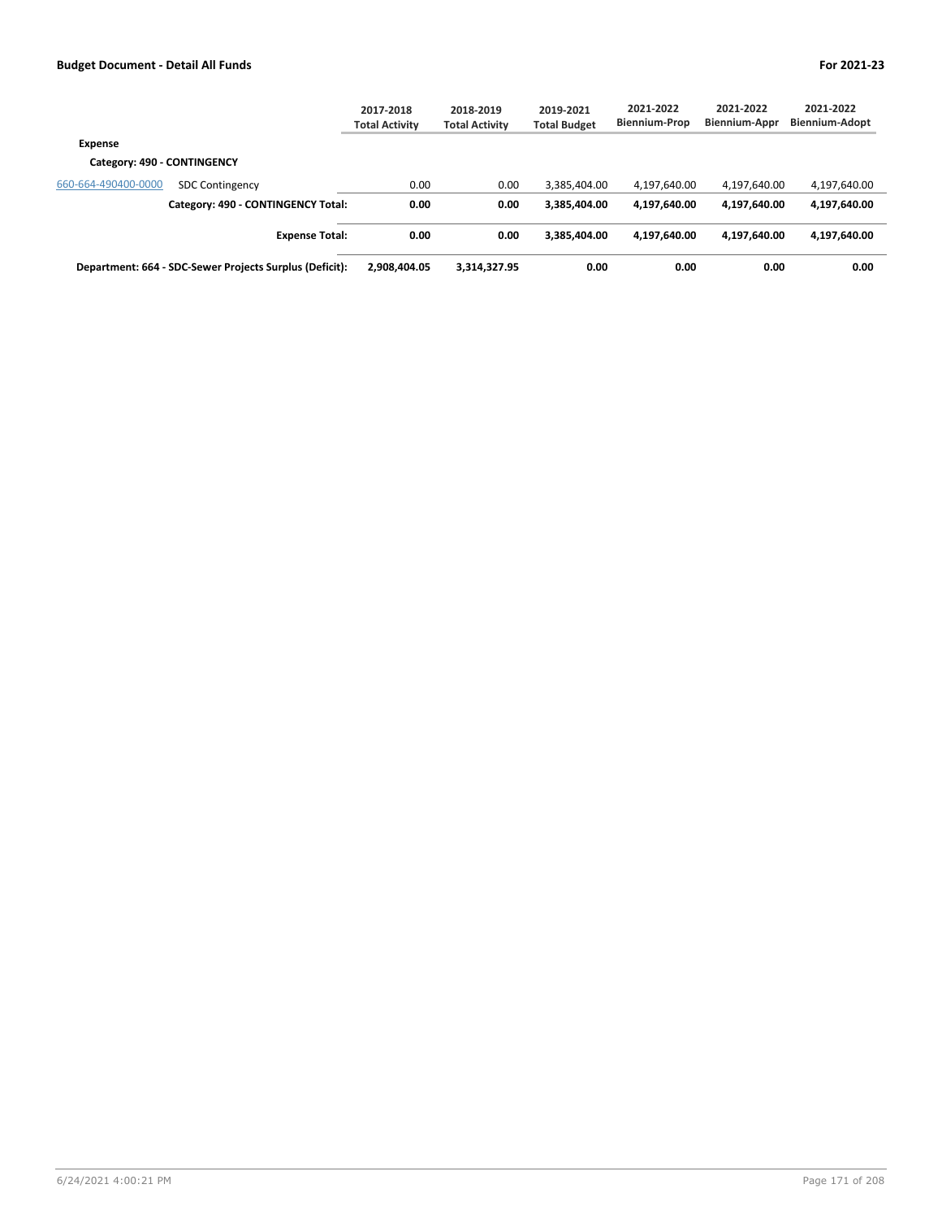| | | 2017-2018 Total Activity | 2018-2019 Total Activity | 2019-2021 Total Budget | 2021-2022 Biennium-Prop | 2021-2022 Biennium-Appr | 2021-2022 Biennium-Adopt |
|---|---|---|---|---|---|---|---|
| **Expense** | | | | | | | |
| **Category: 490 - CONTINGENCY** | | | | | | | |
| 660-664-490400-0000 | SDC Contingency | 0.00 | 0.00 | 3,385,404.00 | 4,197,640.00 | 4,197,640.00 | 4,197,640.00 |
| | **Category: 490 - CONTINGENCY Total:** | **0.00** | **0.00** | **3,385,404.00** | **4,197,640.00** | **4,197,640.00** | **4,197,640.00** |
| | **Expense Total:** | **0.00** | **0.00** | **3,385,404.00** | **4,197,640.00** | **4,197,640.00** | **4,197,640.00** |
| **Department: 664 - SDC-Sewer Projects Surplus (Deficit):** | | **2,908,404.05** | **3,314,327.95** | **0.00** | **0.00** | **0.00** | **0.00** |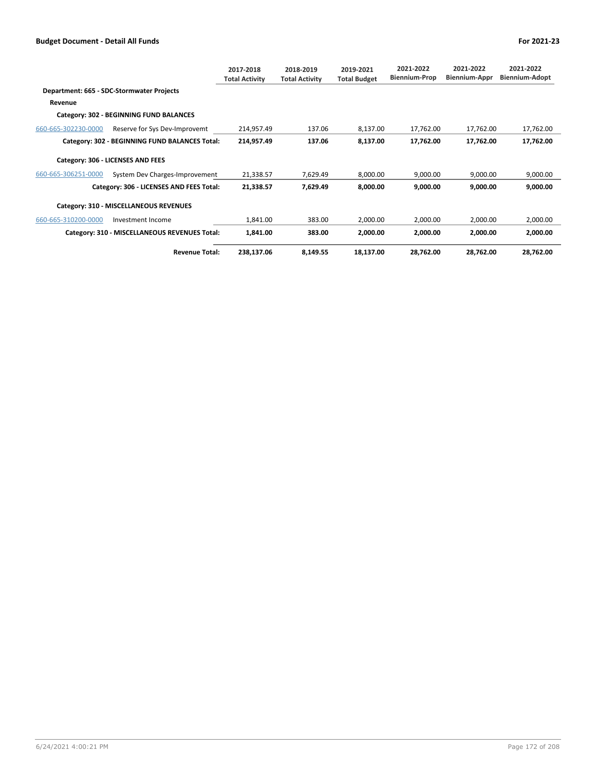| | | 2017-2018 Total Activity | 2018-2019 Total Activity | 2019-2021 Total Budget | 2021-2022 Biennium-Prop | 2021-2022 Biennium-Appr | 2021-2022 Biennium-Adopt |
|---|---|---|---|---|---|---|---|
| **Department: 665 - SDC-Stormwater Projects** | | | | | | | |
| **Revenue** | | | | | | | |
| **Category: 302 - BEGINNING FUND BALANCES** | | | | | | | |
| 660-665-302230-0000 | Reserve for Sys Dev-Improvemt | 214,957.49 | 137.06 | 8,137.00 | 17,762.00 | 17,762.00 | 17,762.00 |
| | **Category: 302 - BEGINNING FUND BALANCES Total:** | **214,957.49** | **137.06** | **8,137.00** | **17,762.00** | **17,762.00** | **17,762.00** |
| **Category: 306 - LICENSES AND FEES** | | | | | | | |
| 660-665-306251-0000 | System Dev Charges-Improvement | 21,338.57 | 7,629.49 | 8,000.00 | 9,000.00 | 9,000.00 | 9,000.00 |
| | **Category: 306 - LICENSES AND FEES Total:** | **21,338.57** | **7,629.49** | **8,000.00** | **9,000.00** | **9,000.00** | **9,000.00** |
| **Category: 310 - MISCELLANEOUS REVENUES** | | | | | | | |
| 660-665-310200-0000 | Investment Income | 1,841.00 | 383.00 | 2,000.00 | 2,000.00 | 2,000.00 | 2,000.00 |
| | **Category: 310 - MISCELLANEOUS REVENUES Total:** | **1,841.00** | **383.00** | **2,000.00** | **2,000.00** | **2,000.00** | **2,000.00** |
| | **Revenue Total:** | **238,137.06** | **8,149.55** | **18,137.00** | **28,762.00** | **28,762.00** | **28,762.00** |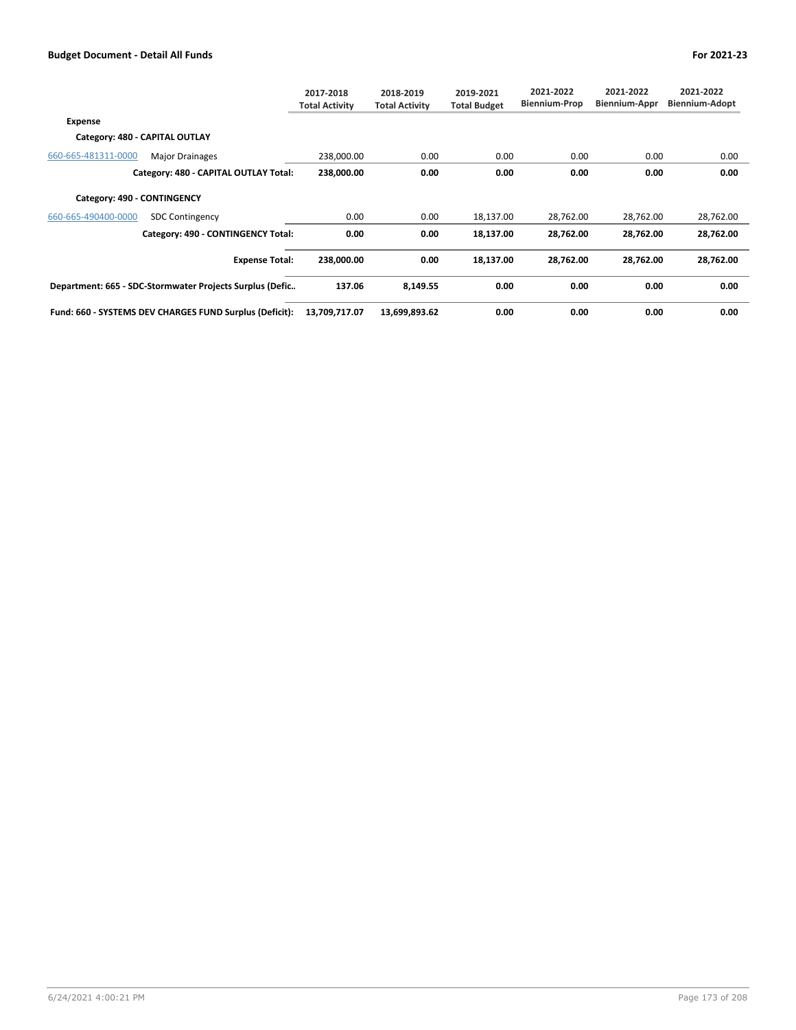| | | 2017-2018 Total Activity | 2018-2019 Total Activity | 2019-2021 Total Budget | 2021-2022 Biennium-Prop | 2021-2022 Biennium-Appr | 2021-2022 Biennium-Adopt |
|---|---|---|---|---|---|---|---|
| **Expense** | | | | | | | |
| **Category: 480 - CAPITAL OUTLAY** | | | | | | | |
| 660-665-481311-0000 | Major Drainages | 238,000.00 | 0.00 | 0.00 | 0.00 | 0.00 | 0.00 |
| | **Category: 480 - CAPITAL OUTLAY Total:** | **238,000.00** | **0.00** | **0.00** | **0.00** | **0.00** | **0.00** |
| **Category: 490 - CONTINGENCY** | | | | | | | |
| 660-665-490400-0000 | SDC Contingency | 0.00 | 0.00 | 18,137.00 | 28,762.00 | 28,762.00 | 28,762.00 |
| | **Category: 490 - CONTINGENCY Total:** | **0.00** | **0.00** | **18,137.00** | **28,762.00** | **28,762.00** | **28,762.00** |
| | **Expense Total:** | **238,000.00** | **0.00** | **18,137.00** | **28,762.00** | **28,762.00** | **28,762.00** |
| **Department: 665 - SDC-Stormwater Projects Surplus (Defic..** | | **137.06** | **8,149.55** | **0.00** | **0.00** | **0.00** | **0.00** |
| **Fund: 660 - SYSTEMS DEV CHARGES FUND Surplus (Deficit):** | | **13,709,717.07** | **13,699,893.62** | **0.00** | **0.00** | **0.00** | **0.00** |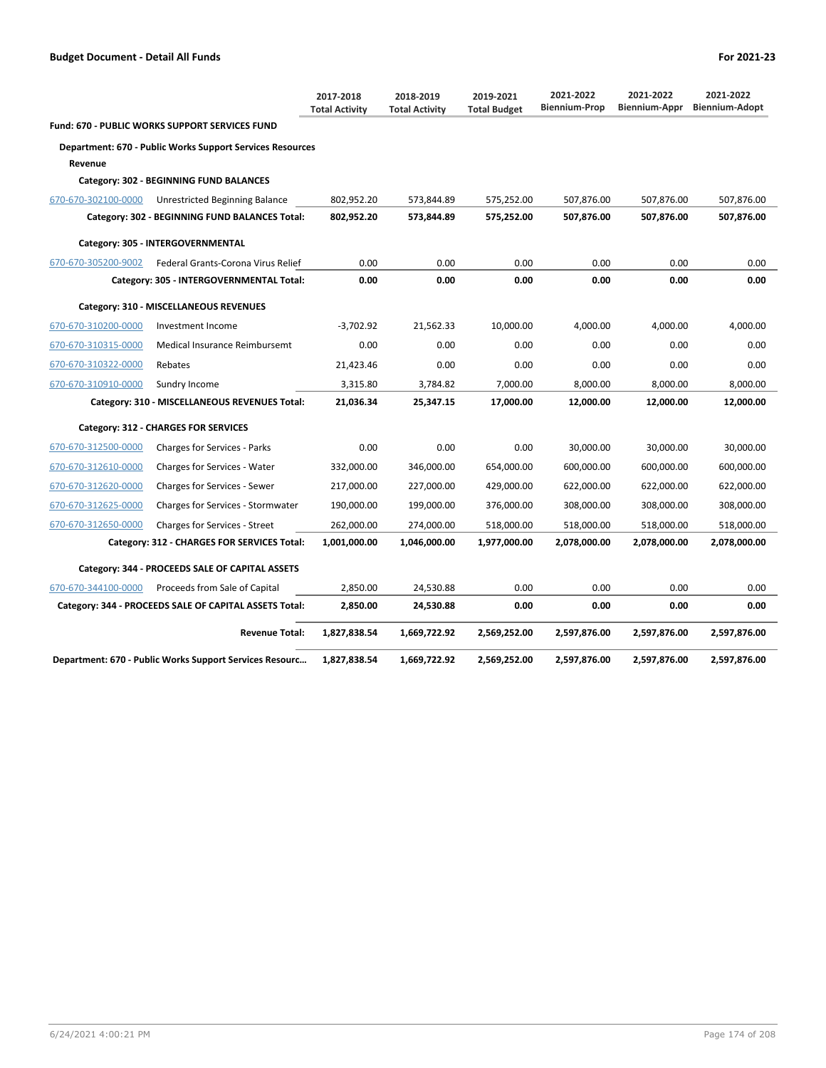**Budget Document - Detail All Funds** | **For 2021-23**

| | | 2017-2018 Total Activity | 2018-2019 Total Activity | 2019-2021 Total Budget | 2021-2022 Biennium-Prop | 2021-2022 Biennium-Appr | 2021-2022 Biennium-Adopt |
|---|---|---|---|---|---|---|---|
| **Fund: 670 - PUBLIC WORKS SUPPORT SERVICES FUND** | | | | | | | |
| **Department: 670 - Public Works Support Services Resources** | | | | | | | |
| **Revenue** | | | | | | | |
| **Category: 302 - BEGINNING FUND BALANCES** | | | | | | | |
| 670-670-302100-0000 | Unrestricted Beginning Balance | 802,952.20 | 573,844.89 | 575,252.00 | 507,876.00 | 507,876.00 | 507,876.00 |
| **Category: 302 - BEGINNING FUND BALANCES Total:** | | **802,952.20** | **573,844.89** | **575,252.00** | **507,876.00** | **507,876.00** | **507,876.00** |
| **Category: 305 - INTERGOVERNMENTAL** | | | | | | | |
| 670-670-305200-9002 | Federal Grants-Corona Virus Relief | 0.00 | 0.00 | 0.00 | 0.00 | 0.00 | 0.00 |
| **Category: 305 - INTERGOVERNMENTAL Total:** | | **0.00** | **0.00** | **0.00** | **0.00** | **0.00** | **0.00** |
| **Category: 310 - MISCELLANEOUS REVENUES** | | | | | | | |
| 670-670-310200-0000 | Investment Income | -3,702.92 | 21,562.33 | 10,000.00 | 4,000.00 | 4,000.00 | 4,000.00 |
| 670-670-310315-0000 | Medical Insurance Reimbursemt | 0.00 | 0.00 | 0.00 | 0.00 | 0.00 | 0.00 |
| 670-670-310322-0000 | Rebates | 21,423.46 | 0.00 | 0.00 | 0.00 | 0.00 | 0.00 |
| 670-670-310910-0000 | Sundry Income | 3,315.80 | 3,784.82 | 7,000.00 | 8,000.00 | 8,000.00 | 8,000.00 |
| **Category: 310 - MISCELLANEOUS REVENUES Total:** | | **21,036.34** | **25,347.15** | **17,000.00** | **12,000.00** | **12,000.00** | **12,000.00** |
| **Category: 312 - CHARGES FOR SERVICES** | | | | | | | |
| 670-670-312500-0000 | Charges for Services - Parks | 0.00 | 0.00 | 0.00 | 30,000.00 | 30,000.00 | 30,000.00 |
| 670-670-312610-0000 | Charges for Services - Water | 332,000.00 | 346,000.00 | 654,000.00 | 600,000.00 | 600,000.00 | 600,000.00 |
| 670-670-312620-0000 | Charges for Services - Sewer | 217,000.00 | 227,000.00 | 429,000.00 | 622,000.00 | 622,000.00 | 622,000.00 |
| 670-670-312625-0000 | Charges for Services - Stormwater | 190,000.00 | 199,000.00 | 376,000.00 | 308,000.00 | 308,000.00 | 308,000.00 |
| 670-670-312650-0000 | Charges for Services - Street | 262,000.00 | 274,000.00 | 518,000.00 | 518,000.00 | 518,000.00 | 518,000.00 |
| **Category: 312 - CHARGES FOR SERVICES Total:** | | **1,001,000.00** | **1,046,000.00** | **1,977,000.00** | **2,078,000.00** | **2,078,000.00** | **2,078,000.00** |
| **Category: 344 - PROCEEDS SALE OF CAPITAL ASSETS** | | | | | | | |
| 670-670-344100-0000 | Proceeds from Sale of Capital | 2,850.00 | 24,530.88 | 0.00 | 0.00 | 0.00 | 0.00 |
| **Category: 344 - PROCEEDS SALE OF CAPITAL ASSETS Total:** | | **2,850.00** | **24,530.88** | **0.00** | **0.00** | **0.00** | **0.00** |
| **Revenue Total:** | | **1,827,838.54** | **1,669,722.92** | **2,569,252.00** | **2,597,876.00** | **2,597,876.00** | **2,597,876.00** |
| **Department: 670 - Public Works Support Services Resourc...** | | **1,827,838.54** | **1,669,722.92** | **2,569,252.00** | **2,597,876.00** | **2,597,876.00** | **2,597,876.00** |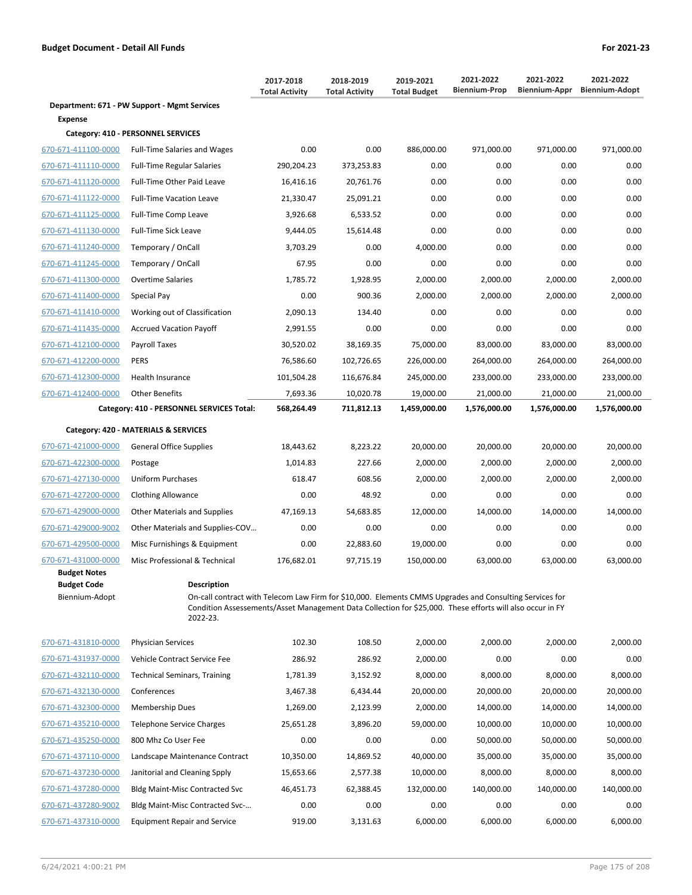**Budget Document - Detail All Funds** **For 2021-23**

| | | 2017-2018 Total Activity | 2018-2019 Total Activity | 2019-2021 Total Budget | 2021-2022 Biennium-Prop | 2021-2022 Biennium-Appr | 2021-2022 Biennium-Adopt |
|---|---|---|---|---|---|---|---|
| **Department: 671 - PW Support - Mgmt Services** | | | | | | | |
| **Expense** | | | | | | | |
| **Category: 410 - PERSONNEL SERVICES** | | | | | | | |
| 670-671-411100-0000 | Full-Time Salaries and Wages | 0.00 | 0.00 | 886,000.00 | 971,000.00 | 971,000.00 | 971,000.00 |
| 670-671-411110-0000 | Full-Time Regular Salaries | 290,204.23 | 373,253.83 | 0.00 | 0.00 | 0.00 | 0.00 |
| 670-671-411120-0000 | Full-Time Other Paid Leave | 16,416.16 | 20,761.76 | 0.00 | 0.00 | 0.00 | 0.00 |
| 670-671-411122-0000 | Full-Time Vacation Leave | 21,330.47 | 25,091.21 | 0.00 | 0.00 | 0.00 | 0.00 |
| 670-671-411125-0000 | Full-Time Comp Leave | 3,926.68 | 6,533.52 | 0.00 | 0.00 | 0.00 | 0.00 |
| 670-671-411130-0000 | Full-Time Sick Leave | 9,444.05 | 15,614.48 | 0.00 | 0.00 | 0.00 | 0.00 |
| 670-671-411240-0000 | Temporary / OnCall | 3,703.29 | 0.00 | 4,000.00 | 0.00 | 0.00 | 0.00 |
| 670-671-411245-0000 | Temporary / OnCall | 67.95 | 0.00 | 0.00 | 0.00 | 0.00 | 0.00 |
| 670-671-411300-0000 | Overtime Salaries | 1,785.72 | 1,928.95 | 2,000.00 | 2,000.00 | 2,000.00 | 2,000.00 |
| 670-671-411400-0000 | Special Pay | 0.00 | 900.36 | 2,000.00 | 2,000.00 | 2,000.00 | 2,000.00 |
| 670-671-411410-0000 | Working out of Classification | 2,090.13 | 134.40 | 0.00 | 0.00 | 0.00 | 0.00 |
| 670-671-411435-0000 | Accrued Vacation Payoff | 2,991.55 | 0.00 | 0.00 | 0.00 | 0.00 | 0.00 |
| 670-671-412100-0000 | Payroll Taxes | 30,520.02 | 38,169.35 | 75,000.00 | 83,000.00 | 83,000.00 | 83,000.00 |
| 670-671-412200-0000 | PERS | 76,586.60 | 102,726.65 | 226,000.00 | 264,000.00 | 264,000.00 | 264,000.00 |
| 670-671-412300-0000 | Health Insurance | 101,504.28 | 116,676.84 | 245,000.00 | 233,000.00 | 233,000.00 | 233,000.00 |
| 670-671-412400-0000 | Other Benefits | 7,693.36 | 10,020.78 | 19,000.00 | 21,000.00 | 21,000.00 | 21,000.00 |
| | **Category: 410 - PERSONNEL SERVICES Total:** | **568,264.49** | **711,812.13** | **1,459,000.00** | **1,576,000.00** | **1,576,000.00** | **1,576,000.00** |
| **Category: 420 - MATERIALS & SERVICES** | | | | | | | |
| 670-671-421000-0000 | General Office Supplies | 18,443.62 | 8,223.22 | 20,000.00 | 20,000.00 | 20,000.00 | 20,000.00 |
| 670-671-422300-0000 | Postage | 1,014.83 | 227.66 | 2,000.00 | 2,000.00 | 2,000.00 | 2,000.00 |
| 670-671-427130-0000 | Uniform Purchases | 618.47 | 608.56 | 2,000.00 | 2,000.00 | 2,000.00 | 2,000.00 |
| 670-671-427200-0000 | Clothing Allowance | 0.00 | 48.92 | 0.00 | 0.00 | 0.00 | 0.00 |
| 670-671-429000-0000 | Other Materials and Supplies | 47,169.13 | 54,683.85 | 12,000.00 | 14,000.00 | 14,000.00 | 14,000.00 |
| 670-671-429000-9002 | Other Materials and Supplies-COV... | 0.00 | 0.00 | 0.00 | 0.00 | 0.00 | 0.00 |
| 670-671-429500-0000 | Misc Furnishings & Equipment | 0.00 | 22,883.60 | 19,000.00 | 0.00 | 0.00 | 0.00 |
| 670-671-431000-0000 | Misc Professional & Technical | 176,682.01 | 97,715.19 | 150,000.00 | 63,000.00 | 63,000.00 | 63,000.00 |

**Budget Notes**

| Budget Code | Description |
|---|---|
| Biennium-Adopt | On-call contract with Telecom Law Firm for $10,000. Elements CMMS Upgrades and Consulting Services for Condition Assessements/Asset Management Data Collection for $25,000. These efforts will also occur in FY 2022-23. |

| | | 2017-2018 Total Activity | 2018-2019 Total Activity | 2019-2021 Total Budget | 2021-2022 Biennium-Prop | 2021-2022 Biennium-Appr | 2021-2022 Biennium-Adopt |
|---|---|---|---|---|---|---|---|
| 670-671-431810-0000 | Physician Services | 102.30 | 108.50 | 2,000.00 | 2,000.00 | 2,000.00 | 2,000.00 |
| 670-671-431937-0000 | Vehicle Contract Service Fee | 286.92 | 286.92 | 2,000.00 | 0.00 | 0.00 | 0.00 |
| 670-671-432110-0000 | Technical Seminars, Training | 1,781.39 | 3,152.92 | 8,000.00 | 8,000.00 | 8,000.00 | 8,000.00 |
| 670-671-432130-0000 | Conferences | 3,467.38 | 6,434.44 | 20,000.00 | 20,000.00 | 20,000.00 | 20,000.00 |
| 670-671-432300-0000 | Membership Dues | 1,269.00 | 2,123.99 | 2,000.00 | 14,000.00 | 14,000.00 | 14,000.00 |
| 670-671-435210-0000 | Telephone Service Charges | 25,651.28 | 3,896.20 | 59,000.00 | 10,000.00 | 10,000.00 | 10,000.00 |
| 670-671-435250-0000 | 800 Mhz Co User Fee | 0.00 | 0.00 | 0.00 | 50,000.00 | 50,000.00 | 50,000.00 |
| 670-671-437110-0000 | Landscape Maintenance Contract | 10,350.00 | 14,869.52 | 40,000.00 | 35,000.00 | 35,000.00 | 35,000.00 |
| 670-671-437230-0000 | Janitorial and Cleaning Spply | 15,653.66 | 2,577.38 | 10,000.00 | 8,000.00 | 8,000.00 | 8,000.00 |
| 670-671-437280-0000 | Bldg Maint-Misc Contracted Svc | 46,451.73 | 62,388.45 | 132,000.00 | 140,000.00 | 140,000.00 | 140,000.00 |
| 670-671-437280-9002 | Bldg Maint-Misc Contracted Svc-... | 0.00 | 0.00 | 0.00 | 0.00 | 0.00 | 0.00 |
| 670-671-437310-0000 | Equipment Repair and Service | 919.00 | 3,131.63 | 6,000.00 | 6,000.00 | 6,000.00 | 6,000.00 |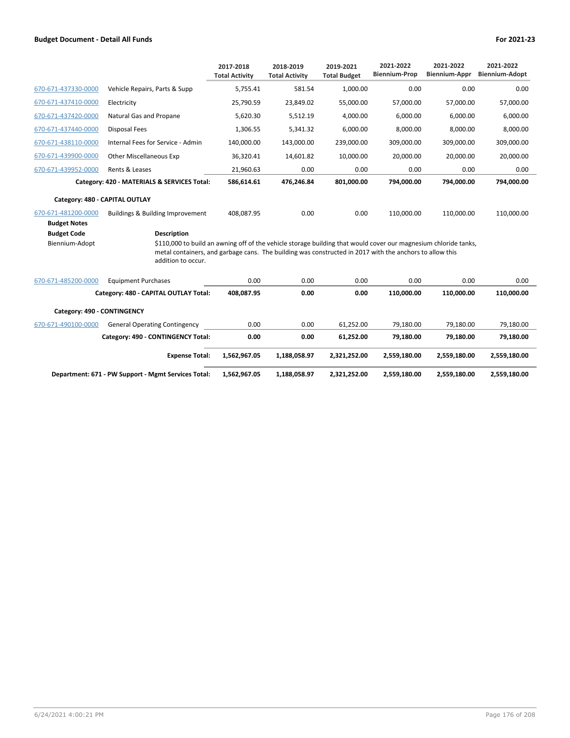**Budget Document - Detail All Funds** | **For 2021-23**

| | | 2017-2018 Total Activity | 2018-2019 Total Activity | 2019-2021 Total Budget | 2021-2022 Biennium-Prop | 2021-2022 Biennium-Appr | 2021-2022 Biennium-Adopt |
|---|---|---|---|---|---|---|---|
| 670-671-437330-0000 | Vehicle Repairs, Parts & Supp | 5,755.41 | 581.54 | 1,000.00 | 0.00 | 0.00 | 0.00 |
| 670-671-437410-0000 | Electricity | 25,790.59 | 23,849.02 | 55,000.00 | 57,000.00 | 57,000.00 | 57,000.00 |
| 670-671-437420-0000 | Natural Gas and Propane | 5,620.30 | 5,512.19 | 4,000.00 | 6,000.00 | 6,000.00 | 6,000.00 |
| 670-671-437440-0000 | Disposal Fees | 1,306.55 | 5,341.32 | 6,000.00 | 8,000.00 | 8,000.00 | 8,000.00 |
| 670-671-438110-0000 | Internal Fees for Service - Admin | 140,000.00 | 143,000.00 | 239,000.00 | 309,000.00 | 309,000.00 | 309,000.00 |
| 670-671-439900-0000 | Other Miscellaneous Exp | 36,320.41 | 14,601.82 | 10,000.00 | 20,000.00 | 20,000.00 | 20,000.00 |
| 670-671-439952-0000 | Rents & Leases | 21,960.63 | 0.00 | 0.00 | 0.00 | 0.00 | 0.00 |
| | **Category: 420 - MATERIALS & SERVICES Total:** | **586,614.61** | **476,246.84** | **801,000.00** | **794,000.00** | **794,000.00** | **794,000.00** |

**Category: 480 - CAPITAL OUTLAY**

| | | 2017-2018 Total Activity | 2018-2019 Total Activity | 2019-2021 Total Budget | 2021-2022 Biennium-Prop | 2021-2022 Biennium-Appr | 2021-2022 Biennium-Adopt |
|---|---|---|---|---|---|---|---|
| 670-671-481200-0000 | Buildings & Building Improvement | 408,087.95 | 0.00 | 0.00 | 110,000.00 | 110,000.00 | 110,000.00 |

**Budget Notes**

| Budget Code | Description |
|---|---|
| Biennium-Adopt | $110,000 to build an awning off of the vehicle storage building that would cover our magnesium chloride tanks, metal containers, and garbage cans. The building was constructed in 2017 with the anchors to allow this addition to occur. |

| | | 2017-2018 Total Activity | 2018-2019 Total Activity | 2019-2021 Total Budget | 2021-2022 Biennium-Prop | 2021-2022 Biennium-Appr | 2021-2022 Biennium-Adopt |
|---|---|---|---|---|---|---|---|
| 670-671-485200-0000 | Equipment Purchases | 0.00 | 0.00 | 0.00 | 0.00 | 0.00 | 0.00 |
| | **Category: 480 - CAPITAL OUTLAY Total:** | **408,087.95** | **0.00** | **0.00** | **110,000.00** | **110,000.00** | **110,000.00** |

**Category: 490 - CONTINGENCY**

| | | 2017-2018 Total Activity | 2018-2019 Total Activity | 2019-2021 Total Budget | 2021-2022 Biennium-Prop | 2021-2022 Biennium-Appr | 2021-2022 Biennium-Adopt |
|---|---|---|---|---|---|---|---|
| 670-671-490100-0000 | General Operating Contingency | 0.00 | 0.00 | 61,252.00 | 79,180.00 | 79,180.00 | 79,180.00 |
| | **Category: 490 - CONTINGENCY Total:** | **0.00** | **0.00** | **61,252.00** | **79,180.00** | **79,180.00** | **79,180.00** |
| | **Expense Total:** | **1,562,967.05** | **1,188,058.97** | **2,321,252.00** | **2,559,180.00** | **2,559,180.00** | **2,559,180.00** |
| | **Department: 671 - PW Support - Mgmt Services Total:** | **1,562,967.05** | **1,188,058.97** | **2,321,252.00** | **2,559,180.00** | **2,559,180.00** | **2,559,180.00** |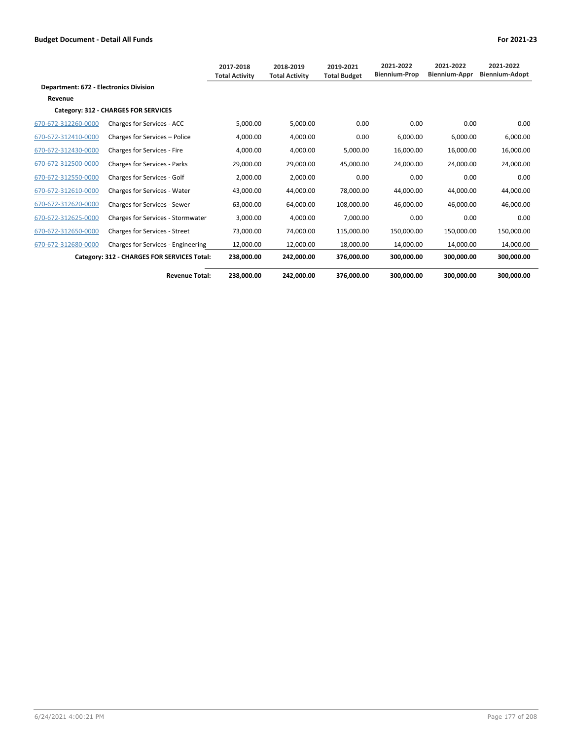**Budget Document - Detail All Funds** **For 2021-23**

| | | 2017-2018 Total Activity | 2018-2019 Total Activity | 2019-2021 Total Budget | 2021-2022 Biennium-Prop | 2021-2022 Biennium-Appr | 2021-2022 Biennium-Adopt |
|---|---|---|---|---|---|---|---|
| **Department: 672 - Electronics Division** | | | | | | | |
| **Revenue** | | | | | | | |
| **Category: 312 - CHARGES FOR SERVICES** | | | | | | | |
| 670-672-312260-0000 | Charges for Services - ACC | 5,000.00 | 5,000.00 | 0.00 | 0.00 | 0.00 | 0.00 |
| 670-672-312410-0000 | Charges for Services – Police | 4,000.00 | 4,000.00 | 0.00 | 6,000.00 | 6,000.00 | 6,000.00 |
| 670-672-312430-0000 | Charges for Services - Fire | 4,000.00 | 4,000.00 | 5,000.00 | 16,000.00 | 16,000.00 | 16,000.00 |
| 670-672-312500-0000 | Charges for Services - Parks | 29,000.00 | 29,000.00 | 45,000.00 | 24,000.00 | 24,000.00 | 24,000.00 |
| 670-672-312550-0000 | Charges for Services - Golf | 2,000.00 | 2,000.00 | 0.00 | 0.00 | 0.00 | 0.00 |
| 670-672-312610-0000 | Charges for Services - Water | 43,000.00 | 44,000.00 | 78,000.00 | 44,000.00 | 44,000.00 | 44,000.00 |
| 670-672-312620-0000 | Charges for Services - Sewer | 63,000.00 | 64,000.00 | 108,000.00 | 46,000.00 | 46,000.00 | 46,000.00 |
| 670-672-312625-0000 | Charges for Services - Stormwater | 3,000.00 | 4,000.00 | 7,000.00 | 0.00 | 0.00 | 0.00 |
| 670-672-312650-0000 | Charges for Services - Street | 73,000.00 | 74,000.00 | 115,000.00 | 150,000.00 | 150,000.00 | 150,000.00 |
| 670-672-312680-0000 | Charges for Services - Engineering | 12,000.00 | 12,000.00 | 18,000.00 | 14,000.00 | 14,000.00 | 14,000.00 |
| | **Category: 312 - CHARGES FOR SERVICES Total:** | **238,000.00** | **242,000.00** | **376,000.00** | **300,000.00** | **300,000.00** | **300,000.00** |
| | **Revenue Total:** | **238,000.00** | **242,000.00** | **376,000.00** | **300,000.00** | **300,000.00** | **300,000.00** |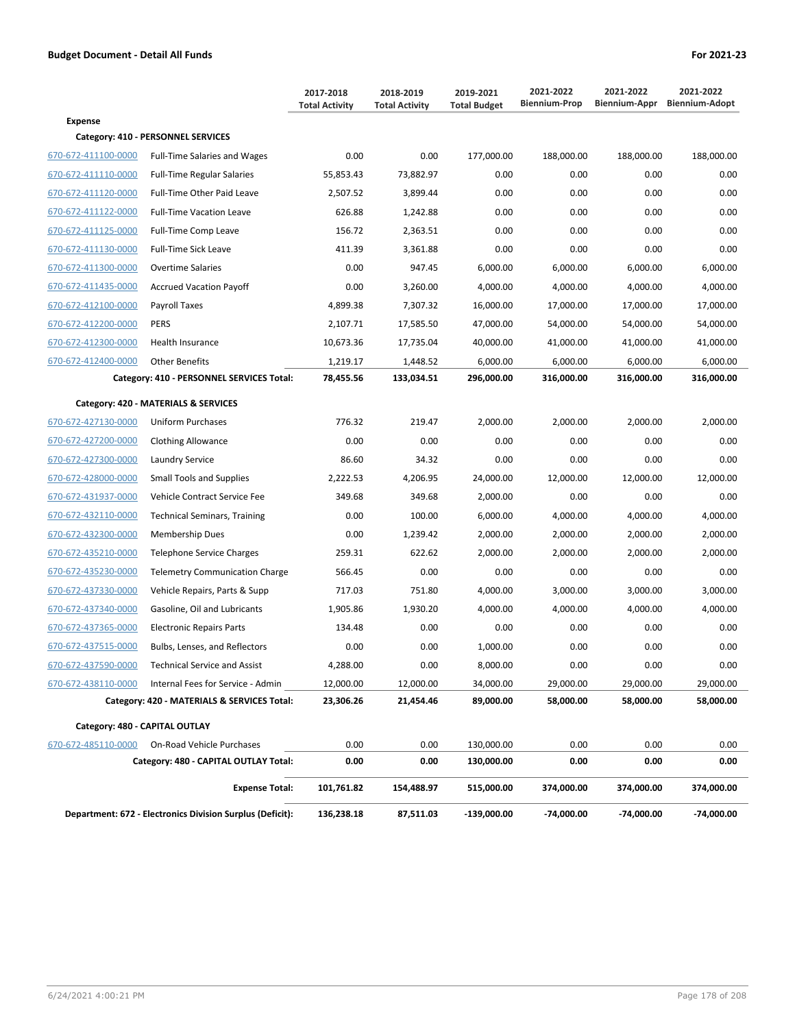**Budget Document - Detail All Funds** **For 2021-23**

| | | 2017-2018 Total Activity | 2018-2019 Total Activity | 2019-2021 Total Budget | 2021-2022 Biennium-Prop | 2021-2022 Biennium-Appr | 2021-2022 Biennium-Adopt |
|---|---|---|---|---|---|---|---|
| **Expense** | | | | | | | |
| **Category: 410 - PERSONNEL SERVICES** | | | | | | | |
| 670-672-411100-0000 | Full-Time Salaries and Wages | 0.00 | 0.00 | 177,000.00 | 188,000.00 | 188,000.00 | 188,000.00 |
| 670-672-411110-0000 | Full-Time Regular Salaries | 55,853.43 | 73,882.97 | 0.00 | 0.00 | 0.00 | 0.00 |
| 670-672-411120-0000 | Full-Time Other Paid Leave | 2,507.52 | 3,899.44 | 0.00 | 0.00 | 0.00 | 0.00 |
| 670-672-411122-0000 | Full-Time Vacation Leave | 626.88 | 1,242.88 | 0.00 | 0.00 | 0.00 | 0.00 |
| 670-672-411125-0000 | Full-Time Comp Leave | 156.72 | 2,363.51 | 0.00 | 0.00 | 0.00 | 0.00 |
| 670-672-411130-0000 | Full-Time Sick Leave | 411.39 | 3,361.88 | 0.00 | 0.00 | 0.00 | 0.00 |
| 670-672-411300-0000 | Overtime Salaries | 0.00 | 947.45 | 6,000.00 | 6,000.00 | 6,000.00 | 6,000.00 |
| 670-672-411435-0000 | Accrued Vacation Payoff | 0.00 | 3,260.00 | 4,000.00 | 4,000.00 | 4,000.00 | 4,000.00 |
| 670-672-412100-0000 | Payroll Taxes | 4,899.38 | 7,307.32 | 16,000.00 | 17,000.00 | 17,000.00 | 17,000.00 |
| 670-672-412200-0000 | PERS | 2,107.71 | 17,585.50 | 47,000.00 | 54,000.00 | 54,000.00 | 54,000.00 |
| 670-672-412300-0000 | Health Insurance | 10,673.36 | 17,735.04 | 40,000.00 | 41,000.00 | 41,000.00 | 41,000.00 |
| 670-672-412400-0000 | Other Benefits | 1,219.17 | 1,448.52 | 6,000.00 | 6,000.00 | 6,000.00 | 6,000.00 |
| **Category: 410 - PERSONNEL SERVICES Total:** | | **78,455.56** | **133,034.51** | **296,000.00** | **316,000.00** | **316,000.00** | **316,000.00** |
| **Category: 420 - MATERIALS & SERVICES** | | | | | | | |
| 670-672-427130-0000 | Uniform Purchases | 776.32 | 219.47 | 2,000.00 | 2,000.00 | 2,000.00 | 2,000.00 |
| 670-672-427200-0000 | Clothing Allowance | 0.00 | 0.00 | 0.00 | 0.00 | 0.00 | 0.00 |
| 670-672-427300-0000 | Laundry Service | 86.60 | 34.32 | 0.00 | 0.00 | 0.00 | 0.00 |
| 670-672-428000-0000 | Small Tools and Supplies | 2,222.53 | 4,206.95 | 24,000.00 | 12,000.00 | 12,000.00 | 12,000.00 |
| 670-672-431937-0000 | Vehicle Contract Service Fee | 349.68 | 349.68 | 2,000.00 | 0.00 | 0.00 | 0.00 |
| 670-672-432110-0000 | Technical Seminars, Training | 0.00 | 100.00 | 6,000.00 | 4,000.00 | 4,000.00 | 4,000.00 |
| 670-672-432300-0000 | Membership Dues | 0.00 | 1,239.42 | 2,000.00 | 2,000.00 | 2,000.00 | 2,000.00 |
| 670-672-435210-0000 | Telephone Service Charges | 259.31 | 622.62 | 2,000.00 | 2,000.00 | 2,000.00 | 2,000.00 |
| 670-672-435230-0000 | Telemetry Communication Charge | 566.45 | 0.00 | 0.00 | 0.00 | 0.00 | 0.00 |
| 670-672-437330-0000 | Vehicle Repairs, Parts & Supp | 717.03 | 751.80 | 4,000.00 | 3,000.00 | 3,000.00 | 3,000.00 |
| 670-672-437340-0000 | Gasoline, Oil and Lubricants | 1,905.86 | 1,930.20 | 4,000.00 | 4,000.00 | 4,000.00 | 4,000.00 |
| 670-672-437365-0000 | Electronic Repairs Parts | 134.48 | 0.00 | 0.00 | 0.00 | 0.00 | 0.00 |
| 670-672-437515-0000 | Bulbs, Lenses, and Reflectors | 0.00 | 0.00 | 1,000.00 | 0.00 | 0.00 | 0.00 |
| 670-672-437590-0000 | Technical Service and Assist | 4,288.00 | 0.00 | 8,000.00 | 0.00 | 0.00 | 0.00 |
| 670-672-438110-0000 | Internal Fees for Service - Admin | 12,000.00 | 12,000.00 | 34,000.00 | 29,000.00 | 29,000.00 | 29,000.00 |
| **Category: 420 - MATERIALS & SERVICES Total:** | | **23,306.26** | **21,454.46** | **89,000.00** | **58,000.00** | **58,000.00** | **58,000.00** |
| **Category: 480 - CAPITAL OUTLAY** | | | | | | | |
| 670-672-485110-0000 | On-Road Vehicle Purchases | 0.00 | 0.00 | 130,000.00 | 0.00 | 0.00 | 0.00 |
| **Category: 480 - CAPITAL OUTLAY Total:** | | **0.00** | **0.00** | **130,000.00** | **0.00** | **0.00** | **0.00** |
| **Expense Total:** | | **101,761.82** | **154,488.97** | **515,000.00** | **374,000.00** | **374,000.00** | **374,000.00** |
| **Department: 672 - Electronics Division Surplus (Deficit):** | | **136,238.18** | **87,511.03** | **-139,000.00** | **-74,000.00** | **-74,000.00** | **-74,000.00** |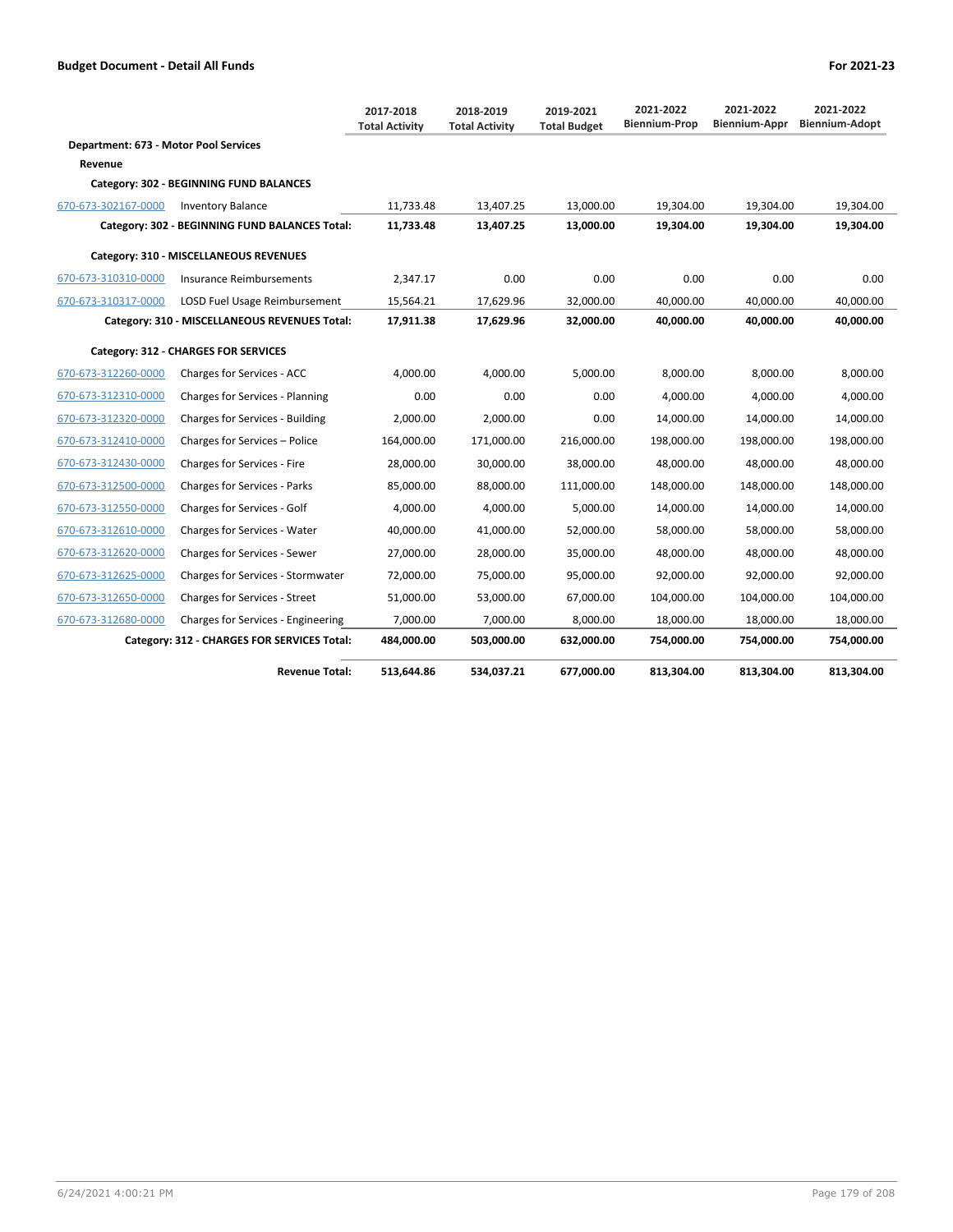**Budget Document - Detail All Funds** **For 2021-23**

| | | 2017-2018 Total Activity | 2018-2019 Total Activity | 2019-2021 Total Budget | 2021-2022 Biennium-Prop | 2021-2022 Biennium-Appr | 2021-2022 Biennium-Adopt |
|---|---|---|---|---|---|---|---|
| **Department: 673 - Motor Pool Services** | | | | | | | |
| **Revenue** | | | | | | | |
| **Category: 302 - BEGINNING FUND BALANCES** | | | | | | | |
| 670-673-302167-0000 | Inventory Balance | 11,733.48 | 13,407.25 | 13,000.00 | 19,304.00 | 19,304.00 | 19,304.00 |
| | **Category: 302 - BEGINNING FUND BALANCES Total:** | **11,733.48** | **13,407.25** | **13,000.00** | **19,304.00** | **19,304.00** | **19,304.00** |
| **Category: 310 - MISCELLANEOUS REVENUES** | | | | | | | |
| 670-673-310310-0000 | Insurance Reimbursements | 2,347.17 | 0.00 | 0.00 | 0.00 | 0.00 | 0.00 |
| 670-673-310317-0000 | LOSD Fuel Usage Reimbursement | 15,564.21 | 17,629.96 | 32,000.00 | 40,000.00 | 40,000.00 | 40,000.00 |
| | **Category: 310 - MISCELLANEOUS REVENUES Total:** | **17,911.38** | **17,629.96** | **32,000.00** | **40,000.00** | **40,000.00** | **40,000.00** |
| **Category: 312 - CHARGES FOR SERVICES** | | | | | | | |
| 670-673-312260-0000 | Charges for Services - ACC | 4,000.00 | 4,000.00 | 5,000.00 | 8,000.00 | 8,000.00 | 8,000.00 |
| 670-673-312310-0000 | Charges for Services - Planning | 0.00 | 0.00 | 0.00 | 4,000.00 | 4,000.00 | 4,000.00 |
| 670-673-312320-0000 | Charges for Services - Building | 2,000.00 | 2,000.00 | 0.00 | 14,000.00 | 14,000.00 | 14,000.00 |
| 670-673-312410-0000 | Charges for Services – Police | 164,000.00 | 171,000.00 | 216,000.00 | 198,000.00 | 198,000.00 | 198,000.00 |
| 670-673-312430-0000 | Charges for Services - Fire | 28,000.00 | 30,000.00 | 38,000.00 | 48,000.00 | 48,000.00 | 48,000.00 |
| 670-673-312500-0000 | Charges for Services - Parks | 85,000.00 | 88,000.00 | 111,000.00 | 148,000.00 | 148,000.00 | 148,000.00 |
| 670-673-312550-0000 | Charges for Services - Golf | 4,000.00 | 4,000.00 | 5,000.00 | 14,000.00 | 14,000.00 | 14,000.00 |
| 670-673-312610-0000 | Charges for Services - Water | 40,000.00 | 41,000.00 | 52,000.00 | 58,000.00 | 58,000.00 | 58,000.00 |
| 670-673-312620-0000 | Charges for Services - Sewer | 27,000.00 | 28,000.00 | 35,000.00 | 48,000.00 | 48,000.00 | 48,000.00 |
| 670-673-312625-0000 | Charges for Services - Stormwater | 72,000.00 | 75,000.00 | 95,000.00 | 92,000.00 | 92,000.00 | 92,000.00 |
| 670-673-312650-0000 | Charges for Services - Street | 51,000.00 | 53,000.00 | 67,000.00 | 104,000.00 | 104,000.00 | 104,000.00 |
| 670-673-312680-0000 | Charges for Services - Engineering | 7,000.00 | 7,000.00 | 8,000.00 | 18,000.00 | 18,000.00 | 18,000.00 |
| | **Category: 312 - CHARGES FOR SERVICES Total:** | **484,000.00** | **503,000.00** | **632,000.00** | **754,000.00** | **754,000.00** | **754,000.00** |
| | **Revenue Total:** | **513,644.86** | **534,037.21** | **677,000.00** | **813,304.00** | **813,304.00** | **813,304.00** |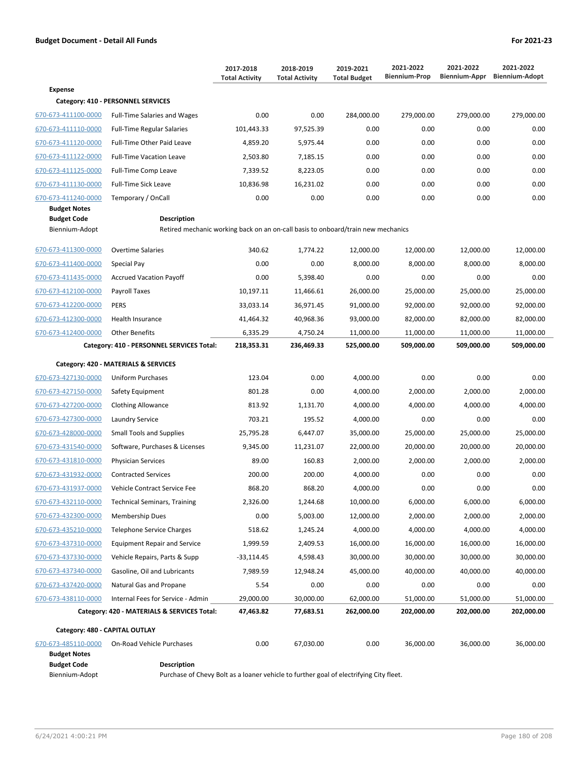**Budget Document - Detail All Funds** | **For 2021-23**

| | | 2017-2018 Total Activity | 2018-2019 Total Activity | 2019-2021 Total Budget | 2021-2022 Biennium-Prop | 2021-2022 Biennium-Appr | 2021-2022 Biennium-Adopt |
|---|---|---|---|---|---|---|---|
| **Expense** | | | | | | | |
| **Category: 410 - PERSONNEL SERVICES** | | | | | | | |
| 670-673-411100-0000 | Full-Time Salaries and Wages | 0.00 | 0.00 | 284,000.00 | 279,000.00 | 279,000.00 | 279,000.00 |
| 670-673-411110-0000 | Full-Time Regular Salaries | 101,443.33 | 97,525.39 | 0.00 | 0.00 | 0.00 | 0.00 |
| 670-673-411120-0000 | Full-Time Other Paid Leave | 4,859.20 | 5,975.44 | 0.00 | 0.00 | 0.00 | 0.00 |
| 670-673-411122-0000 | Full-Time Vacation Leave | 2,503.80 | 7,185.15 | 0.00 | 0.00 | 0.00 | 0.00 |
| 670-673-411125-0000 | Full-Time Comp Leave | 7,339.52 | 8,223.05 | 0.00 | 0.00 | 0.00 | 0.00 |
| 670-673-411130-0000 | Full-Time Sick Leave | 10,836.98 | 16,231.02 | 0.00 | 0.00 | 0.00 | 0.00 |
| 670-673-411240-0000 | Temporary / OnCall | 0.00 | 0.00 | 0.00 | 0.00 | 0.00 | 0.00 |

**Budget Notes**

| Budget Code | Description |
|---|---|
| Biennium-Adopt | Retired mechanic working back on an on-call basis to onboard/train new mechanics |

| | | 2017-2018 Total Activity | 2018-2019 Total Activity | 2019-2021 Total Budget | 2021-2022 Biennium-Prop | 2021-2022 Biennium-Appr | 2021-2022 Biennium-Adopt |
|---|---|---|---|---|---|---|---|
| 670-673-411300-0000 | Overtime Salaries | 340.62 | 1,774.22 | 12,000.00 | 12,000.00 | 12,000.00 | 12,000.00 |
| 670-673-411400-0000 | Special Pay | 0.00 | 0.00 | 8,000.00 | 8,000.00 | 8,000.00 | 8,000.00 |
| 670-673-411435-0000 | Accrued Vacation Payoff | 0.00 | 5,398.40 | 0.00 | 0.00 | 0.00 | 0.00 |
| 670-673-412100-0000 | Payroll Taxes | 10,197.11 | 11,466.61 | 26,000.00 | 25,000.00 | 25,000.00 | 25,000.00 |
| 670-673-412200-0000 | PERS | 33,033.14 | 36,971.45 | 91,000.00 | 92,000.00 | 92,000.00 | 92,000.00 |
| 670-673-412300-0000 | Health Insurance | 41,464.32 | 40,968.36 | 93,000.00 | 82,000.00 | 82,000.00 | 82,000.00 |
| 670-673-412400-0000 | Other Benefits | 6,335.29 | 4,750.24 | 11,000.00 | 11,000.00 | 11,000.00 | 11,000.00 |
| | **Category: 410 - PERSONNEL SERVICES Total:** | **218,353.31** | **236,469.33** | **525,000.00** | **509,000.00** | **509,000.00** | **509,000.00** |
| **Category: 420 - MATERIALS & SERVICES** | | | | | | | |
| 670-673-427130-0000 | Uniform Purchases | 123.04 | 0.00 | 4,000.00 | 0.00 | 0.00 | 0.00 |
| 670-673-427150-0000 | Safety Equipment | 801.28 | 0.00 | 4,000.00 | 2,000.00 | 2,000.00 | 2,000.00 |
| 670-673-427200-0000 | Clothing Allowance | 813.92 | 1,131.70 | 4,000.00 | 4,000.00 | 4,000.00 | 4,000.00 |
| 670-673-427300-0000 | Laundry Service | 703.21 | 195.52 | 4,000.00 | 0.00 | 0.00 | 0.00 |
| 670-673-428000-0000 | Small Tools and Supplies | 25,795.28 | 6,447.07 | 35,000.00 | 25,000.00 | 25,000.00 | 25,000.00 |
| 670-673-431540-0000 | Software, Purchases & Licenses | 9,345.00 | 11,231.07 | 22,000.00 | 20,000.00 | 20,000.00 | 20,000.00 |
| 670-673-431810-0000 | Physician Services | 89.00 | 160.83 | 2,000.00 | 2,000.00 | 2,000.00 | 2,000.00 |
| 670-673-431932-0000 | Contracted Services | 200.00 | 200.00 | 4,000.00 | 0.00 | 0.00 | 0.00 |
| 670-673-431937-0000 | Vehicle Contract Service Fee | 868.20 | 868.20 | 4,000.00 | 0.00 | 0.00 | 0.00 |
| 670-673-432110-0000 | Technical Seminars, Training | 2,326.00 | 1,244.68 | 10,000.00 | 6,000.00 | 6,000.00 | 6,000.00 |
| 670-673-432300-0000 | Membership Dues | 0.00 | 5,003.00 | 12,000.00 | 2,000.00 | 2,000.00 | 2,000.00 |
| 670-673-435210-0000 | Telephone Service Charges | 518.62 | 1,245.24 | 4,000.00 | 4,000.00 | 4,000.00 | 4,000.00 |
| 670-673-437310-0000 | Equipment Repair and Service | 1,999.59 | 2,409.53 | 16,000.00 | 16,000.00 | 16,000.00 | 16,000.00 |
| 670-673-437330-0000 | Vehicle Repairs, Parts & Supp | -33,114.45 | 4,598.43 | 30,000.00 | 30,000.00 | 30,000.00 | 30,000.00 |
| 670-673-437340-0000 | Gasoline, Oil and Lubricants | 7,989.59 | 12,948.24 | 45,000.00 | 40,000.00 | 40,000.00 | 40,000.00 |
| 670-673-437420-0000 | Natural Gas and Propane | 5.54 | 0.00 | 0.00 | 0.00 | 0.00 | 0.00 |
| 670-673-438110-0000 | Internal Fees for Service - Admin | 29,000.00 | 30,000.00 | 62,000.00 | 51,000.00 | 51,000.00 | 51,000.00 |
| | **Category: 420 - MATERIALS & SERVICES Total:** | **47,463.82** | **77,683.51** | **262,000.00** | **202,000.00** | **202,000.00** | **202,000.00** |
| **Category: 480 - CAPITAL OUTLAY** | | | | | | | |
| 670-673-485110-0000 | On-Road Vehicle Purchases | 0.00 | 67,030.00 | 0.00 | 36,000.00 | 36,000.00 | 36,000.00 |

**Budget Notes**

| Budget Code | Description |
|---|---|
| Biennium-Adopt | Purchase of Chevy Bolt as a loaner vehicle to further goal of electrifying City fleet. |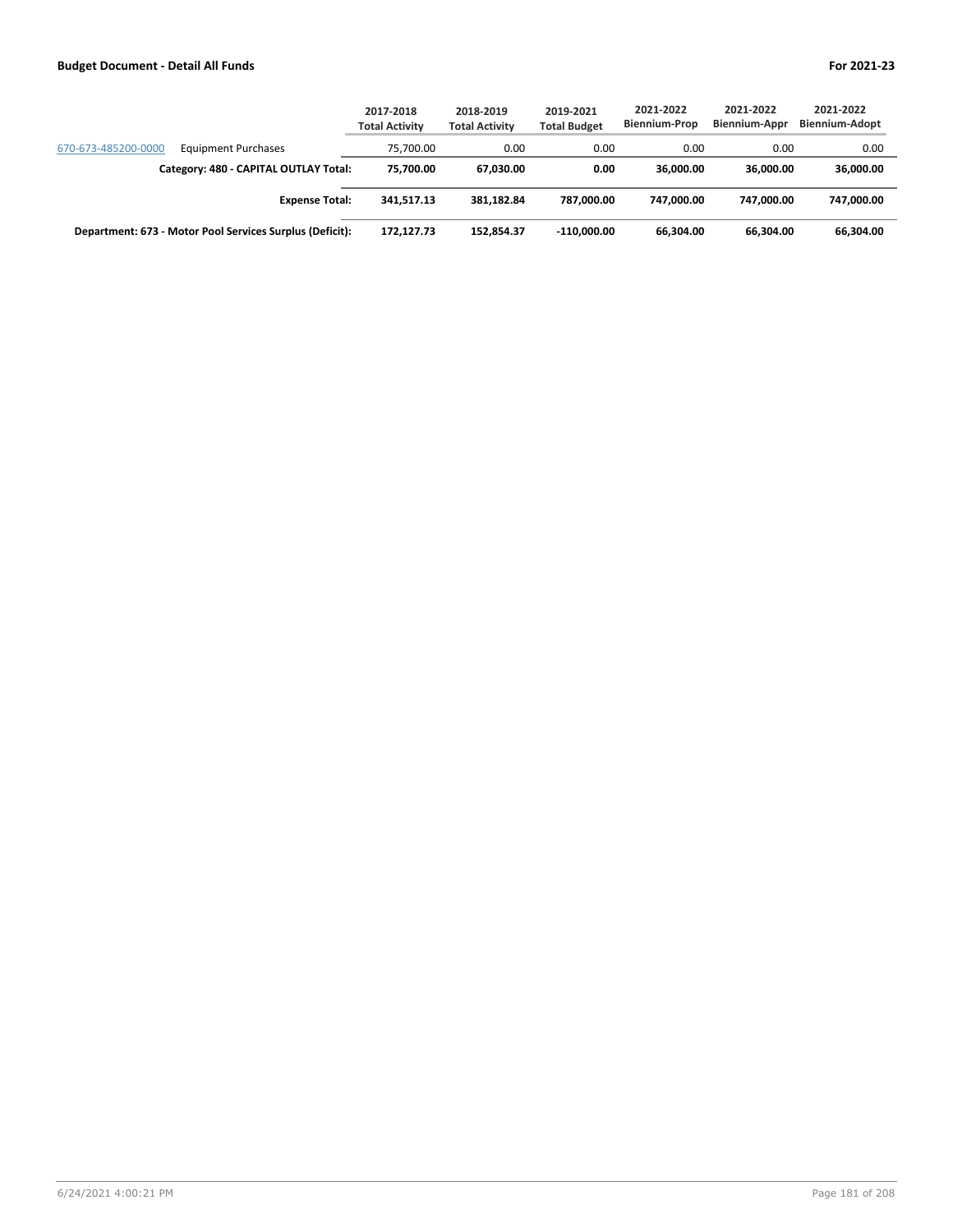| | | 2017-2018 Total Activity | 2018-2019 Total Activity | 2019-2021 Total Budget | 2021-2022 Biennium-Prop | 2021-2022 Biennium-Appr | 2021-2022 Biennium-Adopt |
|---|---|---|---|---|---|---|---|
| 670-673-485200-0000 | Equipment Purchases | 75,700.00 | 0.00 | 0.00 | 0.00 | 0.00 | 0.00 |
| | **Category: 480 - CAPITAL OUTLAY Total:** | **75,700.00** | **67,030.00** | **0.00** | **36,000.00** | **36,000.00** | **36,000.00** |
| | **Expense Total:** | **341,517.13** | **381,182.84** | **787,000.00** | **747,000.00** | **747,000.00** | **747,000.00** |
| | **Department: 673 - Motor Pool Services Surplus (Deficit):** | **172,127.73** | **152,854.37** | **-110,000.00** | **66,304.00** | **66,304.00** | **66,304.00** |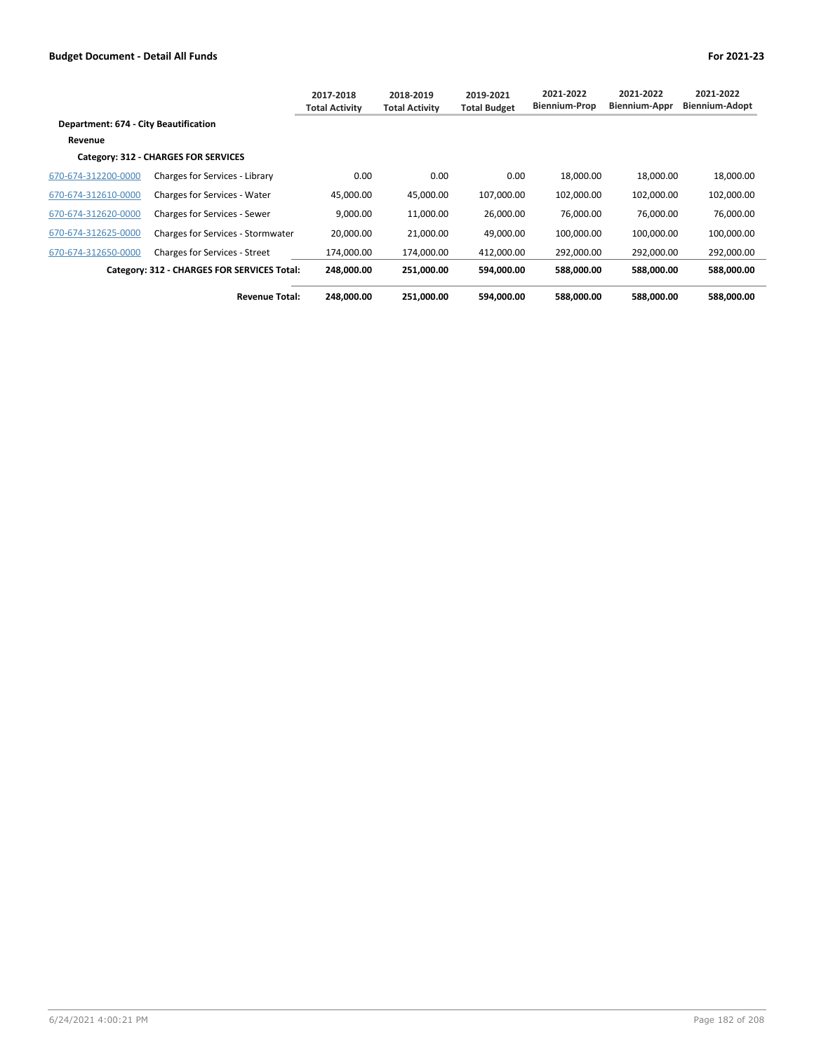## Budget Document - Detail All Funds

**For 2021-23**

| | | 2017-2018 Total Activity | 2018-2019 Total Activity | 2019-2021 Total Budget | 2021-2022 Biennium-Prop | 2021-2022 Biennium-Appr | 2021-2022 Biennium-Adopt |
|---|---|---|---|---|---|---|---|
| **Department: 674 - City Beautification** | | | | | | | |
| **Revenue** | | | | | | | |
| **Category: 312 - CHARGES FOR SERVICES** | | | | | | | |
| 670-674-312200-0000 | Charges for Services - Library | 0.00 | 0.00 | 0.00 | 18,000.00 | 18,000.00 | 18,000.00 |
| 670-674-312610-0000 | Charges for Services - Water | 45,000.00 | 45,000.00 | 107,000.00 | 102,000.00 | 102,000.00 | 102,000.00 |
| 670-674-312620-0000 | Charges for Services - Sewer | 9,000.00 | 11,000.00 | 26,000.00 | 76,000.00 | 76,000.00 | 76,000.00 |
| 670-674-312625-0000 | Charges for Services - Stormwater | 20,000.00 | 21,000.00 | 49,000.00 | 100,000.00 | 100,000.00 | 100,000.00 |
| 670-674-312650-0000 | Charges for Services - Street | 174,000.00 | 174,000.00 | 412,000.00 | 292,000.00 | 292,000.00 | 292,000.00 |
| | **Category: 312 - CHARGES FOR SERVICES Total:** | **248,000.00** | **251,000.00** | **594,000.00** | **588,000.00** | **588,000.00** | **588,000.00** |
| | **Revenue Total:** | **248,000.00** | **251,000.00** | **594,000.00** | **588,000.00** | **588,000.00** | **588,000.00** |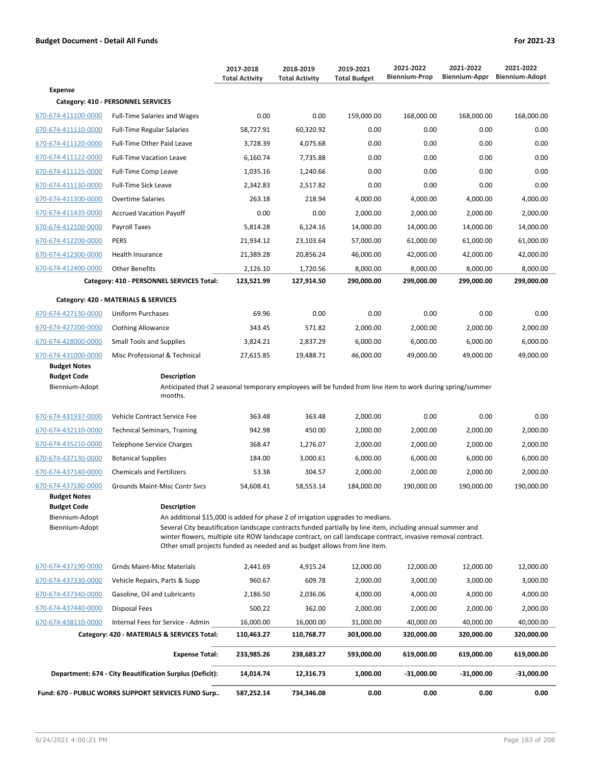**Budget Document - Detail All Funds** — **For 2021-23**

| | | 2017-2018 Total Activity | 2018-2019 Total Activity | 2019-2021 Total Budget | 2021-2022 Biennium-Prop | 2021-2022 Biennium-Appr | 2021-2022 Biennium-Adopt |
|---|---|---|---|---|---|---|---|
| **Expense** | | | | | | | |
| **Category: 410 - PERSONNEL SERVICES** | | | | | | | |
| 670-674-411100-0000 | Full-Time Salaries and Wages | 0.00 | 0.00 | 159,000.00 | 168,000.00 | 168,000.00 | 168,000.00 |
| 670-674-411110-0000 | Full-Time Regular Salaries | 58,727.91 | 60,320.92 | 0.00 | 0.00 | 0.00 | 0.00 |
| 670-674-411120-0000 | Full-Time Other Paid Leave | 3,728.39 | 4,075.68 | 0.00 | 0.00 | 0.00 | 0.00 |
| 670-674-411122-0000 | Full-Time Vacation Leave | 6,160.74 | 7,735.88 | 0.00 | 0.00 | 0.00 | 0.00 |
| 670-674-411125-0000 | Full-Time Comp Leave | 1,035.16 | 1,240.66 | 0.00 | 0.00 | 0.00 | 0.00 |
| 670-674-411130-0000 | Full-Time Sick Leave | 2,342.83 | 2,517.82 | 0.00 | 0.00 | 0.00 | 0.00 |
| 670-674-411300-0000 | Overtime Salaries | 263.18 | 218.94 | 4,000.00 | 4,000.00 | 4,000.00 | 4,000.00 |
| 670-674-411435-0000 | Accrued Vacation Payoff | 0.00 | 0.00 | 2,000.00 | 2,000.00 | 2,000.00 | 2,000.00 |
| 670-674-412100-0000 | Payroll Taxes | 5,814.28 | 6,124.16 | 14,000.00 | 14,000.00 | 14,000.00 | 14,000.00 |
| 670-674-412200-0000 | PERS | 21,934.12 | 23,103.64 | 57,000.00 | 61,000.00 | 61,000.00 | 61,000.00 |
| 670-674-412300-0000 | Health Insurance | 21,389.28 | 20,856.24 | 46,000.00 | 42,000.00 | 42,000.00 | 42,000.00 |
| 670-674-412400-0000 | Other Benefits | 2,126.10 | 1,720.56 | 8,000.00 | 8,000.00 | 8,000.00 | 8,000.00 |
| | **Category: 410 - PERSONNEL SERVICES Total:** | **123,521.99** | **127,914.50** | **290,000.00** | **299,000.00** | **299,000.00** | **299,000.00** |
| **Category: 420 - MATERIALS & SERVICES** | | | | | | | |
| 670-674-427130-0000 | Uniform Purchases | 69.96 | 0.00 | 0.00 | 0.00 | 0.00 | 0.00 |
| 670-674-427200-0000 | Clothing Allowance | 343.45 | 571.82 | 2,000.00 | 2,000.00 | 2,000.00 | 2,000.00 |
| 670-674-428000-0000 | Small Tools and Supplies | 3,824.21 | 2,837.29 | 6,000.00 | 6,000.00 | 6,000.00 | 6,000.00 |
| 670-674-431000-0000 | Misc Professional & Technical | 27,615.85 | 19,488.71 | 46,000.00 | 49,000.00 | 49,000.00 | 49,000.00 |

**Budget Notes**

| Budget Code | Description |
|---|---|
| Biennium-Adopt | Anticipated that 2 seasonal temporary employees will be funded from line item to work during spring/summer months. |

| | | 2017-2018 Total Activity | 2018-2019 Total Activity | 2019-2021 Total Budget | 2021-2022 Biennium-Prop | 2021-2022 Biennium-Appr | 2021-2022 Biennium-Adopt |
|---|---|---|---|---|---|---|---|
| 670-674-431937-0000 | Vehicle Contract Service Fee | 363.48 | 363.48 | 2,000.00 | 0.00 | 0.00 | 0.00 |
| 670-674-432110-0000 | Technical Seminars, Training | 942.98 | 450.00 | 2,000.00 | 2,000.00 | 2,000.00 | 2,000.00 |
| 670-674-435210-0000 | Telephone Service Charges | 368.47 | 1,276.07 | 2,000.00 | 2,000.00 | 2,000.00 | 2,000.00 |
| 670-674-437130-0000 | Botanical Supplies | 184.00 | 3,000.61 | 6,000.00 | 6,000.00 | 6,000.00 | 6,000.00 |
| 670-674-437140-0000 | Chemicals and Fertilizers | 53.38 | 304.57 | 2,000.00 | 2,000.00 | 2,000.00 | 2,000.00 |
| 670-674-437180-0000 | Grounds Maint-Misc Contr Svcs | 54,608.41 | 58,553.14 | 184,000.00 | 190,000.00 | 190,000.00 | 190,000.00 |

**Budget Notes**

| Budget Code | Description |
|---|---|
| Biennium-Adopt | An additional $15,000 is added for phase 2 of irrigation upgrades to medians. |
| Biennium-Adopt | Several City beautification landscape contracts funded partially by line item, including annual summer and winter flowers, multiple site ROW landscape contract, on call landscape contract, invasive removal contract. Other small projects funded as needed and as budget allows from line item. |

| | | 2017-2018 Total Activity | 2018-2019 Total Activity | 2019-2021 Total Budget | 2021-2022 Biennium-Prop | 2021-2022 Biennium-Appr | 2021-2022 Biennium-Adopt |
|---|---|---|---|---|---|---|---|
| 670-674-437190-0000 | Grnds Maint-Misc Materials | 2,441.69 | 4,915.24 | 12,000.00 | 12,000.00 | 12,000.00 | 12,000.00 |
| 670-674-437330-0000 | Vehicle Repairs, Parts & Supp | 960.67 | 609.78 | 2,000.00 | 3,000.00 | 3,000.00 | 3,000.00 |
| 670-674-437340-0000 | Gasoline, Oil and Lubricants | 2,186.50 | 2,036.06 | 4,000.00 | 4,000.00 | 4,000.00 | 4,000.00 |
| 670-674-437440-0000 | Disposal Fees | 500.22 | 362.00 | 2,000.00 | 2,000.00 | 2,000.00 | 2,000.00 |
| 670-674-438110-0000 | Internal Fees for Service - Admin | 16,000.00 | 16,000.00 | 31,000.00 | 40,000.00 | 40,000.00 | 40,000.00 |
| | **Category: 420 - MATERIALS & SERVICES Total:** | **110,463.27** | **110,768.77** | **303,000.00** | **320,000.00** | **320,000.00** | **320,000.00** |
| | **Expense Total:** | **233,985.26** | **238,683.27** | **593,000.00** | **619,000.00** | **619,000.00** | **619,000.00** |
| | **Department: 674 - City Beautification Surplus (Deficit):** | **14,014.74** | **12,316.73** | **1,000.00** | **-31,000.00** | **-31,000.00** | **-31,000.00** |
| | **Fund: 670 - PUBLIC WORKS SUPPORT SERVICES FUND Surp..** | **587,252.14** | **734,346.08** | **0.00** | **0.00** | **0.00** | **0.00** |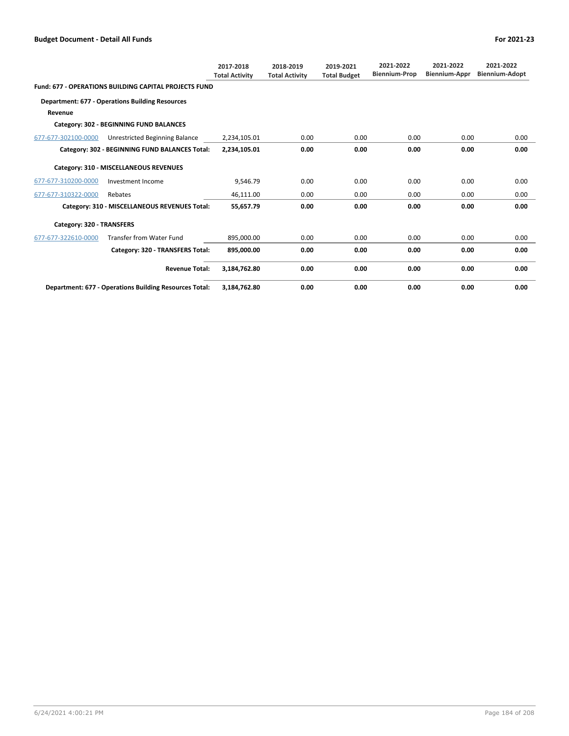**Budget Document - Detail All Funds** | **For 2021-23**

| | | 2017-2018 Total Activity | 2018-2019 Total Activity | 2019-2021 Total Budget | 2021-2022 Biennium-Prop | 2021-2022 Biennium-Appr | 2021-2022 Biennium-Adopt |
|---|---|---|---|---|---|---|---|
| **Fund: 677 - OPERATIONS BUILDING CAPITAL PROJECTS FUND** | | | | | | | |
| **Department: 677 - Operations Building Resources** | | | | | | | |
| **Revenue** | | | | | | | |
| **Category: 302 - BEGINNING FUND BALANCES** | | | | | | | |
| 677-677-302100-0000 | Unrestricted Beginning Balance | 2,234,105.01 | 0.00 | 0.00 | 0.00 | 0.00 | 0.00 |
| | **Category: 302 - BEGINNING FUND BALANCES Total:** | **2,234,105.01** | **0.00** | **0.00** | **0.00** | **0.00** | **0.00** |
| **Category: 310 - MISCELLANEOUS REVENUES** | | | | | | | |
| 677-677-310200-0000 | Investment Income | 9,546.79 | 0.00 | 0.00 | 0.00 | 0.00 | 0.00 |
| 677-677-310322-0000 | Rebates | 46,111.00 | 0.00 | 0.00 | 0.00 | 0.00 | 0.00 |
| | **Category: 310 - MISCELLANEOUS REVENUES Total:** | **55,657.79** | **0.00** | **0.00** | **0.00** | **0.00** | **0.00** |
| **Category: 320 - TRANSFERS** | | | | | | | |
| 677-677-322610-0000 | Transfer from Water Fund | 895,000.00 | 0.00 | 0.00 | 0.00 | 0.00 | 0.00 |
| | **Category: 320 - TRANSFERS Total:** | **895,000.00** | **0.00** | **0.00** | **0.00** | **0.00** | **0.00** |
| | **Revenue Total:** | **3,184,762.80** | **0.00** | **0.00** | **0.00** | **0.00** | **0.00** |
| | **Department: 677 - Operations Building Resources Total:** | **3,184,762.80** | **0.00** | **0.00** | **0.00** | **0.00** | **0.00** |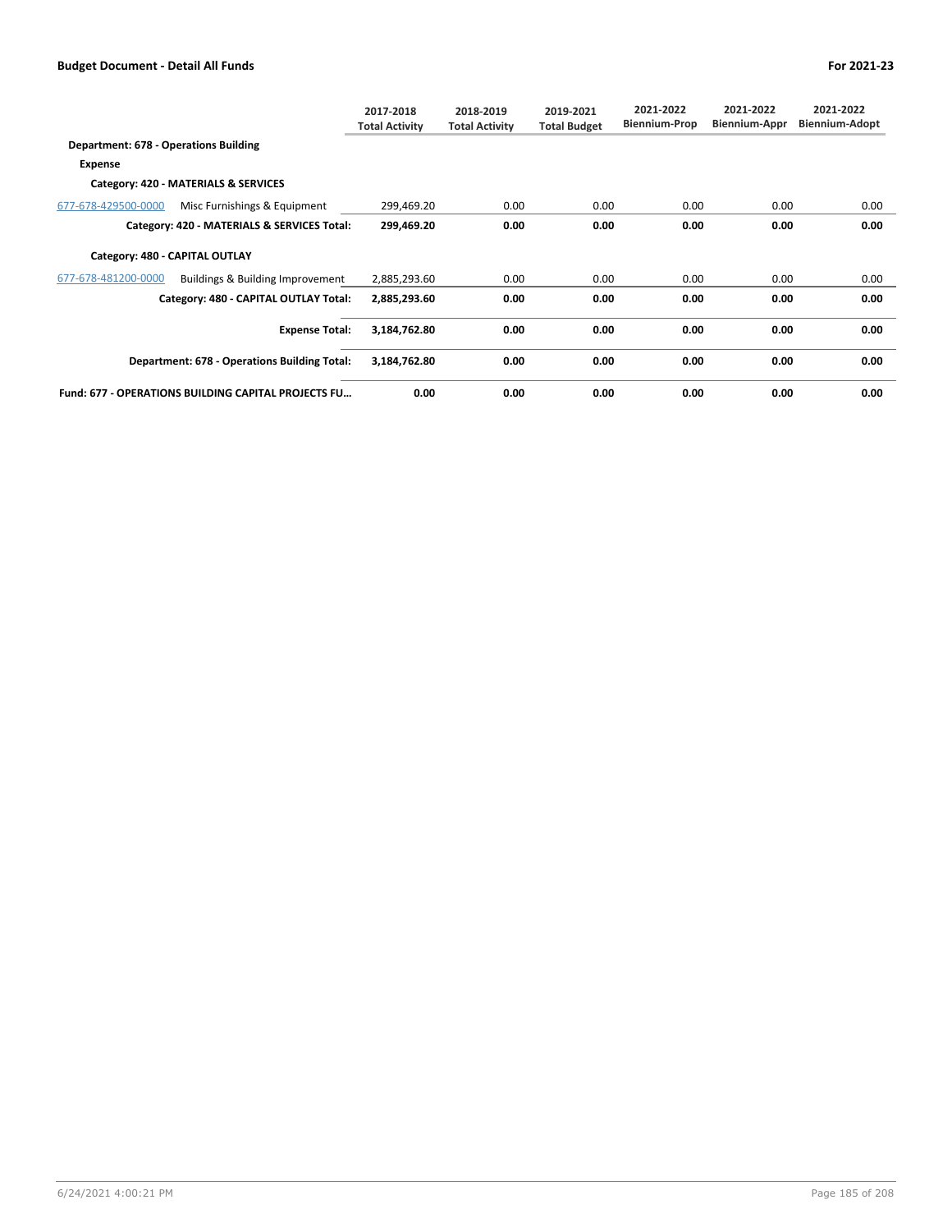| | | 2017-2018 Total Activity | 2018-2019 Total Activity | 2019-2021 Total Budget | 2021-2022 Biennium-Prop | 2021-2022 Biennium-Appr | 2021-2022 Biennium-Adopt |
|---|---|---|---|---|---|---|---|
| **Department: 678 - Operations Building** | | | | | | | |
| **Expense** | | | | | | | |
| **Category: 420 - MATERIALS & SERVICES** | | | | | | | |
| 677-678-429500-0000 | Misc Furnishings & Equipment | 299,469.20 | 0.00 | 0.00 | 0.00 | 0.00 | 0.00 |
| | **Category: 420 - MATERIALS & SERVICES Total:** | **299,469.20** | **0.00** | **0.00** | **0.00** | **0.00** | **0.00** |
| **Category: 480 - CAPITAL OUTLAY** | | | | | | | |
| 677-678-481200-0000 | Buildings & Building Improvement | 2,885,293.60 | 0.00 | 0.00 | 0.00 | 0.00 | 0.00 |
| | **Category: 480 - CAPITAL OUTLAY Total:** | **2,885,293.60** | **0.00** | **0.00** | **0.00** | **0.00** | **0.00** |
| | **Expense Total:** | **3,184,762.80** | **0.00** | **0.00** | **0.00** | **0.00** | **0.00** |
| | **Department: 678 - Operations Building Total:** | **3,184,762.80** | **0.00** | **0.00** | **0.00** | **0.00** | **0.00** |
| **Fund: 677 - OPERATIONS BUILDING CAPITAL PROJECTS FU...** | | **0.00** | **0.00** | **0.00** | **0.00** | **0.00** | **0.00** |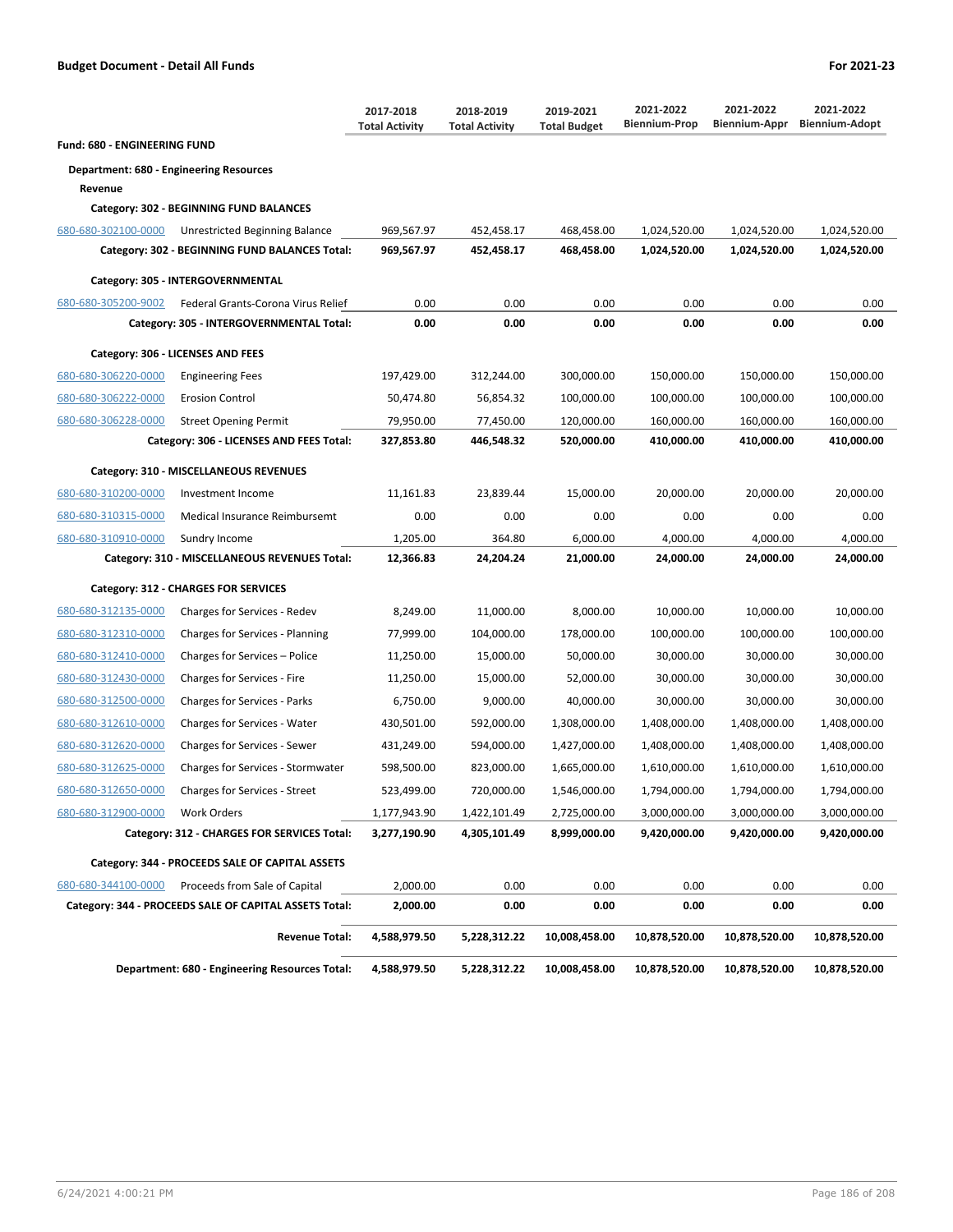## Budget Document - Detail All Funds

For 2021-23

| | | 2017-2018 Total Activity | 2018-2019 Total Activity | 2019-2021 Total Budget | 2021-2022 Biennium-Prop | 2021-2022 Biennium-Appr | 2021-2022 Biennium-Adopt |
|---|---|---|---|---|---|---|---|
| **Fund: 680 - ENGINEERING FUND** | | | | | | | |
| **Department: 680 - Engineering Resources** | | | | | | | |
| **Revenue** | | | | | | | |
| **Category: 302 - BEGINNING FUND BALANCES** | | | | | | | |
| 680-680-302100-0000 | Unrestricted Beginning Balance | 969,567.97 | 452,458.17 | 468,458.00 | 1,024,520.00 | 1,024,520.00 | 1,024,520.00 |
| | **Category: 302 - BEGINNING FUND BALANCES Total:** | **969,567.97** | **452,458.17** | **468,458.00** | **1,024,520.00** | **1,024,520.00** | **1,024,520.00** |
| **Category: 305 - INTERGOVERNMENTAL** | | | | | | | |
| 680-680-305200-9002 | Federal Grants-Corona Virus Relief | 0.00 | 0.00 | 0.00 | 0.00 | 0.00 | 0.00 |
| | **Category: 305 - INTERGOVERNMENTAL Total:** | **0.00** | **0.00** | **0.00** | **0.00** | **0.00** | **0.00** |
| **Category: 306 - LICENSES AND FEES** | | | | | | | |
| 680-680-306220-0000 | Engineering Fees | 197,429.00 | 312,244.00 | 300,000.00 | 150,000.00 | 150,000.00 | 150,000.00 |
| 680-680-306222-0000 | Erosion Control | 50,474.80 | 56,854.32 | 100,000.00 | 100,000.00 | 100,000.00 | 100,000.00 |
| 680-680-306228-0000 | Street Opening Permit | 79,950.00 | 77,450.00 | 120,000.00 | 160,000.00 | 160,000.00 | 160,000.00 |
| | **Category: 306 - LICENSES AND FEES Total:** | **327,853.80** | **446,548.32** | **520,000.00** | **410,000.00** | **410,000.00** | **410,000.00** |
| **Category: 310 - MISCELLANEOUS REVENUES** | | | | | | | |
| 680-680-310200-0000 | Investment Income | 11,161.83 | 23,839.44 | 15,000.00 | 20,000.00 | 20,000.00 | 20,000.00 |
| 680-680-310315-0000 | Medical Insurance Reimbursemt | 0.00 | 0.00 | 0.00 | 0.00 | 0.00 | 0.00 |
| 680-680-310910-0000 | Sundry Income | 1,205.00 | 364.80 | 6,000.00 | 4,000.00 | 4,000.00 | 4,000.00 |
| | **Category: 310 - MISCELLANEOUS REVENUES Total:** | **12,366.83** | **24,204.24** | **21,000.00** | **24,000.00** | **24,000.00** | **24,000.00** |
| **Category: 312 - CHARGES FOR SERVICES** | | | | | | | |
| 680-680-312135-0000 | Charges for Services - Redev | 8,249.00 | 11,000.00 | 8,000.00 | 10,000.00 | 10,000.00 | 10,000.00 |
| 680-680-312310-0000 | Charges for Services - Planning | 77,999.00 | 104,000.00 | 178,000.00 | 100,000.00 | 100,000.00 | 100,000.00 |
| 680-680-312410-0000 | Charges for Services – Police | 11,250.00 | 15,000.00 | 50,000.00 | 30,000.00 | 30,000.00 | 30,000.00 |
| 680-680-312430-0000 | Charges for Services - Fire | 11,250.00 | 15,000.00 | 52,000.00 | 30,000.00 | 30,000.00 | 30,000.00 |
| 680-680-312500-0000 | Charges for Services - Parks | 6,750.00 | 9,000.00 | 40,000.00 | 30,000.00 | 30,000.00 | 30,000.00 |
| 680-680-312610-0000 | Charges for Services - Water | 430,501.00 | 592,000.00 | 1,308,000.00 | 1,408,000.00 | 1,408,000.00 | 1,408,000.00 |
| 680-680-312620-0000 | Charges for Services - Sewer | 431,249.00 | 594,000.00 | 1,427,000.00 | 1,408,000.00 | 1,408,000.00 | 1,408,000.00 |
| 680-680-312625-0000 | Charges for Services - Stormwater | 598,500.00 | 823,000.00 | 1,665,000.00 | 1,610,000.00 | 1,610,000.00 | 1,610,000.00 |
| 680-680-312650-0000 | Charges for Services - Street | 523,499.00 | 720,000.00 | 1,546,000.00 | 1,794,000.00 | 1,794,000.00 | 1,794,000.00 |
| 680-680-312900-0000 | Work Orders | 1,177,943.90 | 1,422,101.49 | 2,725,000.00 | 3,000,000.00 | 3,000,000.00 | 3,000,000.00 |
| | **Category: 312 - CHARGES FOR SERVICES Total:** | **3,277,190.90** | **4,305,101.49** | **8,999,000.00** | **9,420,000.00** | **9,420,000.00** | **9,420,000.00** |
| **Category: 344 - PROCEEDS SALE OF CAPITAL ASSETS** | | | | | | | |
| 680-680-344100-0000 | Proceeds from Sale of Capital | 2,000.00 | 0.00 | 0.00 | 0.00 | 0.00 | 0.00 |
| | **Category: 344 - PROCEEDS SALE OF CAPITAL ASSETS Total:** | **2,000.00** | **0.00** | **0.00** | **0.00** | **0.00** | **0.00** |
| | **Revenue Total:** | **4,588,979.50** | **5,228,312.22** | **10,008,458.00** | **10,878,520.00** | **10,878,520.00** | **10,878,520.00** |
| | **Department: 680 - Engineering Resources Total:** | **4,588,979.50** | **5,228,312.22** | **10,008,458.00** | **10,878,520.00** | **10,878,520.00** | **10,878,520.00** |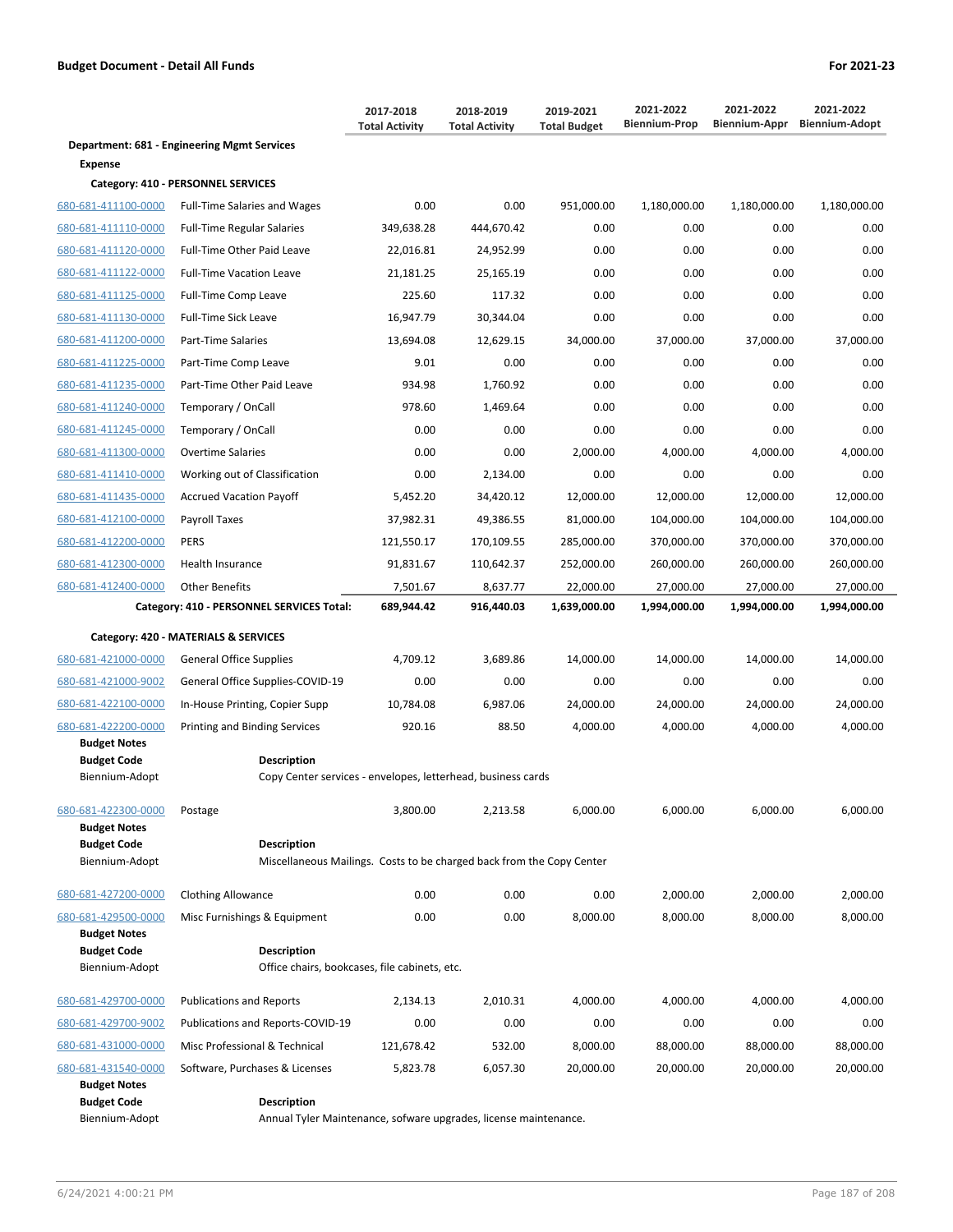**Budget Document - Detail All Funds** **For 2021-23**

| | | 2017-2018 Total Activity | 2018-2019 Total Activity | 2019-2021 Total Budget | 2021-2022 Biennium-Prop | 2021-2022 Biennium-Appr | 2021-2022 Biennium-Adopt |
|---|---|---|---|---|---|---|---|
| **Department: 681 - Engineering Mgmt Services** | | | | | | | |
| **Expense** | | | | | | | |
| **Category: 410 - PERSONNEL SERVICES** | | | | | | | |
| 680-681-411100-0000 | Full-Time Salaries and Wages | 0.00 | 0.00 | 951,000.00 | 1,180,000.00 | 1,180,000.00 | 1,180,000.00 |
| 680-681-411110-0000 | Full-Time Regular Salaries | 349,638.28 | 444,670.42 | 0.00 | 0.00 | 0.00 | 0.00 |
| 680-681-411120-0000 | Full-Time Other Paid Leave | 22,016.81 | 24,952.99 | 0.00 | 0.00 | 0.00 | 0.00 |
| 680-681-411122-0000 | Full-Time Vacation Leave | 21,181.25 | 25,165.19 | 0.00 | 0.00 | 0.00 | 0.00 |
| 680-681-411125-0000 | Full-Time Comp Leave | 225.60 | 117.32 | 0.00 | 0.00 | 0.00 | 0.00 |
| 680-681-411130-0000 | Full-Time Sick Leave | 16,947.79 | 30,344.04 | 0.00 | 0.00 | 0.00 | 0.00 |
| 680-681-411200-0000 | Part-Time Salaries | 13,694.08 | 12,629.15 | 34,000.00 | 37,000.00 | 37,000.00 | 37,000.00 |
| 680-681-411225-0000 | Part-Time Comp Leave | 9.01 | 0.00 | 0.00 | 0.00 | 0.00 | 0.00 |
| 680-681-411235-0000 | Part-Time Other Paid Leave | 934.98 | 1,760.92 | 0.00 | 0.00 | 0.00 | 0.00 |
| 680-681-411240-0000 | Temporary / OnCall | 978.60 | 1,469.64 | 0.00 | 0.00 | 0.00 | 0.00 |
| 680-681-411245-0000 | Temporary / OnCall | 0.00 | 0.00 | 0.00 | 0.00 | 0.00 | 0.00 |
| 680-681-411300-0000 | Overtime Salaries | 0.00 | 0.00 | 2,000.00 | 4,000.00 | 4,000.00 | 4,000.00 |
| 680-681-411410-0000 | Working out of Classification | 0.00 | 2,134.00 | 0.00 | 0.00 | 0.00 | 0.00 |
| 680-681-411435-0000 | Accrued Vacation Payoff | 5,452.20 | 34,420.12 | 12,000.00 | 12,000.00 | 12,000.00 | 12,000.00 |
| 680-681-412100-0000 | Payroll Taxes | 37,982.31 | 49,386.55 | 81,000.00 | 104,000.00 | 104,000.00 | 104,000.00 |
| 680-681-412200-0000 | PERS | 121,550.17 | 170,109.55 | 285,000.00 | 370,000.00 | 370,000.00 | 370,000.00 |
| 680-681-412300-0000 | Health Insurance | 91,831.67 | 110,642.37 | 252,000.00 | 260,000.00 | 260,000.00 | 260,000.00 |
| 680-681-412400-0000 | Other Benefits | 7,501.67 | 8,637.77 | 22,000.00 | 27,000.00 | 27,000.00 | 27,000.00 |
| | **Category: 410 - PERSONNEL SERVICES Total:** | **689,944.42** | **916,440.03** | **1,639,000.00** | **1,994,000.00** | **1,994,000.00** | **1,994,000.00** |
| **Category: 420 - MATERIALS & SERVICES** | | | | | | | |
| 680-681-421000-0000 | General Office Supplies | 4,709.12 | 3,689.86 | 14,000.00 | 14,000.00 | 14,000.00 | 14,000.00 |
| 680-681-421000-9002 | General Office Supplies-COVID-19 | 0.00 | 0.00 | 0.00 | 0.00 | 0.00 | 0.00 |
| 680-681-422100-0000 | In-House Printing, Copier Supp | 10,784.08 | 6,987.06 | 24,000.00 | 24,000.00 | 24,000.00 | 24,000.00 |
| 680-681-422200-0000 | Printing and Binding Services | 920.16 | 88.50 | 4,000.00 | 4,000.00 | 4,000.00 | 4,000.00 |
| **Budget Notes** | | | | | | | |
| **Budget Code** | **Description** | | | | | | |
| Biennium-Adopt | Copy Center services - envelopes, letterhead, business cards | | | | | | |
| 680-681-422300-0000 | Postage | 3,800.00 | 2,213.58 | 6,000.00 | 6,000.00 | 6,000.00 | 6,000.00 |
| **Budget Notes** | | | | | | | |
| **Budget Code** | **Description** | | | | | | |
| Biennium-Adopt | Miscellaneous Mailings. Costs to be charged back from the Copy Center | | | | | | |
| 680-681-427200-0000 | Clothing Allowance | 0.00 | 0.00 | 0.00 | 2,000.00 | 2,000.00 | 2,000.00 |
| 680-681-429500-0000 | Misc Furnishings & Equipment | 0.00 | 0.00 | 8,000.00 | 8,000.00 | 8,000.00 | 8,000.00 |
| **Budget Notes** | | | | | | | |
| **Budget Code** | **Description** | | | | | | |
| Biennium-Adopt | Office chairs, bookcases, file cabinets, etc. | | | | | | |
| 680-681-429700-0000 | Publications and Reports | 2,134.13 | 2,010.31 | 4,000.00 | 4,000.00 | 4,000.00 | 4,000.00 |
| 680-681-429700-9002 | Publications and Reports-COVID-19 | 0.00 | 0.00 | 0.00 | 0.00 | 0.00 | 0.00 |
| 680-681-431000-0000 | Misc Professional & Technical | 121,678.42 | 532.00 | 8,000.00 | 88,000.00 | 88,000.00 | 88,000.00 |
| 680-681-431540-0000 | Software, Purchases & Licenses | 5,823.78 | 6,057.30 | 20,000.00 | 20,000.00 | 20,000.00 | 20,000.00 |
| **Budget Notes** | | | | | | | |
| **Budget Code** | **Description** | | | | | | |
| Biennium-Adopt | Annual Tyler Maintenance, sofware upgrades, license maintenance. | | | | | | |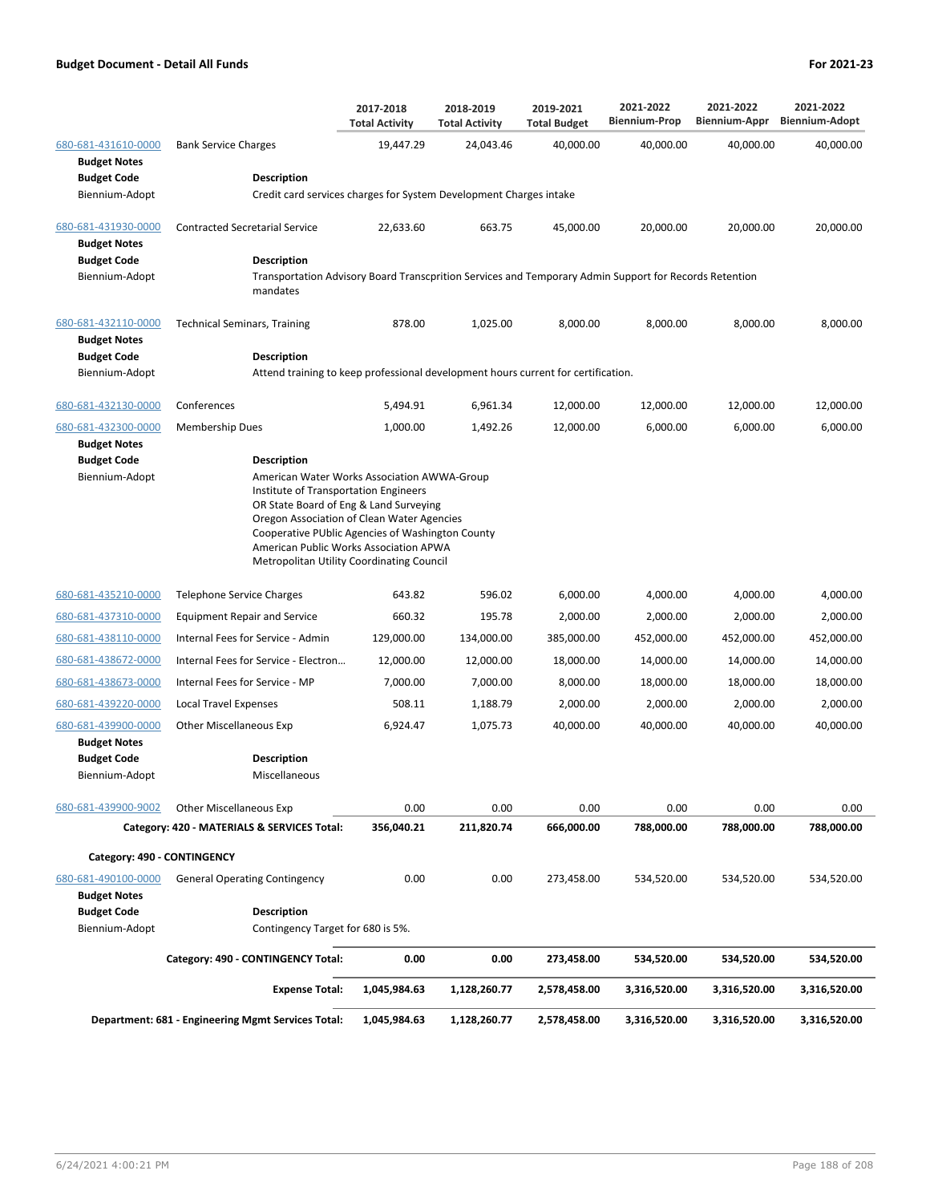**Budget Document - Detail All Funds** **For 2021-23**

| | | 2017-2018 Total Activity | 2018-2019 Total Activity | 2019-2021 Total Budget | 2021-2022 Biennium-Prop | 2021-2022 Biennium-Appr | 2021-2022 Biennium-Adopt |
|---|---|---|---|---|---|---|---|
| 680-681-431610-0000 | Bank Service Charges | 19,447.29 | 24,043.46 | 40,000.00 | 40,000.00 | 40,000.00 | 40,000.00 |
| **Budget Notes** | | | | | | | |
| **Budget Code** | **Description** | | | | | | |
| Biennium-Adopt | Credit card services charges for System Development Charges intake | | | | | | |
| 680-681-431930-0000 | Contracted Secretarial Service | 22,633.60 | 663.75 | 45,000.00 | 20,000.00 | 20,000.00 | 20,000.00 |
| **Budget Notes** | | | | | | | |
| **Budget Code** | **Description** | | | | | | |
| Biennium-Adopt | Transportation Advisory Board Transcprition Services and Temporary Admin Support for Records Retention mandates | | | | | | |
| 680-681-432110-0000 | Technical Seminars, Training | 878.00 | 1,025.00 | 8,000.00 | 8,000.00 | 8,000.00 | 8,000.00 |
| **Budget Notes** | | | | | | | |
| **Budget Code** | **Description** | | | | | | |
| Biennium-Adopt | Attend training to keep professional development hours current for certification. | | | | | | |
| 680-681-432130-0000 | Conferences | 5,494.91 | 6,961.34 | 12,000.00 | 12,000.00 | 12,000.00 | 12,000.00 |
| 680-681-432300-0000 | Membership Dues | 1,000.00 | 1,492.26 | 12,000.00 | 6,000.00 | 6,000.00 | 6,000.00 |
| **Budget Notes** | | | | | | | |
| **Budget Code** | **Description** | | | | | | |
| Biennium-Adopt | American Water Works Association AWWA-Group<br>Institute of Transportation Engineers<br>OR State Board of Eng & Land Surveying<br>Oregon Association of Clean Water Agencies<br>Cooperative PUblic Agencies of Washington County<br>American Public Works Association APWA<br>Metropolitan Utility Coordinating Council | | | | | | |
| 680-681-435210-0000 | Telephone Service Charges | 643.82 | 596.02 | 6,000.00 | 4,000.00 | 4,000.00 | 4,000.00 |
| 680-681-437310-0000 | Equipment Repair and Service | 660.32 | 195.78 | 2,000.00 | 2,000.00 | 2,000.00 | 2,000.00 |
| 680-681-438110-0000 | Internal Fees for Service - Admin | 129,000.00 | 134,000.00 | 385,000.00 | 452,000.00 | 452,000.00 | 452,000.00 |
| 680-681-438672-0000 | Internal Fees for Service - Electron... | 12,000.00 | 12,000.00 | 18,000.00 | 14,000.00 | 14,000.00 | 14,000.00 |
| 680-681-438673-0000 | Internal Fees for Service - MP | 7,000.00 | 7,000.00 | 8,000.00 | 18,000.00 | 18,000.00 | 18,000.00 |
| 680-681-439220-0000 | Local Travel Expenses | 508.11 | 1,188.79 | 2,000.00 | 2,000.00 | 2,000.00 | 2,000.00 |
| 680-681-439900-0000 | Other Miscellaneous Exp | 6,924.47 | 1,075.73 | 40,000.00 | 40,000.00 | 40,000.00 | 40,000.00 |
| **Budget Notes** | | | | | | | |
| **Budget Code** | **Description** | | | | | | |
| Biennium-Adopt | Miscellaneous | | | | | | |
| 680-681-439900-9002 | Other Miscellaneous Exp | 0.00 | 0.00 | 0.00 | 0.00 | 0.00 | 0.00 |
| | **Category: 420 - MATERIALS & SERVICES Total:** | **356,040.21** | **211,820.74** | **666,000.00** | **788,000.00** | **788,000.00** | **788,000.00** |
| **Category: 490 - CONTINGENCY** | | | | | | | |
| 680-681-490100-0000 | General Operating Contingency | 0.00 | 0.00 | 273,458.00 | 534,520.00 | 534,520.00 | 534,520.00 |
| **Budget Notes** | | | | | | | |
| **Budget Code** | **Description** | | | | | | |
| Biennium-Adopt | Contingency Target for 680 is 5%. | | | | | | |
| | **Category: 490 - CONTINGENCY Total:** | **0.00** | **0.00** | **273,458.00** | **534,520.00** | **534,520.00** | **534,520.00** |
| | **Expense Total:** | **1,045,984.63** | **1,128,260.77** | **2,578,458.00** | **3,316,520.00** | **3,316,520.00** | **3,316,520.00** |
| | **Department: 681 - Engineering Mgmt Services Total:** | **1,045,984.63** | **1,128,260.77** | **2,578,458.00** | **3,316,520.00** | **3,316,520.00** | **3,316,520.00** |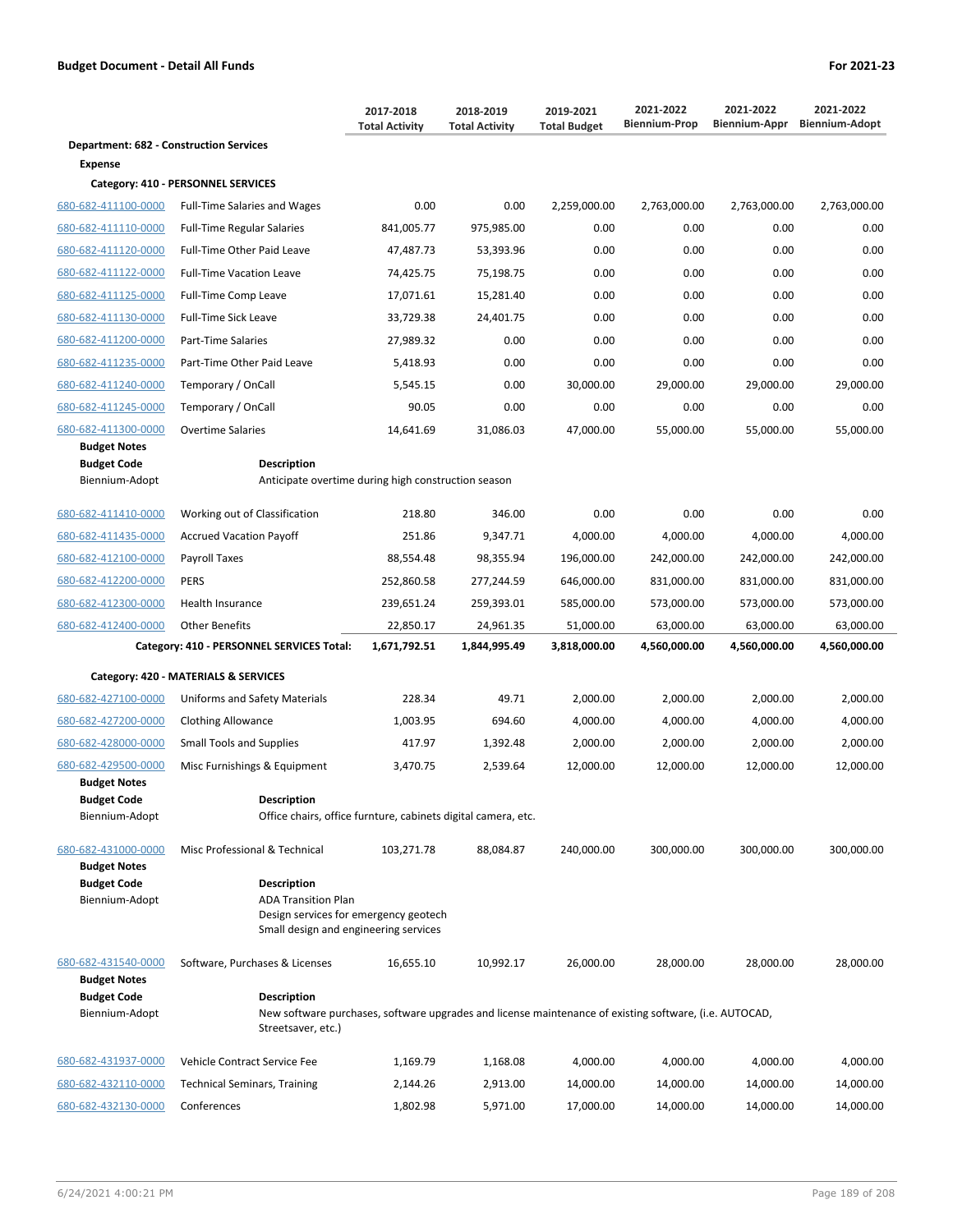**Budget Document - Detail All Funds** | **For 2021-23**

| | | 2017-2018 Total Activity | 2018-2019 Total Activity | 2019-2021 Total Budget | 2021-2022 Biennium-Prop | 2021-2022 Biennium-Appr | 2021-2022 Biennium-Adopt |
|---|---|---|---|---|---|---|---|
| **Department: 682 - Construction Services** | | | | | | | |
| **Expense** | | | | | | | |
| **Category: 410 - PERSONNEL SERVICES** | | | | | | | |
| 680-682-411100-0000 | Full-Time Salaries and Wages | 0.00 | 0.00 | 2,259,000.00 | 2,763,000.00 | 2,763,000.00 | 2,763,000.00 |
| 680-682-411110-0000 | Full-Time Regular Salaries | 841,005.77 | 975,985.00 | 0.00 | 0.00 | 0.00 | 0.00 |
| 680-682-411120-0000 | Full-Time Other Paid Leave | 47,487.73 | 53,393.96 | 0.00 | 0.00 | 0.00 | 0.00 |
| 680-682-411122-0000 | Full-Time Vacation Leave | 74,425.75 | 75,198.75 | 0.00 | 0.00 | 0.00 | 0.00 |
| 680-682-411125-0000 | Full-Time Comp Leave | 17,071.61 | 15,281.40 | 0.00 | 0.00 | 0.00 | 0.00 |
| 680-682-411130-0000 | Full-Time Sick Leave | 33,729.38 | 24,401.75 | 0.00 | 0.00 | 0.00 | 0.00 |
| 680-682-411200-0000 | Part-Time Salaries | 27,989.32 | 0.00 | 0.00 | 0.00 | 0.00 | 0.00 |
| 680-682-411235-0000 | Part-Time Other Paid Leave | 5,418.93 | 0.00 | 0.00 | 0.00 | 0.00 | 0.00 |
| 680-682-411240-0000 | Temporary / OnCall | 5,545.15 | 0.00 | 30,000.00 | 29,000.00 | 29,000.00 | 29,000.00 |
| 680-682-411245-0000 | Temporary / OnCall | 90.05 | 0.00 | 0.00 | 0.00 | 0.00 | 0.00 |
| 680-682-411300-0000 | Overtime Salaries | 14,641.69 | 31,086.03 | 47,000.00 | 55,000.00 | 55,000.00 | 55,000.00 |
| **Budget Notes** | | | | | | | |
| **Budget Code** | **Description** | | | | | | |
| Biennium-Adopt | Anticipate overtime during high construction season | | | | | | |
| 680-682-411410-0000 | Working out of Classification | 218.80 | 346.00 | 0.00 | 0.00 | 0.00 | 0.00 |
| 680-682-411435-0000 | Accrued Vacation Payoff | 251.86 | 9,347.71 | 4,000.00 | 4,000.00 | 4,000.00 | 4,000.00 |
| 680-682-412100-0000 | Payroll Taxes | 88,554.48 | 98,355.94 | 196,000.00 | 242,000.00 | 242,000.00 | 242,000.00 |
| 680-682-412200-0000 | PERS | 252,860.58 | 277,244.59 | 646,000.00 | 831,000.00 | 831,000.00 | 831,000.00 |
| 680-682-412300-0000 | Health Insurance | 239,651.24 | 259,393.01 | 585,000.00 | 573,000.00 | 573,000.00 | 573,000.00 |
| 680-682-412400-0000 | Other Benefits | 22,850.17 | 24,961.35 | 51,000.00 | 63,000.00 | 63,000.00 | 63,000.00 |
| | **Category: 410 - PERSONNEL SERVICES Total:** | **1,671,792.51** | **1,844,995.49** | **3,818,000.00** | **4,560,000.00** | **4,560,000.00** | **4,560,000.00** |
| **Category: 420 - MATERIALS & SERVICES** | | | | | | | |
| 680-682-427100-0000 | Uniforms and Safety Materials | 228.34 | 49.71 | 2,000.00 | 2,000.00 | 2,000.00 | 2,000.00 |
| 680-682-427200-0000 | Clothing Allowance | 1,003.95 | 694.60 | 4,000.00 | 4,000.00 | 4,000.00 | 4,000.00 |
| 680-682-428000-0000 | Small Tools and Supplies | 417.97 | 1,392.48 | 2,000.00 | 2,000.00 | 2,000.00 | 2,000.00 |
| 680-682-429500-0000 | Misc Furnishings & Equipment | 3,470.75 | 2,539.64 | 12,000.00 | 12,000.00 | 12,000.00 | 12,000.00 |
| **Budget Notes** | | | | | | | |
| **Budget Code** | **Description** | | | | | | |
| Biennium-Adopt | Office chairs, office furnture, cabinets digital camera, etc. | | | | | | |
| 680-682-431000-0000 | Misc Professional & Technical | 103,271.78 | 88,084.87 | 240,000.00 | 300,000.00 | 300,000.00 | 300,000.00 |
| **Budget Notes** | | | | | | | |
| **Budget Code** | **Description** | | | | | | |
| Biennium-Adopt | ADA Transition Plan<br>Design services for emergency geotech<br>Small design and engineering services | | | | | | |
| 680-682-431540-0000 | Software, Purchases & Licenses | 16,655.10 | 10,992.17 | 26,000.00 | 28,000.00 | 28,000.00 | 28,000.00 |
| **Budget Notes** | | | | | | | |
| **Budget Code** | **Description** | | | | | | |
| Biennium-Adopt | New software purchases, software upgrades and license maintenance of existing software, (i.e. AUTOCAD, Streetsaver, etc.) | | | | | | |
| 680-682-431937-0000 | Vehicle Contract Service Fee | 1,169.79 | 1,168.08 | 4,000.00 | 4,000.00 | 4,000.00 | 4,000.00 |
| 680-682-432110-0000 | Technical Seminars, Training | 2,144.26 | 2,913.00 | 14,000.00 | 14,000.00 | 14,000.00 | 14,000.00 |
| 680-682-432130-0000 | Conferences | 1,802.98 | 5,971.00 | 17,000.00 | 14,000.00 | 14,000.00 | 14,000.00 |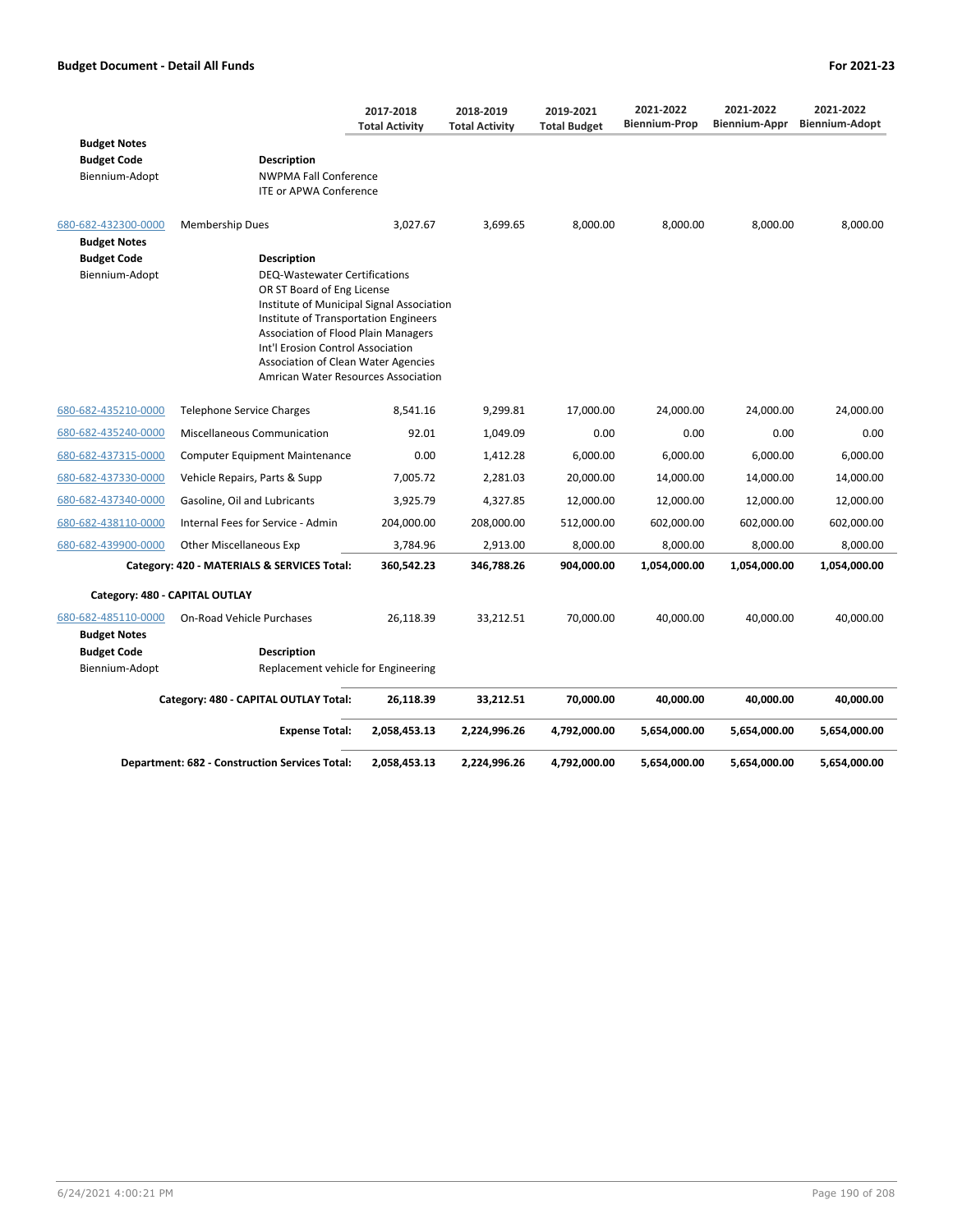| | | 2017-2018 Total Activity | 2018-2019 Total Activity | 2019-2021 Total Budget | 2021-2022 Biennium-Prop | 2021-2022 Biennium-Appr | 2021-2022 Biennium-Adopt |
|---|---|---|---|---|---|---|---|
| **Budget Notes** | | | | | | | |
| **Budget Code** | **Description** | | | | | | |
| Biennium-Adopt | NWPMA Fall Conference<br>ITE or APWA Conference | | | | | | |
| 680-682-432300-0000 | Membership Dues | 3,027.67 | 3,699.65 | 8,000.00 | 8,000.00 | 8,000.00 | 8,000.00 |
| **Budget Notes** | | | | | | | |
| **Budget Code** | **Description** | | | | | | |
| Biennium-Adopt | DEQ-Wastewater Certifications<br>OR ST Board of Eng License<br>Institute of Municipal Signal Association<br>Institute of Transportation Engineers<br>Association of Flood Plain Managers<br>Int'l Erosion Control Association<br>Association of Clean Water Agencies<br>Amrican Water Resources Association | | | | | | |
| 680-682-435210-0000 | Telephone Service Charges | 8,541.16 | 9,299.81 | 17,000.00 | 24,000.00 | 24,000.00 | 24,000.00 |
| 680-682-435240-0000 | Miscellaneous Communication | 92.01 | 1,049.09 | 0.00 | 0.00 | 0.00 | 0.00 |
| 680-682-437315-0000 | Computer Equipment Maintenance | 0.00 | 1,412.28 | 6,000.00 | 6,000.00 | 6,000.00 | 6,000.00 |
| 680-682-437330-0000 | Vehicle Repairs, Parts & Supp | 7,005.72 | 2,281.03 | 20,000.00 | 14,000.00 | 14,000.00 | 14,000.00 |
| 680-682-437340-0000 | Gasoline, Oil and Lubricants | 3,925.79 | 4,327.85 | 12,000.00 | 12,000.00 | 12,000.00 | 12,000.00 |
| 680-682-438110-0000 | Internal Fees for Service - Admin | 204,000.00 | 208,000.00 | 512,000.00 | 602,000.00 | 602,000.00 | 602,000.00 |
| 680-682-439900-0000 | Other Miscellaneous Exp | 3,784.96 | 2,913.00 | 8,000.00 | 8,000.00 | 8,000.00 | 8,000.00 |
| | **Category: 420 - MATERIALS & SERVICES Total:** | **360,542.23** | **346,788.26** | **904,000.00** | **1,054,000.00** | **1,054,000.00** | **1,054,000.00** |
| **Category: 480 - CAPITAL OUTLAY** | | | | | | | |
| 680-682-485110-0000 | On-Road Vehicle Purchases | 26,118.39 | 33,212.51 | 70,000.00 | 40,000.00 | 40,000.00 | 40,000.00 |
| **Budget Notes** | | | | | | | |
| **Budget Code** | **Description** | | | | | | |
| Biennium-Adopt | Replacement vehicle for Engineering | | | | | | |
| | **Category: 480 - CAPITAL OUTLAY Total:** | **26,118.39** | **33,212.51** | **70,000.00** | **40,000.00** | **40,000.00** | **40,000.00** |
| | **Expense Total:** | **2,058,453.13** | **2,224,996.26** | **4,792,000.00** | **5,654,000.00** | **5,654,000.00** | **5,654,000.00** |
| | **Department: 682 - Construction Services Total:** | **2,058,453.13** | **2,224,996.26** | **4,792,000.00** | **5,654,000.00** | **5,654,000.00** | **5,654,000.00** |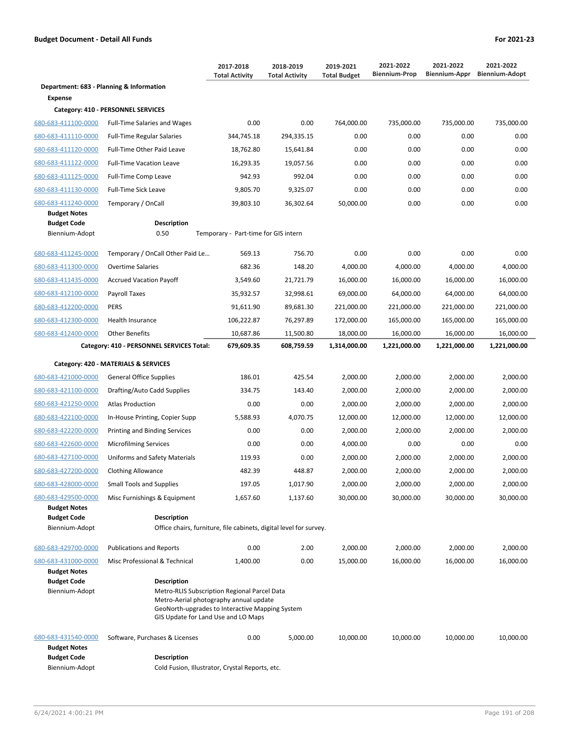**Budget Document - Detail All Funds** **For 2021-23**

| | | 2017-2018 Total Activity | 2018-2019 Total Activity | 2019-2021 Total Budget | 2021-2022 Biennium-Prop | 2021-2022 Biennium-Appr | 2021-2022 Biennium-Adopt |
|---|---|---|---|---|---|---|---|
| **Department: 683 - Planning & Information** | | | | | | | |
| **Expense** | | | | | | | |
| **Category: 410 - PERSONNEL SERVICES** | | | | | | | |
| 680-683-411100-0000 | Full-Time Salaries and Wages | 0.00 | 0.00 | 764,000.00 | 735,000.00 | 735,000.00 | 735,000.00 |
| 680-683-411110-0000 | Full-Time Regular Salaries | 344,745.18 | 294,335.15 | 0.00 | 0.00 | 0.00 | 0.00 |
| 680-683-411120-0000 | Full-Time Other Paid Leave | 18,762.80 | 15,641.84 | 0.00 | 0.00 | 0.00 | 0.00 |
| 680-683-411122-0000 | Full-Time Vacation Leave | 16,293.35 | 19,057.56 | 0.00 | 0.00 | 0.00 | 0.00 |
| 680-683-411125-0000 | Full-Time Comp Leave | 942.93 | 992.04 | 0.00 | 0.00 | 0.00 | 0.00 |
| 680-683-411130-0000 | Full-Time Sick Leave | 9,805.70 | 9,325.07 | 0.00 | 0.00 | 0.00 | 0.00 |
| 680-683-411240-0000 | Temporary / OnCall | 39,803.10 | 36,302.64 | 50,000.00 | 0.00 | 0.00 | 0.00 |
| **Budget Notes** | | | | | | | |
| **Budget Code** | **Description** | | | | | | |
| Biennium-Adopt | 0.50 | Temporary - Part-time for GIS intern | | | | | |
| 680-683-411245-0000 | Temporary / OnCall Other Paid Le... | 569.13 | 756.70 | 0.00 | 0.00 | 0.00 | 0.00 |
| 680-683-411300-0000 | Overtime Salaries | 682.36 | 148.20 | 4,000.00 | 4,000.00 | 4,000.00 | 4,000.00 |
| 680-683-411435-0000 | Accrued Vacation Payoff | 3,549.60 | 21,721.79 | 16,000.00 | 16,000.00 | 16,000.00 | 16,000.00 |
| 680-683-412100-0000 | Payroll Taxes | 35,932.57 | 32,998.61 | 69,000.00 | 64,000.00 | 64,000.00 | 64,000.00 |
| 680-683-412200-0000 | PERS | 91,611.90 | 89,681.30 | 221,000.00 | 221,000.00 | 221,000.00 | 221,000.00 |
| 680-683-412300-0000 | Health Insurance | 106,222.87 | 76,297.89 | 172,000.00 | 165,000.00 | 165,000.00 | 165,000.00 |
| 680-683-412400-0000 | Other Benefits | 10,687.86 | 11,500.80 | 18,000.00 | 16,000.00 | 16,000.00 | 16,000.00 |
| | **Category: 410 - PERSONNEL SERVICES Total:** | **679,609.35** | **608,759.59** | **1,314,000.00** | **1,221,000.00** | **1,221,000.00** | **1,221,000.00** |
| **Category: 420 - MATERIALS & SERVICES** | | | | | | | |
| 680-683-421000-0000 | General Office Supplies | 186.01 | 425.54 | 2,000.00 | 2,000.00 | 2,000.00 | 2,000.00 |
| 680-683-421100-0000 | Drafting/Auto Cadd Supplies | 334.75 | 143.40 | 2,000.00 | 2,000.00 | 2,000.00 | 2,000.00 |
| 680-683-421250-0000 | Atlas Production | 0.00 | 0.00 | 2,000.00 | 2,000.00 | 2,000.00 | 2,000.00 |
| 680-683-422100-0000 | In-House Printing, Copier Supp | 5,588.93 | 4,070.75 | 12,000.00 | 12,000.00 | 12,000.00 | 12,000.00 |
| 680-683-422200-0000 | Printing and Binding Services | 0.00 | 0.00 | 2,000.00 | 2,000.00 | 2,000.00 | 2,000.00 |
| 680-683-422600-0000 | Microfilming Services | 0.00 | 0.00 | 4,000.00 | 0.00 | 0.00 | 0.00 |
| 680-683-427100-0000 | Uniforms and Safety Materials | 119.93 | 0.00 | 2,000.00 | 2,000.00 | 2,000.00 | 2,000.00 |
| 680-683-427200-0000 | Clothing Allowance | 482.39 | 448.87 | 2,000.00 | 2,000.00 | 2,000.00 | 2,000.00 |
| 680-683-428000-0000 | Small Tools and Supplies | 197.05 | 1,017.90 | 2,000.00 | 2,000.00 | 2,000.00 | 2,000.00 |
| 680-683-429500-0000 | Misc Furnishings & Equipment | 1,657.60 | 1,137.60 | 30,000.00 | 30,000.00 | 30,000.00 | 30,000.00 |
| **Budget Notes** | | | | | | | |
| **Budget Code** | **Description** | | | | | | |
| Biennium-Adopt | Office chairs, furniture, file cabinets, digital level for survey. | | | | | | |
| 680-683-429700-0000 | Publications and Reports | 0.00 | 2.00 | 2,000.00 | 2,000.00 | 2,000.00 | 2,000.00 |
| 680-683-431000-0000 | Misc Professional & Technical | 1,400.00 | 0.00 | 15,000.00 | 16,000.00 | 16,000.00 | 16,000.00 |
| **Budget Notes** | | | | | | | |
| **Budget Code** | **Description** | | | | | | |
| Biennium-Adopt | Metro-RLIS Subscription Regional Parcel Data<br>Metro-Aerial photography annual update<br>GeoNorth-upgrades to Interactive Mapping System<br>GIS Update for Land Use and LO Maps | | | | | | |
| 680-683-431540-0000 | Software, Purchases & Licenses | 0.00 | 5,000.00 | 10,000.00 | 10,000.00 | 10,000.00 | 10,000.00 |
| **Budget Notes** | | | | | | | |
| **Budget Code** | **Description** | | | | | | |
| Biennium-Adopt | Cold Fusion, Illustrator, Crystal Reports, etc. | | | | | | |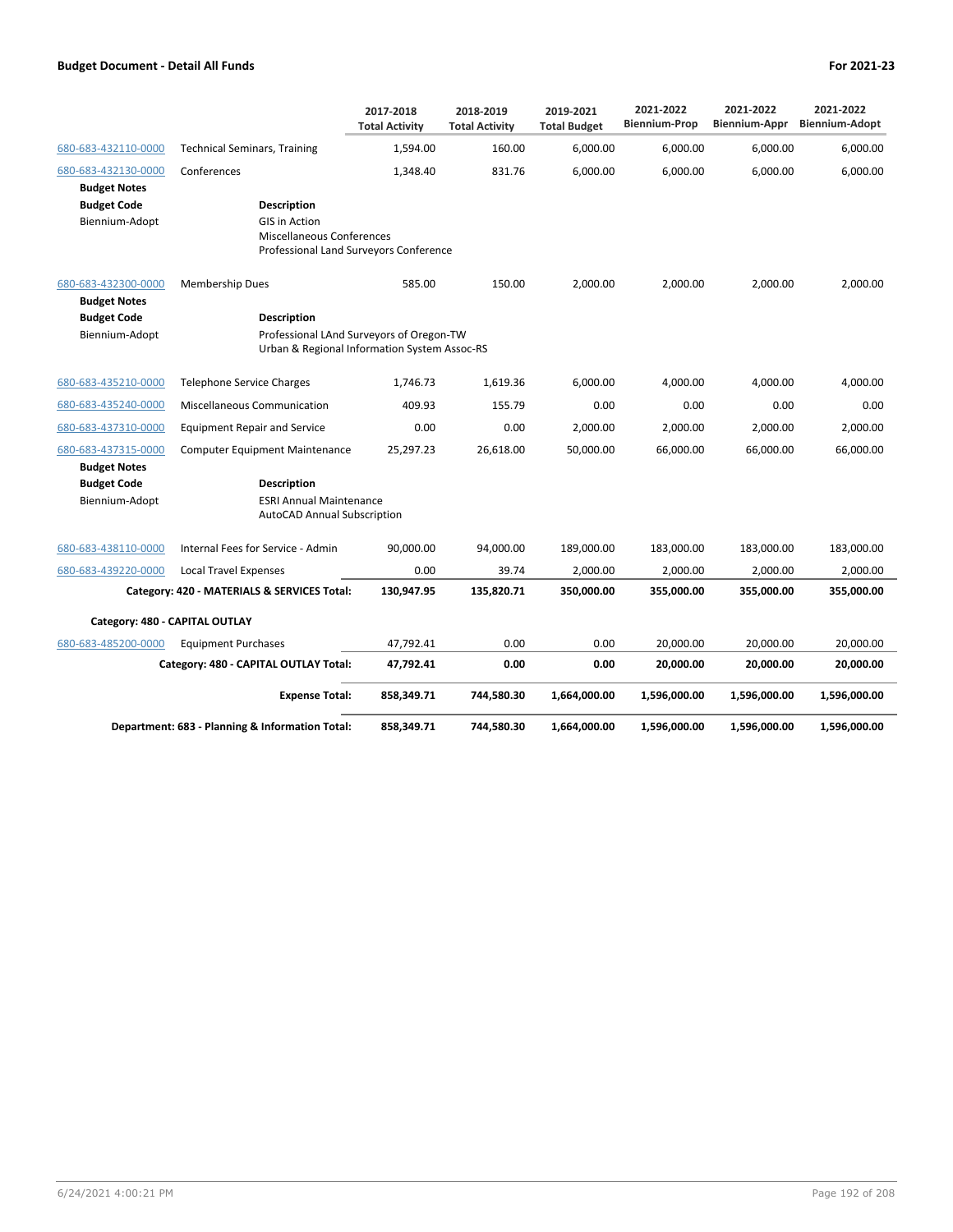## Budget Document - Detail All Funds

**For 2021-23**

| | | 2017-2018 Total Activity | 2018-2019 Total Activity | 2019-2021 Total Budget | 2021-2022 Biennium-Prop | 2021-2022 Biennium-Appr | 2021-2022 Biennium-Adopt |
|---|---|---|---|---|---|---|---|
| 680-683-432110-0000 | Technical Seminars, Training | 1,594.00 | 160.00 | 6,000.00 | 6,000.00 | 6,000.00 | 6,000.00 |
| 680-683-432130-0000 | Conferences | 1,348.40 | 831.76 | 6,000.00 | 6,000.00 | 6,000.00 | 6,000.00 |
| **Budget Notes** | | | | | | | |
| **Budget Code** | **Description** | | | | | | |
| Biennium-Adopt | GIS in Action<br>Miscellaneous Conferences<br>Professional Land Surveyors Conference | | | | | | |
| 680-683-432300-0000 | Membership Dues | 585.00 | 150.00 | 2,000.00 | 2,000.00 | 2,000.00 | 2,000.00 |
| **Budget Notes** | | | | | | | |
| **Budget Code** | **Description** | | | | | | |
| Biennium-Adopt | Professional LAnd Surveyors of Oregon-TW<br>Urban & Regional Information System Assoc-RS | | | | | | |
| 680-683-435210-0000 | Telephone Service Charges | 1,746.73 | 1,619.36 | 6,000.00 | 4,000.00 | 4,000.00 | 4,000.00 |
| 680-683-435240-0000 | Miscellaneous Communication | 409.93 | 155.79 | 0.00 | 0.00 | 0.00 | 0.00 |
| 680-683-437310-0000 | Equipment Repair and Service | 0.00 | 0.00 | 2,000.00 | 2,000.00 | 2,000.00 | 2,000.00 |
| 680-683-437315-0000 | Computer Equipment Maintenance | 25,297.23 | 26,618.00 | 50,000.00 | 66,000.00 | 66,000.00 | 66,000.00 |
| **Budget Notes** | | | | | | | |
| **Budget Code** | **Description** | | | | | | |
| Biennium-Adopt | ESRI Annual Maintenance<br>AutoCAD Annual Subscription | | | | | | |
| 680-683-438110-0000 | Internal Fees for Service - Admin | 90,000.00 | 94,000.00 | 189,000.00 | 183,000.00 | 183,000.00 | 183,000.00 |
| 680-683-439220-0000 | Local Travel Expenses | 0.00 | 39.74 | 2,000.00 | 2,000.00 | 2,000.00 | 2,000.00 |
| | **Category: 420 - MATERIALS & SERVICES Total:** | **130,947.95** | **135,820.71** | **350,000.00** | **355,000.00** | **355,000.00** | **355,000.00** |
| **Category: 480 - CAPITAL OUTLAY** | | | | | | | |
| 680-683-485200-0000 | Equipment Purchases | 47,792.41 | 0.00 | 0.00 | 20,000.00 | 20,000.00 | 20,000.00 |
| | **Category: 480 - CAPITAL OUTLAY Total:** | **47,792.41** | **0.00** | **0.00** | **20,000.00** | **20,000.00** | **20,000.00** |
| | **Expense Total:** | **858,349.71** | **744,580.30** | **1,664,000.00** | **1,596,000.00** | **1,596,000.00** | **1,596,000.00** |
| | **Department: 683 - Planning & Information Total:** | **858,349.71** | **744,580.30** | **1,664,000.00** | **1,596,000.00** | **1,596,000.00** | **1,596,000.00** |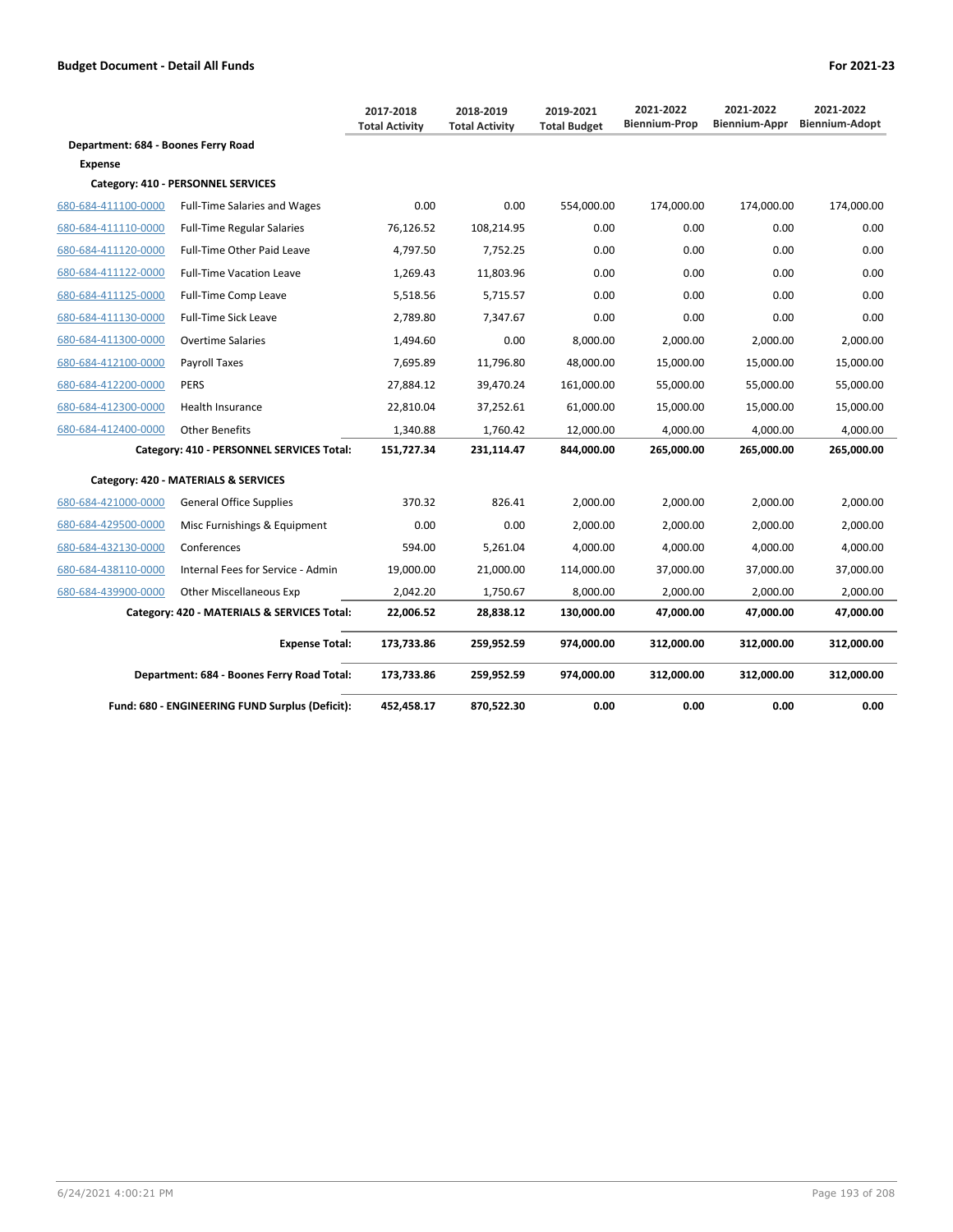**Budget Document - Detail All Funds** — **For 2021-23**

| | | 2017-2018 Total Activity | 2018-2019 Total Activity | 2019-2021 Total Budget | 2021-2022 Biennium-Prop | 2021-2022 Biennium-Appr | 2021-2022 Biennium-Adopt |
|---|---|---|---|---|---|---|---|
| **Department: 684 - Boones Ferry Road** | | | | | | | |
| **Expense** | | | | | | | |
| **Category: 410 - PERSONNEL SERVICES** | | | | | | | |
| 680-684-411100-0000 | Full-Time Salaries and Wages | 0.00 | 0.00 | 554,000.00 | 174,000.00 | 174,000.00 | 174,000.00 |
| 680-684-411110-0000 | Full-Time Regular Salaries | 76,126.52 | 108,214.95 | 0.00 | 0.00 | 0.00 | 0.00 |
| 680-684-411120-0000 | Full-Time Other Paid Leave | 4,797.50 | 7,752.25 | 0.00 | 0.00 | 0.00 | 0.00 |
| 680-684-411122-0000 | Full-Time Vacation Leave | 1,269.43 | 11,803.96 | 0.00 | 0.00 | 0.00 | 0.00 |
| 680-684-411125-0000 | Full-Time Comp Leave | 5,518.56 | 5,715.57 | 0.00 | 0.00 | 0.00 | 0.00 |
| 680-684-411130-0000 | Full-Time Sick Leave | 2,789.80 | 7,347.67 | 0.00 | 0.00 | 0.00 | 0.00 |
| 680-684-411300-0000 | Overtime Salaries | 1,494.60 | 0.00 | 8,000.00 | 2,000.00 | 2,000.00 | 2,000.00 |
| 680-684-412100-0000 | Payroll Taxes | 7,695.89 | 11,796.80 | 48,000.00 | 15,000.00 | 15,000.00 | 15,000.00 |
| 680-684-412200-0000 | PERS | 27,884.12 | 39,470.24 | 161,000.00 | 55,000.00 | 55,000.00 | 55,000.00 |
| 680-684-412300-0000 | Health Insurance | 22,810.04 | 37,252.61 | 61,000.00 | 15,000.00 | 15,000.00 | 15,000.00 |
| 680-684-412400-0000 | Other Benefits | 1,340.88 | 1,760.42 | 12,000.00 | 4,000.00 | 4,000.00 | 4,000.00 |
| | **Category: 410 - PERSONNEL SERVICES Total:** | **151,727.34** | **231,114.47** | **844,000.00** | **265,000.00** | **265,000.00** | **265,000.00** |
| **Category: 420 - MATERIALS & SERVICES** | | | | | | | |
| 680-684-421000-0000 | General Office Supplies | 370.32 | 826.41 | 2,000.00 | 2,000.00 | 2,000.00 | 2,000.00 |
| 680-684-429500-0000 | Misc Furnishings & Equipment | 0.00 | 0.00 | 2,000.00 | 2,000.00 | 2,000.00 | 2,000.00 |
| 680-684-432130-0000 | Conferences | 594.00 | 5,261.04 | 4,000.00 | 4,000.00 | 4,000.00 | 4,000.00 |
| 680-684-438110-0000 | Internal Fees for Service - Admin | 19,000.00 | 21,000.00 | 114,000.00 | 37,000.00 | 37,000.00 | 37,000.00 |
| 680-684-439900-0000 | Other Miscellaneous Exp | 2,042.20 | 1,750.67 | 8,000.00 | 2,000.00 | 2,000.00 | 2,000.00 |
| | **Category: 420 - MATERIALS & SERVICES Total:** | **22,006.52** | **28,838.12** | **130,000.00** | **47,000.00** | **47,000.00** | **47,000.00** |
| | **Expense Total:** | **173,733.86** | **259,952.59** | **974,000.00** | **312,000.00** | **312,000.00** | **312,000.00** |
| | **Department: 684 - Boones Ferry Road Total:** | **173,733.86** | **259,952.59** | **974,000.00** | **312,000.00** | **312,000.00** | **312,000.00** |
| | **Fund: 680 - ENGINEERING FUND Surplus (Deficit):** | **452,458.17** | **870,522.30** | **0.00** | **0.00** | **0.00** | **0.00** |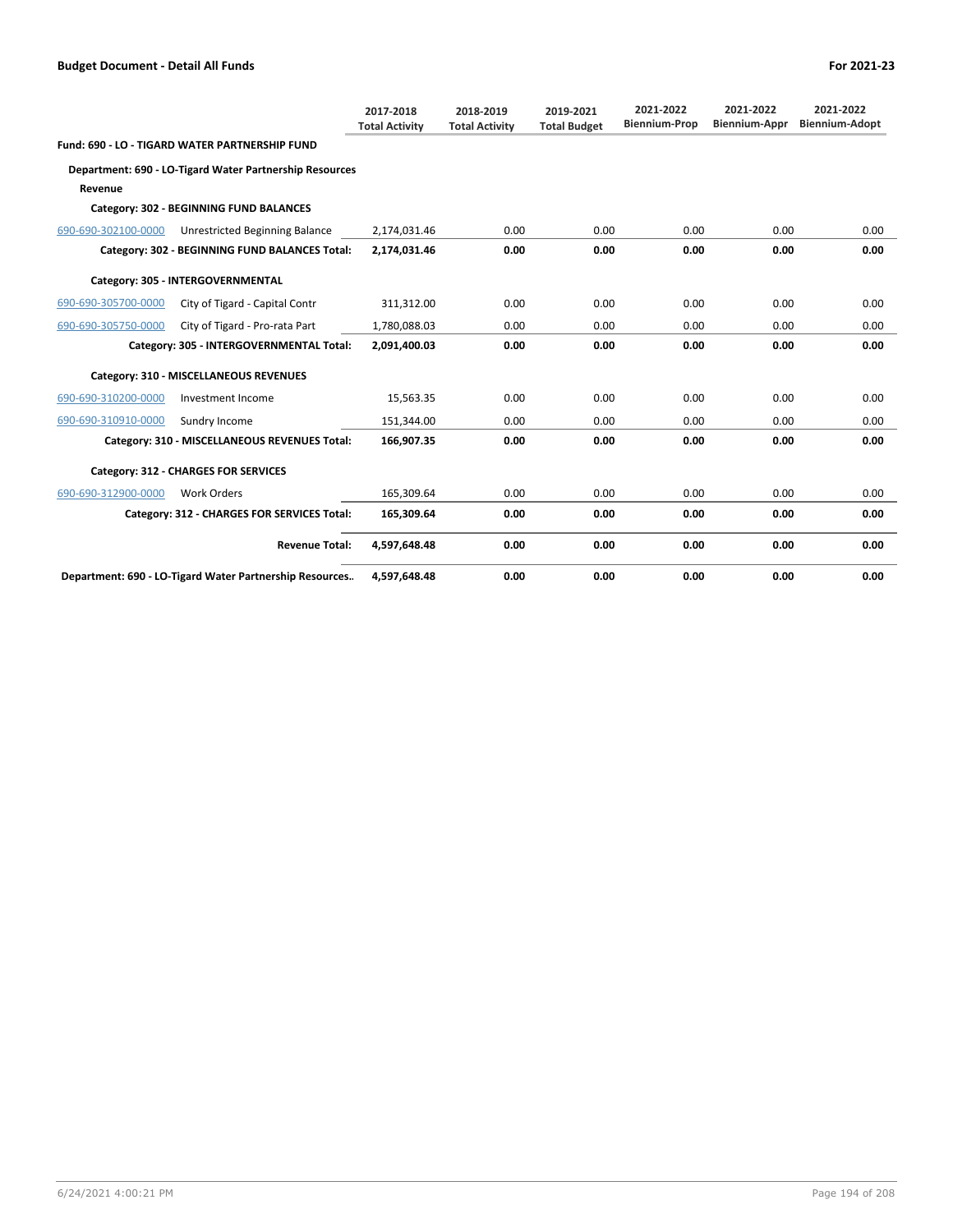**Budget Document - Detail All Funds** **For 2021-23**

| | | 2017-2018 Total Activity | 2018-2019 Total Activity | 2019-2021 Total Budget | 2021-2022 Biennium-Prop | 2021-2022 Biennium-Appr | 2021-2022 Biennium-Adopt |
|---|---|---|---|---|---|---|---|
| **Fund: 690 - LO - TIGARD WATER PARTNERSHIP FUND** | | | | | | | |
| **Department: 690 - LO-Tigard Water Partnership Resources** | | | | | | | |
| **Revenue** | | | | | | | |
| **Category: 302 - BEGINNING FUND BALANCES** | | | | | | | |
| 690-690-302100-0000 | Unrestricted Beginning Balance | 2,174,031.46 | 0.00 | 0.00 | 0.00 | 0.00 | 0.00 |
| | **Category: 302 - BEGINNING FUND BALANCES Total:** | **2,174,031.46** | **0.00** | **0.00** | **0.00** | **0.00** | **0.00** |
| **Category: 305 - INTERGOVERNMENTAL** | | | | | | | |
| 690-690-305700-0000 | City of Tigard - Capital Contr | 311,312.00 | 0.00 | 0.00 | 0.00 | 0.00 | 0.00 |
| 690-690-305750-0000 | City of Tigard - Pro-rata Part | 1,780,088.03 | 0.00 | 0.00 | 0.00 | 0.00 | 0.00 |
| | **Category: 305 - INTERGOVERNMENTAL Total:** | **2,091,400.03** | **0.00** | **0.00** | **0.00** | **0.00** | **0.00** |
| **Category: 310 - MISCELLANEOUS REVENUES** | | | | | | | |
| 690-690-310200-0000 | Investment Income | 15,563.35 | 0.00 | 0.00 | 0.00 | 0.00 | 0.00 |
| 690-690-310910-0000 | Sundry Income | 151,344.00 | 0.00 | 0.00 | 0.00 | 0.00 | 0.00 |
| | **Category: 310 - MISCELLANEOUS REVENUES Total:** | **166,907.35** | **0.00** | **0.00** | **0.00** | **0.00** | **0.00** |
| **Category: 312 - CHARGES FOR SERVICES** | | | | | | | |
| 690-690-312900-0000 | Work Orders | 165,309.64 | 0.00 | 0.00 | 0.00 | 0.00 | 0.00 |
| | **Category: 312 - CHARGES FOR SERVICES Total:** | **165,309.64** | **0.00** | **0.00** | **0.00** | **0.00** | **0.00** |
| | **Revenue Total:** | **4,597,648.48** | **0.00** | **0.00** | **0.00** | **0.00** | **0.00** |
| **Department: 690 - LO-Tigard Water Partnership Resources..** | | **4,597,648.48** | **0.00** | **0.00** | **0.00** | **0.00** | **0.00** |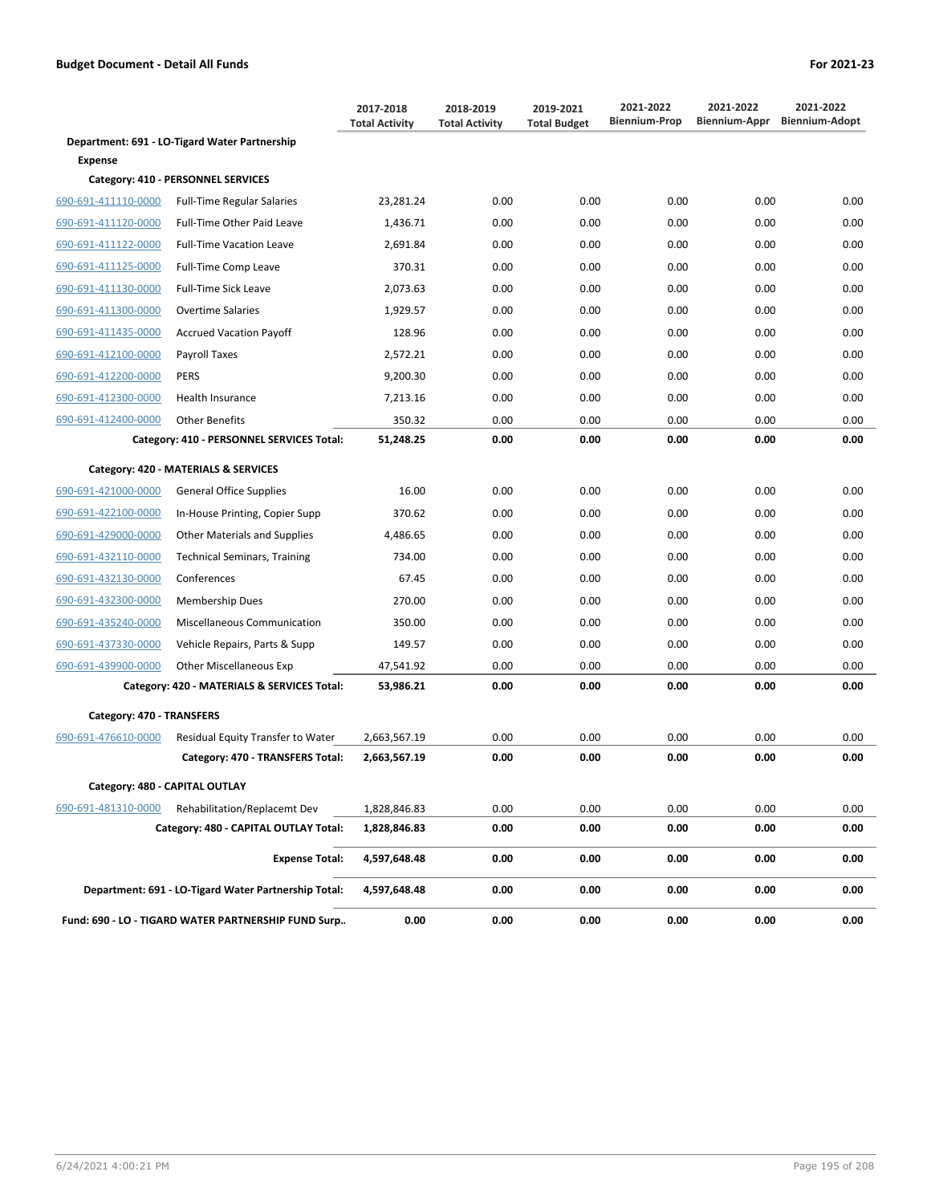**Budget Document - Detail All Funds** **For 2021-23**

| | | 2017-2018 Total Activity | 2018-2019 Total Activity | 2019-2021 Total Budget | 2021-2022 Biennium-Prop | 2021-2022 Biennium-Appr | 2021-2022 Biennium-Adopt |
|---|---|---|---|---|---|---|---|
| **Department: 691 - LO-Tigard Water Partnership** | | | | | | | |
| **Expense** | | | | | | | |
| **Category: 410 - PERSONNEL SERVICES** | | | | | | | |
| 690-691-411110-0000 | Full-Time Regular Salaries | 23,281.24 | 0.00 | 0.00 | 0.00 | 0.00 | 0.00 |
| 690-691-411120-0000 | Full-Time Other Paid Leave | 1,436.71 | 0.00 | 0.00 | 0.00 | 0.00 | 0.00 |
| 690-691-411122-0000 | Full-Time Vacation Leave | 2,691.84 | 0.00 | 0.00 | 0.00 | 0.00 | 0.00 |
| 690-691-411125-0000 | Full-Time Comp Leave | 370.31 | 0.00 | 0.00 | 0.00 | 0.00 | 0.00 |
| 690-691-411130-0000 | Full-Time Sick Leave | 2,073.63 | 0.00 | 0.00 | 0.00 | 0.00 | 0.00 |
| 690-691-411300-0000 | Overtime Salaries | 1,929.57 | 0.00 | 0.00 | 0.00 | 0.00 | 0.00 |
| 690-691-411435-0000 | Accrued Vacation Payoff | 128.96 | 0.00 | 0.00 | 0.00 | 0.00 | 0.00 |
| 690-691-412100-0000 | Payroll Taxes | 2,572.21 | 0.00 | 0.00 | 0.00 | 0.00 | 0.00 |
| 690-691-412200-0000 | PERS | 9,200.30 | 0.00 | 0.00 | 0.00 | 0.00 | 0.00 |
| 690-691-412300-0000 | Health Insurance | 7,213.16 | 0.00 | 0.00 | 0.00 | 0.00 | 0.00 |
| 690-691-412400-0000 | Other Benefits | 350.32 | 0.00 | 0.00 | 0.00 | 0.00 | 0.00 |
| | **Category: 410 - PERSONNEL SERVICES Total:** | **51,248.25** | **0.00** | **0.00** | **0.00** | **0.00** | **0.00** |
| **Category: 420 - MATERIALS & SERVICES** | | | | | | | |
| 690-691-421000-0000 | General Office Supplies | 16.00 | 0.00 | 0.00 | 0.00 | 0.00 | 0.00 |
| 690-691-422100-0000 | In-House Printing, Copier Supp | 370.62 | 0.00 | 0.00 | 0.00 | 0.00 | 0.00 |
| 690-691-429000-0000 | Other Materials and Supplies | 4,486.65 | 0.00 | 0.00 | 0.00 | 0.00 | 0.00 |
| 690-691-432110-0000 | Technical Seminars, Training | 734.00 | 0.00 | 0.00 | 0.00 | 0.00 | 0.00 |
| 690-691-432130-0000 | Conferences | 67.45 | 0.00 | 0.00 | 0.00 | 0.00 | 0.00 |
| 690-691-432300-0000 | Membership Dues | 270.00 | 0.00 | 0.00 | 0.00 | 0.00 | 0.00 |
| 690-691-435240-0000 | Miscellaneous Communication | 350.00 | 0.00 | 0.00 | 0.00 | 0.00 | 0.00 |
| 690-691-437330-0000 | Vehicle Repairs, Parts & Supp | 149.57 | 0.00 | 0.00 | 0.00 | 0.00 | 0.00 |
| 690-691-439900-0000 | Other Miscellaneous Exp | 47,541.92 | 0.00 | 0.00 | 0.00 | 0.00 | 0.00 |
| | **Category: 420 - MATERIALS & SERVICES Total:** | **53,986.21** | **0.00** | **0.00** | **0.00** | **0.00** | **0.00** |
| **Category: 470 - TRANSFERS** | | | | | | | |
| 690-691-476610-0000 | Residual Equity Transfer to Water | 2,663,567.19 | 0.00 | 0.00 | 0.00 | 0.00 | 0.00 |
| | **Category: 470 - TRANSFERS Total:** | **2,663,567.19** | **0.00** | **0.00** | **0.00** | **0.00** | **0.00** |
| **Category: 480 - CAPITAL OUTLAY** | | | | | | | |
| 690-691-481310-0000 | Rehabilitation/Replacemt Dev | 1,828,846.83 | 0.00 | 0.00 | 0.00 | 0.00 | 0.00 |
| | **Category: 480 - CAPITAL OUTLAY Total:** | **1,828,846.83** | **0.00** | **0.00** | **0.00** | **0.00** | **0.00** |
| | **Expense Total:** | **4,597,648.48** | **0.00** | **0.00** | **0.00** | **0.00** | **0.00** |
| | **Department: 691 - LO-Tigard Water Partnership Total:** | **4,597,648.48** | **0.00** | **0.00** | **0.00** | **0.00** | **0.00** |
| | **Fund: 690 - LO - TIGARD WATER PARTNERSHIP FUND Surp..** | **0.00** | **0.00** | **0.00** | **0.00** | **0.00** | **0.00** |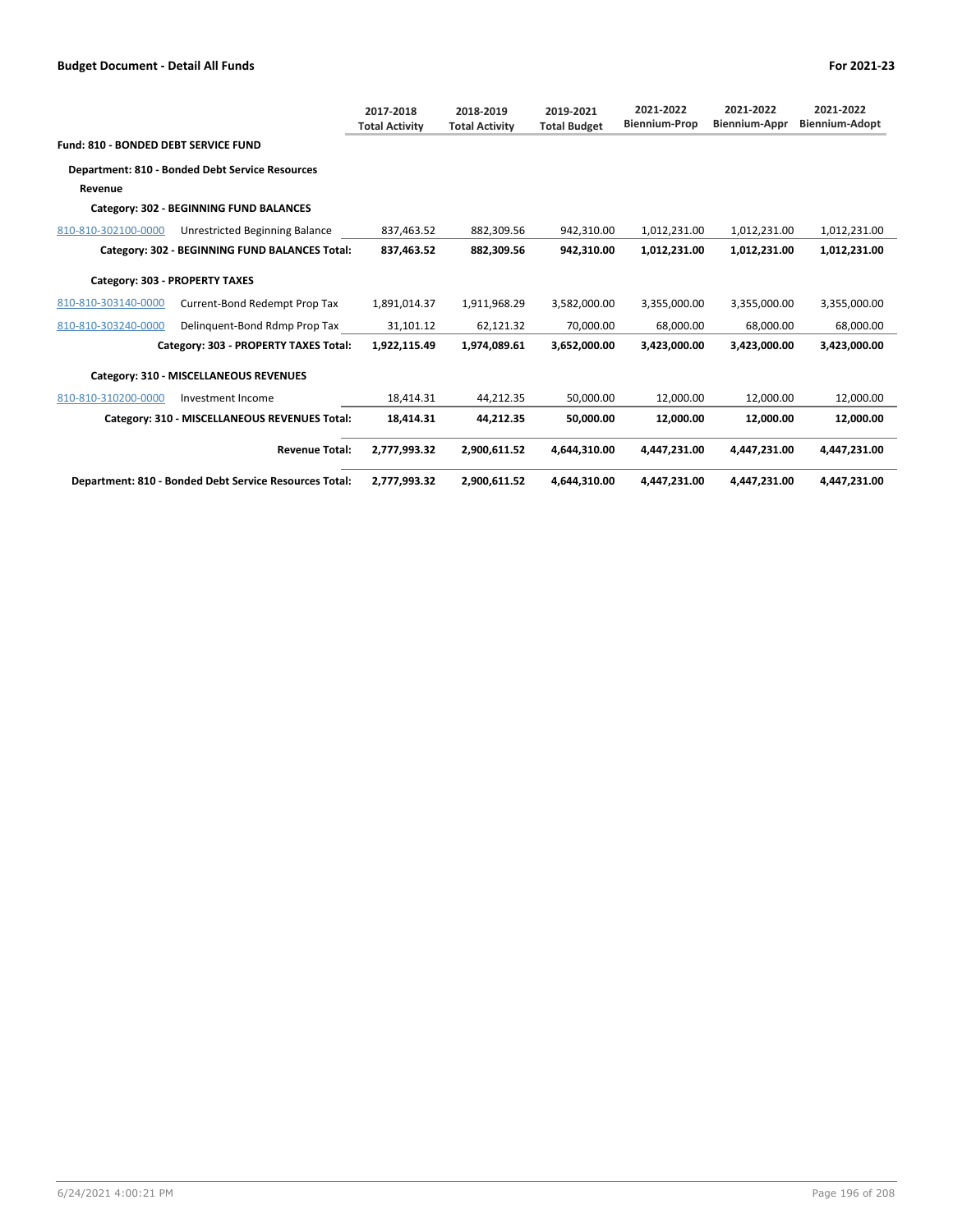**Budget Document - Detail All Funds** | **For 2021-23**

| | | 2017-2018 Total Activity | 2018-2019 Total Activity | 2019-2021 Total Budget | 2021-2022 Biennium-Prop | 2021-2022 Biennium-Appr | 2021-2022 Biennium-Adopt |
|---|---|---|---|---|---|---|---|
| **Fund: 810 - BONDED DEBT SERVICE FUND** | | | | | | | |
| **Department: 810 - Bonded Debt Service Resources** | | | | | | | |
| **Revenue** | | | | | | | |
| **Category: 302 - BEGINNING FUND BALANCES** | | | | | | | |
| 810-810-302100-0000 | Unrestricted Beginning Balance | 837,463.52 | 882,309.56 | 942,310.00 | 1,012,231.00 | 1,012,231.00 | 1,012,231.00 |
| | **Category: 302 - BEGINNING FUND BALANCES Total:** | **837,463.52** | **882,309.56** | **942,310.00** | **1,012,231.00** | **1,012,231.00** | **1,012,231.00** |
| **Category: 303 - PROPERTY TAXES** | | | | | | | |
| 810-810-303140-0000 | Current-Bond Redempt Prop Tax | 1,891,014.37 | 1,911,968.29 | 3,582,000.00 | 3,355,000.00 | 3,355,000.00 | 3,355,000.00 |
| 810-810-303240-0000 | Delinquent-Bond Rdmp Prop Tax | 31,101.12 | 62,121.32 | 70,000.00 | 68,000.00 | 68,000.00 | 68,000.00 |
| | **Category: 303 - PROPERTY TAXES Total:** | **1,922,115.49** | **1,974,089.61** | **3,652,000.00** | **3,423,000.00** | **3,423,000.00** | **3,423,000.00** |
| **Category: 310 - MISCELLANEOUS REVENUES** | | | | | | | |
| 810-810-310200-0000 | Investment Income | 18,414.31 | 44,212.35 | 50,000.00 | 12,000.00 | 12,000.00 | 12,000.00 |
| | **Category: 310 - MISCELLANEOUS REVENUES Total:** | **18,414.31** | **44,212.35** | **50,000.00** | **12,000.00** | **12,000.00** | **12,000.00** |
| | **Revenue Total:** | **2,777,993.32** | **2,900,611.52** | **4,644,310.00** | **4,447,231.00** | **4,447,231.00** | **4,447,231.00** |
| | **Department: 810 - Bonded Debt Service Resources Total:** | **2,777,993.32** | **2,900,611.52** | **4,644,310.00** | **4,447,231.00** | **4,447,231.00** | **4,447,231.00** |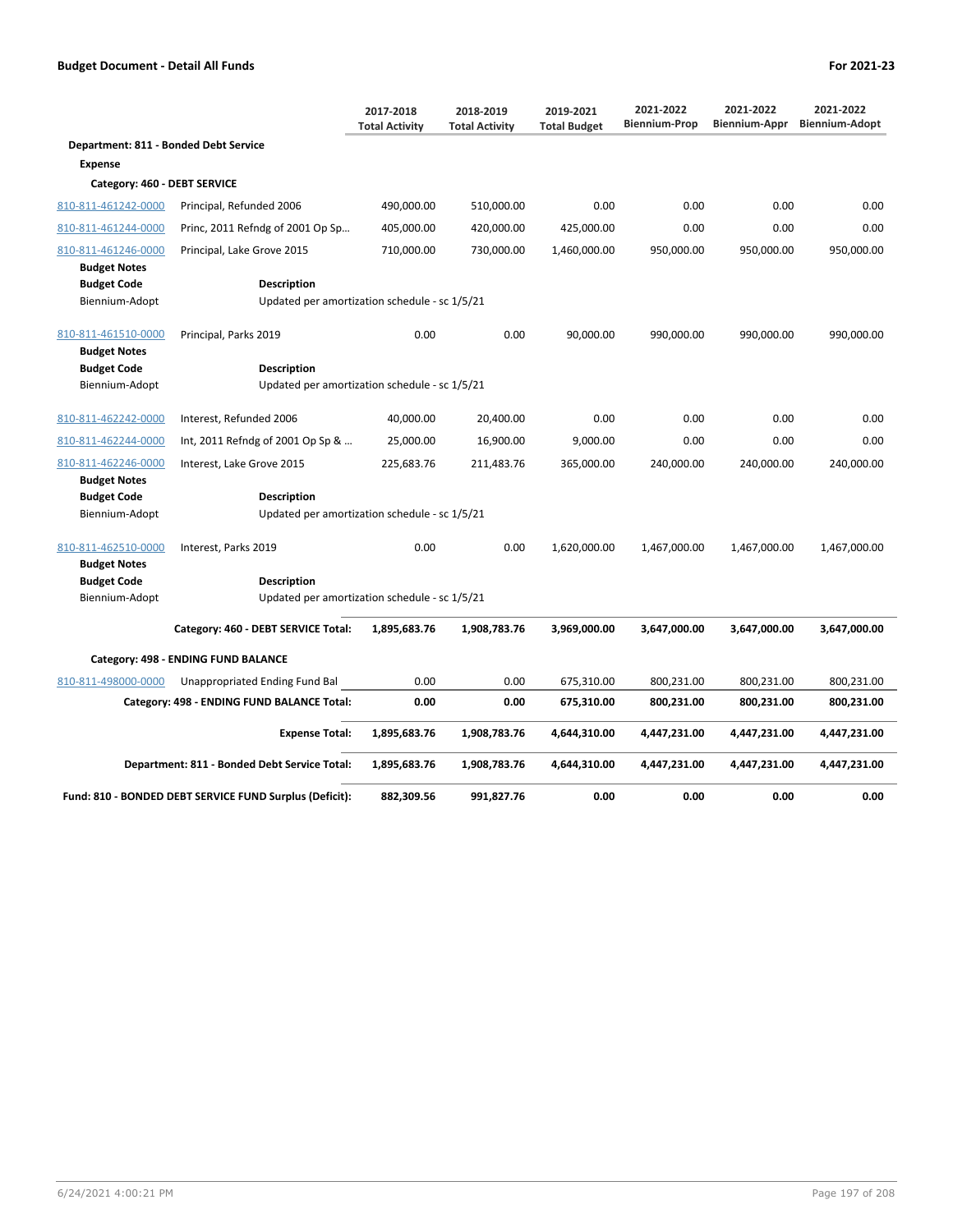**Budget Document - Detail All Funds** — **For 2021-23**

| | | 2017-2018 Total Activity | 2018-2019 Total Activity | 2019-2021 Total Budget | 2021-2022 Biennium-Prop | 2021-2022 Biennium-Appr | 2021-2022 Biennium-Adopt |
|---|---|---|---|---|---|---|---|
| **Department: 811 - Bonded Debt Service** | | | | | | | |
| **Expense** | | | | | | | |
| **Category: 460 - DEBT SERVICE** | | | | | | | |
| 810-811-461242-0000 | Principal, Refunded 2006 | 490,000.00 | 510,000.00 | 0.00 | 0.00 | 0.00 | 0.00 |
| 810-811-461244-0000 | Princ, 2011 Refndg of 2001 Op Sp… | 405,000.00 | 420,000.00 | 425,000.00 | 0.00 | 0.00 | 0.00 |
| 810-811-461246-0000 | Principal, Lake Grove 2015 | 710,000.00 | 730,000.00 | 1,460,000.00 | 950,000.00 | 950,000.00 | 950,000.00 |
| **Budget Notes** | | | | | | | |
| **Budget Code** | **Description** | | | | | | |
| Biennium-Adopt | Updated per amortization schedule - sc 1/5/21 | | | | | | |
| 810-811-461510-0000 | Principal, Parks 2019 | 0.00 | 0.00 | 90,000.00 | 990,000.00 | 990,000.00 | 990,000.00 |
| **Budget Notes** | | | | | | | |
| **Budget Code** | **Description** | | | | | | |
| Biennium-Adopt | Updated per amortization schedule - sc 1/5/21 | | | | | | |
| 810-811-462242-0000 | Interest, Refunded 2006 | 40,000.00 | 20,400.00 | 0.00 | 0.00 | 0.00 | 0.00 |
| 810-811-462244-0000 | Int, 2011 Refndg of 2001 Op Sp & … | 25,000.00 | 16,900.00 | 9,000.00 | 0.00 | 0.00 | 0.00 |
| 810-811-462246-0000 | Interest, Lake Grove 2015 | 225,683.76 | 211,483.76 | 365,000.00 | 240,000.00 | 240,000.00 | 240,000.00 |
| **Budget Notes** | | | | | | | |
| **Budget Code** | **Description** | | | | | | |
| Biennium-Adopt | Updated per amortization schedule - sc 1/5/21 | | | | | | |
| 810-811-462510-0000 | Interest, Parks 2019 | 0.00 | 0.00 | 1,620,000.00 | 1,467,000.00 | 1,467,000.00 | 1,467,000.00 |
| **Budget Notes** | | | | | | | |
| **Budget Code** | **Description** | | | | | | |
| Biennium-Adopt | Updated per amortization schedule - sc 1/5/21 | | | | | | |
| | **Category: 460 - DEBT SERVICE Total:** | **1,895,683.76** | **1,908,783.76** | **3,969,000.00** | **3,647,000.00** | **3,647,000.00** | **3,647,000.00** |
| **Category: 498 - ENDING FUND BALANCE** | | | | | | | |
| 810-811-498000-0000 | Unappropriated Ending Fund Bal | 0.00 | 0.00 | 675,310.00 | 800,231.00 | 800,231.00 | 800,231.00 |
| | **Category: 498 - ENDING FUND BALANCE Total:** | **0.00** | **0.00** | **675,310.00** | **800,231.00** | **800,231.00** | **800,231.00** |
| | **Expense Total:** | **1,895,683.76** | **1,908,783.76** | **4,644,310.00** | **4,447,231.00** | **4,447,231.00** | **4,447,231.00** |
| | **Department: 811 - Bonded Debt Service Total:** | **1,895,683.76** | **1,908,783.76** | **4,644,310.00** | **4,447,231.00** | **4,447,231.00** | **4,447,231.00** |
| | **Fund: 810 - BONDED DEBT SERVICE FUND Surplus (Deficit):** | **882,309.56** | **991,827.76** | **0.00** | **0.00** | **0.00** | **0.00** |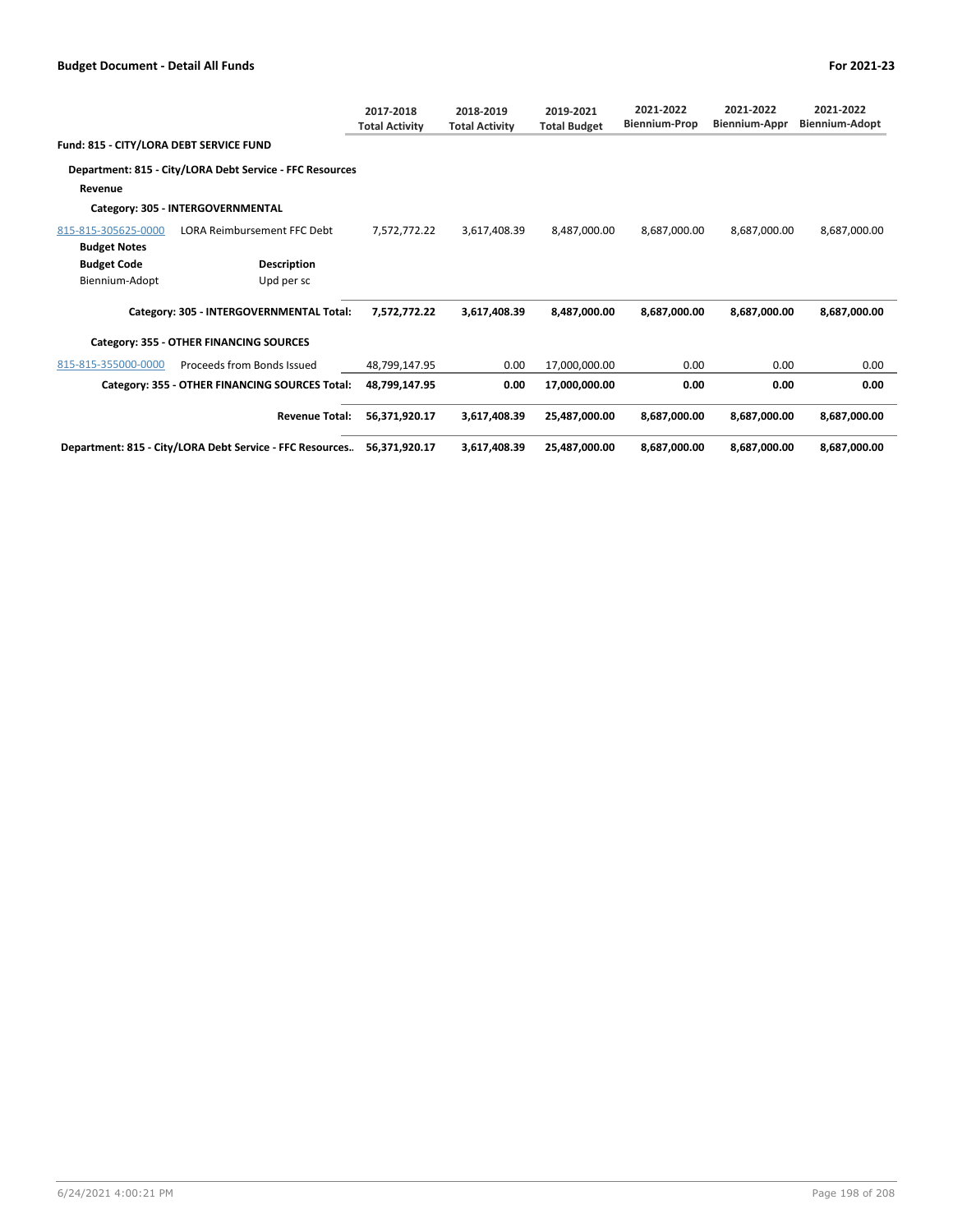| | | 2017-2018 Total Activity | 2018-2019 Total Activity | 2019-2021 Total Budget | 2021-2022 Biennium-Prop | 2021-2022 Biennium-Appr | 2021-2022 Biennium-Adopt |
|---|---|---|---|---|---|---|---|
| **Fund: 815 - CITY/LORA DEBT SERVICE FUND** | | | | | | | |
| **Department: 815 - City/LORA Debt Service - FFC Resources** | | | | | | | |
| **Revenue** | | | | | | | |
| **Category: 305 - INTERGOVERNMENTAL** | | | | | | | |
| 815-815-305625-0000 | LORA Reimbursement FFC Debt | 7,572,772.22 | 3,617,408.39 | 8,487,000.00 | 8,687,000.00 | 8,687,000.00 | 8,687,000.00 |
| **Budget Notes** | | | | | | | |
| **Budget Code** | **Description** | | | | | | |
| Biennium-Adopt | Upd per sc | | | | | | |
| | **Category: 305 - INTERGOVERNMENTAL Total:** | **7,572,772.22** | **3,617,408.39** | **8,487,000.00** | **8,687,000.00** | **8,687,000.00** | **8,687,000.00** |
| **Category: 355 - OTHER FINANCING SOURCES** | | | | | | | |
| 815-815-355000-0000 | Proceeds from Bonds Issued | 48,799,147.95 | 0.00 | 17,000,000.00 | 0.00 | 0.00 | 0.00 |
| | **Category: 355 - OTHER FINANCING SOURCES Total:** | **48,799,147.95** | **0.00** | **17,000,000.00** | **0.00** | **0.00** | **0.00** |
| | **Revenue Total:** | **56,371,920.17** | **3,617,408.39** | **25,487,000.00** | **8,687,000.00** | **8,687,000.00** | **8,687,000.00** |
| **Department: 815 - City/LORA Debt Service - FFC Resources..** | | **56,371,920.17** | **3,617,408.39** | **25,487,000.00** | **8,687,000.00** | **8,687,000.00** | **8,687,000.00** |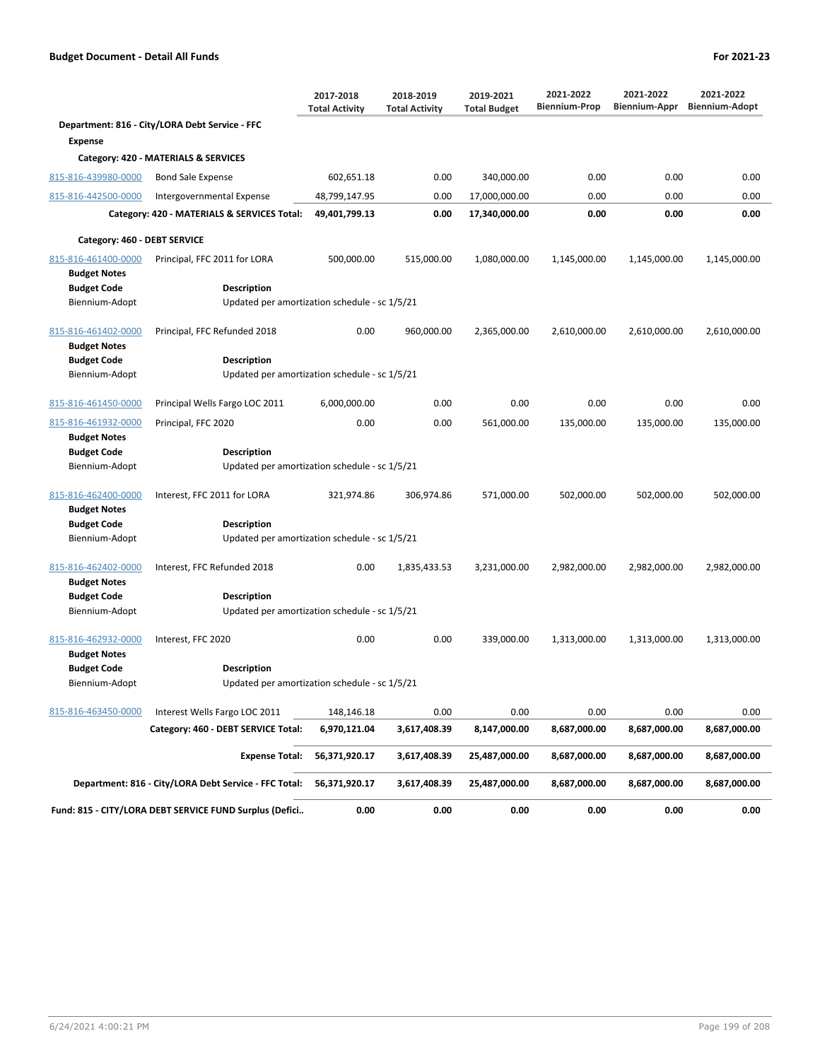## Budget Document - Detail All Funds

For 2021-23

| | | 2017-2018 Total Activity | 2018-2019 Total Activity | 2019-2021 Total Budget | 2021-2022 Biennium-Prop | 2021-2022 Biennium-Appr | 2021-2022 Biennium-Adopt |
|---|---|---|---|---|---|---|---|
| **Department: 816 - City/LORA Debt Service - FFC** | | | | | | | |
| **Expense** | | | | | | | |
| **Category: 420 - MATERIALS & SERVICES** | | | | | | | |
| 815-816-439980-0000 | Bond Sale Expense | 602,651.18 | 0.00 | 340,000.00 | 0.00 | 0.00 | 0.00 |
| 815-816-442500-0000 | Intergovernmental Expense | 48,799,147.95 | 0.00 | 17,000,000.00 | 0.00 | 0.00 | 0.00 |
| | **Category: 420 - MATERIALS & SERVICES Total:** | **49,401,799.13** | **0.00** | **17,340,000.00** | **0.00** | **0.00** | **0.00** |
| **Category: 460 - DEBT SERVICE** | | | | | | | |
| 815-816-461400-0000 | Principal, FFC 2011 for LORA | 500,000.00 | 515,000.00 | 1,080,000.00 | 1,145,000.00 | 1,145,000.00 | 1,145,000.00 |
| **Budget Notes** | | | | | | | |
| **Budget Code** | **Description** | | | | | | |
| Biennium-Adopt | Updated per amortization schedule - sc 1/5/21 | | | | | | |
| 815-816-461402-0000 | Principal, FFC Refunded 2018 | 0.00 | 960,000.00 | 2,365,000.00 | 2,610,000.00 | 2,610,000.00 | 2,610,000.00 |
| **Budget Notes** | | | | | | | |
| **Budget Code** | **Description** | | | | | | |
| Biennium-Adopt | Updated per amortization schedule - sc 1/5/21 | | | | | | |
| 815-816-461450-0000 | Principal Wells Fargo LOC 2011 | 6,000,000.00 | 0.00 | 0.00 | 0.00 | 0.00 | 0.00 |
| 815-816-461932-0000 | Principal, FFC 2020 | 0.00 | 0.00 | 561,000.00 | 135,000.00 | 135,000.00 | 135,000.00 |
| **Budget Notes** | | | | | | | |
| **Budget Code** | **Description** | | | | | | |
| Biennium-Adopt | Updated per amortization schedule - sc 1/5/21 | | | | | | |
| 815-816-462400-0000 | Interest, FFC 2011 for LORA | 321,974.86 | 306,974.86 | 571,000.00 | 502,000.00 | 502,000.00 | 502,000.00 |
| **Budget Notes** | | | | | | | |
| **Budget Code** | **Description** | | | | | | |
| Biennium-Adopt | Updated per amortization schedule - sc 1/5/21 | | | | | | |
| 815-816-462402-0000 | Interest, FFC Refunded 2018 | 0.00 | 1,835,433.53 | 3,231,000.00 | 2,982,000.00 | 2,982,000.00 | 2,982,000.00 |
| **Budget Notes** | | | | | | | |
| **Budget Code** | **Description** | | | | | | |
| Biennium-Adopt | Updated per amortization schedule - sc 1/5/21 | | | | | | |
| 815-816-462932-0000 | Interest, FFC 2020 | 0.00 | 0.00 | 339,000.00 | 1,313,000.00 | 1,313,000.00 | 1,313,000.00 |
| **Budget Notes** | | | | | | | |
| **Budget Code** | **Description** | | | | | | |
| Biennium-Adopt | Updated per amortization schedule - sc 1/5/21 | | | | | | |
| 815-816-463450-0000 | Interest Wells Fargo LOC 2011 | 148,146.18 | 0.00 | 0.00 | 0.00 | 0.00 | 0.00 |
| | **Category: 460 - DEBT SERVICE Total:** | **6,970,121.04** | **3,617,408.39** | **8,147,000.00** | **8,687,000.00** | **8,687,000.00** | **8,687,000.00** |
| | **Expense Total:** | **56,371,920.17** | **3,617,408.39** | **25,487,000.00** | **8,687,000.00** | **8,687,000.00** | **8,687,000.00** |
| | **Department: 816 - City/LORA Debt Service - FFC Total:** | **56,371,920.17** | **3,617,408.39** | **25,487,000.00** | **8,687,000.00** | **8,687,000.00** | **8,687,000.00** |
| | **Fund: 815 - CITY/LORA DEBT SERVICE FUND Surplus (Defici..** | **0.00** | **0.00** | **0.00** | **0.00** | **0.00** | **0.00** |

6/24/2021 4:00:21 PM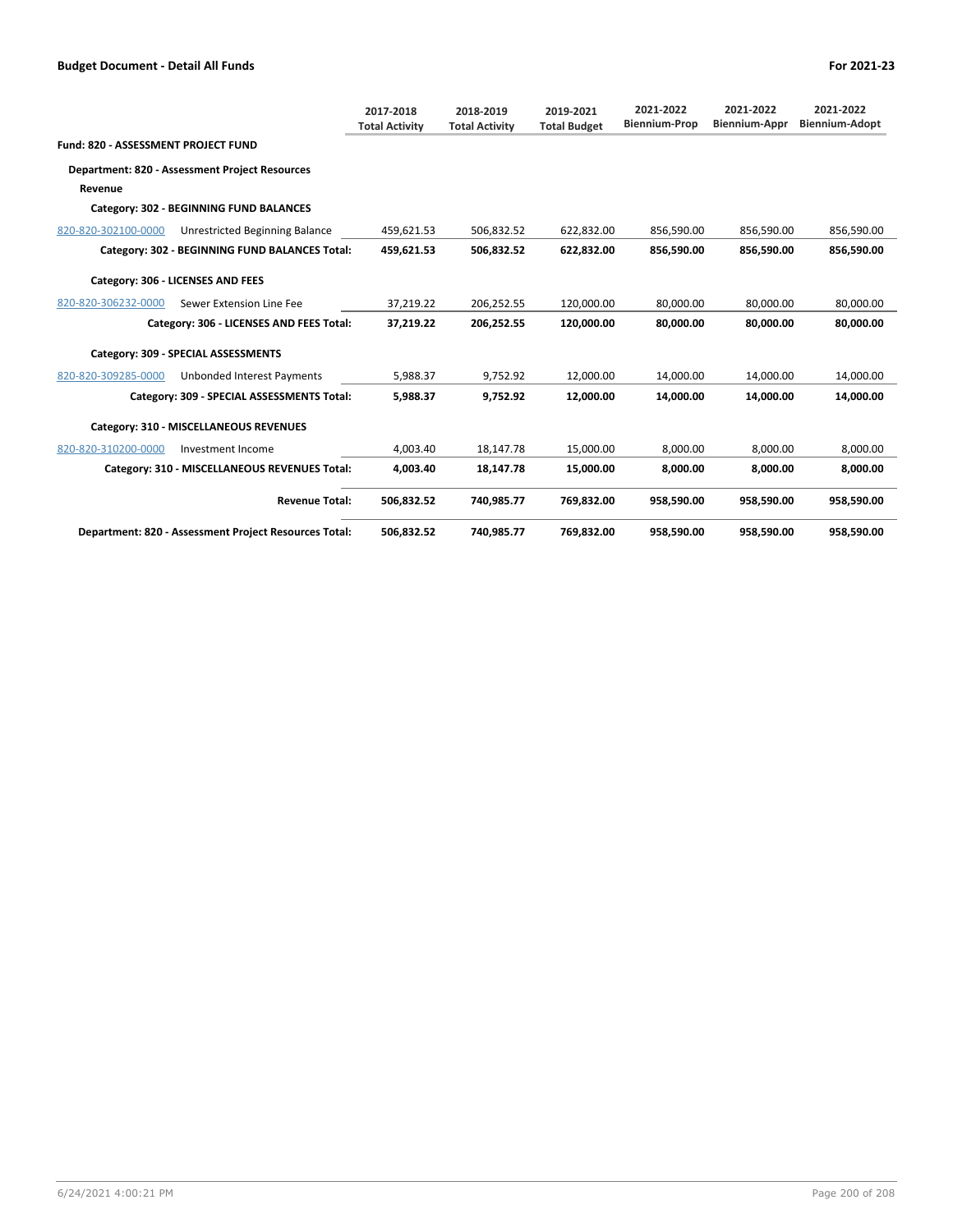## Budget Document - Detail All Funds

For 2021-23

| | | 2017-2018 Total Activity | 2018-2019 Total Activity | 2019-2021 Total Budget | 2021-2022 Biennium-Prop | 2021-2022 Biennium-Appr | 2021-2022 Biennium-Adopt |
|---|---|---|---|---|---|---|---|
| **Fund: 820 - ASSESSMENT PROJECT FUND** | | | | | | | |
| **Department: 820 - Assessment Project Resources** | | | | | | | |
| **Revenue** | | | | | | | |
| **Category: 302 - BEGINNING FUND BALANCES** | | | | | | | |
| 820-820-302100-0000 | Unrestricted Beginning Balance | 459,621.53 | 506,832.52 | 622,832.00 | 856,590.00 | 856,590.00 | 856,590.00 |
| **Category: 302 - BEGINNING FUND BALANCES Total:** | | **459,621.53** | **506,832.52** | **622,832.00** | **856,590.00** | **856,590.00** | **856,590.00** |
| **Category: 306 - LICENSES AND FEES** | | | | | | | |
| 820-820-306232-0000 | Sewer Extension Line Fee | 37,219.22 | 206,252.55 | 120,000.00 | 80,000.00 | 80,000.00 | 80,000.00 |
| **Category: 306 - LICENSES AND FEES Total:** | | **37,219.22** | **206,252.55** | **120,000.00** | **80,000.00** | **80,000.00** | **80,000.00** |
| **Category: 309 - SPECIAL ASSESSMENTS** | | | | | | | |
| 820-820-309285-0000 | Unbonded Interest Payments | 5,988.37 | 9,752.92 | 12,000.00 | 14,000.00 | 14,000.00 | 14,000.00 |
| **Category: 309 - SPECIAL ASSESSMENTS Total:** | | **5,988.37** | **9,752.92** | **12,000.00** | **14,000.00** | **14,000.00** | **14,000.00** |
| **Category: 310 - MISCELLANEOUS REVENUES** | | | | | | | |
| 820-820-310200-0000 | Investment Income | 4,003.40 | 18,147.78 | 15,000.00 | 8,000.00 | 8,000.00 | 8,000.00 |
| **Category: 310 - MISCELLANEOUS REVENUES Total:** | | **4,003.40** | **18,147.78** | **15,000.00** | **8,000.00** | **8,000.00** | **8,000.00** |
| **Revenue Total:** | | **506,832.52** | **740,985.77** | **769,832.00** | **958,590.00** | **958,590.00** | **958,590.00** |
| **Department: 820 - Assessment Project Resources Total:** | | **506,832.52** | **740,985.77** | **769,832.00** | **958,590.00** | **958,590.00** | **958,590.00** |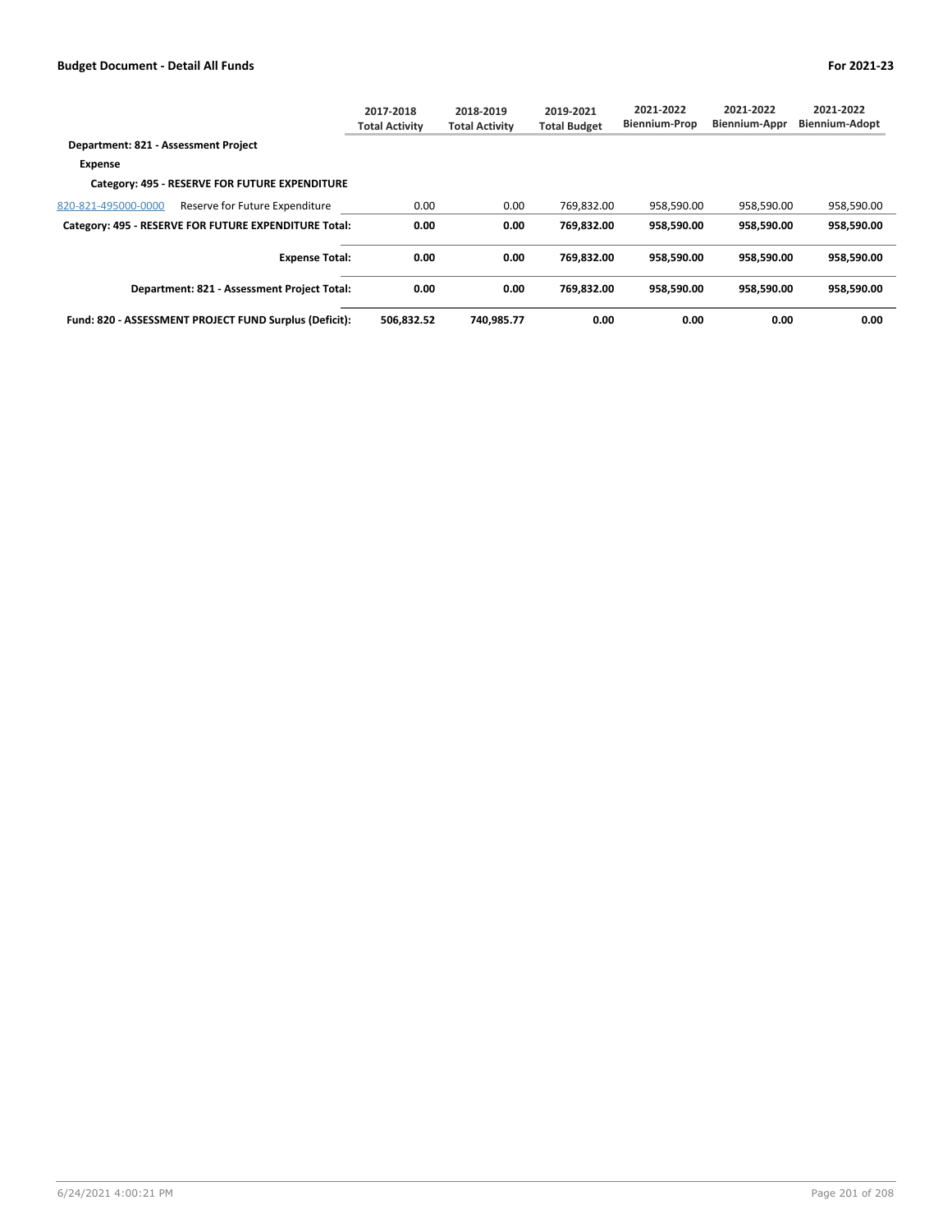## Budget Document - Detail All Funds

For 2021-23

| | 2017-2018 Total Activity | 2018-2019 Total Activity | 2019-2021 Total Budget | 2021-2022 Biennium-Prop | 2021-2022 Biennium-Appr | 2021-2022 Biennium-Adopt |
|---|---|---|---|---|---|---|
| **Department: 821 - Assessment Project** | | | | | | |
| **Expense** | | | | | | |
| **Category: 495 - RESERVE FOR FUTURE EXPENDITURE** | | | | | | |
| 820-821-495000-0000 Reserve for Future Expenditure | 0.00 | 0.00 | 769,832.00 | 958,590.00 | 958,590.00 | 958,590.00 |
| **Category: 495 - RESERVE FOR FUTURE EXPENDITURE Total:** | **0.00** | **0.00** | **769,832.00** | **958,590.00** | **958,590.00** | **958,590.00** |
| **Expense Total:** | **0.00** | **0.00** | **769,832.00** | **958,590.00** | **958,590.00** | **958,590.00** |
| **Department: 821 - Assessment Project Total:** | **0.00** | **0.00** | **769,832.00** | **958,590.00** | **958,590.00** | **958,590.00** |
| **Fund: 820 - ASSESSMENT PROJECT FUND Surplus (Deficit):** | **506,832.52** | **740,985.77** | **0.00** | **0.00** | **0.00** | **0.00** |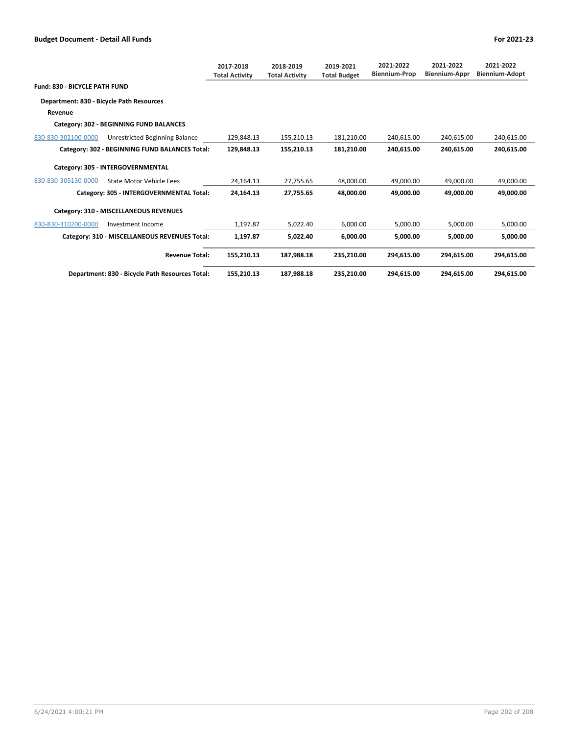**Budget Document - Detail All Funds** | **For 2021-23**

| | | 2017-2018 Total Activity | 2018-2019 Total Activity | 2019-2021 Total Budget | 2021-2022 Biennium-Prop | 2021-2022 Biennium-Appr | 2021-2022 Biennium-Adopt |
|---|---|---|---|---|---|---|---|
| **Fund: 830 - BICYCLE PATH FUND** | | | | | | | |
| **Department: 830 - Bicycle Path Resources** | | | | | | | |
| **Revenue** | | | | | | | |
| **Category: 302 - BEGINNING FUND BALANCES** | | | | | | | |
| 830-830-302100-0000 | Unrestricted Beginning Balance | 129,848.13 | 155,210.13 | 181,210.00 | 240,615.00 | 240,615.00 | 240,615.00 |
| **Category: 302 - BEGINNING FUND BALANCES Total:** | | **129,848.13** | **155,210.13** | **181,210.00** | **240,615.00** | **240,615.00** | **240,615.00** |
| **Category: 305 - INTERGOVERNMENTAL** | | | | | | | |
| 830-830-305130-0000 | State Motor Vehicle Fees | 24,164.13 | 27,755.65 | 48,000.00 | 49,000.00 | 49,000.00 | 49,000.00 |
| **Category: 305 - INTERGOVERNMENTAL Total:** | | **24,164.13** | **27,755.65** | **48,000.00** | **49,000.00** | **49,000.00** | **49,000.00** |
| **Category: 310 - MISCELLANEOUS REVENUES** | | | | | | | |
| 830-830-310200-0000 | Investment Income | 1,197.87 | 5,022.40 | 6,000.00 | 5,000.00 | 5,000.00 | 5,000.00 |
| **Category: 310 - MISCELLANEOUS REVENUES Total:** | | **1,197.87** | **5,022.40** | **6,000.00** | **5,000.00** | **5,000.00** | **5,000.00** |
| **Revenue Total:** | | **155,210.13** | **187,988.18** | **235,210.00** | **294,615.00** | **294,615.00** | **294,615.00** |
| **Department: 830 - Bicycle Path Resources Total:** | | **155,210.13** | **187,988.18** | **235,210.00** | **294,615.00** | **294,615.00** | **294,615.00** |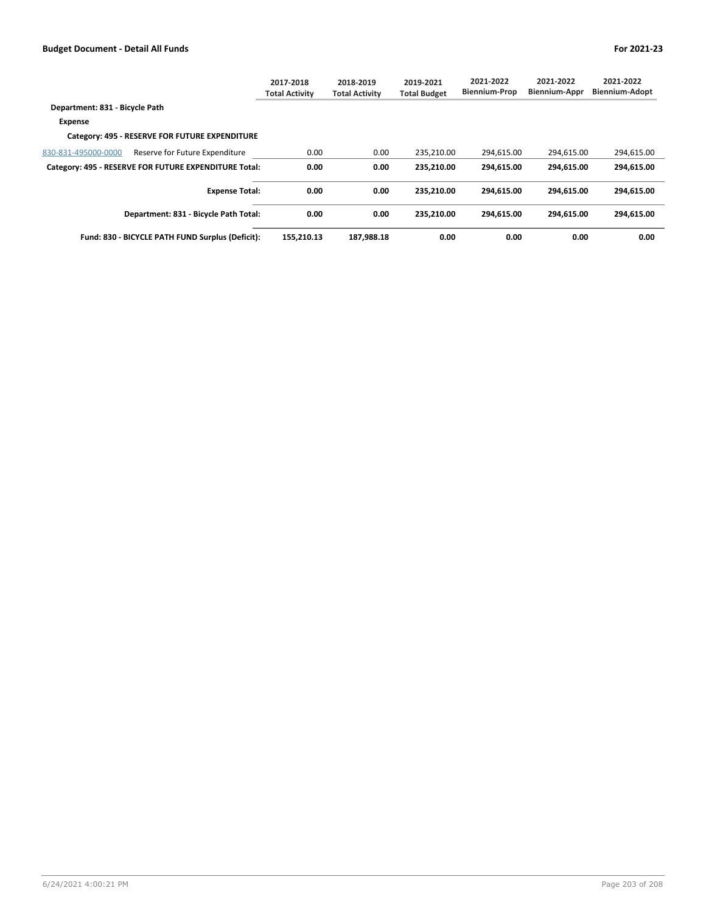| | 2017-2018 Total Activity | 2018-2019 Total Activity | 2019-2021 Total Budget | 2021-2022 Biennium-Prop | 2021-2022 Biennium-Appr | 2021-2022 Biennium-Adopt |
|---|---|---|---|---|---|---|
| **Department: 831 - Bicycle Path** | | | | | | |
| **Expense** | | | | | | |
| **Category: 495 - RESERVE FOR FUTURE EXPENDITURE** | | | | | | |
| 830-831-495000-0000 Reserve for Future Expenditure | 0.00 | 0.00 | 235,210.00 | 294,615.00 | 294,615.00 | 294,615.00 |
| **Category: 495 - RESERVE FOR FUTURE EXPENDITURE Total:** | **0.00** | **0.00** | **235,210.00** | **294,615.00** | **294,615.00** | **294,615.00** |
| **Expense Total:** | **0.00** | **0.00** | **235,210.00** | **294,615.00** | **294,615.00** | **294,615.00** |
| **Department: 831 - Bicycle Path Total:** | **0.00** | **0.00** | **235,210.00** | **294,615.00** | **294,615.00** | **294,615.00** |
| **Fund: 830 - BICYCLE PATH FUND Surplus (Deficit):** | **155,210.13** | **187,988.18** | **0.00** | **0.00** | **0.00** | **0.00** |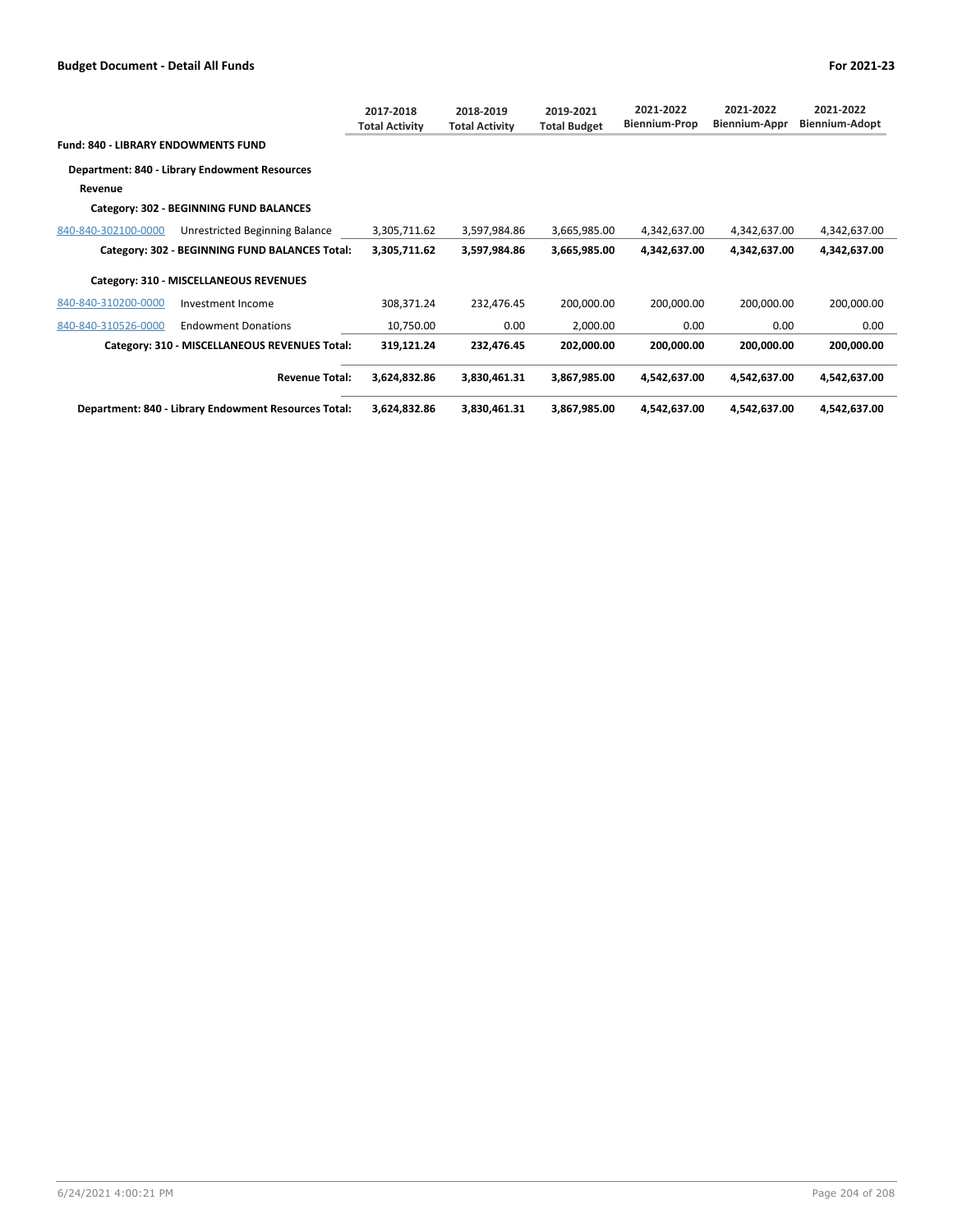| | | 2017-2018 Total Activity | 2018-2019 Total Activity | 2019-2021 Total Budget | 2021-2022 Biennium-Prop | 2021-2022 Biennium-Appr | 2021-2022 Biennium-Adopt |
|---|---|---|---|---|---|---|---|
| **Fund: 840 - LIBRARY ENDOWMENTS FUND** | | | | | | | |
| **Department: 840 - Library Endowment Resources** | | | | | | | |
| **Revenue** | | | | | | | |
| **Category: 302 - BEGINNING FUND BALANCES** | | | | | | | |
| 840-840-302100-0000 | Unrestricted Beginning Balance | 3,305,711.62 | 3,597,984.86 | 3,665,985.00 | 4,342,637.00 | 4,342,637.00 | 4,342,637.00 |
| | **Category: 302 - BEGINNING FUND BALANCES Total:** | **3,305,711.62** | **3,597,984.86** | **3,665,985.00** | **4,342,637.00** | **4,342,637.00** | **4,342,637.00** |
| **Category: 310 - MISCELLANEOUS REVENUES** | | | | | | | |
| 840-840-310200-0000 | Investment Income | 308,371.24 | 232,476.45 | 200,000.00 | 200,000.00 | 200,000.00 | 200,000.00 |
| 840-840-310526-0000 | Endowment Donations | 10,750.00 | 0.00 | 2,000.00 | 0.00 | 0.00 | 0.00 |
| | **Category: 310 - MISCELLANEOUS REVENUES Total:** | **319,121.24** | **232,476.45** | **202,000.00** | **200,000.00** | **200,000.00** | **200,000.00** |
| | **Revenue Total:** | **3,624,832.86** | **3,830,461.31** | **3,867,985.00** | **4,542,637.00** | **4,542,637.00** | **4,542,637.00** |
| | **Department: 840 - Library Endowment Resources Total:** | **3,624,832.86** | **3,830,461.31** | **3,867,985.00** | **4,542,637.00** | **4,542,637.00** | **4,542,637.00** |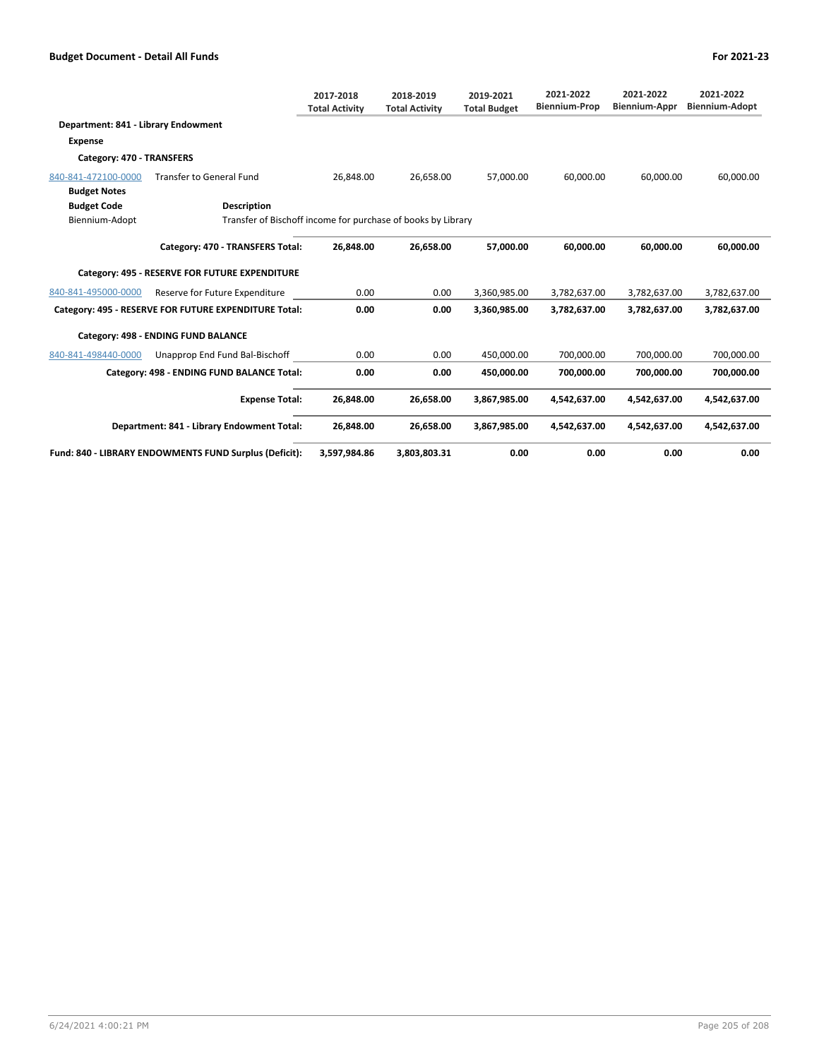| | | 2017-2018 Total Activity | 2018-2019 Total Activity | 2019-2021 Total Budget | 2021-2022 Biennium-Prop | 2021-2022 Biennium-Appr | 2021-2022 Biennium-Adopt |
|---|---|---|---|---|---|---|---|
| **Department: 841 - Library Endowment** | | | | | | | |
| **Expense** | | | | | | | |
| **Category: 470 - TRANSFERS** | | | | | | | |
| 840-841-472100-0000 | Transfer to General Fund | 26,848.00 | 26,658.00 | 57,000.00 | 60,000.00 | 60,000.00 | 60,000.00 |
| **Budget Notes** | | | | | | | |
| **Budget Code** | **Description** | | | | | | |
| Biennium-Adopt | Transfer of Bischoff income for purchase of books by Library | | | | | | |
| | **Category: 470 - TRANSFERS Total:** | **26,848.00** | **26,658.00** | **57,000.00** | **60,000.00** | **60,000.00** | **60,000.00** |
| **Category: 495 - RESERVE FOR FUTURE EXPENDITURE** | | | | | | | |
| 840-841-495000-0000 | Reserve for Future Expenditure | 0.00 | 0.00 | 3,360,985.00 | 3,782,637.00 | 3,782,637.00 | 3,782,637.00 |
| | **Category: 495 - RESERVE FOR FUTURE EXPENDITURE Total:** | **0.00** | **0.00** | **3,360,985.00** | **3,782,637.00** | **3,782,637.00** | **3,782,637.00** |
| **Category: 498 - ENDING FUND BALANCE** | | | | | | | |
| 840-841-498440-0000 | Unapprop End Fund Bal-Bischoff | 0.00 | 0.00 | 450,000.00 | 700,000.00 | 700,000.00 | 700,000.00 |
| | **Category: 498 - ENDING FUND BALANCE Total:** | **0.00** | **0.00** | **450,000.00** | **700,000.00** | **700,000.00** | **700,000.00** |
| | **Expense Total:** | **26,848.00** | **26,658.00** | **3,867,985.00** | **4,542,637.00** | **4,542,637.00** | **4,542,637.00** |
| | **Department: 841 - Library Endowment Total:** | **26,848.00** | **26,658.00** | **3,867,985.00** | **4,542,637.00** | **4,542,637.00** | **4,542,637.00** |
| | **Fund: 840 - LIBRARY ENDOWMENTS FUND Surplus (Deficit):** | **3,597,984.86** | **3,803,803.31** | **0.00** | **0.00** | **0.00** | **0.00** |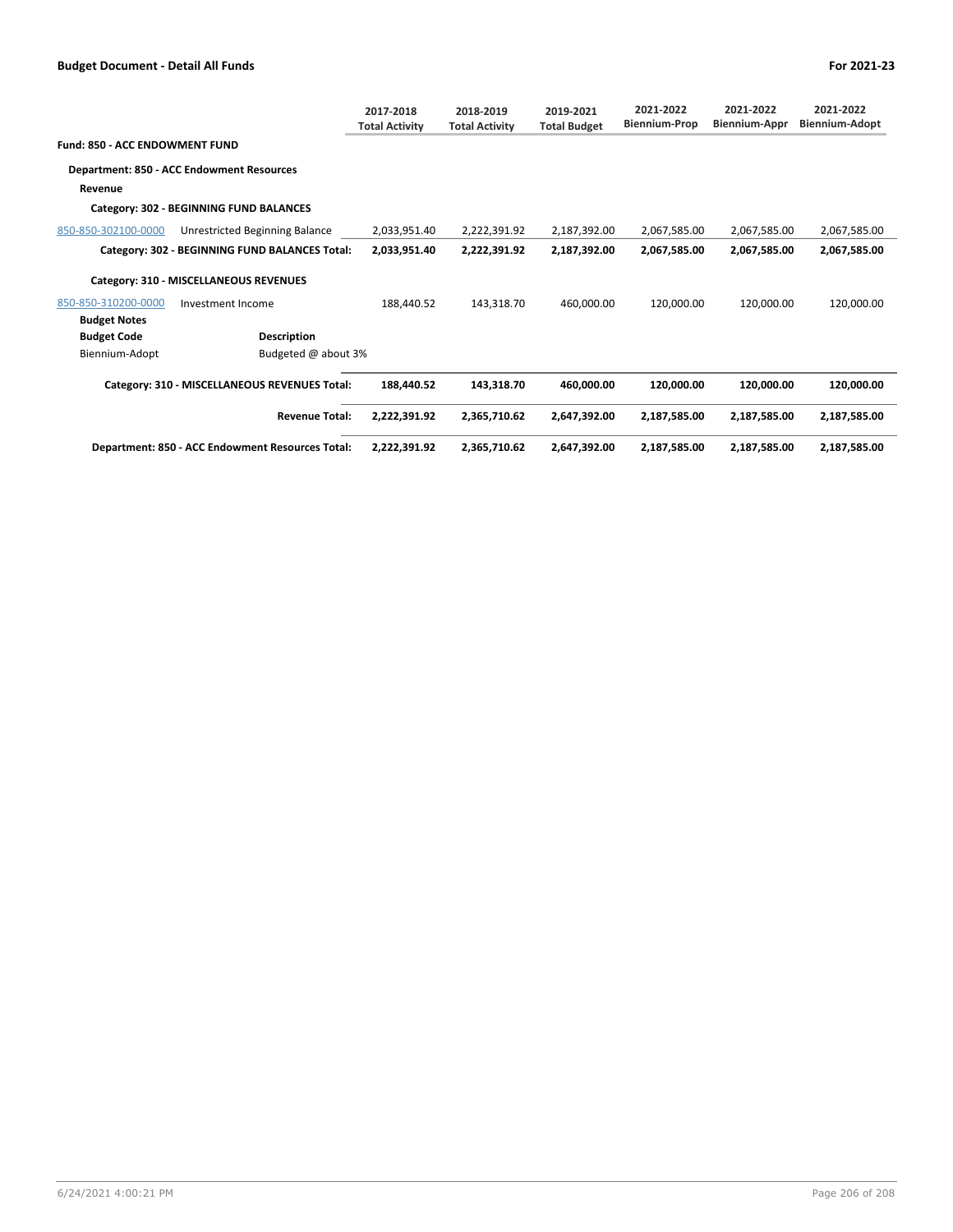| | | 2017-2018 Total Activity | 2018-2019 Total Activity | 2019-2021 Total Budget | 2021-2022 Biennium-Prop | 2021-2022 Biennium-Appr | 2021-2022 Biennium-Adopt |
|---|---|---|---|---|---|---|---|
| **Fund: 850 - ACC ENDOWMENT FUND** | | | | | | | |
| **Department: 850 - ACC Endowment Resources** | | | | | | | |
| **Revenue** | | | | | | | |
| **Category: 302 - BEGINNING FUND BALANCES** | | | | | | | |
| 850-850-302100-0000 | Unrestricted Beginning Balance | 2,033,951.40 | 2,222,391.92 | 2,187,392.00 | 2,067,585.00 | 2,067,585.00 | 2,067,585.00 |
| **Category: 302 - BEGINNING FUND BALANCES Total:** | | **2,033,951.40** | **2,222,391.92** | **2,187,392.00** | **2,067,585.00** | **2,067,585.00** | **2,067,585.00** |
| **Category: 310 - MISCELLANEOUS REVENUES** | | | | | | | |
| 850-850-310200-0000 | Investment Income | 188,440.52 | 143,318.70 | 460,000.00 | 120,000.00 | 120,000.00 | 120,000.00 |
| **Budget Notes** | | | | | | | |
| **Budget Code** | **Description** | | | | | | |
| Biennium-Adopt | Budgeted @ about 3% | | | | | | |
| **Category: 310 - MISCELLANEOUS REVENUES Total:** | | **188,440.52** | **143,318.70** | **460,000.00** | **120,000.00** | **120,000.00** | **120,000.00** |
| **Revenue Total:** | | **2,222,391.92** | **2,365,710.62** | **2,647,392.00** | **2,187,585.00** | **2,187,585.00** | **2,187,585.00** |
| **Department: 850 - ACC Endowment Resources Total:** | | **2,222,391.92** | **2,365,710.62** | **2,647,392.00** | **2,187,585.00** | **2,187,585.00** | **2,187,585.00** |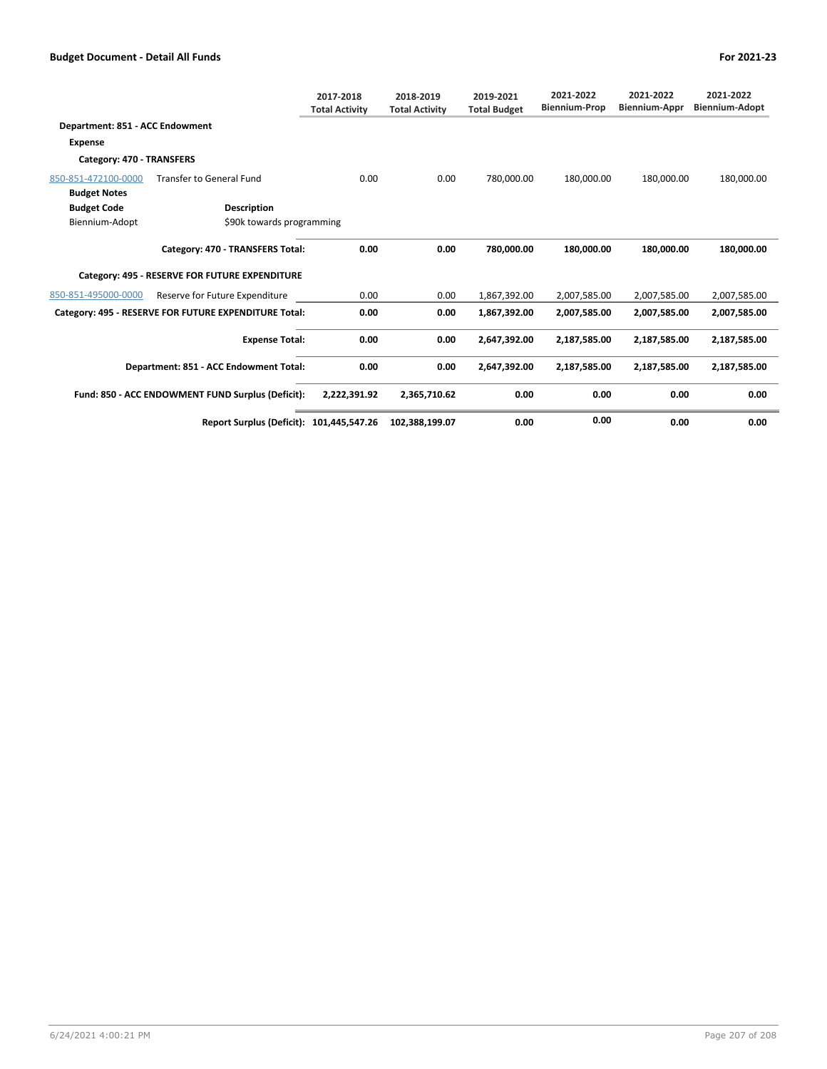## Budget Document - Detail All Funds

**For 2021-23**

| | | 2017-2018 Total Activity | 2018-2019 Total Activity | 2019-2021 Total Budget | 2021-2022 Biennium-Prop | 2021-2022 Biennium-Appr | 2021-2022 Biennium-Adopt |
|---|---|---|---|---|---|---|---|
| **Department: 851 - ACC Endowment** | | | | | | | |
| **Expense** | | | | | | | |
| **Category: 470 - TRANSFERS** | | | | | | | |
| 850-851-472100-0000 | Transfer to General Fund | 0.00 | 0.00 | 780,000.00 | 180,000.00 | 180,000.00 | 180,000.00 |
| **Budget Notes** | | | | | | | |
| **Budget Code** | **Description** | | | | | | |
| Biennium-Adopt | $90k towards programming | | | | | | |
| | **Category: 470 - TRANSFERS Total:** | **0.00** | **0.00** | **780,000.00** | **180,000.00** | **180,000.00** | **180,000.00** |
| **Category: 495 - RESERVE FOR FUTURE EXPENDITURE** | | | | | | | |
| 850-851-495000-0000 | Reserve for Future Expenditure | 0.00 | 0.00 | 1,867,392.00 | 2,007,585.00 | 2,007,585.00 | 2,007,585.00 |
| | **Category: 495 - RESERVE FOR FUTURE EXPENDITURE Total:** | **0.00** | **0.00** | **1,867,392.00** | **2,007,585.00** | **2,007,585.00** | **2,007,585.00** |
| | **Expense Total:** | **0.00** | **0.00** | **2,647,392.00** | **2,187,585.00** | **2,187,585.00** | **2,187,585.00** |
| | **Department: 851 - ACC Endowment Total:** | **0.00** | **0.00** | **2,647,392.00** | **2,187,585.00** | **2,187,585.00** | **2,187,585.00** |
| | **Fund: 850 - ACC ENDOWMENT FUND Surplus (Deficit):** | **2,222,391.92** | **2,365,710.62** | **0.00** | **0.00** | **0.00** | **0.00** |
| | **Report Surplus (Deficit):** | **101,445,547.26** | **102,388,199.07** | **0.00** | **0.00** | **0.00** | **0.00** |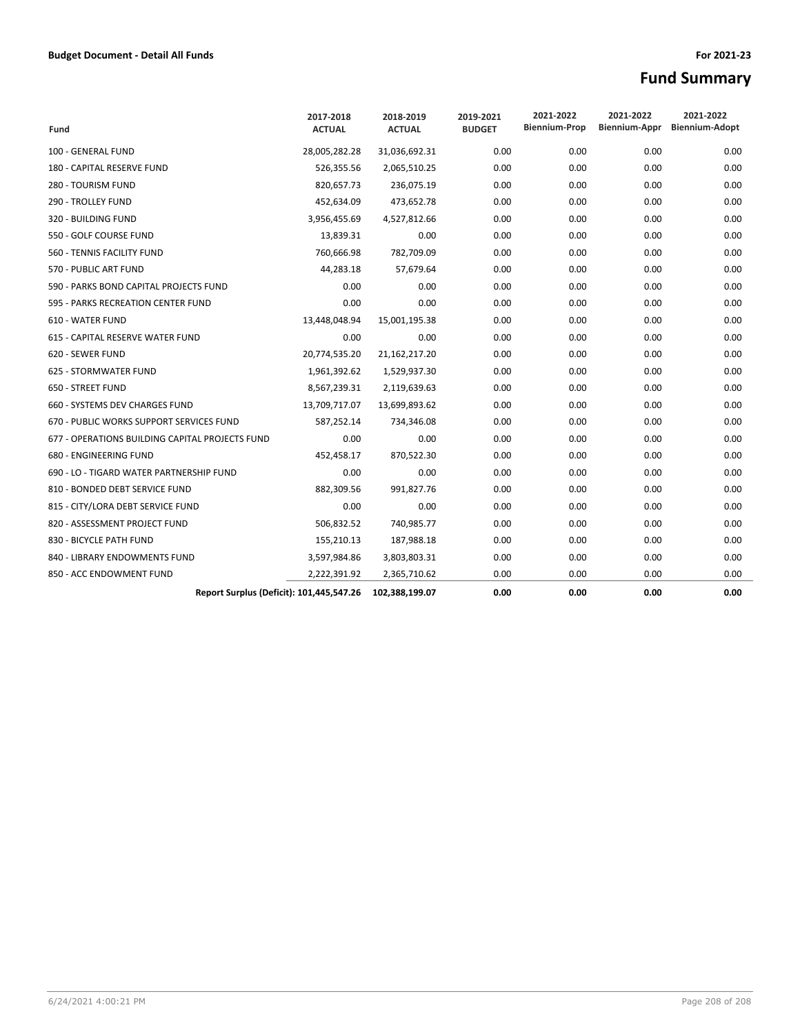**Budget Document - Detail All Funds** **For 2021-23**

# Fund Summary

| Fund | 2017-2018 ACTUAL | 2018-2019 ACTUAL | 2019-2021 BUDGET | 2021-2022 Biennium-Prop | 2021-2022 Biennium-Appr | 2021-2022 Biennium-Adopt |
|---|---|---|---|---|---|---|
| 100 - GENERAL FUND | 28,005,282.28 | 31,036,692.31 | 0.00 | 0.00 | 0.00 | 0.00 |
| 180 - CAPITAL RESERVE FUND | 526,355.56 | 2,065,510.25 | 0.00 | 0.00 | 0.00 | 0.00 |
| 280 - TOURISM FUND | 820,657.73 | 236,075.19 | 0.00 | 0.00 | 0.00 | 0.00 |
| 290 - TROLLEY FUND | 452,634.09 | 473,652.78 | 0.00 | 0.00 | 0.00 | 0.00 |
| 320 - BUILDING FUND | 3,956,455.69 | 4,527,812.66 | 0.00 | 0.00 | 0.00 | 0.00 |
| 550 - GOLF COURSE FUND | 13,839.31 | 0.00 | 0.00 | 0.00 | 0.00 | 0.00 |
| 560 - TENNIS FACILITY FUND | 760,666.98 | 782,709.09 | 0.00 | 0.00 | 0.00 | 0.00 |
| 570 - PUBLIC ART FUND | 44,283.18 | 57,679.64 | 0.00 | 0.00 | 0.00 | 0.00 |
| 590 - PARKS BOND CAPITAL PROJECTS FUND | 0.00 | 0.00 | 0.00 | 0.00 | 0.00 | 0.00 |
| 595 - PARKS RECREATION CENTER FUND | 0.00 | 0.00 | 0.00 | 0.00 | 0.00 | 0.00 |
| 610 - WATER FUND | 13,448,048.94 | 15,001,195.38 | 0.00 | 0.00 | 0.00 | 0.00 |
| 615 - CAPITAL RESERVE WATER FUND | 0.00 | 0.00 | 0.00 | 0.00 | 0.00 | 0.00 |
| 620 - SEWER FUND | 20,774,535.20 | 21,162,217.20 | 0.00 | 0.00 | 0.00 | 0.00 |
| 625 - STORMWATER FUND | 1,961,392.62 | 1,529,937.30 | 0.00 | 0.00 | 0.00 | 0.00 |
| 650 - STREET FUND | 8,567,239.31 | 2,119,639.63 | 0.00 | 0.00 | 0.00 | 0.00 |
| 660 - SYSTEMS DEV CHARGES FUND | 13,709,717.07 | 13,699,893.62 | 0.00 | 0.00 | 0.00 | 0.00 |
| 670 - PUBLIC WORKS SUPPORT SERVICES FUND | 587,252.14 | 734,346.08 | 0.00 | 0.00 | 0.00 | 0.00 |
| 677 - OPERATIONS BUILDING CAPITAL PROJECTS FUND | 0.00 | 0.00 | 0.00 | 0.00 | 0.00 | 0.00 |
| 680 - ENGINEERING FUND | 452,458.17 | 870,522.30 | 0.00 | 0.00 | 0.00 | 0.00 |
| 690 - LO - TIGARD WATER PARTNERSHIP FUND | 0.00 | 0.00 | 0.00 | 0.00 | 0.00 | 0.00 |
| 810 - BONDED DEBT SERVICE FUND | 882,309.56 | 991,827.76 | 0.00 | 0.00 | 0.00 | 0.00 |
| 815 - CITY/LORA DEBT SERVICE FUND | 0.00 | 0.00 | 0.00 | 0.00 | 0.00 | 0.00 |
| 820 - ASSESSMENT PROJECT FUND | 506,832.52 | 740,985.77 | 0.00 | 0.00 | 0.00 | 0.00 |
| 830 - BICYCLE PATH FUND | 155,210.13 | 187,988.18 | 0.00 | 0.00 | 0.00 | 0.00 |
| 840 - LIBRARY ENDOWMENTS FUND | 3,597,984.86 | 3,803,803.31 | 0.00 | 0.00 | 0.00 | 0.00 |
| 850 - ACC ENDOWMENT FUND | 2,222,391.92 | 2,365,710.62 | 0.00 | 0.00 | 0.00 | 0.00 |
| **Report Surplus (Deficit):** | **101,445,547.26** | **102,388,199.07** | **0.00** | **0.00** | **0.00** | **0.00** |

6/24/2021 4:00:21 PM